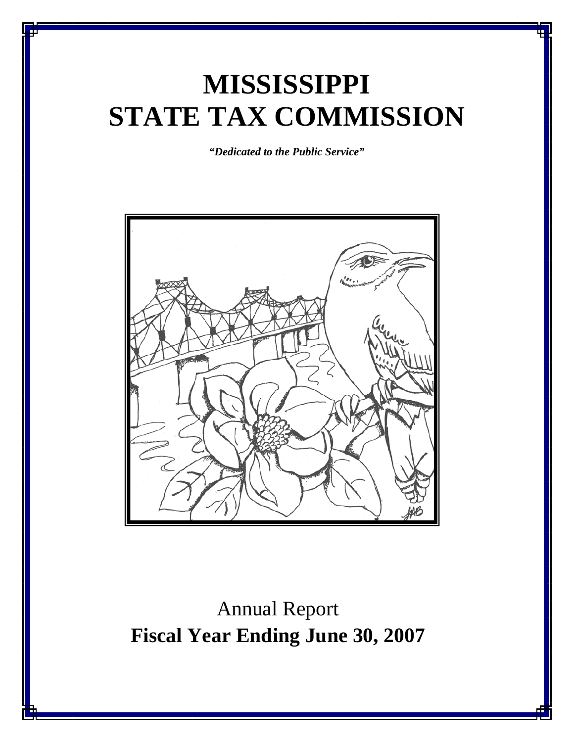# MISSISSIPPI STATE TAX COMMISSION

***"Dedicated to the Public Service"***

Annual Report

**Fiscal Year Ending June 30, 2007**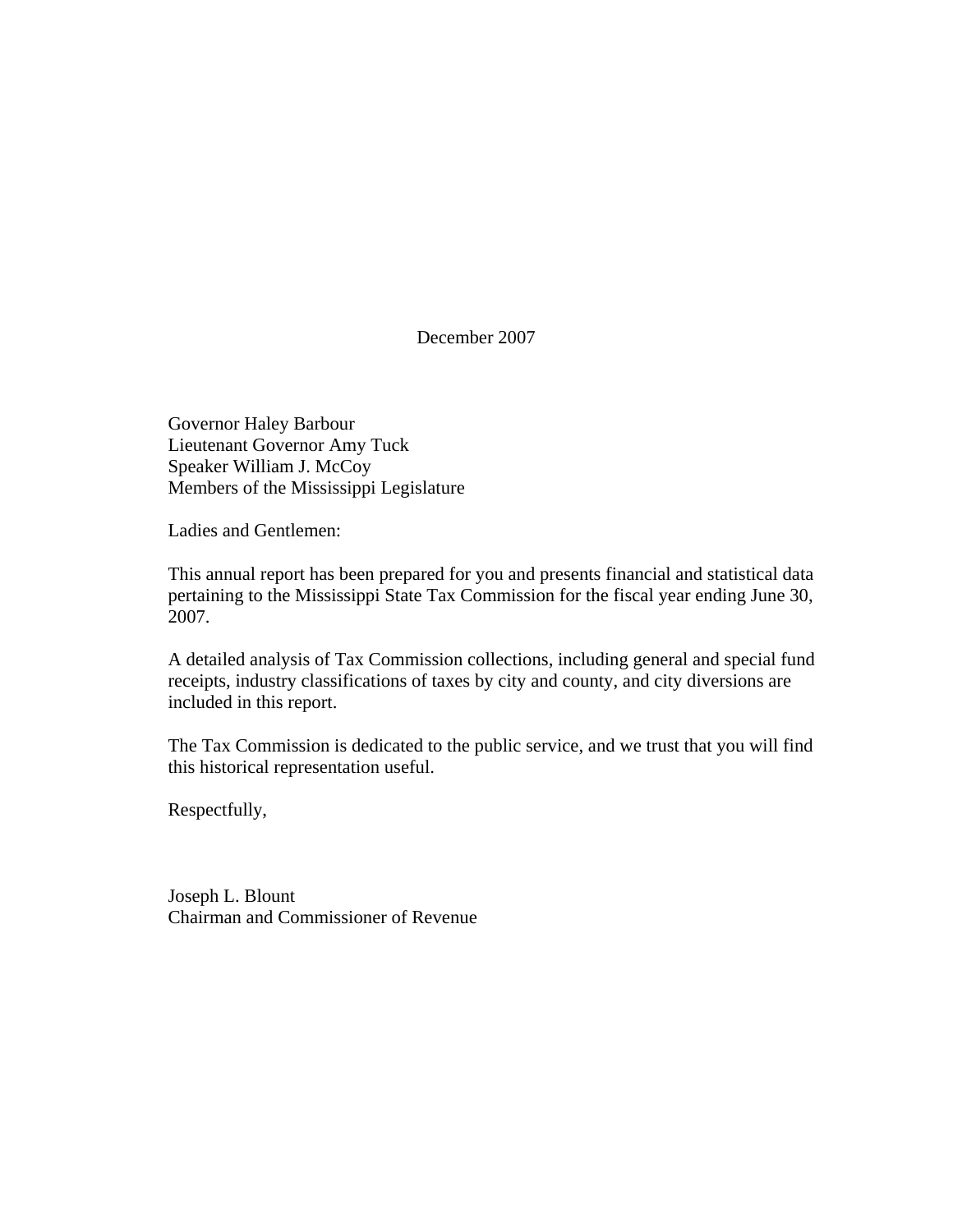December 2007

Governor Haley Barbour
Lieutenant Governor Amy Tuck
Speaker William J. McCoy
Members of the Mississippi Legislature

Ladies and Gentlemen:

This annual report has been prepared for you and presents financial and statistical data pertaining to the Mississippi State Tax Commission for the fiscal year ending June 30, 2007.

A detailed analysis of Tax Commission collections, including general and special fund receipts, industry classifications of taxes by city and county, and city diversions are included in this report.

The Tax Commission is dedicated to the public service, and we trust that you will find this historical representation useful.

Respectfully,

Joseph L. Blount
Chairman and Commissioner of Revenue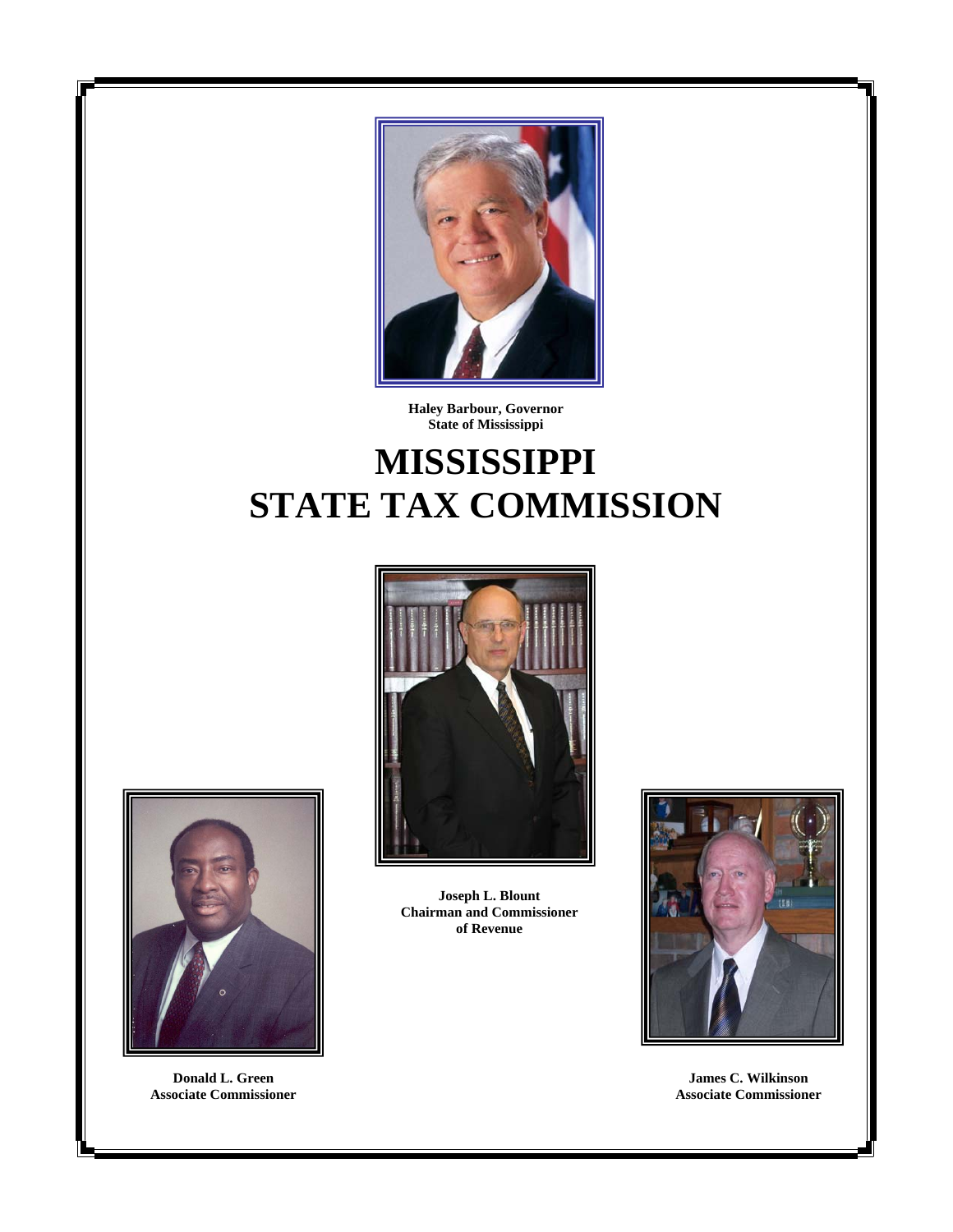**Haley Barbour, Governor**
**State of Mississippi**

# MISSISSIPPI STATE TAX COMMISSION

**Joseph L. Blount**
**Chairman and Commissioner of Revenue**

**Donald L. Green**
**Associate Commissioner**

**James C. Wilkinson**
**Associate Commissioner**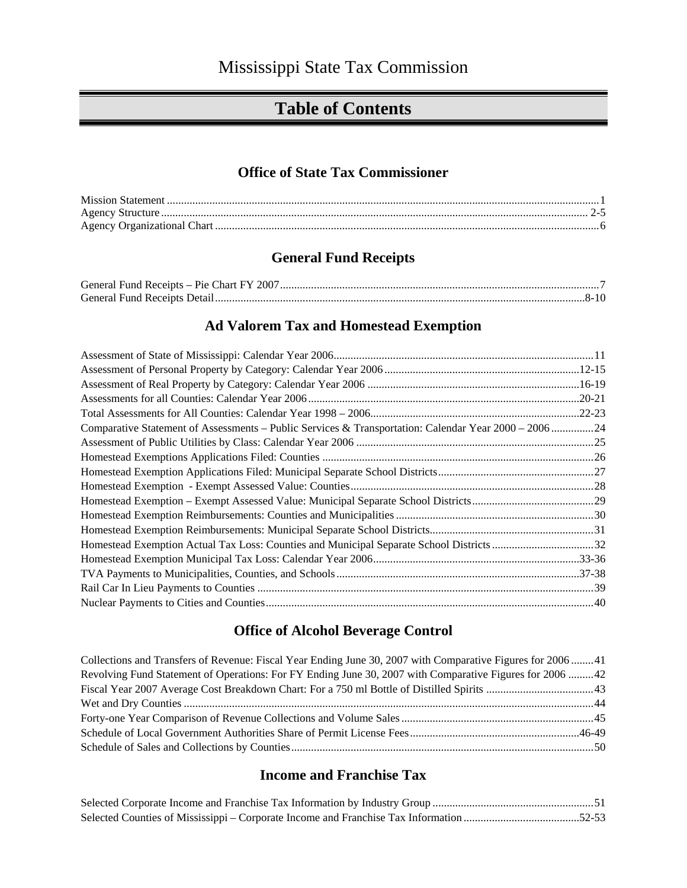# Mississippi State Tax Commission

## Table of Contents

### Office of State Tax Commissioner

Mission Statement ............................................................ 1
Agency Structure ............................................................ 2-5
Agency Organizational Chart ............................................................ 6

### General Fund Receipts

General Fund Receipts – Pie Chart FY 2007 ............................................................ 7
General Fund Receipts Detail ............................................................ 8-10

### Ad Valorem Tax and Homestead Exemption

Assessment of State of Mississippi: Calendar Year 2006 ............................................................ 11
Assessment of Personal Property by Category: Calendar Year 2006 ............................................................ 12-15
Assessment of Real Property by Category: Calendar Year 2006 ............................................................ 16-19
Assessments for all Counties: Calendar Year 2006 ............................................................ 20-21
Total Assessments for All Counties: Calendar Year 1998 – 2006 ............................................................ 22-23
Comparative Statement of Assessments – Public Services & Transportation: Calendar Year 2000 – 2006 ............................................................ 24
Assessment of Public Utilities by Class: Calendar Year 2006 ............................................................ 25
Homestead Exemptions Applications Filed: Counties ............................................................ 26
Homestead Exemption Applications Filed: Municipal Separate School Districts ............................................................ 27
Homestead Exemption - Exempt Assessed Value: Counties ............................................................ 28
Homestead Exemption – Exempt Assessed Value: Municipal Separate School Districts ............................................................ 29
Homestead Exemption Reimbursements: Counties and Municipalities ............................................................ 30
Homestead Exemption Reimbursements: Municipal Separate School Districts ............................................................ 31
Homestead Exemption Actual Tax Loss: Counties and Municipal Separate School Districts ............................................................ 32
Homestead Exemption Municipal Tax Loss: Calendar Year 2006 ............................................................ 33-36
TVA Payments to Municipalities, Counties, and Schools ............................................................ 37-38
Rail Car In Lieu Payments to Counties ............................................................ 39
Nuclear Payments to Cities and Counties ............................................................ 40

### Office of Alcohol Beverage Control

Collections and Transfers of Revenue: Fiscal Year Ending June 30, 2007 with Comparative Figures for 2006 ............................................................ 41
Revolving Fund Statement of Operations: For FY Ending June 30, 2007 with Comparative Figures for 2006 ............................................................ 42
Fiscal Year 2007 Average Cost Breakdown Chart: For a 750 ml Bottle of Distilled Spirits ............................................................ 43
Wet and Dry Counties ............................................................ 44
Forty-one Year Comparison of Revenue Collections and Volume Sales ............................................................ 45
Schedule of Local Government Authorities Share of Permit License Fees ............................................................ 46-49
Schedule of Sales and Collections by Counties ............................................................ 50

### Income and Franchise Tax

Selected Corporate Income and Franchise Tax Information by Industry Group ............................................................ 51
Selected Counties of Mississippi – Corporate Income and Franchise Tax Information ............................................................ 52-53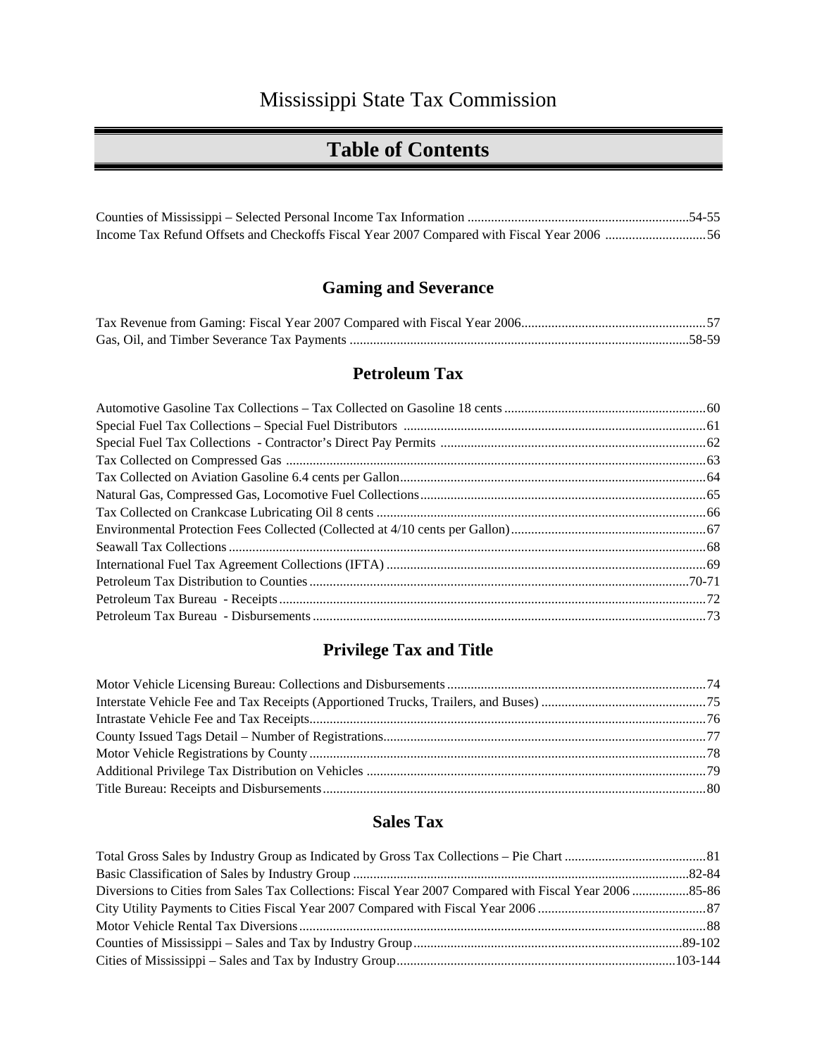Mississippi State Tax Commission

# Table of Contents

Counties of Mississippi – Selected Personal Income Tax Information ....................................................................54-55
Income Tax Refund Offsets and Checkoffs Fiscal Year 2007 Compared with Fiscal Year 2006 ..............................56

## Gaming and Severance

Tax Revenue from Gaming: Fiscal Year 2007 Compared with Fiscal Year 2006.......................................................57
Gas, Oil, and Timber Severance Tax Payments ....................................................................................................58-59

## Petroleum Tax

Automotive Gasoline Tax Collections – Tax Collected on Gasoline 18 cents ............................................................60
Special Fuel Tax Collections – Special Fuel Distributors .........................................................................................61
Special Fuel Tax Collections - Contractor's Direct Pay Permits ..............................................................................62
Tax Collected on Compressed Gas ...........................................................................................................................63
Tax Collected on Aviation Gasoline 6.4 cents per Gallon..........................................................................................64
Natural Gas, Compressed Gas, Locomotive Fuel Collections....................................................................................65
Tax Collected on Crankcase Lubricating Oil 8 cents .................................................................................................66
Environmental Protection Fees Collected (Collected at 4/10 cents per Gallon)..........................................................67
Seawall Tax Collections .............................................................................................................................................68
International Fuel Tax Agreement Collections (IFTA) ..............................................................................................69
Petroleum Tax Distribution to Counties ................................................................................................................70-71
Petroleum Tax Bureau - Receipts ..............................................................................................................................72
Petroleum Tax Bureau - Disbursements ....................................................................................................................73

## Privilege Tax and Title

Motor Vehicle Licensing Bureau: Collections and Disbursements .............................................................................74
Interstate Vehicle Fee and Tax Receipts (Apportioned Trucks, Trailers, and Buses) .................................................75
Intrastate Vehicle Fee and Tax Receipts.....................................................................................................................76
County Issued Tags Detail – Number of Registrations...............................................................................................77
Motor Vehicle Registrations by County .....................................................................................................................78
Additional Privilege Tax Distribution on Vehicles ....................................................................................................79
Title Bureau: Receipts and Disbursements.................................................................................................................80

## Sales Tax

Total Gross Sales by Industry Group as Indicated by Gross Tax Collections – Pie Chart ..........................................81
Basic Classification of Sales by Industry Group ....................................................................................................82-84
Diversions to Cities from Sales Tax Collections: Fiscal Year 2007 Compared with Fiscal Year 2006 .................85-86
City Utility Payments to Cities Fiscal Year 2007 Compared with Fiscal Year 2006 ..................................................87
Motor Vehicle Rental Tax Diversions........................................................................................................................88
Counties of Mississippi – Sales and Tax by Industry Group...............................................................................89-102
Cities of Mississippi – Sales and Tax by Industry Group..................................................................................103-144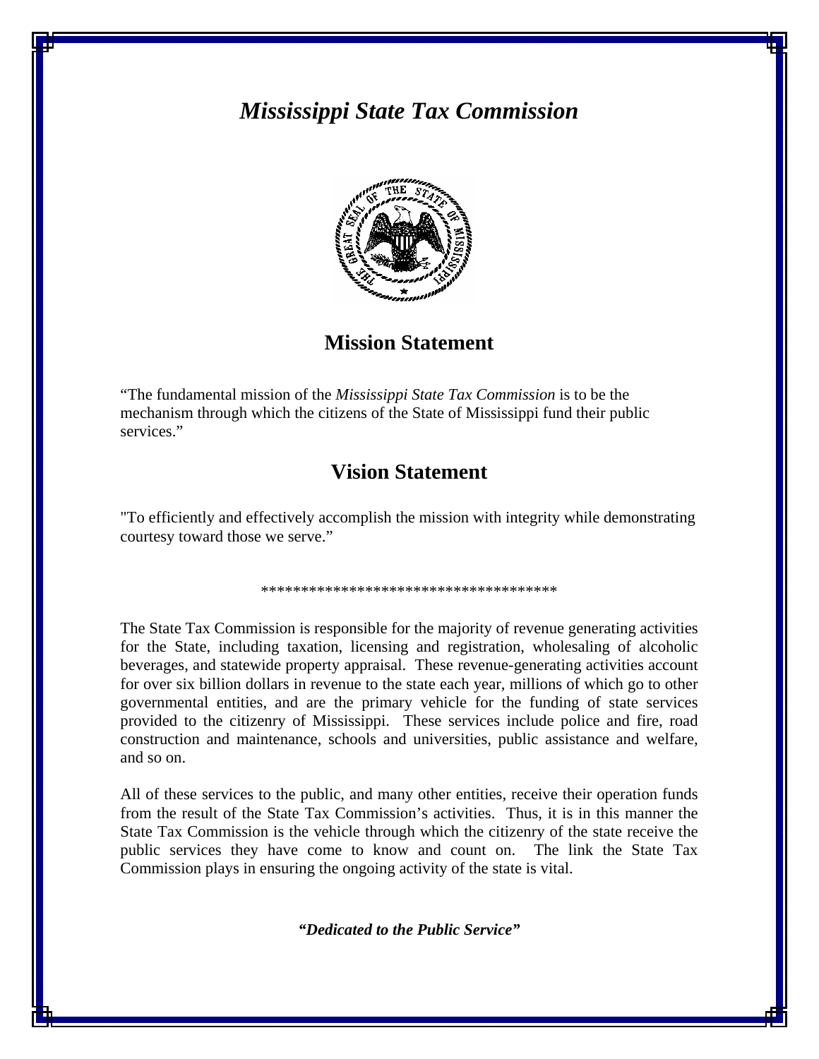# *Mississippi State Tax Commission*

## Mission Statement

"The fundamental mission of the *Mississippi State Tax Commission* is to be the mechanism through which the citizens of the State of Mississippi fund their public services."

## Vision Statement

"To efficiently and effectively accomplish the mission with integrity while demonstrating courtesy toward those we serve."

*************************************

The State Tax Commission is responsible for the majority of revenue generating activities for the State, including taxation, licensing and registration, wholesaling of alcoholic beverages, and statewide property appraisal. These revenue-generating activities account for over six billion dollars in revenue to the state each year, millions of which go to other governmental entities, and are the primary vehicle for the funding of state services provided to the citizenry of Mississippi. These services include police and fire, road construction and maintenance, schools and universities, public assistance and welfare, and so on.

All of these services to the public, and many other entities, receive their operation funds from the result of the State Tax Commission's activities. Thus, it is in this manner the State Tax Commission is the vehicle through which the citizenry of the state receive the public services they have come to know and count on. The link the State Tax Commission plays in ensuring the ongoing activity of the state is vital.

***"Dedicated to the Public Service"***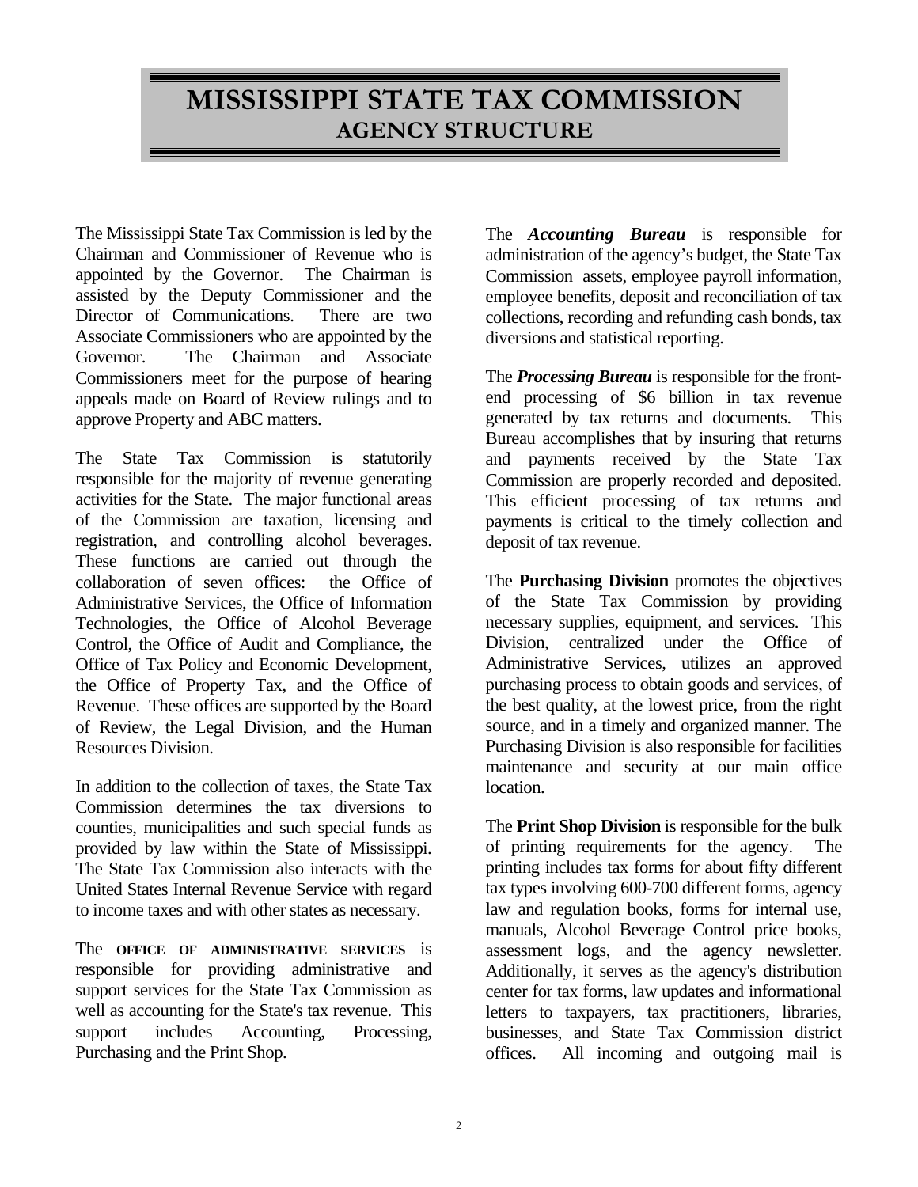# MISSISSIPPI STATE TAX COMMISSION
## AGENCY STRUCTURE

The Mississippi State Tax Commission is led by the Chairman and Commissioner of Revenue who is appointed by the Governor. The Chairman is assisted by the Deputy Commissioner and the Director of Communications. There are two Associate Commissioners who are appointed by the Governor. The Chairman and Associate Commissioners meet for the purpose of hearing appeals made on Board of Review rulings and to approve Property and ABC matters.

The State Tax Commission is statutorily responsible for the majority of revenue generating activities for the State. The major functional areas of the Commission are taxation, licensing and registration, and controlling alcohol beverages. These functions are carried out through the collaboration of seven offices: the Office of Administrative Services, the Office of Information Technologies, the Office of Alcohol Beverage Control, the Office of Audit and Compliance, the Office of Tax Policy and Economic Development, the Office of Property Tax, and the Office of Revenue. These offices are supported by the Board of Review, the Legal Division, and the Human Resources Division.

In addition to the collection of taxes, the State Tax Commission determines the tax diversions to counties, municipalities and such special funds as provided by law within the State of Mississippi. The State Tax Commission also interacts with the United States Internal Revenue Service with regard to income taxes and with other states as necessary.

The **OFFICE OF ADMINISTRATIVE SERVICES** is responsible for providing administrative and support services for the State Tax Commission as well as accounting for the State's tax revenue. This support includes Accounting, Processing, Purchasing and the Print Shop.

The ***Accounting Bureau*** is responsible for administration of the agency's budget, the State Tax Commission assets, employee payroll information, employee benefits, deposit and reconciliation of tax collections, recording and refunding cash bonds, tax diversions and statistical reporting.

The ***Processing Bureau*** is responsible for the front-end processing of $6 billion in tax revenue generated by tax returns and documents. This Bureau accomplishes that by insuring that returns and payments received by the State Tax Commission are properly recorded and deposited. This efficient processing of tax returns and payments is critical to the timely collection and deposit of tax revenue.

The **Purchasing Division** promotes the objectives of the State Tax Commission by providing necessary supplies, equipment, and services. This Division, centralized under the Office of Administrative Services, utilizes an approved purchasing process to obtain goods and services, of the best quality, at the lowest price, from the right source, and in a timely and organized manner. The Purchasing Division is also responsible for facilities maintenance and security at our main office location.

The **Print Shop Division** is responsible for the bulk of printing requirements for the agency. The printing includes tax forms for about fifty different tax types involving 600-700 different forms, agency law and regulation books, forms for internal use, manuals, Alcohol Beverage Control price books, assessment logs, and the agency newsletter. Additionally, it serves as the agency's distribution center for tax forms, law updates and informational letters to taxpayers, tax practitioners, libraries, businesses, and State Tax Commission district offices. All incoming and outgoing mail is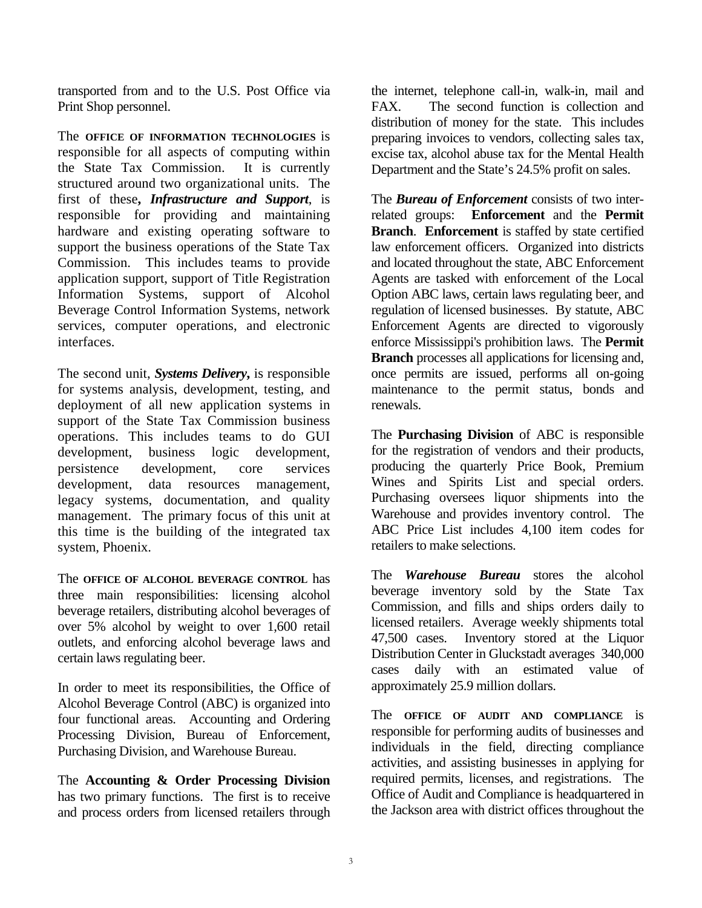transported from and to the U.S. Post Office via Print Shop personnel.

The **OFFICE OF INFORMATION TECHNOLOGIES** is responsible for all aspects of computing within the State Tax Commission. It is currently structured around two organizational units. The first of these**,** ***Infrastructure and Support***, is responsible for providing and maintaining hardware and existing operating software to support the business operations of the State Tax Commission. This includes teams to provide application support, support of Title Registration Information Systems, support of Alcohol Beverage Control Information Systems, network services, computer operations, and electronic interfaces.

The second unit, ***Systems Delivery***, is responsible for systems analysis, development, testing, and deployment of all new application systems in support of the State Tax Commission business operations. This includes teams to do GUI development, business logic development, persistence development, core services development, data resources management, legacy systems, documentation, and quality management. The primary focus of this unit at this time is the building of the integrated tax system, Phoenix.

The **OFFICE OF ALCOHOL BEVERAGE CONTROL** has three main responsibilities: licensing alcohol beverage retailers, distributing alcohol beverages of over 5% alcohol by weight to over 1,600 retail outlets, and enforcing alcohol beverage laws and certain laws regulating beer.

In order to meet its responsibilities, the Office of Alcohol Beverage Control (ABC) is organized into four functional areas. Accounting and Ordering Processing Division, Bureau of Enforcement, Purchasing Division, and Warehouse Bureau.

The **Accounting & Order Processing Division** has two primary functions. The first is to receive and process orders from licensed retailers through the internet, telephone call-in, walk-in, mail and FAX. The second function is collection and distribution of money for the state. This includes preparing invoices to vendors, collecting sales tax, excise tax, alcohol abuse tax for the Mental Health Department and the State's 24.5% profit on sales.

The ***Bureau of Enforcement*** consists of two inter-related groups: **Enforcement** and the **Permit Branch**. **Enforcement** is staffed by state certified law enforcement officers. Organized into districts and located throughout the state, ABC Enforcement Agents are tasked with enforcement of the Local Option ABC laws, certain laws regulating beer, and regulation of licensed businesses. By statute, ABC Enforcement Agents are directed to vigorously enforce Mississippi's prohibition laws. The **Permit Branch** processes all applications for licensing and, once permits are issued, performs all on-going maintenance to the permit status, bonds and renewals.

The **Purchasing Division** of ABC is responsible for the registration of vendors and their products, producing the quarterly Price Book, Premium Wines and Spirits List and special orders. Purchasing oversees liquor shipments into the Warehouse and provides inventory control. The ABC Price List includes 4,100 item codes for retailers to make selections.

The ***Warehouse Bureau*** stores the alcohol beverage inventory sold by the State Tax Commission, and fills and ships orders daily to licensed retailers. Average weekly shipments total 47,500 cases. Inventory stored at the Liquor Distribution Center in Gluckstadt averages 340,000 cases daily with an estimated value of approximately 25.9 million dollars.

The **OFFICE OF AUDIT AND COMPLIANCE** is responsible for performing audits of businesses and individuals in the field, directing compliance activities, and assisting businesses in applying for required permits, licenses, and registrations. The Office of Audit and Compliance is headquartered in the Jackson area with district offices throughout the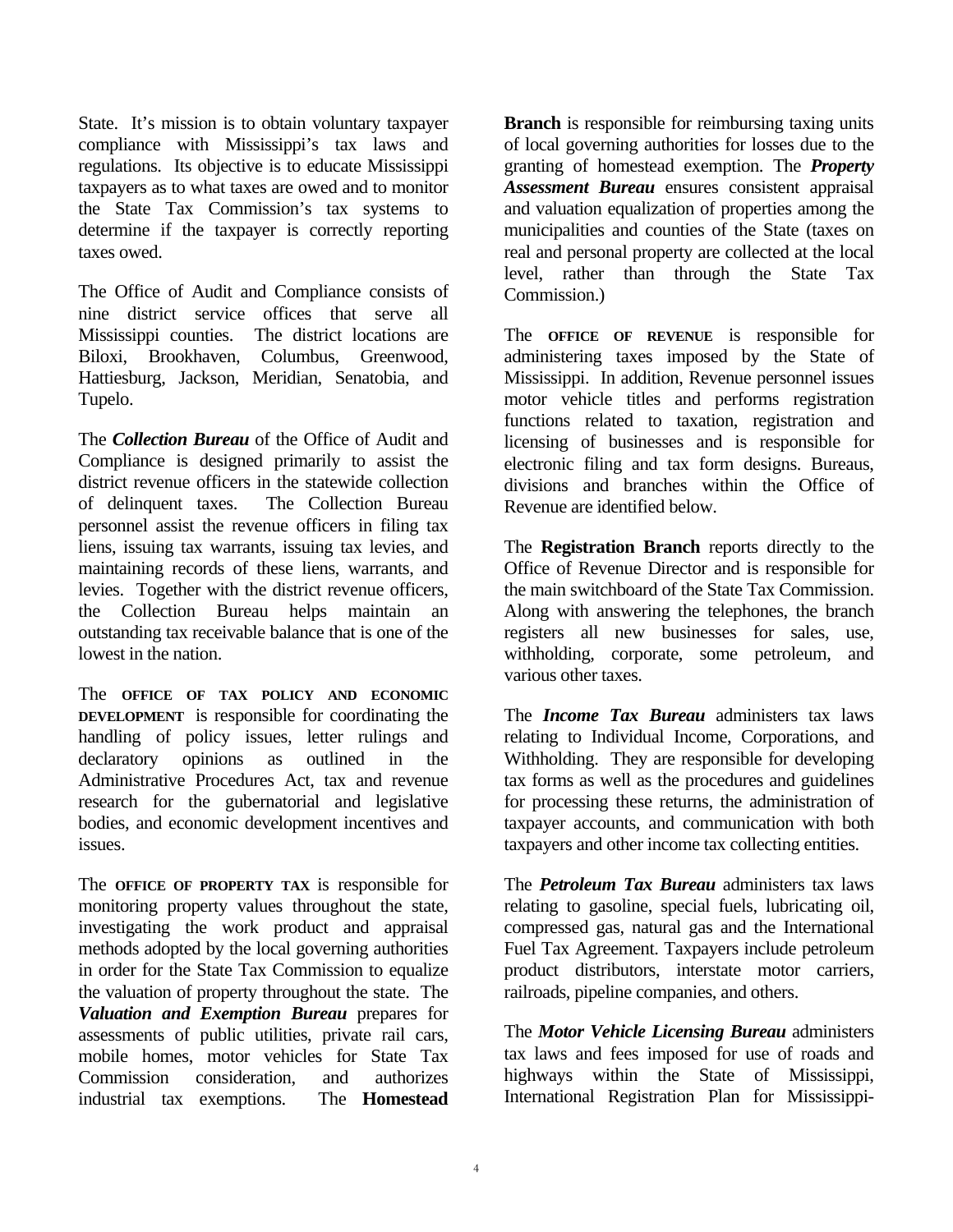State. It's mission is to obtain voluntary taxpayer compliance with Mississippi's tax laws and regulations. Its objective is to educate Mississippi taxpayers as to what taxes are owed and to monitor the State Tax Commission's tax systems to determine if the taxpayer is correctly reporting taxes owed.

The Office of Audit and Compliance consists of nine district service offices that serve all Mississippi counties. The district locations are Biloxi, Brookhaven, Columbus, Greenwood, Hattiesburg, Jackson, Meridian, Senatobia, and Tupelo.

The ***Collection Bureau*** of the Office of Audit and Compliance is designed primarily to assist the district revenue officers in the statewide collection of delinquent taxes. The Collection Bureau personnel assist the revenue officers in filing tax liens, issuing tax warrants, issuing tax levies, and maintaining records of these liens, warrants, and levies. Together with the district revenue officers, the Collection Bureau helps maintain an outstanding tax receivable balance that is one of the lowest in the nation.

The **OFFICE OF TAX POLICY AND ECONOMIC DEVELOPMENT** is responsible for coordinating the handling of policy issues, letter rulings and declaratory opinions as outlined in the Administrative Procedures Act, tax and revenue research for the gubernatorial and legislative bodies, and economic development incentives and issues.

The **OFFICE OF PROPERTY TAX** is responsible for monitoring property values throughout the state, investigating the work product and appraisal methods adopted by the local governing authorities in order for the State Tax Commission to equalize the valuation of property throughout the state. The ***Valuation and Exemption Bureau*** prepares for assessments of public utilities, private rail cars, mobile homes, motor vehicles for State Tax Commission consideration, and authorizes industrial tax exemptions. The **Homestead Branch** is responsible for reimbursing taxing units of local governing authorities for losses due to the granting of homestead exemption. The ***Property Assessment Bureau*** ensures consistent appraisal and valuation equalization of properties among the municipalities and counties of the State (taxes on real and personal property are collected at the local level, rather than through the State Tax Commission.)

The **OFFICE OF REVENUE** is responsible for administering taxes imposed by the State of Mississippi. In addition, Revenue personnel issues motor vehicle titles and performs registration functions related to taxation, registration and licensing of businesses and is responsible for electronic filing and tax form designs. Bureaus, divisions and branches within the Office of Revenue are identified below.

The **Registration Branch** reports directly to the Office of Revenue Director and is responsible for the main switchboard of the State Tax Commission. Along with answering the telephones, the branch registers all new businesses for sales, use, withholding, corporate, some petroleum, and various other taxes.

The ***Income Tax Bureau*** administers tax laws relating to Individual Income, Corporations, and Withholding. They are responsible for developing tax forms as well as the procedures and guidelines for processing these returns, the administration of taxpayer accounts, and communication with both taxpayers and other income tax collecting entities.

The ***Petroleum Tax Bureau*** administers tax laws relating to gasoline, special fuels, lubricating oil, compressed gas, natural gas and the International Fuel Tax Agreement. Taxpayers include petroleum product distributors, interstate motor carriers, railroads, pipeline companies, and others.

The ***Motor Vehicle Licensing Bureau*** administers tax laws and fees imposed for use of roads and highways within the State of Mississippi, International Registration Plan for Mississippi-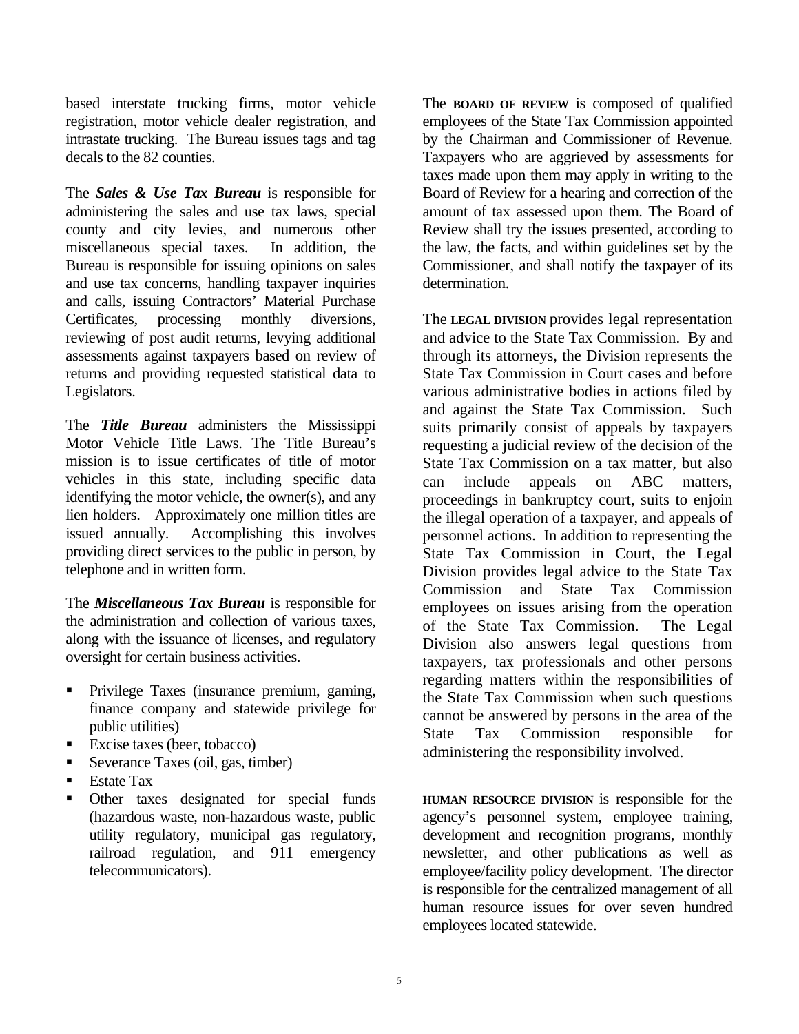based interstate trucking firms, motor vehicle registration, motor vehicle dealer registration, and intrastate trucking. The Bureau issues tags and tag decals to the 82 counties.

The ***Sales & Use Tax Bureau*** is responsible for administering the sales and use tax laws, special county and city levies, and numerous other miscellaneous special taxes. In addition, the Bureau is responsible for issuing opinions on sales and use tax concerns, handling taxpayer inquiries and calls, issuing Contractors' Material Purchase Certificates, processing monthly diversions, reviewing of post audit returns, levying additional assessments against taxpayers based on review of returns and providing requested statistical data to Legislators.

The ***Title Bureau*** administers the Mississippi Motor Vehicle Title Laws. The Title Bureau's mission is to issue certificates of title of motor vehicles in this state, including specific data identifying the motor vehicle, the owner(s), and any lien holders. Approximately one million titles are issued annually. Accomplishing this involves providing direct services to the public in person, by telephone and in written form.

The ***Miscellaneous Tax Bureau*** is responsible for the administration and collection of various taxes, along with the issuance of licenses, and regulatory oversight for certain business activities.

- Privilege Taxes (insurance premium, gaming, finance company and statewide privilege for public utilities)
- Excise taxes (beer, tobacco)
- Severance Taxes (oil, gas, timber)
- Estate Tax
- Other taxes designated for special funds (hazardous waste, non-hazardous waste, public utility regulatory, municipal gas regulatory, railroad regulation, and 911 emergency telecommunicators).

The **BOARD OF REVIEW** is composed of qualified employees of the State Tax Commission appointed by the Chairman and Commissioner of Revenue. Taxpayers who are aggrieved by assessments for taxes made upon them may apply in writing to the Board of Review for a hearing and correction of the amount of tax assessed upon them. The Board of Review shall try the issues presented, according to the law, the facts, and within guidelines set by the Commissioner, and shall notify the taxpayer of its determination.

The **LEGAL DIVISION** provides legal representation and advice to the State Tax Commission. By and through its attorneys, the Division represents the State Tax Commission in Court cases and before various administrative bodies in actions filed by and against the State Tax Commission. Such suits primarily consist of appeals by taxpayers requesting a judicial review of the decision of the State Tax Commission on a tax matter, but also can include appeals on ABC matters, proceedings in bankruptcy court, suits to enjoin the illegal operation of a taxpayer, and appeals of personnel actions. In addition to representing the State Tax Commission in Court, the Legal Division provides legal advice to the State Tax Commission and State Tax Commission employees on issues arising from the operation of the State Tax Commission. The Legal Division also answers legal questions from taxpayers, tax professionals and other persons regarding matters within the responsibilities of the State Tax Commission when such questions cannot be answered by persons in the area of the State Tax Commission responsible for administering the responsibility involved.

**HUMAN RESOURCE DIVISION** is responsible for the agency's personnel system, employee training, development and recognition programs, monthly newsletter, and other publications as well as employee/facility policy development. The director is responsible for the centralized management of all human resource issues for over seven hundred employees located statewide.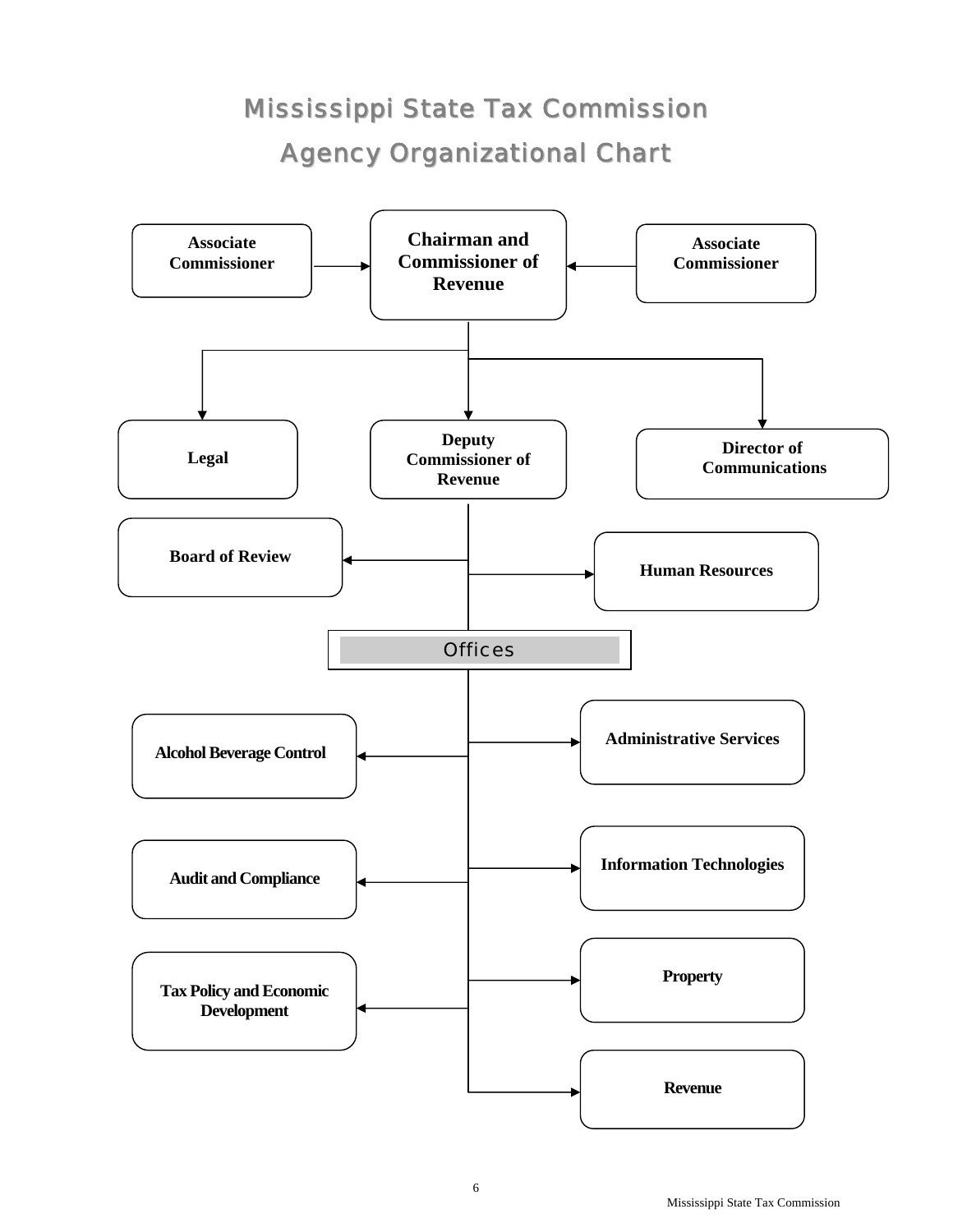# Mississippi State Tax Commission

## Agency Organizational Chart

**Associate Commissioner** → **Chairman and Commissioner of Revenue** ← **Associate Commissioner**

**Chairman and Commissioner of Revenue**

- **Legal**
- **Deputy Commissioner of Revenue**
- **Director of Communications**

**Deputy Commissioner of Revenue**

- **Board of Review**
- **Human Resources**

**Offices**

- **Alcohol Beverage Control**
- **Administrative Services**
- **Audit and Compliance**
- **Information Technologies**
- **Tax Policy and Economic Development**
- **Property**
- **Revenue**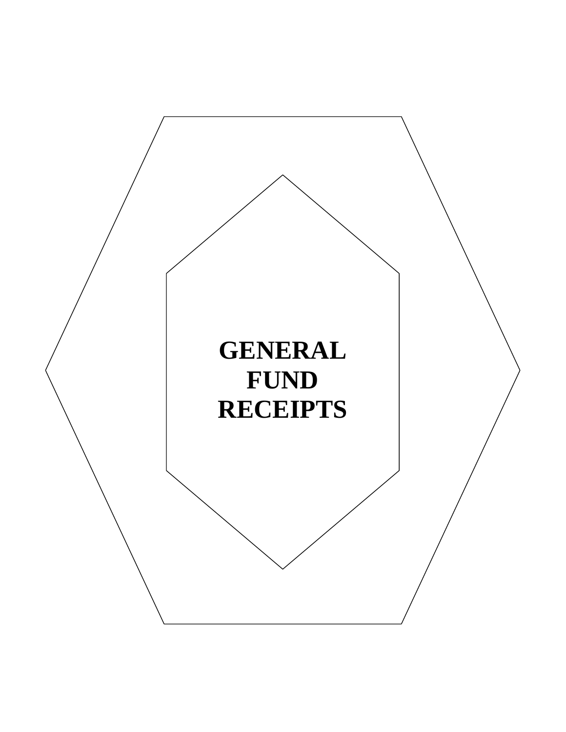# GENERAL FUND RECEIPTS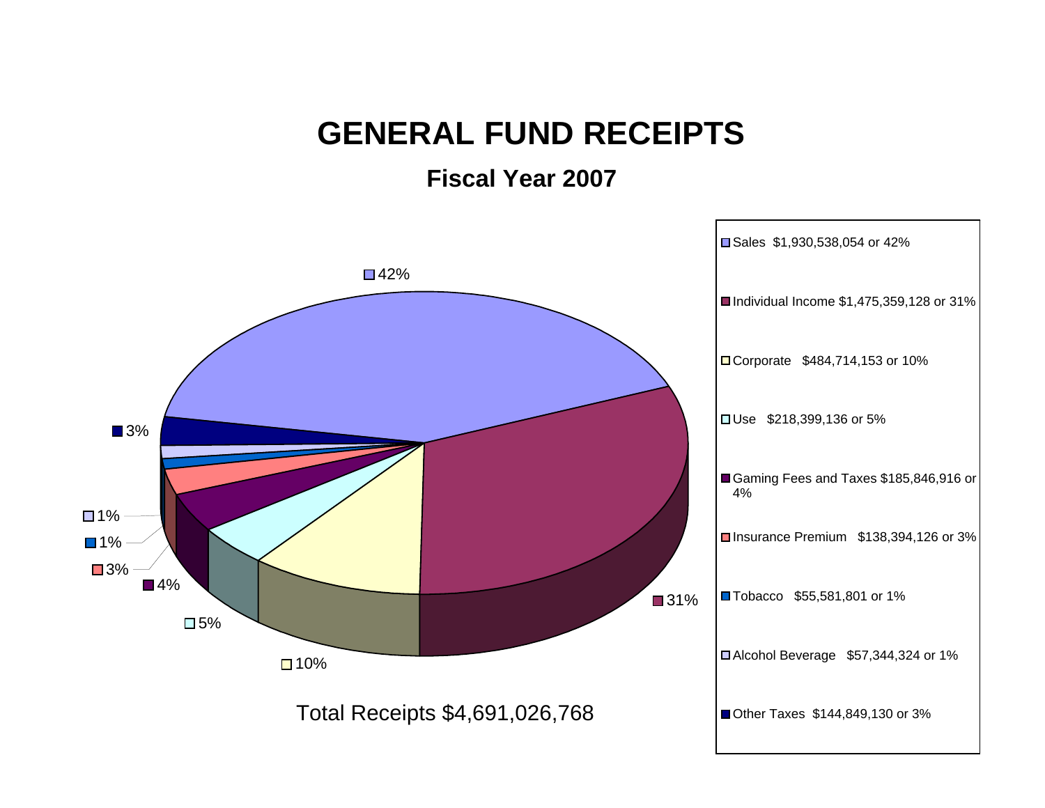# GENERAL FUND RECEIPTS

## Fiscal Year 2007

- Sales $1,930,538,054 or 42%
- Individual Income $1,475,359,128 or 31%
- Corporate $484,714,153 or 10%
- Use $218,399,136 or 5%
- Gaming Fees and Taxes $185,846,916 or 4%
- Insurance Premium $138,394,126 or 3%
- Tobacco $55,581,801 or 1%
- Alcohol Beverage $57,344,324 or 1%
- Other Taxes $144,849,130 or 3%

Total Receipts $4,691,026,768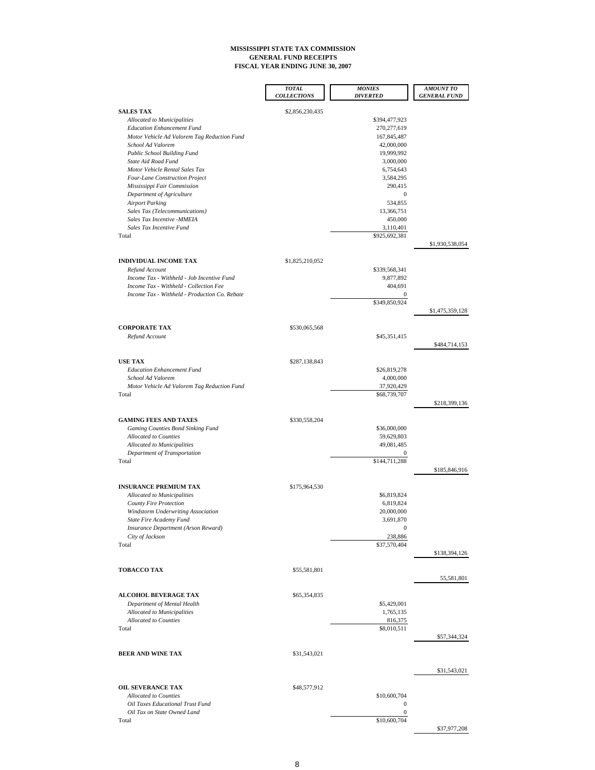**MISSISSIPPI STATE TAX COMMISSION**
**GENERAL FUND RECEIPTS**
**FISCAL YEAR ENDING JUNE 30, 2007**

| | *TOTAL COLLECTIONS* | *MONIES DIVERTED* | *AMOUNT TO GENERAL FUND* |
|---|---|---|---|
| **SALES TAX** | $2,856,230,435 | | |
| *Allocated to Municipalities* | | $394,477,923 | |
| *Education Enhancement Fund* | | 270,277,619 | |
| *Motor Vehicle Ad Valorem Tag Reduction Fund* | | 167,845,487 | |
| *School Ad Valorem* | | 42,000,000 | |
| *Public School Building Fund* | | 19,999,992 | |
| *State Aid Road Fund* | | 3,000,000 | |
| *Motor Vehicle Rental Sales Tax* | | 6,754,643 | |
| *Four-Lane Construction Project* | | 3,584,295 | |
| *Mississippi Fair Commission* | | 290,415 | |
| *Department of Agriculture* | | 0 | |
| *Airport Parking* | | 534,855 | |
| *Sales Tax (Telecommunications)* | | 13,366,751 | |
| *Sales Tax Incentive -MMEIA* | | 450,000 | |
| *Sales Tax Incentive Fund* | | 3,110,401 | |
| Total | | $925,692,381 | |
| | | | $1,930,538,054 |
| **INDIVIDUAL INCOME TAX** | $1,825,210,052 | | |
| *Refund Account* | | $339,568,341 | |
| *Income Tax - Withheld - Job Incentive Fund* | | 9,877,892 | |
| *Income Tax - Withheld - Collection Fee* | | 404,691 | |
| *Income Tax - Withheld - Production Co. Rebate* | | 0 | |
| | | $349,850,924 | |
| | | | $1,475,359,128 |
| **CORPORATE TAX** | $530,065,568 | | |
| *Refund Account* | | $45,351,415 | |
| | | | $484,714,153 |
| **USE TAX** | $287,138,843 | | |
| *Education Enhancement Fund* | | $26,819,278 | |
| *School Ad Valorem* | | 4,000,000 | |
| *Motor Vehicle Ad Valorem Tag Reduction Fund* | | 37,920,429 | |
| Total | | $68,739,707 | |
| | | | $218,399,136 |
| **GAMING FEES AND TAXES** | $330,558,204 | | |
| *Gaming Counties Bond Sinking Fund* | | $36,000,000 | |
| *Allocated to Counties* | | 59,629,803 | |
| *Allocated to Municipalities* | | 49,081,485 | |
| *Department of Transportation* | | 0 | |
| Total | | $144,711,288 | |
| | | | $185,846,916 |
| **INSURANCE PREMIUM TAX** | $175,964,530 | | |
| *Allocated to Municipalities* | | $6,819,824 | |
| *County Fire Protection* | | 6,819,824 | |
| *Windstorm Underwriting Association* | | 20,000,000 | |
| *State Fire Academy Fund* | | 3,691,870 | |
| *Insurance Department (Arson Reward)* | | 0 | |
| *City of Jackson* | | 238,886 | |
| Total | | $37,570,404 | |
| | | | $138,394,126 |
| **TOBACCO TAX** | $55,581,801 | | |
| | | | 55,581,801 |
| **ALCOHOL BEVERAGE TAX** | $65,354,835 | | |
| *Department of Mental Health* | | $5,429,001 | |
| *Allocated to Municipalities* | | 1,765,135 | |
| *Allocated to Counties* | | 816,375 | |
| Total | | $8,010,511 | |
| | | | $57,344,324 |
| **BEER AND WINE TAX** | $31,543,021 | | |
| | | | $31,543,021 |
| **OIL SEVERANCE TAX** | $48,577,912 | | |
| *Allocated to Counties* | | $10,600,704 | |
| *Oil Taxes Educational Trust Fund* | | 0 | |
| *Oil Tax on State Owned Land* | | 0 | |
| Total | | $10,600,704 | |
| | | | $37,977,208 |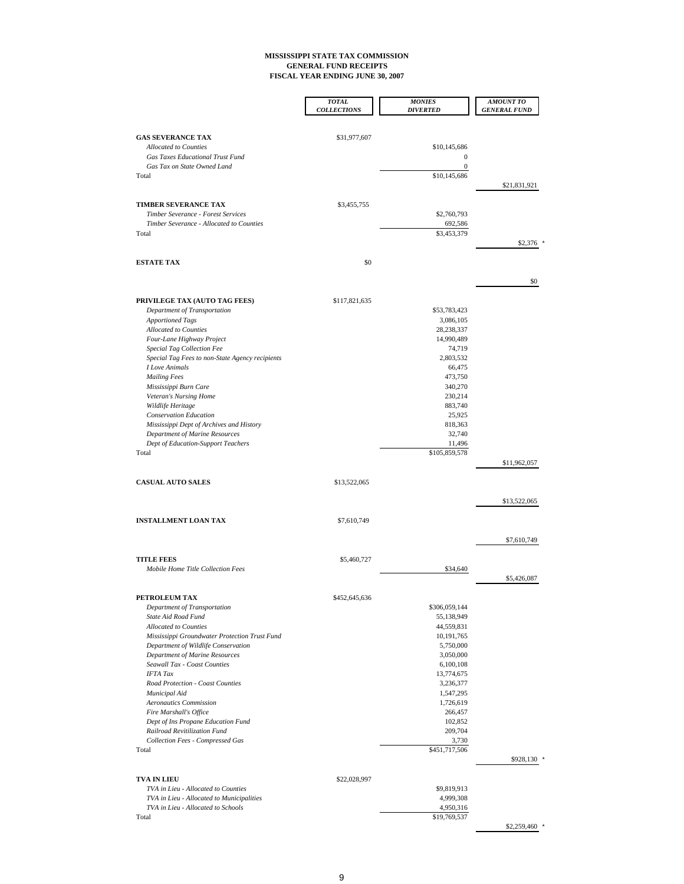**MISSISSIPPI STATE TAX COMMISSION**
**GENERAL FUND RECEIPTS**
**FISCAL YEAR ENDING JUNE 30, 2007**

| | *TOTAL COLLECTIONS* | *MONIES DIVERTED* | *AMOUNT TO GENERAL FUND* |
|---|---|---|---|
| **GAS SEVERANCE TAX** | $31,977,607 | | |
| *Allocated to Counties* | | $10,145,686 | |
| *Gas Taxes Educational Trust Fund* | | 0 | |
| *Gas Tax on State Owned Land* | | 0 | |
| Total | | $10,145,686 | |
| | | | $21,831,921 |
| **TIMBER SEVERANCE TAX** | $3,455,755 | | |
| *Timber Severance - Forest Services* | | $2,760,793 | |
| *Timber Severance - Allocated to Counties* | | 692,586 | |
| Total | | $3,453,379 | |
| | | | $2,376 * |
| **ESTATE TAX** | $0 | | |
| | | | $0 |
| **PRIVILEGE TAX (AUTO TAG FEES)** | $117,821,635 | | |
| *Department of Transportation* | | $53,783,423 | |
| *Apportioned Tags* | | 3,086,105 | |
| *Allocated to Counties* | | 28,238,337 | |
| *Four-Lane Highway Project* | | 14,990,489 | |
| *Special Tag Collection Fee* | | 74,719 | |
| *Special Tag Fees to non-State Agency recipients* | | 2,803,532 | |
| *I Love Animals* | | 66,475 | |
| *Mailing Fees* | | 473,750 | |
| *Mississippi Burn Care* | | 340,270 | |
| *Veteran's Nursing Home* | | 230,214 | |
| *Wildlife Heritage* | | 883,740 | |
| *Conservation Education* | | 25,925 | |
| *Mississippi Dept of Archives and History* | | 818,363 | |
| *Department of Marine Resources* | | 32,740 | |
| *Dept of Education-Support Teachers* | | 11,496 | |
| Total | | $105,859,578 | |
| | | | $11,962,057 |
| **CASUAL AUTO SALES** | $13,522,065 | | |
| | | | $13,522,065 |
| **INSTALLMENT LOAN TAX** | $7,610,749 | | |
| | | | $7,610,749 |
| **TITLE FEES** | $5,460,727 | | |
| *Mobile Home Title Collection Fees* | | $34,640 | |
| | | | $5,426,087 |
| **PETROLEUM TAX** | $452,645,636 | | |
| *Department of Transportation* | | $306,059,144 | |
| *State Aid Road Fund* | | 55,138,949 | |
| *Allocated to Counties* | | 44,559,831 | |
| *Mississippi Groundwater Protection Trust Fund* | | 10,191,765 | |
| *Department of Wildlife Conservation* | | 5,750,000 | |
| *Department of Marine Resources* | | 3,050,000 | |
| *Seawall Tax - Coast Counties* | | 6,100,108 | |
| *IFTA Tax* | | 13,774,675 | |
| *Road Protection - Coast Counties* | | 3,236,377 | |
| *Municipal Aid* | | 1,547,295 | |
| *Aeronautics Commission* | | 1,726,619 | |
| *Fire Marshall's Office* | | 266,457 | |
| *Dept of Ins Propane Education Fund* | | 102,852 | |
| *Railroad Revitilization Fund* | | 209,704 | |
| *Collection Fees - Compressed Gas* | | 3,730 | |
| Total | | $451,717,506 | |
| | | | $928,130 * |
| **TVA IN LIEU** | $22,028,997 | | |
| *TVA in Lieu - Allocated to Counties* | | $9,819,913 | |
| *TVA in Lieu - Allocated to Municipalities* | | 4,999,308 | |
| *TVA in Lieu - Allocated to Schools* | | 4,950,316 | |
| Total | | $19,769,537 | |
| | | | $2,259,460 * |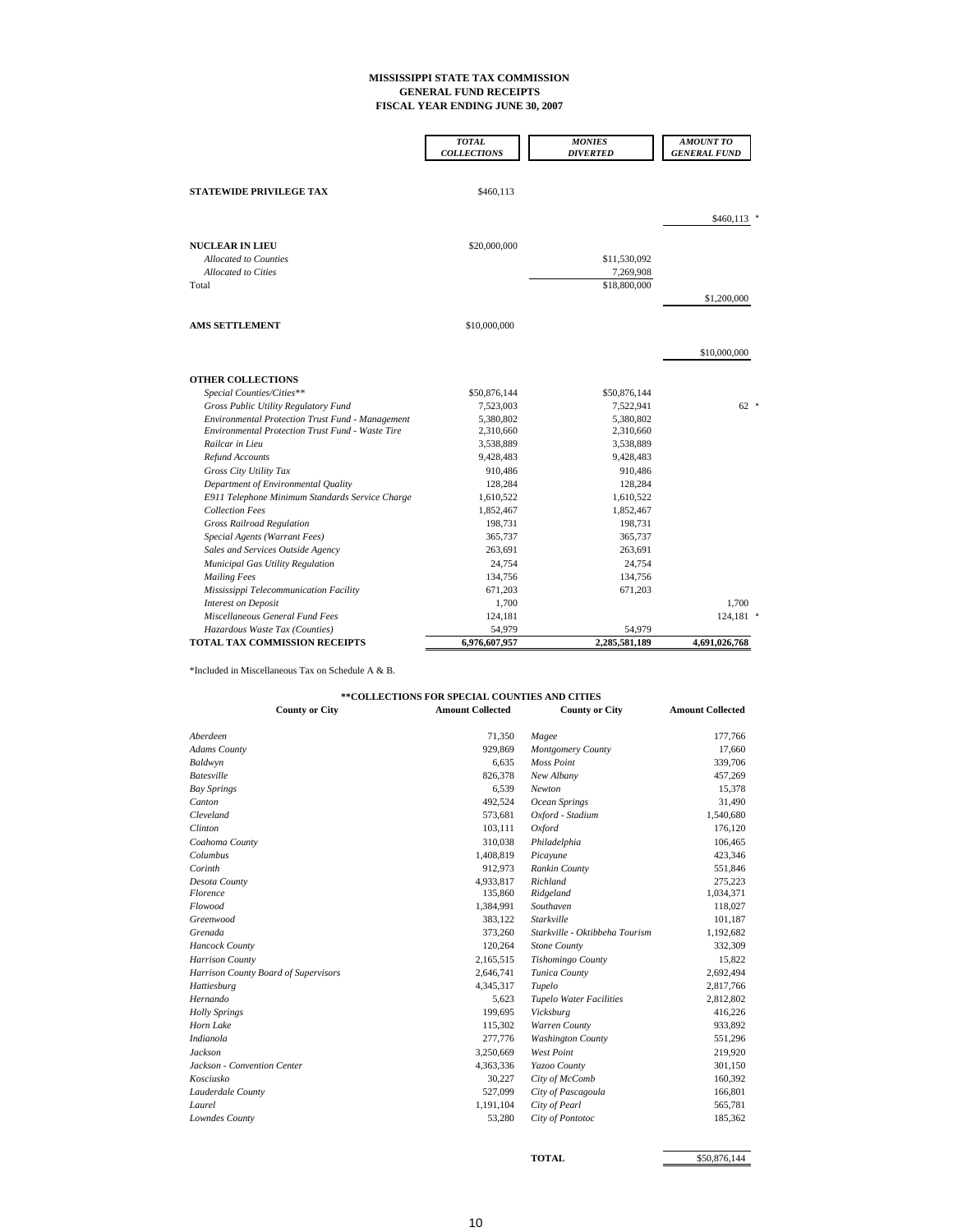**MISSISSIPPI STATE TAX COMMISSION**
**GENERAL FUND RECEIPTS**
**FISCAL YEAR ENDING JUNE 30, 2007**

| | *TOTAL COLLECTIONS* | *MONIES DIVERTED* | *AMOUNT TO GENERAL FUND* |
|---|---|---|---|
| **STATEWIDE PRIVILEGE TAX** | $460,113 | | |
| | | | $460,113 * |
| **NUCLEAR IN LIEU** | $20,000,000 | | |
| *Allocated to Counties* | | $11,530,092 | |
| *Allocated to Cities* | | 7,269,908 | |
| Total | | $18,800,000 | |
| | | | $1,200,000 |
| **AMS SETTLEMENT** | $10,000,000 | | |
| | | | $10,000,000 |
| **OTHER COLLECTIONS** | | | |
| *Special Counties/Cities*** | $50,876,144 | $50,876,144 | |
| *Gross Public Utility Regulatory Fund* | 7,523,003 | 7,522,941 | 62 * |
| *Environmental Protection Trust Fund - Management* | 5,380,802 | 5,380,802 | |
| *Environmental Protection Trust Fund - Waste Tire* | 2,310,660 | 2,310,660 | |
| *Railcar in Lieu* | 3,538,889 | 3,538,889 | |
| *Refund Accounts* | 9,428,483 | 9,428,483 | |
| *Gross City Utility Tax* | 910,486 | 910,486 | |
| *Department of Environmental Quality* | 128,284 | 128,284 | |
| *E911 Telephone Minimum Standards Service Charge* | 1,610,522 | 1,610,522 | |
| *Collection Fees* | 1,852,467 | 1,852,467 | |
| *Gross Railroad Regulation* | 198,731 | 198,731 | |
| *Special Agents (Warrant Fees)* | 365,737 | 365,737 | |
| *Sales and Services Outside Agency* | 263,691 | 263,691 | |
| *Municipal Gas Utility Regulation* | 24,754 | 24,754 | |
| *Mailing Fees* | 134,756 | 134,756 | |
| *Mississippi Telecommunication Facility* | 671,203 | 671,203 | |
| *Interest on Deposit* | 1,700 | | 1,700 |
| *Miscellaneous General Fund Fees* | 124,181 | | 124,181 * |
| *Hazardous Waste Tax (Counties)* | 54,979 | 54,979 | |
| **TOTAL TAX COMMISSION RECEIPTS** | **6,976,607,957** | **2,285,581,189** | **4,691,026,768** |

*Included in Miscellaneous Tax on Schedule A & B.

**\*\*COLLECTIONS FOR SPECIAL COUNTIES AND CITIES**

| County or City | Amount Collected | County or City | Amount Collected |
|---|---|---|---|
| *Aberdeen* | 71,350 | *Magee* | 177,766 |
| *Adams County* | 929,869 | *Montgomery County* | 17,660 |
| *Baldwyn* | 6,635 | *Moss Point* | 339,706 |
| *Batesville* | 826,378 | *New Albany* | 457,269 |
| *Bay Springs* | 6,539 | *Newton* | 15,378 |
| *Canton* | 492,524 | *Ocean Springs* | 31,490 |
| *Cleveland* | 573,681 | *Oxford - Stadium* | 1,540,680 |
| *Clinton* | 103,111 | *Oxford* | 176,120 |
| *Coahoma County* | 310,038 | *Philadelphia* | 106,465 |
| *Columbus* | 1,408,819 | *Picayune* | 423,346 |
| *Corinth* | 912,973 | *Rankin County* | 551,846 |
| *Desota County* | 4,933,817 | *Richland* | 275,223 |
| *Florence* | 135,860 | *Ridgeland* | 1,034,371 |
| *Flowood* | 1,384,991 | *Southaven* | 118,027 |
| *Greenwood* | 383,122 | *Starkville* | 101,187 |
| *Grenada* | 373,260 | *Starkville - Oktibbeha Tourism* | 1,192,682 |
| *Hancock County* | 120,264 | *Stone County* | 332,309 |
| *Harrison County* | 2,165,515 | *Tishomingo County* | 15,822 |
| *Harrison County Board of Supervisors* | 2,646,741 | *Tunica County* | 2,692,494 |
| *Hattiesburg* | 4,345,317 | *Tupelo* | 2,817,766 |
| *Hernando* | 5,623 | *Tupelo Water Facilities* | 2,812,802 |
| *Holly Springs* | 199,695 | *Vicksburg* | 416,226 |
| *Horn Lake* | 115,302 | *Warren County* | 933,892 |
| *Indianola* | 277,776 | *Washington County* | 551,296 |
| *Jackson* | 3,250,669 | *West Point* | 219,920 |
| *Jackson - Convention Center* | 4,363,336 | *Yazoo County* | 301,150 |
| *Kosciusko* | 30,227 | *City of McComb* | 160,392 |
| *Lauderdale County* | 527,099 | *City of Pascagoula* | 166,801 |
| *Laurel* | 1,191,104 | *City of Pearl* | 565,781 |
| *Lowndes County* | 53,280 | *City of Pontotoc* | 185,362 |
| | | **TOTAL** | $50,876,144 |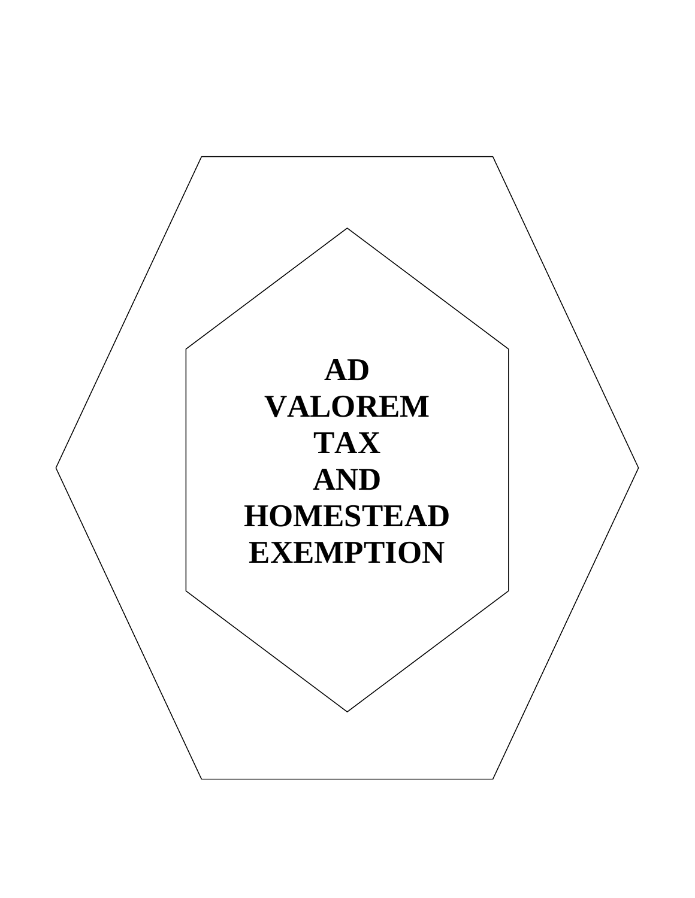# AD VALOREM TAX AND HOMESTEAD EXEMPTION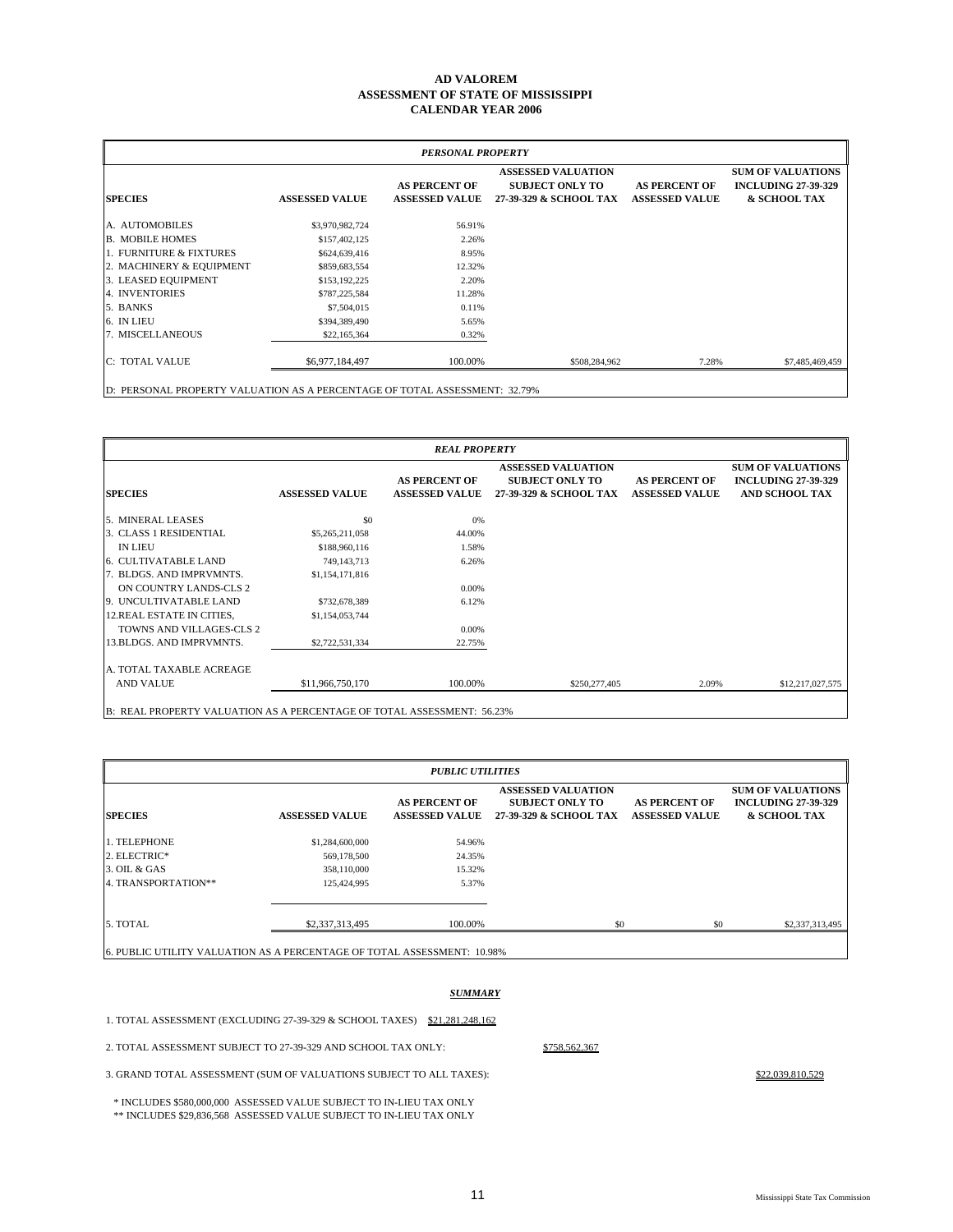# AD VALOREM
## ASSESSMENT OF STATE OF MISSISSIPPI
## CALENDAR YEAR 2006

| *PERSONAL PROPERTY* | | | | | |
|---|---|---|---|---|---|
| **SPECIES** | **ASSESSED VALUE** | **AS PERCENT OF ASSESSED VALUE** | **ASSESSED VALUATION SUBJECT ONLY TO 27-39-329 & SCHOOL TAX** | **AS PERCENT OF ASSESSED VALUE** | **SUM OF VALUATIONS INCLUDING 27-39-329 & SCHOOL TAX** |
| A. AUTOMOBILES | $3,970,982,724 | 56.91% | | | |
| B. MOBILE HOMES | $157,402,125 | 2.26% | | | |
| 1. FURNITURE & FIXTURES | $624,639,416 | 8.95% | | | |
| 2. MACHINERY & EQUIPMENT | $859,683,554 | 12.32% | | | |
| 3. LEASED EQUIPMENT | $153,192,225 | 2.20% | | | |
| 4. INVENTORIES | $787,225,584 | 11.28% | | | |
| 5. BANKS | $7,504,015 | 0.11% | | | |
| 6. IN LIEU | $394,389,490 | 5.65% | | | |
| 7. MISCELLANEOUS | $22,165,364 | 0.32% | | | |
| C: TOTAL VALUE | $6,977,184,497 | 100.00% | $508,284,962 | 7.28% | $7,485,469,459 |

D: PERSONAL PROPERTY VALUATION AS A PERCENTAGE OF TOTAL ASSESSMENT: 32.79%

| *REAL PROPERTY* | | | | | |
|---|---|---|---|---|---|
| **SPECIES** | **ASSESSED VALUE** | **AS PERCENT OF ASSESSED VALUE** | **ASSESSED VALUATION SUBJECT ONLY TO 27-39-329 & SCHOOL TAX** | **AS PERCENT OF ASSESSED VALUE** | **SUM OF VALUATIONS INCLUDING 27-39-329 AND SCHOOL TAX** |
| 5. MINERAL LEASES | $0 | 0% | | | |
| 3. CLASS 1 RESIDENTIAL | $5,265,211,058 | 44.00% | | | |
| IN LIEU | $188,960,116 | 1.58% | | | |
| 6. CULTIVATABLE LAND | 749,143,713 | 6.26% | | | |
| 7. BLDGS. AND IMPRVMNTS. | $1,154,171,816 | | | | |
| ON COUNTRY LANDS-CLS 2 | | 0.00% | | | |
| 9. UNCULTIVATABLE LAND | $732,678,389 | 6.12% | | | |
| 12.REAL ESTATE IN CITIES, | $1,154,053,744 | | | | |
| TOWNS AND VILLAGES-CLS 2 | | 0.00% | | | |
| 13.BLDGS. AND IMPRVMNTS. | $2,722,531,334 | 22.75% | | | |
| A. TOTAL TAXABLE ACREAGE AND VALUE | $11,966,750,170 | 100.00% | $250,277,405 | 2.09% | $12,217,027,575 |

B: REAL PROPERTY VALUATION AS A PERCENTAGE OF TOTAL ASSESSMENT: 56.23%

| *PUBLIC UTILITIES* | | | | | |
|---|---|---|---|---|---|
| **SPECIES** | **ASSESSED VALUE** | **AS PERCENT OF ASSESSED VALUE** | **ASSESSED VALUATION SUBJECT ONLY TO 27-39-329 & SCHOOL TAX** | **AS PERCENT OF ASSESSED VALUE** | **SUM OF VALUATIONS INCLUDING 27-39-329 & SCHOOL TAX** |
| 1. TELEPHONE | $1,284,600,000 | 54.96% | | | |
| 2. ELECTRIC* | 569,178,500 | 24.35% | | | |
| 3. OIL & GAS | 358,110,000 | 15.32% | | | |
| 4. TRANSPORTATION** | 125,424,995 | 5.37% | | | |
| 5. TOTAL | $2,337,313,495 | 100.00% | $0 | $0 | $2,337,313,495 |

6. PUBLIC UTILITY VALUATION AS A PERCENTAGE OF TOTAL ASSESSMENT: 10.98%

## *SUMMARY*

1. TOTAL ASSESSMENT (EXCLUDING 27-39-329 & SCHOOL TAXES) $21,281,248,162

2. TOTAL ASSESSMENT SUBJECT TO 27-39-329 AND SCHOOL TAX ONLY: $758,562,367

3. GRAND TOTAL ASSESSMENT (SUM OF VALUATIONS SUBJECT TO ALL TAXES): $22,039,810,529

\* INCLUDES $580,000,000 ASSESSED VALUE SUBJECT TO IN-LIEU TAX ONLY

\*\* INCLUDES $29,836,568 ASSESSED VALUE SUBJECT TO IN-LIEU TAX ONLY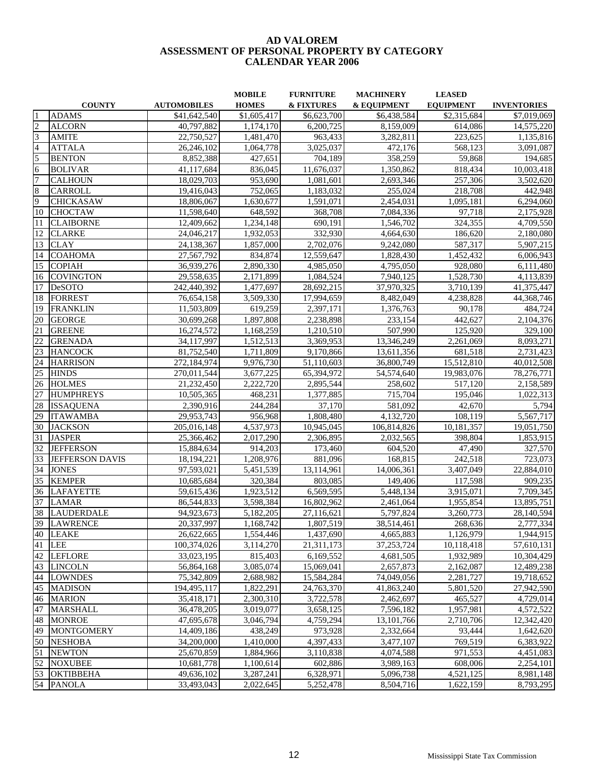# AD VALOREM
## ASSESSMENT OF PERSONAL PROPERTY BY CATEGORY
## CALENDAR YEAR 2006

| | COUNTY | AUTOMOBILES | MOBILE HOMES | FURNITURE & FIXTURES | MACHINERY & EQUIPMENT | LEASED EQUIPMENT | INVENTORIES |
|---|---|---|---|---|---|---|---|
| 1 | ADAMS | $41,642,540 | $1,605,417 | $6,623,700 | $6,438,584 | $2,315,684 | $7,019,069 |
| 2 | ALCORN | 40,797,882 | 1,174,170 | 6,200,725 | 8,159,009 | 614,086 | 14,575,220 |
| 3 | AMITE | 22,750,527 | 1,481,470 | 963,433 | 3,282,811 | 223,625 | 1,135,816 |
| 4 | ATTALA | 26,246,102 | 1,064,778 | 3,025,037 | 472,176 | 568,123 | 3,091,087 |
| 5 | BENTON | 8,852,388 | 427,651 | 704,189 | 358,259 | 59,868 | 194,685 |
| 6 | BOLIVAR | 41,117,684 | 836,045 | 11,676,037 | 1,350,862 | 818,434 | 10,003,418 |
| 7 | CALHOUN | 18,029,703 | 953,690 | 1,081,601 | 2,693,346 | 257,306 | 3,502,620 |
| 8 | CARROLL | 19,416,043 | 752,065 | 1,183,032 | 255,024 | 218,708 | 442,948 |
| 9 | CHICKASAW | 18,806,067 | 1,630,677 | 1,591,071 | 2,454,031 | 1,095,181 | 6,294,060 |
| 10 | CHOCTAW | 11,598,640 | 648,592 | 368,708 | 7,084,336 | 97,718 | 2,175,928 |
| 11 | CLAIBORNE | 12,409,662 | 1,234,148 | 690,191 | 1,546,702 | 324,355 | 4,709,550 |
| 12 | CLARKE | 24,046,217 | 1,932,053 | 332,930 | 4,664,630 | 186,620 | 2,180,080 |
| 13 | CLAY | 24,138,367 | 1,857,000 | 2,702,076 | 9,242,080 | 587,317 | 5,907,215 |
| 14 | COAHOMA | 27,567,792 | 834,874 | 12,559,647 | 1,828,430 | 1,452,432 | 6,006,943 |
| 15 | COPIAH | 36,939,276 | 2,890,330 | 4,985,050 | 4,795,050 | 928,080 | 6,111,480 |
| 16 | COVINGTON | 29,558,635 | 2,171,899 | 1,084,524 | 7,940,125 | 1,528,730 | 4,113,839 |
| 17 | DeSOTO | 242,440,392 | 1,477,697 | 28,692,215 | 37,970,325 | 3,710,139 | 41,375,447 |
| 18 | FORREST | 76,654,158 | 3,509,330 | 17,994,659 | 8,482,049 | 4,238,828 | 44,368,746 |
| 19 | FRANKLIN | 11,503,809 | 619,259 | 2,397,171 | 1,376,763 | 90,178 | 484,724 |
| 20 | GEORGE | 30,699,268 | 1,897,808 | 2,238,898 | 233,154 | 442,627 | 2,104,376 |
| 21 | GREENE | 16,274,572 | 1,168,259 | 1,210,510 | 507,990 | 125,920 | 329,100 |
| 22 | GRENADA | 34,117,997 | 1,512,513 | 3,369,953 | 13,346,249 | 2,261,069 | 8,093,271 |
| 23 | HANCOCK | 81,752,540 | 1,711,809 | 9,170,866 | 13,611,356 | 681,518 | 2,731,423 |
| 24 | HARRISON | 272,184,974 | 9,976,730 | 51,110,603 | 36,800,749 | 15,512,810 | 40,012,508 |
| 25 | HINDS | 270,011,544 | 3,677,225 | 65,394,972 | 54,574,640 | 19,983,076 | 78,276,771 |
| 26 | HOLMES | 21,232,450 | 2,222,720 | 2,895,544 | 258,602 | 517,120 | 2,158,589 |
| 27 | HUMPHREYS | 10,505,365 | 468,231 | 1,377,885 | 715,704 | 195,046 | 1,022,313 |
| 28 | ISSAQUENA | 2,390,916 | 244,284 | 37,170 | 581,092 | 42,670 | 5,794 |
| 29 | ITAWAMBA | 29,953,743 | 956,968 | 1,808,480 | 4,132,720 | 108,119 | 5,567,717 |
| 30 | JACKSON | 205,016,148 | 4,537,973 | 10,945,045 | 106,814,826 | 10,181,357 | 19,051,750 |
| 31 | JASPER | 25,366,462 | 2,017,290 | 2,306,895 | 2,032,565 | 398,804 | 1,853,915 |
| 32 | JEFFERSON | 15,884,634 | 914,203 | 173,460 | 604,520 | 47,490 | 327,570 |
| 33 | JEFFERSON DAVIS | 18,194,221 | 1,208,976 | 881,096 | 168,815 | 242,518 | 723,073 |
| 34 | JONES | 97,593,021 | 5,451,539 | 13,114,961 | 14,006,361 | 3,407,049 | 22,884,010 |
| 35 | KEMPER | 10,685,684 | 320,384 | 803,085 | 149,406 | 117,598 | 909,235 |
| 36 | LAFAYETTE | 59,615,436 | 1,923,512 | 6,569,595 | 5,448,134 | 3,915,071 | 7,709,345 |
| 37 | LAMAR | 86,544,833 | 3,598,384 | 16,802,962 | 2,461,064 | 1,955,854 | 13,895,751 |
| 38 | LAUDERDALE | 94,923,673 | 5,182,205 | 27,116,621 | 5,797,824 | 3,260,773 | 28,140,594 |
| 39 | LAWRENCE | 20,337,997 | 1,168,742 | 1,807,519 | 38,514,461 | 268,636 | 2,777,334 |
| 40 | LEAKE | 26,622,665 | 1,554,446 | 1,437,690 | 4,665,883 | 1,126,979 | 1,944,915 |
| 41 | LEE | 100,374,026 | 3,114,270 | 21,311,173 | 37,253,724 | 10,118,418 | 57,610,131 |
| 42 | LEFLORE | 33,023,195 | 815,403 | 6,169,552 | 4,681,505 | 1,932,989 | 10,304,429 |
| 43 | LINCOLN | 56,864,168 | 3,085,074 | 15,069,041 | 2,657,873 | 2,162,087 | 12,489,238 |
| 44 | LOWNDES | 75,342,809 | 2,688,982 | 15,584,284 | 74,049,056 | 2,281,727 | 19,718,652 |
| 45 | MADISON | 194,495,117 | 1,822,291 | 24,763,370 | 41,863,240 | 5,801,520 | 27,942,590 |
| 46 | MARION | 35,418,171 | 2,300,310 | 3,722,578 | 2,462,697 | 465,527 | 4,729,014 |
| 47 | MARSHALL | 36,478,205 | 3,019,077 | 3,658,125 | 7,596,182 | 1,957,981 | 4,572,522 |
| 48 | MONROE | 47,695,678 | 3,046,794 | 4,759,294 | 13,101,766 | 2,710,706 | 12,342,420 |
| 49 | MONTGOMERY | 14,409,186 | 438,249 | 973,928 | 2,332,664 | 93,444 | 1,642,620 |
| 50 | NESHOBA | 34,200,000 | 1,410,000 | 4,397,433 | 3,477,107 | 769,519 | 6,383,922 |
| 51 | NEWTON | 25,670,859 | 1,884,966 | 3,110,838 | 4,074,588 | 971,553 | 4,451,083 |
| 52 | NOXUBEE | 10,681,778 | 1,100,614 | 602,886 | 3,989,163 | 608,006 | 2,254,101 |
| 53 | OKTIBBEHA | 49,636,102 | 3,287,241 | 6,328,971 | 5,096,738 | 4,521,125 | 8,981,148 |
| 54 | PANOLA | 33,493,043 | 2,022,645 | 5,252,478 | 8,504,716 | 1,622,159 | 8,793,295 |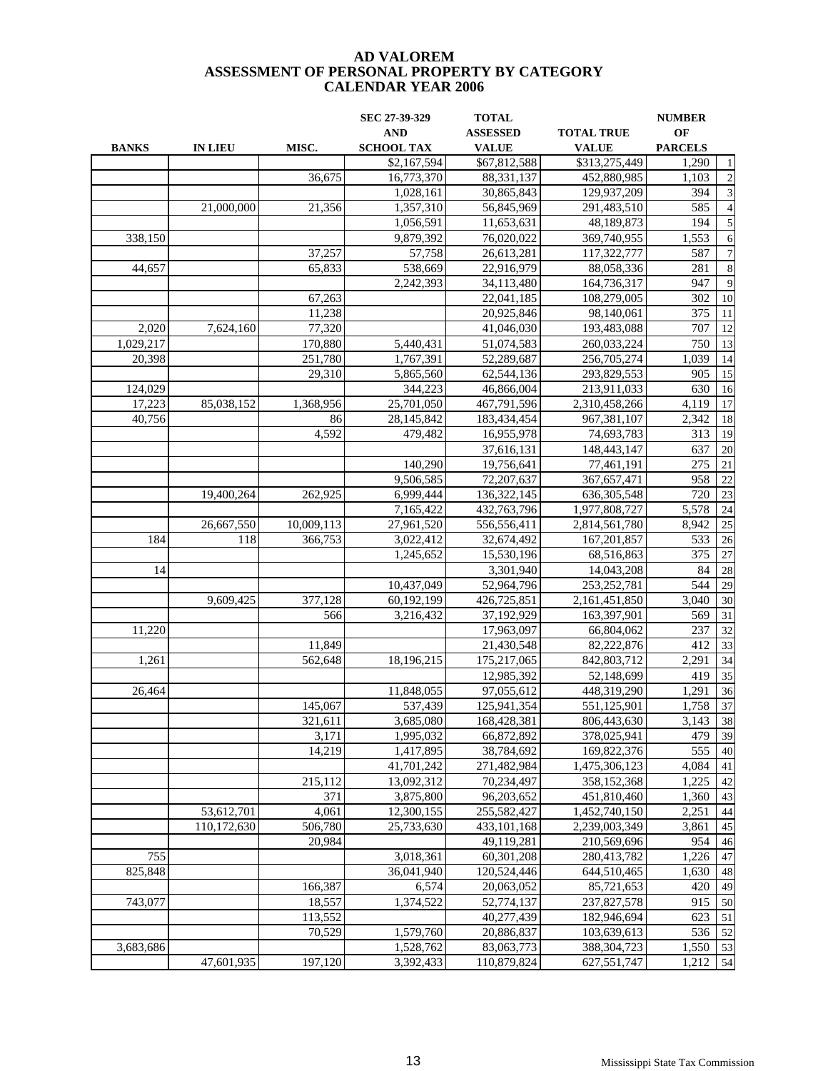# AD VALOREM
## ASSESSMENT OF PERSONAL PROPERTY BY CATEGORY
## CALENDAR YEAR 2006

| BANKS | IN LIEU | MISC. | SEC 27-39-329 AND SCHOOL TAX | TOTAL ASSESSED VALUE | TOTAL TRUE VALUE | NUMBER OF PARCELS | |
|---|---|---|---|---|---|---|---|
| | | | $2,167,594 | $67,812,588 | $313,275,449 | 1,290 | 1 |
| | | 36,675 | 16,773,370 | 88,331,137 | 452,880,985 | 1,103 | 2 |
| | | | 1,028,161 | 30,865,843 | 129,937,209 | 394 | 3 |
| | 21,000,000 | 21,356 | 1,357,310 | 56,845,969 | 291,483,510 | 585 | 4 |
| | | | 1,056,591 | 11,653,631 | 48,189,873 | 194 | 5 |
| 338,150 | | | 9,879,392 | 76,020,022 | 369,740,955 | 1,553 | 6 |
| | | 37,257 | 57,758 | 26,613,281 | 117,322,777 | 587 | 7 |
| 44,657 | | 65,833 | 538,669 | 22,916,979 | 88,058,336 | 281 | 8 |
| | | | 2,242,393 | 34,113,480 | 164,736,317 | 947 | 9 |
| | | 67,263 | | 22,041,185 | 108,279,005 | 302 | 10 |
| | | 11,238 | | 20,925,846 | 98,140,061 | 375 | 11 |
| 2,020 | 7,624,160 | 77,320 | | 41,046,030 | 193,483,088 | 707 | 12 |
| 1,029,217 | | 170,880 | 5,440,431 | 51,074,583 | 260,033,224 | 750 | 13 |
| 20,398 | | 251,780 | 1,767,391 | 52,289,687 | 256,705,274 | 1,039 | 14 |
| | | 29,310 | 5,865,560 | 62,544,136 | 293,829,553 | 905 | 15 |
| 124,029 | | | 344,223 | 46,866,004 | 213,911,033 | 630 | 16 |
| 17,223 | 85,038,152 | 1,368,956 | 25,701,050 | 467,791,596 | 2,310,458,266 | 4,119 | 17 |
| 40,756 | | 86 | 28,145,842 | 183,434,454 | 967,381,107 | 2,342 | 18 |
| | | 4,592 | 479,482 | 16,955,978 | 74,693,783 | 313 | 19 |
| | | | | 37,616,131 | 148,443,147 | 637 | 20 |
| | | | 140,290 | 19,756,641 | 77,461,191 | 275 | 21 |
| | | | 9,506,585 | 72,207,637 | 367,657,471 | 958 | 22 |
| | 19,400,264 | 262,925 | 6,999,444 | 136,322,145 | 636,305,548 | 720 | 23 |
| | | | 7,165,422 | 432,763,796 | 1,977,808,727 | 5,578 | 24 |
| | 26,667,550 | 10,009,113 | 27,961,520 | 556,556,411 | 2,814,561,780 | 8,942 | 25 |
| 184 | 118 | 366,753 | 3,022,412 | 32,674,492 | 167,201,857 | 533 | 26 |
| | | | 1,245,652 | 15,530,196 | 68,516,863 | 375 | 27 |
| 14 | | | | 3,301,940 | 14,043,208 | 84 | 28 |
| | | | 10,437,049 | 52,964,796 | 253,252,781 | 544 | 29 |
| | 9,609,425 | 377,128 | 60,192,199 | 426,725,851 | 2,161,451,850 | 3,040 | 30 |
| | | 566 | 3,216,432 | 37,192,929 | 163,397,901 | 569 | 31 |
| 11,220 | | | | 17,963,097 | 66,804,062 | 237 | 32 |
| | | 11,849 | | 21,430,548 | 82,222,876 | 412 | 33 |
| 1,261 | | 562,648 | 18,196,215 | 175,217,065 | 842,803,712 | 2,291 | 34 |
| | | | | 12,985,392 | 52,148,699 | 419 | 35 |
| 26,464 | | | 11,848,055 | 97,055,612 | 448,319,290 | 1,291 | 36 |
| | | 145,067 | 537,439 | 125,941,354 | 551,125,901 | 1,758 | 37 |
| | | 321,611 | 3,685,080 | 168,428,381 | 806,443,630 | 3,143 | 38 |
| | | 3,171 | 1,995,032 | 66,872,892 | 378,025,941 | 479 | 39 |
| | | 14,219 | 1,417,895 | 38,784,692 | 169,822,376 | 555 | 40 |
| | | | 41,701,242 | 271,482,984 | 1,475,306,123 | 4,084 | 41 |
| | | 215,112 | 13,092,312 | 70,234,497 | 358,152,368 | 1,225 | 42 |
| | | 371 | 3,875,800 | 96,203,652 | 451,810,460 | 1,360 | 43 |
| | 53,612,701 | 4,061 | 12,300,155 | 255,582,427 | 1,452,740,150 | 2,251 | 44 |
| | 110,172,630 | 506,780 | 25,733,630 | 433,101,168 | 2,239,003,349 | 3,861 | 45 |
| | | 20,984 | | 49,119,281 | 210,569,696 | 954 | 46 |
| 755 | | | 3,018,361 | 60,301,208 | 280,413,782 | 1,226 | 47 |
| 825,848 | | | 36,041,940 | 120,524,446 | 644,510,465 | 1,630 | 48 |
| | | 166,387 | 6,574 | 20,063,052 | 85,721,653 | 420 | 49 |
| 743,077 | | 18,557 | 1,374,522 | 52,774,137 | 237,827,578 | 915 | 50 |
| | | 113,552 | | 40,277,439 | 182,946,694 | 623 | 51 |
| | | 70,529 | 1,579,760 | 20,886,837 | 103,639,613 | 536 | 52 |
| 3,683,686 | | | 1,528,762 | 83,063,773 | 388,304,723 | 1,550 | 53 |
| | 47,601,935 | 197,120 | 3,392,433 | 110,879,824 | 627,551,747 | 1,212 | 54 |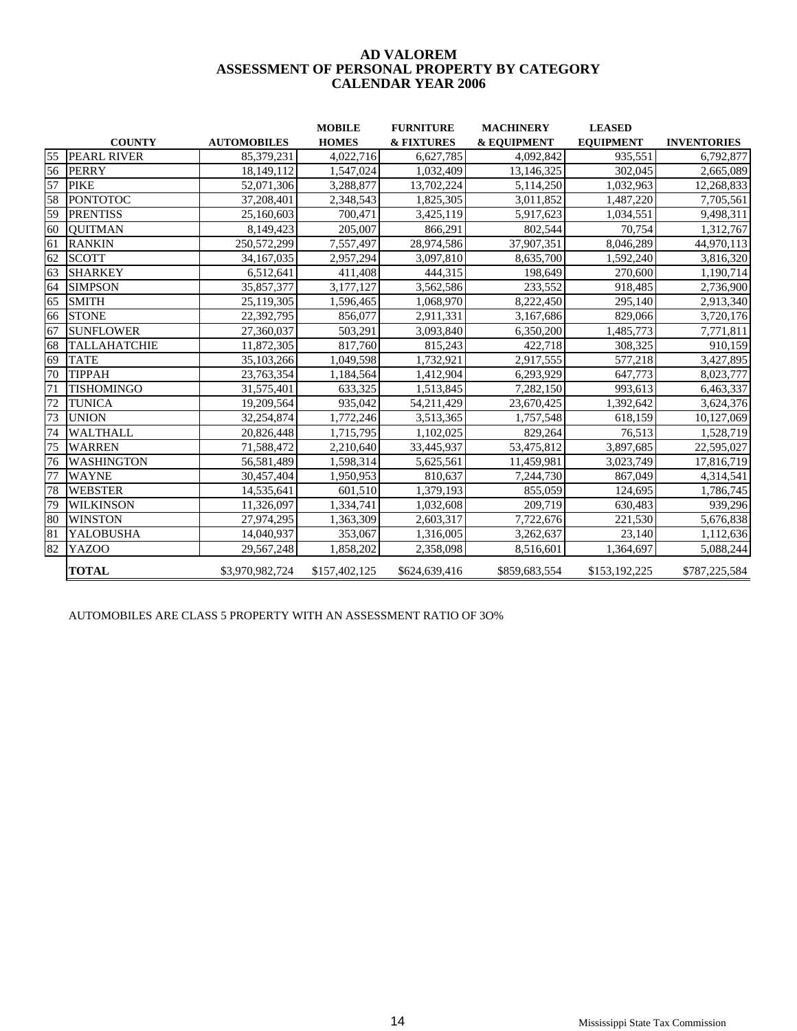# AD VALOREM
## ASSESSMENT OF PERSONAL PROPERTY BY CATEGORY
## CALENDAR YEAR 2006

| | COUNTY | AUTOMOBILES | MOBILE HOMES | FURNITURE & FIXTURES | MACHINERY & EQUIPMENT | LEASED EQUIPMENT | INVENTORIES |
|---|---|---|---|---|---|---|---|
| 55 | PEARL RIVER | 85,379,231 | 4,022,716 | 6,627,785 | 4,092,842 | 935,551 | 6,792,877 |
| 56 | PERRY | 18,149,112 | 1,547,024 | 1,032,409 | 13,146,325 | 302,045 | 2,665,089 |
| 57 | PIKE | 52,071,306 | 3,288,877 | 13,702,224 | 5,114,250 | 1,032,963 | 12,268,833 |
| 58 | PONTOTOC | 37,208,401 | 2,348,543 | 1,825,305 | 3,011,852 | 1,487,220 | 7,705,561 |
| 59 | PRENTISS | 25,160,603 | 700,471 | 3,425,119 | 5,917,623 | 1,034,551 | 9,498,311 |
| 60 | QUITMAN | 8,149,423 | 205,007 | 866,291 | 802,544 | 70,754 | 1,312,767 |
| 61 | RANKIN | 250,572,299 | 7,557,497 | 28,974,586 | 37,907,351 | 8,046,289 | 44,970,113 |
| 62 | SCOTT | 34,167,035 | 2,957,294 | 3,097,810 | 8,635,700 | 1,592,240 | 3,816,320 |
| 63 | SHARKEY | 6,512,641 | 411,408 | 444,315 | 198,649 | 270,600 | 1,190,714 |
| 64 | SIMPSON | 35,857,377 | 3,177,127 | 3,562,586 | 233,552 | 918,485 | 2,736,900 |
| 65 | SMITH | 25,119,305 | 1,596,465 | 1,068,970 | 8,222,450 | 295,140 | 2,913,340 |
| 66 | STONE | 22,392,795 | 856,077 | 2,911,331 | 3,167,686 | 829,066 | 3,720,176 |
| 67 | SUNFLOWER | 27,360,037 | 503,291 | 3,093,840 | 6,350,200 | 1,485,773 | 7,771,811 |
| 68 | TALLAHATCHIE | 11,872,305 | 817,760 | 815,243 | 422,718 | 308,325 | 910,159 |
| 69 | TATE | 35,103,266 | 1,049,598 | 1,732,921 | 2,917,555 | 577,218 | 3,427,895 |
| 70 | TIPPAH | 23,763,354 | 1,184,564 | 1,412,904 | 6,293,929 | 647,773 | 8,023,777 |
| 71 | TISHOMINGO | 31,575,401 | 633,325 | 1,513,845 | 7,282,150 | 993,613 | 6,463,337 |
| 72 | TUNICA | 19,209,564 | 935,042 | 54,211,429 | 23,670,425 | 1,392,642 | 3,624,376 |
| 73 | UNION | 32,254,874 | 1,772,246 | 3,513,365 | 1,757,548 | 618,159 | 10,127,069 |
| 74 | WALTHALL | 20,826,448 | 1,715,795 | 1,102,025 | 829,264 | 76,513 | 1,528,719 |
| 75 | WARREN | 71,588,472 | 2,210,640 | 33,445,937 | 53,475,812 | 3,897,685 | 22,595,027 |
| 76 | WASHINGTON | 56,581,489 | 1,598,314 | 5,625,561 | 11,459,981 | 3,023,749 | 17,816,719 |
| 77 | WAYNE | 30,457,404 | 1,950,953 | 810,637 | 7,244,730 | 867,049 | 4,314,541 |
| 78 | WEBSTER | 14,535,641 | 601,510 | 1,379,193 | 855,059 | 124,695 | 1,786,745 |
| 79 | WILKINSON | 11,326,097 | 1,334,741 | 1,032,608 | 209,719 | 630,483 | 939,296 |
| 80 | WINSTON | 27,974,295 | 1,363,309 | 2,603,317 | 7,722,676 | 221,530 | 5,676,838 |
| 81 | YALOBUSHA | 14,040,937 | 353,067 | 1,316,005 | 3,262,637 | 23,140 | 1,112,636 |
| 82 | YAZOO | 29,567,248 | 1,858,202 | 2,358,098 | 8,516,601 | 1,364,697 | 5,088,244 |
| | **TOTAL** | $3,970,982,724 | $157,402,125 | $624,639,416 | $859,683,554 | $153,192,225 | $787,225,584 |

AUTOMOBILES ARE CLASS 5 PROPERTY WITH AN ASSESSMENT RATIO OF 3O%

Mississippi State Tax Commission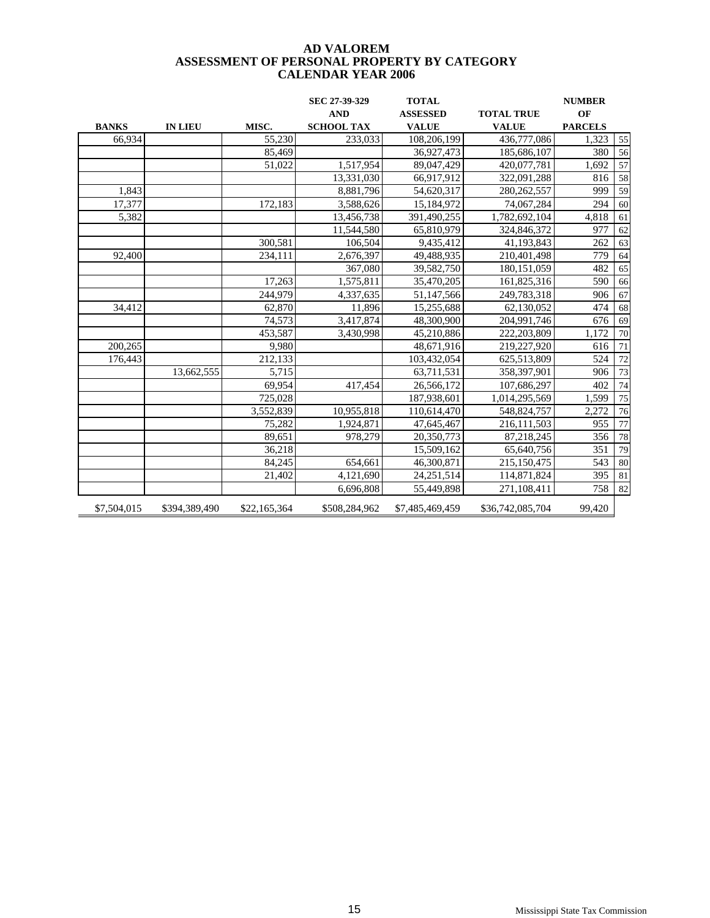# AD VALOREM
## ASSESSMENT OF PERSONAL PROPERTY BY CATEGORY
## CALENDAR YEAR 2006

| BANKS | IN LIEU | MISC. | SEC 27-39-329 AND SCHOOL TAX | TOTAL ASSESSED VALUE | TOTAL TRUE VALUE | NUMBER OF PARCELS | |
|---|---|---|---|---|---|---|---|
| 66,934 | | 55,230 | 233,033 | 108,206,199 | 436,777,086 | 1,323 | 55 |
| | | 85,469 | | 36,927,473 | 185,686,107 | 380 | 56 |
| | | 51,022 | 1,517,954 | 89,047,429 | 420,077,781 | 1,692 | 57 |
| | | | 13,331,030 | 66,917,912 | 322,091,288 | 816 | 58 |
| 1,843 | | | 8,881,796 | 54,620,317 | 280,262,557 | 999 | 59 |
| 17,377 | | 172,183 | 3,588,626 | 15,184,972 | 74,067,284 | 294 | 60 |
| 5,382 | | | 13,456,738 | 391,490,255 | 1,782,692,104 | 4,818 | 61 |
| | | | 11,544,580 | 65,810,979 | 324,846,372 | 977 | 62 |
| | | 300,581 | 106,504 | 9,435,412 | 41,193,843 | 262 | 63 |
| 92,400 | | 234,111 | 2,676,397 | 49,488,935 | 210,401,498 | 779 | 64 |
| | | | 367,080 | 39,582,750 | 180,151,059 | 482 | 65 |
| | | 17,263 | 1,575,811 | 35,470,205 | 161,825,316 | 590 | 66 |
| | | 244,979 | 4,337,635 | 51,147,566 | 249,783,318 | 906 | 67 |
| 34,412 | | 62,870 | 11,896 | 15,255,688 | 62,130,052 | 474 | 68 |
| | | 74,573 | 3,417,874 | 48,300,900 | 204,991,746 | 676 | 69 |
| | | 453,587 | 3,430,998 | 45,210,886 | 222,203,809 | 1,172 | 70 |
| 200,265 | | 9,980 | | 48,671,916 | 219,227,920 | 616 | 71 |
| 176,443 | | 212,133 | | 103,432,054 | 625,513,809 | 524 | 72 |
| | 13,662,555 | 5,715 | | 63,711,531 | 358,397,901 | 906 | 73 |
| | | 69,954 | 417,454 | 26,566,172 | 107,686,297 | 402 | 74 |
| | | 725,028 | | 187,938,601 | 1,014,295,569 | 1,599 | 75 |
| | | 3,552,839 | 10,955,818 | 110,614,470 | 548,824,757 | 2,272 | 76 |
| | | 75,282 | 1,924,871 | 47,645,467 | 216,111,503 | 955 | 77 |
| | | 89,651 | 978,279 | 20,350,773 | 87,218,245 | 356 | 78 |
| | | 36,218 | | 15,509,162 | 65,640,756 | 351 | 79 |
| | | 84,245 | 654,661 | 46,300,871 | 215,150,475 | 543 | 80 |
| | | 21,402 | 4,121,690 | 24,251,514 | 114,871,824 | 395 | 81 |
| | | | 6,696,808 | 55,449,898 | 271,108,411 | 758 | 82 |
| $7,504,015 | $394,389,490 | $22,165,364 | $508,284,962 | $7,485,469,459 | $36,742,085,704 | 99,420 | |

Mississippi State Tax Commission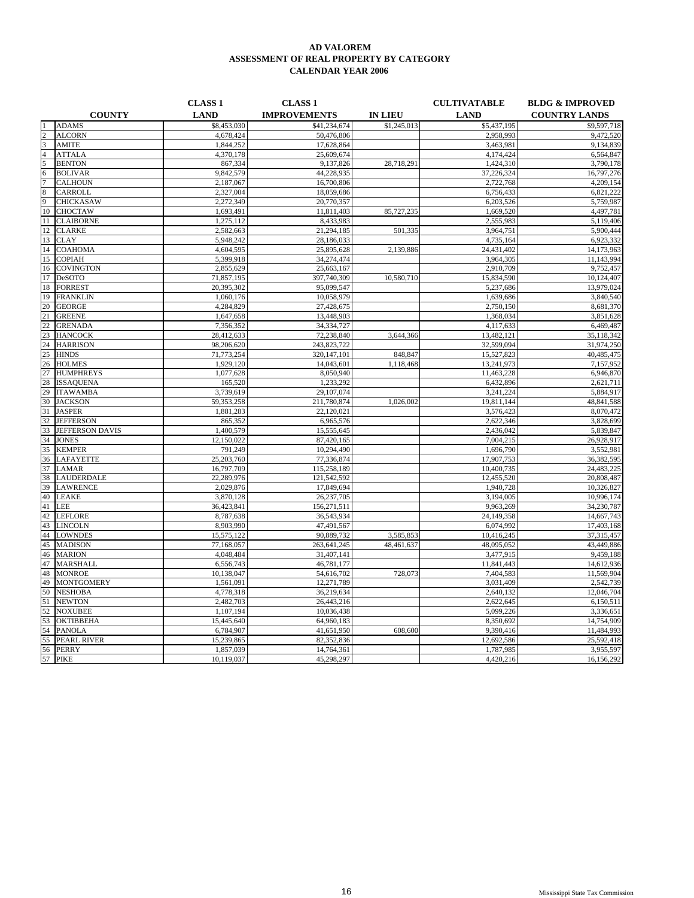# AD VALOREM
## ASSESSMENT OF REAL PROPERTY BY CATEGORY
## CALENDAR YEAR 2006

| | COUNTY | CLASS 1 LAND | CLASS 1 IMPROVEMENTS | IN LIEU | CULTIVATABLE LAND | BLDG & IMPROVED COUNTRY LANDS |
|---|---|---|---|---|---|---|
| 1 | ADAMS | $8,453,030 | $41,234,674 | $1,245,013 | $5,437,195 | $9,597,718 |
| 2 | ALCORN | 4,678,424 | 50,476,806 | | 2,958,993 | 9,472,520 |
| 3 | AMITE | 1,844,252 | 17,628,864 | | 3,463,981 | 9,134,839 |
| 4 | ATTALA | 4,370,178 | 25,609,674 | | 4,174,424 | 6,564,847 |
| 5 | BENTON | 867,334 | 9,137,826 | 28,718,291 | 1,424,310 | 3,790,178 |
| 6 | BOLIVAR | 9,842,579 | 44,228,935 | | 37,226,324 | 16,797,276 |
| 7 | CALHOUN | 2,187,067 | 16,700,806 | | 2,722,768 | 4,209,154 |
| 8 | CARROLL | 2,327,004 | 18,059,686 | | 6,756,433 | 6,821,222 |
| 9 | CHICKASAW | 2,272,349 | 20,770,357 | | 6,203,526 | 5,759,987 |
| 10 | CHOCTAW | 1,693,491 | 11,811,403 | 85,727,235 | 1,669,520 | 4,497,781 |
| 11 | CLAIBORNE | 1,275,112 | 8,433,983 | | 2,555,983 | 5,119,406 |
| 12 | CLARKE | 2,582,663 | 21,294,185 | 501,335 | 3,964,751 | 5,900,444 |
| 13 | CLAY | 5,948,242 | 28,186,033 | | 4,735,164 | 6,923,332 |
| 14 | COAHOMA | 4,604,595 | 25,895,628 | 2,139,886 | 24,431,402 | 14,173,963 |
| 15 | COPIAH | 5,399,918 | 34,274,474 | | 3,964,305 | 11,143,994 |
| 16 | COVINGTON | 2,855,629 | 25,663,167 | | 2,910,709 | 9,752,457 |
| 17 | DeSOTO | 71,857,195 | 397,740,309 | 10,580,710 | 15,834,590 | 10,124,407 |
| 18 | FORREST | 20,395,302 | 95,099,547 | | 5,237,686 | 13,979,024 |
| 19 | FRANKLIN | 1,060,176 | 10,058,979 | | 1,639,686 | 3,840,540 |
| 20 | GEORGE | 4,284,829 | 27,428,675 | | 2,750,150 | 8,681,370 |
| 21 | GREENE | 1,647,658 | 13,448,903 | | 1,368,034 | 3,851,628 |
| 22 | GRENADA | 7,356,352 | 34,334,727 | | 4,117,633 | 6,469,487 |
| 23 | HANCOCK | 28,412,633 | 72,238,840 | 3,644,366 | 13,482,121 | 35,118,342 |
| 24 | HARRISON | 98,206,620 | 243,823,722 | | 32,599,094 | 31,974,250 |
| 25 | HINDS | 71,773,254 | 320,147,101 | 848,847 | 15,527,823 | 40,485,475 |
| 26 | HOLMES | 1,929,120 | 14,043,601 | 1,118,468 | 13,241,973 | 7,157,952 |
| 27 | HUMPHREYS | 1,077,628 | 8,050,940 | | 11,463,228 | 6,946,870 |
| 28 | ISSAQUENA | 165,520 | 1,233,292 | | 6,432,896 | 2,621,711 |
| 29 | ITAWAMBA | 3,739,619 | 29,107,074 | | 3,241,224 | 5,884,917 |
| 30 | JACKSON | 59,353,258 | 211,780,874 | 1,026,002 | 19,811,144 | 48,841,588 |
| 31 | JASPER | 1,881,283 | 22,120,021 | | 3,576,423 | 8,070,472 |
| 32 | JEFFERSON | 865,352 | 6,965,576 | | 2,622,346 | 3,828,699 |
| 33 | JEFFERSON DAVIS | 1,400,579 | 15,555,645 | | 2,436,042 | 5,839,847 |
| 34 | JONES | 12,150,022 | 87,420,165 | | 7,004,215 | 26,928,917 |
| 35 | KEMPER | 791,249 | 10,294,490 | | 1,696,790 | 3,552,981 |
| 36 | LAFAYETTE | 25,203,760 | 77,336,874 | | 17,907,753 | 36,382,595 |
| 37 | LAMAR | 16,797,709 | 115,258,189 | | 10,400,735 | 24,483,225 |
| 38 | LAUDERDALE | 22,289,976 | 121,542,592 | | 12,455,520 | 20,808,487 |
| 39 | LAWRENCE | 2,029,876 | 17,849,694 | | 1,940,728 | 10,326,827 |
| 40 | LEAKE | 3,870,128 | 26,237,705 | | 3,194,005 | 10,996,174 |
| 41 | LEE | 36,423,841 | 156,271,511 | | 9,963,269 | 34,230,787 |
| 42 | LEFLORE | 8,787,638 | 36,543,934 | | 24,149,358 | 14,667,743 |
| 43 | LINCOLN | 8,903,990 | 47,491,567 | | 6,074,992 | 17,403,168 |
| 44 | LOWNDES | 15,575,122 | 90,889,732 | 3,585,853 | 10,416,245 | 37,315,457 |
| 45 | MADISON | 77,168,057 | 263,641,245 | 48,461,637 | 48,095,052 | 43,449,886 |
| 46 | MARION | 4,048,484 | 31,407,141 | | 3,477,915 | 9,459,188 |
| 47 | MARSHALL | 6,556,743 | 46,781,177 | | 11,841,443 | 14,612,936 |
| 48 | MONROE | 10,138,047 | 54,616,702 | 728,073 | 7,404,583 | 11,569,904 |
| 49 | MONTGOMERY | 1,561,091 | 12,271,789 | | 3,031,409 | 2,542,739 |
| 50 | NESHOBA | 4,778,318 | 36,219,634 | | 2,640,132 | 12,046,704 |
| 51 | NEWTON | 2,482,703 | 26,443,216 | | 2,622,645 | 6,150,511 |
| 52 | NOXUBEE | 1,107,194 | 10,036,438 | | 5,099,226 | 3,336,651 |
| 53 | OKTIBBEHA | 15,445,640 | 64,960,183 | | 8,350,692 | 14,754,909 |
| 54 | PANOLA | 6,784,907 | 41,651,950 | 608,600 | 9,390,416 | 11,484,993 |
| 55 | PEARL RIVER | 15,239,865 | 82,352,836 | | 12,692,586 | 25,592,418 |
| 56 | PERRY | 1,857,039 | 14,764,361 | | 1,787,985 | 3,955,597 |
| 57 | PIKE | 10,119,037 | 45,298,297 | | 4,420,216 | 16,156,292 |

Mississippi State Tax Commission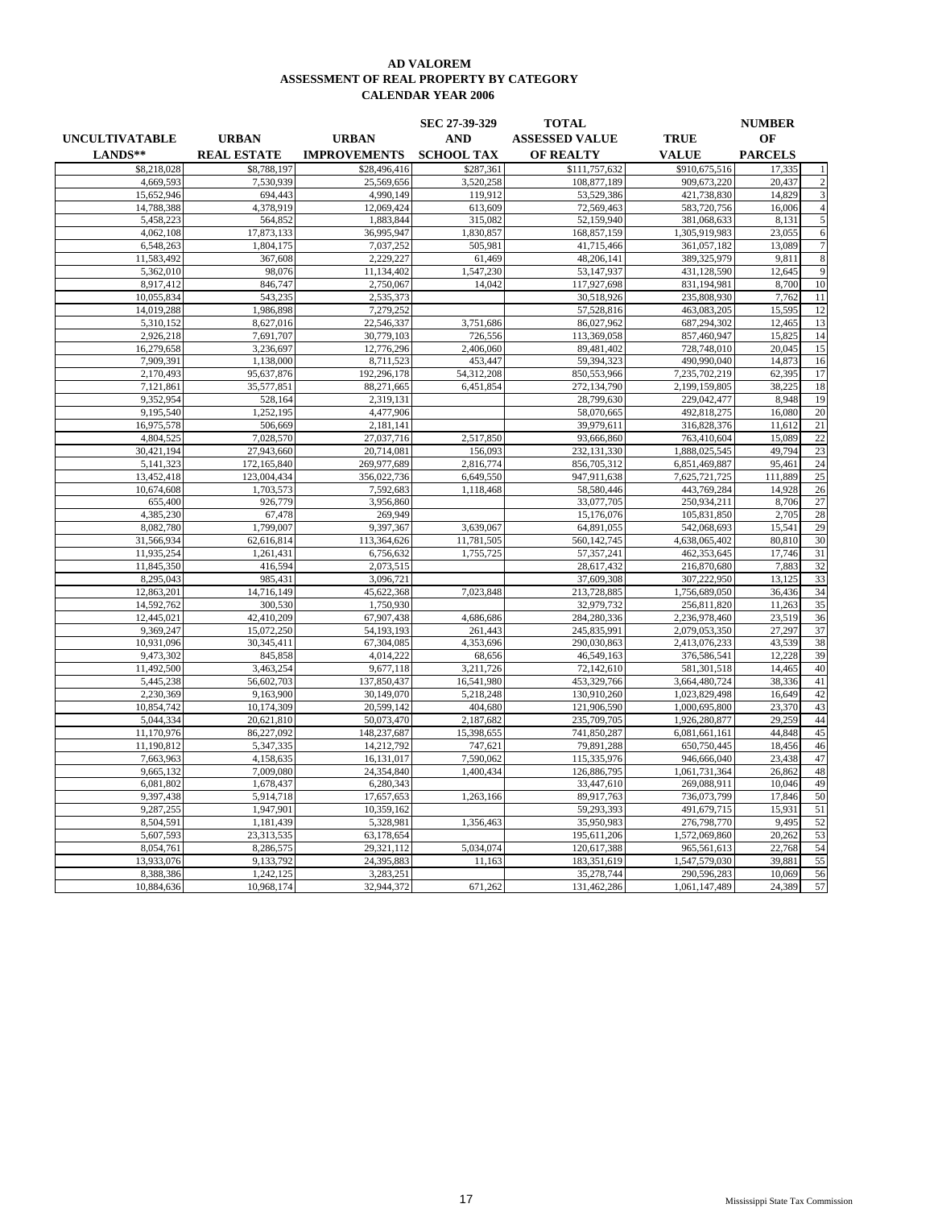# AD VALOREM
## ASSESSMENT OF REAL PROPERTY BY CATEGORY
## CALENDAR YEAR 2006

| UNCULTIVATABLE LANDS** | URBAN REAL ESTATE | URBAN IMPROVEMENTS | SEC 27-39-329 AND SCHOOL TAX | TOTAL ASSESSED VALUE OF REALTY | TRUE VALUE | NUMBER OF PARCELS | |
|---|---|---|---|---|---|---|---|
| $8,218,028 | $8,788,197 | $28,496,416 | $287,361 | $111,757,632 | $910,675,516 | 17,335 | 1 |
| 4,669,593 | 7,530,939 | 25,569,656 | 3,520,258 | 108,877,189 | 909,673,220 | 20,437 | 2 |
| 15,652,946 | 694,443 | 4,990,149 | 119,912 | 53,529,386 | 421,738,830 | 14,829 | 3 |
| 14,788,388 | 4,378,919 | 12,069,424 | 613,609 | 72,569,463 | 583,720,756 | 16,006 | 4 |
| 5,458,223 | 564,852 | 1,883,844 | 315,082 | 52,159,940 | 381,068,633 | 8,131 | 5 |
| 4,062,108 | 17,873,133 | 36,995,947 | 1,830,857 | 168,857,159 | 1,305,919,983 | 23,055 | 6 |
| 6,548,263 | 1,804,175 | 7,037,252 | 505,981 | 41,715,466 | 361,057,182 | 13,089 | 7 |
| 11,583,492 | 367,608 | 2,229,227 | 61,469 | 48,206,141 | 389,325,979 | 9,811 | 8 |
| 5,362,010 | 98,076 | 11,134,402 | 1,547,230 | 53,147,937 | 431,128,590 | 12,645 | 9 |
| 8,917,412 | 846,747 | 2,750,067 | 14,042 | 117,927,698 | 831,194,981 | 8,700 | 10 |
| 10,055,834 | 543,235 | 2,535,373 | | 30,518,926 | 235,808,930 | 7,762 | 11 |
| 14,019,288 | 1,986,898 | 7,279,252 | | 57,528,816 | 463,083,205 | 15,595 | 12 |
| 5,310,152 | 8,627,016 | 22,546,337 | 3,751,686 | 86,027,962 | 687,294,302 | 12,465 | 13 |
| 2,926,218 | 7,691,707 | 30,779,103 | 726,556 | 113,369,058 | 857,460,947 | 15,825 | 14 |
| 16,279,658 | 3,236,697 | 12,776,296 | 2,406,060 | 89,481,402 | 728,748,010 | 20,045 | 15 |
| 7,909,391 | 1,138,000 | 8,711,523 | 453,447 | 59,394,323 | 490,990,040 | 14,873 | 16 |
| 2,170,493 | 95,637,876 | 192,296,178 | 54,312,208 | 850,553,966 | 7,235,702,219 | 62,395 | 17 |
| 7,121,861 | 35,577,851 | 88,271,665 | 6,451,854 | 272,134,790 | 2,199,159,805 | 38,225 | 18 |
| 9,352,954 | 528,164 | 2,319,131 | | 28,799,630 | 229,042,477 | 8,948 | 19 |
| 9,195,540 | 1,252,195 | 4,477,906 | | 58,070,665 | 492,818,275 | 16,080 | 20 |
| 16,975,578 | 506,669 | 2,181,141 | | 39,979,611 | 316,828,376 | 11,612 | 21 |
| 4,804,525 | 7,028,570 | 27,037,716 | 2,517,850 | 93,666,860 | 763,410,604 | 15,089 | 22 |
| 30,421,194 | 27,943,660 | 20,714,081 | 156,093 | 232,131,330 | 1,888,025,545 | 49,794 | 23 |
| 5,141,323 | 172,165,840 | 269,977,689 | 2,816,774 | 856,705,312 | 6,851,469,887 | 95,461 | 24 |
| 13,452,418 | 123,004,434 | 356,022,736 | 6,649,550 | 947,911,638 | 7,625,721,725 | 111,889 | 25 |
| 10,674,608 | 1,703,573 | 7,592,683 | 1,118,468 | 58,580,446 | 443,769,284 | 14,928 | 26 |
| 655,400 | 926,779 | 3,956,860 | | 33,077,705 | 250,934,211 | 8,706 | 27 |
| 4,385,230 | 67,478 | 269,949 | | 15,176,076 | 105,831,850 | 2,705 | 28 |
| 8,082,780 | 1,799,007 | 9,397,367 | 3,639,067 | 64,891,055 | 542,068,693 | 15,541 | 29 |
| 31,566,934 | 62,616,814 | 113,364,626 | 11,781,505 | 560,142,745 | 4,638,065,402 | 80,810 | 30 |
| 11,935,254 | 1,261,431 | 6,756,632 | 1,755,725 | 57,357,241 | 462,353,645 | 17,746 | 31 |
| 11,845,350 | 416,594 | 2,073,515 | | 28,617,432 | 216,870,680 | 7,883 | 32 |
| 8,295,043 | 985,431 | 3,096,721 | | 37,609,308 | 307,222,950 | 13,125 | 33 |
| 12,863,201 | 14,716,149 | 45,622,368 | 7,023,848 | 213,728,885 | 1,756,689,050 | 36,436 | 34 |
| 14,592,762 | 300,530 | 1,750,930 | | 32,979,732 | 256,811,820 | 11,263 | 35 |
| 12,445,021 | 42,410,209 | 67,907,438 | 4,686,686 | 284,280,336 | 2,236,978,460 | 23,519 | 36 |
| 9,369,247 | 15,072,250 | 54,193,193 | 261,443 | 245,835,991 | 2,079,053,350 | 27,297 | 37 |
| 10,931,096 | 30,345,411 | 67,304,085 | 4,353,696 | 290,030,863 | 2,413,076,233 | 43,539 | 38 |
| 9,473,302 | 845,858 | 4,014,222 | 68,656 | 46,549,163 | 376,586,541 | 12,228 | 39 |
| 11,492,500 | 3,463,254 | 9,677,118 | 3,211,726 | 72,142,610 | 581,301,518 | 14,465 | 40 |
| 5,445,238 | 56,602,703 | 137,850,437 | 16,541,980 | 453,329,766 | 3,664,480,724 | 38,336 | 41 |
| 2,230,369 | 9,163,900 | 30,149,070 | 5,218,248 | 130,910,260 | 1,023,829,498 | 16,649 | 42 |
| 10,854,742 | 10,174,309 | 20,599,142 | 404,680 | 121,906,590 | 1,000,695,800 | 23,370 | 43 |
| 5,044,334 | 20,621,810 | 50,073,470 | 2,187,682 | 235,709,705 | 1,926,280,877 | 29,259 | 44 |
| 11,170,976 | 86,227,092 | 148,237,687 | 15,398,655 | 741,850,287 | 6,081,661,161 | 44,848 | 45 |
| 11,190,812 | 5,347,335 | 14,212,792 | 747,621 | 79,891,288 | 650,750,445 | 18,456 | 46 |
| 7,663,963 | 4,158,635 | 16,131,017 | 7,590,062 | 115,335,976 | 946,666,040 | 23,438 | 47 |
| 9,665,132 | 7,009,080 | 24,354,840 | 1,400,434 | 126,886,795 | 1,061,731,364 | 26,862 | 48 |
| 6,081,802 | 1,678,437 | 6,280,343 | | 33,447,610 | 269,088,911 | 10,046 | 49 |
| 9,397,438 | 5,914,718 | 17,657,653 | 1,263,166 | 89,917,763 | 736,073,799 | 17,846 | 50 |
| 9,287,255 | 1,947,901 | 10,359,162 | | 59,293,393 | 491,679,715 | 15,931 | 51 |
| 8,504,591 | 1,181,439 | 5,328,981 | 1,356,463 | 35,950,983 | 276,798,770 | 9,495 | 52 |
| 5,607,593 | 23,313,535 | 63,178,654 | | 195,611,206 | 1,572,069,860 | 20,262 | 53 |
| 8,054,761 | 8,286,575 | 29,321,112 | 5,034,074 | 120,617,388 | 965,561,613 | 22,768 | 54 |
| 13,933,076 | 9,133,792 | 24,395,883 | 11,163 | 183,351,619 | 1,547,579,030 | 39,881 | 55 |
| 8,388,386 | 1,242,125 | 3,283,251 | | 35,278,744 | 290,596,283 | 10,069 | 56 |
| 10,884,636 | 10,968,174 | 32,944,372 | 671,262 | 131,462,286 | 1,061,147,489 | 24,389 | 57 |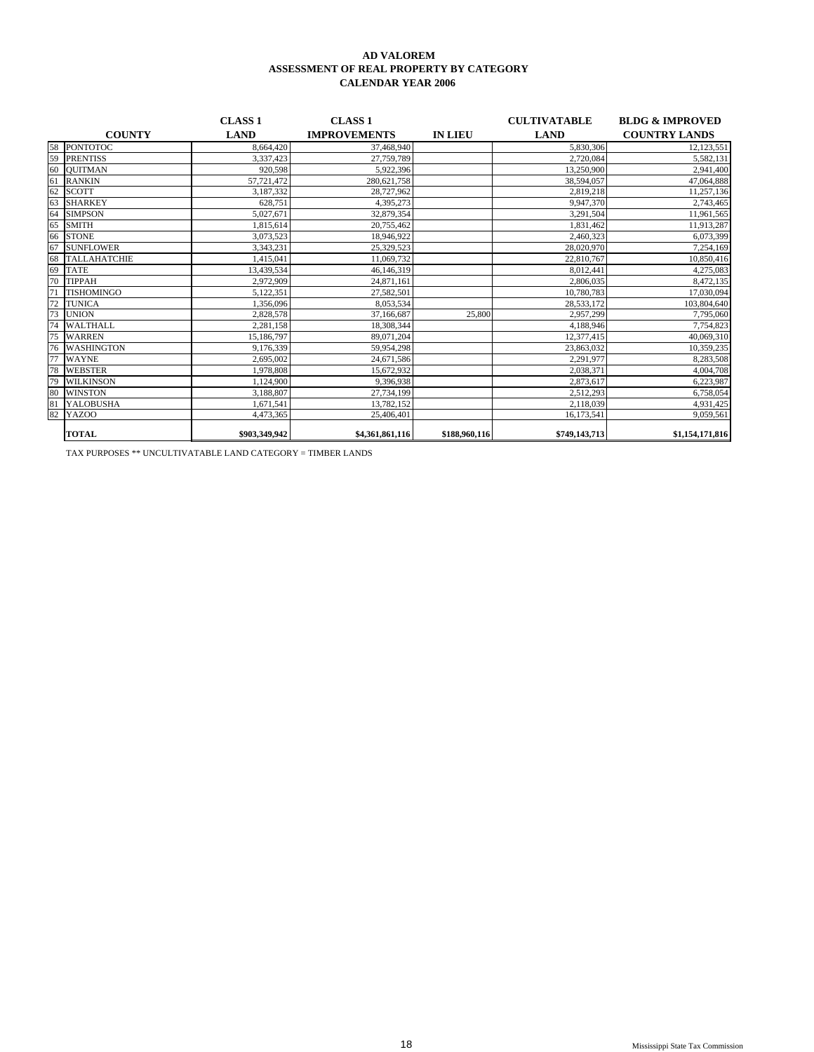# AD VALOREM
## ASSESSMENT OF REAL PROPERTY BY CATEGORY
## CALENDAR YEAR 2006

| | COUNTY | CLASS 1 LAND | CLASS 1 IMPROVEMENTS | IN LIEU | CULTIVATABLE LAND | BLDG & IMPROVED COUNTRY LANDS |
|---|---|---|---|---|---|---|
| 58 | PONTOTOC | 8,664,420 | 37,468,940 | | 5,830,306 | 12,123,551 |
| 59 | PRENTISS | 3,337,423 | 27,759,789 | | 2,720,084 | 5,582,131 |
| 60 | QUITMAN | 920,598 | 5,922,396 | | 13,250,900 | 2,941,400 |
| 61 | RANKIN | 57,721,472 | 280,621,758 | | 38,594,057 | 47,064,888 |
| 62 | SCOTT | 3,187,332 | 28,727,962 | | 2,819,218 | 11,257,136 |
| 63 | SHARKEY | 628,751 | 4,395,273 | | 9,947,370 | 2,743,465 |
| 64 | SIMPSON | 5,027,671 | 32,879,354 | | 3,291,504 | 11,961,565 |
| 65 | SMITH | 1,815,614 | 20,755,462 | | 1,831,462 | 11,913,287 |
| 66 | STONE | 3,073,523 | 18,946,922 | | 2,460,323 | 6,073,399 |
| 67 | SUNFLOWER | 3,343,231 | 25,329,523 | | 28,020,970 | 7,254,169 |
| 68 | TALLAHATCHIE | 1,415,041 | 11,069,732 | | 22,810,767 | 10,850,416 |
| 69 | TATE | 13,439,534 | 46,146,319 | | 8,012,441 | 4,275,083 |
| 70 | TIPPAH | 2,972,909 | 24,871,161 | | 2,806,035 | 8,472,135 |
| 71 | TISHOMINGO | 5,122,351 | 27,582,501 | | 10,780,783 | 17,030,094 |
| 72 | TUNICA | 1,356,096 | 8,053,534 | | 28,533,172 | 103,804,640 |
| 73 | UNION | 2,828,578 | 37,166,687 | 25,800 | 2,957,299 | 7,795,060 |
| 74 | WALTHALL | 2,281,158 | 18,308,344 | | 4,188,946 | 7,754,823 |
| 75 | WARREN | 15,186,797 | 89,071,204 | | 12,377,415 | 40,069,310 |
| 76 | WASHINGTON | 9,176,339 | 59,954,298 | | 23,863,032 | 10,359,235 |
| 77 | WAYNE | 2,695,002 | 24,671,586 | | 2,291,977 | 8,283,508 |
| 78 | WEBSTER | 1,978,808 | 15,672,932 | | 2,038,371 | 4,004,708 |
| 79 | WILKINSON | 1,124,900 | 9,396,938 | | 2,873,617 | 6,223,987 |
| 80 | WINSTON | 3,188,807 | 27,734,199 | | 2,512,293 | 6,758,054 |
| 81 | YALOBUSHA | 1,671,541 | 13,782,152 | | 2,118,039 | 4,931,425 |
| 82 | YAZOO | 4,473,365 | 25,406,401 | | 16,173,541 | 9,059,561 |
| | **TOTAL** | **$903,349,942** | **$4,361,861,116** | **$188,960,116** | **$749,143,713** | **$1,154,171,816** |

TAX PURPOSES ** UNCULTIVATABLE LAND CATEGORY = TIMBER LANDS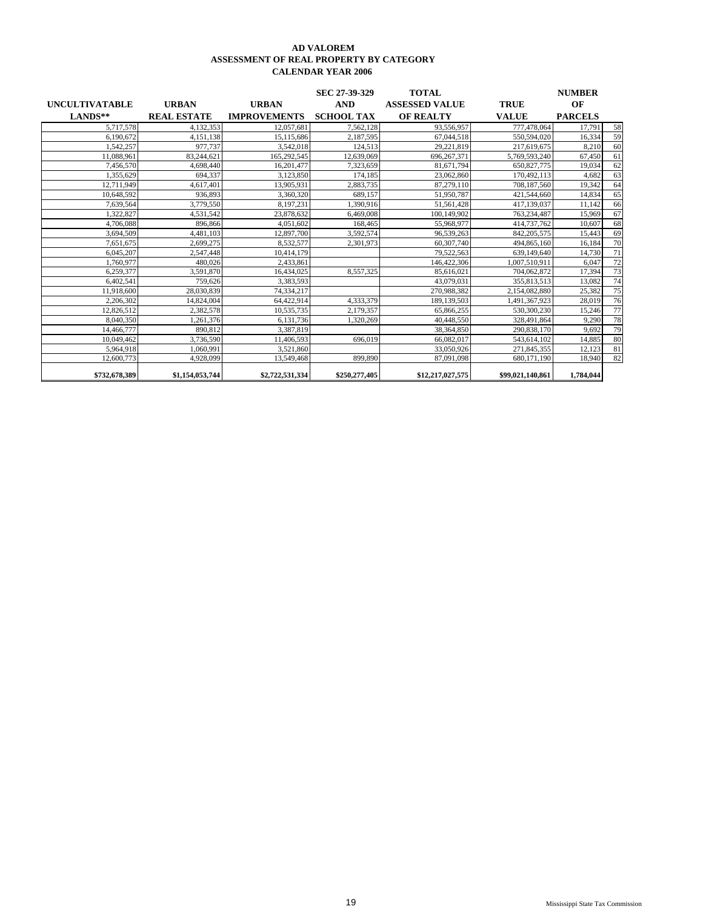# AD VALOREM
## ASSESSMENT OF REAL PROPERTY BY CATEGORY
## CALENDAR YEAR 2006

| UNCULTIVATABLE LANDS** | URBAN REAL ESTATE | URBAN IMPROVEMENTS | SEC 27-39-329 AND SCHOOL TAX | TOTAL ASSESSED VALUE OF REALTY | TRUE VALUE | NUMBER OF PARCELS | |
|---|---|---|---|---|---|---|---|
| 5,717,578 | 4,132,353 | 12,057,681 | 7,562,128 | 93,556,957 | 777,478,064 | 17,791 | 58 |
| 6,190,672 | 4,151,138 | 15,115,686 | 2,187,595 | 67,044,518 | 550,594,020 | 16,334 | 59 |
| 1,542,257 | 977,737 | 3,542,018 | 124,513 | 29,221,819 | 217,619,675 | 8,210 | 60 |
| 11,088,961 | 83,244,621 | 165,292,545 | 12,639,069 | 696,267,371 | 5,769,593,240 | 67,450 | 61 |
| 7,456,570 | 4,698,440 | 16,201,477 | 7,323,659 | 81,671,794 | 650,827,775 | 19,034 | 62 |
| 1,355,629 | 694,337 | 3,123,850 | 174,185 | 23,062,860 | 170,492,113 | 4,682 | 63 |
| 12,711,949 | 4,617,401 | 13,905,931 | 2,883,735 | 87,279,110 | 708,187,560 | 19,342 | 64 |
| 10,648,592 | 936,893 | 3,360,320 | 689,157 | 51,950,787 | 421,544,660 | 14,834 | 65 |
| 7,639,564 | 3,779,550 | 8,197,231 | 1,390,916 | 51,561,428 | 417,139,037 | 11,142 | 66 |
| 1,322,827 | 4,531,542 | 23,878,632 | 6,469,008 | 100,149,902 | 763,234,487 | 15,969 | 67 |
| 4,706,088 | 896,866 | 4,051,602 | 168,465 | 55,968,977 | 414,737,762 | 10,607 | 68 |
| 3,694,509 | 4,481,103 | 12,897,700 | 3,592,574 | 96,539,263 | 842,205,575 | 15,443 | 69 |
| 7,651,675 | 2,699,275 | 8,532,577 | 2,301,973 | 60,307,740 | 494,865,160 | 16,184 | 70 |
| 6,045,207 | 2,547,448 | 10,414,179 | | 79,522,563 | 639,149,640 | 14,730 | 71 |
| 1,760,977 | 480,026 | 2,433,861 | | 146,422,306 | 1,007,510,911 | 6,047 | 72 |
| 6,259,377 | 3,591,870 | 16,434,025 | 8,557,325 | 85,616,021 | 704,062,872 | 17,394 | 73 |
| 6,402,541 | 759,626 | 3,383,593 | | 43,079,031 | 355,813,513 | 13,082 | 74 |
| 11,918,600 | 28,030,839 | 74,334,217 | | 270,988,382 | 2,154,082,880 | 25,382 | 75 |
| 2,206,302 | 14,824,004 | 64,422,914 | 4,333,379 | 189,139,503 | 1,491,367,923 | 28,019 | 76 |
| 12,826,512 | 2,382,578 | 10,535,735 | 2,179,357 | 65,866,255 | 530,300,230 | 15,246 | 77 |
| 8,040,350 | 1,261,376 | 6,131,736 | 1,320,269 | 40,448,550 | 328,491,864 | 9,290 | 78 |
| 14,466,777 | 890,812 | 3,387,819 | | 38,364,850 | 290,838,170 | 9,692 | 79 |
| 10,049,462 | 3,736,590 | 11,406,593 | 696,019 | 66,082,017 | 543,614,102 | 14,885 | 80 |
| 5,964,918 | 1,060,991 | 3,521,860 | | 33,050,926 | 271,845,355 | 12,123 | 81 |
| 12,600,773 | 4,928,099 | 13,549,468 | 899,890 | 87,091,098 | 680,171,190 | 18,940 | 82 |
| **$732,678,389** | **$1,154,053,744** | **$2,722,531,334** | **$250,277,405** | **$12,217,027,575** | **$99,021,140,861** | **1,784,044** | |

Mississippi State Tax Commission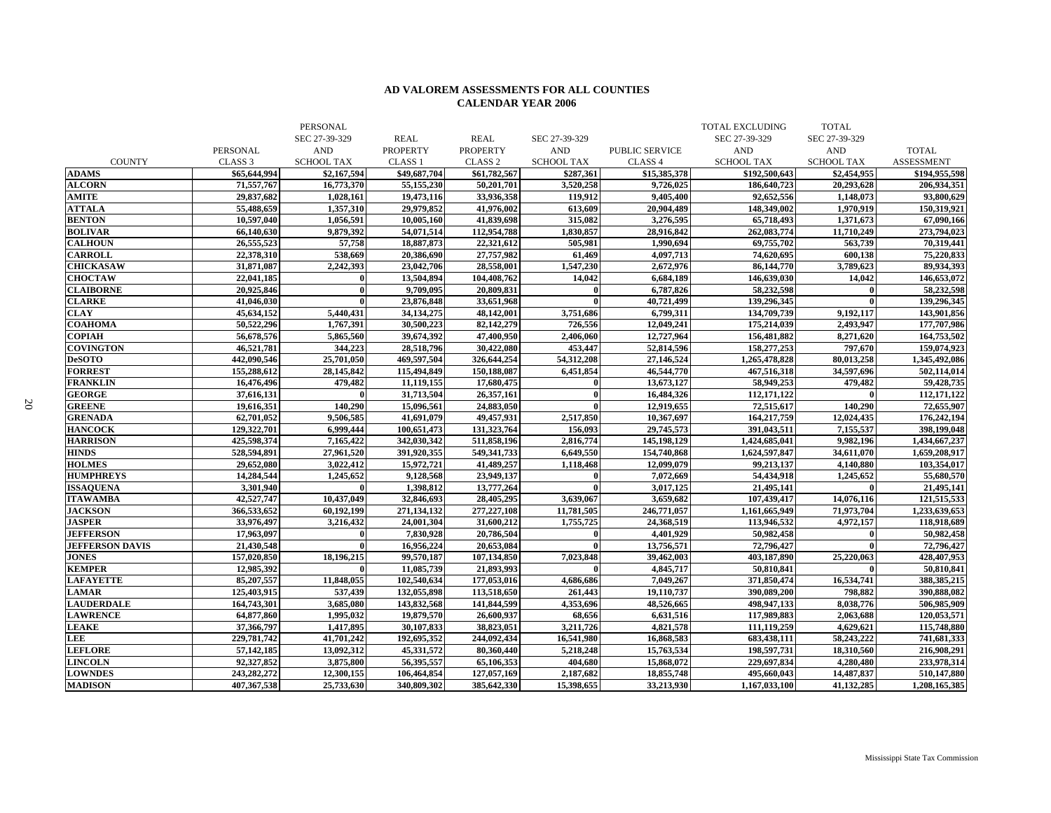## AD VALOREM ASSESSMENTS FOR ALL COUNTIES
## CALENDAR YEAR 2006

| COUNTY | PERSONAL CLASS 3 | PERSONAL SEC 27-39-329 AND SCHOOL TAX | REAL PROPERTY CLASS 1 | REAL PROPERTY CLASS 2 | SEC 27-39-329 AND SCHOOL TAX | PUBLIC SERVICE CLASS 4 | TOTAL EXCLUDING SEC 27-39-329 AND SCHOOL TAX | TOTAL SEC 27-39-329 AND SCHOOL TAX | TOTAL ASSESSMENT |
|---|---|---|---|---|---|---|---|---|---|
| **ADAMS** | **$65,644,994** | **$2,167,594** | **$49,687,704** | **$61,782,567** | **$287,361** | **$15,385,378** | **$192,500,643** | **$2,454,955** | **$194,955,598** |
| **ALCORN** | **71,557,767** | **16,773,370** | **55,155,230** | **50,201,701** | **3,520,258** | **9,726,025** | **186,640,723** | **20,293,628** | **206,934,351** |
| **AMITE** | **29,837,682** | **1,028,161** | **19,473,116** | **33,936,358** | **119,912** | **9,405,400** | **92,652,556** | **1,148,073** | **93,800,629** |
| **ATTALA** | **55,488,659** | **1,357,310** | **29,979,852** | **41,976,002** | **613,609** | **20,904,489** | **148,349,002** | **1,970,919** | **150,319,921** |
| **BENTON** | **10,597,040** | **1,056,591** | **10,005,160** | **41,839,698** | **315,082** | **3,276,595** | **65,718,493** | **1,371,673** | **67,090,166** |
| **BOLIVAR** | **66,140,630** | **9,879,392** | **54,071,514** | **112,954,788** | **1,830,857** | **28,916,842** | **262,083,774** | **11,710,249** | **273,794,023** |
| **CALHOUN** | **26,555,523** | **57,758** | **18,887,873** | **22,321,612** | **505,981** | **1,990,694** | **69,755,702** | **563,739** | **70,319,441** |
| **CARROLL** | **22,378,310** | **538,669** | **20,386,690** | **27,757,982** | **61,469** | **4,097,713** | **74,620,695** | **600,138** | **75,220,833** |
| **CHICKASAW** | **31,871,087** | **2,242,393** | **23,042,706** | **28,558,001** | **1,547,230** | **2,672,976** | **86,144,770** | **3,789,623** | **89,934,393** |
| **CHOCTAW** | **22,041,185** | **0** | **13,504,894** | **104,408,762** | **14,042** | **6,684,189** | **146,639,030** | **14,042** | **146,653,072** |
| **CLAIBORNE** | **20,925,846** | **0** | **9,709,095** | **20,809,831** | **0** | **6,787,826** | **58,232,598** | **0** | **58,232,598** |
| **CLARKE** | **41,046,030** | **0** | **23,876,848** | **33,651,968** | **0** | **40,721,499** | **139,296,345** | **0** | **139,296,345** |
| **CLAY** | **45,634,152** | **5,440,431** | **34,134,275** | **48,142,001** | **3,751,686** | **6,799,311** | **134,709,739** | **9,192,117** | **143,901,856** |
| **COAHOMA** | **50,522,296** | **1,767,391** | **30,500,223** | **82,142,279** | **726,556** | **12,049,241** | **175,214,039** | **2,493,947** | **177,707,986** |
| **COPIAH** | **56,678,576** | **5,865,560** | **39,674,392** | **47,400,950** | **2,406,060** | **12,727,964** | **156,481,882** | **8,271,620** | **164,753,502** |
| **COVINGTON** | **46,521,781** | **344,223** | **28,518,796** | **30,422,080** | **453,447** | **52,814,596** | **158,277,253** | **797,670** | **159,074,923** |
| **DeSOTO** | **442,090,546** | **25,701,050** | **469,597,504** | **326,644,254** | **54,312,208** | **27,146,524** | **1,265,478,828** | **80,013,258** | **1,345,492,086** |
| **FORREST** | **155,288,612** | **28,145,842** | **115,494,849** | **150,188,087** | **6,451,854** | **46,544,770** | **467,516,318** | **34,597,696** | **502,114,014** |
| **FRANKLIN** | **16,476,496** | **479,482** | **11,119,155** | **17,680,475** | **0** | **13,673,127** | **58,949,253** | **479,482** | **59,428,735** |
| **GEORGE** | **37,616,131** | **0** | **31,713,504** | **26,357,161** | **0** | **16,484,326** | **112,171,122** | **0** | **112,171,122** |
| **GREENE** | **19,616,351** | **140,290** | **15,096,561** | **24,883,050** | **0** | **12,919,655** | **72,515,617** | **140,290** | **72,655,907** |
| **GRENADA** | **62,701,052** | **9,506,585** | **41,691,079** | **49,457,931** | **2,517,850** | **10,367,697** | **164,217,759** | **12,024,435** | **176,242,194** |
| **HANCOCK** | **129,322,701** | **6,999,444** | **100,651,473** | **131,323,764** | **156,093** | **29,745,573** | **391,043,511** | **7,155,537** | **398,199,048** |
| **HARRISON** | **425,598,374** | **7,165,422** | **342,030,342** | **511,858,196** | **2,816,774** | **145,198,129** | **1,424,685,041** | **9,982,196** | **1,434,667,237** |
| **HINDS** | **528,594,891** | **27,961,520** | **391,920,355** | **549,341,733** | **6,649,550** | **154,740,868** | **1,624,597,847** | **34,611,070** | **1,659,208,917** |
| **HOLMES** | **29,652,080** | **3,022,412** | **15,972,721** | **41,489,257** | **1,118,468** | **12,099,079** | **99,213,137** | **4,140,880** | **103,354,017** |
| **HUMPHREYS** | **14,284,544** | **1,245,652** | **9,128,568** | **23,949,137** | **0** | **7,072,669** | **54,434,918** | **1,245,652** | **55,680,570** |
| **ISSAQUENA** | **3,301,940** | **0** | **1,398,812** | **13,777,264** | **0** | **3,017,125** | **21,495,141** | **0** | **21,495,141** |
| **ITAWAMBA** | **42,527,747** | **10,437,049** | **32,846,693** | **28,405,295** | **3,639,067** | **3,659,682** | **107,439,417** | **14,076,116** | **121,515,533** |
| **JACKSON** | **366,533,652** | **60,192,199** | **271,134,132** | **277,227,108** | **11,781,505** | **246,771,057** | **1,161,665,949** | **71,973,704** | **1,233,639,653** |
| **JASPER** | **33,976,497** | **3,216,432** | **24,001,304** | **31,600,212** | **1,755,725** | **24,368,519** | **113,946,532** | **4,972,157** | **118,918,689** |
| **JEFFERSON** | **17,963,097** | **0** | **7,830,928** | **20,786,504** | **0** | **4,401,929** | **50,982,458** | **0** | **50,982,458** |
| **JEFFERSON DAVIS** | **21,430,548** | **0** | **16,956,224** | **20,653,084** | **0** | **13,756,571** | **72,796,427** | **0** | **72,796,427** |
| **JONES** | **157,020,850** | **18,196,215** | **99,570,187** | **107,134,850** | **7,023,848** | **39,462,003** | **403,187,890** | **25,220,063** | **428,407,953** |
| **KEMPER** | **12,985,392** | **0** | **11,085,739** | **21,893,993** | **0** | **4,845,717** | **50,810,841** | **0** | **50,810,841** |
| **LAFAYETTE** | **85,207,557** | **11,848,055** | **102,540,634** | **177,053,016** | **4,686,686** | **7,049,267** | **371,850,474** | **16,534,741** | **388,385,215** |
| **LAMAR** | **125,403,915** | **537,439** | **132,055,898** | **113,518,650** | **261,443** | **19,110,737** | **390,089,200** | **798,882** | **390,888,082** |
| **LAUDERDALE** | **164,743,301** | **3,685,080** | **143,832,568** | **141,844,599** | **4,353,696** | **48,526,665** | **498,947,133** | **8,038,776** | **506,985,909** |
| **LAWRENCE** | **64,870,860** | **1,995,032** | **19,879,570** | **26,600,937** | **68,656** | **6,631,516** | **117,989,883** | **2,063,688** | **120,053,571** |
| **LEAKE** | **37,366,797** | **1,417,895** | **30,107,833** | **38,823,051** | **3,211,726** | **4,821,578** | **111,119,259** | **4,629,621** | **115,748,880** |
| **LEE** | **229,781,742** | **41,701,242** | **192,695,352** | **244,092,434** | **16,541,980** | **16,868,583** | **683,438,111** | **58,243,222** | **741,681,333** |
| **LEFLORE** | **57,142,185** | **13,092,312** | **45,331,572** | **80,360,440** | **5,218,248** | **15,763,534** | **198,597,731** | **18,310,560** | **216,908,291** |
| **LINCOLN** | **92,327,852** | **3,875,800** | **56,395,557** | **65,106,353** | **404,680** | **15,868,072** | **229,697,834** | **4,280,480** | **233,978,314** |
| **LOWNDES** | **243,282,272** | **12,300,155** | **106,464,854** | **127,057,169** | **2,187,682** | **18,855,748** | **495,660,043** | **14,487,837** | **510,147,880** |
| **MADISON** | **407,367,538** | **25,733,630** | **340,809,302** | **385,642,330** | **15,398,655** | **33,213,930** | **1,167,033,100** | **41,132,285** | **1,208,165,385** |

Mississippi State Tax Commission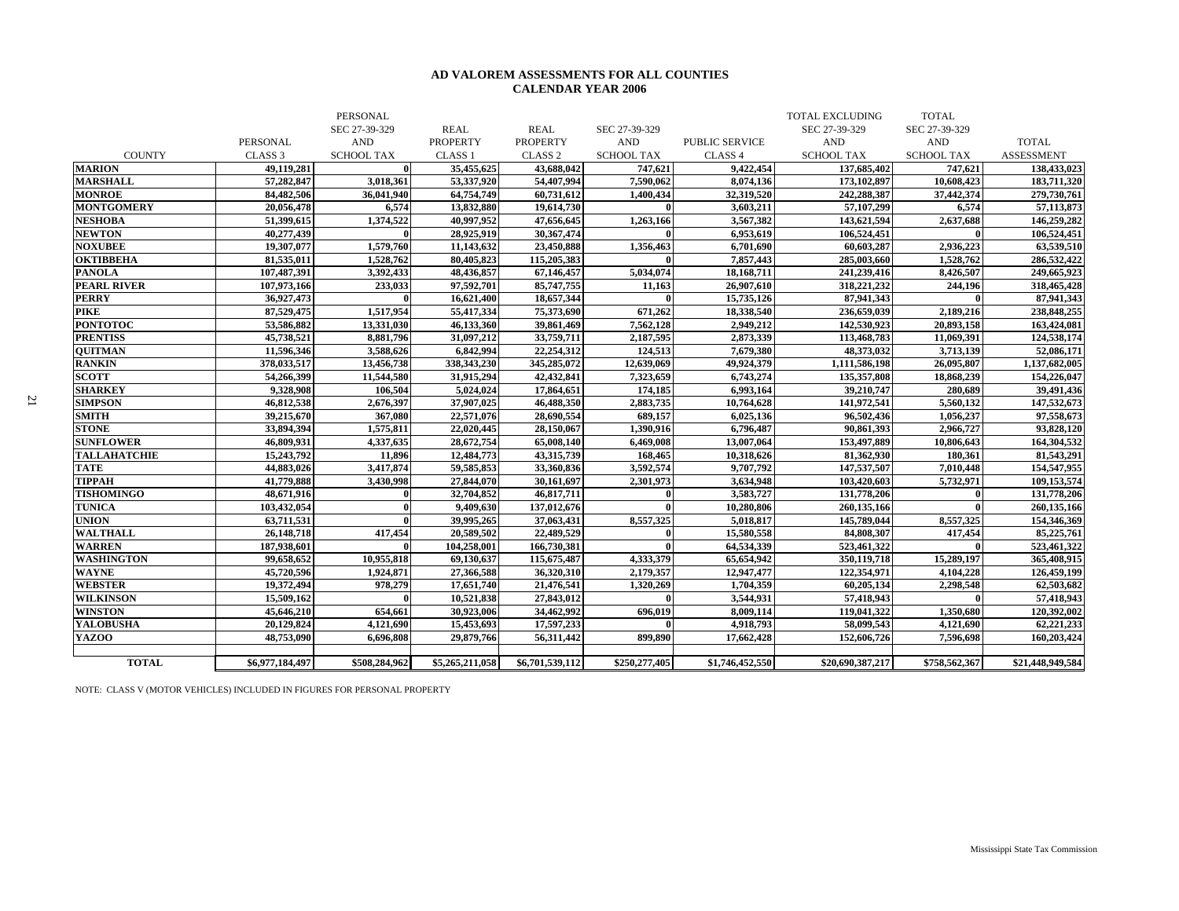## AD VALOREM ASSESSMENTS FOR ALL COUNTIES
## CALENDAR YEAR 2006

| COUNTY | PERSONAL CLASS 3 | PERSONAL SEC 27-39-329 AND SCHOOL TAX | REAL PROPERTY CLASS 1 | REAL PROPERTY CLASS 2 | SEC 27-39-329 AND SCHOOL TAX | PUBLIC SERVICE CLASS 4 | TOTAL EXCLUDING SEC 27-39-329 AND SCHOOL TAX | TOTAL SEC 27-39-329 AND SCHOOL TAX | TOTAL ASSESSMENT |
|---|---|---|---|---|---|---|---|---|---|
| MARION | 49,119,281 | 0 | 35,455,625 | 43,688,042 | 747,621 | 9,422,454 | 137,685,402 | 747,621 | 138,433,023 |
| MARSHALL | 57,282,847 | 3,018,361 | 53,337,920 | 54,407,994 | 7,590,062 | 8,074,136 | 173,102,897 | 10,608,423 | 183,711,320 |
| MONROE | 84,482,506 | 36,041,940 | 64,754,749 | 60,731,612 | 1,400,434 | 32,319,520 | 242,288,387 | 37,442,374 | 279,730,761 |
| MONTGOMERY | 20,056,478 | 6,574 | 13,832,880 | 19,614,730 | 0 | 3,603,211 | 57,107,299 | 6,574 | 57,113,873 |
| NESHOBA | 51,399,615 | 1,374,522 | 40,997,952 | 47,656,645 | 1,263,166 | 3,567,382 | 143,621,594 | 2,637,688 | 146,259,282 |
| NEWTON | 40,277,439 | 0 | 28,925,919 | 30,367,474 | 0 | 6,953,619 | 106,524,451 | 0 | 106,524,451 |
| NOXUBEE | 19,307,077 | 1,579,760 | 11,143,632 | 23,450,888 | 1,356,463 | 6,701,690 | 60,603,287 | 2,936,223 | 63,539,510 |
| OKTIBBEHA | 81,535,011 | 1,528,762 | 80,405,823 | 115,205,383 | 0 | 7,857,443 | 285,003,660 | 1,528,762 | 286,532,422 |
| PANOLA | 107,487,391 | 3,392,433 | 48,436,857 | 67,146,457 | 5,034,074 | 18,168,711 | 241,239,416 | 8,426,507 | 249,665,923 |
| PEARL RIVER | 107,973,166 | 233,033 | 97,592,701 | 85,747,755 | 11,163 | 26,907,610 | 318,221,232 | 244,196 | 318,465,428 |
| PERRY | 36,927,473 | 0 | 16,621,400 | 18,657,344 | 0 | 15,735,126 | 87,941,343 | 0 | 87,941,343 |
| PIKE | 87,529,475 | 1,517,954 | 55,417,334 | 75,373,690 | 671,262 | 18,338,540 | 236,659,039 | 2,189,216 | 238,848,255 |
| PONTOTOC | 53,586,882 | 13,331,030 | 46,133,360 | 39,861,469 | 7,562,128 | 2,949,212 | 142,530,923 | 20,893,158 | 163,424,081 |
| PRENTISS | 45,738,521 | 8,881,796 | 31,097,212 | 33,759,711 | 2,187,595 | 2,873,339 | 113,468,783 | 11,069,391 | 124,538,174 |
| QUITMAN | 11,596,346 | 3,588,626 | 6,842,994 | 22,254,312 | 124,513 | 7,679,380 | 48,373,032 | 3,713,139 | 52,086,171 |
| RANKIN | 378,033,517 | 13,456,738 | 338,343,230 | 345,285,072 | 12,639,069 | 49,924,379 | 1,111,586,198 | 26,095,807 | 1,137,682,005 |
| SCOTT | 54,266,399 | 11,544,580 | 31,915,294 | 42,432,841 | 7,323,659 | 6,743,274 | 135,357,808 | 18,868,239 | 154,226,047 |
| SHARKEY | 9,328,908 | 106,504 | 5,024,024 | 17,864,651 | 174,185 | 6,993,164 | 39,210,747 | 280,689 | 39,491,436 |
| SIMPSON | 46,812,538 | 2,676,397 | 37,907,025 | 46,488,350 | 2,883,735 | 10,764,628 | 141,972,541 | 5,560,132 | 147,532,673 |
| SMITH | 39,215,670 | 367,080 | 22,571,076 | 28,690,554 | 689,157 | 6,025,136 | 96,502,436 | 1,056,237 | 97,558,673 |
| STONE | 33,894,394 | 1,575,811 | 22,020,445 | 28,150,067 | 1,390,916 | 6,796,487 | 90,861,393 | 2,966,727 | 93,828,120 |
| SUNFLOWER | 46,809,931 | 4,337,635 | 28,672,754 | 65,008,140 | 6,469,008 | 13,007,064 | 153,497,889 | 10,806,643 | 164,304,532 |
| TALLAHATCHIE | 15,243,792 | 11,896 | 12,484,773 | 43,315,739 | 168,465 | 10,318,626 | 81,362,930 | 180,361 | 81,543,291 |
| TATE | 44,883,026 | 3,417,874 | 59,585,853 | 33,360,836 | 3,592,574 | 9,707,792 | 147,537,507 | 7,010,448 | 154,547,955 |
| TIPPAH | 41,779,888 | 3,430,998 | 27,844,070 | 30,161,697 | 2,301,973 | 3,634,948 | 103,420,603 | 5,732,971 | 109,153,574 |
| TISHOMINGO | 48,671,916 | 0 | 32,704,852 | 46,817,711 | 0 | 3,583,727 | 131,778,206 | 0 | 131,778,206 |
| TUNICA | 103,432,054 | 0 | 9,409,630 | 137,012,676 | 0 | 10,280,806 | 260,135,166 | 0 | 260,135,166 |
| UNION | 63,711,531 | 0 | 39,995,265 | 37,063,431 | 8,557,325 | 5,018,817 | 145,789,044 | 8,557,325 | 154,346,369 |
| WALTHALL | 26,148,718 | 417,454 | 20,589,502 | 22,489,529 | 0 | 15,580,558 | 84,808,307 | 417,454 | 85,225,761 |
| WARREN | 187,938,601 | 0 | 104,258,001 | 166,730,381 | 0 | 64,534,339 | 523,461,322 | 0 | 523,461,322 |
| WASHINGTON | 99,658,652 | 10,955,818 | 69,130,637 | 115,675,487 | 4,333,379 | 65,654,942 | 350,119,718 | 15,289,197 | 365,408,915 |
| WAYNE | 45,720,596 | 1,924,871 | 27,366,588 | 36,320,310 | 2,179,357 | 12,947,477 | 122,354,971 | 4,104,228 | 126,459,199 |
| WEBSTER | 19,372,494 | 978,279 | 17,651,740 | 21,476,541 | 1,320,269 | 1,704,359 | 60,205,134 | 2,298,548 | 62,503,682 |
| WILKINSON | 15,509,162 | 0 | 10,521,838 | 27,843,012 | 0 | 3,544,931 | 57,418,943 | 0 | 57,418,943 |
| WINSTON | 45,646,210 | 654,661 | 30,923,006 | 34,462,992 | 696,019 | 8,009,114 | 119,041,322 | 1,350,680 | 120,392,002 |
| YALOBUSHA | 20,129,824 | 4,121,690 | 15,453,693 | 17,597,233 | 0 | 4,918,793 | 58,099,543 | 4,121,690 | 62,221,233 |
| YAZOO | 48,753,090 | 6,696,808 | 29,879,766 | 56,311,442 | 899,890 | 17,662,428 | 152,606,726 | 7,596,698 | 160,203,424 |
| TOTAL | $6,977,184,497 | $508,284,962 | $5,265,211,058 | $6,701,539,112 | $250,277,405 | $1,746,452,550 | $20,690,387,217 | $758,562,367 | $21,448,949,584 |

NOTE: CLASS V (MOTOR VEHICLES) INCLUDED IN FIGURES FOR PERSONAL PROPERTY

Mississippi State Tax Commission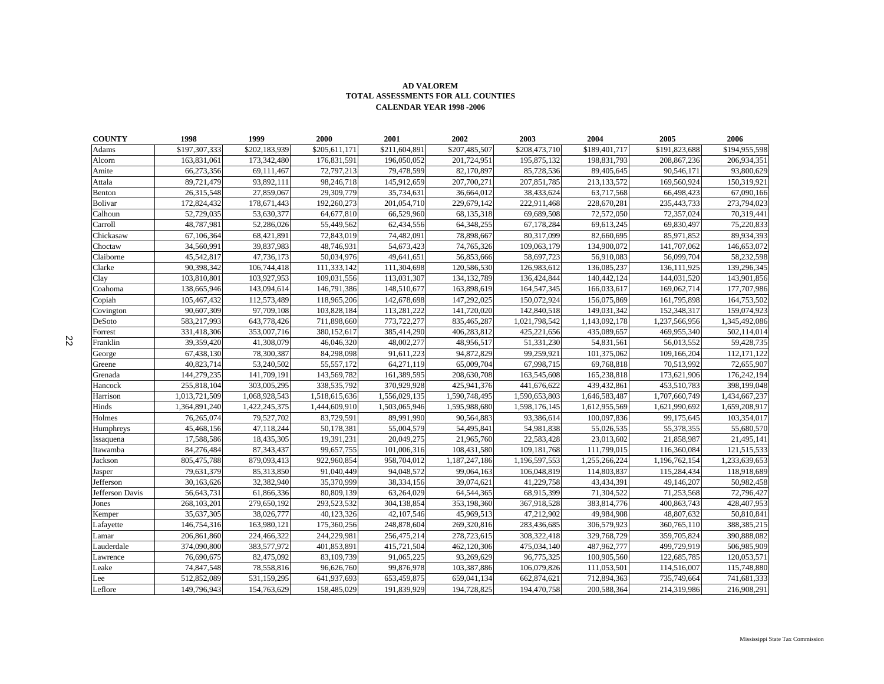**AD VALOREM**
**TOTAL ASSESSMENTS FOR ALL COUNTIES**
**CALENDAR YEAR 1998 -2006**

| COUNTY | 1998 | 1999 | 2000 | 2001 | 2002 | 2003 | 2004 | 2005 | 2006 |
|---|---|---|---|---|---|---|---|---|---|
| Adams | $197,307,333 | $202,183,939 | $205,611,171 | $211,604,891 | $207,485,507 | $208,473,710 | $189,401,717 | $191,823,688 | $194,955,598 |
| Alcorn | 163,831,061 | 173,342,480 | 176,831,591 | 196,050,052 | 201,724,951 | 195,875,132 | 198,831,793 | 208,867,236 | 206,934,351 |
| Amite | 66,273,356 | 69,111,467 | 72,797,213 | 79,478,599 | 82,170,897 | 85,728,536 | 89,405,645 | 90,546,171 | 93,800,629 |
| Attala | 89,721,479 | 93,892,111 | 98,246,718 | 145,912,659 | 207,700,271 | 207,851,785 | 213,133,572 | 169,560,924 | 150,319,921 |
| Benton | 26,315,548 | 27,859,067 | 29,309,779 | 35,734,631 | 36,664,012 | 38,433,624 | 63,717,568 | 66,498,423 | 67,090,166 |
| Bolivar | 172,824,432 | 178,671,443 | 192,260,273 | 201,054,710 | 229,679,142 | 222,911,468 | 228,670,281 | 235,443,733 | 273,794,023 |
| Calhoun | 52,729,035 | 53,630,377 | 64,677,810 | 66,529,960 | 68,135,318 | 69,689,508 | 72,572,050 | 72,357,024 | 70,319,441 |
| Carroll | 48,787,981 | 52,286,026 | 55,449,562 | 62,434,556 | 64,348,255 | 67,178,284 | 69,613,245 | 69,830,497 | 75,220,833 |
| Chickasaw | 67,106,364 | 68,421,891 | 72,843,019 | 74,482,091 | 78,898,667 | 80,317,099 | 82,660,695 | 85,971,852 | 89,934,393 |
| Choctaw | 34,560,991 | 39,837,983 | 48,746,931 | 54,673,423 | 74,765,326 | 109,063,179 | 134,900,072 | 141,707,062 | 146,653,072 |
| Claiborne | 45,542,817 | 47,736,173 | 50,034,976 | 49,641,651 | 56,853,666 | 58,697,723 | 56,910,083 | 56,099,704 | 58,232,598 |
| Clarke | 90,398,342 | 106,744,418 | 111,333,142 | 111,304,698 | 120,586,530 | 126,983,612 | 136,085,237 | 136,111,925 | 139,296,345 |
| Clay | 103,810,801 | 103,927,953 | 109,031,556 | 113,031,307 | 134,132,789 | 136,424,844 | 140,442,124 | 144,031,520 | 143,901,856 |
| Coahoma | 138,665,946 | 143,094,614 | 146,791,386 | 148,510,677 | 163,898,619 | 164,547,345 | 166,033,617 | 169,062,714 | 177,707,986 |
| Copiah | 105,467,432 | 112,573,489 | 118,965,206 | 142,678,698 | 147,292,025 | 150,072,924 | 156,075,869 | 161,795,898 | 164,753,502 |
| Covington | 90,607,309 | 97,709,108 | 103,828,184 | 113,281,222 | 141,720,020 | 142,840,518 | 149,031,342 | 152,348,317 | 159,074,923 |
| DeSoto | 583,217,993 | 643,778,426 | 711,898,660 | 773,722,277 | 835,465,287 | 1,021,798,542 | 1,143,092,178 | 1,237,566,956 | 1,345,492,086 |
| Forrest | 331,418,306 | 353,007,716 | 380,152,617 | 385,414,290 | 406,283,812 | 425,221,656 | 435,089,657 | 469,955,340 | 502,114,014 |
| Franklin | 39,359,420 | 41,308,079 | 46,046,320 | 48,002,277 | 48,956,517 | 51,331,230 | 54,831,561 | 56,013,552 | 59,428,735 |
| George | 67,438,130 | 78,300,387 | 84,298,098 | 91,611,223 | 94,872,829 | 99,259,921 | 101,375,062 | 109,166,204 | 112,171,122 |
| Greene | 40,823,714 | 53,240,502 | 55,557,172 | 64,271,119 | 65,009,704 | 67,998,715 | 69,768,818 | 70,513,992 | 72,655,907 |
| Grenada | 144,279,235 | 141,709,191 | 143,569,782 | 161,389,595 | 208,630,708 | 163,545,608 | 165,238,818 | 173,621,906 | 176,242,194 |
| Hancock | 255,818,104 | 303,005,295 | 338,535,792 | 370,929,928 | 425,941,376 | 441,676,622 | 439,432,861 | 453,510,783 | 398,199,048 |
| Harrison | 1,013,721,509 | 1,068,928,543 | 1,518,615,636 | 1,556,029,135 | 1,590,748,495 | 1,590,653,803 | 1,646,583,487 | 1,707,660,749 | 1,434,667,237 |
| Hinds | 1,364,891,240 | 1,422,245,375 | 1,444,609,910 | 1,503,065,946 | 1,595,988,680 | 1,598,176,145 | 1,612,955,569 | 1,621,990,692 | 1,659,208,917 |
| Holmes | 76,265,074 | 79,527,702 | 83,729,591 | 89,991,990 | 90,564,883 | 93,386,614 | 100,097,836 | 99,175,645 | 103,354,017 |
| Humphreys | 45,468,156 | 47,118,244 | 50,178,381 | 55,004,579 | 54,495,841 | 54,981,838 | 55,026,535 | 55,378,355 | 55,680,570 |
| Issaquena | 17,588,586 | 18,435,305 | 19,391,231 | 20,049,275 | 21,965,760 | 22,583,428 | 23,013,602 | 21,858,987 | 21,495,141 |
| Itawamba | 84,276,484 | 87,343,437 | 99,657,755 | 101,006,316 | 108,431,580 | 109,181,768 | 111,799,015 | 116,360,084 | 121,515,533 |
| Jackson | 805,475,788 | 879,093,413 | 922,960,854 | 958,704,012 | 1,187,247,186 | 1,196,597,553 | 1,255,266,224 | 1,196,762,154 | 1,233,639,653 |
| Jasper | 79,631,379 | 85,313,850 | 91,040,449 | 94,048,572 | 99,064,163 | 106,048,819 | 114,803,837 | 115,284,434 | 118,918,689 |
| Jefferson | 30,163,626 | 32,382,940 | 35,370,999 | 38,334,156 | 39,074,621 | 41,229,758 | 43,434,391 | 49,146,207 | 50,982,458 |
| Jefferson Davis | 56,643,731 | 61,866,336 | 80,809,139 | 63,264,029 | 64,544,365 | 68,915,399 | 71,304,522 | 71,253,568 | 72,796,427 |
| Jones | 268,103,201 | 279,650,192 | 293,523,532 | 304,138,854 | 353,198,360 | 367,918,528 | 383,814,776 | 400,863,743 | 428,407,953 |
| Kemper | 35,637,305 | 38,026,777 | 40,123,326 | 42,107,546 | 45,969,513 | 47,212,902 | 49,984,908 | 48,807,632 | 50,810,841 |
| Lafayette | 146,754,316 | 163,980,121 | 175,360,256 | 248,878,604 | 269,320,816 | 283,436,685 | 306,579,923 | 360,765,110 | 388,385,215 |
| Lamar | 206,861,860 | 224,466,322 | 244,229,981 | 256,475,214 | 278,723,615 | 308,322,418 | 329,768,729 | 359,705,824 | 390,888,082 |
| Lauderdale | 374,090,800 | 383,577,972 | 401,853,891 | 415,721,504 | 462,120,306 | 475,034,140 | 487,962,777 | 499,729,919 | 506,985,909 |
| Lawrence | 76,690,675 | 82,475,092 | 83,109,739 | 91,065,225 | 93,269,629 | 96,775,325 | 100,905,560 | 122,685,785 | 120,053,571 |
| Leake | 74,847,548 | 78,558,816 | 96,626,760 | 99,876,978 | 103,387,886 | 106,079,826 | 111,053,501 | 114,516,007 | 115,748,880 |
| Lee | 512,852,089 | 531,159,295 | 641,937,693 | 653,459,875 | 659,041,134 | 662,874,621 | 712,894,363 | 735,749,664 | 741,681,333 |
| Leflore | 149,796,943 | 154,763,629 | 158,485,029 | 191,839,929 | 194,728,825 | 194,470,758 | 200,588,364 | 214,319,986 | 216,908,291 |

Mississippi State Tax Commission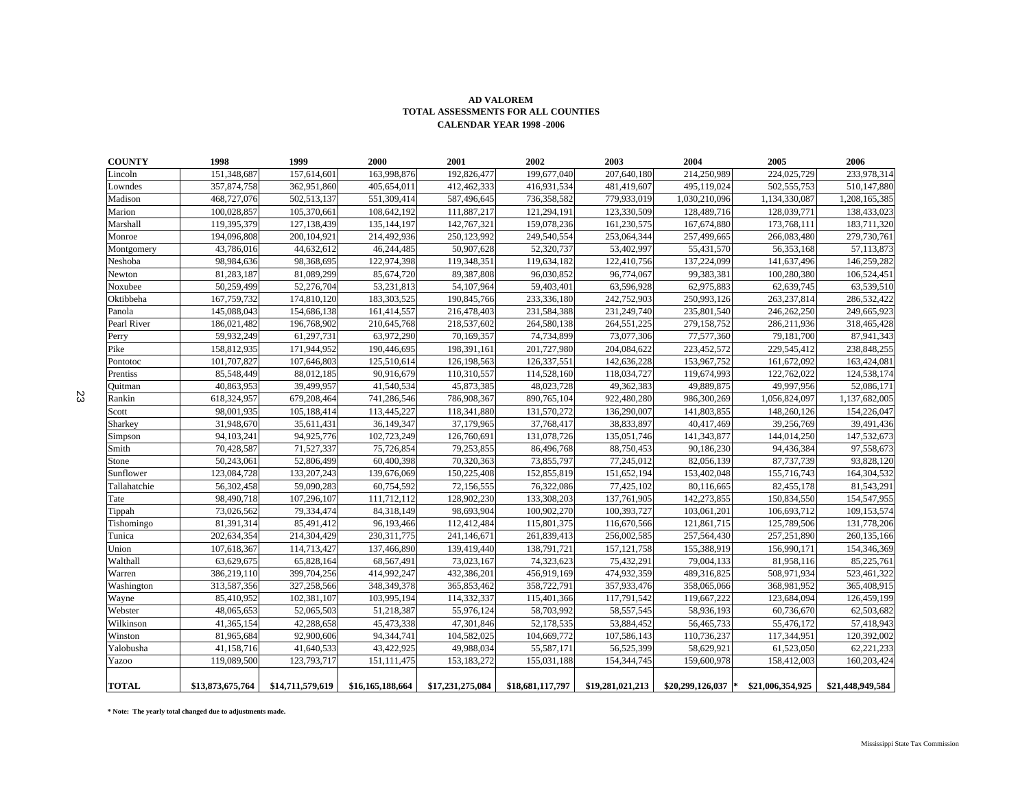**AD VALOREM**
**TOTAL ASSESSMENTS FOR ALL COUNTIES**
**CALENDAR YEAR 1998 -2006**

| COUNTY | 1998 | 1999 | 2000 | 2001 | 2002 | 2003 | 2004 | 2005 | 2006 |
|---|---|---|---|---|---|---|---|---|---|
| Lincoln | 151,348,687 | 157,614,601 | 163,998,876 | 192,826,477 | 199,677,040 | 207,640,180 | 214,250,989 | 224,025,729 | 233,978,314 |
| Lowndes | 357,874,758 | 362,951,860 | 405,654,011 | 412,462,333 | 416,931,534 | 481,419,607 | 495,119,024 | 502,555,753 | 510,147,880 |
| Madison | 468,727,076 | 502,513,137 | 551,309,414 | 587,496,645 | 736,358,582 | 779,933,019 | 1,030,210,096 | 1,134,330,087 | 1,208,165,385 |
| Marion | 100,028,857 | 105,370,661 | 108,642,192 | 111,887,217 | 121,294,191 | 123,330,509 | 128,489,716 | 128,039,771 | 138,433,023 |
| Marshall | 119,395,379 | 127,138,439 | 135,144,197 | 142,767,321 | 159,078,236 | 161,230,575 | 167,674,880 | 173,768,111 | 183,711,320 |
| Monroe | 194,096,808 | 200,104,921 | 214,492,936 | 250,123,992 | 249,540,554 | 253,064,344 | 257,499,665 | 266,083,480 | 279,730,761 |
| Montgomery | 43,786,016 | 44,632,612 | 46,244,485 | 50,907,628 | 52,320,737 | 53,402,997 | 55,431,570 | 56,353,168 | 57,113,873 |
| Neshoba | 98,984,636 | 98,368,695 | 122,974,398 | 119,348,351 | 119,634,182 | 122,410,756 | 137,224,099 | 141,637,496 | 146,259,282 |
| Newton | 81,283,187 | 81,089,299 | 85,674,720 | 89,387,808 | 96,030,852 | 96,774,067 | 99,383,381 | 100,280,380 | 106,524,451 |
| Noxubee | 50,259,499 | 52,276,704 | 53,231,813 | 54,107,964 | 59,403,401 | 63,596,928 | 62,975,883 | 62,639,745 | 63,539,510 |
| Oktibbeha | 167,759,732 | 174,810,120 | 183,303,525 | 190,845,766 | 233,336,180 | 242,752,903 | 250,993,126 | 263,237,814 | 286,532,422 |
| Panola | 145,088,043 | 154,686,138 | 161,414,557 | 216,478,403 | 231,584,388 | 231,249,740 | 235,801,540 | 246,262,250 | 249,665,923 |
| Pearl River | 186,021,482 | 196,768,902 | 210,645,768 | 218,537,602 | 264,580,138 | 264,551,225 | 279,158,752 | 286,211,936 | 318,465,428 |
| Perry | 59,932,249 | 61,297,731 | 63,972,290 | 70,169,357 | 74,734,899 | 73,077,306 | 77,577,360 | 79,181,700 | 87,941,343 |
| Pike | 158,812,935 | 171,944,952 | 190,446,695 | 198,391,161 | 201,727,980 | 204,084,622 | 223,452,572 | 229,545,412 | 238,848,255 |
| Pontotoc | 101,707,827 | 107,646,803 | 125,510,614 | 126,198,563 | 126,337,551 | 142,636,228 | 153,967,752 | 161,672,092 | 163,424,081 |
| Prentiss | 85,548,449 | 88,012,185 | 90,916,679 | 110,310,557 | 114,528,160 | 118,034,727 | 119,674,993 | 122,762,022 | 124,538,174 |
| Quitman | 40,863,953 | 39,499,957 | 41,540,534 | 45,873,385 | 48,023,728 | 49,362,383 | 49,889,875 | 49,997,956 | 52,086,171 |
| Rankin | 618,324,957 | 679,208,464 | 741,286,546 | 786,908,367 | 890,765,104 | 922,480,280 | 986,300,269 | 1,056,824,097 | 1,137,682,005 |
| Scott | 98,001,935 | 105,188,414 | 113,445,227 | 118,341,880 | 131,570,272 | 136,290,007 | 141,803,855 | 148,260,126 | 154,226,047 |
| Sharkey | 31,948,670 | 35,611,431 | 36,149,347 | 37,179,965 | 37,768,417 | 38,833,897 | 40,417,469 | 39,256,769 | 39,491,436 |
| Simpson | 94,103,241 | 94,925,776 | 102,723,249 | 126,760,691 | 131,078,726 | 135,051,746 | 141,343,877 | 144,014,250 | 147,532,673 |
| Smith | 70,428,587 | 71,527,337 | 75,726,854 | 79,253,855 | 86,496,768 | 88,750,453 | 90,186,230 | 94,436,384 | 97,558,673 |
| Stone | 50,243,061 | 52,806,499 | 60,400,398 | 70,320,363 | 73,855,797 | 77,245,012 | 82,056,139 | 87,737,739 | 93,828,120 |
| Sunflower | 123,084,728 | 133,207,243 | 139,676,069 | 150,225,408 | 152,855,819 | 151,652,194 | 153,402,048 | 155,716,743 | 164,304,532 |
| Tallahatchie | 56,302,458 | 59,090,283 | 60,754,592 | 72,156,555 | 76,322,086 | 77,425,102 | 80,116,665 | 82,455,178 | 81,543,291 |
| Tate | 98,490,718 | 107,296,107 | 111,712,112 | 128,902,230 | 133,308,203 | 137,761,905 | 142,273,855 | 150,834,550 | 154,547,955 |
| Tippah | 73,026,562 | 79,334,474 | 84,318,149 | 98,693,904 | 100,902,270 | 100,393,727 | 103,061,201 | 106,693,712 | 109,153,574 |
| Tishomingo | 81,391,314 | 85,491,412 | 96,193,466 | 112,412,484 | 115,801,375 | 116,670,566 | 121,861,715 | 125,789,506 | 131,778,206 |
| Tunica | 202,634,354 | 214,304,429 | 230,311,775 | 241,146,671 | 261,839,413 | 256,002,585 | 257,564,430 | 257,251,890 | 260,135,166 |
| Union | 107,618,367 | 114,713,427 | 137,466,890 | 139,419,440 | 138,791,721 | 157,121,758 | 155,388,919 | 156,990,171 | 154,346,369 |
| Walthall | 63,629,675 | 65,828,164 | 68,567,491 | 73,023,167 | 74,323,623 | 75,432,291 | 79,004,133 | 81,958,116 | 85,225,761 |
| Warren | 386,219,110 | 399,704,256 | 414,992,247 | 432,386,201 | 456,919,169 | 474,932,359 | 489,316,825 | 508,971,934 | 523,461,322 |
| Washington | 313,587,356 | 327,258,566 | 348,349,378 | 365,853,462 | 358,722,791 | 357,933,476 | 358,065,066 | 368,981,952 | 365,408,915 |
| Wayne | 85,410,952 | 102,381,107 | 103,995,194 | 114,332,337 | 115,401,366 | 117,791,542 | 119,667,222 | 123,684,094 | 126,459,199 |
| Webster | 48,065,653 | 52,065,503 | 51,218,387 | 55,976,124 | 58,703,992 | 58,557,545 | 58,936,193 | 60,736,670 | 62,503,682 |
| Wilkinson | 41,365,154 | 42,288,658 | 45,473,338 | 47,301,846 | 52,178,535 | 53,884,452 | 56,465,733 | 55,476,172 | 57,418,943 |
| Winston | 81,965,684 | 92,900,606 | 94,344,741 | 104,582,025 | 104,669,772 | 107,586,143 | 110,736,237 | 117,344,951 | 120,392,002 |
| Yalobusha | 41,158,716 | 41,640,533 | 43,422,925 | 49,988,034 | 55,587,171 | 56,525,399 | 58,629,921 | 61,523,050 | 62,221,233 |
| Yazoo | 119,089,500 | 123,793,717 | 151,111,475 | 153,183,272 | 155,031,188 | 154,344,745 | 159,600,978 | 158,412,003 | 160,203,424 |
| **TOTAL** | **$13,873,675,764** | **$14,711,579,619** | **$16,165,188,664** | **$17,231,275,084** | **$18,681,117,797** | **$19,281,021,213** | **$20,299,126,037 \*** | **$21,006,354,925** | **$21,448,949,584** |

**\* Note: The yearly total changed due to adjustments made.**

Mississippi State Tax Commission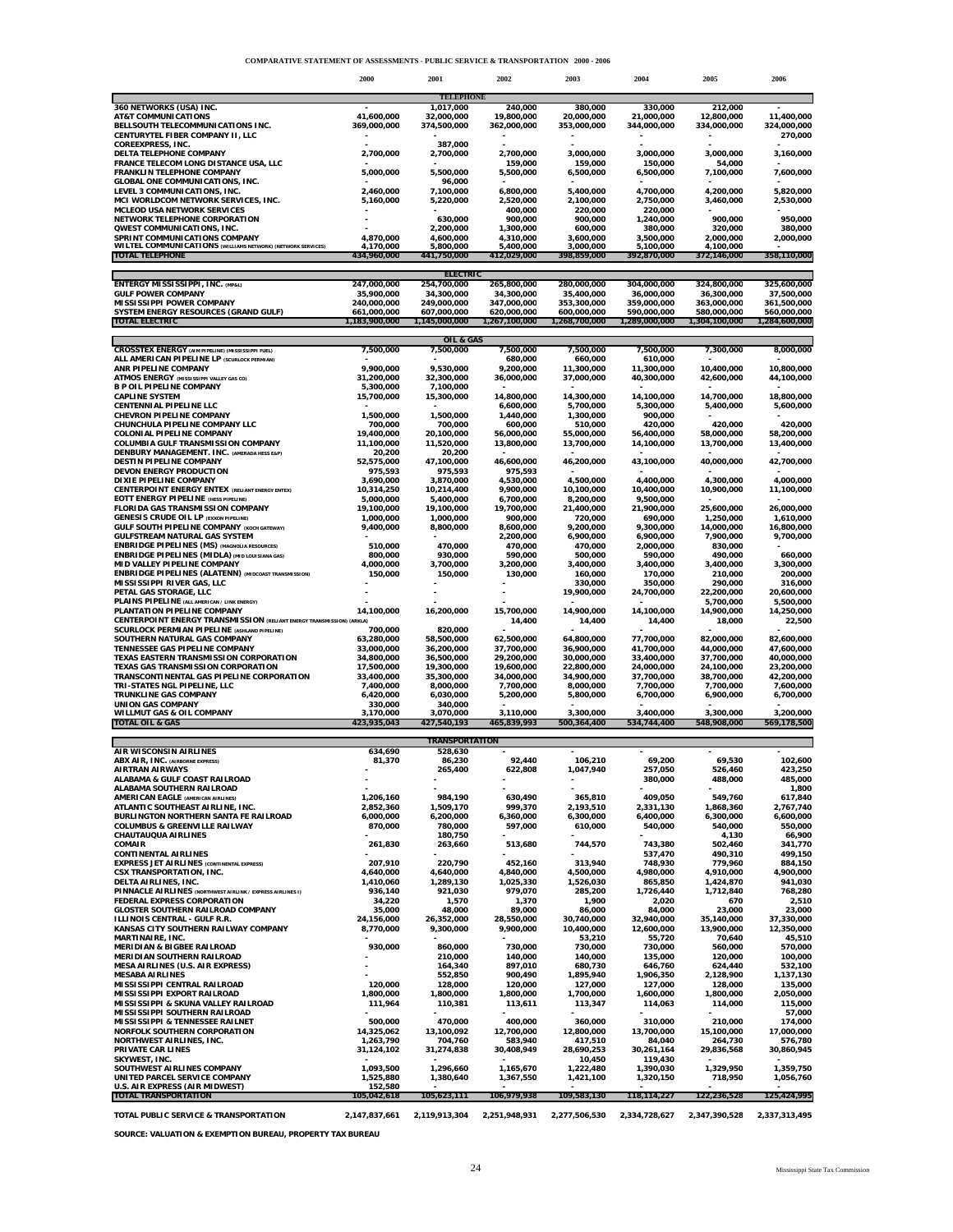# COMPARATIVE STATEMENT OF ASSESSMENTS - PUBLIC SERVICE & TRANSPORTATION 2000 - 2006

| | 2000 | 2001 | 2002 | 2003 | 2004 | 2005 | 2006 |
|---|---|---|---|---|---|---|---|
| **TELEPHONE** | | | | | | | |
| 360 NETWORKS (USA) INC. | - | 1,017,000 | 240,000 | 380,000 | 330,000 | 212,000 | - |
| AT&T COMMUNICATIONS | 41,600,000 | 32,000,000 | 19,800,000 | 20,000,000 | 21,000,000 | 12,800,000 | 11,400,000 |
| BELLSOUTH TELECOMMUNICATIONS INC. | 369,000,000 | 374,500,000 | 362,000,000 | 353,000,000 | 344,000,000 | 334,000,000 | 324,000,000 |
| CENTURYTEL FIBER COMPANY II, LLC | - | - | - | - | - | - | 270,000 |
| COREEXPRESS, INC. | - | 387,000 | - | - | - | - | - |
| DELTA TELEPHONE COMPANY | 2,700,000 | 2,700,000 | 2,700,000 | 3,000,000 | 3,000,000 | 3,000,000 | 3,160,000 |
| FRANCE TELECOM LONG DISTANCE USA, LLC | - | - | 159,000 | 159,000 | 150,000 | 54,000 | - |
| FRANKLIN TELEPHONE COMPANY | 5,000,000 | 5,500,000 | 5,500,000 | 6,500,000 | 6,500,000 | 7,100,000 | 7,600,000 |
| GLOBAL ONE COMMUNICATIONS, INC. | - | 96,000 | - | - | - | - | - |
| LEVEL 3 COMMUNICATIONS, INC. | 2,460,000 | 7,100,000 | 6,800,000 | 5,400,000 | 4,700,000 | 4,200,000 | 5,820,000 |
| MCI WORLDCOM NETWORK SERVICES, INC. | 5,160,000 | 5,220,000 | 2,520,000 | 2,100,000 | 2,750,000 | 3,460,000 | 2,530,000 |
| MCLEOD USA NETWORK SERVICES | - | - | 400,000 | 220,000 | 220,000 | - | - |
| NETWORK TELEPHONE CORPORATION | - | 630,000 | 900,000 | 900,000 | 1,240,000 | 900,000 | 950,000 |
| QWEST COMMUNICATIONS, INC. | - | 2,200,000 | 1,300,000 | 600,000 | 380,000 | 320,000 | 380,000 |
| SPRINT COMMUNICATIONS COMPANY | 4,870,000 | 4,600,000 | 4,310,000 | 3,600,000 | 3,500,000 | 2,000,000 | 2,000,000 |
| WILTEL COMMUNICATIONS (WILLIAMS NETWORK) (NETWORK SERVICES) | 4,170,000 | 5,800,000 | 5,400,000 | 3,000,000 | 5,100,000 | 4,100,000 | - |
| **TOTAL TELEPHONE** | **434,960,000** | **441,750,000** | **412,029,000** | **398,859,000** | **392,870,000** | **372,146,000** | **358,110,000** |
| **ELECTRIC** | | | | | | | |
| ENTERGY MISSISSIPPI, INC. (MP&L) | 247,000,000 | 254,700,000 | 265,800,000 | 280,000,000 | 304,000,000 | 324,800,000 | 325,600,000 |
| GULF POWER COMPANY | 35,900,000 | 34,300,000 | 34,300,000 | 35,400,000 | 36,000,000 | 36,300,000 | 37,500,000 |
| MISSISSIPPI POWER COMPANY | 240,000,000 | 249,000,000 | 347,000,000 | 353,300,000 | 359,000,000 | 363,000,000 | 361,500,000 |
| SYSTEM ENERGY RESOURCES (GRAND GULF) | 661,000,000 | 607,000,000 | 620,000,000 | 600,000,000 | 590,000,000 | 580,000,000 | 560,000,000 |
| **TOTAL ELECTRIC** | **1,183,900,000** | **1,145,000,000** | **1,267,100,000** | **1,268,700,000** | **1,289,000,000** | **1,304,100,000** | **1,284,600,000** |
| **OIL & GAS** | | | | | | | |
| CROSSTEX ENERGY (AIM PIPELINE) (MISSISSIPPI FUEL) | 7,500,000 | 7,500,000 | 7,500,000 | 7,500,000 | 7,500,000 | 7,300,000 | 8,000,000 |
| ALL AMERICAN PIPELINE LP (SCURLOCK PERMIAN) | - | - | 680,000 | 660,000 | 610,000 | - | - |
| ANR PIPELINE COMPANY | 9,900,000 | 9,530,000 | 9,200,000 | 11,300,000 | 11,300,000 | 10,400,000 | 10,800,000 |
| ATMOS ENERGY (MISSISSIPPI VALLEY GAS CO) | 31,200,000 | 32,300,000 | 36,000,000 | 37,000,000 | 40,300,000 | 42,600,000 | 44,100,000 |
| B P OIL PIPELINE COMPANY | 5,300,000 | 7,100,000 | - | - | - | - | - |
| CAPLINE SYSTEM | 15,700,000 | 15,300,000 | 14,800,000 | 14,300,000 | 14,100,000 | 14,700,000 | 18,800,000 |
| CENTENNIAL PIPELINE LLC | - | - | 6,600,000 | 5,700,000 | 5,300,000 | 5,400,000 | 5,600,000 |
| CHEVRON PIPELINE COMPANY | 1,500,000 | 1,500,000 | 1,440,000 | 1,300,000 | 900,000 | - | - |
| CHUNCHULA PIPELINE COMPANY LLC | 700,000 | 700,000 | 600,000 | 510,000 | 420,000 | 420,000 | 420,000 |
| COLONIAL PIPELINE COMPANY | 19,400,000 | 20,100,000 | 56,000,000 | 55,000,000 | 56,400,000 | 58,000,000 | 58,200,000 |
| COLUMBIA GULF TRANSMISSION COMPANY | 11,100,000 | 11,520,000 | 13,800,000 | 13,700,000 | 14,100,000 | 13,700,000 | 13,400,000 |
| DENBURY MANAGEMENT, INC. (AMERADA HESS E&P) | 20,200 | 20,200 | - | - | - | - | - |
| DESTIN PIPELINE COMPANY | 52,575,000 | 47,100,000 | 46,600,000 | 46,200,000 | 43,100,000 | 40,000,000 | 42,700,000 |
| DEVON ENERGY PRODUCTION | 975,593 | 975,593 | 975,593 | - | - | - | - |
| DIXIE PIPELINE COMPANY | 3,690,000 | 3,870,000 | 4,530,000 | 4,500,000 | 4,400,000 | 4,300,000 | 4,000,000 |
| CENTERPOINT ENERGY ENTEX (RELIANT ENERGY ENTEX) | 10,314,250 | 10,214,400 | 9,900,000 | 10,100,000 | 10,400,000 | 10,900,000 | 11,100,000 |
| EOTT ENERGY PIPELINE (HESS PIPELINE) | 5,000,000 | 5,400,000 | 6,700,000 | 8,200,000 | 9,500,000 | - | - |
| FLORIDA GAS TRANSMISSION COMPANY | 19,100,000 | 19,100,000 | 19,700,000 | 21,400,000 | 21,900,000 | 25,600,000 | 26,000,000 |
| GENESIS CRUDE OIL LP (EXXON PIPELINE) | 1,000,000 | 1,000,000 | 900,000 | 720,000 | 690,000 | 1,250,000 | 1,610,000 |
| GULF SOUTH PIPELINE COMPANY (KOCH GATEWAY) | 9,400,000 | 8,800,000 | 8,600,000 | 9,200,000 | 9,300,000 | 14,000,000 | 16,800,000 |
| GULFSTREAM NATURAL GAS SYSTEM | - | - | 2,200,000 | 6,900,000 | 6,900,000 | 7,900,000 | 9,700,000 |
| ENBRIDGE PIPELINES (MS) (MAGNOLIA RESOURCES) | 510,000 | 470,000 | 470,000 | 470,000 | 2,000,000 | 830,000 | - |
| ENBRIDGE PIPELINES (MIDLA) (MID LOUISIANA GAS) | 800,000 | 930,000 | 590,000 | 500,000 | 590,000 | 490,000 | 660,000 |
| MID VALLEY PIPELINE COMPANY | 4,000,000 | 3,700,000 | 3,200,000 | 3,400,000 | 3,400,000 | 3,400,000 | 3,300,000 |
| ENBRIDGE PIPELINES (ALATENN) (MIDCOAST TRANSMISSION) | 150,000 | 150,000 | 130,000 | 160,000 | 170,000 | 210,000 | 200,000 |
| MISSISSIPPI RIVER GAS, LLC | - | - | - | 330,000 | 350,000 | 290,000 | 316,000 |
| PETAL GAS STORAGE, LLC | - | - | - | 19,900,000 | 24,700,000 | 22,200,000 | 20,600,000 |
| PLAINS PIPELINE (ALL AMERICAN / LINK ENERGY) | - | - | - | - | - | 5,700,000 | 5,500,000 |
| PLANTATION PIPELINE COMPANY | 14,100,000 | 16,200,000 | 15,700,000 | 14,900,000 | 14,100,000 | 14,900,000 | 14,250,000 |
| CENTERPOINT ENERGY TRANSMISSION (RELIANT ENERGY TRANSMISSION) (ARKLA) | | | 14,400 | 14,400 | 14,400 | 18,000 | 22,500 |
| SCURLOCK PERMIAN PIPELINE (ASHLAND PIPELINE) | 700,000 | 820,000 | - | - | - | - | - |
| SOUTHERN NATURAL GAS COMPANY | 63,280,000 | 58,500,000 | 62,500,000 | 64,800,000 | 77,700,000 | 82,000,000 | 82,600,000 |
| TENNESSEE GAS PIPELINE COMPANY | 33,000,000 | 36,200,000 | 37,700,000 | 36,900,000 | 41,700,000 | 44,000,000 | 47,600,000 |
| TEXAS EASTERN TRANSMISSION CORPORATION | 34,800,000 | 36,500,000 | 29,200,000 | 30,000,000 | 33,400,000 | 37,700,000 | 40,000,000 |
| TEXAS GAS TRANSMISSION CORPORATION | 17,500,000 | 19,300,000 | 19,600,000 | 22,800,000 | 24,000,000 | 24,100,000 | 23,200,000 |
| TRANSCONTINENTAL GAS PIPELINE CORPORATION | 33,400,000 | 35,300,000 | 34,000,000 | 34,900,000 | 37,700,000 | 38,700,000 | 42,200,000 |
| TRI-STATES NGL PIPELINE, LLC | 7,400,000 | 8,000,000 | 7,700,000 | 8,000,000 | 7,700,000 | 7,700,000 | 7,600,000 |
| TRUNKLINE GAS COMPANY | 6,420,000 | 6,030,000 | 5,200,000 | 5,800,000 | 6,700,000 | 6,900,000 | 6,700,000 |
| UNION GAS COMPANY | 330,000 | 340,000 | - | - | - | - | - |
| WILLMUT GAS & OIL COMPANY | 3,170,000 | 3,070,000 | 3,110,000 | 3,300,000 | 3,400,000 | 3,300,000 | 3,200,000 |
| **TOTAL OIL & GAS** | **423,935,043** | **427,540,193** | **465,839,993** | **500,364,400** | **534,744,400** | **548,908,000** | **569,178,500** |
| **TRANSPORTATION** | | | | | | | |
| AIR WISCONSIN AIRLINES | 634,690 | 528,630 | - | - | - | - | - |
| ABX AIR, INC. (AIRBORNE EXPRESS) | 81,370 | 86,230 | 92,440 | 106,210 | 69,200 | 69,530 | 102,600 |
| AIRTRAN AIRWAYS | - | 265,400 | 622,808 | 1,047,940 | 257,050 | 526,460 | 423,250 |
| ALABAMA & GULF COAST RAILROAD | - | - | - | - | 380,000 | 488,000 | 485,000 |
| ALABAMA SOUTHERN RAILROAD | - | - | - | - | - | - | 1,800 |
| AMERICAN EAGLE (AMERICAN AIRLINES) | 1,206,160 | 984,190 | 630,490 | 365,810 | 409,050 | 549,760 | 617,840 |
| ATLANTIC SOUTHEAST AIRLINE, INC. | 2,852,360 | 1,509,170 | 999,370 | 2,193,510 | 2,331,130 | 1,868,360 | 2,767,740 |
| BURLINGTON NORTHERN SANTA FE RAILROAD | 6,000,000 | 6,200,000 | 6,360,000 | 6,300,000 | 6,400,000 | 6,300,000 | 6,600,000 |
| COLUMBUS & GREENVILLE RAILWAY | 870,000 | 780,000 | 597,000 | 610,000 | 540,000 | 540,000 | 550,000 |
| CHAUTAUQUA AIRLINES | - | 180,750 | - | - | - | 4,130 | 66,900 |
| COMAIR | 261,830 | 263,660 | 513,680 | 744,570 | 743,380 | 502,460 | 341,770 |
| CONTINENTAL AIRLINES | - | - | - | - | 537,470 | 490,310 | 499,150 |
| EXPRESS JET AIRLINES (CONTINENTAL EXPRESS) | 207,910 | 220,790 | 452,160 | 313,940 | 748,930 | 779,960 | 884,150 |
| CSX TRANSPORTATION, INC. | 4,640,000 | 4,640,000 | 4,840,000 | 4,500,000 | 4,980,000 | 4,910,000 | 4,900,000 |
| DELTA AIRLINES, INC. | 1,410,060 | 1,289,130 | 1,025,330 | 1,526,030 | 865,850 | 1,424,870 | 941,030 |
| PINNACLE AIRLINES (NORTHWEST AIRLINK / EXPRESS AIRLINES I) | 936,140 | 921,030 | 979,070 | 285,200 | 1,726,440 | 1,712,840 | 768,280 |
| FEDERAL EXPRESS CORPORATION | 34,220 | 1,570 | 1,370 | 1,900 | 2,020 | 670 | 2,510 |
| GLOSTER SOUTHERN RAILROAD COMPANY | 35,000 | 48,000 | 89,000 | 86,000 | 84,000 | 23,000 | 23,000 |
| ILLINOIS CENTRAL - GULF R.R. | 24,156,000 | 26,352,000 | 28,550,000 | 30,740,000 | 32,940,000 | 35,140,000 | 37,330,000 |
| KANSAS CITY SOUTHERN RAILWAY COMPANY | 8,770,000 | 9,300,000 | 9,900,000 | 10,400,000 | 12,600,000 | 13,900,000 | 12,350,000 |
| MARTINAIRE, INC. | - | - | - | 53,210 | 55,720 | 70,640 | 45,510 |
| MERIDIAN & BIGBEE RAILROAD | 930,000 | 860,000 | 730,000 | 730,000 | 730,000 | 560,000 | 570,000 |
| MERIDIAN SOUTHERN RAILROAD | - | 210,000 | 140,000 | 140,000 | 135,000 | 120,000 | 100,000 |
| MESA AIRLINES (U.S. AIR EXPRESS) | - | 164,340 | 897,010 | 680,730 | 646,760 | 624,440 | 532,100 |
| MESABA AIRLINES | - | 552,850 | 900,490 | 1,895,940 | 1,906,350 | 2,128,900 | 1,137,130 |
| MISSISSIPPI CENTRAL RAILROAD | 120,000 | 128,000 | 120,000 | 127,000 | 127,000 | 128,000 | 135,000 |
| MISSISSIPPI EXPORT RAILROAD | 1,800,000 | 1,800,000 | 1,800,000 | 1,700,000 | 1,600,000 | 1,800,000 | 2,050,000 |
| MISSISSIPPI & SKUNA VALLEY RAILROAD | 111,964 | 110,381 | 113,611 | 113,347 | 114,063 | 114,000 | 115,000 |
| MISSISSIPPI SOUTHERN RAILROAD | - | - | - | - | - | - | 57,000 |
| MISSISSIPPI & TENNESSEE RAILNET | 500,000 | 470,000 | 400,000 | 360,000 | 310,000 | 210,000 | 174,000 |
| NORFOLK SOUTHERN CORPORATION | 14,325,062 | 13,100,092 | 12,700,000 | 12,800,000 | 13,700,000 | 15,100,000 | 17,000,000 |
| NORTHWEST AIRLINES, INC. | 1,263,790 | 704,760 | 583,940 | 417,510 | 84,040 | 264,730 | 576,780 |
| PRIVATE CAR LINES | 31,124,102 | 31,274,838 | 30,408,949 | 28,690,253 | 30,261,164 | 29,836,568 | 30,860,945 |
| SKYWEST, INC. | - | - | - | 10,450 | 119,430 | - | - |
| SOUTHWEST AIRLINES COMPANY | 1,093,500 | 1,296,660 | 1,165,670 | 1,222,480 | 1,390,030 | 1,329,950 | 1,359,750 |
| UNITED PARCEL SERVICE COMPANY | 1,525,880 | 1,380,640 | 1,367,550 | 1,421,100 | 1,320,150 | 718,950 | 1,056,760 |
| U.S. AIR EXPRESS (AIR MIDWEST) | 152,580 | - | - | - | - | - | - |
| **TOTAL TRANSPORTATION** | **105,042,618** | **105,623,111** | **106,979,938** | **109,583,130** | **118,114,227** | **122,236,528** | **125,424,995** |
| **TOTAL PUBLIC SERVICE & TRANSPORTATION** | **2,147,837,661** | **2,119,913,304** | **2,251,948,931** | **2,277,506,530** | **2,334,728,627** | **2,347,390,528** | **2,337,313,495** |

SOURCE: VALUATION & EXEMPTION BUREAU, PROPERTY TAX BUREAU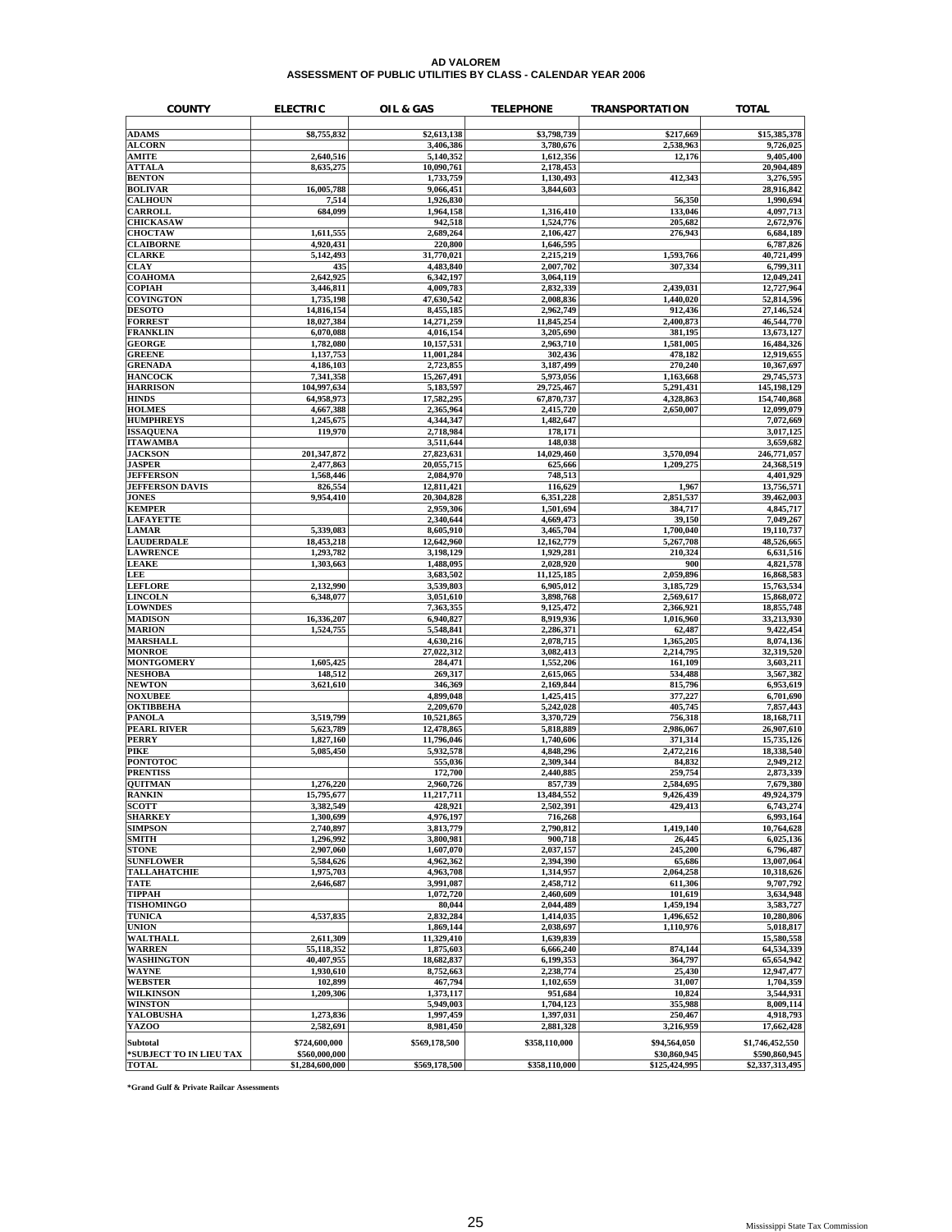# AD VALOREM
## ASSESSMENT OF PUBLIC UTILITIES BY CLASS - CALENDAR YEAR 2006

| COUNTY | ELECTRIC | OIL & GAS | TELEPHONE | TRANSPORTATION | TOTAL |
|---|---|---|---|---|---|
| ADAMS | $8,755,832 | $2,613,138 | $3,798,739 | $217,669 | $15,385,378 |
| ALCORN | | 3,406,386 | 3,780,676 | 2,538,963 | 9,726,025 |
| AMITE | 2,640,516 | 5,140,352 | 1,612,356 | 12,176 | 9,405,400 |
| ATTALA | 8,635,275 | 10,090,761 | 2,178,453 | | 20,904,489 |
| BENTON | | 1,733,759 | 1,130,493 | 412,343 | 3,276,595 |
| BOLIVAR | 16,005,788 | 9,066,451 | 3,844,603 | | 28,916,842 |
| CALHOUN | 7,514 | 1,926,830 | | 56,350 | 1,990,694 |
| CARROLL | 684,099 | 1,964,158 | 1,316,410 | 133,046 | 4,097,713 |
| CHICKASAW | | 942,518 | 1,524,776 | 205,682 | 2,672,976 |
| CHOCTAW | 1,611,555 | 2,689,264 | 2,106,427 | 276,943 | 6,684,189 |
| CLAIBORNE | 4,920,431 | 220,800 | 1,646,595 | | 6,787,826 |
| CLARKE | 5,142,493 | 31,770,021 | 2,215,219 | 1,593,766 | 40,721,499 |
| CLAY | 435 | 4,483,840 | 2,007,702 | 307,334 | 6,799,311 |
| COAHOMA | 2,642,925 | 6,342,197 | 3,064,119 | | 12,049,241 |
| COPIAH | 3,446,811 | 4,009,783 | 2,832,339 | 2,439,031 | 12,727,964 |
| COVINGTON | 1,735,198 | 47,630,542 | 2,008,836 | 1,440,020 | 52,814,596 |
| DESOTO | 14,816,154 | 8,455,185 | 2,962,749 | 912,436 | 27,146,524 |
| FORREST | 18,027,384 | 14,271,259 | 11,845,254 | 2,400,873 | 46,544,770 |
| FRANKLIN | 6,070,088 | 4,016,154 | 3,205,690 | 381,195 | 13,673,127 |
| GEORGE | 1,782,080 | 10,157,531 | 2,963,710 | 1,581,005 | 16,484,326 |
| GREENE | 1,137,753 | 11,001,284 | 302,436 | 478,182 | 12,919,655 |
| GRENADA | 4,186,103 | 2,723,855 | 3,187,499 | 270,240 | 10,367,697 |
| HANCOCK | 7,341,358 | 15,267,491 | 5,973,056 | 1,163,668 | 29,745,573 |
| HARRISON | 104,997,634 | 5,183,597 | 29,725,467 | 5,291,431 | 145,198,129 |
| HINDS | 64,958,973 | 17,582,295 | 67,870,737 | 4,328,863 | 154,740,868 |
| HOLMES | 4,667,388 | 2,365,964 | 2,415,720 | 2,650,007 | 12,099,079 |
| HUMPHREYS | 1,245,675 | 4,344,347 | 1,482,647 | | 7,072,669 |
| ISSAQUENA | 119,970 | 2,718,984 | 178,171 | | 3,017,125 |
| ITAWAMBA | | 3,511,644 | 148,038 | | 3,659,682 |
| JACKSON | 201,347,872 | 27,823,631 | 14,029,460 | 3,570,094 | 246,771,057 |
| JASPER | 2,477,863 | 20,055,715 | 625,666 | 1,209,275 | 24,368,519 |
| JEFFERSON | 1,568,446 | 2,084,970 | 748,513 | | 4,401,929 |
| JEFFERSON DAVIS | 826,554 | 12,811,421 | 116,629 | 1,967 | 13,756,571 |
| JONES | 9,954,410 | 20,304,828 | 6,351,228 | 2,851,537 | 39,462,003 |
| KEMPER | | 2,959,306 | 1,501,694 | 384,717 | 4,845,717 |
| LAFAYETTE | | 2,340,644 | 4,669,473 | 39,150 | 7,049,267 |
| LAMAR | 5,339,083 | 8,605,910 | 3,465,704 | 1,700,040 | 19,110,737 |
| LAUDERDALE | 18,453,218 | 12,642,960 | 12,162,779 | 5,267,708 | 48,526,665 |
| LAWRENCE | 1,293,782 | 3,198,129 | 1,929,281 | 210,324 | 6,631,516 |
| LEAKE | 1,303,663 | 1,488,095 | 2,028,920 | 900 | 4,821,578 |
| LEE | | 3,683,502 | 11,125,185 | 2,059,896 | 16,868,583 |
| LEFLORE | 2,132,990 | 3,539,803 | 6,905,012 | 3,185,729 | 15,763,534 |
| LINCOLN | 6,348,077 | 3,051,610 | 3,898,768 | 2,569,617 | 15,868,072 |
| LOWNDES | | 7,363,355 | 9,125,472 | 2,366,921 | 18,855,748 |
| MADISON | 16,336,207 | 6,940,827 | 8,919,936 | 1,016,960 | 33,213,930 |
| MARION | 1,524,755 | 5,548,841 | 2,286,371 | 62,487 | 9,422,454 |
| MARSHALL | | 4,630,216 | 2,078,715 | 1,365,205 | 8,074,136 |
| MONROE | | 27,022,312 | 3,082,413 | 2,214,795 | 32,319,520 |
| MONTGOMERY | 1,605,425 | 284,471 | 1,552,206 | 161,109 | 3,603,211 |
| NESHOBA | 148,512 | 269,317 | 2,615,065 | 534,488 | 3,567,382 |
| NEWTON | 3,621,610 | 346,369 | 2,169,844 | 815,796 | 6,953,619 |
| NOXUBEE | | 4,899,048 | 1,425,415 | 377,227 | 6,701,690 |
| OKTIBBEHA | | 2,209,670 | 5,242,028 | 405,745 | 7,857,443 |
| PANOLA | 3,519,799 | 10,521,865 | 3,370,729 | 756,318 | 18,168,711 |
| PEARL RIVER | 5,623,789 | 12,478,865 | 5,818,889 | 2,986,067 | 26,907,610 |
| PERRY | 1,827,160 | 11,796,046 | 1,740,606 | 371,314 | 15,735,126 |
| PIKE | 5,085,450 | 5,932,578 | 4,848,296 | 2,472,216 | 18,338,540 |
| PONTOTOC | | 555,036 | 2,309,344 | 84,832 | 2,949,212 |
| PRENTISS | | 172,700 | 2,440,885 | 259,754 | 2,873,339 |
| QUITMAN | 1,276,220 | 2,960,726 | 857,739 | 2,584,695 | 7,679,380 |
| RANKIN | 15,795,677 | 11,217,711 | 13,484,552 | 9,426,439 | 49,924,379 |
| SCOTT | 3,382,549 | 428,921 | 2,502,391 | 429,413 | 6,743,274 |
| SHARKEY | 1,300,699 | 4,976,197 | 716,268 | | 6,993,164 |
| SIMPSON | 2,740,897 | 3,813,779 | 2,790,812 | 1,419,140 | 10,764,628 |
| SMITH | 1,296,992 | 3,800,981 | 900,718 | 26,445 | 6,025,136 |
| STONE | 2,907,060 | 1,607,070 | 2,037,157 | 245,200 | 6,796,487 |
| SUNFLOWER | 5,584,626 | 4,962,362 | 2,394,390 | 65,686 | 13,007,064 |
| TALLAHATCHIE | 1,975,703 | 4,963,708 | 1,314,957 | 2,064,258 | 10,318,626 |
| TATE | 2,646,687 | 3,991,087 | 2,458,712 | 611,306 | 9,707,792 |
| TIPPAH | | 1,072,720 | 2,460,609 | 101,619 | 3,634,948 |
| TISHOMINGO | | 80,044 | 2,044,489 | 1,459,194 | 3,583,727 |
| TUNICA | 4,537,835 | 2,832,284 | 1,414,035 | 1,496,652 | 10,280,806 |
| UNION | | 1,869,144 | 2,038,697 | 1,110,976 | 5,018,817 |
| WALTHALL | 2,611,309 | 11,329,410 | 1,639,839 | | 15,580,558 |
| WARREN | 55,118,352 | 1,875,603 | 6,666,240 | 874,144 | 64,534,339 |
| WASHINGTON | 40,407,955 | 18,682,837 | 6,199,353 | 364,797 | 65,654,942 |
| WAYNE | 1,930,610 | 8,752,663 | 2,238,774 | 25,430 | 12,947,477 |
| WEBSTER | 102,899 | 467,794 | 1,102,659 | 31,007 | 1,704,359 |
| WILKINSON | 1,209,306 | 1,373,117 | 951,684 | 10,824 | 3,544,931 |
| WINSTON | | 5,949,003 | 1,704,123 | 355,988 | 8,009,114 |
| YALOBUSHA | 1,273,836 | 1,997,459 | 1,397,031 | 250,467 | 4,918,793 |
| YAZOO | 2,582,691 | 8,981,450 | 2,881,328 | 3,216,959 | 17,662,428 |
| Subtotal | $724,600,000 | $569,178,500 | $358,110,000 | $94,564,050 | $1,746,452,550 |
| *SUBJECT TO IN LIEU TAX | $560,000,000 | | | $30,860,945 | $590,860,945 |
| TOTAL | $1,284,600,000 | $569,178,500 | $358,110,000 | $125,424,995 | $2,337,313,495 |

*Grand Gulf & Private Railcar Assessments

Mississippi State Tax Commission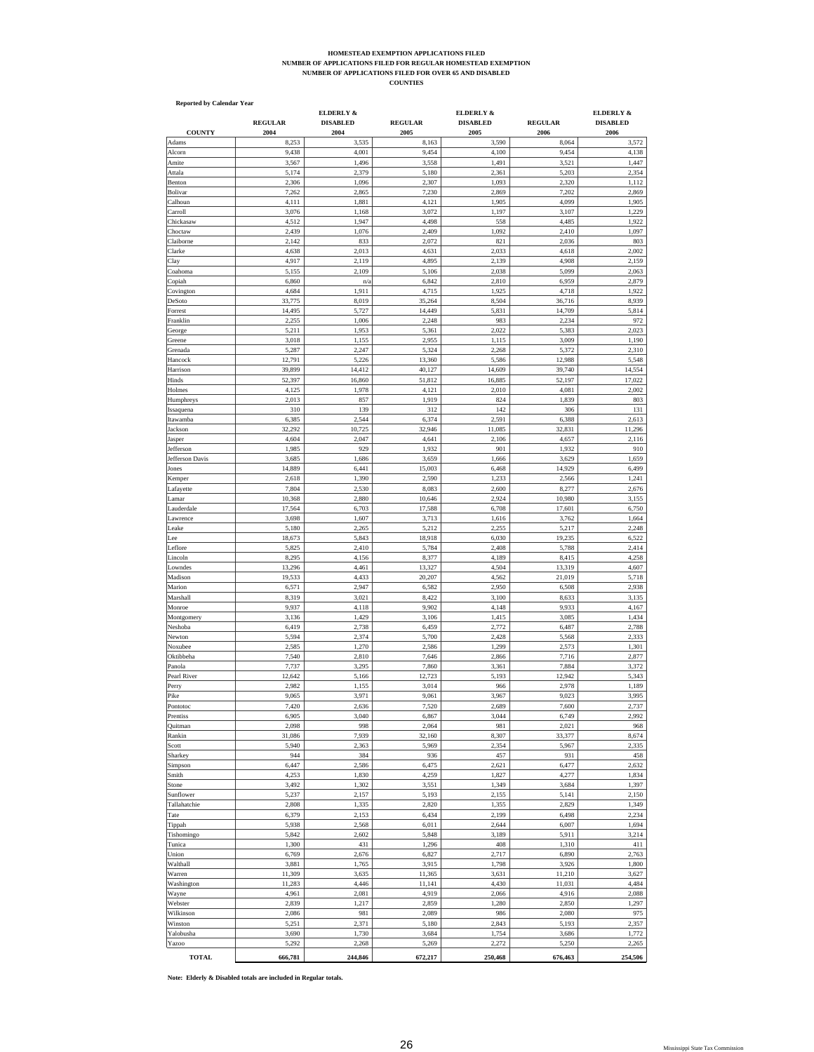# HOMESTEAD EXEMPTION APPLICATIONS FILED
## NUMBER OF APPLICATIONS FILED FOR REGULAR HOMESTEAD EXEMPTION
## NUMBER OF APPLICATIONS FILED FOR OVER 65 AND DISABLED
## COUNTIES

**Reported by Calendar Year**

| COUNTY | REGULAR 2004 | ELDERLY & DISABLED 2004 | REGULAR 2005 | ELDERLY & DISABLED 2005 | REGULAR 2006 | ELDERLY & DISABLED 2006 |
|---|---|---|---|---|---|---|
| Adams | 8,253 | 3,535 | 8,163 | 3,590 | 8,064 | 3,572 |
| Alcorn | 9,438 | 4,001 | 9,454 | 4,100 | 9,454 | 4,138 |
| Amite | 3,567 | 1,496 | 3,558 | 1,491 | 3,521 | 1,447 |
| Attala | 5,174 | 2,379 | 5,180 | 2,361 | 5,203 | 2,354 |
| Benton | 2,306 | 1,096 | 2,307 | 1,093 | 2,320 | 1,112 |
| Bolivar | 7,262 | 2,865 | 7,230 | 2,869 | 7,202 | 2,869 |
| Calhoun | 4,111 | 1,881 | 4,121 | 1,905 | 4,099 | 1,905 |
| Carroll | 3,076 | 1,168 | 3,072 | 1,197 | 3,107 | 1,229 |
| Chickasaw | 4,512 | 1,947 | 4,498 | 558 | 4,485 | 1,922 |
| Choctaw | 2,439 | 1,076 | 2,409 | 1,092 | 2,410 | 1,097 |
| Claiborne | 2,142 | 833 | 2,072 | 821 | 2,036 | 803 |
| Clarke | 4,638 | 2,013 | 4,631 | 2,033 | 4,618 | 2,002 |
| Clay | 4,917 | 2,119 | 4,895 | 2,139 | 4,908 | 2,159 |
| Coahoma | 5,155 | 2,109 | 5,106 | 2,038 | 5,099 | 2,063 |
| Copiah | 6,860 | n/a | 6,842 | 2,810 | 6,959 | 2,879 |
| Covington | 4,684 | 1,911 | 4,715 | 1,925 | 4,718 | 1,922 |
| DeSoto | 33,775 | 8,019 | 35,264 | 8,504 | 36,716 | 8,939 |
| Forrest | 14,495 | 5,727 | 14,449 | 5,831 | 14,709 | 5,814 |
| Franklin | 2,255 | 1,006 | 2,248 | 983 | 2,234 | 972 |
| George | 5,211 | 1,953 | 5,361 | 2,022 | 5,383 | 2,023 |
| Greene | 3,018 | 1,155 | 2,955 | 1,115 | 3,009 | 1,190 |
| Grenada | 5,287 | 2,247 | 5,324 | 2,268 | 5,372 | 2,310 |
| Hancock | 12,791 | 5,226 | 13,360 | 5,586 | 12,988 | 5,548 |
| Harrison | 39,899 | 14,412 | 40,127 | 14,609 | 39,740 | 14,554 |
| Hinds | 52,397 | 16,860 | 51,812 | 16,885 | 52,197 | 17,022 |
| Holmes | 4,125 | 1,978 | 4,121 | 2,010 | 4,081 | 2,002 |
| Humphreys | 2,013 | 857 | 1,919 | 824 | 1,839 | 803 |
| Issaquena | 310 | 139 | 312 | 142 | 306 | 131 |
| Itawamba | 6,385 | 2,544 | 6,374 | 2,591 | 6,388 | 2,613 |
| Jackson | 32,292 | 10,725 | 32,946 | 11,085 | 32,831 | 11,296 |
| Jasper | 4,604 | 2,047 | 4,641 | 2,106 | 4,657 | 2,116 |
| Jefferson | 1,985 | 929 | 1,932 | 901 | 1,932 | 910 |
| Jefferson Davis | 3,685 | 1,686 | 3,659 | 1,666 | 3,629 | 1,659 |
| Jones | 14,889 | 6,441 | 15,003 | 6,468 | 14,929 | 6,499 |
| Kemper | 2,618 | 1,390 | 2,590 | 1,233 | 2,566 | 1,241 |
| Lafayette | 7,804 | 2,530 | 8,083 | 2,600 | 8,277 | 2,676 |
| Lamar | 10,368 | 2,880 | 10,646 | 2,924 | 10,980 | 3,155 |
| Lauderdale | 17,564 | 6,703 | 17,588 | 6,708 | 17,601 | 6,750 |
| Lawrence | 3,698 | 1,607 | 3,713 | 1,616 | 3,762 | 1,664 |
| Leake | 5,180 | 2,265 | 5,212 | 2,255 | 5,217 | 2,248 |
| Lee | 18,673 | 5,843 | 18,918 | 6,030 | 19,235 | 6,522 |
| Leflore | 5,825 | 2,410 | 5,784 | 2,408 | 5,788 | 2,414 |
| Lincoln | 8,295 | 4,156 | 8,377 | 4,189 | 8,415 | 4,258 |
| Lowndes | 13,296 | 4,461 | 13,327 | 4,504 | 13,319 | 4,607 |
| Madison | 19,533 | 4,433 | 20,207 | 4,562 | 21,019 | 5,718 |
| Marion | 6,571 | 2,947 | 6,582 | 2,950 | 6,508 | 2,938 |
| Marshall | 8,319 | 3,021 | 8,422 | 3,100 | 8,633 | 3,135 |
| Monroe | 9,937 | 4,118 | 9,902 | 4,148 | 9,933 | 4,167 |
| Montgomery | 3,136 | 1,429 | 3,106 | 1,415 | 3,085 | 1,434 |
| Neshoba | 6,419 | 2,738 | 6,459 | 2,772 | 6,487 | 2,788 |
| Newton | 5,594 | 2,374 | 5,700 | 2,428 | 5,568 | 2,333 |
| Noxubee | 2,585 | 1,270 | 2,586 | 1,299 | 2,573 | 1,301 |
| Oktibbeha | 7,540 | 2,810 | 7,646 | 2,866 | 7,716 | 2,877 |
| Panola | 7,737 | 3,295 | 7,860 | 3,361 | 7,884 | 3,372 |
| Pearl River | 12,642 | 5,166 | 12,723 | 5,193 | 12,942 | 5,343 |
| Perry | 2,982 | 1,155 | 3,014 | 966 | 2,978 | 1,189 |
| Pike | 9,065 | 3,971 | 9,061 | 3,967 | 9,023 | 3,995 |
| Pontotoc | 7,420 | 2,636 | 7,520 | 2,689 | 7,600 | 2,737 |
| Prentiss | 6,905 | 3,040 | 6,867 | 3,044 | 6,749 | 2,992 |
| Quitman | 2,098 | 998 | 2,064 | 981 | 2,021 | 968 |
| Rankin | 31,086 | 7,939 | 32,160 | 8,307 | 33,377 | 8,674 |
| Scott | 5,940 | 2,363 | 5,969 | 2,354 | 5,967 | 2,335 |
| Sharkey | 944 | 384 | 936 | 457 | 931 | 458 |
| Simpson | 6,447 | 2,586 | 6,475 | 2,621 | 6,477 | 2,632 |
| Smith | 4,253 | 1,830 | 4,259 | 1,827 | 4,277 | 1,834 |
| Stone | 3,492 | 1,302 | 3,551 | 1,349 | 3,684 | 1,397 |
| Sunflower | 5,237 | 2,157 | 5,193 | 2,155 | 5,141 | 2,150 |
| Tallahatchie | 2,808 | 1,335 | 2,820 | 1,355 | 2,829 | 1,349 |
| Tate | 6,379 | 2,153 | 6,434 | 2,199 | 6,498 | 2,234 |
| Tippah | 5,938 | 2,568 | 6,011 | 2,644 | 6,007 | 1,694 |
| Tishomingo | 5,842 | 2,602 | 5,848 | 3,189 | 5,911 | 3,214 |
| Tunica | 1,300 | 431 | 1,296 | 408 | 1,310 | 411 |
| Union | 6,769 | 2,676 | 6,827 | 2,717 | 6,890 | 2,763 |
| Walthall | 3,881 | 1,765 | 3,915 | 1,798 | 3,926 | 1,800 |
| Warren | 11,309 | 3,635 | 11,365 | 3,631 | 11,210 | 3,627 |
| Washington | 11,283 | 4,446 | 11,141 | 4,430 | 11,031 | 4,484 |
| Wayne | 4,961 | 2,081 | 4,919 | 2,066 | 4,916 | 2,088 |
| Webster | 2,839 | 1,217 | 2,859 | 1,280 | 2,850 | 1,297 |
| Wilkinson | 2,086 | 981 | 2,089 | 986 | 2,080 | 975 |
| Winston | 5,251 | 2,371 | 5,180 | 2,843 | 5,193 | 2,357 |
| Yalobusha | 3,690 | 1,730 | 3,684 | 1,754 | 3,686 | 1,772 |
| Yazoo | 5,292 | 2,268 | 5,269 | 2,272 | 5,250 | 2,265 |
| **TOTAL** | **666,781** | **244,846** | **672,217** | **250,468** | **676,463** | **254,506** |

**Note: Elderly & Disabled totals are included in Regular totals.**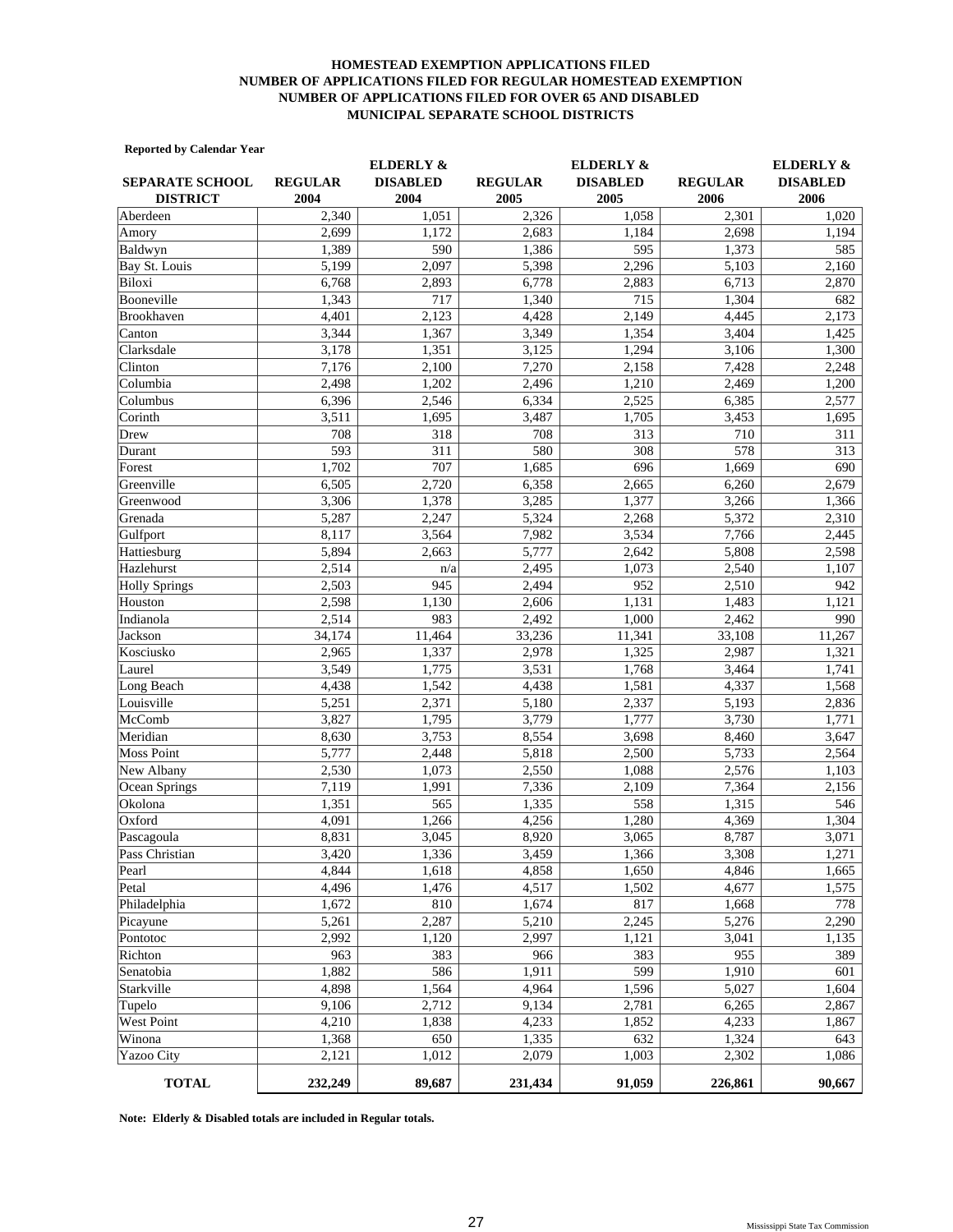**HOMESTEAD EXEMPTION APPLICATIONS FILED**
**NUMBER OF APPLICATIONS FILED FOR REGULAR HOMESTEAD EXEMPTION**
**NUMBER OF APPLICATIONS FILED FOR OVER 65 AND DISABLED**
**MUNICIPAL SEPARATE SCHOOL DISTRICTS**

**Reported by Calendar Year**

| SEPARATE SCHOOL DISTRICT | REGULAR 2004 | ELDERLY & DISABLED 2004 | REGULAR 2005 | ELDERLY & DISABLED 2005 | REGULAR 2006 | ELDERLY & DISABLED 2006 |
|---|---|---|---|---|---|---|
| Aberdeen | 2,340 | 1,051 | 2,326 | 1,058 | 2,301 | 1,020 |
| Amory | 2,699 | 1,172 | 2,683 | 1,184 | 2,698 | 1,194 |
| Baldwyn | 1,389 | 590 | 1,386 | 595 | 1,373 | 585 |
| Bay St. Louis | 5,199 | 2,097 | 5,398 | 2,296 | 5,103 | 2,160 |
| Biloxi | 6,768 | 2,893 | 6,778 | 2,883 | 6,713 | 2,870 |
| Booneville | 1,343 | 717 | 1,340 | 715 | 1,304 | 682 |
| Brookhaven | 4,401 | 2,123 | 4,428 | 2,149 | 4,445 | 2,173 |
| Canton | 3,344 | 1,367 | 3,349 | 1,354 | 3,404 | 1,425 |
| Clarksdale | 3,178 | 1,351 | 3,125 | 1,294 | 3,106 | 1,300 |
| Clinton | 7,176 | 2,100 | 7,270 | 2,158 | 7,428 | 2,248 |
| Columbia | 2,498 | 1,202 | 2,496 | 1,210 | 2,469 | 1,200 |
| Columbus | 6,396 | 2,546 | 6,334 | 2,525 | 6,385 | 2,577 |
| Corinth | 3,511 | 1,695 | 3,487 | 1,705 | 3,453 | 1,695 |
| Drew | 708 | 318 | 708 | 313 | 710 | 311 |
| Durant | 593 | 311 | 580 | 308 | 578 | 313 |
| Forest | 1,702 | 707 | 1,685 | 696 | 1,669 | 690 |
| Greenville | 6,505 | 2,720 | 6,358 | 2,665 | 6,260 | 2,679 |
| Greenwood | 3,306 | 1,378 | 3,285 | 1,377 | 3,266 | 1,366 |
| Grenada | 5,287 | 2,247 | 5,324 | 2,268 | 5,372 | 2,310 |
| Gulfport | 8,117 | 3,564 | 7,982 | 3,534 | 7,766 | 2,445 |
| Hattiesburg | 5,894 | 2,663 | 5,777 | 2,642 | 5,808 | 2,598 |
| Hazlehurst | 2,514 | n/a | 2,495 | 1,073 | 2,540 | 1,107 |
| Holly Springs | 2,503 | 945 | 2,494 | 952 | 2,510 | 942 |
| Houston | 2,598 | 1,130 | 2,606 | 1,131 | 1,483 | 1,121 |
| Indianola | 2,514 | 983 | 2,492 | 1,000 | 2,462 | 990 |
| Jackson | 34,174 | 11,464 | 33,236 | 11,341 | 33,108 | 11,267 |
| Kosciusko | 2,965 | 1,337 | 2,978 | 1,325 | 2,987 | 1,321 |
| Laurel | 3,549 | 1,775 | 3,531 | 1,768 | 3,464 | 1,741 |
| Long Beach | 4,438 | 1,542 | 4,438 | 1,581 | 4,337 | 1,568 |
| Louisville | 5,251 | 2,371 | 5,180 | 2,337 | 5,193 | 2,836 |
| McComb | 3,827 | 1,795 | 3,779 | 1,777 | 3,730 | 1,771 |
| Meridian | 8,630 | 3,753 | 8,554 | 3,698 | 8,460 | 3,647 |
| Moss Point | 5,777 | 2,448 | 5,818 | 2,500 | 5,733 | 2,564 |
| New Albany | 2,530 | 1,073 | 2,550 | 1,088 | 2,576 | 1,103 |
| Ocean Springs | 7,119 | 1,991 | 7,336 | 2,109 | 7,364 | 2,156 |
| Okolona | 1,351 | 565 | 1,335 | 558 | 1,315 | 546 |
| Oxford | 4,091 | 1,266 | 4,256 | 1,280 | 4,369 | 1,304 |
| Pascagoula | 8,831 | 3,045 | 8,920 | 3,065 | 8,787 | 3,071 |
| Pass Christian | 3,420 | 1,336 | 3,459 | 1,366 | 3,308 | 1,271 |
| Pearl | 4,844 | 1,618 | 4,858 | 1,650 | 4,846 | 1,665 |
| Petal | 4,496 | 1,476 | 4,517 | 1,502 | 4,677 | 1,575 |
| Philadelphia | 1,672 | 810 | 1,674 | 817 | 1,668 | 778 |
| Picayune | 5,261 | 2,287 | 5,210 | 2,245 | 5,276 | 2,290 |
| Pontotoc | 2,992 | 1,120 | 2,997 | 1,121 | 3,041 | 1,135 |
| Richton | 963 | 383 | 966 | 383 | 955 | 389 |
| Senatobia | 1,882 | 586 | 1,911 | 599 | 1,910 | 601 |
| Starkville | 4,898 | 1,564 | 4,964 | 1,596 | 5,027 | 1,604 |
| Tupelo | 9,106 | 2,712 | 9,134 | 2,781 | 6,265 | 2,867 |
| West Point | 4,210 | 1,838 | 4,233 | 1,852 | 4,233 | 1,867 |
| Winona | 1,368 | 650 | 1,335 | 632 | 1,324 | 643 |
| Yazoo City | 2,121 | 1,012 | 2,079 | 1,003 | 2,302 | 1,086 |
| **TOTAL** | **232,249** | **89,687** | **231,434** | **91,059** | **226,861** | **90,667** |

**Note: Elderly & Disabled totals are included in Regular totals.**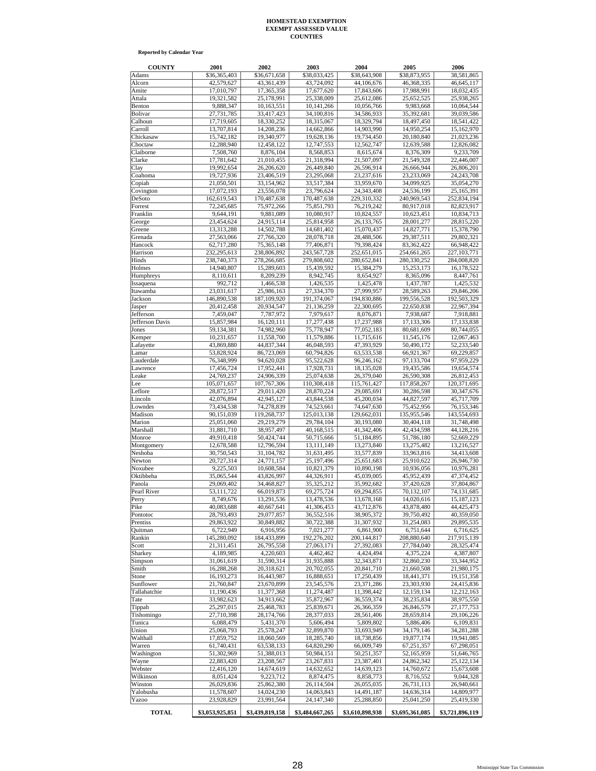**HOMESTEAD EXEMPTION**
**EXEMPT ASSESSED VALUE**
**COUNTIES**

**Reported by Calendar Year**

| COUNTY | 2001 | 2002 | 2003 | 2004 | 2005 | 2006 |
|---|---|---|---|---|---|---|
| Adams | $36,365,403 | $36,671,658 | $38,033,425 | $38,643,908 | $38,873,955 | 38,581,865 |
| Alcorn | 42,579,627 | 43,361,439 | 43,724,092 | 44,106,676 | 46,368,335 | 46,645,117 |
| Amite | 17,010,797 | 17,365,358 | 17,677,620 | 17,843,606 | 17,988,991 | 18,032,435 |
| Attala | 19,321,582 | 25,178,991 | 25,338,009 | 25,612,086 | 25,652,525 | 25,938,265 |
| Benton | 9,888,347 | 10,163,551 | 10,141,266 | 10,056,766 | 9,983,668 | 10,064,544 |
| Bolivar | 27,731,785 | 33,417,423 | 34,100,816 | 34,586,933 | 35,392,681 | 39,039,586 |
| Calhoun | 17,719,605 | 18,330,252 | 18,315,067 | 18,329,794 | 18,497,450 | 18,541,422 |
| Carroll | 13,707,814 | 14,208,236 | 14,662,866 | 14,903,990 | 14,950,254 | 15,162,970 |
| Chickasaw | 15,742,182 | 19,340,977 | 19,628,136 | 19,734,450 | 20,180,840 | 21,023,236 |
| Choctaw | 12,288,940 | 12,458,122 | 12,747,553 | 12,562,747 | 12,639,588 | 12,826,082 |
| Claiborne | 7,508,760 | 8,876,104 | 8,568,853 | 8,615,674 | 8,376,309 | 9,233,709 |
| Clarke | 17,781,642 | 21,010,455 | 21,318,994 | 21,507,097 | 21,549,328 | 22,446,007 |
| Clay | 19,992,654 | 26,206,620 | 26,449,840 | 26,596,914 | 26,666,944 | 26,806,201 |
| Coahoma | 19,727,936 | 23,406,519 | 23,295,068 | 23,237,616 | 23,233,069 | 24,243,708 |
| Copiah | 21,050,501 | 33,154,962 | 33,517,384 | 33,959,670 | 34,099,925 | 35,054,270 |
| Covington | 17,072,193 | 23,556,078 | 23,796,624 | 24,343,408 | 24,536,199 | 25,165,391 |
| DeSoto | 162,619,543 | 170,487,638 | 170,487,638 | 229,310,332 | 240,969,543 | 252,834,194 |
| Forrest | 72,245,685 | 75,972,266 | 75,851,793 | 76,219,242 | 80,917,018 | 82,823,917 |
| Franklin | 9,644,191 | 9,881,089 | 10,080,917 | 10,824,557 | 10,623,451 | 10,834,713 |
| George | 23,454,624 | 24,915,114 | 25,814,958 | 26,133,765 | 28,001,277 | 28,815,220 |
| Greene | 13,313,288 | 14,502,788 | 14,681,402 | 15,070,437 | 14,827,771 | 15,378,790 |
| Grenada | 27,563,066 | 27,766,320 | 28,078,718 | 28,488,506 | 29,387,511 | 29,802,321 |
| Hancock | 62,717,280 | 75,365,148 | 77,406,871 | 79,398,424 | 83,362,422 | 66,948,422 |
| Harrison | 232,295,613 | 238,806,892 | 243,567,728 | 252,651,015 | 254,661,265 | 227,103,771 |
| Hinds | 238,740,373 | 278,266,685 | 279,808,602 | 280,652,841 | 280,330,252 | 284,008,820 |
| Holmes | 14,940,807 | 15,289,603 | 15,439,592 | 15,384,279 | 15,253,173 | 16,178,522 |
| Humphreys | 8,110,611 | 8,209,239 | 8,942,745 | 8,654,927 | 8,365,096 | 8,447,761 |
| Issaquena | 992,712 | 1,466,538 | 1,426,535 | 1,425,478 | 1,437,787 | 1,425,532 |
| Itawamba | 23,031,617 | 25,986,163 | 27,334,370 | 27,999,957 | 28,589,263 | 29,846,206 |
| Jackson | 146,890,538 | 187,109,920 | 191,374,067 | 194,830,886 | 199,556,528 | 192,503,329 |
| Jasper | 20,412,458 | 20,934,547 | 21,136,259 | 22,300,695 | 22,650,838 | 22,967,394 |
| Jefferson | 7,459,047 | 7,787,972 | 7,979,617 | 8,076,871 | 7,938,687 | 7,918,881 |
| Jefferson Davis | 15,857,984 | 16,120,111 | 17,277,438 | 17,237,988 | 17,133,306 | 17,133,838 |
| Jones | 59,134,381 | 74,982,960 | 75,778,947 | 77,052,183 | 80,681,609 | 80,744,055 |
| Kemper | 10,231,657 | 11,558,700 | 11,579,886 | 11,715,616 | 11,545,176 | 12,067,463 |
| Lafayette | 43,869,880 | 44,837,344 | 46,048,593 | 47,393,929 | 50,490,172 | 52,233,540 |
| Lamar | 53,828,924 | 86,723,069 | 60,794,826 | 63,533,538 | 66,921,367 | 69,229,857 |
| Lauderdale | 76,348,999 | 94,620,028 | 95,522,628 | 96,246,162 | 97,133,704 | 97,959,229 |
| Lawrence | 17,456,724 | 17,952,441 | 17,928,731 | 18,135,028 | 19,435,586 | 19,654,574 |
| Leake | 24,769,237 | 24,906,339 | 25,074,638 | 26,379,040 | 26,590,308 | 26,812,453 |
| Lee | 105,071,657 | 107,767,306 | 110,308,418 | 115,761,427 | 117,858,267 | 120,371,695 |
| Leflore | 28,872,517 | 29,011,420 | 28,870,224 | 29,085,691 | 30,286,598 | 30,347,676 |
| Lincoln | 42,076,894 | 42,945,127 | 43,844,538 | 45,200,034 | 44,827,597 | 45,717,709 |
| Lowndes | 73,434,538 | 74,278,839 | 74,523,661 | 74,647,630 | 75,452,956 | 76,153,346 |
| Madison | 90,151,039 | 119,268,737 | 125,013,138 | 129,662,031 | 135,955,546 | 143,554,693 |
| Marion | 25,051,060 | 29,219,279 | 29,784,104 | 30,193,080 | 30,404,118 | 31,748,498 |
| Marshall | 31,881,710 | 38,957,497 | 40,168,515 | 41,342,406 | 42,434,598 | 44,128,216 |
| Monroe | 49,910,418 | 50,424,744 | 50,715,666 | 51,184,895 | 51,786,180 | 52,669,229 |
| Montgomery | 12,678,588 | 12,796,594 | 13,111,149 | 13,273,840 | 13,275,482 | 13,216,527 |
| Neshoba | 30,750,543 | 31,104,782 | 31,631,495 | 33,577,839 | 33,963,816 | 34,413,608 |
| Newton | 20,727,314 | 24,771,157 | 25,197,496 | 25,651,683 | 25,910,622 | 26,946,730 |
| Noxubee | 9,225,503 | 10,608,584 | 10,821,379 | 10,890,198 | 10,936,056 | 10,976,281 |
| Oktibbeha | 35,065,544 | 43,826,997 | 44,326,911 | 45,039,005 | 45,952,439 | 47,374,452 |
| Panola | 29,069,402 | 34,468,827 | 35,325,212 | 35,992,682 | 37,420,628 | 37,804,867 |
| Pearl River | 53,111,722 | 66,019,873 | 69,275,724 | 69,294,855 | 70,132,107 | 74,131,685 |
| Perry | 8,749,676 | 13,291,536 | 13,478,536 | 13,678,168 | 14,020,616 | 15,187,123 |
| Pike | 40,083,688 | 40,667,641 | 41,306,453 | 43,712,876 | 43,878,480 | 44,425,473 |
| Pontotoc | 28,793,493 | 29,077,857 | 36,552,516 | 38,905,372 | 39,750,492 | 40,359,050 |
| Prentiss | 29,863,922 | 30,849,882 | 30,722,388 | 31,307,932 | 31,254,083 | 29,895,535 |
| Quitman | 6,722,949 | 6,916,956 | 7,021,277 | 6,861,900 | 6,751,644 | 6,716,625 |
| Rankin | 145,280,092 | 184,433,899 | 192,276,202 | 200,144,817 | 208,880,640 | 217,915,139 |
| Scott | 21,311,451 | 26,795,558 | 27,063,171 | 27,392,083 | 27,784,040 | 28,325,474 |
| Sharkey | 4,189,985 | 4,220,603 | 4,462,462 | 4,424,494 | 4,375,224 | 4,387,807 |
| Simpson | 31,061,619 | 31,590,314 | 31,935,888 | 32,343,871 | 32,860,230 | 33,344,952 |
| Smith | 16,288,268 | 20,318,621 | 20,702,055 | 20,841,710 | 21,660,508 | 21,980,175 |
| Stone | 16,193,273 | 16,443,987 | 16,888,651 | 17,250,439 | 18,441,371 | 19,151,358 |
| Sunflower | 21,760,847 | 23,670,899 | 23,545,576 | 23,371,286 | 23,303,930 | 24,415,836 |
| Tallahatchie | 11,190,436 | 11,377,368 | 11,274,487 | 11,398,442 | 12,159,134 | 12,212,163 |
| Tate | 33,982,623 | 34,913,662 | 35,872,967 | 36,559,374 | 38,235,834 | 38,975,550 |
| Tippah | 25,297,015 | 25,468,783 | 25,839,671 | 26,366,359 | 26,846,579 | 27,177,753 |
| Tishomingo | 27,710,398 | 28,174,766 | 28,377,033 | 28,561,406 | 28,659,814 | 29,106,226 |
| Tunica | 6,088,479 | 5,431,370 | 5,606,494 | 5,809,802 | 5,886,406 | 6,109,831 |
| Union | 25,068,793 | 25,578,247 | 32,899,870 | 33,693,949 | 34,179,146 | 34,281,288 |
| Walthall | 17,859,752 | 18,060,569 | 18,285,740 | 18,738,856 | 19,877,174 | 19,941,085 |
| Warren | 61,740,431 | 63,538,133 | 64,820,290 | 66,009,749 | 67,251,357 | 67,298,051 |
| Washington | 51,302,969 | 51,388,013 | 50,984,151 | 50,251,357 | 52,165,959 | 51,646,765 |
| Wayne | 22,883,420 | 23,208,567 | 23,267,831 | 23,387,401 | 24,862,342 | 25,122,134 |
| Webster | 12,416,120 | 14,674,619 | 14,632,652 | 14,639,123 | 14,760,672 | 15,673,608 |
| Wilkinson | 8,051,424 | 9,223,712 | 8,874,475 | 8,858,773 | 8,716,552 | 9,044,328 |
| Winston | 26,029,836 | 25,862,380 | 26,114,504 | 26,055,035 | 26,731,113 | 26,940,661 |
| Yalobusha | 11,578,607 | 14,024,230 | 14,063,843 | 14,491,187 | 14,636,314 | 14,809,977 |
| Yazoo | 23,928,829 | 23,991,564 | 24,147,340 | 25,288,850 | 25,041,250 | 25,419,330 |
| **TOTAL** | **$3,053,925,851** | **$3,439,819,158** | **$3,484,667,265** | **$3,610,898,938** | **$3,695,361,085** | **$3,721,896,119** |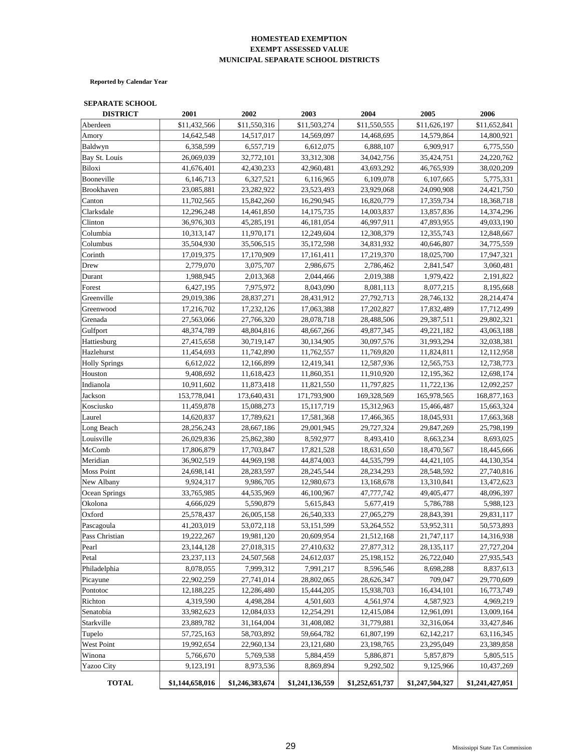**HOMESTEAD EXEMPTION**
**EXEMPT ASSESSED VALUE**
**MUNICIPAL SEPARATE SCHOOL DISTRICTS**

**Reported by Calendar Year**

| SEPARATE SCHOOL DISTRICT | 2001 | 2002 | 2003 | 2004 | 2005 | 2006 |
|---|---|---|---|---|---|---|
| Aberdeen | $11,432,566 | $11,550,316 | $11,503,274 | $11,550,555 | $11,626,197 | $11,652,841 |
| Amory | 14,642,548 | 14,517,017 | 14,569,097 | 14,468,695 | 14,579,864 | 14,800,921 |
| Baldwyn | 6,358,599 | 6,557,719 | 6,612,075 | 6,888,107 | 6,909,917 | 6,775,550 |
| Bay St. Louis | 26,069,039 | 32,772,101 | 33,312,308 | 34,042,756 | 35,424,751 | 24,220,762 |
| Biloxi | 41,676,401 | 42,430,233 | 42,960,481 | 43,693,292 | 46,765,939 | 38,020,209 |
| Booneville | 6,146,713 | 6,327,521 | 6,116,965 | 6,109,078 | 6,107,665 | 5,775,331 |
| Brookhaven | 23,085,881 | 23,282,922 | 23,523,493 | 23,929,068 | 24,090,908 | 24,421,750 |
| Canton | 11,702,565 | 15,842,260 | 16,290,945 | 16,820,779 | 17,359,734 | 18,368,718 |
| Clarksdale | 12,296,248 | 14,461,850 | 14,175,735 | 14,003,837 | 13,857,836 | 14,374,296 |
| Clinton | 36,976,303 | 45,285,191 | 46,181,054 | 46,997,911 | 47,893,955 | 49,033,190 |
| Columbia | 10,313,147 | 11,970,171 | 12,249,604 | 12,308,379 | 12,355,743 | 12,848,667 |
| Columbus | 35,504,930 | 35,506,515 | 35,172,598 | 34,831,932 | 40,646,807 | 34,775,559 |
| Corinth | 17,019,375 | 17,170,909 | 17,161,411 | 17,219,370 | 18,025,700 | 17,947,321 |
| Drew | 2,779,070 | 3,075,707 | 2,986,675 | 2,786,462 | 2,841,547 | 3,060,481 |
| Durant | 1,988,945 | 2,013,368 | 2,044,466 | 2,019,388 | 1,979,422 | 2,191,822 |
| Forest | 6,427,195 | 7,975,972 | 8,043,090 | 8,081,113 | 8,077,215 | 8,195,668 |
| Greenville | 29,019,386 | 28,837,271 | 28,431,912 | 27,792,713 | 28,746,132 | 28,214,474 |
| Greenwood | 17,216,702 | 17,232,126 | 17,063,388 | 17,202,827 | 17,832,489 | 17,712,499 |
| Grenada | 27,563,066 | 27,766,320 | 28,078,718 | 28,488,506 | 29,387,511 | 29,802,321 |
| Gulfport | 48,374,789 | 48,804,816 | 48,667,266 | 49,877,345 | 49,221,182 | 43,063,188 |
| Hattiesburg | 27,415,658 | 30,719,147 | 30,134,905 | 30,097,576 | 31,993,294 | 32,038,381 |
| Hazlehurst | 11,454,693 | 11,742,890 | 11,762,557 | 11,769,820 | 11,824,811 | 12,112,958 |
| Holly Springs | 6,612,022 | 12,166,899 | 12,419,341 | 12,587,936 | 12,565,753 | 12,738,773 |
| Houston | 9,408,692 | 11,618,423 | 11,860,351 | 11,910,920 | 12,195,362 | 12,698,174 |
| Indianola | 10,911,602 | 11,873,418 | 11,821,550 | 11,797,825 | 11,722,136 | 12,092,257 |
| Jackson | 153,778,041 | 173,640,431 | 171,793,900 | 169,328,569 | 165,978,565 | 168,877,163 |
| Kosciusko | 11,459,878 | 15,088,273 | 15,117,719 | 15,312,963 | 15,466,487 | 15,663,324 |
| Laurel | 14,620,837 | 17,789,621 | 17,581,368 | 17,466,365 | 18,045,931 | 17,663,368 |
| Long Beach | 28,256,243 | 28,667,186 | 29,001,945 | 29,727,324 | 29,847,269 | 25,798,199 |
| Louisville | 26,029,836 | 25,862,380 | 8,592,977 | 8,493,410 | 8,663,234 | 8,693,025 |
| McComb | 17,806,879 | 17,703,847 | 17,821,528 | 18,631,650 | 18,470,567 | 18,445,666 |
| Meridian | 36,902,519 | 44,969,198 | 44,874,003 | 44,535,799 | 44,421,105 | 44,130,354 |
| Moss Point | 24,698,141 | 28,283,597 | 28,245,544 | 28,234,293 | 28,548,592 | 27,740,816 |
| New Albany | 9,924,317 | 9,986,705 | 12,980,673 | 13,168,678 | 13,310,841 | 13,472,623 |
| Ocean Springs | 33,765,985 | 44,535,969 | 46,100,967 | 47,777,742 | 49,405,477 | 48,096,397 |
| Okolona | 4,666,029 | 5,590,879 | 5,615,843 | 5,677,419 | 5,786,788 | 5,988,123 |
| Oxford | 25,578,437 | 26,005,158 | 26,540,333 | 27,065,279 | 28,843,391 | 29,831,117 |
| Pascagoula | 41,203,019 | 53,072,118 | 53,151,599 | 53,264,552 | 53,952,311 | 50,573,893 |
| Pass Christian | 19,222,267 | 19,981,120 | 20,609,954 | 21,512,168 | 21,747,117 | 14,316,938 |
| Pearl | 23,144,128 | 27,018,315 | 27,410,632 | 27,877,312 | 28,135,117 | 27,727,204 |
| Petal | 23,237,113 | 24,507,568 | 24,612,037 | 25,198,152 | 26,722,040 | 27,935,543 |
| Philadelphia | 8,078,055 | 7,999,312 | 7,991,217 | 8,596,546 | 8,698,288 | 8,837,613 |
| Picayune | 22,902,259 | 27,741,014 | 28,802,065 | 28,626,347 | 709,047 | 29,770,609 |
| Pontotoc | 12,188,225 | 12,286,480 | 15,444,205 | 15,938,703 | 16,434,101 | 16,773,749 |
| Richton | 4,319,590 | 4,498,284 | 4,501,603 | 4,561,974 | 4,587,923 | 4,969,219 |
| Senatobia | 33,982,623 | 12,084,033 | 12,254,291 | 12,415,084 | 12,961,091 | 13,009,164 |
| Starkville | 23,889,782 | 31,164,004 | 31,408,082 | 31,779,881 | 32,316,064 | 33,427,846 |
| Tupelo | 57,725,163 | 58,703,892 | 59,664,782 | 61,807,199 | 62,142,217 | 63,116,345 |
| West Point | 19,992,654 | 22,960,134 | 23,121,680 | 23,198,765 | 23,295,049 | 23,389,858 |
| Winona | 5,766,670 | 5,769,538 | 5,884,459 | 5,886,871 | 5,857,879 | 5,805,515 |
| Yazoo City | 9,123,191 | 8,973,536 | 8,869,894 | 9,292,502 | 9,125,966 | 10,437,269 |
| **TOTAL** | **$1,144,658,016** | **$1,246,383,674** | **$1,241,136,559** | **$1,252,651,737** | **$1,247,504,327** | **$1,241,427,051** |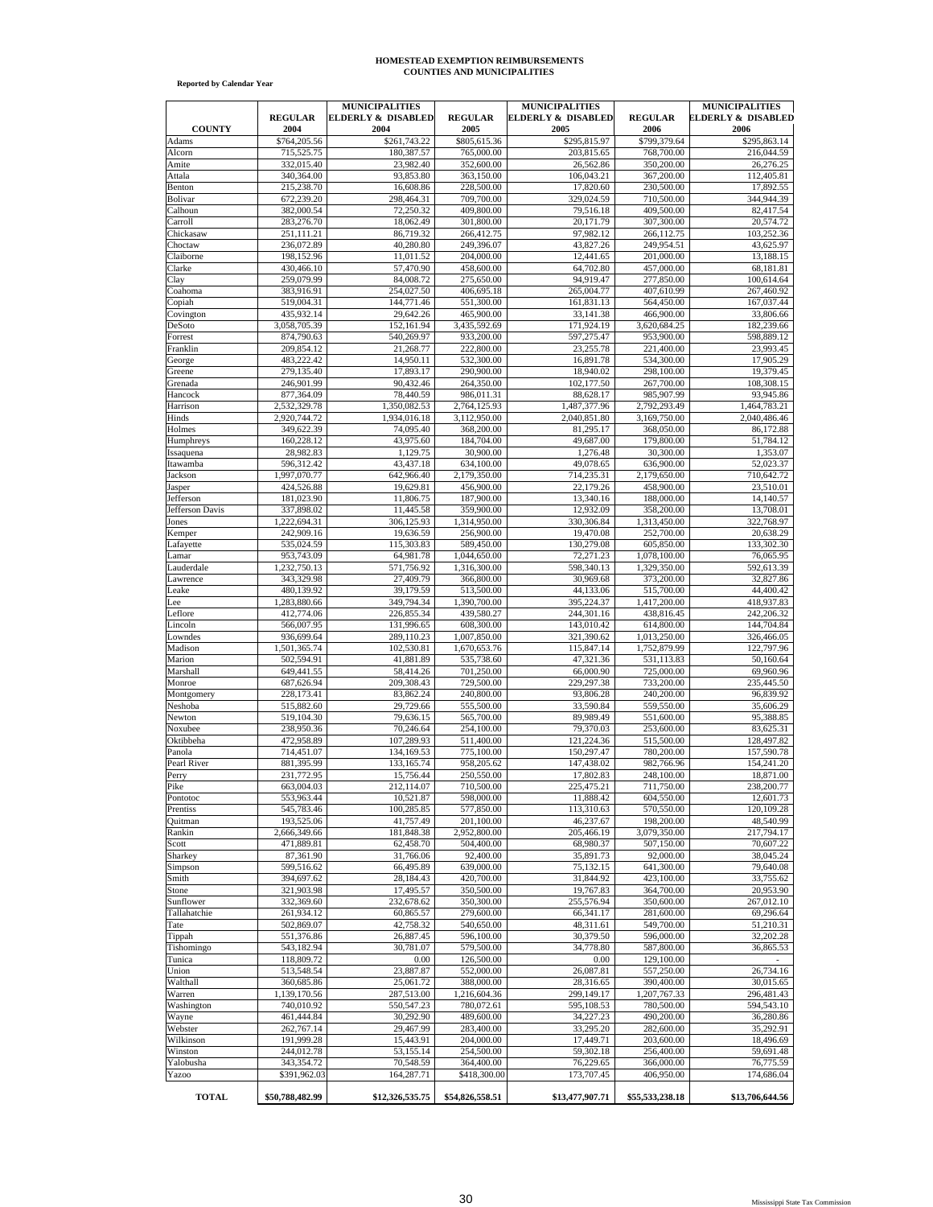# HOMESTEAD EXEMPTION REIMBURSEMENTS
## COUNTIES AND MUNICIPALITIES

**Reported by Calendar Year**

| COUNTY | REGULAR 2004 | MUNICIPALITIES ELDERLY & DISABLED 2004 | REGULAR 2005 | MUNICIPALITIES ELDERLY & DISABLED 2005 | REGULAR 2006 | MUNICIPALITIES ELDERLY & DISABLED 2006 |
|---|---|---|---|---|---|---|
| Adams | $764,205.56 | $261,743.22 | $805,615.36 | $295,815.97 | $799,379.64 | $295,863.14 |
| Alcorn | 715,525.75 | 180,387.57 | 765,000.00 | 203,815.65 | 768,700.00 | 216,044.59 |
| Amite | 332,015.40 | 23,982.40 | 352,600.00 | 26,562.86 | 350,200.00 | 26,276.25 |
| Attala | 340,364.00 | 93,853.80 | 363,150.00 | 106,043.21 | 367,200.00 | 112,405.81 |
| Benton | 215,238.70 | 16,608.86 | 228,500.00 | 17,820.60 | 230,500.00 | 17,892.55 |
| Bolivar | 672,239.20 | 298,464.31 | 709,700.00 | 329,024.59 | 710,500.00 | 344,944.39 |
| Calhoun | 382,000.54 | 72,250.32 | 409,800.00 | 79,516.18 | 409,500.00 | 82,417.54 |
| Carroll | 283,276.70 | 18,062.49 | 301,800.00 | 20,171.79 | 307,300.00 | 20,574.72 |
| Chickasaw | 251,111.21 | 86,719.32 | 266,412.75 | 97,982.12 | 266,112.75 | 103,252.36 |
| Choctaw | 236,072.89 | 40,280.80 | 249,396.07 | 43,827.26 | 249,954.51 | 43,625.97 |
| Claiborne | 198,152.96 | 11,011.52 | 204,000.00 | 12,441.65 | 201,000.00 | 13,188.15 |
| Clarke | 430,466.10 | 57,470.90 | 458,600.00 | 64,702.80 | 457,000.00 | 68,181.81 |
| Clay | 259,079.99 | 84,008.72 | 275,650.00 | 94,919.47 | 277,850.00 | 100,614.64 |
| Coahoma | 383,916.91 | 254,027.50 | 406,695.18 | 265,004.77 | 407,610.99 | 267,460.92 |
| Copiah | 519,004.31 | 144,771.46 | 551,300.00 | 161,831.13 | 564,450.00 | 167,037.44 |
| Covington | 435,932.14 | 29,642.26 | 465,900.00 | 33,141.38 | 466,900.00 | 33,806.66 |
| DeSoto | 3,058,705.39 | 152,161.94 | 3,435,592.69 | 171,924.19 | 3,620,684.25 | 182,239.66 |
| Forrest | 874,790.63 | 540,269.97 | 933,200.00 | 597,275.47 | 953,900.00 | 598,889.12 |
| Franklin | 209,854.12 | 21,268.77 | 222,800.00 | 23,255.78 | 221,400.00 | 23,993.45 |
| George | 483,222.42 | 14,950.11 | 532,300.00 | 16,891.78 | 534,300.00 | 17,905.29 |
| Greene | 279,135.40 | 17,893.17 | 290,900.00 | 18,940.02 | 298,100.00 | 19,379.45 |
| Grenada | 246,901.99 | 90,432.46 | 264,350.00 | 102,177.50 | 267,700.00 | 108,308.15 |
| Hancock | 877,364.09 | 78,440.59 | 986,011.31 | 88,628.17 | 985,907.99 | 93,945.86 |
| Harrison | 2,532,329.78 | 1,350,082.53 | 2,764,125.93 | 1,487,377.96 | 2,792,293.49 | 1,464,783.21 |
| Hinds | 2,920,744.72 | 1,934,016.18 | 3,112,950.00 | 2,040,851.80 | 3,169,750.00 | 2,040,486.46 |
| Holmes | 349,622.39 | 74,095.40 | 368,200.00 | 81,295.17 | 368,050.00 | 86,172.88 |
| Humphreys | 160,228.12 | 43,975.60 | 184,704.00 | 49,687.00 | 179,800.00 | 51,784.12 |
| Issaquena | 28,982.83 | 1,129.75 | 30,900.00 | 1,276.48 | 30,300.00 | 1,353.07 |
| Itawamba | 596,312.42 | 43,437.18 | 634,100.00 | 49,078.65 | 636,900.00 | 52,023.37 |
| Jackson | 1,997,070.77 | 642,966.40 | 2,179,350.00 | 714,235.31 | 2,179,650.00 | 710,642.72 |
| Jasper | 424,526.88 | 19,629.81 | 456,900.00 | 22,179.26 | 458,900.00 | 23,510.01 |
| Jefferson | 181,023.90 | 11,806.75 | 187,900.00 | 13,340.16 | 188,000.00 | 14,140.57 |
| Jefferson Davis | 337,898.02 | 11,445.58 | 359,900.00 | 12,932.09 | 358,200.00 | 13,708.01 |
| Jones | 1,222,694.31 | 306,125.93 | 1,314,950.00 | 330,306.84 | 1,313,450.00 | 322,768.97 |
| Kemper | 242,909.16 | 19,636.59 | 256,900.00 | 19,470.08 | 252,700.00 | 20,638.29 |
| Lafayette | 535,024.59 | 115,303.83 | 589,450.00 | 130,279.08 | 605,850.00 | 133,302.30 |
| Lamar | 953,743.09 | 64,981.78 | 1,044,650.00 | 72,271.23 | 1,078,100.00 | 76,065.95 |
| Lauderdale | 1,232,750.13 | 571,756.92 | 1,316,300.00 | 598,340.13 | 1,329,350.00 | 592,613.39 |
| Lawrence | 343,329.98 | 27,409.79 | 366,800.00 | 30,969.68 | 373,200.00 | 32,827.86 |
| Leake | 480,139.92 | 39,179.59 | 513,500.00 | 44,133.06 | 515,700.00 | 44,400.42 |
| Lee | 1,283,880.66 | 349,794.34 | 1,390,700.00 | 395,224.37 | 1,417,200.00 | 418,937.83 |
| Leflore | 412,774.06 | 226,855.34 | 439,580.27 | 244,301.16 | 438,816.45 | 242,206.32 |
| Lincoln | 566,007.95 | 131,996.65 | 608,300.00 | 143,010.42 | 614,800.00 | 144,704.84 |
| Lowndes | 936,699.64 | 289,110.23 | 1,007,850.00 | 321,390.62 | 1,013,250.00 | 326,466.05 |
| Madison | 1,501,365.74 | 102,530.81 | 1,670,653.76 | 115,847.14 | 1,752,879.99 | 122,797.96 |
| Marion | 502,594.91 | 41,881.89 | 535,738.60 | 47,321.36 | 531,113.83 | 50,160.64 |
| Marshall | 649,441.55 | 58,414.26 | 701,250.00 | 66,000.90 | 725,000.00 | 69,960.96 |
| Monroe | 687,626.94 | 209,308.43 | 729,500.00 | 229,297.38 | 733,200.00 | 235,445.50 |
| Montgomery | 228,173.41 | 83,862.24 | 240,800.00 | 93,806.28 | 240,200.00 | 96,839.92 |
| Neshoba | 515,882.60 | 29,729.66 | 555,500.00 | 33,590.84 | 559,550.00 | 35,606.29 |
| Newton | 519,104.30 | 79,636.15 | 565,700.00 | 89,989.49 | 551,600.00 | 95,388.85 |
| Noxubee | 238,950.36 | 70,246.64 | 254,100.00 | 79,370.03 | 253,600.00 | 83,625.31 |
| Oktibbeha | 472,958.89 | 107,289.93 | 511,400.00 | 121,224.36 | 515,500.00 | 128,497.82 |
| Panola | 714,451.07 | 134,169.53 | 775,100.00 | 150,297.47 | 780,200.00 | 157,590.78 |
| Pearl River | 881,395.99 | 133,165.74 | 958,205.62 | 147,438.02 | 982,766.96 | 154,241.20 |
| Perry | 231,772.95 | 15,756.44 | 250,550.00 | 17,802.83 | 248,100.00 | 18,871.00 |
| Pike | 663,004.03 | 212,114.07 | 710,500.00 | 225,475.21 | 711,750.00 | 238,200.77 |
| Pontotoc | 553,963.44 | 10,521.87 | 598,000.00 | 11,888.42 | 604,550.00 | 12,601.73 |
| Prentiss | 545,783.46 | 100,285.85 | 577,850.00 | 113,310.63 | 570,550.00 | 120,109.28 |
| Quitman | 193,525.06 | 41,757.49 | 201,100.00 | 46,237.67 | 198,200.00 | 48,540.99 |
| Rankin | 2,666,349.66 | 181,848.38 | 2,952,800.00 | 205,466.19 | 3,079,350.00 | 217,794.17 |
| Scott | 471,889.81 | 62,458.70 | 504,400.00 | 68,980.37 | 507,150.00 | 70,607.22 |
| Sharkey | 87,361.90 | 31,766.06 | 92,400.00 | 35,891.73 | 92,000.00 | 38,045.24 |
| Simpson | 599,516.62 | 66,495.89 | 639,000.00 | 75,132.15 | 641,300.00 | 79,640.08 |
| Smith | 394,697.62 | 28,184.43 | 420,700.00 | 31,844.92 | 423,100.00 | 33,755.62 |
| Stone | 321,903.98 | 17,495.57 | 350,500.00 | 19,767.83 | 364,700.00 | 20,953.90 |
| Sunflower | 332,369.60 | 232,678.62 | 350,300.00 | 255,576.94 | 350,600.00 | 267,012.10 |
| Tallahatchie | 261,934.12 | 60,865.57 | 279,600.00 | 66,341.17 | 281,600.00 | 69,296.64 |
| Tate | 502,869.07 | 42,758.32 | 540,650.00 | 48,311.61 | 549,700.00 | 51,210.31 |
| Tippah | 551,376.86 | 26,887.45 | 596,100.00 | 30,379.50 | 596,000.00 | 32,202.28 |
| Tishomingo | 543,182.94 | 30,781.07 | 579,500.00 | 34,778.80 | 587,800.00 | 36,865.53 |
| Tunica | 118,809.72 | 0.00 | 126,500.00 | 0.00 | 129,100.00 | - |
| Union | 513,548.54 | 23,887.87 | 552,000.00 | 26,087.81 | 557,250.00 | 26,734.16 |
| Walthall | 360,685.86 | 25,061.72 | 388,000.00 | 28,316.65 | 390,400.00 | 30,015.65 |
| Warren | 1,139,170.56 | 287,513.00 | 1,216,604.36 | 299,149.17 | 1,207,767.33 | 296,481.43 |
| Washington | 740,010.92 | 550,547.23 | 780,072.61 | 595,108.53 | 780,500.00 | 594,543.10 |
| Wayne | 461,444.84 | 30,292.90 | 489,600.00 | 34,227.23 | 490,200.00 | 36,280.86 |
| Webster | 262,767.14 | 29,467.99 | 283,400.00 | 33,295.20 | 282,600.00 | 35,292.91 |
| Wilkinson | 191,999.28 | 15,443.91 | 204,000.00 | 17,449.71 | 203,600.00 | 18,496.69 |
| Winston | 244,012.78 | 53,155.14 | 254,500.00 | 59,302.18 | 256,400.00 | 59,691.48 |
| Yalobusha | 343,354.72 | 70,548.59 | 364,400.00 | 76,229.65 | 366,000.00 | 76,775.59 |
| Yazoo | $391,962.03 | 164,287.71 | $418,300.00 | 173,707.45 | 406,950.00 | 174,686.04 |
| **TOTAL** | **$50,788,482.99** | **$12,326,535.75** | **$54,826,558.51** | **$13,477,907.71** | **$55,533,238.18** | **$13,706,644.56** |

Mississippi State Tax Commission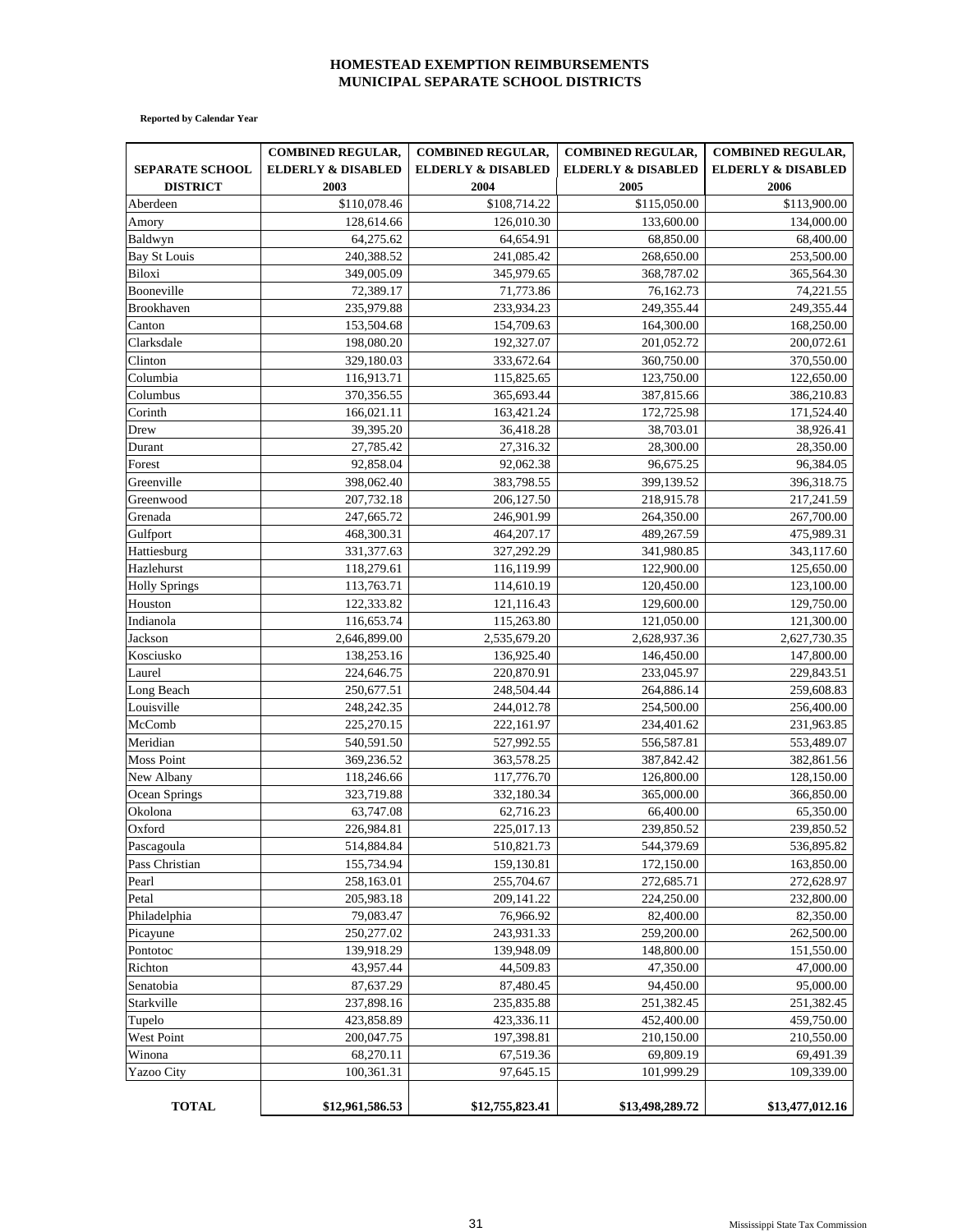# HOMESTEAD EXEMPTION REIMBURSEMENTS
## MUNICIPAL SEPARATE SCHOOL DISTRICTS

**Reported by Calendar Year**

| SEPARATE SCHOOL DISTRICT | COMBINED REGULAR, ELDERLY & DISABLED 2003 | COMBINED REGULAR, ELDERLY & DISABLED 2004 | COMBINED REGULAR, ELDERLY & DISABLED 2005 | COMBINED REGULAR, ELDERLY & DISABLED 2006 |
|---|---|---|---|---|
| Aberdeen | $110,078.46 | $108,714.22 | $115,050.00 | $113,900.00 |
| Amory | 128,614.66 | 126,010.30 | 133,600.00 | 134,000.00 |
| Baldwyn | 64,275.62 | 64,654.91 | 68,850.00 | 68,400.00 |
| Bay St Louis | 240,388.52 | 241,085.42 | 268,650.00 | 253,500.00 |
| Biloxi | 349,005.09 | 345,979.65 | 368,787.02 | 365,564.30 |
| Booneville | 72,389.17 | 71,773.86 | 76,162.73 | 74,221.55 |
| Brookhaven | 235,979.88 | 233,934.23 | 249,355.44 | 249,355.44 |
| Canton | 153,504.68 | 154,709.63 | 164,300.00 | 168,250.00 |
| Clarksdale | 198,080.20 | 192,327.07 | 201,052.72 | 200,072.61 |
| Clinton | 329,180.03 | 333,672.64 | 360,750.00 | 370,550.00 |
| Columbia | 116,913.71 | 115,825.65 | 123,750.00 | 122,650.00 |
| Columbus | 370,356.55 | 365,693.44 | 387,815.66 | 386,210.83 |
| Corinth | 166,021.11 | 163,421.24 | 172,725.98 | 171,524.40 |
| Drew | 39,395.20 | 36,418.28 | 38,703.01 | 38,926.41 |
| Durant | 27,785.42 | 27,316.32 | 28,300.00 | 28,350.00 |
| Forest | 92,858.04 | 92,062.38 | 96,675.25 | 96,384.05 |
| Greenville | 398,062.40 | 383,798.55 | 399,139.52 | 396,318.75 |
| Greenwood | 207,732.18 | 206,127.50 | 218,915.78 | 217,241.59 |
| Grenada | 247,665.72 | 246,901.99 | 264,350.00 | 267,700.00 |
| Gulfport | 468,300.31 | 464,207.17 | 489,267.59 | 475,989.31 |
| Hattiesburg | 331,377.63 | 327,292.29 | 341,980.85 | 343,117.60 |
| Hazlehurst | 118,279.61 | 116,119.99 | 122,900.00 | 125,650.00 |
| Holly Springs | 113,763.71 | 114,610.19 | 120,450.00 | 123,100.00 |
| Houston | 122,333.82 | 121,116.43 | 129,600.00 | 129,750.00 |
| Indianola | 116,653.74 | 115,263.80 | 121,050.00 | 121,300.00 |
| Jackson | 2,646,899.00 | 2,535,679.20 | 2,628,937.36 | 2,627,730.35 |
| Kosciusko | 138,253.16 | 136,925.40 | 146,450.00 | 147,800.00 |
| Laurel | 224,646.75 | 220,870.91 | 233,045.97 | 229,843.51 |
| Long Beach | 250,677.51 | 248,504.44 | 264,886.14 | 259,608.83 |
| Louisville | 248,242.35 | 244,012.78 | 254,500.00 | 256,400.00 |
| McComb | 225,270.15 | 222,161.97 | 234,401.62 | 231,963.85 |
| Meridian | 540,591.50 | 527,992.55 | 556,587.81 | 553,489.07 |
| Moss Point | 369,236.52 | 363,578.25 | 387,842.42 | 382,861.56 |
| New Albany | 118,246.66 | 117,776.70 | 126,800.00 | 128,150.00 |
| Ocean Springs | 323,719.88 | 332,180.34 | 365,000.00 | 366,850.00 |
| Okolona | 63,747.08 | 62,716.23 | 66,400.00 | 65,350.00 |
| Oxford | 226,984.81 | 225,017.13 | 239,850.52 | 239,850.52 |
| Pascagoula | 514,884.84 | 510,821.73 | 544,379.69 | 536,895.82 |
| Pass Christian | 155,734.94 | 159,130.81 | 172,150.00 | 163,850.00 |
| Pearl | 258,163.01 | 255,704.67 | 272,685.71 | 272,628.97 |
| Petal | 205,983.18 | 209,141.22 | 224,250.00 | 232,800.00 |
| Philadelphia | 79,083.47 | 76,966.92 | 82,400.00 | 82,350.00 |
| Picayune | 250,277.02 | 243,931.33 | 259,200.00 | 262,500.00 |
| Pontotoc | 139,918.29 | 139,948.09 | 148,800.00 | 151,550.00 |
| Richton | 43,957.44 | 44,509.83 | 47,350.00 | 47,000.00 |
| Senatobia | 87,637.29 | 87,480.45 | 94,450.00 | 95,000.00 |
| Starkville | 237,898.16 | 235,835.88 | 251,382.45 | 251,382.45 |
| Tupelo | 423,858.89 | 423,336.11 | 452,400.00 | 459,750.00 |
| West Point | 200,047.75 | 197,398.81 | 210,150.00 | 210,550.00 |
| Winona | 68,270.11 | 67,519.36 | 69,809.19 | 69,491.39 |
| Yazoo City | 100,361.31 | 97,645.15 | 101,999.29 | 109,339.00 |
| **TOTAL** | **$12,961,586.53** | **$12,755,823.41** | **$13,498,289.72** | **$13,477,012.16** |

Mississippi State Tax Commission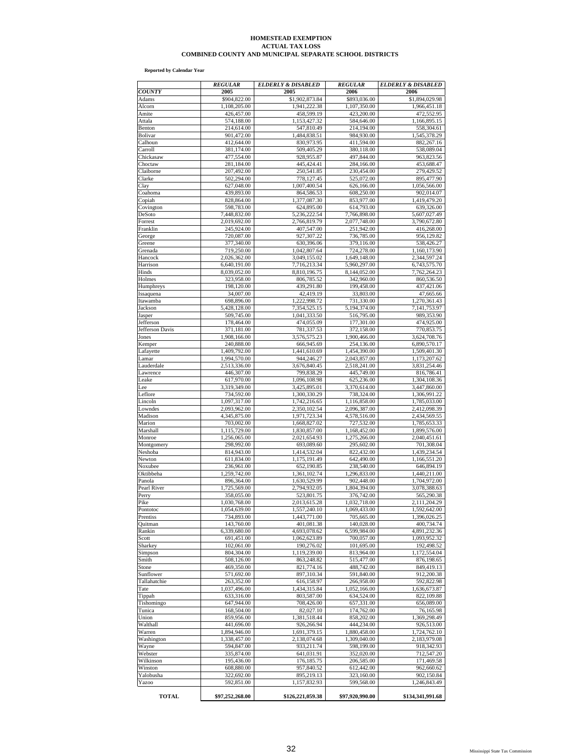**HOMESTEAD EXEMPTION**
**ACTUAL TAX LOSS**
**COMBINED COUNTY AND MUNICIPAL SEPARATE SCHOOL DISTRICTS**

**Reported by Calendar Year**

| COUNTY | *REGULAR* 2005 | *ELDERLY & DISABLED* 2005 | *REGULAR* 2006 | *ELDERLY & DISABLED* 2006 |
|---|---|---|---|---|
| Adams | $904,822.00 | $1,902,873.84 | $893,036.00 | $1,894,029.98 |
| Alcorn | 1,108,205.00 | 1,941,222.38 | 1,107,350.00 | 1,966,451.18 |
| Amite | 426,457.00 | 458,599.19 | 423,200.00 | 472,552.95 |
| Attala | 574,188.00 | 1,153,427.32 | 584,646.00 | 1,166,895.15 |
| Benton | 214,614.00 | 547,810.49 | 214,194.00 | 558,304.61 |
| Bolivar | 901,472.00 | 1,484,838.51 | 984,930.00 | 1,545,378.29 |
| Calhoun | 412,644.00 | 830,973.95 | 411,594.00 | 882,267.16 |
| Carroll | 381,174.00 | 509,405.29 | 380,118.00 | 538,089.04 |
| Chickasaw | 477,554.00 | 928,955.87 | 497,844.00 | 963,823.56 |
| Choctaw | 281,184.00 | 445,424.41 | 284,166.00 | 453,688.47 |
| Claiborne | 207,492.00 | 250,541.85 | 230,454.00 | 279,429.52 |
| Clarke | 502,294.00 | 778,127.45 | 525,072.00 | 895,477.90 |
| Clay | 627,048.00 | 1,007,400.54 | 626,166.00 | 1,056,566.00 |
| Coahoma | 439,893.00 | 864,586.53 | 608,250.00 | 902,014.07 |
| Copiah | 828,864.00 | 1,377,087.30 | 853,977.00 | 1,419,479.20 |
| Covington | 598,783.00 | 624,895.00 | 614,793.00 | 639,326.00 |
| DeSoto | 7,448,832.00 | 5,236,222.54 | 7,766,898.00 | 5,607,027.49 |
| Forrest | 2,019,692.00 | 2,766,819.79 | 2,077,748.00 | 3,790,672.80 |
| Franklin | 245,924.00 | 407,547.00 | 251,942.00 | 416,268.00 |
| George | 720,087.00 | 927,307.22 | 736,785.00 | 956,129.82 |
| Greene | 377,340.00 | 630,396.06 | 379,116.00 | 538,426.27 |
| Grenada | 719,250.00 | 1,042,807.64 | 724,278.00 | 1,160,173.90 |
| Hancock | 2,026,362.00 | 3,049,155.02 | 1,649,148.00 | 2,344,597.24 |
| Harrison | 6,640,191.00 | 7,716,213.34 | 5,960,297.00 | 6,743,575.70 |
| Hinds | 8,039,052.00 | 8,810,196.75 | 8,144,052.00 | 7,762,264.23 |
| Holmes | 323,958.00 | 806,785.52 | 342,960.00 | 860,536.50 |
| Humphreys | 198,120.00 | 439,291.80 | 199,458.00 | 437,421.06 |
| Issaquena | 34,007.00 | 42,419.19 | 33,803.00 | 47,665.66 |
| Itawamba | 698,896.00 | 1,222,998.72 | 731,330.00 | 1,270,361.43 |
| Jackson | 5,428,128.00 | 7,354,525.15 | 5,194,374.00 | 7,141,753.97 |
| Jasper | 509,745.00 | 1,041,333.50 | 516,795.00 | 989,353.90 |
| Jefferson | 178,464.00 | 474,055.09 | 177,301.00 | 474,925.00 |
| Jefferson Davis | 371,181.00 | 781,337.53 | 372,158.00 | 770,853.75 |
| Jones | 1,908,166.00 | 3,576,575.23 | 1,900,466.00 | 3,624,708.76 |
| Kemper | 240,888.00 | 666,945.69 | 254,136.00 | 6,890,570.17 |
| Lafayette | 1,409,792.00 | 1,441,610.69 | 1,454,390.00 | 1,509,401.30 |
| Lamar | 1,994,570.00 | 944,246.27 | 2,043,857.00 | 1,173,207.62 |
| Lauderdale | 2,513,336.00 | 3,676,840.45 | 2,518,241.00 | 3,831,254.46 |
| Lawrence | 446,307.00 | 799,838.29 | 445,749.00 | 816,786.41 |
| Leake | 617,970.00 | 1,096,108.98 | 625,236.00 | 1,304,108.36 |
| Lee | 3,319,349.00 | 3,425,895.01 | 3,370,614.00 | 3,447,860.00 |
| Leflore | 734,592.00 | 1,300,330.29 | 738,324.00 | 1,306,991.22 |
| Lincoln | 1,097,317.00 | 1,742,216.65 | 1,116,858.00 | 1,785,033.00 |
| Lowndes | 2,093,962.00 | 2,350,102.54 | 2,096,387.00 | 2,412,098.39 |
| Madison | 4,345,875.00 | 1,971,723.34 | 4,578,516.00 | 2,434,569.55 |
| Marion | 703,002.00 | 1,668,827.02 | 727,532.00 | 1,785,653.33 |
| Marshall | 1,115,729.00 | 1,830,857.00 | 1,168,452.00 | 1,899,576.00 |
| Monroe | 1,256,065.00 | 2,021,654.93 | 1,275,266.00 | 2,040,451.61 |
| Montgomery | 298,992.00 | 693,089.60 | 295,602.00 | 701,308.04 |
| Neshoba | 814,943.00 | 1,414,532.04 | 822,432.00 | 1,439,234.54 |
| Newton | 611,834.00 | 1,175,191.49 | 642,490.00 | 1,166,551.20 |
| Noxubee | 236,961.00 | 652,190.85 | 238,540.00 | 646,894.19 |
| Oktibbeha | 1,259,742.00 | 1,361,102.74 | 1,296,833.00 | 1,440,211.00 |
| Panola | 896,364.00 | 1,630,529.99 | 902,448.00 | 1,704,972.00 |
| Pearl River | 1,725,569.00 | 2,794,932.05 | 1,804,394.00 | 3,078,388.63 |
| Perry | 358,055.00 | 523,801.75 | 376,742.00 | 565,290.38 |
| Pike | 1,030,768.00 | 2,013,615.28 | 1,032,718.00 | 2,111,204.29 |
| Pontotoc | 1,054,639.00 | 1,557,240.10 | 1,069,433.00 | 1,592,642.00 |
| Prentiss | 734,893.00 | 1,443,771.00 | 705,665.00 | 1,396,026.25 |
| Quitman | 143,760.00 | 401,081.38 | 140,028.00 | 400,734.74 |
| Rankin | 6,339,680.00 | 4,693,078.62 | 6,599,984.00 | 4,891,232.36 |
| Scott | 691,451.00 | 1,062,623.89 | 700,057.00 | 1,093,952.32 |
| Sharkey | 102,061.00 | 190,276.02 | 101,695.00 | 192,498.52 |
| Simpson | 804,304.00 | 1,119,239.00 | 813,964.00 | 1,172,554.04 |
| Smith | 508,126.00 | 863,248.82 | 515,477.00 | 876,198.65 |
| Stone | 469,350.00 | 821,774.16 | 488,742.00 | 849,419.13 |
| Sunflower | 571,692.00 | 897,310.34 | 591,840.00 | 912,200.38 |
| Tallahatchie | 263,352.00 | 616,158.97 | 266,958.00 | 592,822.98 |
| Tate | 1,037,496.00 | 1,434,315.84 | 1,052,166.00 | 1,636,673.87 |
| Tippah | 633,316.00 | 803,587.00 | 634,524.00 | 822,109.88 |
| Tishomingo | 647,944.00 | 708,426.00 | 657,331.00 | 656,089.00 |
| Tunica | 168,504.00 | 82,027.10 | 174,762.00 | 76,165.98 |
| Union | 859,956.00 | 1,381,518.44 | 858,202.00 | 1,369,298.49 |
| Walthall | 441,696.00 | 926,266.94 | 444,234.00 | 926,513.00 |
| Warren | 1,894,946.00 | 1,691,379.15 | 1,880,458.00 | 1,724,762.10 |
| Washington | 1,338,457.00 | 2,138,074.68 | 1,309,040.00 | 2,183,979.08 |
| Wayne | 594,847.00 | 933,211.74 | 598,199.00 | 918,342.93 |
| Webster | 335,874.00 | 641,031.91 | 352,020.00 | 712,547.20 |
| Wilkinson | 195,436.00 | 176,185.75 | 206,585.00 | 171,469.58 |
| Winston | 608,880.00 | 957,840.52 | 612,442.00 | 962,660.62 |
| Yalobusha | 322,692.00 | 895,219.13 | 323,160.00 | 902,150.84 |
| Yazoo | 592,851.00 | 1,157,832.93 | 599,568.00 | 1,246,843.49 |
| **TOTAL** | **$97,252,268.00** | **$126,221,059.38** | **$97,920,990.00** | **$134,341,991.68** |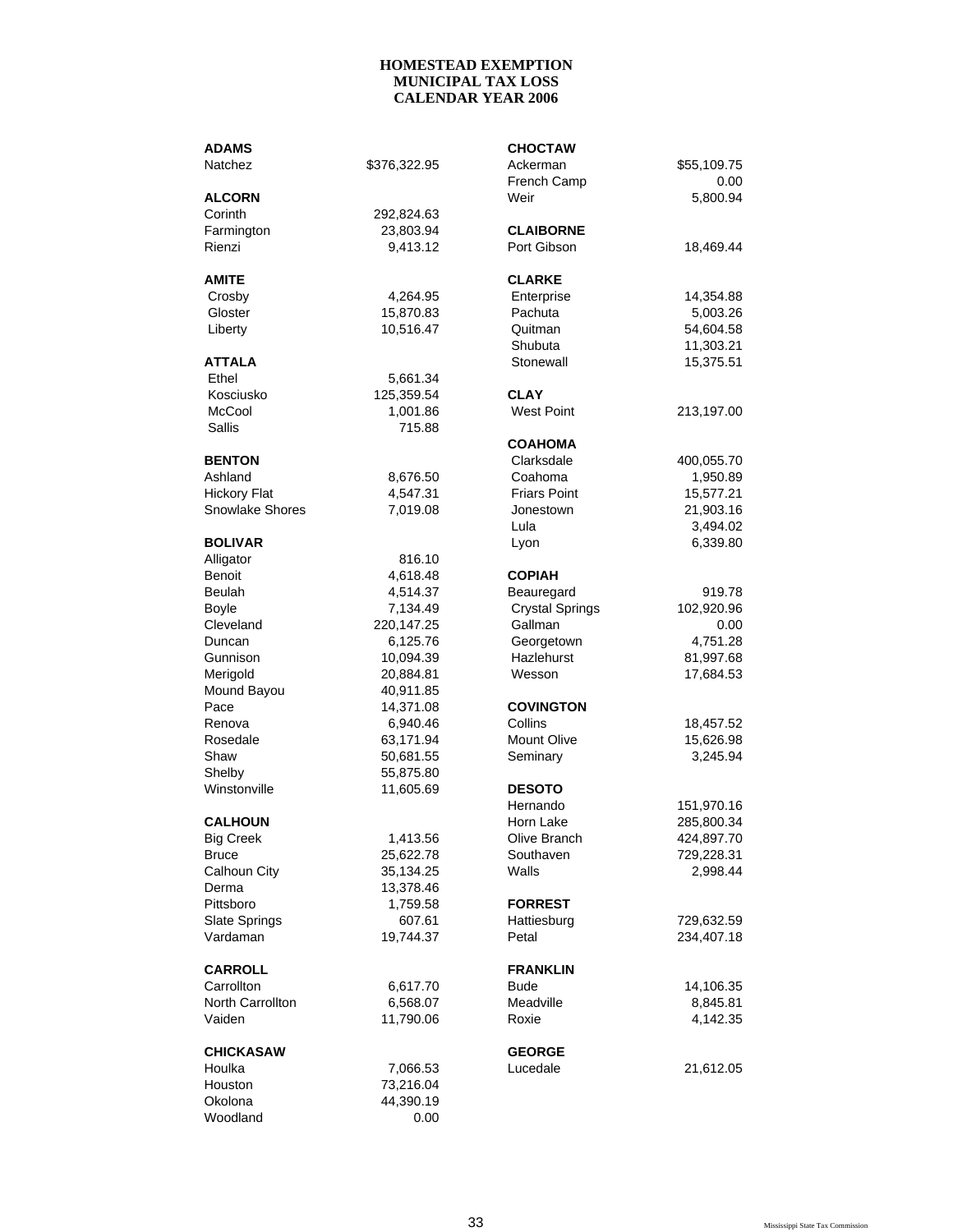# HOMESTEAD EXEMPTION
# MUNICIPAL TAX LOSS
# CALENDAR YEAR 2006

| County / Municipality | Amount |
|---|---|
| **ADAMS** | |
| Natchez | $376,322.95 |
| **ALCORN** | |
| Corinth | 292,824.63 |
| Farmington | 23,803.94 |
| Rienzi | 9,413.12 |
| **AMITE** | |
| Crosby | 4,264.95 |
| Gloster | 15,870.83 |
| Liberty | 10,516.47 |
| **ATTALA** | |
| Ethel | 5,661.34 |
| Kosciusko | 125,359.54 |
| McCool | 1,001.86 |
| Sallis | 715.88 |
| **BENTON** | |
| Ashland | 8,676.50 |
| Hickory Flat | 4,547.31 |
| Snowlake Shores | 7,019.08 |
| **BOLIVAR** | |
| Alligator | 816.10 |
| Benoit | 4,618.48 |
| Beulah | 4,514.37 |
| Boyle | 7,134.49 |
| Cleveland | 220,147.25 |
| Duncan | 6,125.76 |
| Gunnison | 10,094.39 |
| Merigold | 20,884.81 |
| Mound Bayou | 40,911.85 |
| Pace | 14,371.08 |
| Renova | 6,940.46 |
| Rosedale | 63,171.94 |
| Shaw | 50,681.55 |
| Shelby | 55,875.80 |
| Winstonville | 11,605.69 |
| **CALHOUN** | |
| Big Creek | 1,413.56 |
| Bruce | 25,622.78 |
| Calhoun City | 35,134.25 |
| Derma | 13,378.46 |
| Pittsboro | 1,759.58 |
| Slate Springs | 607.61 |
| Vardaman | 19,744.37 |
| **CARROLL** | |
| Carrollton | 6,617.70 |
| North Carrollton | 6,568.07 |
| Vaiden | 11,790.06 |
| **CHICKASAW** | |
| Houlka | 7,066.53 |
| Houston | 73,216.04 |
| Okolona | 44,390.19 |
| Woodland | 0.00 |
| **CHOCTAW** | |
| Ackerman | $55,109.75 |
| French Camp | 0.00 |
| Weir | 5,800.94 |
| **CLAIBORNE** | |
| Port Gibson | 18,469.44 |
| **CLARKE** | |
| Enterprise | 14,354.88 |
| Pachuta | 5,003.26 |
| Quitman | 54,604.58 |
| Shubuta | 11,303.21 |
| Stonewall | 15,375.51 |
| **CLAY** | |
| West Point | 213,197.00 |
| **COAHOMA** | |
| Clarksdale | 400,055.70 |
| Coahoma | 1,950.89 |
| Friars Point | 15,577.21 |
| Jonestown | 21,903.16 |
| Lula | 3,494.02 |
| Lyon | 6,339.80 |
| **COPIAH** | |
| Beauregard | 919.78 |
| Crystal Springs | 102,920.96 |
| Gallman | 0.00 |
| Georgetown | 4,751.28 |
| Hazlehurst | 81,997.68 |
| Wesson | 17,684.53 |
| **COVINGTON** | |
| Collins | 18,457.52 |
| Mount Olive | 15,626.98 |
| Seminary | 3,245.94 |
| **DESOTO** | |
| Hernando | 151,970.16 |
| Horn Lake | 285,800.34 |
| Olive Branch | 424,897.70 |
| Southaven | 729,228.31 |
| Walls | 2,998.44 |
| **FORREST** | |
| Hattiesburg | 729,632.59 |
| Petal | 234,407.18 |
| **FRANKLIN** | |
| Bude | 14,106.35 |
| Meadville | 8,845.81 |
| Roxie | 4,142.35 |
| **GEORGE** | |
| Lucedale | 21,612.05 |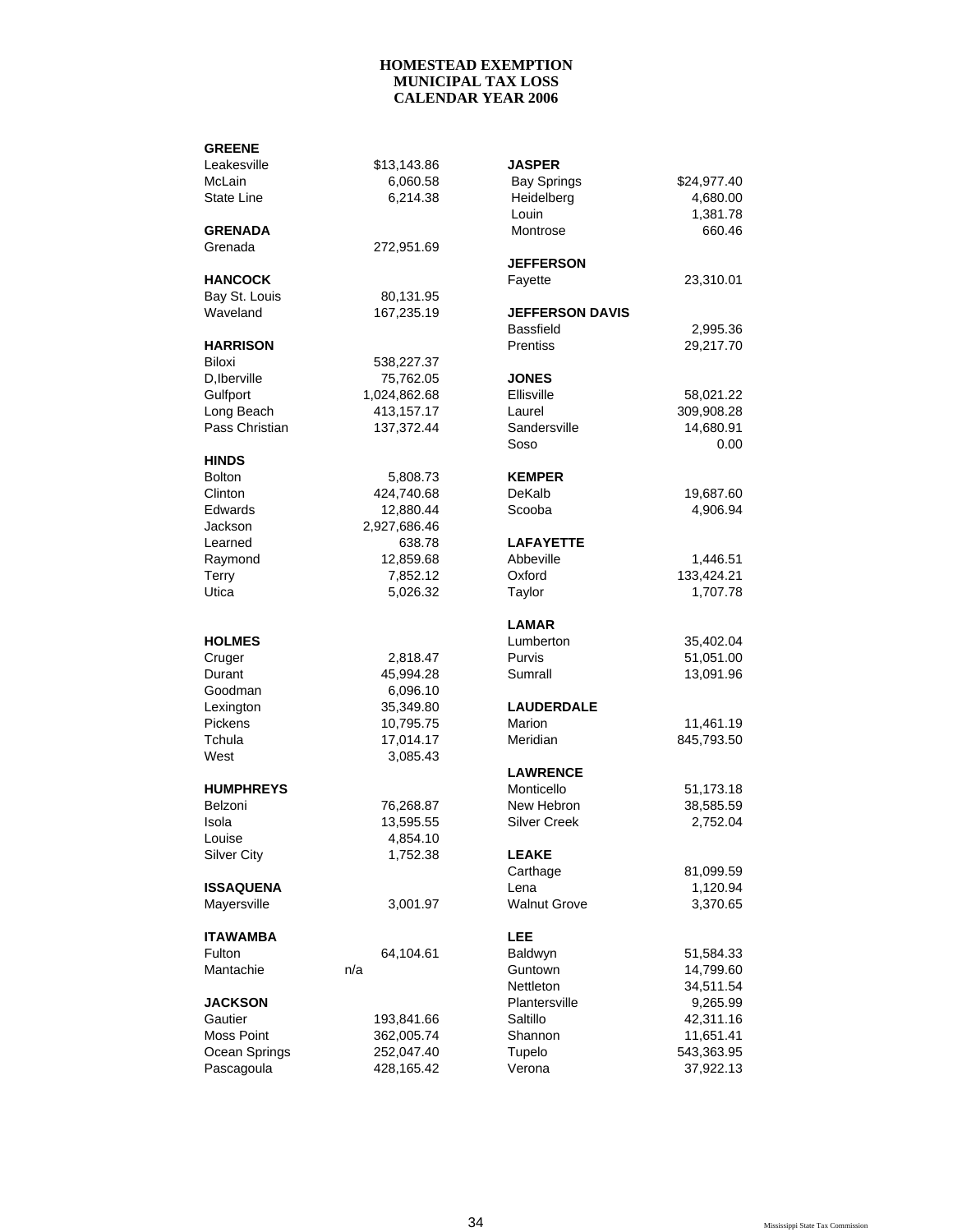# HOMESTEAD EXEMPTION
## MUNICIPAL TAX LOSS
## CALENDAR YEAR 2006

| Municipality | Amount |
|---|---|
| **GREENE** | |
| Leakesville | $13,143.86 |
| McLain | 6,060.58 |
| State Line | 6,214.38 |
| **GRENADA** | |
| Grenada | 272,951.69 |
| **HANCOCK** | |
| Bay St. Louis | 80,131.95 |
| Waveland | 167,235.19 |
| **HARRISON** | |
| Biloxi | 538,227.37 |
| D,Iberville | 75,762.05 |
| Gulfport | 1,024,862.68 |
| Long Beach | 413,157.17 |
| Pass Christian | 137,372.44 |
| **HINDS** | |
| Bolton | 5,808.73 |
| Clinton | 424,740.68 |
| Edwards | 12,880.44 |
| Jackson | 2,927,686.46 |
| Learned | 638.78 |
| Raymond | 12,859.68 |
| Terry | 7,852.12 |
| Utica | 5,026.32 |
| **HOLMES** | |
| Cruger | 2,818.47 |
| Durant | 45,994.28 |
| Goodman | 6,096.10 |
| Lexington | 35,349.80 |
| Pickens | 10,795.75 |
| Tchula | 17,014.17 |
| West | 3,085.43 |
| **HUMPHREYS** | |
| Belzoni | 76,268.87 |
| Isola | 13,595.55 |
| Louise | 4,854.10 |
| Silver City | 1,752.38 |
| **ISSAQUENA** | |
| Mayersville | 3,001.97 |
| **ITAWAMBA** | |
| Fulton | 64,104.61 |
| Mantachie | n/a |
| **JACKSON** | |
| Gautier | 193,841.66 |
| Moss Point | 362,005.74 |
| Ocean Springs | 252,047.40 |
| Pascagoula | 428,165.42 |
| **JASPER** | |
| Bay Springs | $24,977.40 |
| Heidelberg | 4,680.00 |
| Louin | 1,381.78 |
| Montrose | 660.46 |
| **JEFFERSON** | |
| Fayette | 23,310.01 |
| **JEFFERSON DAVIS** | |
| Bassfield | 2,995.36 |
| Prentiss | 29,217.70 |
| **JONES** | |
| Ellisville | 58,021.22 |
| Laurel | 309,908.28 |
| Sandersville | 14,680.91 |
| Soso | 0.00 |
| **KEMPER** | |
| DeKalb | 19,687.60 |
| Scooba | 4,906.94 |
| **LAFAYETTE** | |
| Abbeville | 1,446.51 |
| Oxford | 133,424.21 |
| Taylor | 1,707.78 |
| **LAMAR** | |
| Lumberton | 35,402.04 |
| Purvis | 51,051.00 |
| Sumrall | 13,091.96 |
| **LAUDERDALE** | |
| Marion | 11,461.19 |
| Meridian | 845,793.50 |
| **LAWRENCE** | |
| Monticello | 51,173.18 |
| New Hebron | 38,585.59 |
| Silver Creek | 2,752.04 |
| **LEAKE** | |
| Carthage | 81,099.59 |
| Lena | 1,120.94 |
| Walnut Grove | 3,370.65 |
| **LEE** | |
| Baldwyn | 51,584.33 |
| Guntown | 14,799.60 |
| Nettleton | 34,511.54 |
| Plantersville | 9,265.99 |
| Saltillo | 42,311.16 |
| Shannon | 11,651.41 |
| Tupelo | 543,363.95 |
| Verona | 37,922.13 |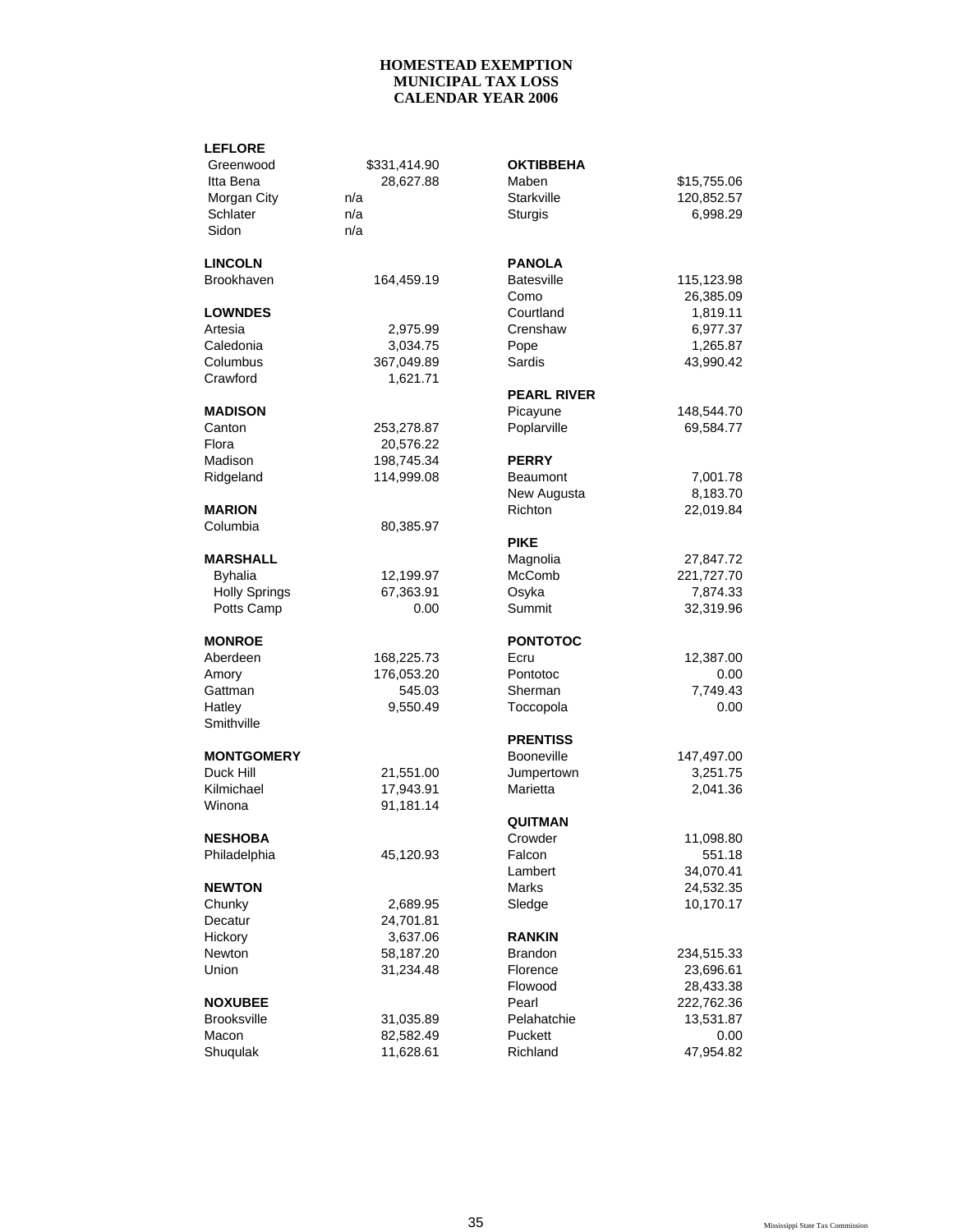**HOMESTEAD EXEMPTION**
**MUNICIPAL TAX LOSS**
**CALENDAR YEAR 2006**

| County / Municipality | Amount |
|---|---|
| **LEFLORE** | |
| Greenwood | $331,414.90 |
| Itta Bena | 28,627.88 |
| Morgan City | n/a |
| Schlater | n/a |
| Sidon | n/a |
| **LINCOLN** | |
| Brookhaven | 164,459.19 |
| **LOWNDES** | |
| Artesia | 2,975.99 |
| Caledonia | 3,034.75 |
| Columbus | 367,049.89 |
| Crawford | 1,621.71 |
| **MADISON** | |
| Canton | 253,278.87 |
| Flora | 20,576.22 |
| Madison | 198,745.34 |
| Ridgeland | 114,999.08 |
| **MARION** | |
| Columbia | 80,385.97 |
| **MARSHALL** | |
| Byhalia | 12,199.97 |
| Holly Springs | 67,363.91 |
| Potts Camp | 0.00 |
| **MONROE** | |
| Aberdeen | 168,225.73 |
| Amory | 176,053.20 |
| Gattman | 545.03 |
| Hatley | 9,550.49 |
| Smithville | |
| **MONTGOMERY** | |
| Duck Hill | 21,551.00 |
| Kilmichael | 17,943.91 |
| Winona | 91,181.14 |
| **NESHOBA** | |
| Philadelphia | 45,120.93 |
| **NEWTON** | |
| Chunky | 2,689.95 |
| Decatur | 24,701.81 |
| Hickory | 3,637.06 |
| Newton | 58,187.20 |
| Union | 31,234.48 |
| **NOXUBEE** | |
| Brooksville | 31,035.89 |
| Macon | 82,582.49 |
| Shuqulak | 11,628.61 |
| **OKTIBBEHA** | |
| Maben | $15,755.06 |
| Starkville | 120,852.57 |
| Sturgis | 6,998.29 |
| **PANOLA** | |
| Batesville | 115,123.98 |
| Como | 26,385.09 |
| Courtland | 1,819.11 |
| Crenshaw | 6,977.37 |
| Pope | 1,265.87 |
| Sardis | 43,990.42 |
| **PEARL RIVER** | |
| Picayune | 148,544.70 |
| Poplarville | 69,584.77 |
| **PERRY** | |
| Beaumont | 7,001.78 |
| New Augusta | 8,183.70 |
| Richton | 22,019.84 |
| **PIKE** | |
| Magnolia | 27,847.72 |
| McComb | 221,727.70 |
| Osyka | 7,874.33 |
| Summit | 32,319.96 |
| **PONTOTOC** | |
| Ecru | 12,387.00 |
| Pontotoc | 0.00 |
| Sherman | 7,749.43 |
| Toccopola | 0.00 |
| **PRENTISS** | |
| Booneville | 147,497.00 |
| Jumpertown | 3,251.75 |
| Marietta | 2,041.36 |
| **QUITMAN** | |
| Crowder | 11,098.80 |
| Falcon | 551.18 |
| Lambert | 34,070.41 |
| Marks | 24,532.35 |
| Sledge | 10,170.17 |
| **RANKIN** | |
| Brandon | 234,515.33 |
| Florence | 23,696.61 |
| Flowood | 28,433.38 |
| Pearl | 222,762.36 |
| Pelahatchie | 13,531.87 |
| Puckett | 0.00 |
| Richland | 47,954.82 |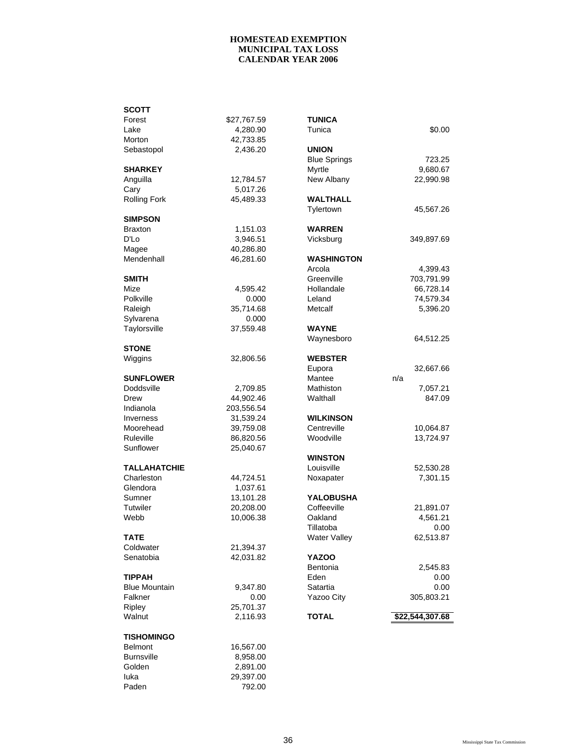**HOMESTEAD EXEMPTION**
**MUNICIPAL TAX LOSS**
**CALENDAR YEAR 2006**

| Municipality | Amount |
|---|---|
| **SCOTT** | |
| Forest | $27,767.59 |
| Lake | 4,280.90 |
| Morton | 42,733.85 |
| Sebastopol | 2,436.20 |
| **SHARKEY** | |
| Anguilla | 12,784.57 |
| Cary | 5,017.26 |
| Rolling Fork | 45,489.33 |
| **SIMPSON** | |
| Braxton | 1,151.03 |
| D'Lo | 3,946.51 |
| Magee | 40,286.80 |
| Mendenhall | 46,281.60 |
| **SMITH** | |
| Mize | 4,595.42 |
| Polkville | 0.000 |
| Raleigh | 35,714.68 |
| Sylvarena | 0.000 |
| Taylorsville | 37,559.48 |
| **STONE** | |
| Wiggins | 32,806.56 |
| **SUNFLOWER** | |
| Doddsville | 2,709.85 |
| Drew | 44,902.46 |
| Indianola | 203,556.54 |
| Inverness | 31,539.24 |
| Moorehead | 39,759.08 |
| Ruleville | 86,820.56 |
| Sunflower | 25,040.67 |
| **TALLAHATCHIE** | |
| Charleston | 44,724.51 |
| Glendora | 1,037.61 |
| Sumner | 13,101.28 |
| Tutwiler | 20,208.00 |
| Webb | 10,006.38 |
| **TATE** | |
| Coldwater | 21,394.37 |
| Senatobia | 42,031.82 |
| **TIPPAH** | |
| Blue Mountain | 9,347.80 |
| Falkner | 0.00 |
| Ripley | 25,701.37 |
| Walnut | 2,116.93 |
| **TISHOMINGO** | |
| Belmont | 16,567.00 |
| Burnsville | 8,958.00 |
| Golden | 2,891.00 |
| Iuka | 29,397.00 |
| Paden | 792.00 |
| **TUNICA** | |
| Tunica | $0.00 |
| **UNION** | |
| Blue Springs | 723.25 |
| Myrtle | 9,680.67 |
| New Albany | 22,990.98 |
| **WALTHALL** | |
| Tylertown | 45,567.26 |
| **WARREN** | |
| Vicksburg | 349,897.69 |
| **WASHINGTON** | |
| Arcola | 4,399.43 |
| Greenville | 703,791.99 |
| Hollandale | 66,728.14 |
| Leland | 74,579.34 |
| Metcalf | 5,396.20 |
| **WAYNE** | |
| Waynesboro | 64,512.25 |
| **WEBSTER** | |
| Eupora | 32,667.66 |
| Mantee | n/a |
| Mathiston | 7,057.21 |
| Walthall | 847.09 |
| **WILKINSON** | |
| Centreville | 10,064.87 |
| Woodville | 13,724.97 |
| **WINSTON** | |
| Louisville | 52,530.28 |
| Noxapater | 7,301.15 |
| **YALOBUSHA** | |
| Coffeeville | 21,891.07 |
| Oakland | 4,561.21 |
| Tillatoba | 0.00 |
| Water Valley | 62,513.87 |
| **YAZOO** | |
| Bentonia | 2,545.83 |
| Eden | 0.00 |
| Satartia | 0.00 |
| Yazoo City | 305,803.21 |
| **TOTAL** | **$22,544,307.68** |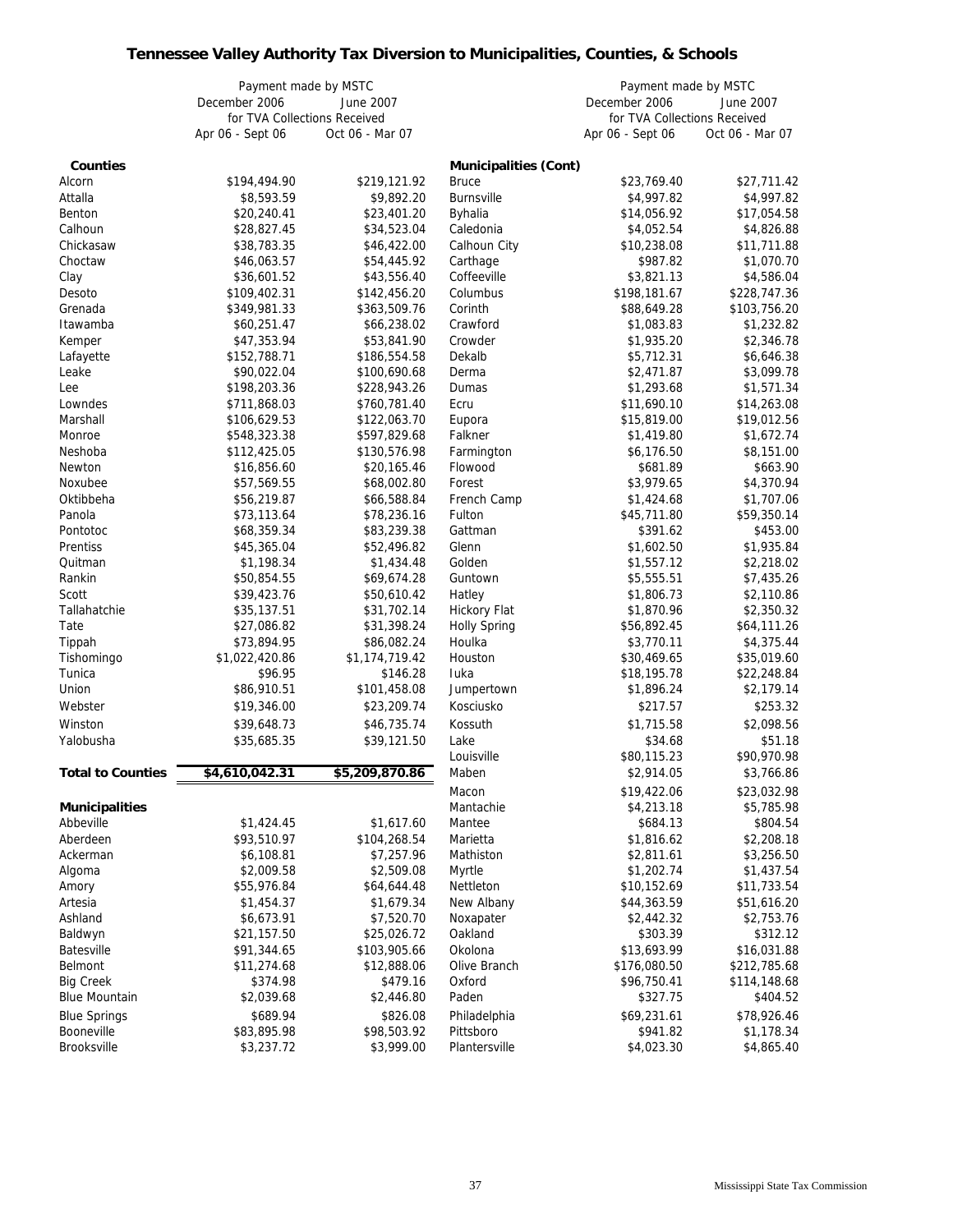# Tennessee Valley Authority Tax Diversion to Municipalities, Counties, & Schools

| | Payment made by MSTC December 2006 for TVA Collections Received Apr 06 - Sept 06 | Payment made by MSTC June 2007 for TVA Collections Received Oct 06 - Mar 07 |
|---|---|---|
| **Counties** | | |
| Alcorn | $194,494.90 | $219,121.92 |
| Attalla | $8,593.59 | $9,892.20 |
| Benton | $20,240.41 | $23,401.20 |
| Calhoun | $28,827.45 | $34,523.04 |
| Chickasaw | $38,783.35 | $46,422.00 |
| Choctaw | $46,063.57 | $54,445.92 |
| Clay | $36,601.52 | $43,556.40 |
| Desoto | $109,402.31 | $142,456.20 |
| Grenada | $349,981.33 | $363,509.76 |
| Itawamba | $60,251.47 | $66,238.02 |
| Kemper | $47,353.94 | $53,841.90 |
| Lafayette | $152,788.71 | $186,554.58 |
| Leake | $90,022.04 | $100,690.68 |
| Lee | $198,203.36 | $228,943.26 |
| Lowndes | $711,868.03 | $760,781.40 |
| Marshall | $106,629.53 | $122,063.70 |
| Monroe | $548,323.38 | $597,829.68 |
| Neshoba | $112,425.05 | $130,576.98 |
| Newton | $16,856.60 | $20,165.46 |
| Noxubee | $57,569.55 | $68,002.80 |
| Oktibbeha | $56,219.87 | $66,588.84 |
| Panola | $73,113.64 | $78,236.16 |
| Pontotoc | $68,359.34 | $83,239.38 |
| Prentiss | $45,365.04 | $52,496.82 |
| Quitman | $1,198.34 | $1,434.48 |
| Rankin | $50,854.55 | $69,674.28 |
| Scott | $39,423.76 | $50,610.42 |
| Tallahatchie | $35,137.51 | $31,702.14 |
| Tate | $27,086.82 | $31,398.24 |
| Tippah | $73,894.95 | $86,082.24 |
| Tishomingo | $1,022,420.86 | $1,174,719.42 |
| Tunica | $96.95 | $146.28 |
| Union | $86,910.51 | $101,458.08 |
| Webster | $19,346.00 | $23,209.74 |
| Winston | $39,648.73 | $46,735.74 |
| Yalobusha | $35,685.35 | $39,121.50 |
| **Total to Counties** | **$4,610,042.31** | **$5,209,870.86** |
| **Municipalities** | | |
| Abbeville | $1,424.45 | $1,617.60 |
| Aberdeen | $93,510.97 | $104,268.54 |
| Ackerman | $6,108.81 | $7,257.96 |
| Algoma | $2,009.58 | $2,509.08 |
| Amory | $55,976.84 | $64,644.48 |
| Artesia | $1,454.37 | $1,679.34 |
| Ashland | $6,673.91 | $7,520.70 |
| Baldwyn | $21,157.50 | $25,026.72 |
| Batesville | $91,344.65 | $103,905.66 |
| Belmont | $11,274.68 | $12,888.06 |
| Big Creek | $374.98 | $479.16 |
| Blue Mountain | $2,039.68 | $2,446.80 |
| Blue Springs | $689.94 | $826.08 |
| Booneville | $83,895.98 | $98,503.92 |
| Brooksville | $3,237.72 | $3,999.00 |
| **Municipalities (Cont)** | | |
| Bruce | $23,769.40 | $27,711.42 |
| Burnsville | $4,997.82 | $4,997.82 |
| Byhalia | $14,056.92 | $17,054.58 |
| Caledonia | $4,052.54 | $4,826.88 |
| Calhoun City | $10,238.08 | $11,711.88 |
| Carthage | $987.82 | $1,070.70 |
| Coffeeville | $3,821.13 | $4,586.04 |
| Columbus | $198,181.67 | $228,747.36 |
| Corinth | $88,649.28 | $103,756.20 |
| Crawford | $1,083.83 | $1,232.82 |
| Crowder | $1,935.20 | $2,346.78 |
| Dekalb | $5,712.31 | $6,646.38 |
| Derma | $2,471.87 | $3,099.78 |
| Dumas | $1,293.68 | $1,571.34 |
| Ecru | $11,690.10 | $14,263.08 |
| Eupora | $15,819.00 | $19,012.56 |
| Falkner | $1,419.80 | $1,672.74 |
| Farmington | $6,176.50 | $8,151.00 |
| Flowood | $681.89 | $663.90 |
| Forest | $3,979.65 | $4,370.94 |
| French Camp | $1,424.68 | $1,707.06 |
| Fulton | $45,711.80 | $59,350.14 |
| Gattman | $391.62 | $453.00 |
| Glenn | $1,602.50 | $1,935.84 |
| Golden | $1,557.12 | $2,218.02 |
| Guntown | $5,555.51 | $7,435.26 |
| Hatley | $1,806.73 | $2,110.86 |
| Hickory Flat | $1,870.96 | $2,350.32 |
| Holly Spring | $56,892.45 | $64,111.26 |
| Houlka | $3,770.11 | $4,375.44 |
| Houston | $30,469.65 | $35,019.60 |
| Iuka | $18,195.78 | $22,248.84 |
| Jumpertown | $1,896.24 | $2,179.14 |
| Kosciusko | $217.57 | $253.32 |
| Kossuth | $1,715.58 | $2,098.56 |
| Lake | $34.68 | $51.18 |
| Louisville | $80,115.23 | $90,970.98 |
| Maben | $2,914.05 | $3,766.86 |
| Macon | $19,422.06 | $23,032.98 |
| Mantachie | $4,213.18 | $5,785.98 |
| Mantee | $684.13 | $804.54 |
| Marietta | $1,816.62 | $2,208.18 |
| Mathiston | $2,811.61 | $3,256.50 |
| Myrtle | $1,202.74 | $1,437.54 |
| Nettleton | $10,152.69 | $11,733.54 |
| New Albany | $44,363.59 | $51,616.20 |
| Noxapater | $2,442.32 | $2,753.76 |
| Oakland | $303.39 | $312.12 |
| Okolona | $13,693.99 | $16,031.88 |
| Olive Branch | $176,080.50 | $212,785.68 |
| Oxford | $96,750.41 | $114,148.68 |
| Paden | $327.75 | $404.52 |
| Philadelphia | $69,231.61 | $78,926.46 |
| Pittsboro | $941.82 | $1,178.34 |
| Plantersville | $4,023.30 | $4,865.40 |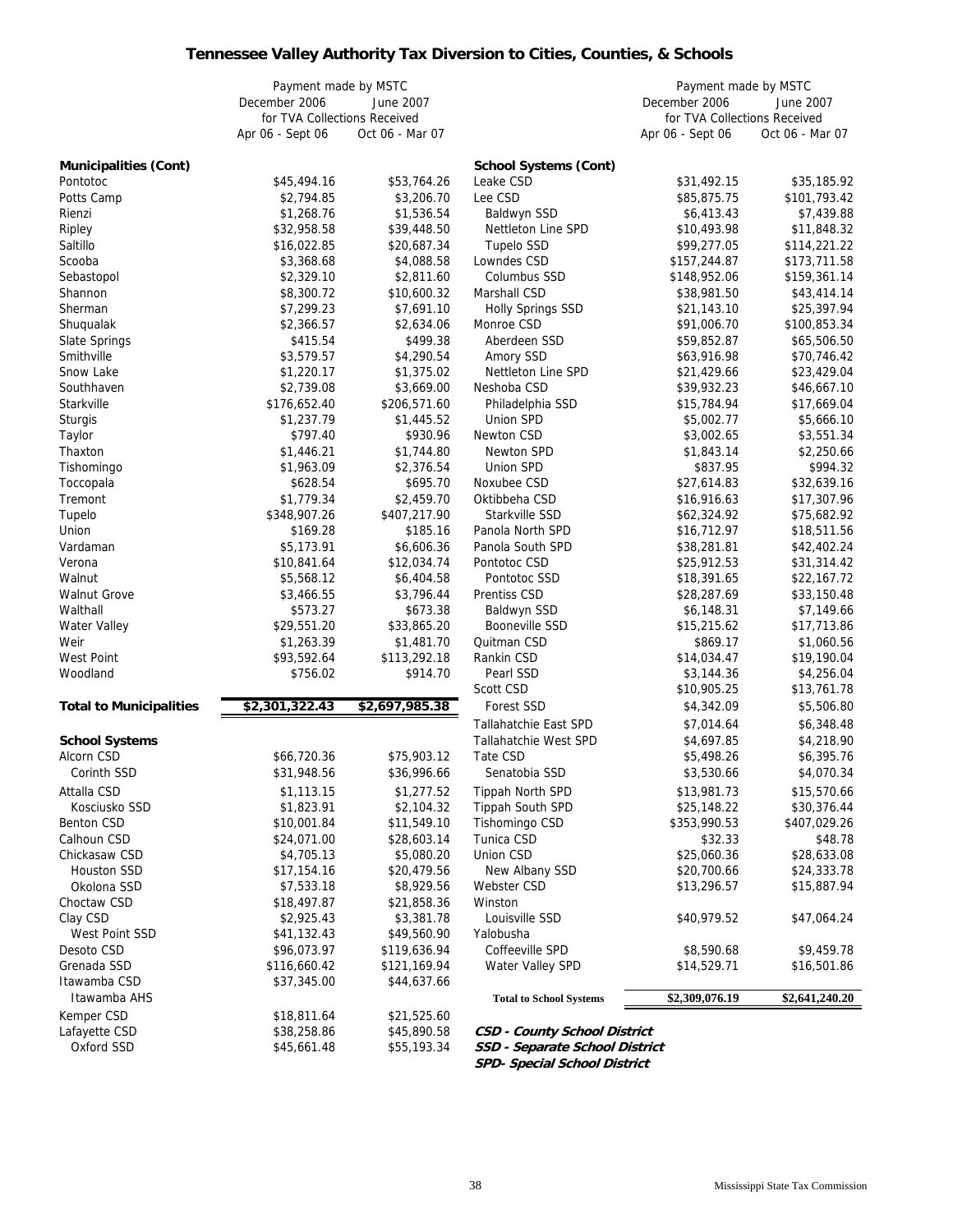# Tennessee Valley Authority Tax Diversion to Cities, Counties, & Schools

| | Payment made by MSTC December 2006 for TVA Collections Received Apr 06 - Sept 06 | Payment made by MSTC June 2007 for TVA Collections Received Oct 06 - Mar 07 |
|---|---|---|
| **Municipalities (Cont)** | | |
| Pontotoc | $45,494.16 | $53,764.26 |
| Potts Camp | $2,794.85 | $3,206.70 |
| Rienzi | $1,268.76 | $1,536.54 |
| Ripley | $32,958.58 | $39,448.50 |
| Saltillo | $16,022.85 | $20,687.34 |
| Scooba | $3,368.68 | $4,088.58 |
| Sebastopol | $2,329.10 | $2,811.60 |
| Shannon | $8,300.72 | $10,600.32 |
| Sherman | $7,299.23 | $7,691.10 |
| Shuqualak | $2,366.57 | $2,634.06 |
| Slate Springs | $415.54 | $499.38 |
| Smithville | $3,579.57 | $4,290.54 |
| Snow Lake | $1,220.17 | $1,375.02 |
| Southhaven | $2,739.08 | $3,669.00 |
| Starkville | $176,652.40 | $206,571.60 |
| Sturgis | $1,237.79 | $1,445.52 |
| Taylor | $797.40 | $930.96 |
| Thaxton | $1,446.21 | $1,744.80 |
| Tishomingo | $1,963.09 | $2,376.54 |
| Toccopala | $628.54 | $695.70 |
| Tremont | $1,779.34 | $2,459.70 |
| Tupelo | $348,907.26 | $407,217.90 |
| Union | $169.28 | $185.16 |
| Vardaman | $5,173.91 | $6,606.36 |
| Verona | $10,841.64 | $12,034.74 |
| Walnut | $5,568.12 | $6,404.58 |
| Walnut Grove | $3,466.55 | $3,796.44 |
| Walthall | $573.27 | $673.38 |
| Water Valley | $29,551.20 | $33,865.20 |
| Weir | $1,263.39 | $1,481.70 |
| West Point | $93,592.64 | $113,292.18 |
| Woodland | $756.02 | $914.70 |
| **Total to Municipalities** | **$2,301,322.43** | **$2,697,985.38** |
| **School Systems** | | |
| Alcorn CSD | $66,720.36 | $75,903.12 |
| Corinth SSD | $31,948.56 | $36,996.66 |
| Attalla CSD | $1,113.15 | $1,277.52 |
| Kosciusko SSD | $1,823.91 | $2,104.32 |
| Benton CSD | $10,001.84 | $11,549.10 |
| Calhoun CSD | $24,071.00 | $28,603.14 |
| Chickasaw CSD | $4,705.13 | $5,080.20 |
| Houston SSD | $17,154.16 | $20,479.56 |
| Okolona SSD | $7,533.18 | $8,929.56 |
| Choctaw CSD | $18,497.87 | $21,858.36 |
| Clay CSD | $2,925.43 | $3,381.78 |
| West Point SSD | $41,132.43 | $49,560.90 |
| Desoto CSD | $96,073.97 | $119,636.94 |
| Grenada SSD | $116,660.42 | $121,169.94 |
| Itawamba CSD | $37,345.00 | $44,637.66 |
| Itawamba AHS | | |
| Kemper CSD | $18,811.64 | $21,525.60 |
| Lafayette CSD | $38,258.86 | $45,890.58 |
| Oxford SSD | $45,661.48 | $55,193.34 |

| | Payment made by MSTC December 2006 for TVA Collections Received Apr 06 - Sept 06 | Payment made by MSTC June 2007 for TVA Collections Received Oct 06 - Mar 07 |
|---|---|---|
| **School Systems (Cont)** | | |
| Leake CSD | $31,492.15 | $35,185.92 |
| Lee CSD | $85,875.75 | $101,793.42 |
| Baldwyn SSD | $6,413.43 | $7,439.88 |
| Nettleton Line SPD | $10,493.98 | $11,848.32 |
| Tupelo SSD | $99,277.05 | $114,221.22 |
| Lowndes CSD | $157,244.87 | $173,711.58 |
| Columbus SSD | $148,952.06 | $159,361.14 |
| Marshall CSD | $38,981.50 | $43,414.14 |
| Holly Springs SSD | $21,143.10 | $25,397.94 |
| Monroe CSD | $91,006.70 | $100,853.34 |
| Aberdeen SSD | $59,852.87 | $65,506.50 |
| Amory SSD | $63,916.98 | $70,746.42 |
| Nettleton Line SPD | $21,429.66 | $23,429.04 |
| Neshoba CSD | $39,932.23 | $46,667.10 |
| Philadelphia SSD | $15,784.94 | $17,669.04 |
| Union SPD | $5,002.77 | $5,666.10 |
| Newton CSD | $3,002.65 | $3,551.34 |
| Newton SPD | $1,843.14 | $2,250.66 |
| Union SPD | $837.95 | $994.32 |
| Noxubee CSD | $27,614.83 | $32,639.16 |
| Oktibbeha CSD | $16,916.63 | $17,307.96 |
| Starkville SSD | $62,324.92 | $75,682.92 |
| Panola North SPD | $16,712.97 | $18,511.56 |
| Panola South SPD | $38,281.81 | $42,402.24 |
| Pontotoc CSD | $25,912.53 | $31,314.42 |
| Pontotoc SSD | $18,391.65 | $22,167.72 |
| Prentiss CSD | $28,287.69 | $33,150.48 |
| Baldwyn SSD | $6,148.31 | $7,149.66 |
| Booneville SSD | $15,215.62 | $17,713.86 |
| Quitman CSD | $869.17 | $1,060.56 |
| Rankin CSD | $14,034.47 | $19,190.04 |
| Pearl SSD | $3,144.36 | $4,256.04 |
| Scott CSD | $10,905.25 | $13,761.78 |
| Forest SSD | $4,342.09 | $5,506.80 |
| Tallahatchie East SPD | $7,014.64 | $6,348.48 |
| Tallahatchie West SPD | $4,697.85 | $4,218.90 |
| Tate CSD | $5,498.26 | $6,395.76 |
| Senatobia SSD | $3,530.66 | $4,070.34 |
| Tippah North SPD | $13,981.73 | $15,570.66 |
| Tippah South SPD | $25,148.22 | $30,376.44 |
| Tishomingo CSD | $353,990.53 | $407,029.26 |
| Tunica CSD | $32.33 | $48.78 |
| Union CSD | $25,060.36 | $28,633.08 |
| New Albany SSD | $20,700.66 | $24,333.78 |
| Webster CSD | $13,296.57 | $15,887.94 |
| Winston | | |
| Louisville SSD | $40,979.52 | $47,064.24 |
| Yalobusha | | |
| Coffeeville SPD | $8,590.68 | $9,459.78 |
| Water Valley SPD | $14,529.71 | $16,501.86 |
| **Total to School Systems** | **$2,309,076.19** | **$2,641,240.20** |

***CSD - County School District***
***SSD - Separate School District***
***SPD- Special School District***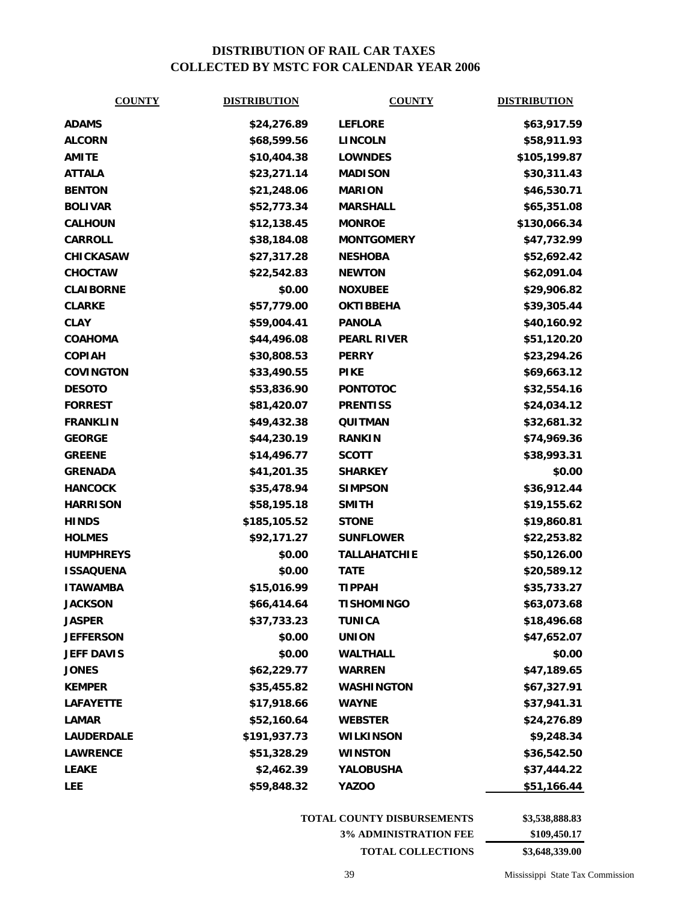# DISTRIBUTION OF RAIL CAR TAXES
## COLLECTED BY MSTC FOR CALENDAR YEAR 2006

| COUNTY | DISTRIBUTION | COUNTY | DISTRIBUTION |
|---|---|---|---|
| ADAMS | $24,276.89 | LEFLORE | $63,917.59 |
| ALCORN | $68,599.56 | LINCOLN | $58,911.93 |
| AMITE | $10,404.38 | LOWNDES | $105,199.87 |
| ATTALA | $23,271.14 | MADISON | $30,311.43 |
| BENTON | $21,248.06 | MARION | $46,530.71 |
| BOLIVAR | $52,773.34 | MARSHALL | $65,351.08 |
| CALHOUN | $12,138.45 | MONROE | $130,066.34 |
| CARROLL | $38,184.08 | MONTGOMERY | $47,732.99 |
| CHICKASAW | $27,317.28 | NESHOBA | $52,692.42 |
| CHOCTAW | $22,542.83 | NEWTON | $62,091.04 |
| CLAIBORNE | $0.00 | NOXUBEE | $29,906.82 |
| CLARKE | $57,779.00 | OKTIBBEHA | $39,305.44 |
| CLAY | $59,004.41 | PANOLA | $40,160.92 |
| COAHOMA | $44,496.08 | PEARL RIVER | $51,120.20 |
| COPIAH | $30,808.53 | PERRY | $23,294.26 |
| COVINGTON | $33,490.55 | PIKE | $69,663.12 |
| DESOTO | $53,836.90 | PONTOTOC | $32,554.16 |
| FORREST | $81,420.07 | PRENTISS | $24,034.12 |
| FRANKLIN | $49,432.38 | QUITMAN | $32,681.32 |
| GEORGE | $44,230.19 | RANKIN | $74,969.36 |
| GREENE | $14,496.77 | SCOTT | $38,993.31 |
| GRENADA | $41,201.35 | SHARKEY | $0.00 |
| HANCOCK | $35,478.94 | SIMPSON | $36,912.44 |
| HARRISON | $58,195.18 | SMITH | $19,155.62 |
| HINDS | $185,105.52 | STONE | $19,860.81 |
| HOLMES | $92,171.27 | SUNFLOWER | $22,253.82 |
| HUMPHREYS | $0.00 | TALLAHATCHIE | $50,126.00 |
| ISSAQUENA | $0.00 | TATE | $20,589.12 |
| ITAWAMBA | $15,016.99 | TIPPAH | $35,733.27 |
| JACKSON | $66,414.64 | TISHOMINGO | $63,073.68 |
| JASPER | $37,733.23 | TUNICA | $18,496.68 |
| JEFFERSON | $0.00 | UNION | $47,652.07 |
| JEFF DAVIS | $0.00 | WALTHALL | $0.00 |
| JONES | $62,229.77 | WARREN | $47,189.65 |
| KEMPER | $35,455.82 | WASHINGTON | $67,327.91 |
| LAFAYETTE | $17,918.66 | WAYNE | $37,941.31 |
| LAMAR | $52,160.64 | WEBSTER | $24,276.89 |
| LAUDERDALE | $191,937.73 | WILKINSON | $9,248.34 |
| LAWRENCE | $51,328.29 | WINSTON | $36,542.50 |
| LEAKE | $2,462.39 | YALOBUSHA | $37,444.22 |
| LEE | $59,848.32 | YAZOO | $51,166.44 |

| | |
|---|---|
| TOTAL COUNTY DISBURSEMENTS | $3,538,888.83 |
| 3% ADMINISTRATION FEE | $109,450.17 |
| TOTAL COLLECTIONS | $3,648,339.00 |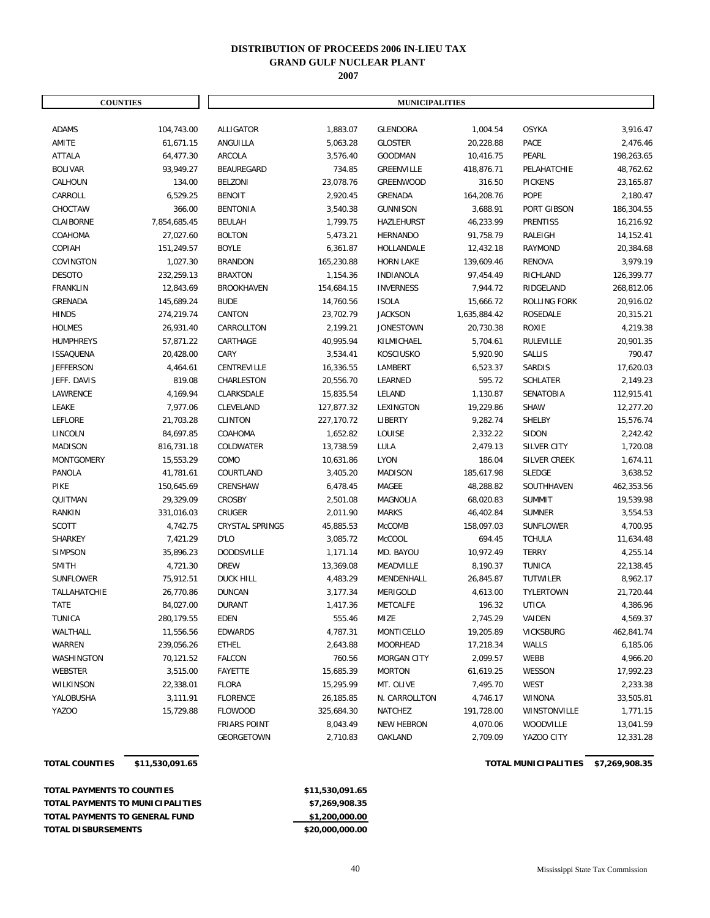# DISTRIBUTION OF PROCEEDS 2006 IN-LIEU TAX
## GRAND GULF NUCLEAR PLANT
### 2007

| COUNTIES | | MUNICIPALITIES | | | | | |
|---|---|---|---|---|---|---|---|
| ADAMS | 104,743.00 | ALLIGATOR | 1,883.07 | GLENDORA | 1,004.54 | OSYKA | 3,916.47 |
| AMITE | 61,671.15 | ANGUILLA | 5,063.28 | GLOSTER | 20,228.88 | PACE | 2,476.46 |
| ATTALA | 64,477.30 | ARCOLA | 3,576.40 | GOODMAN | 10,416.75 | PEARL | 198,263.65 |
| BOLIVAR | 93,949.27 | BEAUREGARD | 734.85 | GREENVILLE | 418,876.71 | PELAHATCHIE | 48,762.62 |
| CALHOUN | 134.00 | BELZONI | 23,078.76 | GREENWOOD | 316.50 | PICKENS | 23,165.87 |
| CARROLL | 6,529.25 | BENOIT | 2,920.45 | GRENADA | 164,208.76 | POPE | 2,180.47 |
| CHOCTAW | 366.00 | BENTONIA | 3,540.38 | GUNNISON | 3,688.91 | PORT GIBSON | 186,304.55 |
| CLAIBORNE | 7,854,685.45 | BEULAH | 1,799.75 | HAZLEHURST | 46,233.99 | PRENTISS | 16,216.92 |
| COAHOMA | 27,027.60 | BOLTON | 5,473.21 | HERNANDO | 91,758.79 | RALEIGH | 14,152.41 |
| COPIAH | 151,249.57 | BOYLE | 6,361.87 | HOLLANDALE | 12,432.18 | RAYMOND | 20,384.68 |
| COVINGTON | 1,027.30 | BRANDON | 165,230.88 | HORN LAKE | 139,609.46 | RENOVA | 3,979.19 |
| DESOTO | 232,259.13 | BRAXTON | 1,154.36 | INDIANOLA | 97,454.49 | RICHLAND | 126,399.77 |
| FRANKLIN | 12,843.69 | BROOKHAVEN | 154,684.15 | INVERNESS | 7,944.72 | RIDGELAND | 268,812.06 |
| GRENADA | 145,689.24 | BUDE | 14,760.56 | ISOLA | 15,666.72 | ROLLING FORK | 20,916.02 |
| HINDS | 274,219.74 | CANTON | 23,702.79 | JACKSON | 1,635,884.42 | ROSEDALE | 20,315.21 |
| HOLMES | 26,931.40 | CARROLLTON | 2,199.21 | JONESTOWN | 20,730.38 | ROXIE | 4,219.38 |
| HUMPHREYS | 57,871.22 | CARTHAGE | 40,995.94 | KILMICHAEL | 5,704.61 | RULEVILLE | 20,901.35 |
| ISSAQUENA | 20,428.00 | CARY | 3,534.41 | KOSCIUSKO | 5,920.90 | SALLIS | 790.47 |
| JEFFERSON | 4,464.61 | CENTREVILLE | 16,336.55 | LAMBERT | 6,523.37 | SARDIS | 17,620.03 |
| JEFF. DAVIS | 819.08 | CHARLESTON | 20,556.70 | LEARNED | 595.72 | SCHLATER | 2,149.23 |
| LAWRENCE | 4,169.94 | CLARKSDALE | 15,835.54 | LELAND | 1,130.87 | SENATOBIA | 112,915.41 |
| LEAKE | 7,977.06 | CLEVELAND | 127,877.32 | LEXINGTON | 19,229.86 | SHAW | 12,277.20 |
| LEFLORE | 21,703.28 | CLINTON | 227,170.72 | LIBERTY | 9,282.74 | SHELBY | 15,576.74 |
| LINCOLN | 84,697.85 | COAHOMA | 1,652.82 | LOUISE | 2,332.22 | SIDON | 2,242.42 |
| MADISON | 816,731.18 | COLDWATER | 13,738.59 | LULA | 2,479.13 | SILVER CITY | 1,720.08 |
| MONTGOMERY | 15,553.29 | COMO | 10,631.86 | LYON | 186.04 | SILVER CREEK | 1,674.11 |
| PANOLA | 41,781.61 | COURTLAND | 3,405.20 | MADISON | 185,617.98 | SLEDGE | 3,638.52 |
| PIKE | 150,645.69 | CRENSHAW | 6,478.45 | MAGEE | 48,288.82 | SOUTHHAVEN | 462,353.56 |
| QUITMAN | 29,329.09 | CROSBY | 2,501.08 | MAGNOLIA | 68,020.83 | SUMMIT | 19,539.98 |
| RANKIN | 331,016.03 | CRUGER | 2,011.90 | MARKS | 46,402.84 | SUMNER | 3,554.53 |
| SCOTT | 4,742.75 | CRYSTAL SPRINGS | 45,885.53 | McCOMB | 158,097.03 | SUNFLOWER | 4,700.95 |
| SHARKEY | 7,421.29 | D'LO | 3,085.72 | McCOOL | 694.45 | TCHULA | 11,634.48 |
| SIMPSON | 35,896.23 | DODDSVILLE | 1,171.14 | MD. BAYOU | 10,972.49 | TERRY | 4,255.14 |
| SMITH | 4,721.30 | DREW | 13,369.08 | MEADVILLE | 8,190.37 | TUNICA | 22,138.45 |
| SUNFLOWER | 75,912.51 | DUCK HILL | 4,483.29 | MENDENHALL | 26,845.87 | TUTWILER | 8,962.17 |
| TALLAHATCHIE | 26,770.86 | DUNCAN | 3,177.34 | MERIGOLD | 4,613.00 | TYLERTOWN | 21,720.44 |
| TATE | 84,027.00 | DURANT | 1,417.36 | METCALFE | 196.32 | UTICA | 4,386.96 |
| TUNICA | 280,179.55 | EDEN | 555.46 | MIZE | 2,745.29 | VAIDEN | 4,569.37 |
| WALTHALL | 11,556.56 | EDWARDS | 4,787.31 | MONTICELLO | 19,205.89 | VICKSBURG | 462,841.74 |
| WARREN | 239,056.26 | ETHEL | 2,643.88 | MOORHEAD | 17,218.34 | WALLS | 6,185.06 |
| WASHINGTON | 70,121.52 | FALCON | 760.56 | MORGAN CITY | 2,099.57 | WEBB | 4,966.20 |
| WEBSTER | 3,515.00 | FAYETTE | 15,685.39 | MORTON | 61,619.25 | WESSON | 17,992.23 |
| WILKINSON | 22,338.01 | FLORA | 15,295.99 | MT. OLIVE | 7,495.70 | WEST | 2,233.38 |
| YALOBUSHA | 3,111.91 | FLORENCE | 26,185.85 | N. CARROLLTON | 4,746.17 | WINONA | 33,505.81 |
| YAZOO | 15,729.88 | FLOWOOD | 325,684.30 | NATCHEZ | 191,728.00 | WINSTONVILLE | 1,771.15 |
| | | FRIARS POINT | 8,043.49 | NEW HEBRON | 4,070.06 | WOODVILLE | 13,041.59 |
| | | GEORGETOWN | 2,710.83 | OAKLAND | 2,709.09 | YAZOO CITY | 12,331.28 |
| **TOTAL COUNTIES** | **$11,530,091.65** | | | | | **TOTAL MUNICIPALITIES** | **$7,269,908.35** |

| | |
|---|---|
| **TOTAL PAYMENTS TO COUNTIES** | **$11,530,091.65** |
| **TOTAL PAYMENTS TO MUNICIPALITIES** | **$7,269,908.35** |
| **TOTAL PAYMENTS TO GENERAL FUND** | **$1,200,000.00** |
| **TOTAL DISBURSEMENTS** | **$20,000,000.00** |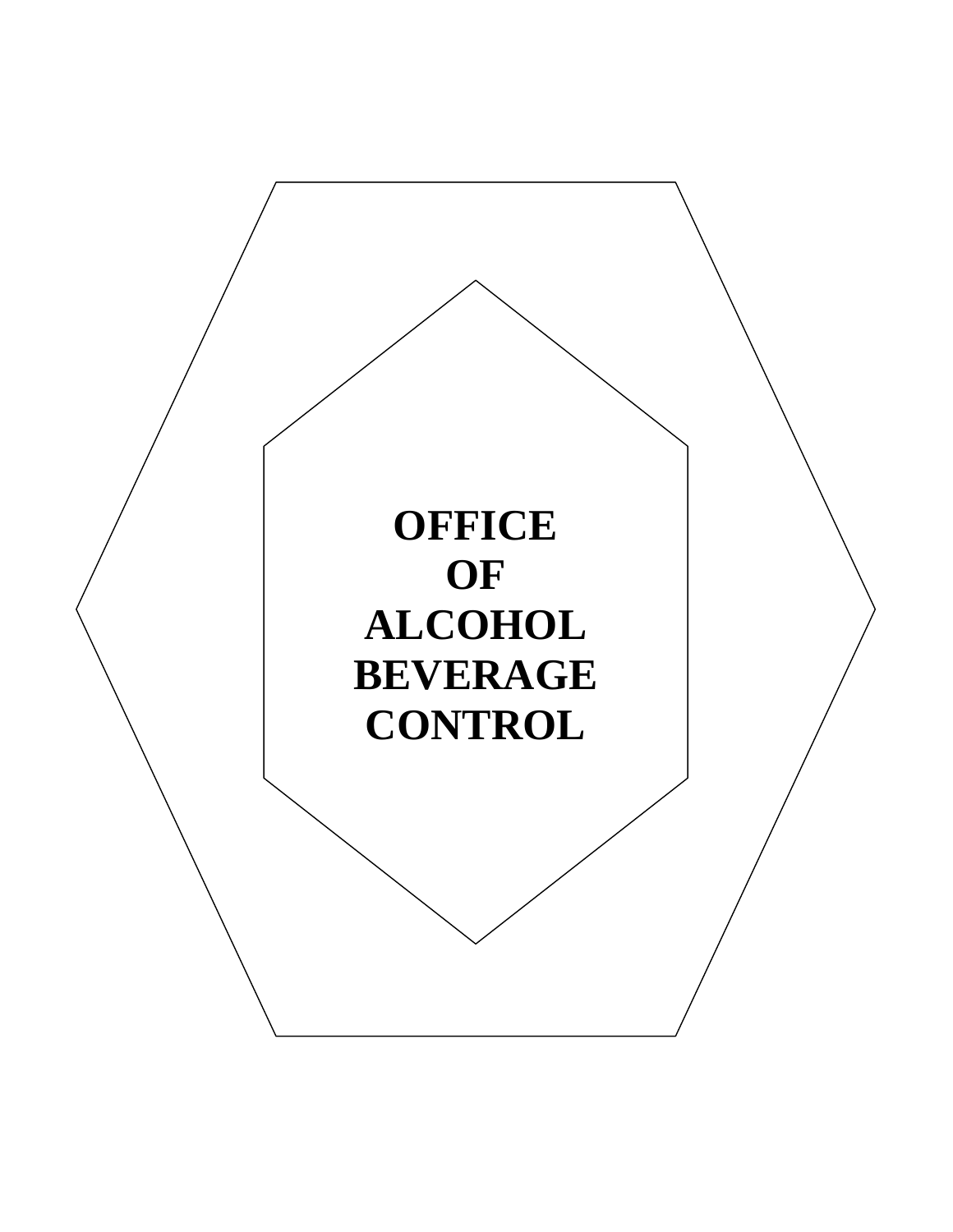# OFFICE OF ALCOHOL BEVERAGE CONTROL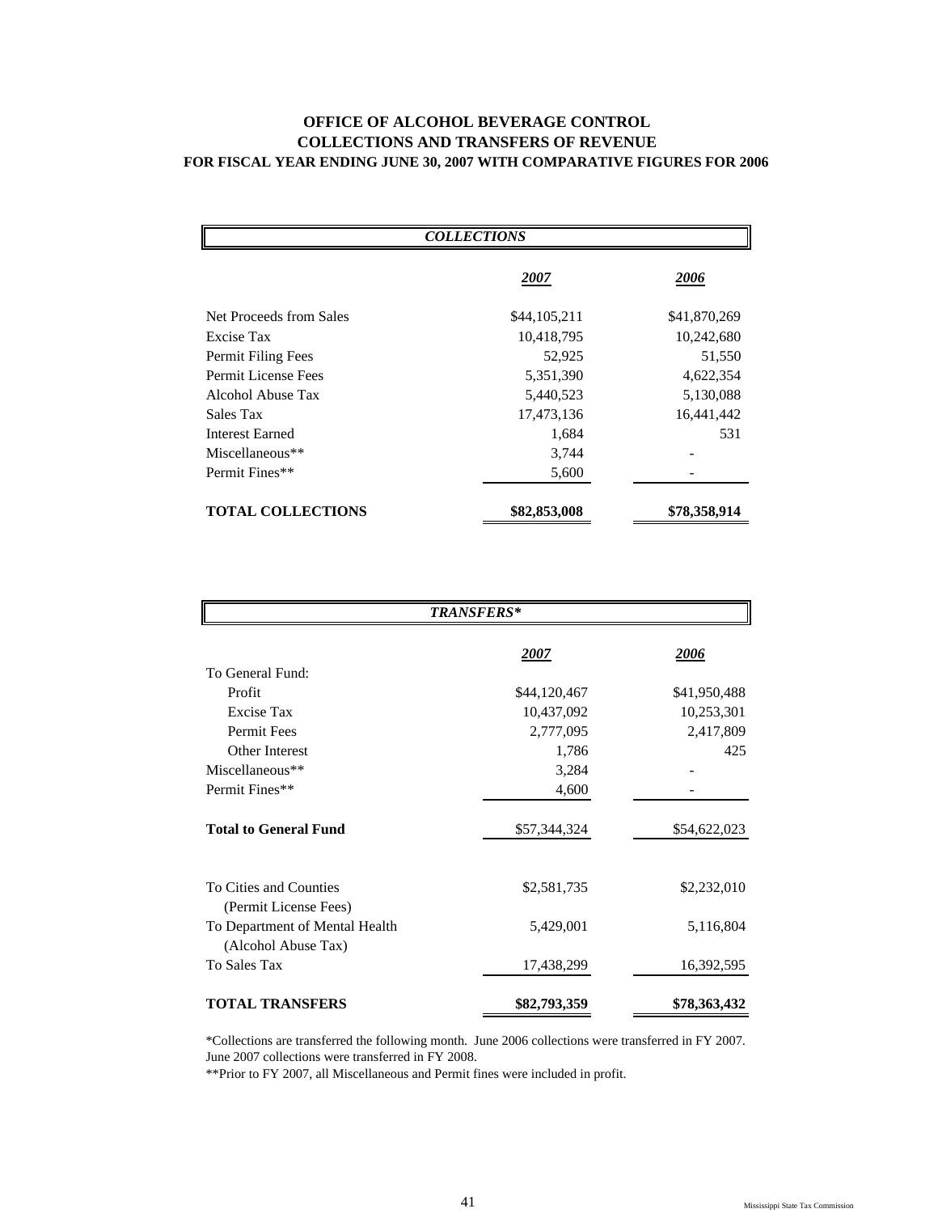# OFFICE OF ALCOHOL BEVERAGE CONTROL
## COLLECTIONS AND TRANSFERS OF REVENUE
### FOR FISCAL YEAR ENDING JUNE 30, 2007 WITH COMPARATIVE FIGURES FOR 2006

***COLLECTIONS***

| | 2007 | 2006 |
|---|---|---|
| Net Proceeds from Sales | $44,105,211 | $41,870,269 |
| Excise Tax | 10,418,795 | 10,242,680 |
| Permit Filing Fees | 52,925 | 51,550 |
| Permit License Fees | 5,351,390 | 4,622,354 |
| Alcohol Abuse Tax | 5,440,523 | 5,130,088 |
| Sales Tax | 17,473,136 | 16,441,442 |
| Interest Earned | 1,684 | 531 |
| Miscellaneous** | 3,744 | - |
| Permit Fines** | 5,600 | - |
| **TOTAL COLLECTIONS** | **$82,853,008** | **$78,358,914** |

***TRANSFERS****

| | 2007 | 2006 |
|---|---|---|
| To General Fund: | | |
| Profit | $44,120,467 | $41,950,488 |
| Excise Tax | 10,437,092 | 10,253,301 |
| Permit Fees | 2,777,095 | 2,417,809 |
| Other Interest | 1,786 | 425 |
| Miscellaneous** | 3,284 | - |
| Permit Fines** | 4,600 | - |
| **Total to General Fund** | $57,344,324 | $54,622,023 |
| To Cities and Counties (Permit License Fees) | $2,581,735 | $2,232,010 |
| To Department of Mental Health (Alcohol Abuse Tax) | 5,429,001 | 5,116,804 |
| To Sales Tax | 17,438,299 | 16,392,595 |
| **TOTAL TRANSFERS** | **$82,793,359** | **$78,363,432** |

*Collections are transferred the following month. June 2006 collections were transferred in FY 2007. June 2007 collections were transferred in FY 2008.

**Prior to FY 2007, all Miscellaneous and Permit fines were included in profit.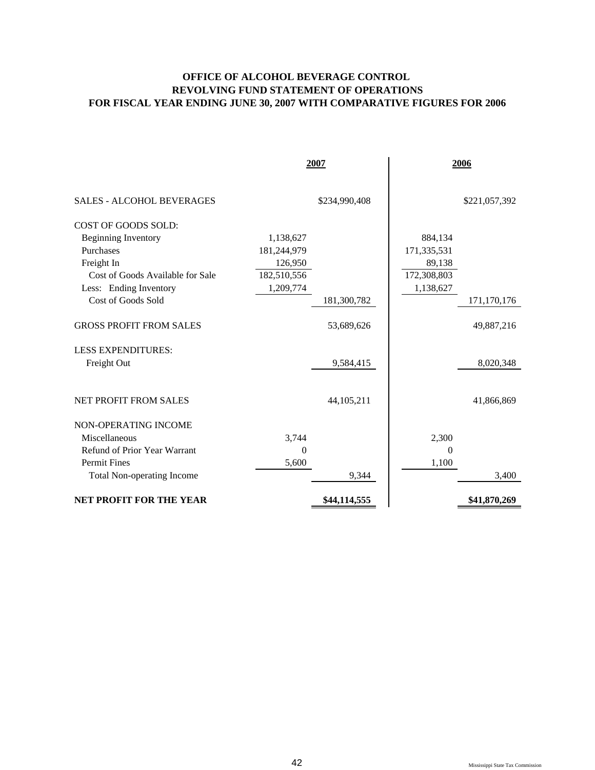# OFFICE OF ALCOHOL BEVERAGE CONTROL
## REVOLVING FUND STATEMENT OF OPERATIONS
### FOR FISCAL YEAR ENDING JUNE 30, 2007 WITH COMPARATIVE FIGURES FOR 2006

| | 2007 | | 2006 | |
|---|---|---|---|---|
| SALES - ALCOHOL BEVERAGES | | $234,990,408 | | $221,057,392 |
| COST OF GOODS SOLD: | | | | |
| Beginning Inventory | 1,138,627 | | 884,134 | |
| Purchases | 181,244,979 | | 171,335,531 | |
| Freight In | 126,950 | | 89,138 | |
| Cost of Goods Available for Sale | 182,510,556 | | 172,308,803 | |
| Less: Ending Inventory | 1,209,774 | | 1,138,627 | |
| Cost of Goods Sold | | 181,300,782 | | 171,170,176 |
| GROSS PROFIT FROM SALES | | 53,689,626 | | 49,887,216 |
| LESS EXPENDITURES: | | | | |
| Freight Out | | 9,584,415 | | 8,020,348 |
| NET PROFIT FROM SALES | | 44,105,211 | | 41,866,869 |
| NON-OPERATING INCOME | | | | |
| Miscellaneous | 3,744 | | 2,300 | |
| Refund of Prior Year Warrant | 0 | | 0 | |
| Permit Fines | 5,600 | | 1,100 | |
| Total Non-operating Income | | 9,344 | | 3,400 |
| **NET PROFIT FOR THE YEAR** | | **$44,114,555** | | **$41,870,269** |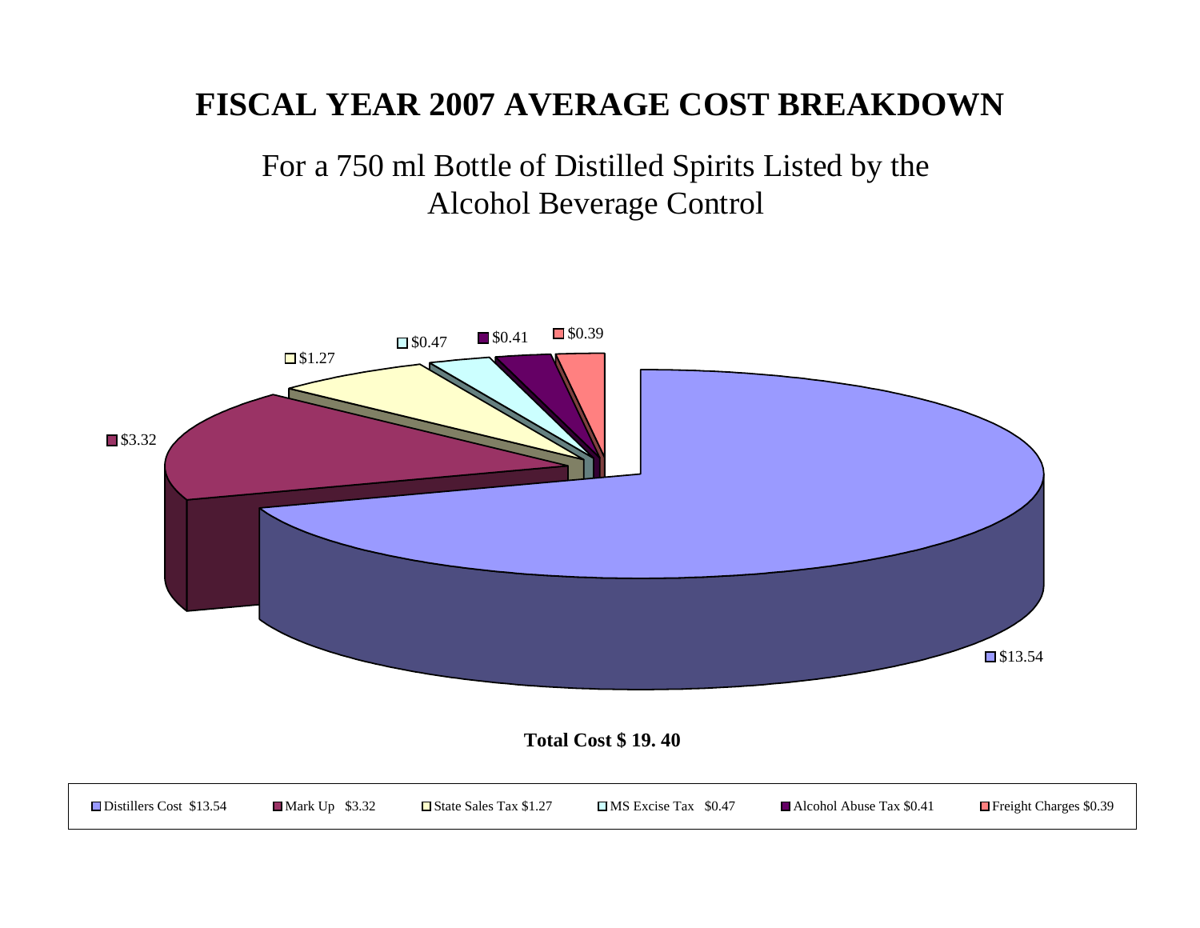# FISCAL YEAR 2007 AVERAGE COST BREAKDOWN

For a 750 ml Bottle of Distilled Spirits Listed by the Alcohol Beverage Control

$0.47 $0.41 $0.39

$1.27

$3.32

$13.54

**Total Cost $ 19. 40**

Distillers Cost $13.54 | Mark Up $3.32 | State Sales Tax $1.27 | MS Excise Tax $0.47 | Alcohol Abuse Tax $0.41 | Freight Charges $0.39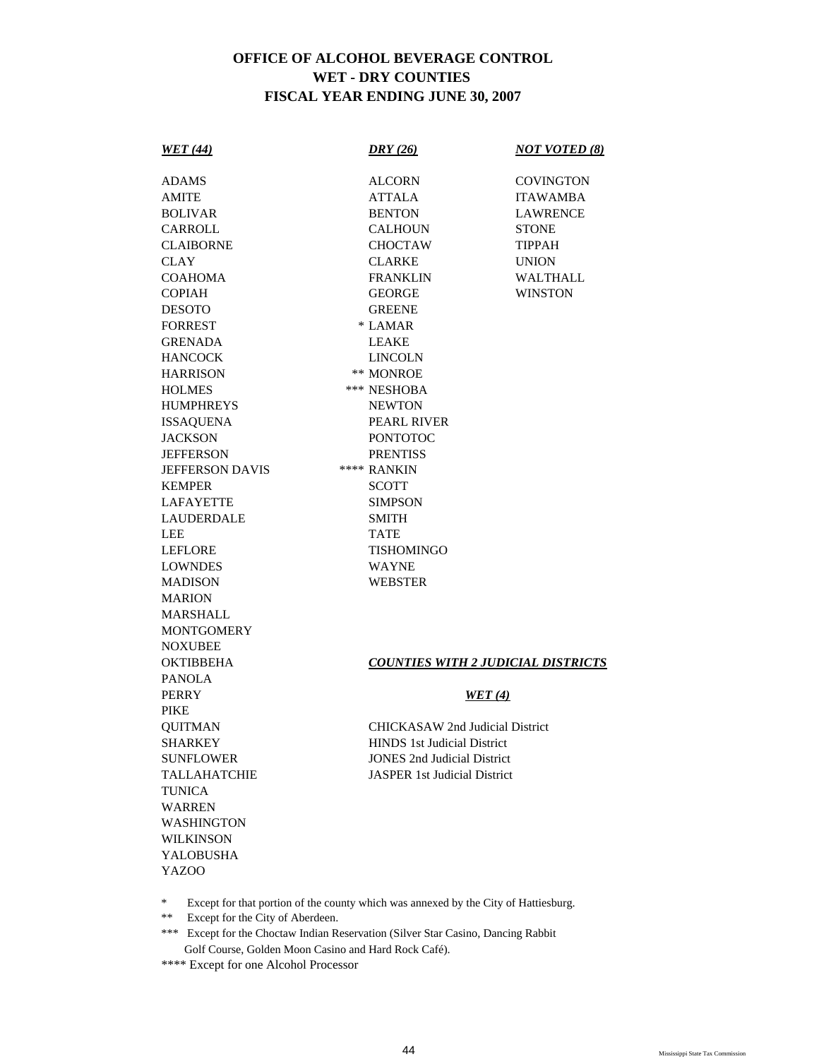# OFFICE OF ALCOHOL BEVERAGE CONTROL
## WET - DRY COUNTIES
## FISCAL YEAR ENDING JUNE 30, 2007

| ***WET (44)*** | ***DRY (26)*** | ***NOT VOTED (8)*** |
|---|---|---|
| ADAMS | ALCORN | COVINGTON |
| AMITE | ATTALA | ITAWAMBA |
| BOLIVAR | BENTON | LAWRENCE |
| CARROLL | CALHOUN | STONE |
| CLAIBORNE | CHOCTAW | TIPPAH |
| CLAY | CLARKE | UNION |
| COAHOMA | FRANKLIN | WALTHALL |
| COPIAH | GEORGE | WINSTON |
| DESOTO | GREENE | |
| FORREST | * LAMAR | |
| GRENADA | LEAKE | |
| HANCOCK | LINCOLN | |
| HARRISON | ** MONROE | |
| HOLMES | *** NESHOBA | |
| HUMPHREYS | NEWTON | |
| ISSAQUENA | PEARL RIVER | |
| JACKSON | PONTOTOC | |
| JEFFERSON | PRENTISS | |
| JEFFERSON DAVIS | **** RANKIN | |
| KEMPER | SCOTT | |
| LAFAYETTE | SIMPSON | |
| LAUDERDALE | SMITH | |
| LEE | TATE | |
| LEFLORE | TISHOMINGO | |
| LOWNDES | WAYNE | |
| MADISON | WEBSTER | |
| MARION | | |
| MARSHALL | | |
| MONTGOMERY | | |
| NOXUBEE | | |
| OKTIBBEHA | | |
| PANOLA | | |
| PERRY | | |
| PIKE | | |
| QUITMAN | | |
| SHARKEY | | |
| SUNFLOWER | | |
| TALLAHATCHIE | | |
| TUNICA | | |
| WARREN | | |
| WASHINGTON | | |
| WILKINSON | | |
| YALOBUSHA | | |
| YAZOO | | |

***COUNTIES WITH 2 JUDICIAL DISTRICTS***

***WET (4)***

CHICKASAW 2nd Judicial District
HINDS 1st Judicial District
JONES 2nd Judicial District
JASPER 1st Judicial District

\* Except for that portion of the county which was annexed by the City of Hattiesburg.

** Except for the City of Aberdeen.

*** Except for the Choctaw Indian Reservation (Silver Star Casino, Dancing Rabbit Golf Course, Golden Moon Casino and Hard Rock Café).

**** Except for one Alcohol Processor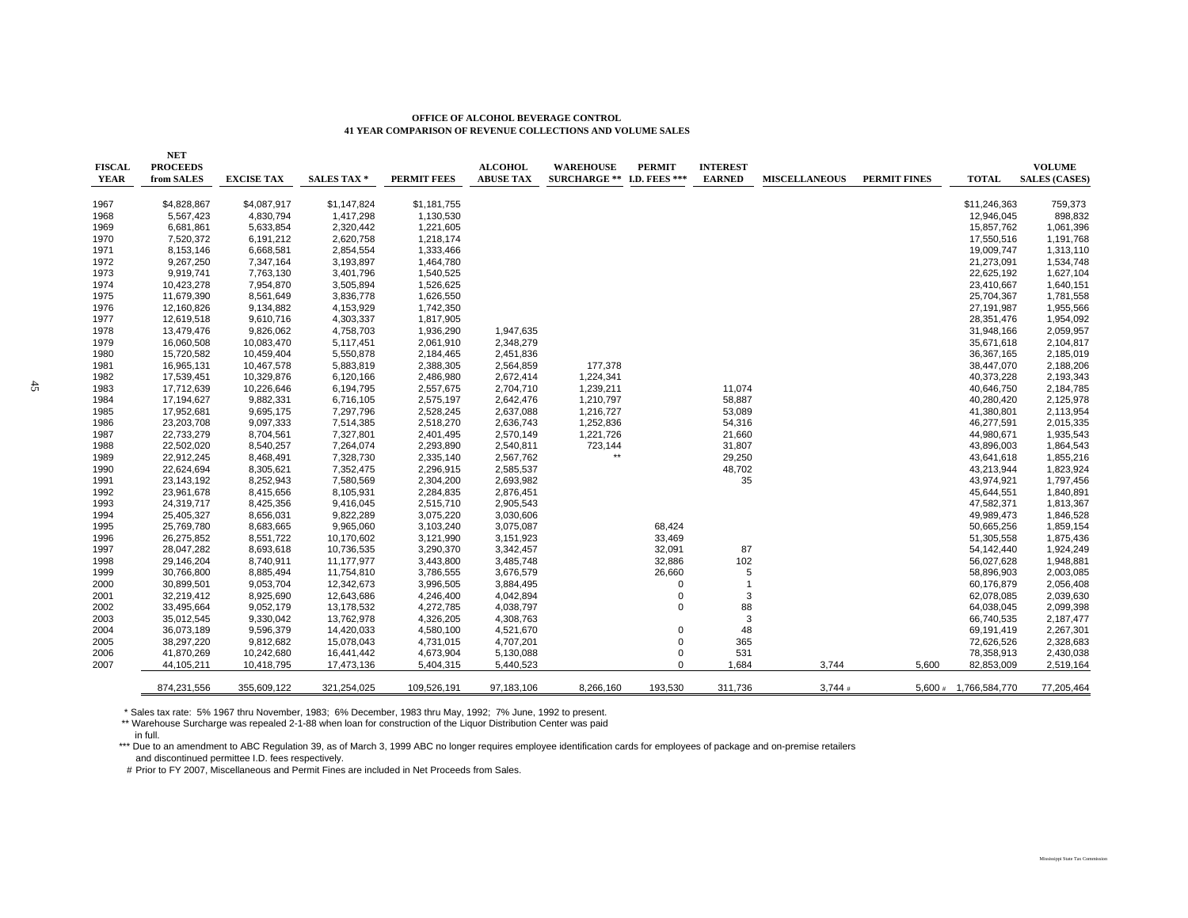**OFFICE OF ALCOHOL BEVERAGE CONTROL**
**41 YEAR COMPARISON OF REVENUE COLLECTIONS AND VOLUME SALES**

| FISCAL YEAR | NET PROCEEDS from SALES | EXCISE TAX | SALES TAX * | PERMIT FEES | ALCOHOL ABUSE TAX | WAREHOUSE SURCHARGE ** | PERMIT I.D. FEES *** | INTEREST EARNED | MISCELLANEOUS | PERMIT FINES | TOTAL | VOLUME SALES (CASES) |
|---|---|---|---|---|---|---|---|---|---|---|---|---|
| 1967 | $4,828,867 | $4,087,917 | $1,147,824 | $1,181,755 | | | | | | | $11,246,363 | 759,373 |
| 1968 | 5,567,423 | 4,830,794 | 1,417,298 | 1,130,530 | | | | | | | 12,946,045 | 898,832 |
| 1969 | 6,681,861 | 5,633,854 | 2,320,442 | 1,221,605 | | | | | | | 15,857,762 | 1,061,396 |
| 1970 | 7,520,372 | 6,191,212 | 2,620,758 | 1,218,174 | | | | | | | 17,550,516 | 1,191,768 |
| 1971 | 8,153,146 | 6,668,581 | 2,854,554 | 1,333,466 | | | | | | | 19,009,747 | 1,313,110 |
| 1972 | 9,267,250 | 7,347,164 | 3,193,897 | 1,464,780 | | | | | | | 21,273,091 | 1,534,748 |
| 1973 | 9,919,741 | 7,763,130 | 3,401,796 | 1,540,525 | | | | | | | 22,625,192 | 1,627,104 |
| 1974 | 10,423,278 | 7,954,870 | 3,505,894 | 1,526,625 | | | | | | | 23,410,667 | 1,640,151 |
| 1975 | 11,679,390 | 8,561,649 | 3,836,778 | 1,626,550 | | | | | | | 25,704,367 | 1,781,558 |
| 1976 | 12,160,826 | 9,134,882 | 4,153,929 | 1,742,350 | | | | | | | 27,191,987 | 1,955,566 |
| 1977 | 12,619,518 | 9,610,716 | 4,303,337 | 1,817,905 | | | | | | | 28,351,476 | 1,954,092 |
| 1978 | 13,479,476 | 9,826,062 | 4,758,703 | 1,936,290 | 1,947,635 | | | | | | 31,948,166 | 2,059,957 |
| 1979 | 16,060,508 | 10,083,470 | 5,117,451 | 2,061,910 | 2,348,279 | | | | | | 35,671,618 | 2,104,817 |
| 1980 | 15,720,582 | 10,459,404 | 5,550,878 | 2,184,465 | 2,451,836 | | | | | | 36,367,165 | 2,185,019 |
| 1981 | 16,965,131 | 10,467,578 | 5,883,819 | 2,388,305 | 2,564,859 | 177,378 | | | | | 38,447,070 | 2,188,206 |
| 1982 | 17,539,451 | 10,329,876 | 6,120,166 | 2,486,980 | 2,672,414 | 1,224,341 | | | | | 40,373,228 | 2,193,343 |
| 1983 | 17,712,639 | 10,226,646 | 6,194,795 | 2,557,675 | 2,704,710 | 1,239,211 | | 11,074 | | | 40,646,750 | 2,184,785 |
| 1984 | 17,194,627 | 9,882,331 | 6,716,105 | 2,575,197 | 2,642,476 | 1,210,797 | | 58,887 | | | 40,280,420 | 2,125,978 |
| 1985 | 17,952,681 | 9,695,175 | 7,297,796 | 2,528,245 | 2,637,088 | 1,216,727 | | 53,089 | | | 41,380,801 | 2,113,954 |
| 1986 | 23,203,708 | 9,097,333 | 7,514,385 | 2,518,270 | 2,636,743 | 1,252,836 | | 54,316 | | | 46,277,591 | 2,015,335 |
| 1987 | 22,733,279 | 8,704,561 | 7,327,801 | 2,401,495 | 2,570,149 | 1,221,726 | | 21,660 | | | 44,980,671 | 1,935,543 |
| 1988 | 22,502,020 | 8,540,257 | 7,264,074 | 2,293,890 | 2,540,811 | 723,144 | | 31,807 | | | 43,896,003 | 1,864,543 |
| 1989 | 22,912,245 | 8,468,491 | 7,328,730 | 2,335,140 | 2,567,762 | ** | | 29,250 | | | 43,641,618 | 1,855,216 |
| 1990 | 22,624,694 | 8,305,621 | 7,352,475 | 2,296,915 | 2,585,537 | | | 48,702 | | | 43,213,944 | 1,823,924 |
| 1991 | 23,143,192 | 8,252,943 | 7,580,569 | 2,304,200 | 2,693,982 | | | 35 | | | 43,974,921 | 1,797,456 |
| 1992 | 23,961,678 | 8,415,656 | 8,105,931 | 2,284,835 | 2,876,451 | | | | | | 45,644,551 | 1,840,891 |
| 1993 | 24,319,717 | 8,425,356 | 9,416,045 | 2,515,710 | 2,905,543 | | | | | | 47,582,371 | 1,813,367 |
| 1994 | 25,405,327 | 8,656,031 | 9,822,289 | 3,075,220 | 3,030,606 | | | | | | 49,989,473 | 1,846,528 |
| 1995 | 25,769,780 | 8,683,665 | 9,965,060 | 3,103,240 | 3,075,087 | | 68,424 | | | | 50,665,256 | 1,859,154 |
| 1996 | 26,275,852 | 8,551,722 | 10,170,602 | 3,121,990 | 3,151,923 | | 33,469 | | | | 51,305,558 | 1,875,436 |
| 1997 | 28,047,282 | 8,693,618 | 10,736,535 | 3,290,370 | 3,342,457 | | 32,091 | 87 | | | 54,142,440 | 1,924,249 |
| 1998 | 29,146,204 | 8,740,911 | 11,177,977 | 3,443,800 | 3,485,748 | | 32,886 | 102 | | | 56,027,628 | 1,948,881 |
| 1999 | 30,766,800 | 8,885,494 | 11,754,810 | 3,786,555 | 3,676,579 | | 26,660 | 5 | | | 58,896,903 | 2,003,085 |
| 2000 | 30,899,501 | 9,053,704 | 12,342,673 | 3,996,505 | 3,884,495 | | 0 | 1 | | | 60,176,879 | 2,056,408 |
| 2001 | 32,219,412 | 8,925,690 | 12,643,686 | 4,246,400 | 4,042,894 | | 0 | 3 | | | 62,078,085 | 2,039,630 |
| 2002 | 33,495,664 | 9,052,179 | 13,178,532 | 4,272,785 | 4,038,797 | | 0 | 88 | | | 64,038,045 | 2,099,398 |
| 2003 | 35,012,545 | 9,330,042 | 13,762,978 | 4,326,205 | 4,308,763 | | | 3 | | | 66,740,535 | 2,187,477 |
| 2004 | 36,073,189 | 9,596,379 | 14,420,033 | 4,580,100 | 4,521,670 | | 0 | 48 | | | 69,191,419 | 2,267,301 |
| 2005 | 38,297,220 | 9,812,682 | 15,078,043 | 4,731,015 | 4,707,201 | | 0 | 365 | | | 72,626,526 | 2,328,683 |
| 2006 | 41,870,269 | 10,242,680 | 16,441,442 | 4,673,904 | 5,130,088 | | 0 | 531 | | | 78,358,913 | 2,430,038 |
| 2007 | 44,105,211 | 10,418,795 | 17,473,136 | 5,404,315 | 5,440,523 | | 0 | 1,684 | 3,744 | 5,600 | 82,853,009 | 2,519,164 |
| | 874,231,556 | 355,609,122 | 321,254,025 | 109,526,191 | 97,183,106 | 8,266,160 | 193,530 | 311,736 | 3,744 # | 5,600 # | 1,766,584,770 | 77,205,464 |

\* Sales tax rate: 5% 1967 thru November, 1983; 6% December, 1983 thru May, 1992; 7% June, 1992 to present.

** Warehouse Surcharge was repealed 2-1-88 when loan for construction of the Liquor Distribution Center was paid in full.

*** Due to an amendment to ABC Regulation 39, as of March 3, 1999 ABC no longer requires employee identification cards for employees of package and on-premise retailers and discontinued permittee I.D. fees respectively.

\# Prior to FY 2007, Miscellaneous and Permit Fines are included in Net Proceeds from Sales.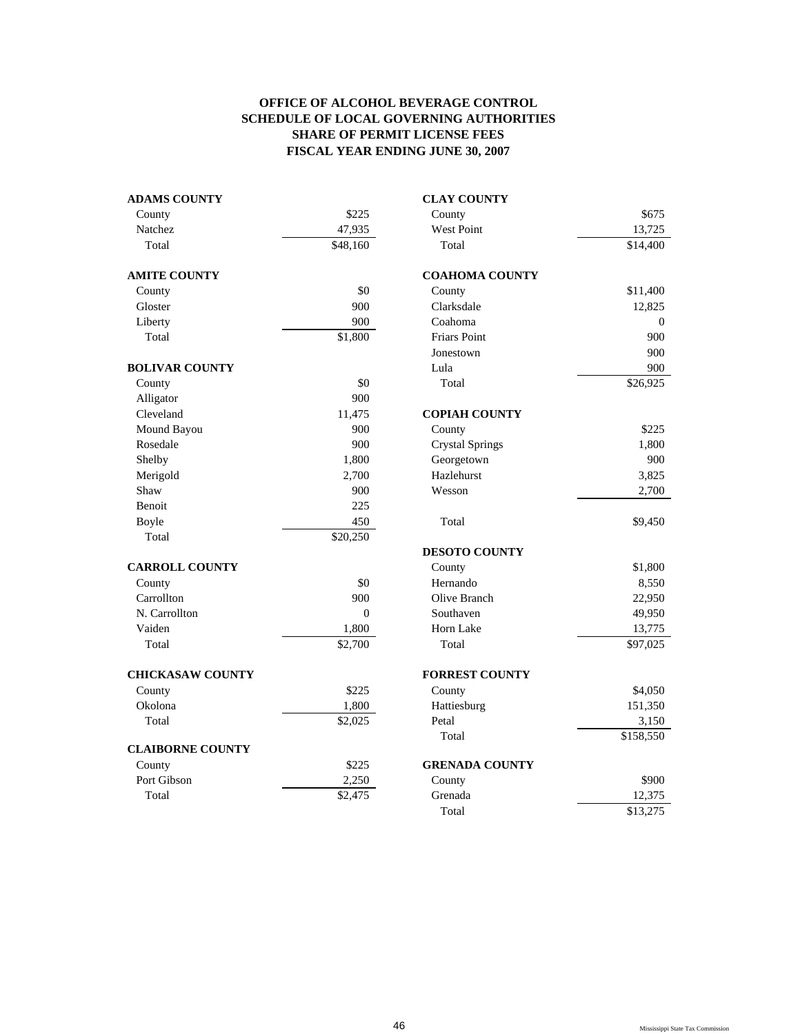**OFFICE OF ALCOHOL BEVERAGE CONTROL**
**SCHEDULE OF LOCAL GOVERNING AUTHORITIES**
**SHARE OF PERMIT LICENSE FEES**
**FISCAL YEAR ENDING JUNE 30, 2007**

| **ADAMS COUNTY** | |
|---|---|
| County | $225 |
| Natchez | 47,935 |
| Total | $48,160 |

| **AMITE COUNTY** | |
|---|---|
| County | $0 |
| Gloster | 900 |
| Liberty | 900 |
| Total | $1,800 |

| **BOLIVAR COUNTY** | |
|---|---|
| County | $0 |
| Alligator | 900 |
| Cleveland | 11,475 |
| Mound Bayou | 900 |
| Rosedale | 900 |
| Shelby | 1,800 |
| Merigold | 2,700 |
| Shaw | 900 |
| Benoit | 225 |
| Boyle | 450 |
| Total | $20,250 |

| **CARROLL COUNTY** | |
|---|---|
| County | $0 |
| Carrollton | 900 |
| N. Carrollton | 0 |
| Vaiden | 1,800 |
| Total | $2,700 |

| **CHICKASAW COUNTY** | |
|---|---|
| County | $225 |
| Okolona | 1,800 |
| Total | $2,025 |

| **CLAIBORNE COUNTY** | |
|---|---|
| County | $225 |
| Port Gibson | 2,250 |
| Total | $2,475 |

| **CLAY COUNTY** | |
|---|---|
| County | $675 |
| West Point | 13,725 |
| Total | $14,400 |

| **COAHOMA COUNTY** | |
|---|---|
| County | $11,400 |
| Clarksdale | 12,825 |
| Coahoma | 0 |
| Friars Point | 900 |
| Jonestown | 900 |
| Lula | 900 |
| Total | $26,925 |

| **COPIAH COUNTY** | |
|---|---|
| County | $225 |
| Crystal Springs | 1,800 |
| Georgetown | 900 |
| Hazlehurst | 3,825 |
| Wesson | 2,700 |
| Total | $9,450 |

| **DESOTO COUNTY** | |
|---|---|
| County | $1,800 |
| Hernando | 8,550 |
| Olive Branch | 22,950 |
| Southaven | 49,950 |
| Horn Lake | 13,775 |
| Total | $97,025 |

| **FORREST COUNTY** | |
|---|---|
| County | $4,050 |
| Hattiesburg | 151,350 |
| Petal | 3,150 |
| Total | $158,550 |

| **GRENADA COUNTY** | |
|---|---|
| County | $900 |
| Grenada | 12,375 |
| Total | $13,275 |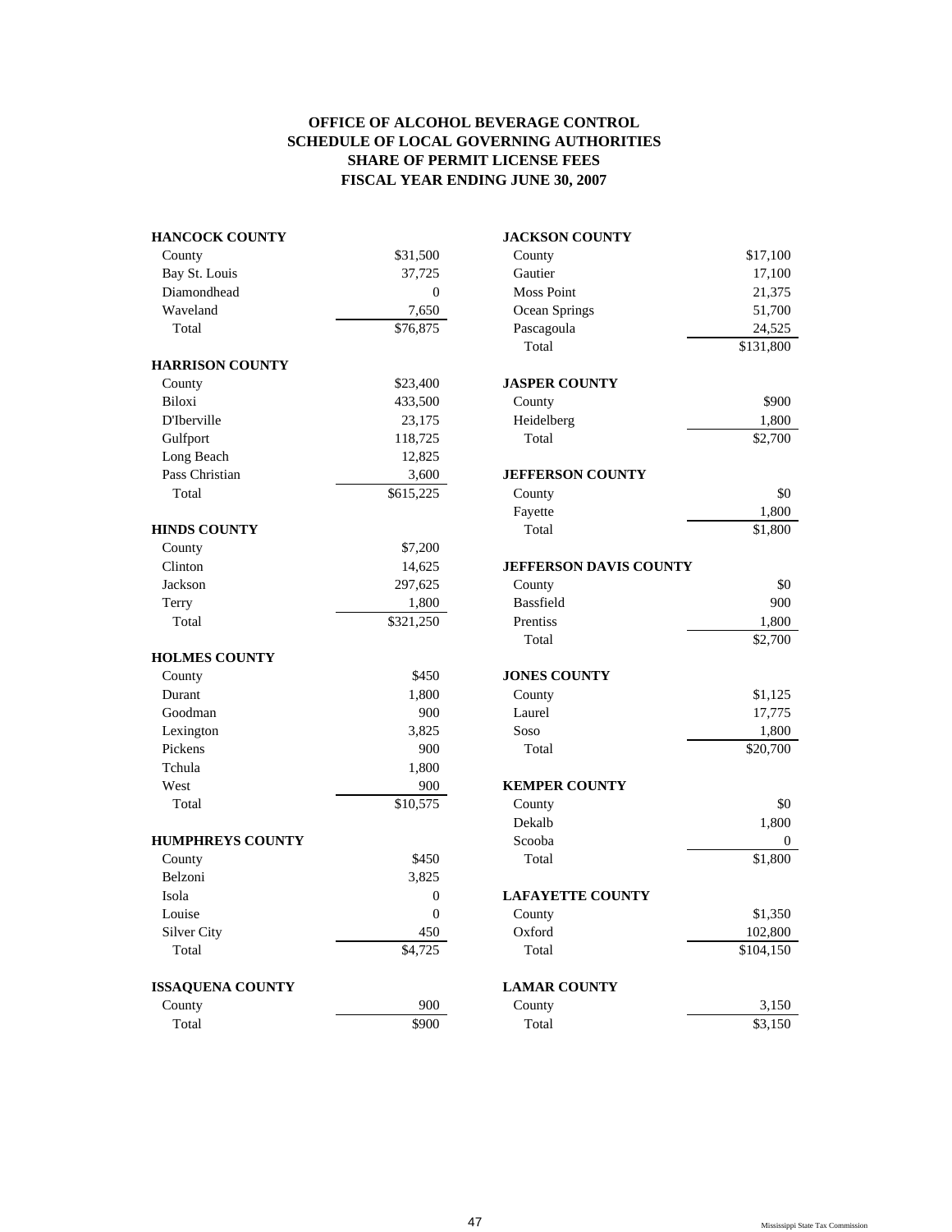# OFFICE OF ALCOHOL BEVERAGE CONTROL
## SCHEDULE OF LOCAL GOVERNING AUTHORITIES
## SHARE OF PERMIT LICENSE FEES
## FISCAL YEAR ENDING JUNE 30, 2007

**HANCOCK COUNTY**

| | |
|---|---|
| County | $31,500 |
| Bay St. Louis | 37,725 |
| Diamondhead | 0 |
| Waveland | 7,650 |
| Total | $76,875 |

**HARRISON COUNTY**

| | |
|---|---|
| County | $23,400 |
| Biloxi | 433,500 |
| D'Iberville | 23,175 |
| Gulfport | 118,725 |
| Long Beach | 12,825 |
| Pass Christian | 3,600 |
| Total | $615,225 |

**HINDS COUNTY**

| | |
|---|---|
| County | $7,200 |
| Clinton | 14,625 |
| Jackson | 297,625 |
| Terry | 1,800 |
| Total | $321,250 |

**HOLMES COUNTY**

| | |
|---|---|
| County | $450 |
| Durant | 1,800 |
| Goodman | 900 |
| Lexington | 3,825 |
| Pickens | 900 |
| Tchula | 1,800 |
| West | 900 |
| Total | $10,575 |

**HUMPHREYS COUNTY**

| | |
|---|---|
| County | $450 |
| Belzoni | 3,825 |
| Isola | 0 |
| Louise | 0 |
| Silver City | 450 |
| Total | $4,725 |

**ISSAQUENA COUNTY**

| | |
|---|---|
| County | 900 |
| Total | $900 |

**JACKSON COUNTY**

| | |
|---|---|
| County | $17,100 |
| Gautier | 17,100 |
| Moss Point | 21,375 |
| Ocean Springs | 51,700 |
| Pascagoula | 24,525 |
| Total | $131,800 |

**JASPER COUNTY**

| | |
|---|---|
| County | $900 |
| Heidelberg | 1,800 |
| Total | $2,700 |

**JEFFERSON COUNTY**

| | |
|---|---|
| County | $0 |
| Fayette | 1,800 |
| Total | $1,800 |

**JEFFERSON DAVIS COUNTY**

| | |
|---|---|
| County | $0 |
| Bassfield | 900 |
| Prentiss | 1,800 |
| Total | $2,700 |

**JONES COUNTY**

| | |
|---|---|
| County | $1,125 |
| Laurel | 17,775 |
| Soso | 1,800 |
| Total | $20,700 |

**KEMPER COUNTY**

| | |
|---|---|
| County | $0 |
| Dekalb | 1,800 |
| Scooba | 0 |
| Total | $1,800 |

**LAFAYETTE COUNTY**

| | |
|---|---|
| County | $1,350 |
| Oxford | 102,800 |
| Total | $104,150 |

**LAMAR COUNTY**

| | |
|---|---|
| County | 3,150 |
| Total | $3,150 |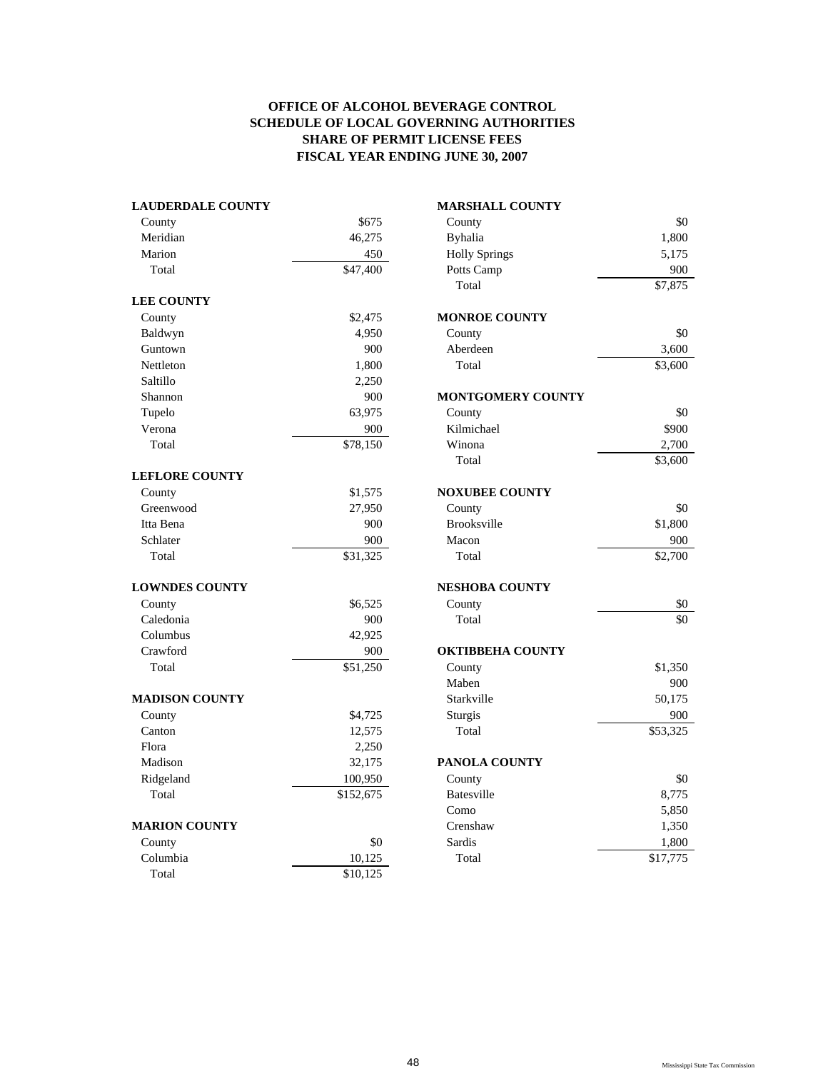**OFFICE OF ALCOHOL BEVERAGE CONTROL**
**SCHEDULE OF LOCAL GOVERNING AUTHORITIES**
**SHARE OF PERMIT LICENSE FEES**
**FISCAL YEAR ENDING JUNE 30, 2007**

| **LAUDERDALE COUNTY** | |
|---|---|
| County | $675 |
| Meridian | 46,275 |
| Marion | 450 |
| Total | $47,400 |

| **LEE COUNTY** | |
|---|---|
| County | $2,475 |
| Baldwyn | 4,950 |
| Guntown | 900 |
| Nettleton | 1,800 |
| Saltillo | 2,250 |
| Shannon | 900 |
| Tupelo | 63,975 |
| Verona | 900 |
| Total | $78,150 |

| **LEFLORE COUNTY** | |
|---|---|
| County | $1,575 |
| Greenwood | 27,950 |
| Itta Bena | 900 |
| Schlater | 900 |
| Total | $31,325 |

| **LOWNDES COUNTY** | |
|---|---|
| County | $6,525 |
| Caledonia | 900 |
| Columbus | 42,925 |
| Crawford | 900 |
| Total | $51,250 |

| **MADISON COUNTY** | |
|---|---|
| County | $4,725 |
| Canton | 12,575 |
| Flora | 2,250 |
| Madison | 32,175 |
| Ridgeland | 100,950 |
| Total | $152,675 |

| **MARION COUNTY** | |
|---|---|
| County | $0 |
| Columbia | 10,125 |
| Total | $10,125 |

| **MARSHALL COUNTY** | |
|---|---|
| County | $0 |
| Byhalia | 1,800 |
| Holly Springs | 5,175 |
| Potts Camp | 900 |
| Total | $7,875 |

| **MONROE COUNTY** | |
|---|---|
| County | $0 |
| Aberdeen | 3,600 |
| Total | $3,600 |

| **MONTGOMERY COUNTY** | |
|---|---|
| County | $0 |
| Kilmichael | $900 |
| Winona | 2,700 |
| Total | $3,600 |

| **NOXUBEE COUNTY** | |
|---|---|
| County | $0 |
| Brooksville | $1,800 |
| Macon | 900 |
| Total | $2,700 |

| **NESHOBA COUNTY** | |
|---|---|
| County | $0 |
| Total | $0 |

| **OKTIBBEHA COUNTY** | |
|---|---|
| County | $1,350 |
| Maben | 900 |
| Starkville | 50,175 |
| Sturgis | 900 |
| Total | $53,325 |

| **PANOLA COUNTY** | |
|---|---|
| County | $0 |
| Batesville | 8,775 |
| Como | 5,850 |
| Crenshaw | 1,350 |
| Sardis | 1,800 |
| Total | $17,775 |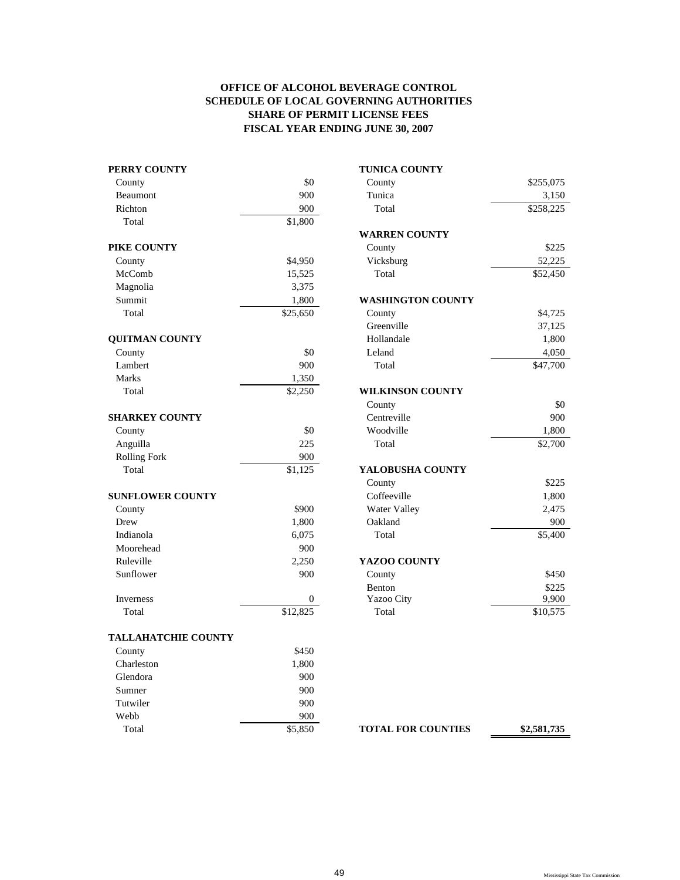# OFFICE OF ALCOHOL BEVERAGE CONTROL
## SCHEDULE OF LOCAL GOVERNING AUTHORITIES
## SHARE OF PERMIT LICENSE FEES
## FISCAL YEAR ENDING JUNE 30, 2007

| | |
|---|---|
| **PERRY COUNTY** | |
| County | $0 |
| Beaumont | 900 |
| Richton | 900 |
| Total | $1,800 |
| **PIKE COUNTY** | |
| County | $4,950 |
| McComb | 15,525 |
| Magnolia | 3,375 |
| Summit | 1,800 |
| Total | $25,650 |
| **QUITMAN COUNTY** | |
| County | $0 |
| Lambert | 900 |
| Marks | 1,350 |
| Total | $2,250 |
| **SHARKEY COUNTY** | |
| County | $0 |
| Anguilla | 225 |
| Rolling Fork | 900 |
| Total | $1,125 |
| **SUNFLOWER COUNTY** | |
| County | $900 |
| Drew | 1,800 |
| Indianola | 6,075 |
| Moorehead | 900 |
| Ruleville | 2,250 |
| Sunflower | 900 |
| Inverness | 0 |
| Total | $12,825 |
| **TALLAHATCHIE COUNTY** | |
| County | $450 |
| Charleston | 1,800 |
| Glendora | 900 |
| Sumner | 900 |
| Tutwiler | 900 |
| Webb | 900 |
| Total | $5,850 |
| **TUNICA COUNTY** | |
| County | $255,075 |
| Tunica | 3,150 |
| Total | $258,225 |
| **WARREN COUNTY** | |
| County | $225 |
| Vicksburg | 52,225 |
| Total | $52,450 |
| **WASHINGTON COUNTY** | |
| County | $4,725 |
| Greenville | 37,125 |
| Hollandale | 1,800 |
| Leland | 4,050 |
| Total | $47,700 |
| **WILKINSON COUNTY** | |
| County | $0 |
| Centreville | 900 |
| Woodville | 1,800 |
| Total | $2,700 |
| **YALOBUSHA COUNTY** | |
| County | $225 |
| Coffeeville | 1,800 |
| Water Valley | 2,475 |
| Oakland | 900 |
| Total | $5,400 |
| **YAZOO COUNTY** | |
| County | $450 |
| Benton | $225 |
| Yazoo City | 9,900 |
| Total | $10,575 |
| **TOTAL FOR COUNTIES** | **$2,581,735** |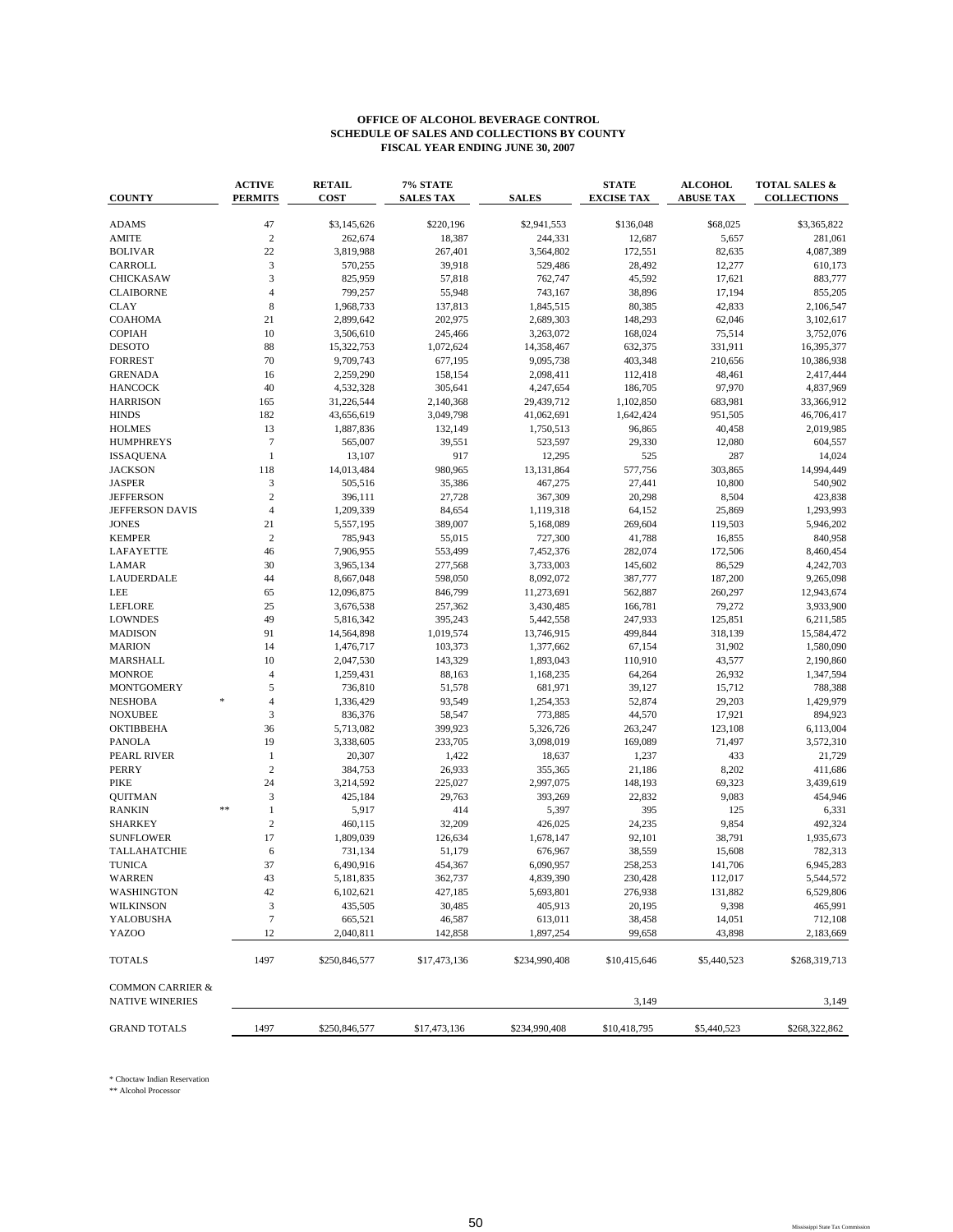**OFFICE OF ALCOHOL BEVERAGE CONTROL**
**SCHEDULE OF SALES AND COLLECTIONS BY COUNTY**
**FISCAL YEAR ENDING JUNE 30, 2007**

| COUNTY | ACTIVE PERMITS | RETAIL COST | 7% STATE SALES TAX | SALES | STATE EXCISE TAX | ALCOHOL ABUSE TAX | TOTAL SALES & COLLECTIONS |
|---|---|---|---|---|---|---|---|
| ADAMS | 47 | $3,145,626 | $220,196 | $2,941,553 | $136,048 | $68,025 | $3,365,822 |
| AMITE | 2 | 262,674 | 18,387 | 244,331 | 12,687 | 5,657 | 281,061 |
| BOLIVAR | 22 | 3,819,988 | 267,401 | 3,564,802 | 172,551 | 82,635 | 4,087,389 |
| CARROLL | 3 | 570,255 | 39,918 | 529,486 | 28,492 | 12,277 | 610,173 |
| CHICKASAW | 3 | 825,959 | 57,818 | 762,747 | 45,592 | 17,621 | 883,777 |
| CLAIBORNE | 4 | 799,257 | 55,948 | 743,167 | 38,896 | 17,194 | 855,205 |
| CLAY | 8 | 1,968,733 | 137,813 | 1,845,515 | 80,385 | 42,833 | 2,106,547 |
| COAHOMA | 21 | 2,899,642 | 202,975 | 2,689,303 | 148,293 | 62,046 | 3,102,617 |
| COPIAH | 10 | 3,506,610 | 245,466 | 3,263,072 | 168,024 | 75,514 | 3,752,076 |
| DESOTO | 88 | 15,322,753 | 1,072,624 | 14,358,467 | 632,375 | 331,911 | 16,395,377 |
| FORREST | 70 | 9,709,743 | 677,195 | 9,095,738 | 403,348 | 210,656 | 10,386,938 |
| GRENADA | 16 | 2,259,290 | 158,154 | 2,098,411 | 112,418 | 48,461 | 2,417,444 |
| HANCOCK | 40 | 4,532,328 | 305,641 | 4,247,654 | 186,705 | 97,970 | 4,837,969 |
| HARRISON | 165 | 31,226,544 | 2,140,368 | 29,439,712 | 1,102,850 | 683,981 | 33,366,912 |
| HINDS | 182 | 43,656,619 | 3,049,798 | 41,062,691 | 1,642,424 | 951,505 | 46,706,417 |
| HOLMES | 13 | 1,887,836 | 132,149 | 1,750,513 | 96,865 | 40,458 | 2,019,985 |
| HUMPHREYS | 7 | 565,007 | 39,551 | 523,597 | 29,330 | 12,080 | 604,557 |
| ISSAQUENA | 1 | 13,107 | 917 | 12,295 | 525 | 287 | 14,024 |
| JACKSON | 118 | 14,013,484 | 980,965 | 13,131,864 | 577,756 | 303,865 | 14,994,449 |
| JASPER | 3 | 505,516 | 35,386 | 467,275 | 27,441 | 10,800 | 540,902 |
| JEFFERSON | 2 | 396,111 | 27,728 | 367,309 | 20,298 | 8,504 | 423,838 |
| JEFFERSON DAVIS | 4 | 1,209,339 | 84,654 | 1,119,318 | 64,152 | 25,869 | 1,293,993 |
| JONES | 21 | 5,557,195 | 389,007 | 5,168,089 | 269,604 | 119,503 | 5,946,202 |
| KEMPER | 2 | 785,943 | 55,015 | 727,300 | 41,788 | 16,855 | 840,958 |
| LAFAYETTE | 46 | 7,906,955 | 553,499 | 7,452,376 | 282,074 | 172,506 | 8,460,454 |
| LAMAR | 30 | 3,965,134 | 277,568 | 3,733,003 | 145,602 | 86,529 | 4,242,703 |
| LAUDERDALE | 44 | 8,667,048 | 598,050 | 8,092,072 | 387,777 | 187,200 | 9,265,098 |
| LEE | 65 | 12,096,875 | 846,799 | 11,273,691 | 562,887 | 260,297 | 12,943,674 |
| LEFLORE | 25 | 3,676,538 | 257,362 | 3,430,485 | 166,781 | 79,272 | 3,933,900 |
| LOWNDES | 49 | 5,816,342 | 395,243 | 5,442,558 | 247,933 | 125,851 | 6,211,585 |
| MADISON | 91 | 14,564,898 | 1,019,574 | 13,746,915 | 499,844 | 318,139 | 15,584,472 |
| MARION | 14 | 1,476,717 | 103,373 | 1,377,662 | 67,154 | 31,902 | 1,580,090 |
| MARSHALL | 10 | 2,047,530 | 143,329 | 1,893,043 | 110,910 | 43,577 | 2,190,860 |
| MONROE | 4 | 1,259,431 | 88,163 | 1,168,235 | 64,264 | 26,932 | 1,347,594 |
| MONTGOMERY | 5 | 736,810 | 51,578 | 681,971 | 39,127 | 15,712 | 788,388 |
| NESHOBA * | 4 | 1,336,429 | 93,549 | 1,254,353 | 52,874 | 29,203 | 1,429,979 |
| NOXUBEE | 3 | 836,376 | 58,547 | 773,885 | 44,570 | 17,921 | 894,923 |
| OKTIBBEHA | 36 | 5,713,082 | 399,923 | 5,326,726 | 263,247 | 123,108 | 6,113,004 |
| PANOLA | 19 | 3,338,605 | 233,705 | 3,098,019 | 169,089 | 71,497 | 3,572,310 |
| PEARL RIVER | 1 | 20,307 | 1,422 | 18,637 | 1,237 | 433 | 21,729 |
| PERRY | 2 | 384,753 | 26,933 | 355,365 | 21,186 | 8,202 | 411,686 |
| PIKE | 24 | 3,214,592 | 225,027 | 2,997,075 | 148,193 | 69,323 | 3,439,619 |
| QUITMAN | 3 | 425,184 | 29,763 | 393,269 | 22,832 | 9,083 | 454,946 |
| RANKIN ** | 1 | 5,917 | 414 | 5,397 | 395 | 125 | 6,331 |
| SHARKEY | 2 | 460,115 | 32,209 | 426,025 | 24,235 | 9,854 | 492,324 |
| SUNFLOWER | 17 | 1,809,039 | 126,634 | 1,678,147 | 92,101 | 38,791 | 1,935,673 |
| TALLAHATCHIE | 6 | 731,134 | 51,179 | 676,967 | 38,559 | 15,608 | 782,313 |
| TUNICA | 37 | 6,490,916 | 454,367 | 6,090,957 | 258,253 | 141,706 | 6,945,283 |
| WARREN | 43 | 5,181,835 | 362,737 | 4,839,390 | 230,428 | 112,017 | 5,544,572 |
| WASHINGTON | 42 | 6,102,621 | 427,185 | 5,693,801 | 276,938 | 131,882 | 6,529,806 |
| WILKINSON | 3 | 435,505 | 30,485 | 405,913 | 20,195 | 9,398 | 465,991 |
| YALOBUSHA | 7 | 665,521 | 46,587 | 613,011 | 38,458 | 14,051 | 712,108 |
| YAZOO | 12 | 2,040,811 | 142,858 | 1,897,254 | 99,658 | 43,898 | 2,183,669 |
| TOTALS | 1497 | $250,846,577 | $17,473,136 | $234,990,408 | $10,415,646 | $5,440,523 | $268,319,713 |
| COMMON CARRIER & NATIVE WINERIES | | | | | 3,149 | | 3,149 |
| GRAND TOTALS | 1497 | $250,846,577 | $17,473,136 | $234,990,408 | $10,418,795 | $5,440,523 | $268,322,862 |

\* Choctaw Indian Reservation
\*\* Alcohol Processor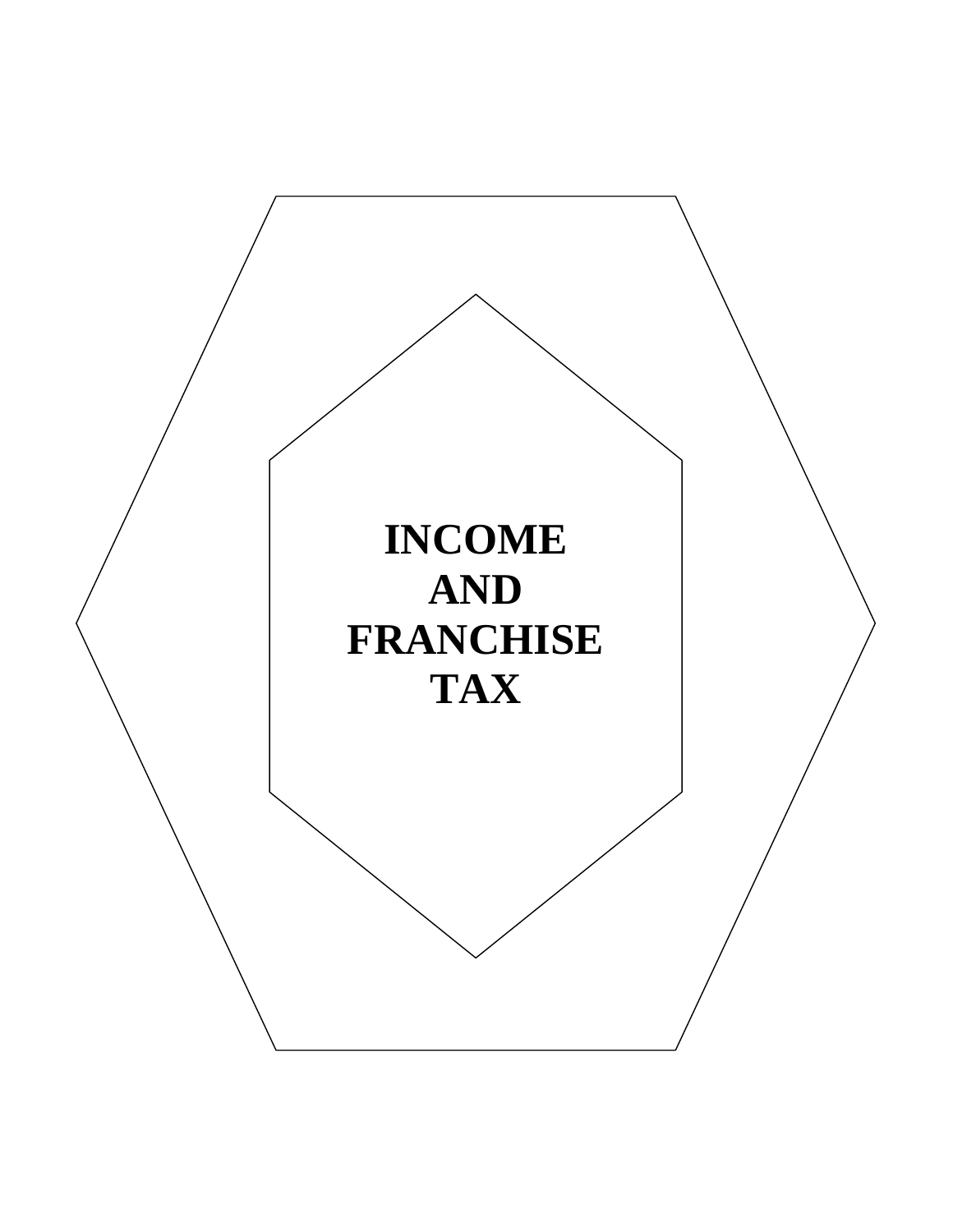# INCOME AND FRANCHISE TAX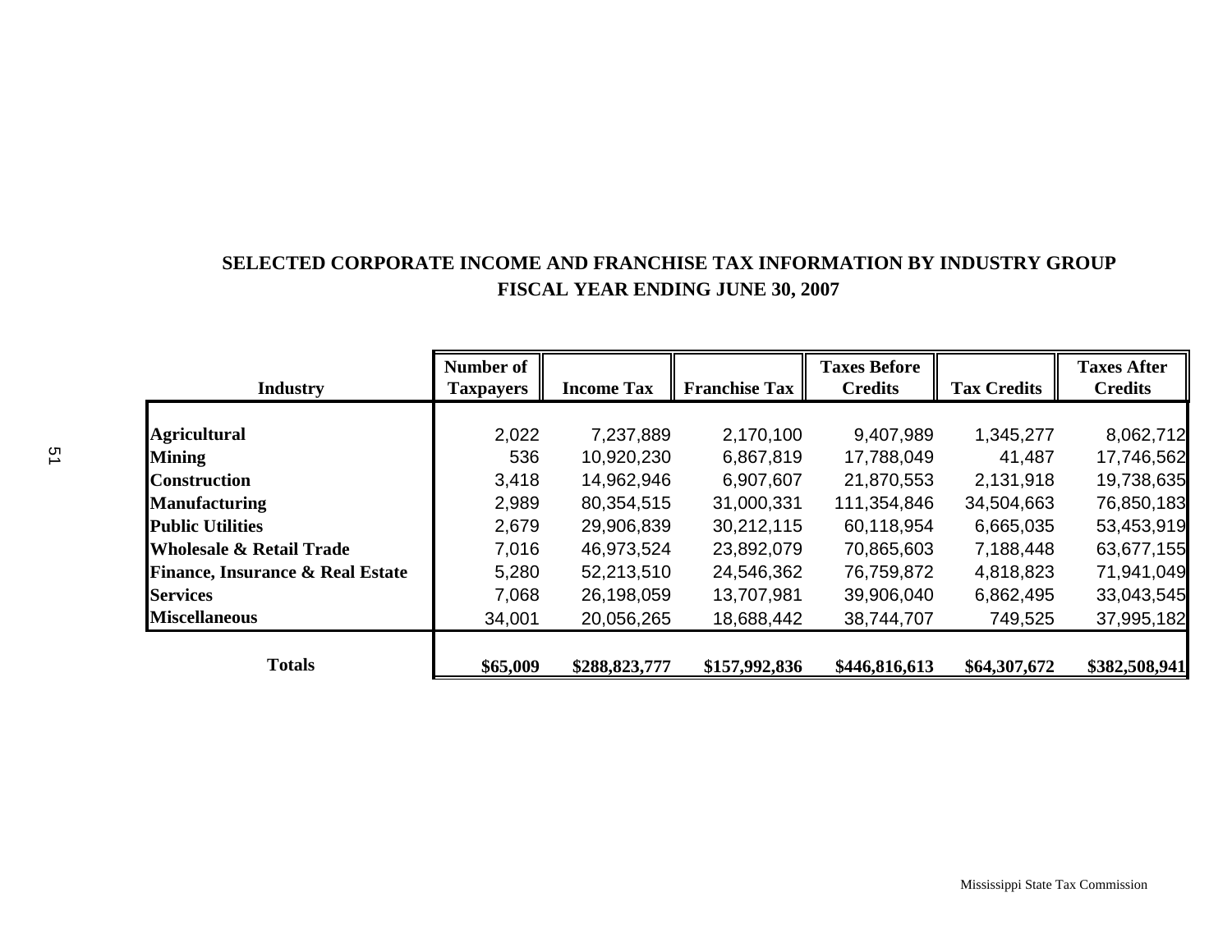## SELECTED CORPORATE INCOME AND FRANCHISE TAX INFORMATION BY INDUSTRY GROUP
## FISCAL YEAR ENDING JUNE 30, 2007

| Industry | Number of Taxpayers | Income Tax | Franchise Tax | Taxes Before Credits | Tax Credits | Taxes After Credits |
|---|---|---|---|---|---|---|
| **Agricultural** | 2,022 | 7,237,889 | 2,170,100 | 9,407,989 | 1,345,277 | 8,062,712 |
| **Mining** | 536 | 10,920,230 | 6,867,819 | 17,788,049 | 41,487 | 17,746,562 |
| **Construction** | 3,418 | 14,962,946 | 6,907,607 | 21,870,553 | 2,131,918 | 19,738,635 |
| **Manufacturing** | 2,989 | 80,354,515 | 31,000,331 | 111,354,846 | 34,504,663 | 76,850,183 |
| **Public Utilities** | 2,679 | 29,906,839 | 30,212,115 | 60,118,954 | 6,665,035 | 53,453,919 |
| **Wholesale & Retail Trade** | 7,016 | 46,973,524 | 23,892,079 | 70,865,603 | 7,188,448 | 63,677,155 |
| **Finance, Insurance & Real Estate** | 5,280 | 52,213,510 | 24,546,362 | 76,759,872 | 4,818,823 | 71,941,049 |
| **Services** | 7,068 | 26,198,059 | 13,707,981 | 39,906,040 | 6,862,495 | 33,043,545 |
| **Miscellaneous** | 34,001 | 20,056,265 | 18,688,442 | 38,744,707 | 749,525 | 37,995,182 |
| **Totals** | **$65,009** | **$288,823,777** | **$157,992,836** | **$446,816,613** | **$64,307,672** | **$382,508,941** |

Mississippi State Tax Commission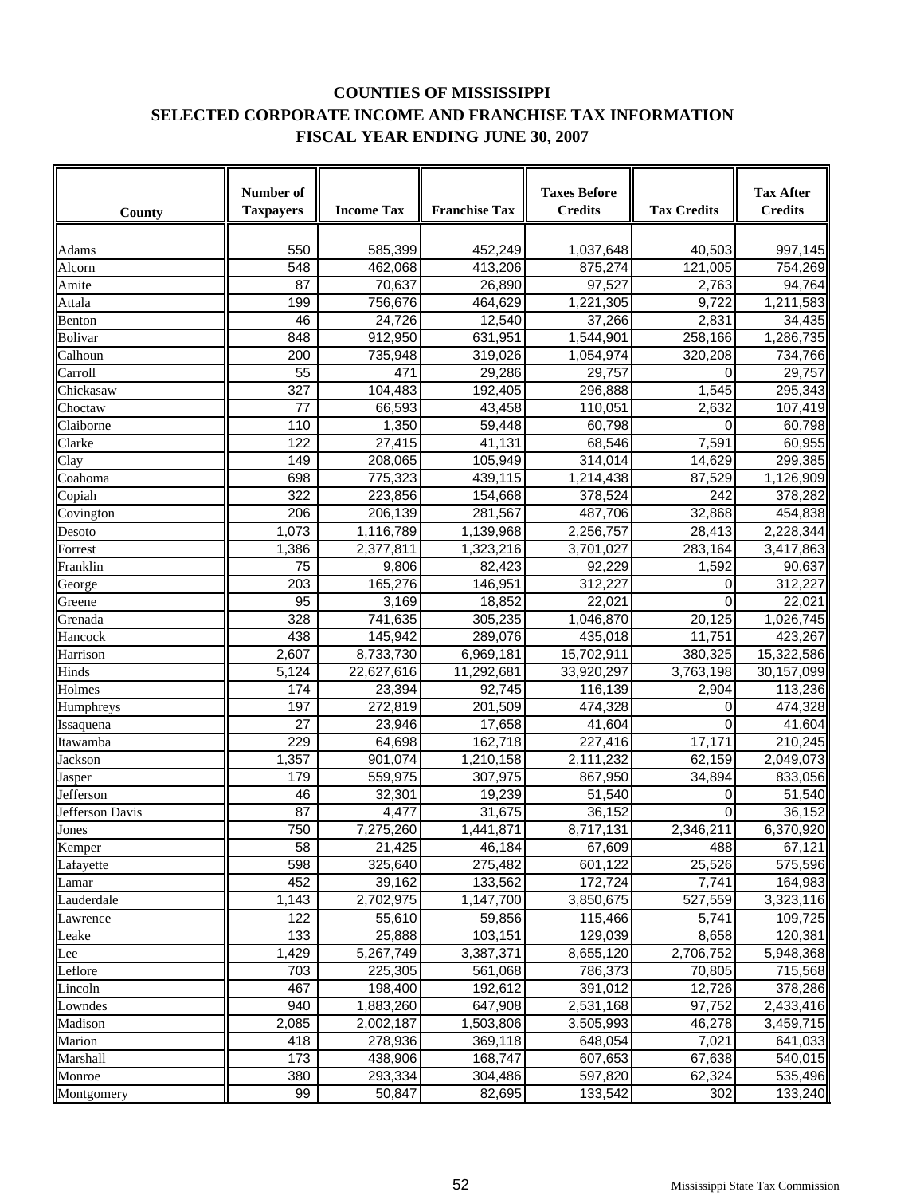# COUNTIES OF MISSISSIPPI
## SELECTED CORPORATE INCOME AND FRANCHISE TAX INFORMATION
### FISCAL YEAR ENDING JUNE 30, 2007

| County | Number of Taxpayers | Income Tax | Franchise Tax | Taxes Before Credits | Tax Credits | Tax After Credits |
|---|---|---|---|---|---|---|
| Adams | 550 | 585,399 | 452,249 | 1,037,648 | 40,503 | 997,145 |
| Alcorn | 548 | 462,068 | 413,206 | 875,274 | 121,005 | 754,269 |
| Amite | 87 | 70,637 | 26,890 | 97,527 | 2,763 | 94,764 |
| Attala | 199 | 756,676 | 464,629 | 1,221,305 | 9,722 | 1,211,583 |
| Benton | 46 | 24,726 | 12,540 | 37,266 | 2,831 | 34,435 |
| Bolivar | 848 | 912,950 | 631,951 | 1,544,901 | 258,166 | 1,286,735 |
| Calhoun | 200 | 735,948 | 319,026 | 1,054,974 | 320,208 | 734,766 |
| Carroll | 55 | 471 | 29,286 | 29,757 | 0 | 29,757 |
| Chickasaw | 327 | 104,483 | 192,405 | 296,888 | 1,545 | 295,343 |
| Choctaw | 77 | 66,593 | 43,458 | 110,051 | 2,632 | 107,419 |
| Claiborne | 110 | 1,350 | 59,448 | 60,798 | 0 | 60,798 |
| Clarke | 122 | 27,415 | 41,131 | 68,546 | 7,591 | 60,955 |
| Clay | 149 | 208,065 | 105,949 | 314,014 | 14,629 | 299,385 |
| Coahoma | 698 | 775,323 | 439,115 | 1,214,438 | 87,529 | 1,126,909 |
| Copiah | 322 | 223,856 | 154,668 | 378,524 | 242 | 378,282 |
| Covington | 206 | 206,139 | 281,567 | 487,706 | 32,868 | 454,838 |
| Desoto | 1,073 | 1,116,789 | 1,139,968 | 2,256,757 | 28,413 | 2,228,344 |
| Forrest | 1,386 | 2,377,811 | 1,323,216 | 3,701,027 | 283,164 | 3,417,863 |
| Franklin | 75 | 9,806 | 82,423 | 92,229 | 1,592 | 90,637 |
| George | 203 | 165,276 | 146,951 | 312,227 | 0 | 312,227 |
| Greene | 95 | 3,169 | 18,852 | 22,021 | 0 | 22,021 |
| Grenada | 328 | 741,635 | 305,235 | 1,046,870 | 20,125 | 1,026,745 |
| Hancock | 438 | 145,942 | 289,076 | 435,018 | 11,751 | 423,267 |
| Harrison | 2,607 | 8,733,730 | 6,969,181 | 15,702,911 | 380,325 | 15,322,586 |
| Hinds | 5,124 | 22,627,616 | 11,292,681 | 33,920,297 | 3,763,198 | 30,157,099 |
| Holmes | 174 | 23,394 | 92,745 | 116,139 | 2,904 | 113,236 |
| Humphreys | 197 | 272,819 | 201,509 | 474,328 | 0 | 474,328 |
| Issaquena | 27 | 23,946 | 17,658 | 41,604 | 0 | 41,604 |
| Itawamba | 229 | 64,698 | 162,718 | 227,416 | 17,171 | 210,245 |
| Jackson | 1,357 | 901,074 | 1,210,158 | 2,111,232 | 62,159 | 2,049,073 |
| Jasper | 179 | 559,975 | 307,975 | 867,950 | 34,894 | 833,056 |
| Jefferson | 46 | 32,301 | 19,239 | 51,540 | 0 | 51,540 |
| Jefferson Davis | 87 | 4,477 | 31,675 | 36,152 | 0 | 36,152 |
| Jones | 750 | 7,275,260 | 1,441,871 | 8,717,131 | 2,346,211 | 6,370,920 |
| Kemper | 58 | 21,425 | 46,184 | 67,609 | 488 | 67,121 |
| Lafayette | 598 | 325,640 | 275,482 | 601,122 | 25,526 | 575,596 |
| Lamar | 452 | 39,162 | 133,562 | 172,724 | 7,741 | 164,983 |
| Lauderdale | 1,143 | 2,702,975 | 1,147,700 | 3,850,675 | 527,559 | 3,323,116 |
| Lawrence | 122 | 55,610 | 59,856 | 115,466 | 5,741 | 109,725 |
| Leake | 133 | 25,888 | 103,151 | 129,039 | 8,658 | 120,381 |
| Lee | 1,429 | 5,267,749 | 3,387,371 | 8,655,120 | 2,706,752 | 5,948,368 |
| Leflore | 703 | 225,305 | 561,068 | 786,373 | 70,805 | 715,568 |
| Lincoln | 467 | 198,400 | 192,612 | 391,012 | 12,726 | 378,286 |
| Lowndes | 940 | 1,883,260 | 647,908 | 2,531,168 | 97,752 | 2,433,416 |
| Madison | 2,085 | 2,002,187 | 1,503,806 | 3,505,993 | 46,278 | 3,459,715 |
| Marion | 418 | 278,936 | 369,118 | 648,054 | 7,021 | 641,033 |
| Marshall | 173 | 438,906 | 168,747 | 607,653 | 67,638 | 540,015 |
| Monroe | 380 | 293,334 | 304,486 | 597,820 | 62,324 | 535,496 |
| Montgomery | 99 | 50,847 | 82,695 | 133,542 | 302 | 133,240 |

Mississippi State Tax Commission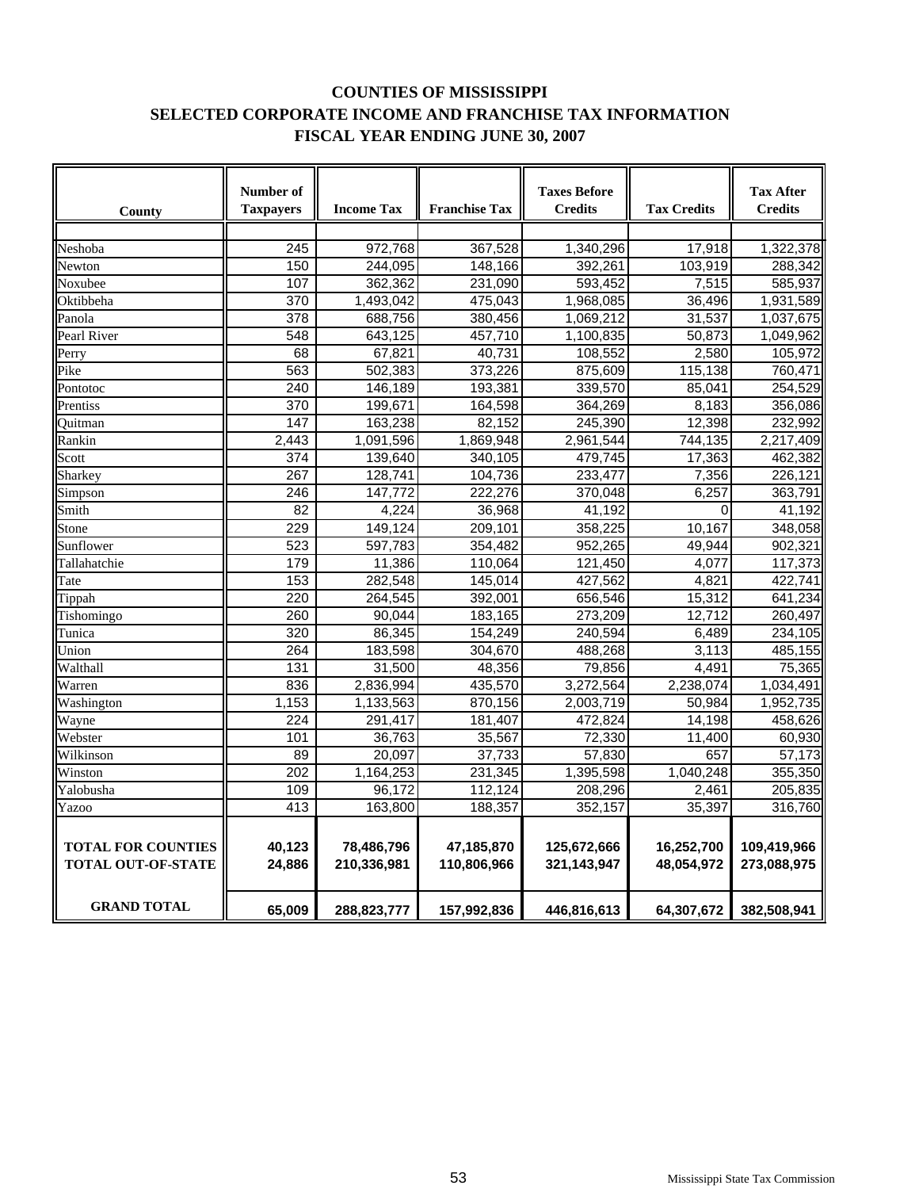# COUNTIES OF MISSISSIPPI
## SELECTED CORPORATE INCOME AND FRANCHISE TAX INFORMATION
## FISCAL YEAR ENDING JUNE 30, 2007

| County | Number of Taxpayers | Income Tax | Franchise Tax | Taxes Before Credits | Tax Credits | Tax After Credits |
|---|---|---|---|---|---|---|
| Neshoba | 245 | 972,768 | 367,528 | 1,340,296 | 17,918 | 1,322,378 |
| Newton | 150 | 244,095 | 148,166 | 392,261 | 103,919 | 288,342 |
| Noxubee | 107 | 362,362 | 231,090 | 593,452 | 7,515 | 585,937 |
| Oktibbeha | 370 | 1,493,042 | 475,043 | 1,968,085 | 36,496 | 1,931,589 |
| Panola | 378 | 688,756 | 380,456 | 1,069,212 | 31,537 | 1,037,675 |
| Pearl River | 548 | 643,125 | 457,710 | 1,100,835 | 50,873 | 1,049,962 |
| Perry | 68 | 67,821 | 40,731 | 108,552 | 2,580 | 105,972 |
| Pike | 563 | 502,383 | 373,226 | 875,609 | 115,138 | 760,471 |
| Pontotoc | 240 | 146,189 | 193,381 | 339,570 | 85,041 | 254,529 |
| Prentiss | 370 | 199,671 | 164,598 | 364,269 | 8,183 | 356,086 |
| Quitman | 147 | 163,238 | 82,152 | 245,390 | 12,398 | 232,992 |
| Rankin | 2,443 | 1,091,596 | 1,869,948 | 2,961,544 | 744,135 | 2,217,409 |
| Scott | 374 | 139,640 | 340,105 | 479,745 | 17,363 | 462,382 |
| Sharkey | 267 | 128,741 | 104,736 | 233,477 | 7,356 | 226,121 |
| Simpson | 246 | 147,772 | 222,276 | 370,048 | 6,257 | 363,791 |
| Smith | 82 | 4,224 | 36,968 | 41,192 | 0 | 41,192 |
| Stone | 229 | 149,124 | 209,101 | 358,225 | 10,167 | 348,058 |
| Sunflower | 523 | 597,783 | 354,482 | 952,265 | 49,944 | 902,321 |
| Tallahatchie | 179 | 11,386 | 110,064 | 121,450 | 4,077 | 117,373 |
| Tate | 153 | 282,548 | 145,014 | 427,562 | 4,821 | 422,741 |
| Tippah | 220 | 264,545 | 392,001 | 656,546 | 15,312 | 641,234 |
| Tishomingo | 260 | 90,044 | 183,165 | 273,209 | 12,712 | 260,497 |
| Tunica | 320 | 86,345 | 154,249 | 240,594 | 6,489 | 234,105 |
| Union | 264 | 183,598 | 304,670 | 488,268 | 3,113 | 485,155 |
| Walthall | 131 | 31,500 | 48,356 | 79,856 | 4,491 | 75,365 |
| Warren | 836 | 2,836,994 | 435,570 | 3,272,564 | 2,238,074 | 1,034,491 |
| Washington | 1,153 | 1,133,563 | 870,156 | 2,003,719 | 50,984 | 1,952,735 |
| Wayne | 224 | 291,417 | 181,407 | 472,824 | 14,198 | 458,626 |
| Webster | 101 | 36,763 | 35,567 | 72,330 | 11,400 | 60,930 |
| Wilkinson | 89 | 20,097 | 37,733 | 57,830 | 657 | 57,173 |
| Winston | 202 | 1,164,253 | 231,345 | 1,395,598 | 1,040,248 | 355,350 |
| Yalobusha | 109 | 96,172 | 112,124 | 208,296 | 2,461 | 205,835 |
| Yazoo | 413 | 163,800 | 188,357 | 352,157 | 35,397 | 316,760 |
| **TOTAL FOR COUNTIES** | **40,123** | **78,486,796** | **47,185,870** | **125,672,666** | **16,252,700** | **109,419,966** |
| **TOTAL OUT-OF-STATE** | **24,886** | **210,336,981** | **110,806,966** | **321,143,947** | **48,054,972** | **273,088,975** |
| **GRAND TOTAL** | **65,009** | **288,823,777** | **157,992,836** | **446,816,613** | **64,307,672** | **382,508,941** |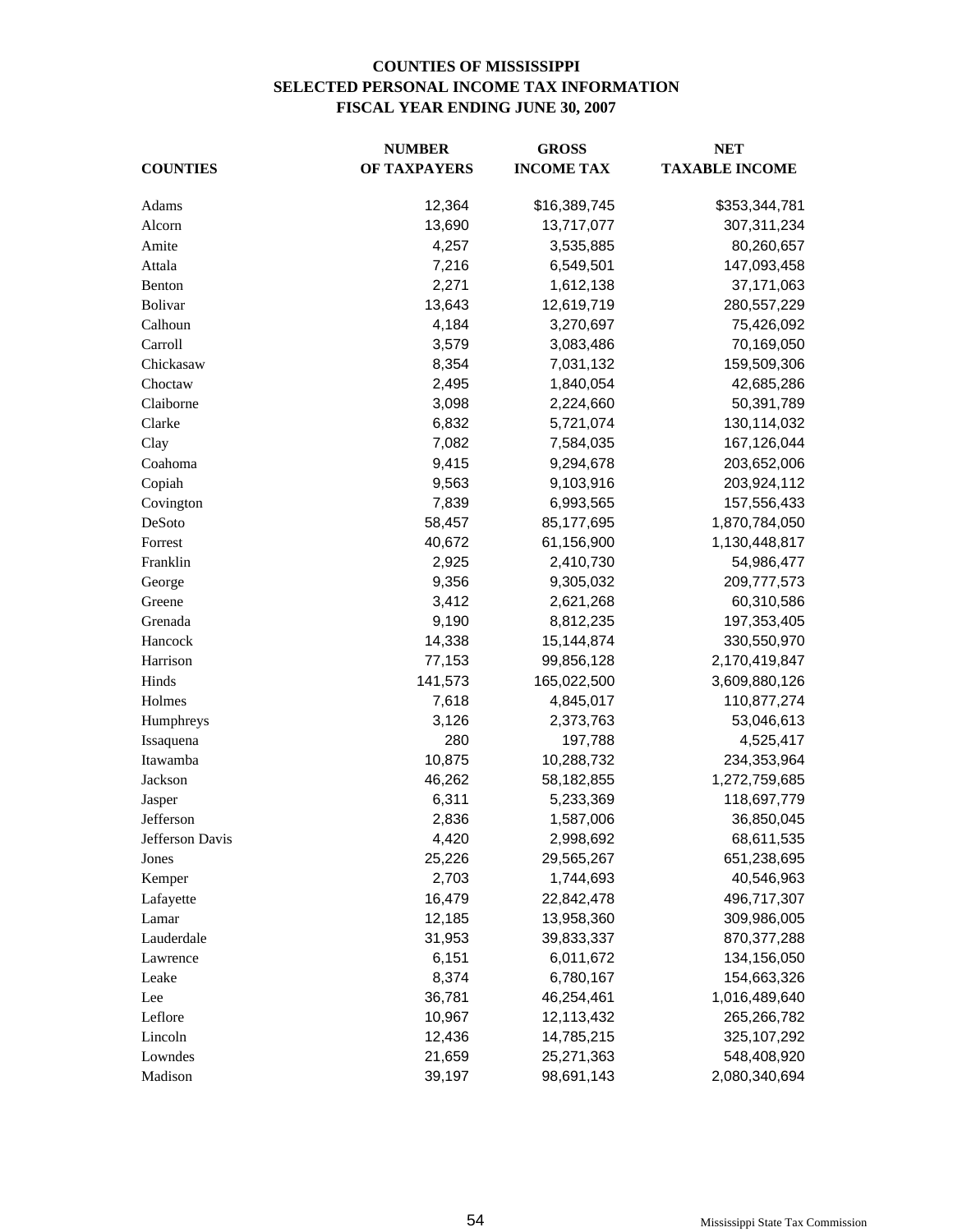# COUNTIES OF MISSISSIPPI
## SELECTED PERSONAL INCOME TAX INFORMATION
## FISCAL YEAR ENDING JUNE 30, 2007

| COUNTIES | NUMBER OF TAXPAYERS | GROSS INCOME TAX | NET TAXABLE INCOME |
|---|---|---|---|
| Adams | 12,364 | $16,389,745 | $353,344,781 |
| Alcorn | 13,690 | 13,717,077 | 307,311,234 |
| Amite | 4,257 | 3,535,885 | 80,260,657 |
| Attala | 7,216 | 6,549,501 | 147,093,458 |
| Benton | 2,271 | 1,612,138 | 37,171,063 |
| Bolivar | 13,643 | 12,619,719 | 280,557,229 |
| Calhoun | 4,184 | 3,270,697 | 75,426,092 |
| Carroll | 3,579 | 3,083,486 | 70,169,050 |
| Chickasaw | 8,354 | 7,031,132 | 159,509,306 |
| Choctaw | 2,495 | 1,840,054 | 42,685,286 |
| Claiborne | 3,098 | 2,224,660 | 50,391,789 |
| Clarke | 6,832 | 5,721,074 | 130,114,032 |
| Clay | 7,082 | 7,584,035 | 167,126,044 |
| Coahoma | 9,415 | 9,294,678 | 203,652,006 |
| Copiah | 9,563 | 9,103,916 | 203,924,112 |
| Covington | 7,839 | 6,993,565 | 157,556,433 |
| DeSoto | 58,457 | 85,177,695 | 1,870,784,050 |
| Forrest | 40,672 | 61,156,900 | 1,130,448,817 |
| Franklin | 2,925 | 2,410,730 | 54,986,477 |
| George | 9,356 | 9,305,032 | 209,777,573 |
| Greene | 3,412 | 2,621,268 | 60,310,586 |
| Grenada | 9,190 | 8,812,235 | 197,353,405 |
| Hancock | 14,338 | 15,144,874 | 330,550,970 |
| Harrison | 77,153 | 99,856,128 | 2,170,419,847 |
| Hinds | 141,573 | 165,022,500 | 3,609,880,126 |
| Holmes | 7,618 | 4,845,017 | 110,877,274 |
| Humphreys | 3,126 | 2,373,763 | 53,046,613 |
| Issaquena | 280 | 197,788 | 4,525,417 |
| Itawamba | 10,875 | 10,288,732 | 234,353,964 |
| Jackson | 46,262 | 58,182,855 | 1,272,759,685 |
| Jasper | 6,311 | 5,233,369 | 118,697,779 |
| Jefferson | 2,836 | 1,587,006 | 36,850,045 |
| Jefferson Davis | 4,420 | 2,998,692 | 68,611,535 |
| Jones | 25,226 | 29,565,267 | 651,238,695 |
| Kemper | 2,703 | 1,744,693 | 40,546,963 |
| Lafayette | 16,479 | 22,842,478 | 496,717,307 |
| Lamar | 12,185 | 13,958,360 | 309,986,005 |
| Lauderdale | 31,953 | 39,833,337 | 870,377,288 |
| Lawrence | 6,151 | 6,011,672 | 134,156,050 |
| Leake | 8,374 | 6,780,167 | 154,663,326 |
| Lee | 36,781 | 46,254,461 | 1,016,489,640 |
| Leflore | 10,967 | 12,113,432 | 265,266,782 |
| Lincoln | 12,436 | 14,785,215 | 325,107,292 |
| Lowndes | 21,659 | 25,271,363 | 548,408,920 |
| Madison | 39,197 | 98,691,143 | 2,080,340,694 |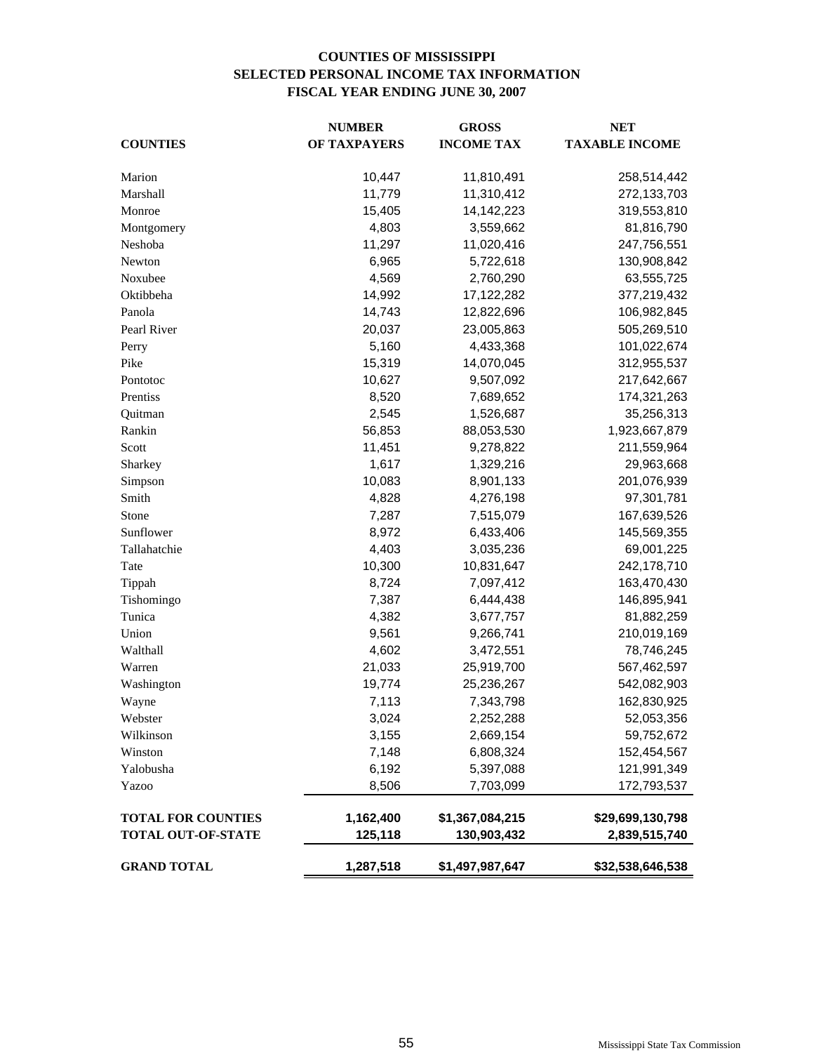# COUNTIES OF MISSISSIPPI
## SELECTED PERSONAL INCOME TAX INFORMATION
## FISCAL YEAR ENDING JUNE 30, 2007

| COUNTIES | NUMBER OF TAXPAYERS | GROSS INCOME TAX | NET TAXABLE INCOME |
|---|---|---|---|
| Marion | 10,447 | 11,810,491 | 258,514,442 |
| Marshall | 11,779 | 11,310,412 | 272,133,703 |
| Monroe | 15,405 | 14,142,223 | 319,553,810 |
| Montgomery | 4,803 | 3,559,662 | 81,816,790 |
| Neshoba | 11,297 | 11,020,416 | 247,756,551 |
| Newton | 6,965 | 5,722,618 | 130,908,842 |
| Noxubee | 4,569 | 2,760,290 | 63,555,725 |
| Oktibbeha | 14,992 | 17,122,282 | 377,219,432 |
| Panola | 14,743 | 12,822,696 | 106,982,845 |
| Pearl River | 20,037 | 23,005,863 | 505,269,510 |
| Perry | 5,160 | 4,433,368 | 101,022,674 |
| Pike | 15,319 | 14,070,045 | 312,955,537 |
| Pontotoc | 10,627 | 9,507,092 | 217,642,667 |
| Prentiss | 8,520 | 7,689,652 | 174,321,263 |
| Quitman | 2,545 | 1,526,687 | 35,256,313 |
| Rankin | 56,853 | 88,053,530 | 1,923,667,879 |
| Scott | 11,451 | 9,278,822 | 211,559,964 |
| Sharkey | 1,617 | 1,329,216 | 29,963,668 |
| Simpson | 10,083 | 8,901,133 | 201,076,939 |
| Smith | 4,828 | 4,276,198 | 97,301,781 |
| Stone | 7,287 | 7,515,079 | 167,639,526 |
| Sunflower | 8,972 | 6,433,406 | 145,569,355 |
| Tallahatchie | 4,403 | 3,035,236 | 69,001,225 |
| Tate | 10,300 | 10,831,647 | 242,178,710 |
| Tippah | 8,724 | 7,097,412 | 163,470,430 |
| Tishomingo | 7,387 | 6,444,438 | 146,895,941 |
| Tunica | 4,382 | 3,677,757 | 81,882,259 |
| Union | 9,561 | 9,266,741 | 210,019,169 |
| Walthall | 4,602 | 3,472,551 | 78,746,245 |
| Warren | 21,033 | 25,919,700 | 567,462,597 |
| Washington | 19,774 | 25,236,267 | 542,082,903 |
| Wayne | 7,113 | 7,343,798 | 162,830,925 |
| Webster | 3,024 | 2,252,288 | 52,053,356 |
| Wilkinson | 3,155 | 2,669,154 | 59,752,672 |
| Winston | 7,148 | 6,808,324 | 152,454,567 |
| Yalobusha | 6,192 | 5,397,088 | 121,991,349 |
| Yazoo | 8,506 | 7,703,099 | 172,793,537 |
| **TOTAL FOR COUNTIES** | **1,162,400** | **$1,367,084,215** | **$29,699,130,798** |
| **TOTAL OUT-OF-STATE** | **125,118** | **130,903,432** | **2,839,515,740** |
| **GRAND TOTAL** | **1,287,518** | **$1,497,987,647** | **$32,538,646,538** |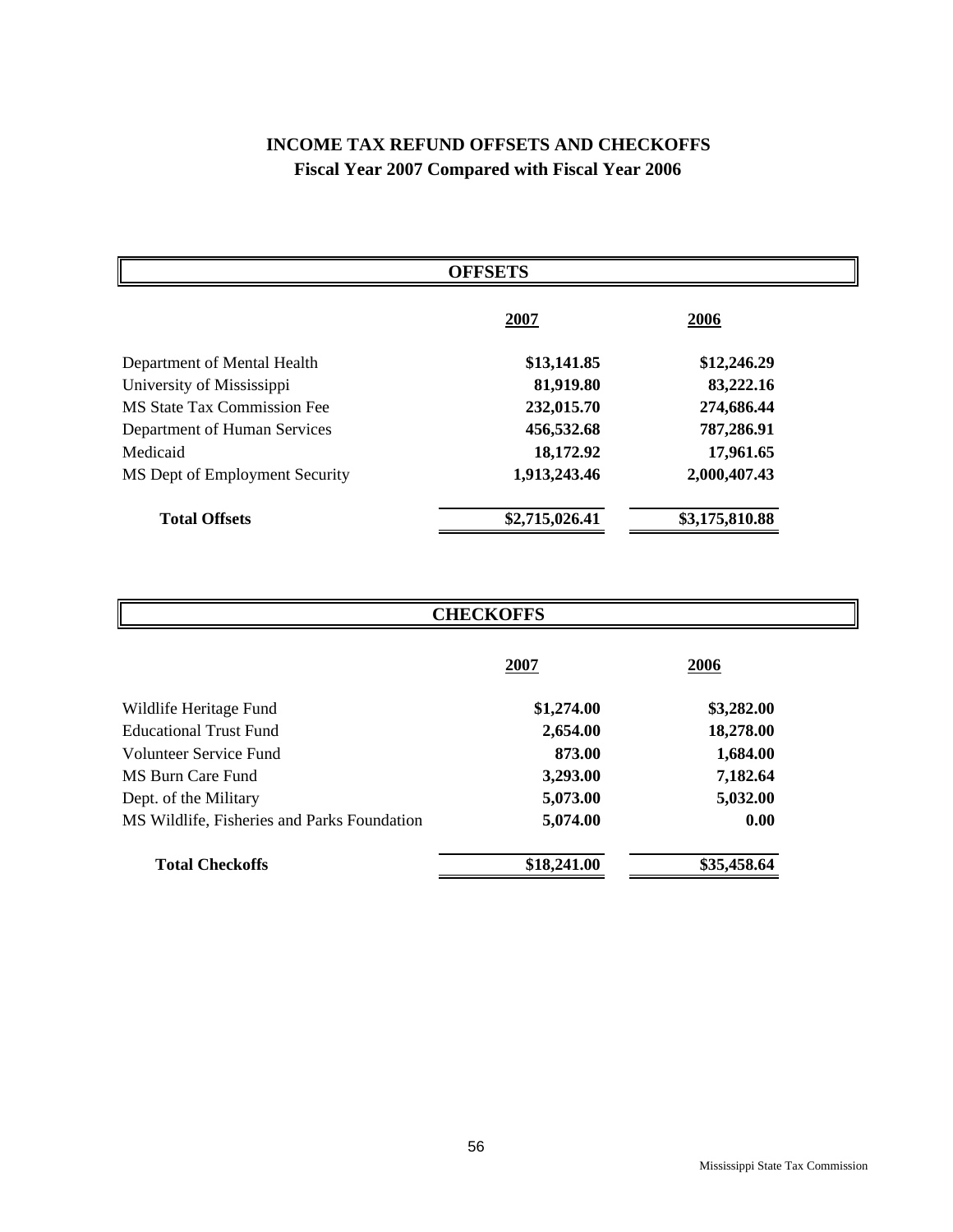# INCOME TAX REFUND OFFSETS AND CHECKOFFS

## Fiscal Year 2007 Compared with Fiscal Year 2006

### OFFSETS

| | 2007 | 2006 |
|---|---|---|
| Department of Mental Health | $13,141.85 | $12,246.29 |
| University of Mississippi | 81,919.80 | 83,222.16 |
| MS State Tax Commission Fee | 232,015.70 | 274,686.44 |
| Department of Human Services | 456,532.68 | 787,286.91 |
| Medicaid | 18,172.92 | 17,961.65 |
| MS Dept of Employment Security | 1,913,243.46 | 2,000,407.43 |
| **Total Offsets** | **$2,715,026.41** | **$3,175,810.88** |

### CHECKOFFS

| | 2007 | 2006 |
|---|---|---|
| Wildlife Heritage Fund | $1,274.00 | $3,282.00 |
| Educational Trust Fund | 2,654.00 | 18,278.00 |
| Volunteer Service Fund | 873.00 | 1,684.00 |
| MS Burn Care Fund | 3,293.00 | 7,182.64 |
| Dept. of the Military | 5,073.00 | 5,032.00 |
| MS Wildlife, Fisheries and Parks Foundation | 5,074.00 | 0.00 |
| **Total Checkoffs** | **$18,241.00** | **$35,458.64** |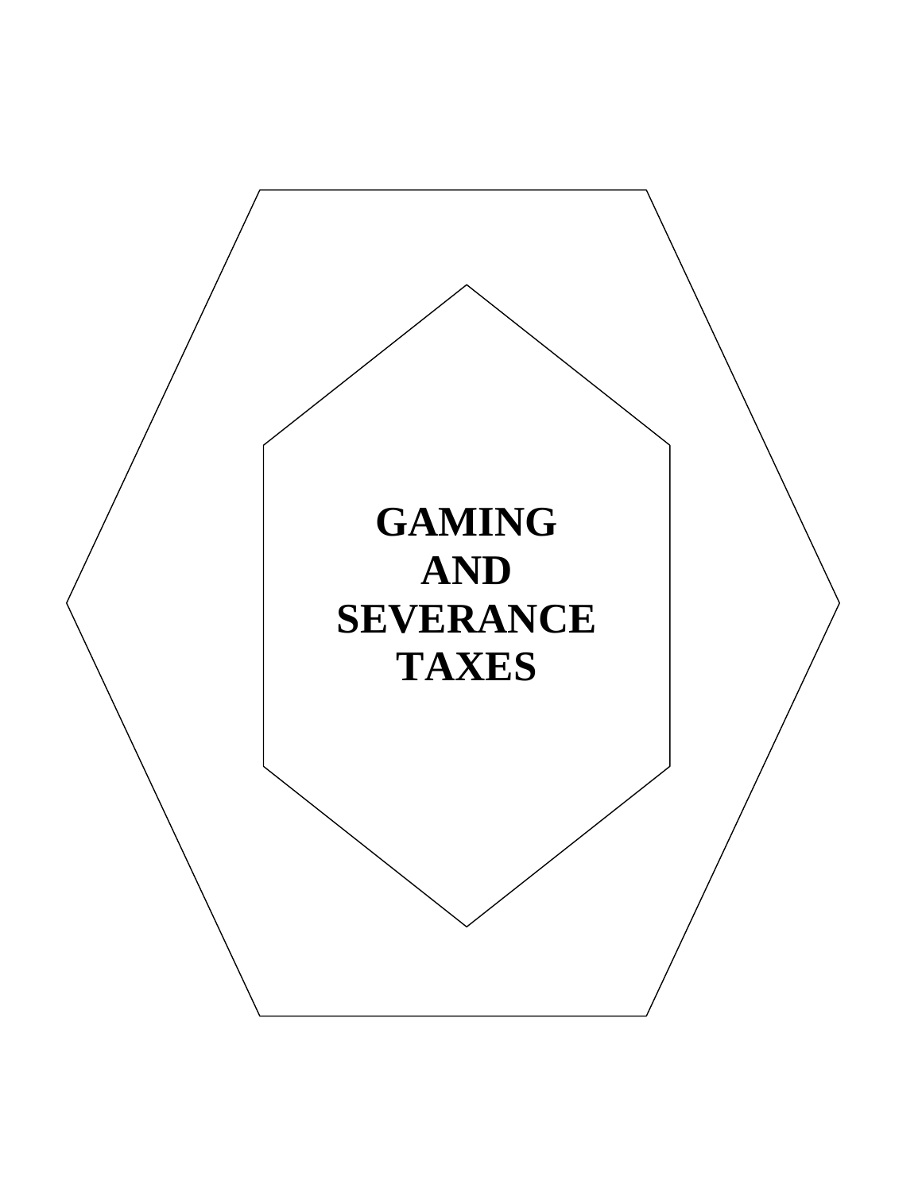# GAMING AND SEVERANCE TAXES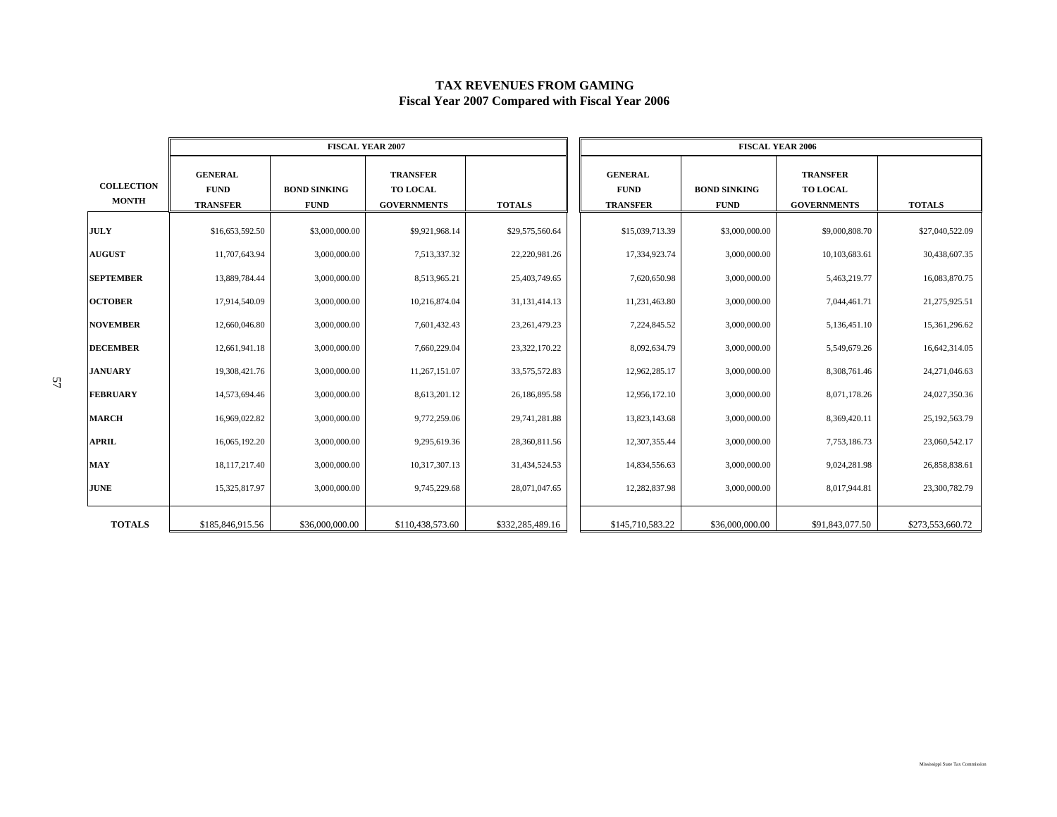# TAX REVENUES FROM GAMING
## Fiscal Year 2007 Compared with Fiscal Year 2006

| COLLECTION MONTH | FISCAL YEAR 2007 | | | | FISCAL YEAR 2006 | | | |
|---|---|---|---|---|---|---|---|---|
| | GENERAL FUND TRANSFER | BOND SINKING FUND | TRANSFER TO LOCAL GOVERNMENTS | TOTALS | GENERAL FUND TRANSFER | BOND SINKING FUND | TRANSFER TO LOCAL GOVERNMENTS | TOTALS |
| JULY | $16,653,592.50 | $3,000,000.00 | $9,921,968.14 | $29,575,560.64 | $15,039,713.39 | $3,000,000.00 | $9,000,808.70 | $27,040,522.09 |
| AUGUST | 11,707,643.94 | 3,000,000.00 | 7,513,337.32 | 22,220,981.26 | 17,334,923.74 | 3,000,000.00 | 10,103,683.61 | 30,438,607.35 |
| SEPTEMBER | 13,889,784.44 | 3,000,000.00 | 8,513,965.21 | 25,403,749.65 | 7,620,650.98 | 3,000,000.00 | 5,463,219.77 | 16,083,870.75 |
| OCTOBER | 17,914,540.09 | 3,000,000.00 | 10,216,874.04 | 31,131,414.13 | 11,231,463.80 | 3,000,000.00 | 7,044,461.71 | 21,275,925.51 |
| NOVEMBER | 12,660,046.80 | 3,000,000.00 | 7,601,432.43 | 23,261,479.23 | 7,224,845.52 | 3,000,000.00 | 5,136,451.10 | 15,361,296.62 |
| DECEMBER | 12,661,941.18 | 3,000,000.00 | 7,660,229.04 | 23,322,170.22 | 8,092,634.79 | 3,000,000.00 | 5,549,679.26 | 16,642,314.05 |
| JANUARY | 19,308,421.76 | 3,000,000.00 | 11,267,151.07 | 33,575,572.83 | 12,962,285.17 | 3,000,000.00 | 8,308,761.46 | 24,271,046.63 |
| FEBRUARY | 14,573,694.46 | 3,000,000.00 | 8,613,201.12 | 26,186,895.58 | 12,956,172.10 | 3,000,000.00 | 8,071,178.26 | 24,027,350.36 |
| MARCH | 16,969,022.82 | 3,000,000.00 | 9,772,259.06 | 29,741,281.88 | 13,823,143.68 | 3,000,000.00 | 8,369,420.11 | 25,192,563.79 |
| APRIL | 16,065,192.20 | 3,000,000.00 | 9,295,619.36 | 28,360,811.56 | 12,307,355.44 | 3,000,000.00 | 7,753,186.73 | 23,060,542.17 |
| MAY | 18,117,217.40 | 3,000,000.00 | 10,317,307.13 | 31,434,524.53 | 14,834,556.63 | 3,000,000.00 | 9,024,281.98 | 26,858,838.61 |
| JUNE | 15,325,817.97 | 3,000,000.00 | 9,745,229.68 | 28,071,047.65 | 12,282,837.98 | 3,000,000.00 | 8,017,944.81 | 23,300,782.79 |
| TOTALS | $185,846,915.56 | $36,000,000.00 | $110,438,573.60 | $332,285,489.16 | $145,710,583.22 | $36,000,000.00 | $91,843,077.50 | $273,553,660.72 |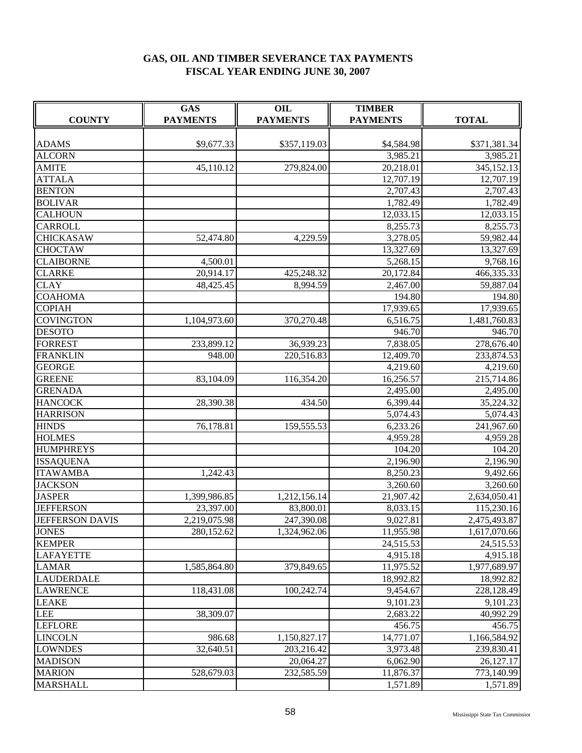# GAS, OIL AND TIMBER SEVERANCE TAX PAYMENTS
## FISCAL YEAR ENDING JUNE 30, 2007

| COUNTY | GAS PAYMENTS | OIL PAYMENTS | TIMBER PAYMENTS | TOTAL |
|---|---|---|---|---|
| ADAMS | $9,677.33 | $357,119.03 | $4,584.98 | $371,381.34 |
| ALCORN | | | 3,985.21 | 3,985.21 |
| AMITE | 45,110.12 | 279,824.00 | 20,218.01 | 345,152.13 |
| ATTALA | | | 12,707.19 | 12,707.19 |
| BENTON | | | 2,707.43 | 2,707.43 |
| BOLIVAR | | | 1,782.49 | 1,782.49 |
| CALHOUN | | | 12,033.15 | 12,033.15 |
| CARROLL | | | 8,255.73 | 8,255.73 |
| CHICKASAW | 52,474.80 | 4,229.59 | 3,278.05 | 59,982.44 |
| CHOCTAW | | | 13,327.69 | 13,327.69 |
| CLAIBORNE | 4,500.01 | | 5,268.15 | 9,768.16 |
| CLARKE | 20,914.17 | 425,248.32 | 20,172.84 | 466,335.33 |
| CLAY | 48,425.45 | 8,994.59 | 2,467.00 | 59,887.04 |
| COAHOMA | | | 194.80 | 194.80 |
| COPIAH | | | 17,939.65 | 17,939.65 |
| COVINGTON | 1,104,973.60 | 370,270.48 | 6,516.75 | 1,481,760.83 |
| DESOTO | | | 946.70 | 946.70 |
| FORREST | 233,899.12 | 36,939.23 | 7,838.05 | 278,676.40 |
| FRANKLIN | 948.00 | 220,516.83 | 12,409.70 | 233,874.53 |
| GEORGE | | | 4,219.60 | 4,219.60 |
| GREENE | 83,104.09 | 116,354.20 | 16,256.57 | 215,714.86 |
| GRENADA | | | 2,495.00 | 2,495.00 |
| HANCOCK | 28,390.38 | 434.50 | 6,399.44 | 35,224.32 |
| HARRISON | | | 5,074.43 | 5,074.43 |
| HINDS | 76,178.81 | 159,555.53 | 6,233.26 | 241,967.60 |
| HOLMES | | | 4,959.28 | 4,959.28 |
| HUMPHREYS | | | 104.20 | 104.20 |
| ISSAQUENA | | | 2,196.90 | 2,196.90 |
| ITAWAMBA | 1,242.43 | | 8,250.23 | 9,492.66 |
| JACKSON | | | 3,260.60 | 3,260.60 |
| JASPER | 1,399,986.85 | 1,212,156.14 | 21,907.42 | 2,634,050.41 |
| JEFFERSON | 23,397.00 | 83,800.01 | 8,033.15 | 115,230.16 |
| JEFFERSON DAVIS | 2,219,075.98 | 247,390.08 | 9,027.81 | 2,475,493.87 |
| JONES | 280,152.62 | 1,324,962.06 | 11,955.98 | 1,617,070.66 |
| KEMPER | | | 24,515.53 | 24,515.53 |
| LAFAYETTE | | | 4,915.18 | 4,915.18 |
| LAMAR | 1,585,864.80 | 379,849.65 | 11,975.52 | 1,977,689.97 |
| LAUDERDALE | | | 18,992.82 | 18,992.82 |
| LAWRENCE | 118,431.08 | 100,242.74 | 9,454.67 | 228,128.49 |
| LEAKE | | | 9,101.23 | 9,101.23 |
| LEE | 38,309.07 | | 2,683.22 | 40,992.29 |
| LEFLORE | | | 456.75 | 456.75 |
| LINCOLN | 986.68 | 1,150,827.17 | 14,771.07 | 1,166,584.92 |
| LOWNDES | 32,640.51 | 203,216.42 | 3,973.48 | 239,830.41 |
| MADISON | | 20,064.27 | 6,062.90 | 26,127.17 |
| MARION | 528,679.03 | 232,585.59 | 11,876.37 | 773,140.99 |
| MARSHALL | | | 1,571.89 | 1,571.89 |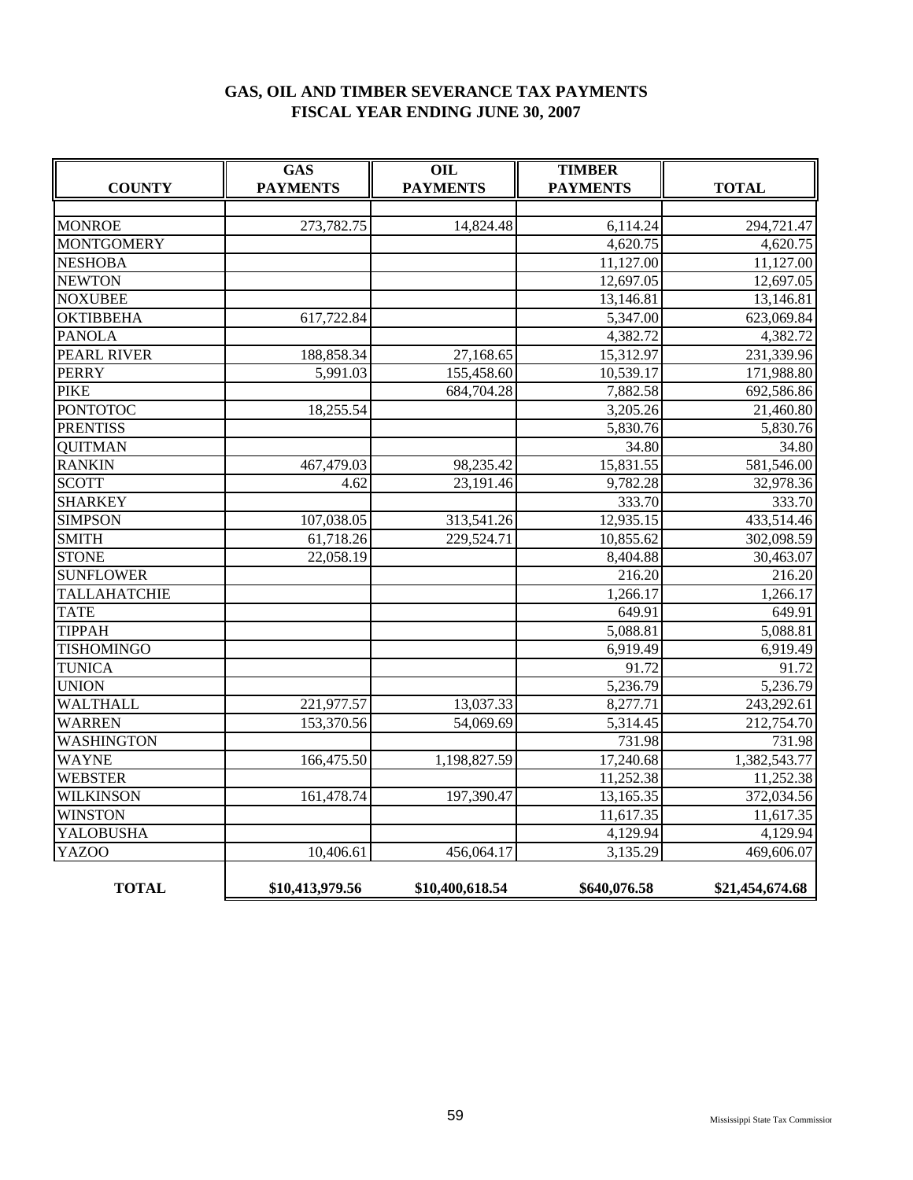## GAS, OIL AND TIMBER SEVERANCE TAX PAYMENTS
## FISCAL YEAR ENDING JUNE 30, 2007

| COUNTY | GAS PAYMENTS | OIL PAYMENTS | TIMBER PAYMENTS | TOTAL |
|---|---|---|---|---|
| MONROE | 273,782.75 | 14,824.48 | 6,114.24 | 294,721.47 |
| MONTGOMERY | | | 4,620.75 | 4,620.75 |
| NESHOBA | | | 11,127.00 | 11,127.00 |
| NEWTON | | | 12,697.05 | 12,697.05 |
| NOXUBEE | | | 13,146.81 | 13,146.81 |
| OKTIBBEHA | 617,722.84 | | 5,347.00 | 623,069.84 |
| PANOLA | | | 4,382.72 | 4,382.72 |
| PEARL RIVER | 188,858.34 | 27,168.65 | 15,312.97 | 231,339.96 |
| PERRY | 5,991.03 | 155,458.60 | 10,539.17 | 171,988.80 |
| PIKE | | 684,704.28 | 7,882.58 | 692,586.86 |
| PONTOTOC | 18,255.54 | | 3,205.26 | 21,460.80 |
| PRENTISS | | | 5,830.76 | 5,830.76 |
| QUITMAN | | | 34.80 | 34.80 |
| RANKIN | 467,479.03 | 98,235.42 | 15,831.55 | 581,546.00 |
| SCOTT | 4.62 | 23,191.46 | 9,782.28 | 32,978.36 |
| SHARKEY | | | 333.70 | 333.70 |
| SIMPSON | 107,038.05 | 313,541.26 | 12,935.15 | 433,514.46 |
| SMITH | 61,718.26 | 229,524.71 | 10,855.62 | 302,098.59 |
| STONE | 22,058.19 | | 8,404.88 | 30,463.07 |
| SUNFLOWER | | | 216.20 | 216.20 |
| TALLAHATCHIE | | | 1,266.17 | 1,266.17 |
| TATE | | | 649.91 | 649.91 |
| TIPPAH | | | 5,088.81 | 5,088.81 |
| TISHOMINGO | | | 6,919.49 | 6,919.49 |
| TUNICA | | | 91.72 | 91.72 |
| UNION | | | 5,236.79 | 5,236.79 |
| WALTHALL | 221,977.57 | 13,037.33 | 8,277.71 | 243,292.61 |
| WARREN | 153,370.56 | 54,069.69 | 5,314.45 | 212,754.70 |
| WASHINGTON | | | 731.98 | 731.98 |
| WAYNE | 166,475.50 | 1,198,827.59 | 17,240.68 | 1,382,543.77 |
| WEBSTER | | | 11,252.38 | 11,252.38 |
| WILKINSON | 161,478.74 | 197,390.47 | 13,165.35 | 372,034.56 |
| WINSTON | | | 11,617.35 | 11,617.35 |
| YALOBUSHA | | | 4,129.94 | 4,129.94 |
| YAZOO | 10,406.61 | 456,064.17 | 3,135.29 | 469,606.07 |
| **TOTAL** | **$10,413,979.56** | **$10,400,618.54** | **$640,076.58** | **$21,454,674.68** |

Mississippi State Tax Commission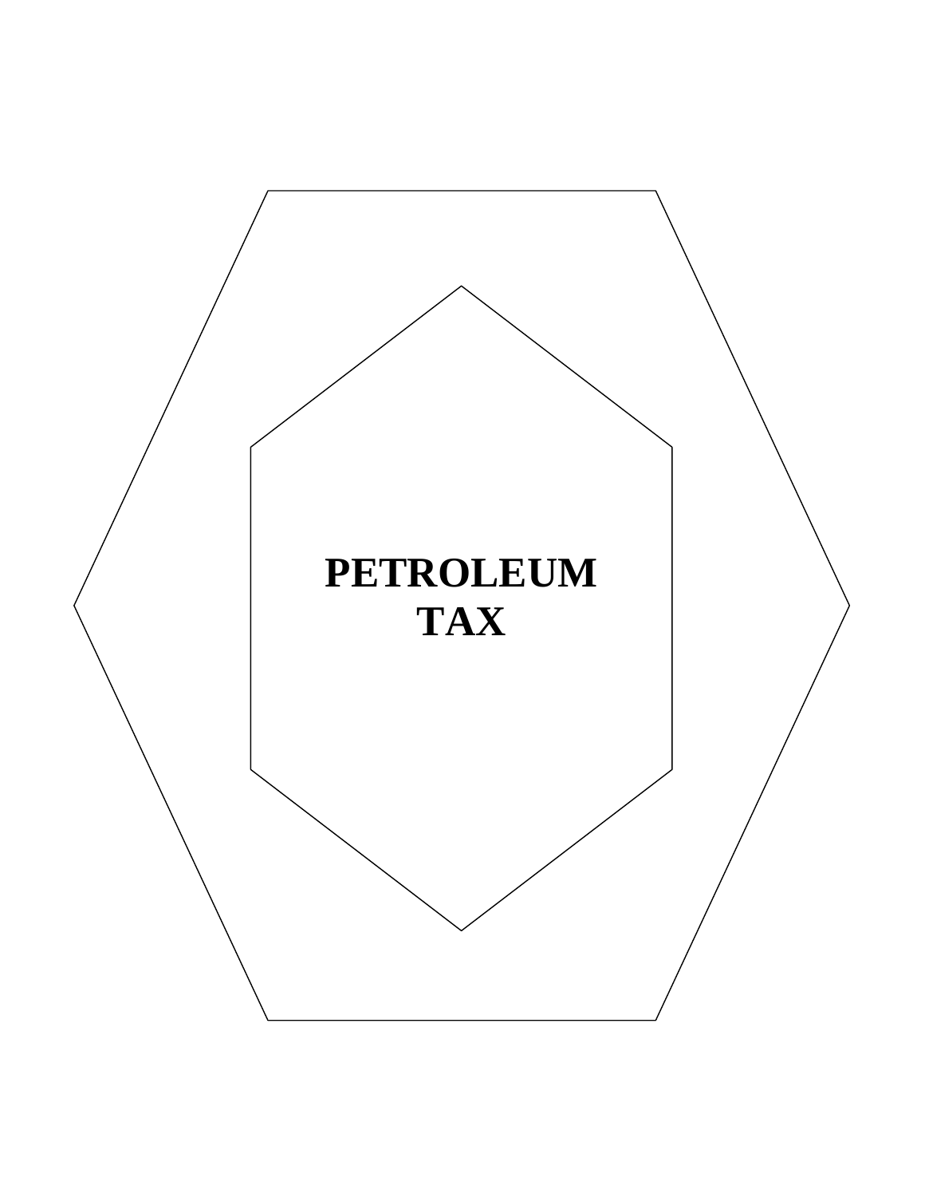# PETROLEUM TAX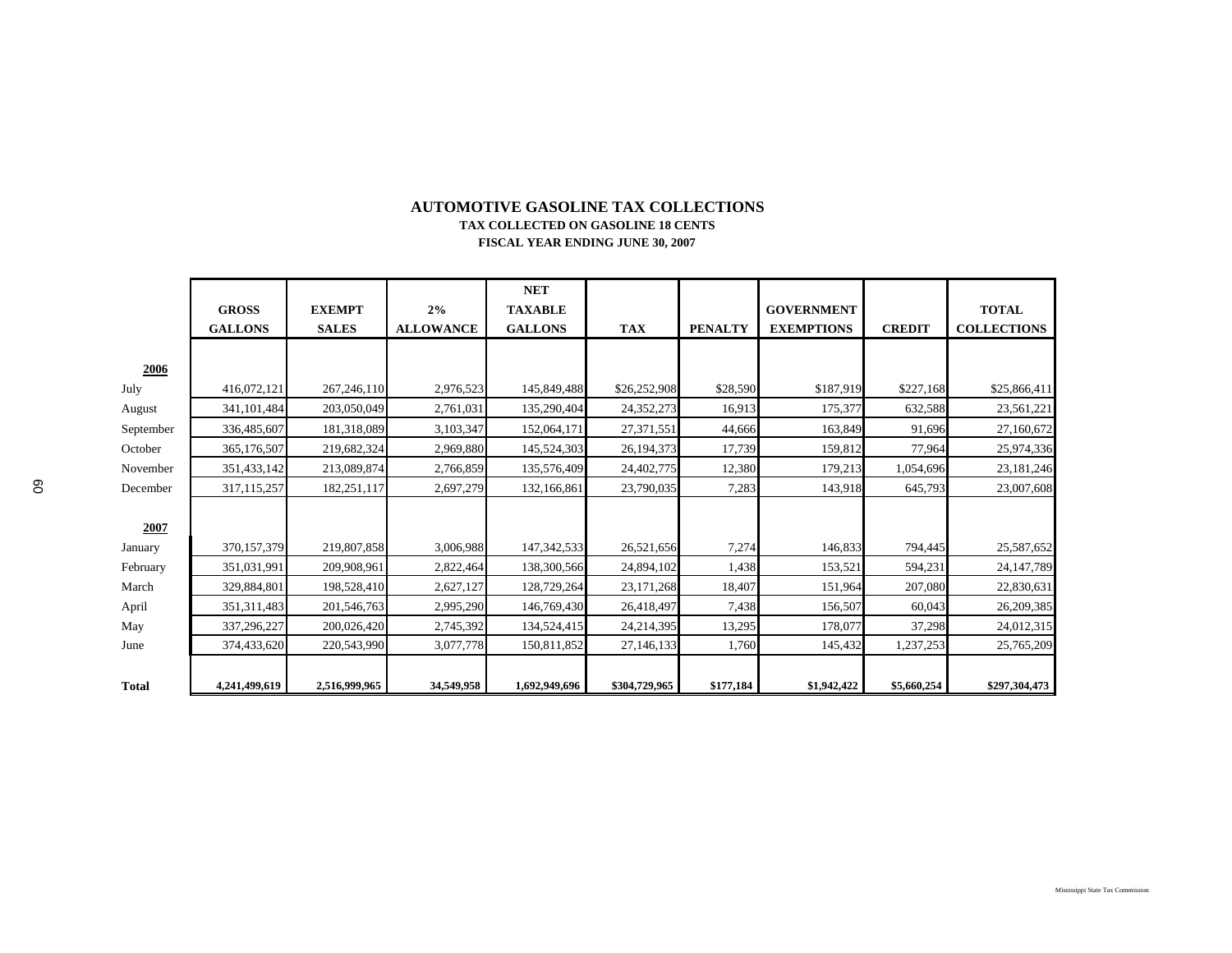# AUTOMOTIVE GASOLINE TAX COLLECTIONS

**TAX COLLECTED ON GASOLINE 18 CENTS**

**FISCAL YEAR ENDING JUNE 30, 2007**

| | GROSS GALLONS | EXEMPT SALES | 2% ALLOWANCE | NET TAXABLE GALLONS | TAX | PENALTY | GOVERNMENT EXEMPTIONS | CREDIT | TOTAL COLLECTIONS |
|---|---|---|---|---|---|---|---|---|---|
| **2006** | | | | | | | | | |
| July | 416,072,121 | 267,246,110 | 2,976,523 | 145,849,488 | $26,252,908 | $28,590 | $187,919 | $227,168 | $25,866,411 |
| August | 341,101,484 | 203,050,049 | 2,761,031 | 135,290,404 | 24,352,273 | 16,913 | 175,377 | 632,588 | 23,561,221 |
| September | 336,485,607 | 181,318,089 | 3,103,347 | 152,064,171 | 27,371,551 | 44,666 | 163,849 | 91,696 | 27,160,672 |
| October | 365,176,507 | 219,682,324 | 2,969,880 | 145,524,303 | 26,194,373 | 17,739 | 159,812 | 77,964 | 25,974,336 |
| November | 351,433,142 | 213,089,874 | 2,766,859 | 135,576,409 | 24,402,775 | 12,380 | 179,213 | 1,054,696 | 23,181,246 |
| December | 317,115,257 | 182,251,117 | 2,697,279 | 132,166,861 | 23,790,035 | 7,283 | 143,918 | 645,793 | 23,007,608 |
| **2007** | | | | | | | | | |
| January | 370,157,379 | 219,807,858 | 3,006,988 | 147,342,533 | 26,521,656 | 7,274 | 146,833 | 794,445 | 25,587,652 |
| February | 351,031,991 | 209,908,961 | 2,822,464 | 138,300,566 | 24,894,102 | 1,438 | 153,521 | 594,231 | 24,147,789 |
| March | 329,884,801 | 198,528,410 | 2,627,127 | 128,729,264 | 23,171,268 | 18,407 | 151,964 | 207,080 | 22,830,631 |
| April | 351,311,483 | 201,546,763 | 2,995,290 | 146,769,430 | 26,418,497 | 7,438 | 156,507 | 60,043 | 26,209,385 |
| May | 337,296,227 | 200,026,420 | 2,745,392 | 134,524,415 | 24,214,395 | 13,295 | 178,077 | 37,298 | 24,012,315 |
| June | 374,433,620 | 220,543,990 | 3,077,778 | 150,811,852 | 27,146,133 | 1,760 | 145,432 | 1,237,253 | 25,765,209 |
| **Total** | **4,241,499,619** | **2,516,999,965** | **34,549,958** | **1,692,949,696** | **$304,729,965** | **$177,184** | **$1,942,422** | **$5,660,254** | **$297,304,473** |

Mississippi State Tax Commission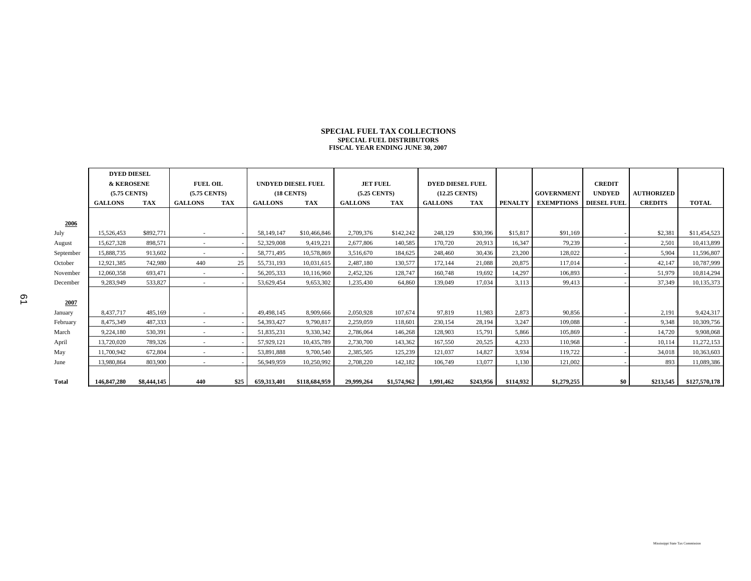# SPECIAL FUEL TAX COLLECTIONS
### SPECIAL FUEL DISTRIBUTORS
### FISCAL YEAR ENDING JUNE 30, 2007

| | DYED DIESEL & KEROSENE (5.75 CENTS) | | FUEL OIL (5.75 CENTS) | | UNDYED DIESEL FUEL (18 CENTS) | | JET FUEL (5.25 CENTS) | | DYED DIESEL FUEL (12.25 CENTS) | | | | CREDIT | | |
|---|---|---|---|---|---|---|---|---|---|---|---|---|---|---|---|
| | GALLONS | TAX | GALLONS | TAX | GALLONS | TAX | GALLONS | TAX | GALLONS | TAX | PENALTY | GOVERNMENT EXEMPTIONS | UNDYED DIESEL FUEL | AUTHORIZED CREDITS | TOTAL |
| **2006** | | | | | | | | | | | | | | | |
| July | 15,526,453 | $892,771 | - | - | 58,149,147 | $10,466,846 | 2,709,376 | $142,242 | 248,129 | $30,396 | $15,817 | $91,169 | - | $2,381 | $11,454,523 |
| August | 15,627,328 | 898,571 | - | - | 52,329,008 | 9,419,221 | 2,677,806 | 140,585 | 170,720 | 20,913 | 16,347 | 79,239 | - | 2,501 | 10,413,899 |
| September | 15,888,735 | 913,602 | - | - | 58,771,495 | 10,578,869 | 3,516,670 | 184,625 | 248,460 | 30,436 | 23,200 | 128,022 | - | 5,904 | 11,596,807 |
| October | 12,921,385 | 742,980 | 440 | 25 | 55,731,193 | 10,031,615 | 2,487,180 | 130,577 | 172,144 | 21,088 | 20,875 | 117,014 | - | 42,147 | 10,787,999 |
| November | 12,060,358 | 693,471 | - | - | 56,205,333 | 10,116,960 | 2,452,326 | 128,747 | 160,748 | 19,692 | 14,297 | 106,893 | - | 51,979 | 10,814,294 |
| December | 9,283,949 | 533,827 | - | - | 53,629,454 | 9,653,302 | 1,235,430 | 64,860 | 139,049 | 17,034 | 3,113 | 99,413 | - | 37,349 | 10,135,373 |
| **2007** | | | | | | | | | | | | | | | |
| January | 8,437,717 | 485,169 | - | - | 49,498,145 | 8,909,666 | 2,050,928 | 107,674 | 97,819 | 11,983 | 2,873 | 90,856 | - | 2,191 | 9,424,317 |
| February | 8,475,349 | 487,333 | - | - | 54,393,427 | 9,790,817 | 2,259,059 | 118,601 | 230,154 | 28,194 | 3,247 | 109,088 | - | 9,348 | 10,309,756 |
| March | 9,224,180 | 530,391 | - | - | 51,835,231 | 9,330,342 | 2,786,064 | 146,268 | 128,903 | 15,791 | 5,866 | 105,869 | - | 14,720 | 9,908,068 |
| April | 13,720,020 | 789,326 | - | - | 57,929,121 | 10,435,789 | 2,730,700 | 143,362 | 167,550 | 20,525 | 4,233 | 110,968 | - | 10,114 | 11,272,153 |
| May | 11,700,942 | 672,804 | - | - | 53,891,888 | 9,700,540 | 2,385,505 | 125,239 | 121,037 | 14,827 | 3,934 | 119,722 | - | 34,018 | 10,363,603 |
| June | 13,980,864 | 803,900 | - | - | 56,949,959 | 10,250,992 | 2,708,220 | 142,182 | 106,749 | 13,077 | 1,130 | 121,002 | - | 893 | 11,089,386 |
| **Total** | **146,847,280** | **$8,444,145** | **440** | **$25** | **659,313,401** | **$118,684,959** | **29,999,264** | **$1,574,962** | **1,991,462** | **$243,956** | **$114,932** | **$1,279,255** | **$0** | **$213,545** | **$127,570,178** |

Mississippi State Tax Commission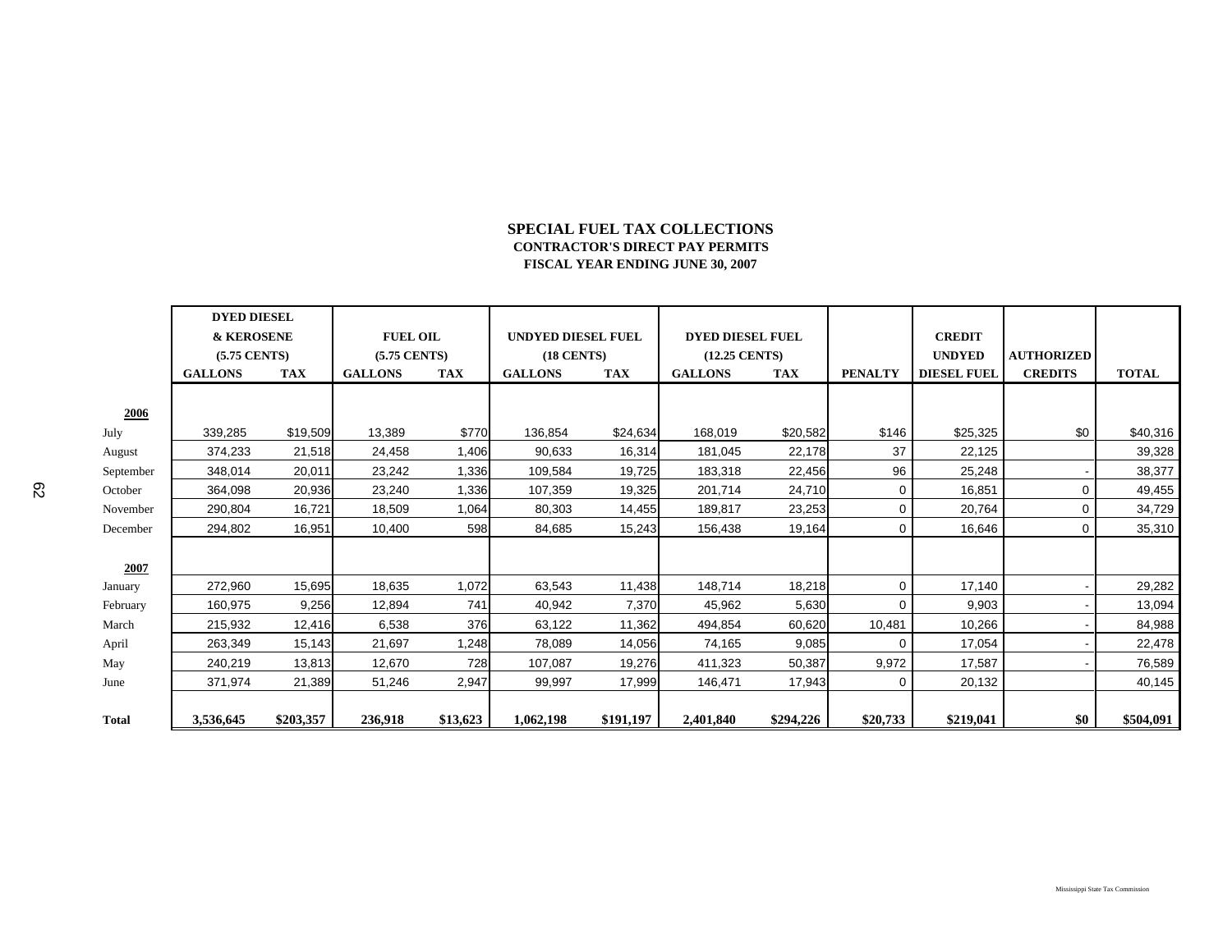# SPECIAL FUEL TAX COLLECTIONS
## CONTRACTOR'S DIRECT PAY PERMITS
## FISCAL YEAR ENDING JUNE 30, 2007

| | DYED DIESEL & KEROSENE (5.75 CENTS) | | FUEL OIL (5.75 CENTS) | | UNDYED DIESEL FUEL (18 CENTS) | | DYED DIESEL FUEL (12.25 CENTS) | | | CREDIT | | |
|---|---|---|---|---|---|---|---|---|---|---|---|---|
| | GALLONS | TAX | GALLONS | TAX | GALLONS | TAX | GALLONS | TAX | PENALTY | UNDYED DIESEL FUEL | AUTHORIZED CREDITS | TOTAL |
| **2006** | | | | | | | | | | | | |
| July | 339,285 | $19,509 | 13,389 | $770 | 136,854 | $24,634 | 168,019 | $20,582 | $146 | $25,325 | $0 | $40,316 |
| August | 374,233 | 21,518 | 24,458 | 1,406 | 90,633 | 16,314 | 181,045 | 22,178 | 37 | 22,125 | | 39,328 |
| September | 348,014 | 20,011 | 23,242 | 1,336 | 109,584 | 19,725 | 183,318 | 22,456 | 96 | 25,248 | - | 38,377 |
| October | 364,098 | 20,936 | 23,240 | 1,336 | 107,359 | 19,325 | 201,714 | 24,710 | 0 | 16,851 | 0 | 49,455 |
| November | 290,804 | 16,721 | 18,509 | 1,064 | 80,303 | 14,455 | 189,817 | 23,253 | 0 | 20,764 | 0 | 34,729 |
| December | 294,802 | 16,951 | 10,400 | 598 | 84,685 | 15,243 | 156,438 | 19,164 | 0 | 16,646 | 0 | 35,310 |
| **2007** | | | | | | | | | | | | |
| January | 272,960 | 15,695 | 18,635 | 1,072 | 63,543 | 11,438 | 148,714 | 18,218 | 0 | 17,140 | - | 29,282 |
| February | 160,975 | 9,256 | 12,894 | 741 | 40,942 | 7,370 | 45,962 | 5,630 | 0 | 9,903 | - | 13,094 |
| March | 215,932 | 12,416 | 6,538 | 376 | 63,122 | 11,362 | 494,854 | 60,620 | 10,481 | 10,266 | - | 84,988 |
| April | 263,349 | 15,143 | 21,697 | 1,248 | 78,089 | 14,056 | 74,165 | 9,085 | 0 | 17,054 | - | 22,478 |
| May | 240,219 | 13,813 | 12,670 | 728 | 107,087 | 19,276 | 411,323 | 50,387 | 9,972 | 17,587 | - | 76,589 |
| June | 371,974 | 21,389 | 51,246 | 2,947 | 99,997 | 17,999 | 146,471 | 17,943 | 0 | 20,132 | | 40,145 |
| **Total** | **3,536,645** | **$203,357** | **236,918** | **$13,623** | **1,062,198** | **$191,197** | **2,401,840** | **$294,226** | **$20,733** | **$219,041** | **$0** | **$504,091** |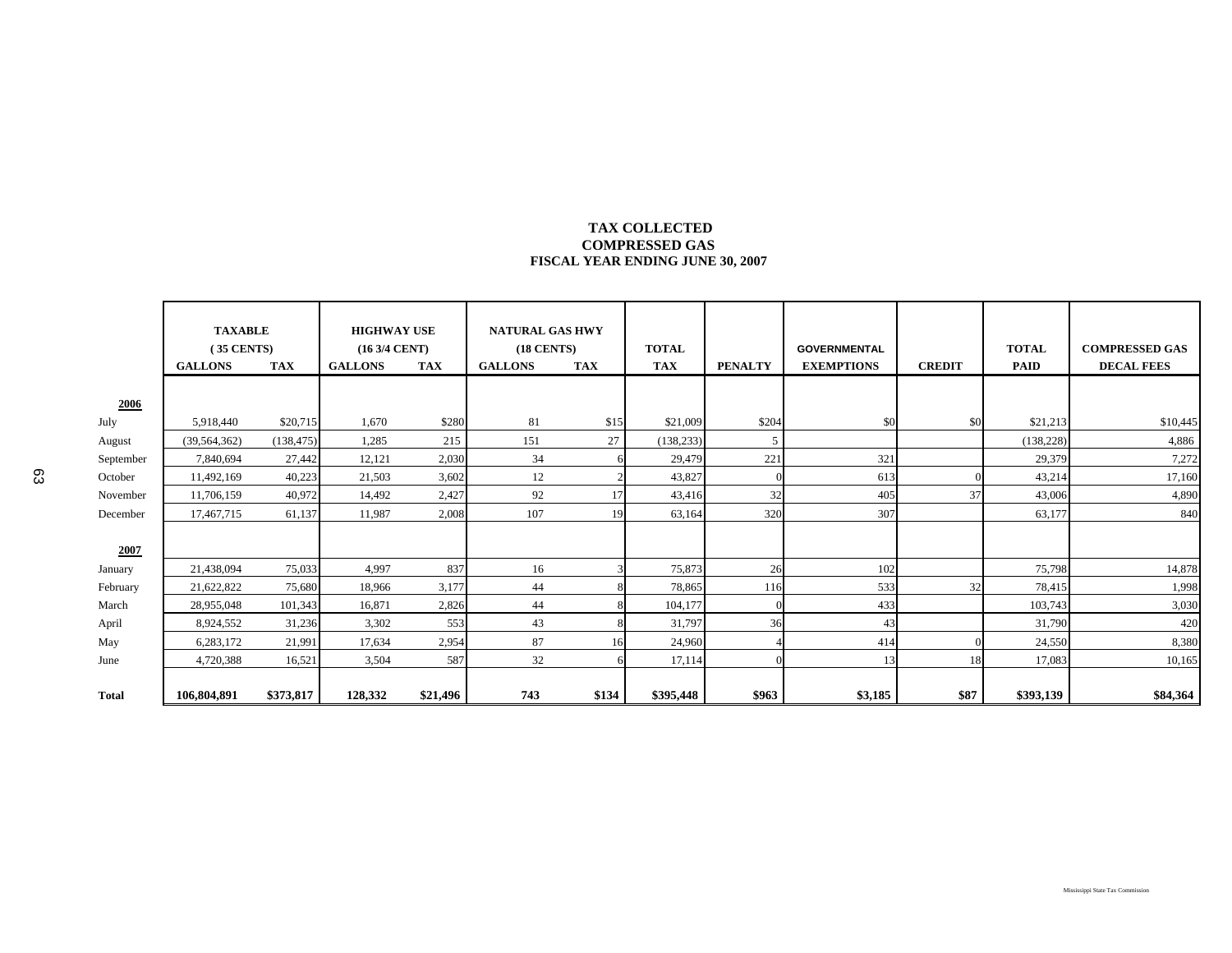# TAX COLLECTED
## COMPRESSED GAS
### FISCAL YEAR ENDING JUNE 30, 2007

| | TAXABLE (35 CENTS) | | HIGHWAY USE (16 3/4 CENT) | | NATURAL GAS HWY (18 CENTS) | | TOTAL | | GOVERNMENTAL | | TOTAL | COMPRESSED GAS |
|---|---|---|---|---|---|---|---|---|---|---|---|---|
| | GALLONS | TAX | GALLONS | TAX | GALLONS | TAX | TAX | PENALTY | EXEMPTIONS | CREDIT | PAID | DECAL FEES |
| **2006** | | | | | | | | | | | | |
| July | 5,918,440 | $20,715 | 1,670 | $280 | 81 | $15 | $21,009 | $204 | $0 | $0 | $21,213 | $10,445 |
| August | (39,564,362) | (138,475) | 1,285 | 215 | 151 | 27 | (138,233) | 5 | | | (138,228) | 4,886 |
| September | 7,840,694 | 27,442 | 12,121 | 2,030 | 34 | 6 | 29,479 | 221 | 321 | | 29,379 | 7,272 |
| October | 11,492,169 | 40,223 | 21,503 | 3,602 | 12 | 2 | 43,827 | 0 | 613 | 0 | 43,214 | 17,160 |
| November | 11,706,159 | 40,972 | 14,492 | 2,427 | 92 | 17 | 43,416 | 32 | 405 | 37 | 43,006 | 4,890 |
| December | 17,467,715 | 61,137 | 11,987 | 2,008 | 107 | 19 | 63,164 | 320 | 307 | | 63,177 | 840 |
| **2007** | | | | | | | | | | | | |
| January | 21,438,094 | 75,033 | 4,997 | 837 | 16 | 3 | 75,873 | 26 | 102 | | 75,798 | 14,878 |
| February | 21,622,822 | 75,680 | 18,966 | 3,177 | 44 | 8 | 78,865 | 116 | 533 | 32 | 78,415 | 1,998 |
| March | 28,955,048 | 101,343 | 16,871 | 2,826 | 44 | 8 | 104,177 | 0 | 433 | | 103,743 | 3,030 |
| April | 8,924,552 | 31,236 | 3,302 | 553 | 43 | 8 | 31,797 | 36 | 43 | | 31,790 | 420 |
| May | 6,283,172 | 21,991 | 17,634 | 2,954 | 87 | 16 | 24,960 | 4 | 414 | 0 | 24,550 | 8,380 |
| June | 4,720,388 | 16,521 | 3,504 | 587 | 32 | 6 | 17,114 | 0 | 13 | 18 | 17,083 | 10,165 |
| **Total** | **106,804,891** | **$373,817** | **128,332** | **$21,496** | **743** | **$134** | **$395,448** | **$963** | **$3,185** | **$87** | **$393,139** | **$84,364** |

Mississippi State Tax Commission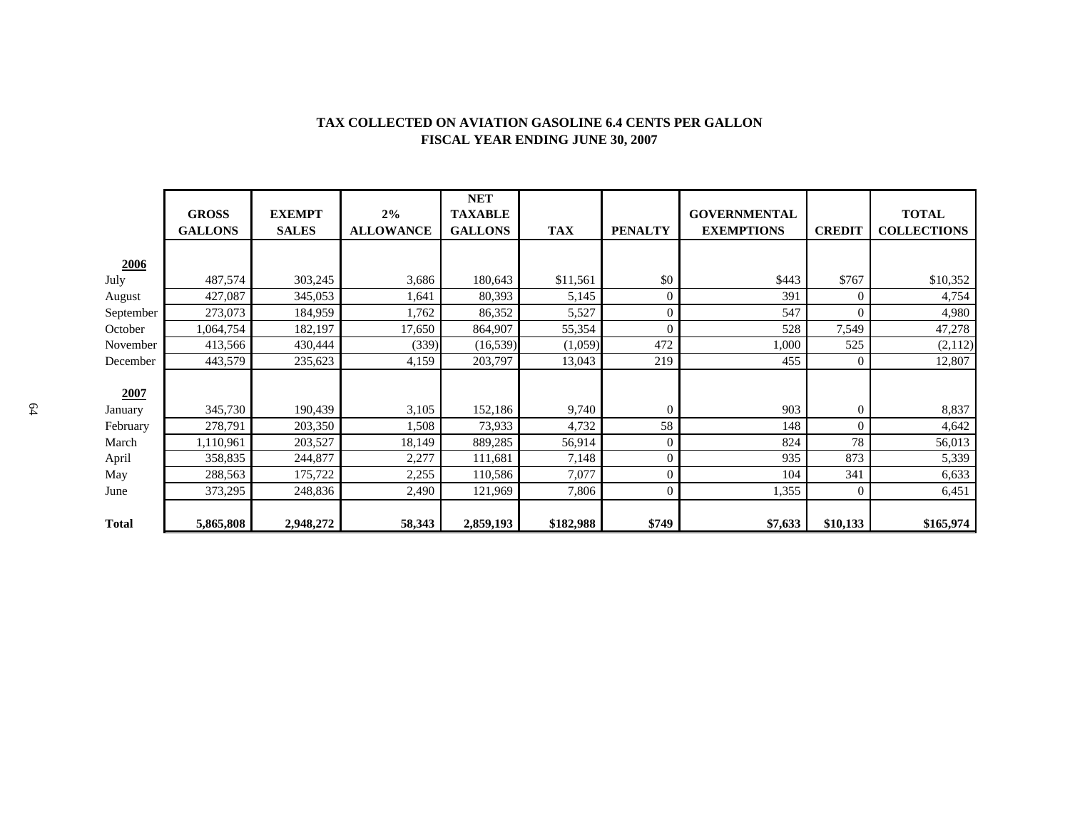# TAX COLLECTED ON AVIATION GASOLINE 6.4 CENTS PER GALLON
## FISCAL YEAR ENDING JUNE 30, 2007

| | GROSS GALLONS | EXEMPT SALES | 2% ALLOWANCE | NET TAXABLE GALLONS | TAX | PENALTY | GOVERNMENTAL EXEMPTIONS | CREDIT | TOTAL COLLECTIONS |
|---|---|---|---|---|---|---|---|---|---|
| **2006** | | | | | | | | | |
| July | 487,574 | 303,245 | 3,686 | 180,643 | $11,561 | $0 | $443 | $767 | $10,352 |
| August | 427,087 | 345,053 | 1,641 | 80,393 | 5,145 | 0 | 391 | 0 | 4,754 |
| September | 273,073 | 184,959 | 1,762 | 86,352 | 5,527 | 0 | 547 | 0 | 4,980 |
| October | 1,064,754 | 182,197 | 17,650 | 864,907 | 55,354 | 0 | 528 | 7,549 | 47,278 |
| November | 413,566 | 430,444 | (339) | (16,539) | (1,059) | 472 | 1,000 | 525 | (2,112) |
| December | 443,579 | 235,623 | 4,159 | 203,797 | 13,043 | 219 | 455 | 0 | 12,807 |
| **2007** | | | | | | | | | |
| January | 345,730 | 190,439 | 3,105 | 152,186 | 9,740 | 0 | 903 | 0 | 8,837 |
| February | 278,791 | 203,350 | 1,508 | 73,933 | 4,732 | 58 | 148 | 0 | 4,642 |
| March | 1,110,961 | 203,527 | 18,149 | 889,285 | 56,914 | 0 | 824 | 78 | 56,013 |
| April | 358,835 | 244,877 | 2,277 | 111,681 | 7,148 | 0 | 935 | 873 | 5,339 |
| May | 288,563 | 175,722 | 2,255 | 110,586 | 7,077 | 0 | 104 | 341 | 6,633 |
| June | 373,295 | 248,836 | 2,490 | 121,969 | 7,806 | 0 | 1,355 | 0 | 6,451 |
| **Total** | **5,865,808** | **2,948,272** | **58,343** | **2,859,193** | **$182,988** | **$749** | **$7,633** | **$10,133** | **$165,974** |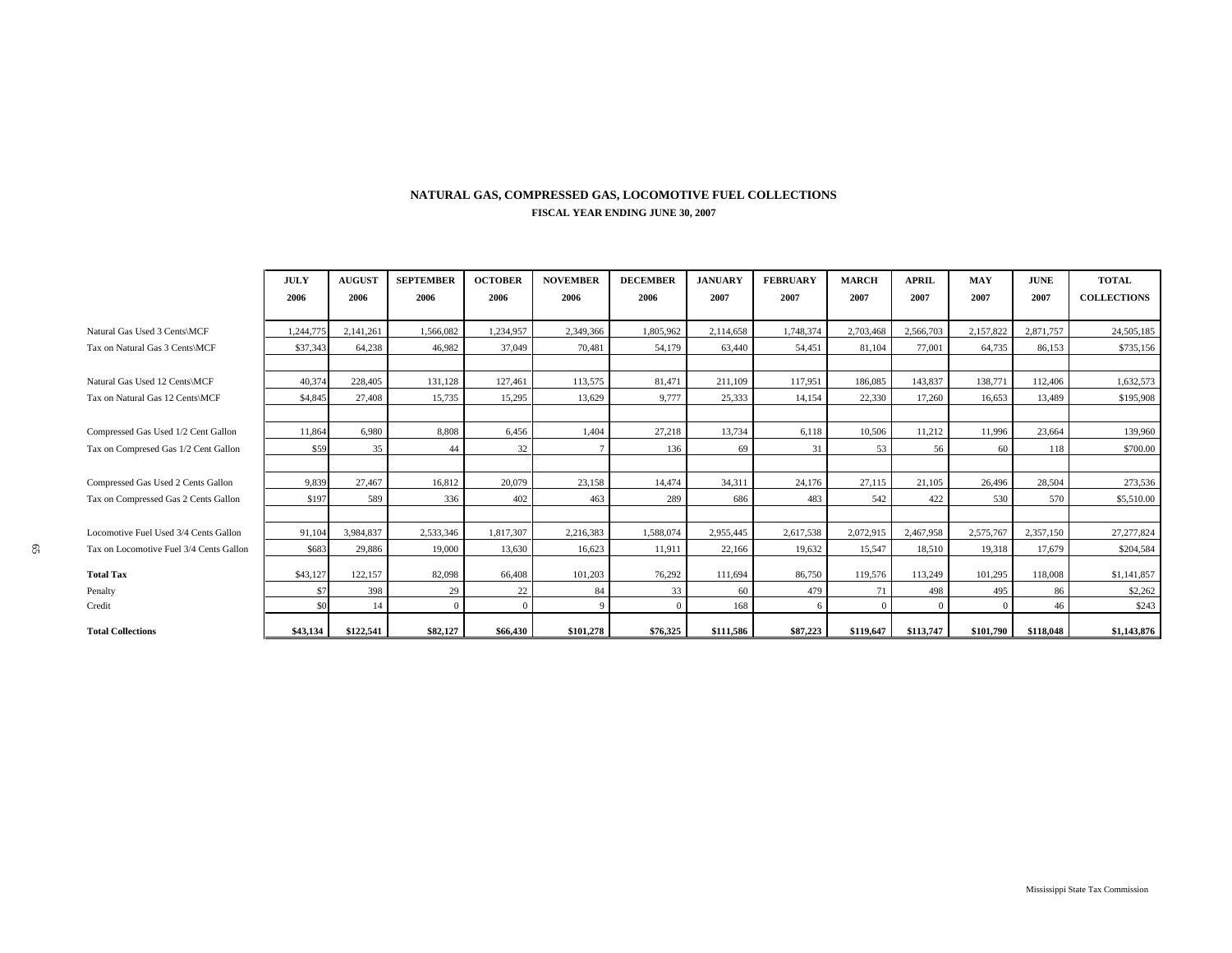# NATURAL GAS, COMPRESSED GAS, LOCOMOTIVE FUEL COLLECTIONS

## FISCAL YEAR ENDING JUNE 30, 2007

| | JULY 2006 | AUGUST 2006 | SEPTEMBER 2006 | OCTOBER 2006 | NOVEMBER 2006 | DECEMBER 2006 | JANUARY 2007 | FEBRUARY 2007 | MARCH 2007 | APRIL 2007 | MAY 2007 | JUNE 2007 | TOTAL COLLECTIONS |
|---|---|---|---|---|---|---|---|---|---|---|---|---|---|
| Natural Gas Used 3 Cents\MCF | 1,244,775 | 2,141,261 | 1,566,082 | 1,234,957 | 2,349,366 | 1,805,962 | 2,114,658 | 1,748,374 | 2,703,468 | 2,566,703 | 2,157,822 | 2,871,757 | 24,505,185 |
| Tax on Natural Gas 3 Cents\MCF | $37,343 | 64,238 | 46,982 | 37,049 | 70,481 | 54,179 | 63,440 | 54,451 | 81,104 | 77,001 | 64,735 | 86,153 | $735,156 |
| Natural Gas Used 12 Cents\MCF | 40,374 | 228,405 | 131,128 | 127,461 | 113,575 | 81,471 | 211,109 | 117,951 | 186,085 | 143,837 | 138,771 | 112,406 | 1,632,573 |
| Tax on Natural Gas 12 Cents\MCF | $4,845 | 27,408 | 15,735 | 15,295 | 13,629 | 9,777 | 25,333 | 14,154 | 22,330 | 17,260 | 16,653 | 13,489 | $195,908 |
| Compressed Gas Used 1/2 Cent Gallon | 11,864 | 6,980 | 8,808 | 6,456 | 1,404 | 27,218 | 13,734 | 6,118 | 10,506 | 11,212 | 11,996 | 23,664 | 139,960 |
| Tax on Compresed Gas 1/2 Cent Gallon | $59 | 35 | 44 | 32 | 7 | 136 | 69 | 31 | 53 | 56 | 60 | 118 | $700.00 |
| Compressed Gas Used 2 Cents Gallon | 9,839 | 27,467 | 16,812 | 20,079 | 23,158 | 14,474 | 34,311 | 24,176 | 27,115 | 21,105 | 26,496 | 28,504 | 273,536 |
| Tax on Compressed Gas 2 Cents Gallon | $197 | 589 | 336 | 402 | 463 | 289 | 686 | 483 | 542 | 422 | 530 | 570 | $5,510.00 |
| Locomotive Fuel Used 3/4 Cents Gallon | 91,104 | 3,984,837 | 2,533,346 | 1,817,307 | 2,216,383 | 1,588,074 | 2,955,445 | 2,617,538 | 2,072,915 | 2,467,958 | 2,575,767 | 2,357,150 | 27,277,824 |
| Tax on Locomotive Fuel 3/4 Cents Gallon | $683 | 29,886 | 19,000 | 13,630 | 16,623 | 11,911 | 22,166 | 19,632 | 15,547 | 18,510 | 19,318 | 17,679 | $204,584 |
| **Total Tax** | $43,127 | 122,157 | 82,098 | 66,408 | 101,203 | 76,292 | 111,694 | 86,750 | 119,576 | 113,249 | 101,295 | 118,008 | $1,141,857 |
| Penalty | $7 | 398 | 29 | 22 | 84 | 33 | 60 | 479 | 71 | 498 | 495 | 86 | $2,262 |
| Credit | $0 | 14 | 0 | 0 | 9 | 0 | 168 | 6 | 0 | 0 | 0 | 46 | $243 |
| **Total Collections** | **$43,134** | **$122,541** | **$82,127** | **$66,430** | **$101,278** | **$76,325** | **$111,586** | **$87,223** | **$119,647** | **$113,747** | **$101,790** | **$118,048** | **$1,143,876** |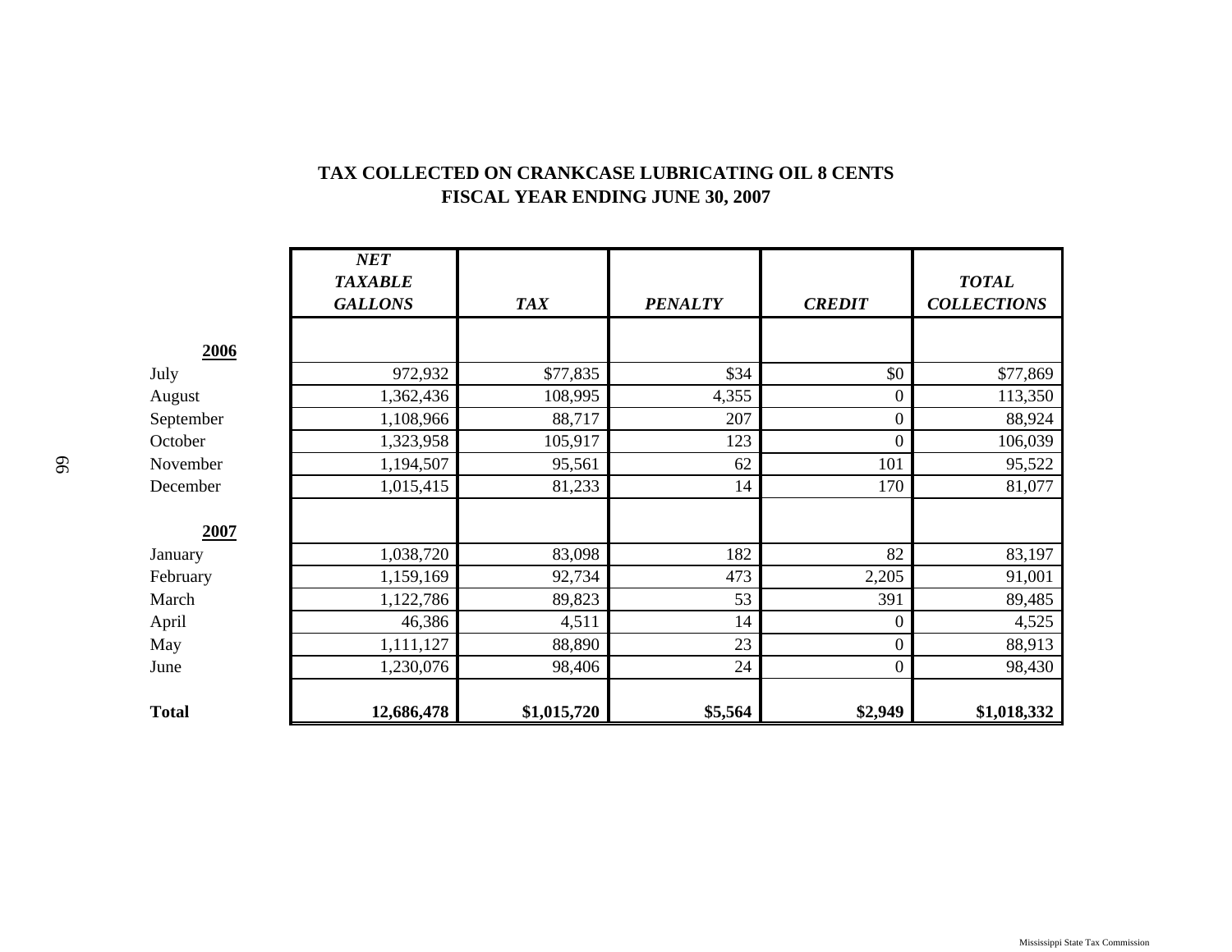# TAX COLLECTED ON CRANKCASE LUBRICATING OIL 8 CENTS
## FISCAL YEAR ENDING JUNE 30, 2007

| | *NET TAXABLE GALLONS* | *TAX* | *PENALTY* | *CREDIT* | *TOTAL COLLECTIONS* |
|---|---|---|---|---|---|
| **2006** | | | | | |
| July | 972,932 | $77,835 | $34 | $0 | $77,869 |
| August | 1,362,436 | 108,995 | 4,355 | 0 | 113,350 |
| September | 1,108,966 | 88,717 | 207 | 0 | 88,924 |
| October | 1,323,958 | 105,917 | 123 | 0 | 106,039 |
| November | 1,194,507 | 95,561 | 62 | 101 | 95,522 |
| December | 1,015,415 | 81,233 | 14 | 170 | 81,077 |
| **2007** | | | | | |
| January | 1,038,720 | 83,098 | 182 | 82 | 83,197 |
| February | 1,159,169 | 92,734 | 473 | 2,205 | 91,001 |
| March | 1,122,786 | 89,823 | 53 | 391 | 89,485 |
| April | 46,386 | 4,511 | 14 | 0 | 4,525 |
| May | 1,111,127 | 88,890 | 23 | 0 | 88,913 |
| June | 1,230,076 | 98,406 | 24 | 0 | 98,430 |
| **Total** | **12,686,478** | **$1,015,720** | **$5,564** | **$2,949** | **$1,018,332** |

Mississippi State Tax Commission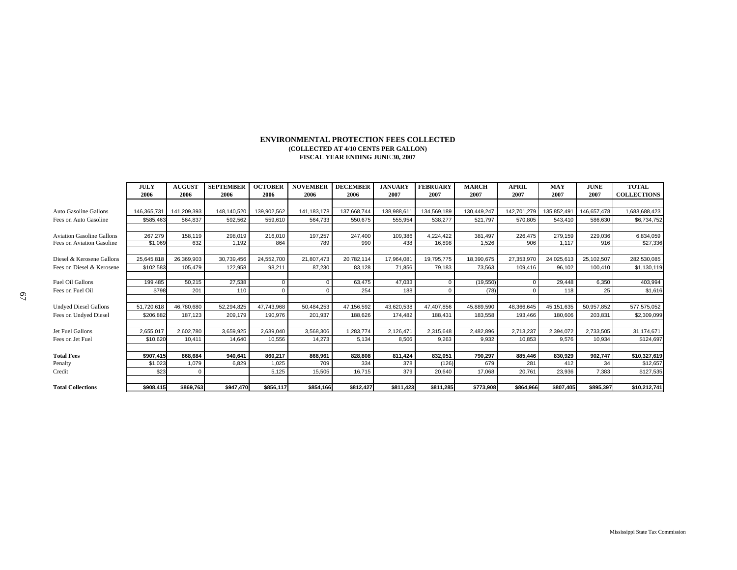# ENVIRONMENTAL PROTECTION FEES COLLECTED

**(COLLECTED AT 4/10 CENTS PER GALLON)**

**FISCAL YEAR ENDING JUNE 30, 2007**

| | JULY 2006 | AUGUST 2006 | SEPTEMBER 2006 | OCTOBER 2006 | NOVEMBER 2006 | DECEMBER 2006 | JANUARY 2007 | FEBRUARY 2007 | MARCH 2007 | APRIL 2007 | MAY 2007 | JUNE 2007 | TOTAL COLLECTIONS |
|---|---|---|---|---|---|---|---|---|---|---|---|---|---|
| Auto Gasoline Gallons | 146,365,731 | 141,209,393 | 148,140,520 | 139,902,562 | 141,183,178 | 137,668,744 | 138,988,611 | 134,569,189 | 130,449,247 | 142,701,279 | 135,852,491 | 146,657,478 | 1,683,688,423 |
| Fees on Auto Gasoline | $585,463 | 564,837 | 592,562 | 559,610 | 564,733 | 550,675 | 555,954 | 538,277 | 521,797 | 570,805 | 543,410 | 586,630 | $6,734,752 |
| Aviation Gasoline Gallons | 267,279 | 158,119 | 298,019 | 216,010 | 197,257 | 247,400 | 109,386 | 4,224,422 | 381,497 | 226,475 | 279,159 | 229,036 | 6,834,059 |
| Fees on Aviation Gasoline | $1,069 | 632 | 1,192 | 864 | 789 | 990 | 438 | 16,898 | 1,526 | 906 | 1,117 | 916 | $27,336 |
| Diesel & Kerosene Gallons | 25,645,818 | 26,369,903 | 30,739,456 | 24,552,700 | 21,807,473 | 20,782,114 | 17,964,081 | 19,795,775 | 18,390,675 | 27,353,970 | 24,025,613 | 25,102,507 | 282,530,085 |
| Fees on Diesel & Kerosene | $102,583 | 105,479 | 122,958 | 98,211 | 87,230 | 83,128 | 71,856 | 79,183 | 73,563 | 109,416 | 96,102 | 100,410 | $1,130,119 |
| Fuel Oil Gallons | 199,485 | 50,215 | 27,538 | 0 | 0 | 63,475 | 47,033 | 0 | (19,550) | 0 | 29,448 | 6,350 | 403,994 |
| Fees on Fuel Oil | $798 | 201 | 110 | 0 | 0 | 254 | 188 | 0 | (78) | 0 | 118 | 25 | $1,616 |
| Undyed Diesel Gallons | 51,720,618 | 46,780,680 | 52,294,825 | 47,743,968 | 50,484,253 | 47,156,592 | 43,620,538 | 47,407,856 | 45,889,590 | 48,366,645 | 45,151,635 | 50,957,852 | 577,575,052 |
| Fees on Undyed Diesel | $206,882 | 187,123 | 209,179 | 190,976 | 201,937 | 188,626 | 174,482 | 188,431 | 183,558 | 193,466 | 180,606 | 203,831 | $2,309,099 |
| Jet Fuel Gallons | 2,655,017 | 2,602,780 | 3,659,925 | 2,639,040 | 3,568,306 | 1,283,774 | 2,126,471 | 2,315,648 | 2,482,896 | 2,713,237 | 2,394,072 | 2,733,505 | 31,174,671 |
| Fees on Jet Fuel | $10,620 | 10,411 | 14,640 | 10,556 | 14,273 | 5,134 | 8,506 | 9,263 | 9,932 | 10,853 | 9,576 | 10,934 | $124,697 |
| **Total Fees** | **$907,415** | **868,684** | **940,641** | **860,217** | **868,961** | **828,808** | **811,424** | **832,051** | **790,297** | **885,446** | **830,929** | **902,747** | **$10,327,619** |
| Penalty | $1,023 | 1,079 | 6,829 | 1,025 | 709 | 334 | 378 | (126) | 679 | 281 | 412 | 34 | $12,657 |
| Credit | $23 | 0 | | 5,125 | 15,505 | 16,715 | 379 | 20,640 | 17,068 | 20,761 | 23,936 | 7,383 | $127,535 |
| **Total Collections** | **$908,415** | **$869,763** | **$947,470** | **$856,117** | **$854,166** | **$812,427** | **$811,423** | **$811,285** | **$773,908** | **$864,966** | **$807,405** | **$895,397** | **$10,212,741** |

Mississippi State Tax Commission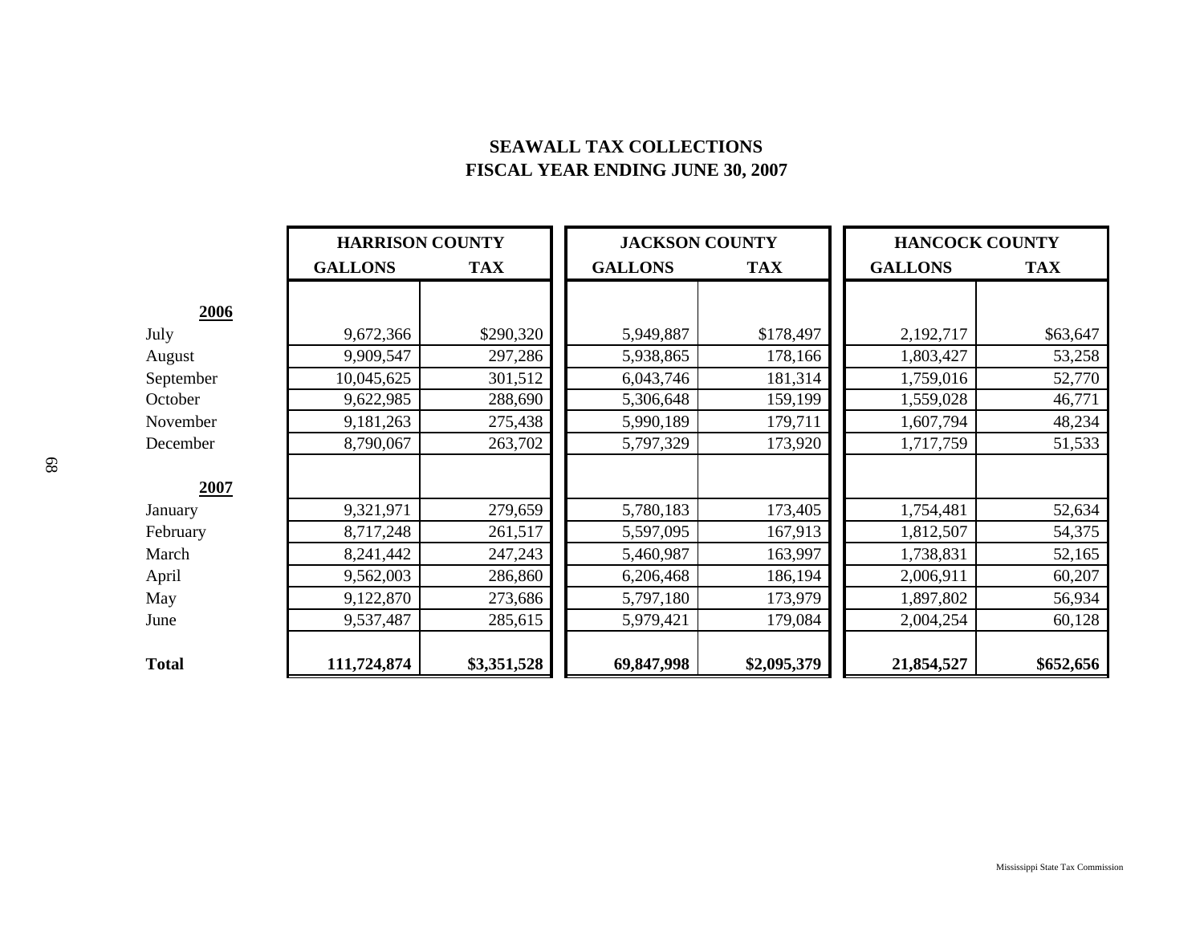# SEAWALL TAX COLLECTIONS
## FISCAL YEAR ENDING JUNE 30, 2007

| | HARRISON COUNTY | | JACKSON COUNTY | | HANCOCK COUNTY | |
|---|---|---|---|---|---|---|
| | GALLONS | TAX | GALLONS | TAX | GALLONS | TAX |
| **2006** | | | | | | |
| July | 9,672,366 | $290,320 | 5,949,887 | $178,497 | 2,192,717 | $63,647 |
| August | 9,909,547 | 297,286 | 5,938,865 | 178,166 | 1,803,427 | 53,258 |
| September | 10,045,625 | 301,512 | 6,043,746 | 181,314 | 1,759,016 | 52,770 |
| October | 9,622,985 | 288,690 | 5,306,648 | 159,199 | 1,559,028 | 46,771 |
| November | 9,181,263 | 275,438 | 5,990,189 | 179,711 | 1,607,794 | 48,234 |
| December | 8,790,067 | 263,702 | 5,797,329 | 173,920 | 1,717,759 | 51,533 |
| **2007** | | | | | | |
| January | 9,321,971 | 279,659 | 5,780,183 | 173,405 | 1,754,481 | 52,634 |
| February | 8,717,248 | 261,517 | 5,597,095 | 167,913 | 1,812,507 | 54,375 |
| March | 8,241,442 | 247,243 | 5,460,987 | 163,997 | 1,738,831 | 52,165 |
| April | 9,562,003 | 286,860 | 6,206,468 | 186,194 | 2,006,911 | 60,207 |
| May | 9,122,870 | 273,686 | 5,797,180 | 173,979 | 1,897,802 | 56,934 |
| June | 9,537,487 | 285,615 | 5,979,421 | 179,084 | 2,004,254 | 60,128 |
| **Total** | **111,724,874** | **$3,351,528** | **69,847,998** | **$2,095,379** | **21,854,527** | **$652,656** |

Mississippi State Tax Commission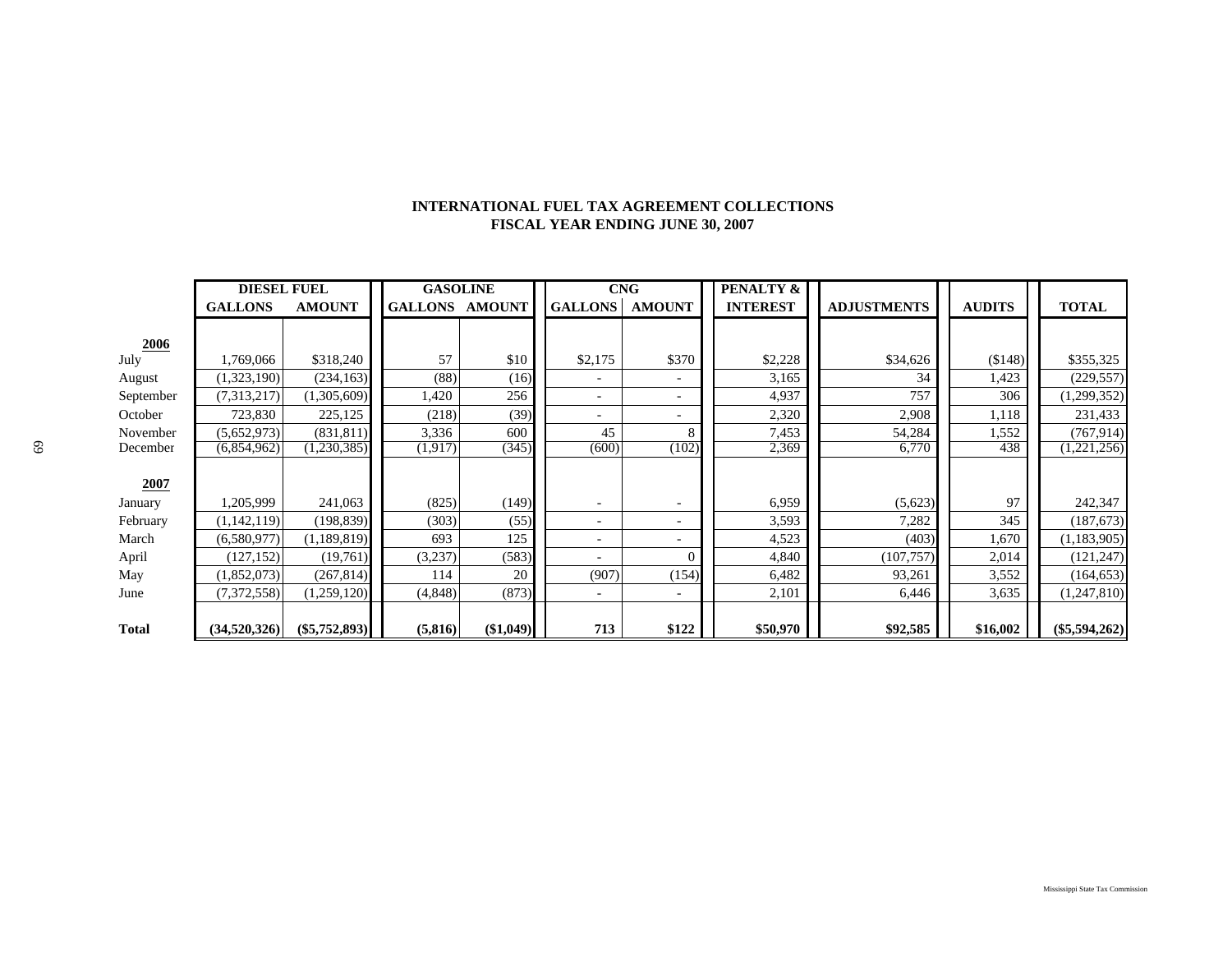## INTERNATIONAL FUEL TAX AGREEMENT COLLECTIONS
## FISCAL YEAR ENDING JUNE 30, 2007

| | DIESEL FUEL | | GASOLINE | | CNG | | PENALTY & | | | |
|---|---|---|---|---|---|---|---|---|---|---|
| | GALLONS | AMOUNT | GALLONS | AMOUNT | GALLONS | AMOUNT | INTEREST | ADJUSTMENTS | AUDITS | TOTAL |
| **2006** | | | | | | | | | | |
| July | 1,769,066 | $318,240 | 57 | $10 | $2,175 | $370 | $2,228 | $34,626 | ($148) | $355,325 |
| August | (1,323,190) | (234,163) | (88) | (16) | - | - | 3,165 | 34 | 1,423 | (229,557) |
| September | (7,313,217) | (1,305,609) | 1,420 | 256 | - | - | 4,937 | 757 | 306 | (1,299,352) |
| October | 723,830 | 225,125 | (218) | (39) | - | - | 2,320 | 2,908 | 1,118 | 231,433 |
| November | (5,652,973) | (831,811) | 3,336 | 600 | 45 | 8 | 7,453 | 54,284 | 1,552 | (767,914) |
| December | (6,854,962) | (1,230,385) | (1,917) | (345) | (600) | (102) | 2,369 | 6,770 | 438 | (1,221,256) |
| **2007** | | | | | | | | | | |
| January | 1,205,999 | 241,063 | (825) | (149) | - | - | 6,959 | (5,623) | 97 | 242,347 |
| February | (1,142,119) | (198,839) | (303) | (55) | - | - | 3,593 | 7,282 | 345 | (187,673) |
| March | (6,580,977) | (1,189,819) | 693 | 125 | - | - | 4,523 | (403) | 1,670 | (1,183,905) |
| April | (127,152) | (19,761) | (3,237) | (583) | - | 0 | 4,840 | (107,757) | 2,014 | (121,247) |
| May | (1,852,073) | (267,814) | 114 | 20 | (907) | (154) | 6,482 | 93,261 | 3,552 | (164,653) |
| June | (7,372,558) | (1,259,120) | (4,848) | (873) | - | - | 2,101 | 6,446 | 3,635 | (1,247,810) |
| **Total** | **(34,520,326)** | **($5,752,893)** | **(5,816)** | **($1,049)** | **713** | **$122** | **$50,970** | **$92,585** | **$16,002** | **($5,594,262)** |

Mississippi State Tax Commission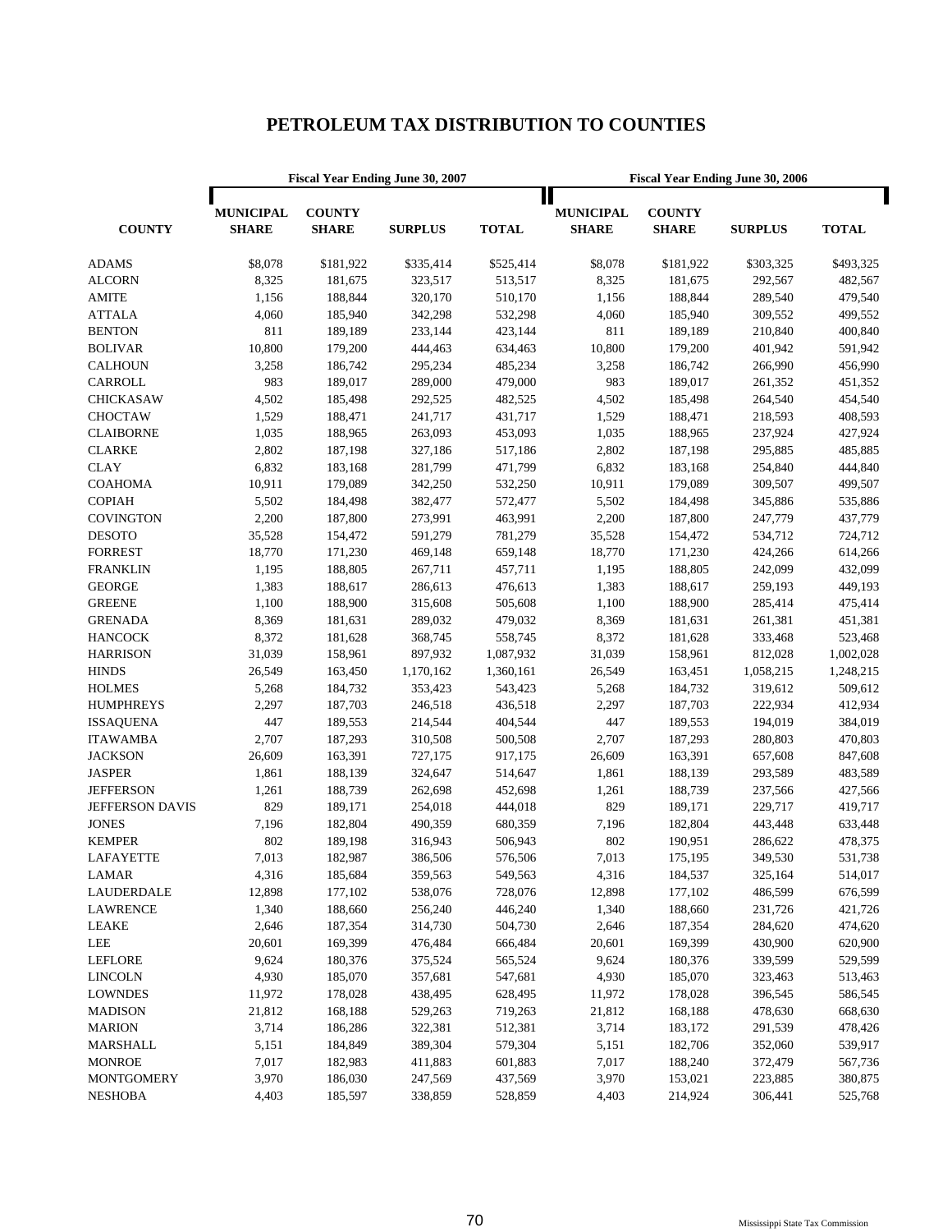# PETROLEUM TAX DISTRIBUTION TO COUNTIES

| COUNTY | Fiscal Year Ending June 30, 2007 | | | | Fiscal Year Ending June 30, 2006 | | | |
|---|---|---|---|---|---|---|---|---|
| | MUNICIPAL SHARE | COUNTY SHARE | SURPLUS | TOTAL | MUNICIPAL SHARE | COUNTY SHARE | SURPLUS | TOTAL |
| ADAMS | $8,078 | $181,922 | $335,414 | $525,414 | $8,078 | $181,922 | $303,325 | $493,325 |
| ALCORN | 8,325 | 181,675 | 323,517 | 513,517 | 8,325 | 181,675 | 292,567 | 482,567 |
| AMITE | 1,156 | 188,844 | 320,170 | 510,170 | 1,156 | 188,844 | 289,540 | 479,540 |
| ATTALA | 4,060 | 185,940 | 342,298 | 532,298 | 4,060 | 185,940 | 309,552 | 499,552 |
| BENTON | 811 | 189,189 | 233,144 | 423,144 | 811 | 189,189 | 210,840 | 400,840 |
| BOLIVAR | 10,800 | 179,200 | 444,463 | 634,463 | 10,800 | 179,200 | 401,942 | 591,942 |
| CALHOUN | 3,258 | 186,742 | 295,234 | 485,234 | 3,258 | 186,742 | 266,990 | 456,990 |
| CARROLL | 983 | 189,017 | 289,000 | 479,000 | 983 | 189,017 | 261,352 | 451,352 |
| CHICKASAW | 4,502 | 185,498 | 292,525 | 482,525 | 4,502 | 185,498 | 264,540 | 454,540 |
| CHOCTAW | 1,529 | 188,471 | 241,717 | 431,717 | 1,529 | 188,471 | 218,593 | 408,593 |
| CLAIBORNE | 1,035 | 188,965 | 263,093 | 453,093 | 1,035 | 188,965 | 237,924 | 427,924 |
| CLARKE | 2,802 | 187,198 | 327,186 | 517,186 | 2,802 | 187,198 | 295,885 | 485,885 |
| CLAY | 6,832 | 183,168 | 281,799 | 471,799 | 6,832 | 183,168 | 254,840 | 444,840 |
| COAHOMA | 10,911 | 179,089 | 342,250 | 532,250 | 10,911 | 179,089 | 309,507 | 499,507 |
| COPIAH | 5,502 | 184,498 | 382,477 | 572,477 | 5,502 | 184,498 | 345,886 | 535,886 |
| COVINGTON | 2,200 | 187,800 | 273,991 | 463,991 | 2,200 | 187,800 | 247,779 | 437,779 |
| DESOTO | 35,528 | 154,472 | 591,279 | 781,279 | 35,528 | 154,472 | 534,712 | 724,712 |
| FORREST | 18,770 | 171,230 | 469,148 | 659,148 | 18,770 | 171,230 | 424,266 | 614,266 |
| FRANKLIN | 1,195 | 188,805 | 267,711 | 457,711 | 1,195 | 188,805 | 242,099 | 432,099 |
| GEORGE | 1,383 | 188,617 | 286,613 | 476,613 | 1,383 | 188,617 | 259,193 | 449,193 |
| GREENE | 1,100 | 188,900 | 315,608 | 505,608 | 1,100 | 188,900 | 285,414 | 475,414 |
| GRENADA | 8,369 | 181,631 | 289,032 | 479,032 | 8,369 | 181,631 | 261,381 | 451,381 |
| HANCOCK | 8,372 | 181,628 | 368,745 | 558,745 | 8,372 | 181,628 | 333,468 | 523,468 |
| HARRISON | 31,039 | 158,961 | 897,932 | 1,087,932 | 31,039 | 158,961 | 812,028 | 1,002,028 |
| HINDS | 26,549 | 163,450 | 1,170,162 | 1,360,161 | 26,549 | 163,451 | 1,058,215 | 1,248,215 |
| HOLMES | 5,268 | 184,732 | 353,423 | 543,423 | 5,268 | 184,732 | 319,612 | 509,612 |
| HUMPHREYS | 2,297 | 187,703 | 246,518 | 436,518 | 2,297 | 187,703 | 222,934 | 412,934 |
| ISSAQUENA | 447 | 189,553 | 214,544 | 404,544 | 447 | 189,553 | 194,019 | 384,019 |
| ITAWAMBA | 2,707 | 187,293 | 310,508 | 500,508 | 2,707 | 187,293 | 280,803 | 470,803 |
| JACKSON | 26,609 | 163,391 | 727,175 | 917,175 | 26,609 | 163,391 | 657,608 | 847,608 |
| JASPER | 1,861 | 188,139 | 324,647 | 514,647 | 1,861 | 188,139 | 293,589 | 483,589 |
| JEFFERSON | 1,261 | 188,739 | 262,698 | 452,698 | 1,261 | 188,739 | 237,566 | 427,566 |
| JEFFERSON DAVIS | 829 | 189,171 | 254,018 | 444,018 | 829 | 189,171 | 229,717 | 419,717 |
| JONES | 7,196 | 182,804 | 490,359 | 680,359 | 7,196 | 182,804 | 443,448 | 633,448 |
| KEMPER | 802 | 189,198 | 316,943 | 506,943 | 802 | 190,951 | 286,622 | 478,375 |
| LAFAYETTE | 7,013 | 182,987 | 386,506 | 576,506 | 7,013 | 175,195 | 349,530 | 531,738 |
| LAMAR | 4,316 | 185,684 | 359,563 | 549,563 | 4,316 | 184,537 | 325,164 | 514,017 |
| LAUDERDALE | 12,898 | 177,102 | 538,076 | 728,076 | 12,898 | 177,102 | 486,599 | 676,599 |
| LAWRENCE | 1,340 | 188,660 | 256,240 | 446,240 | 1,340 | 188,660 | 231,726 | 421,726 |
| LEAKE | 2,646 | 187,354 | 314,730 | 504,730 | 2,646 | 187,354 | 284,620 | 474,620 |
| LEE | 20,601 | 169,399 | 476,484 | 666,484 | 20,601 | 169,399 | 430,900 | 620,900 |
| LEFLORE | 9,624 | 180,376 | 375,524 | 565,524 | 9,624 | 180,376 | 339,599 | 529,599 |
| LINCOLN | 4,930 | 185,070 | 357,681 | 547,681 | 4,930 | 185,070 | 323,463 | 513,463 |
| LOWNDES | 11,972 | 178,028 | 438,495 | 628,495 | 11,972 | 178,028 | 396,545 | 586,545 |
| MADISON | 21,812 | 168,188 | 529,263 | 719,263 | 21,812 | 168,188 | 478,630 | 668,630 |
| MARION | 3,714 | 186,286 | 322,381 | 512,381 | 3,714 | 183,172 | 291,539 | 478,426 |
| MARSHALL | 5,151 | 184,849 | 389,304 | 579,304 | 5,151 | 182,706 | 352,060 | 539,917 |
| MONROE | 7,017 | 182,983 | 411,883 | 601,883 | 7,017 | 188,240 | 372,479 | 567,736 |
| MONTGOMERY | 3,970 | 186,030 | 247,569 | 437,569 | 3,970 | 153,021 | 223,885 | 380,875 |
| NESHOBA | 4,403 | 185,597 | 338,859 | 528,859 | 4,403 | 214,924 | 306,441 | 525,768 |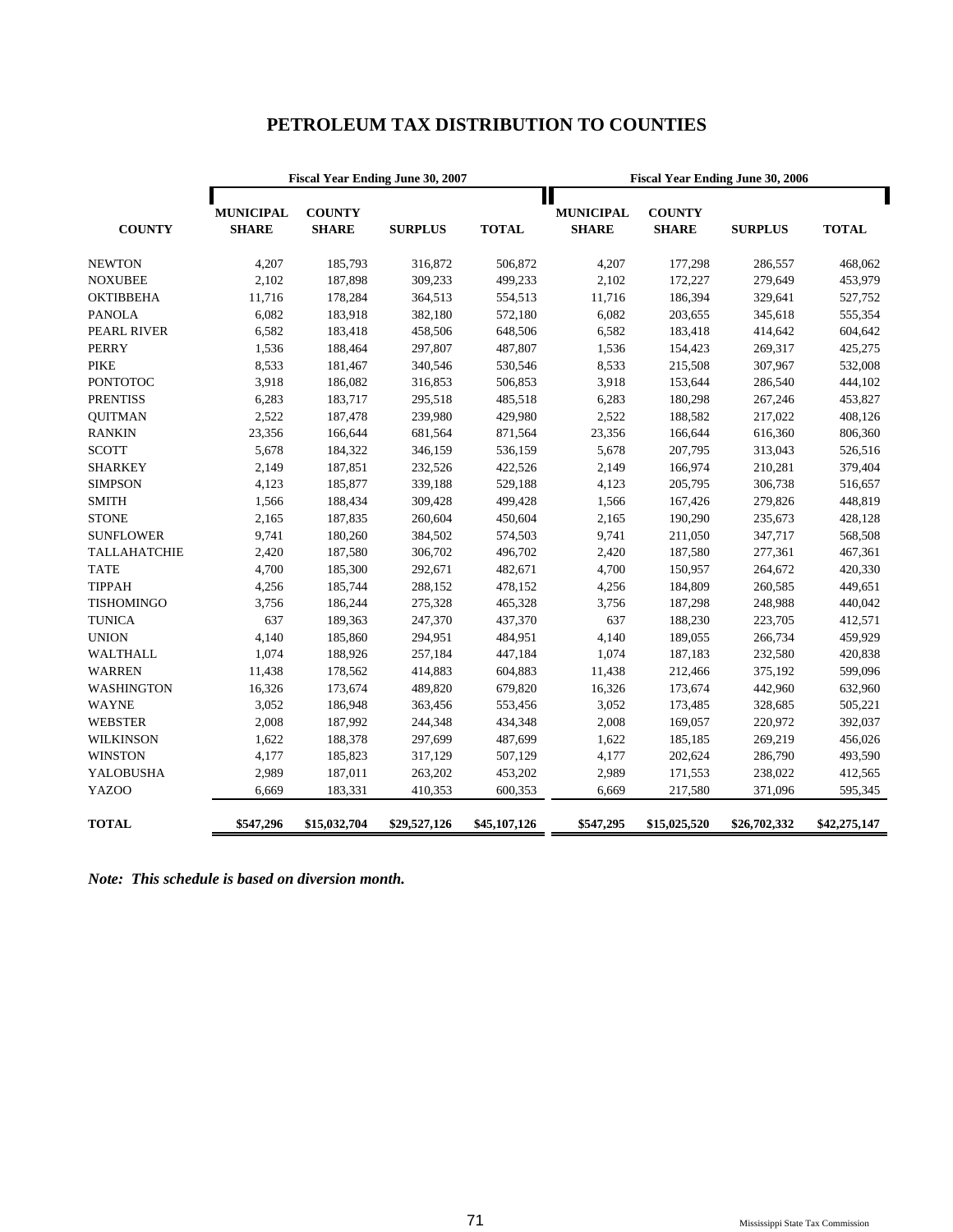# PETROLEUM TAX DISTRIBUTION TO COUNTIES

| COUNTY | Fiscal Year Ending June 30, 2007 | | | | Fiscal Year Ending June 30, 2006 | | | |
|---|---|---|---|---|---|---|---|---|
| | MUNICIPAL SHARE | COUNTY SHARE | SURPLUS | TOTAL | MUNICIPAL SHARE | COUNTY SHARE | SURPLUS | TOTAL |
| NEWTON | 4,207 | 185,793 | 316,872 | 506,872 | 4,207 | 177,298 | 286,557 | 468,062 |
| NOXUBEE | 2,102 | 187,898 | 309,233 | 499,233 | 2,102 | 172,227 | 279,649 | 453,979 |
| OKTIBBEHA | 11,716 | 178,284 | 364,513 | 554,513 | 11,716 | 186,394 | 329,641 | 527,752 |
| PANOLA | 6,082 | 183,918 | 382,180 | 572,180 | 6,082 | 203,655 | 345,618 | 555,354 |
| PEARL RIVER | 6,582 | 183,418 | 458,506 | 648,506 | 6,582 | 183,418 | 414,642 | 604,642 |
| PERRY | 1,536 | 188,464 | 297,807 | 487,807 | 1,536 | 154,423 | 269,317 | 425,275 |
| PIKE | 8,533 | 181,467 | 340,546 | 530,546 | 8,533 | 215,508 | 307,967 | 532,008 |
| PONTOTOC | 3,918 | 186,082 | 316,853 | 506,853 | 3,918 | 153,644 | 286,540 | 444,102 |
| PRENTISS | 6,283 | 183,717 | 295,518 | 485,518 | 6,283 | 180,298 | 267,246 | 453,827 |
| QUITMAN | 2,522 | 187,478 | 239,980 | 429,980 | 2,522 | 188,582 | 217,022 | 408,126 |
| RANKIN | 23,356 | 166,644 | 681,564 | 871,564 | 23,356 | 166,644 | 616,360 | 806,360 |
| SCOTT | 5,678 | 184,322 | 346,159 | 536,159 | 5,678 | 207,795 | 313,043 | 526,516 |
| SHARKEY | 2,149 | 187,851 | 232,526 | 422,526 | 2,149 | 166,974 | 210,281 | 379,404 |
| SIMPSON | 4,123 | 185,877 | 339,188 | 529,188 | 4,123 | 205,795 | 306,738 | 516,657 |
| SMITH | 1,566 | 188,434 | 309,428 | 499,428 | 1,566 | 167,426 | 279,826 | 448,819 |
| STONE | 2,165 | 187,835 | 260,604 | 450,604 | 2,165 | 190,290 | 235,673 | 428,128 |
| SUNFLOWER | 9,741 | 180,260 | 384,502 | 574,503 | 9,741 | 211,050 | 347,717 | 568,508 |
| TALLAHATCHIE | 2,420 | 187,580 | 306,702 | 496,702 | 2,420 | 187,580 | 277,361 | 467,361 |
| TATE | 4,700 | 185,300 | 292,671 | 482,671 | 4,700 | 150,957 | 264,672 | 420,330 |
| TIPPAH | 4,256 | 185,744 | 288,152 | 478,152 | 4,256 | 184,809 | 260,585 | 449,651 |
| TISHOMINGO | 3,756 | 186,244 | 275,328 | 465,328 | 3,756 | 187,298 | 248,988 | 440,042 |
| TUNICA | 637 | 189,363 | 247,370 | 437,370 | 637 | 188,230 | 223,705 | 412,571 |
| UNION | 4,140 | 185,860 | 294,951 | 484,951 | 4,140 | 189,055 | 266,734 | 459,929 |
| WALTHALL | 1,074 | 188,926 | 257,184 | 447,184 | 1,074 | 187,183 | 232,580 | 420,838 |
| WARREN | 11,438 | 178,562 | 414,883 | 604,883 | 11,438 | 212,466 | 375,192 | 599,096 |
| WASHINGTON | 16,326 | 173,674 | 489,820 | 679,820 | 16,326 | 173,674 | 442,960 | 632,960 |
| WAYNE | 3,052 | 186,948 | 363,456 | 553,456 | 3,052 | 173,485 | 328,685 | 505,221 |
| WEBSTER | 2,008 | 187,992 | 244,348 | 434,348 | 2,008 | 169,057 | 220,972 | 392,037 |
| WILKINSON | 1,622 | 188,378 | 297,699 | 487,699 | 1,622 | 185,185 | 269,219 | 456,026 |
| WINSTON | 4,177 | 185,823 | 317,129 | 507,129 | 4,177 | 202,624 | 286,790 | 493,590 |
| YALOBUSHA | 2,989 | 187,011 | 263,202 | 453,202 | 2,989 | 171,553 | 238,022 | 412,565 |
| YAZOO | 6,669 | 183,331 | 410,353 | 600,353 | 6,669 | 217,580 | 371,096 | 595,345 |
| **TOTAL** | **$547,296** | **$15,032,704** | **$29,527,126** | **$45,107,126** | **$547,295** | **$15,025,520** | **$26,702,332** | **$42,275,147** |

***Note: This schedule is based on diversion month.***

Mississippi State Tax Commission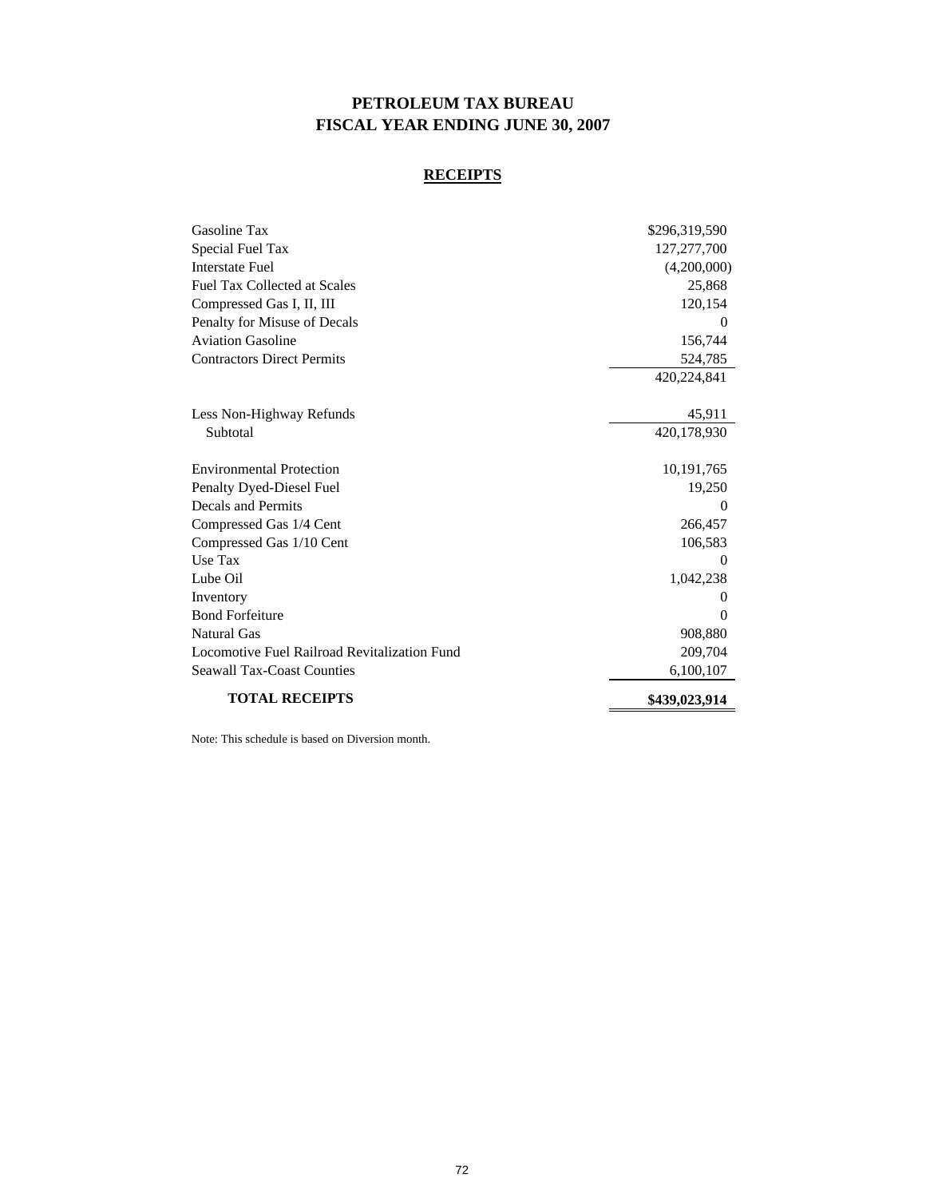# PETROLEUM TAX BUREAU
# FISCAL YEAR ENDING JUNE 30, 2007

## RECEIPTS

| | |
|---|---:|
| Gasoline Tax | $296,319,590 |
| Special Fuel Tax | 127,277,700 |
| Interstate Fuel | (4,200,000) |
| Fuel Tax Collected at Scales | 25,868 |
| Compressed Gas I, II, III | 120,154 |
| Penalty for Misuse of Decals | 0 |
| Aviation Gasoline | 156,744 |
| Contractors Direct Permits | 524,785 |
| | 420,224,841 |
| Less Non-Highway Refunds | 45,911 |
| Subtotal | 420,178,930 |
| Environmental Protection | 10,191,765 |
| Penalty Dyed-Diesel Fuel | 19,250 |
| Decals and Permits | 0 |
| Compressed Gas 1/4 Cent | 266,457 |
| Compressed Gas 1/10 Cent | 106,583 |
| Use Tax | 0 |
| Lube Oil | 1,042,238 |
| Inventory | 0 |
| Bond Forfeiture | 0 |
| Natural Gas | 908,880 |
| Locomotive Fuel Railroad Revitalization Fund | 209,704 |
| Seawall Tax-Coast Counties | 6,100,107 |
| **TOTAL RECEIPTS** | **$439,023,914** |

Note: This schedule is based on Diversion month.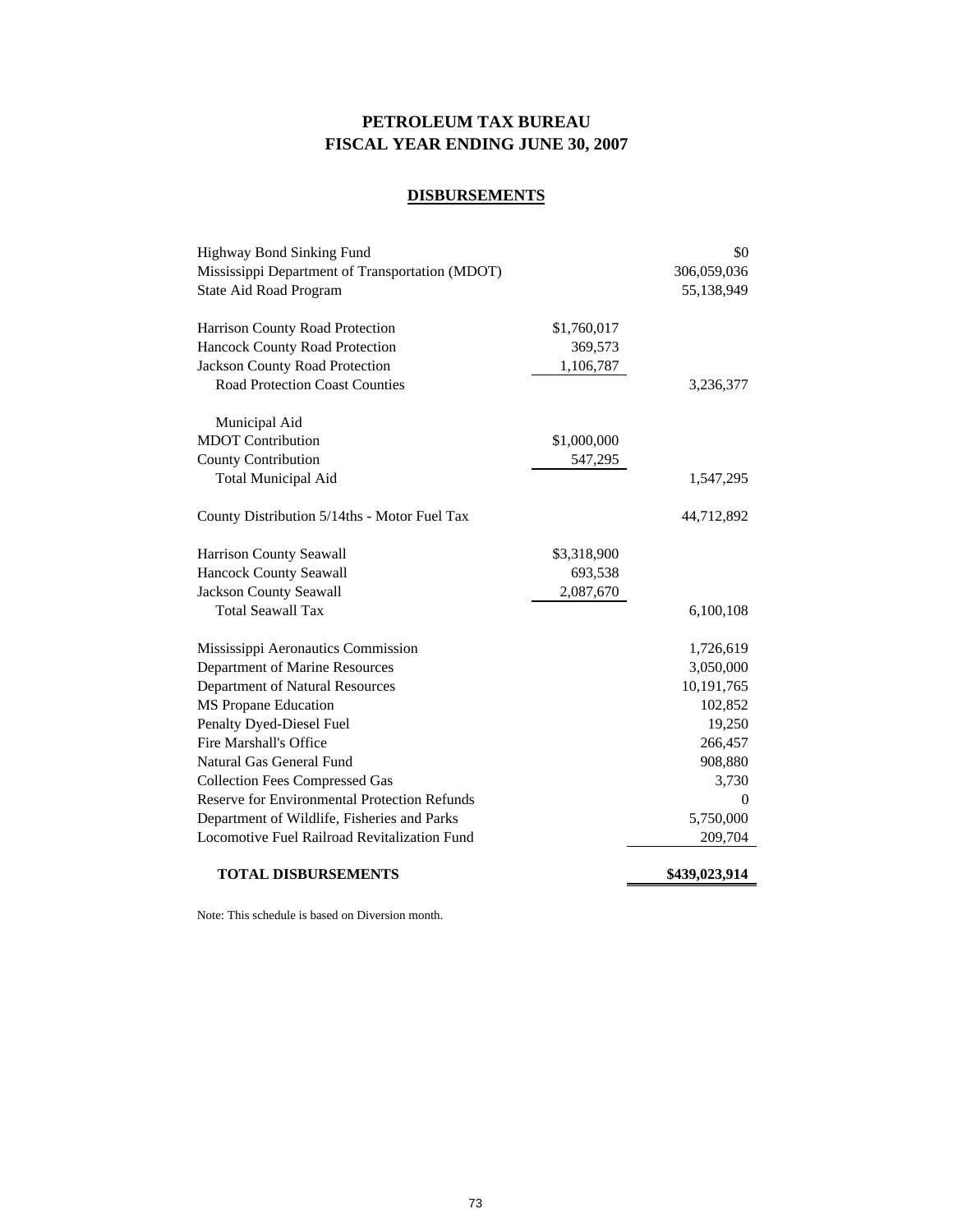# PETROLEUM TAX BUREAU
# FISCAL YEAR ENDING JUNE 30, 2007

## DISBURSEMENTS

| | | |
|---|---|---|
| Highway Bond Sinking Fund | | $0 |
| Mississippi Department of Transportation (MDOT) | | 306,059,036 |
| State Aid Road Program | | 55,138,949 |
| | | |
| Harrison County Road Protection | $1,760,017 | |
| Hancock County Road Protection | 369,573 | |
| Jackson County Road Protection | 1,106,787 | |
| Road Protection Coast Counties | | 3,236,377 |
| | | |
| Municipal Aid | | |
| MDOT Contribution | $1,000,000 | |
| County Contribution | 547,295 | |
| Total Municipal Aid | | 1,547,295 |
| | | |
| County Distribution 5/14ths - Motor Fuel Tax | | 44,712,892 |
| | | |
| Harrison County Seawall | $3,318,900 | |
| Hancock County Seawall | 693,538 | |
| Jackson County Seawall | 2,087,670 | |
| Total Seawall Tax | | 6,100,108 |
| | | |
| Mississippi Aeronautics Commission | | 1,726,619 |
| Department of Marine Resources | | 3,050,000 |
| Department of Natural Resources | | 10,191,765 |
| MS Propane Education | | 102,852 |
| Penalty Dyed-Diesel Fuel | | 19,250 |
| Fire Marshall's Office | | 266,457 |
| Natural Gas General Fund | | 908,880 |
| Collection Fees Compressed Gas | | 3,730 |
| Reserve for Environmental Protection Refunds | | 0 |
| Department of Wildlife, Fisheries and Parks | | 5,750,000 |
| Locomotive Fuel Railroad Revitalization Fund | | 209,704 |
| | | |
| **TOTAL DISBURSEMENTS** | | **$439,023,914** |

Note: This schedule is based on Diversion month.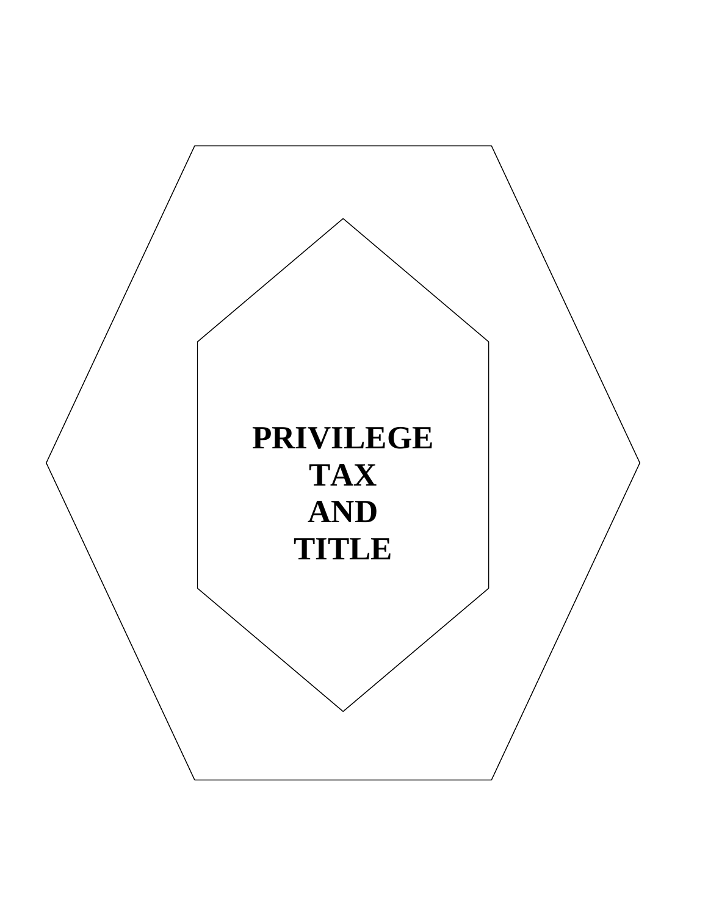# PRIVILEGE TAX AND TITLE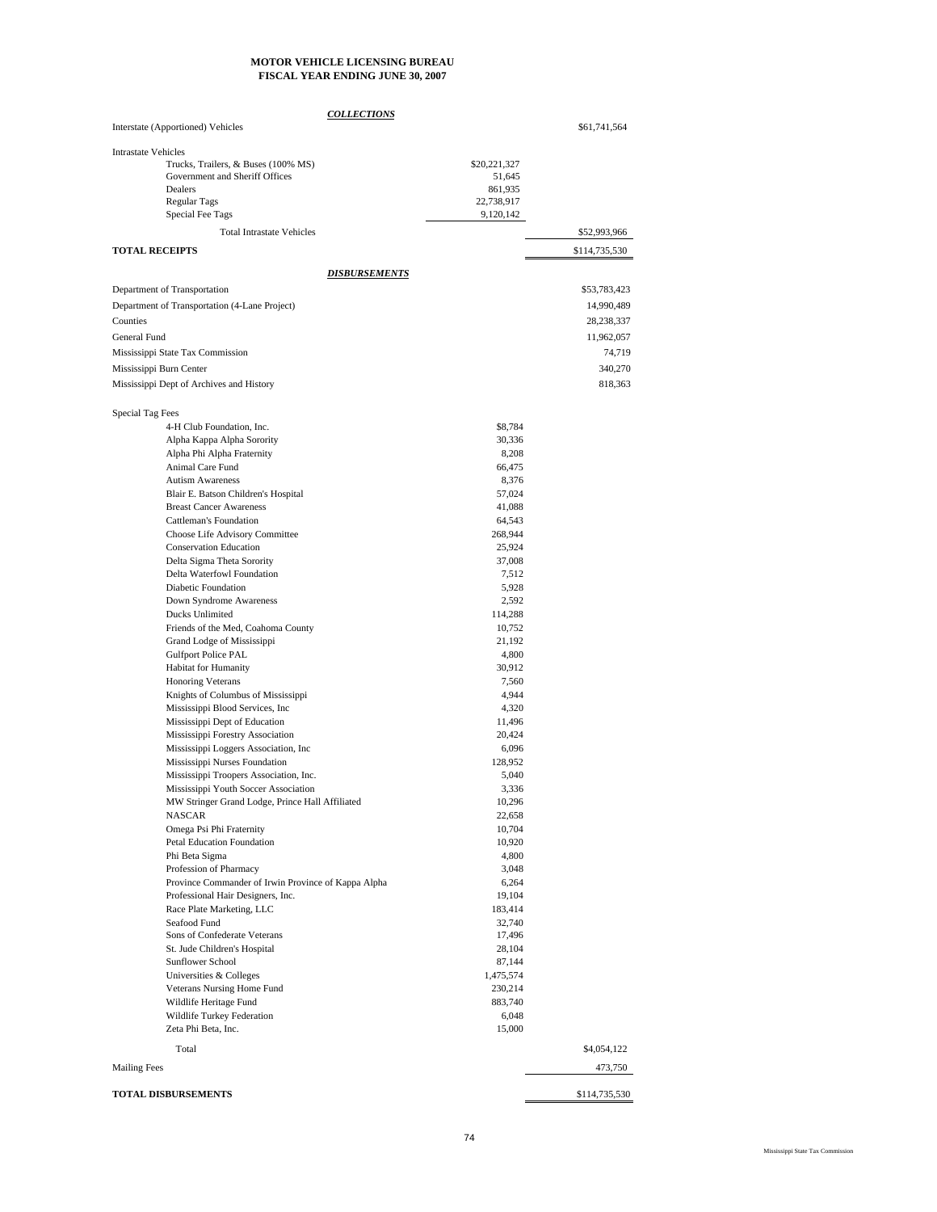# MOTOR VEHICLE LICENSING BUREAU
## FISCAL YEAR ENDING JUNE 30, 2007

***COLLECTIONS***

| | | |
|---|---|---|
| Interstate (Apportioned) Vehicles | | $61,741,564 |
| Intrastate Vehicles | | |
| Trucks, Trailers, & Buses (100% MS) | $20,221,327 | |
| Government and Sheriff Offices | 51,645 | |
| Dealers | 861,935 | |
| Regular Tags | 22,738,917 | |
| Special Fee Tags | 9,120,142 | |
| Total Intrastate Vehicles | | $52,993,966 |
| **TOTAL RECEIPTS** | | $114,735,530 |

***DISBURSEMENTS***

| | | |
|---|---|---|
| Department of Transportation | | $53,783,423 |
| Department of Transportation (4-Lane Project) | | 14,990,489 |
| Counties | | 28,238,337 |
| General Fund | | 11,962,057 |
| Mississippi State Tax Commission | | 74,719 |
| Mississippi Burn Center | | 340,270 |
| Mississippi Dept of Archives and History | | 818,363 |
| Special Tag Fees | | |
| 4-H Club Foundation, Inc. | $8,784 | |
| Alpha Kappa Alpha Sorority | 30,336 | |
| Alpha Phi Alpha Fraternity | 8,208 | |
| Animal Care Fund | 66,475 | |
| Autism Awareness | 8,376 | |
| Blair E. Batson Children's Hospital | 57,024 | |
| Breast Cancer Awareness | 41,088 | |
| Cattleman's Foundation | 64,543 | |
| Choose Life Advisory Committee | 268,944 | |
| Conservation Education | 25,924 | |
| Delta Sigma Theta Sorority | 37,008 | |
| Delta Waterfowl Foundation | 7,512 | |
| Diabetic Foundation | 5,928 | |
| Down Syndrome Awareness | 2,592 | |
| Ducks Unlimited | 114,288 | |
| Friends of the Med, Coahoma County | 10,752 | |
| Grand Lodge of Mississippi | 21,192 | |
| Gulfport Police PAL | 4,800 | |
| Habitat for Humanity | 30,912 | |
| Honoring Veterans | 7,560 | |
| Knights of Columbus of Mississippi | 4,944 | |
| Mississippi Blood Services, Inc | 4,320 | |
| Mississippi Dept of Education | 11,496 | |
| Mississippi Forestry Association | 20,424 | |
| Mississippi Loggers Association, Inc | 6,096 | |
| Mississippi Nurses Foundation | 128,952 | |
| Mississippi Troopers Association, Inc. | 5,040 | |
| Mississippi Youth Soccer Association | 3,336 | |
| MW Stringer Grand Lodge, Prince Hall Affiliated | 10,296 | |
| NASCAR | 22,658 | |
| Omega Psi Phi Fraternity | 10,704 | |
| Petal Education Foundation | 10,920 | |
| Phi Beta Sigma | 4,800 | |
| Profession of Pharmacy | 3,048 | |
| Province Commander of Irwin Province of Kappa Alpha | 6,264 | |
| Professional Hair Designers, Inc. | 19,104 | |
| Race Plate Marketing, LLC | 183,414 | |
| Seafood Fund | 32,740 | |
| Sons of Confederate Veterans | 17,496 | |
| St. Jude Children's Hospital | 28,104 | |
| Sunflower School | 87,144 | |
| Universities & Colleges | 1,475,574 | |
| Veterans Nursing Home Fund | 230,214 | |
| Wildlife Heritage Fund | 883,740 | |
| Wildlife Turkey Federation | 6,048 | |
| Zeta Phi Beta, Inc. | 15,000 | |
| Total | | $4,054,122 |
| Mailing Fees | | 473,750 |
| **TOTAL DISBURSEMENTS** | | $114,735,530 |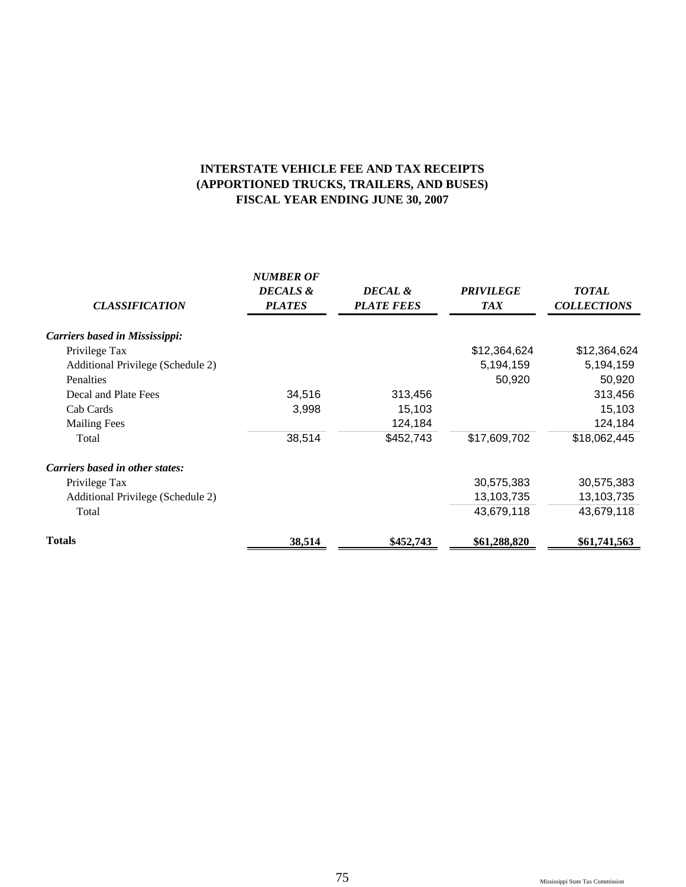# INTERSTATE VEHICLE FEE AND TAX RECEIPTS
# (APPORTIONED TRUCKS, TRAILERS, AND BUSES)
# FISCAL YEAR ENDING JUNE 30, 2007

| *CLASSIFICATION* | *NUMBER OF DECALS & PLATES* | *DECAL & PLATE FEES* | *PRIVILEGE TAX* | *TOTAL COLLECTIONS* |
|---|---|---|---|---|
| ***Carriers based in Mississippi:*** | | | | |
| Privilege Tax | | | $12,364,624 | $12,364,624 |
| Additional Privilege (Schedule 2) | | | 5,194,159 | 5,194,159 |
| Penalties | | | 50,920 | 50,920 |
| Decal and Plate Fees | 34,516 | 313,456 | | 313,456 |
| Cab Cards | 3,998 | 15,103 | | 15,103 |
| Mailing Fees | | 124,184 | | 124,184 |
| Total | 38,514 | $452,743 | $17,609,702 | $18,062,445 |
| ***Carriers based in other states:*** | | | | |
| Privilege Tax | | | 30,575,383 | 30,575,383 |
| Additional Privilege (Schedule 2) | | | 13,103,735 | 13,103,735 |
| Total | | | 43,679,118 | 43,679,118 |
| **Totals** | **38,514** | **$452,743** | **$61,288,820** | **$61,741,563** |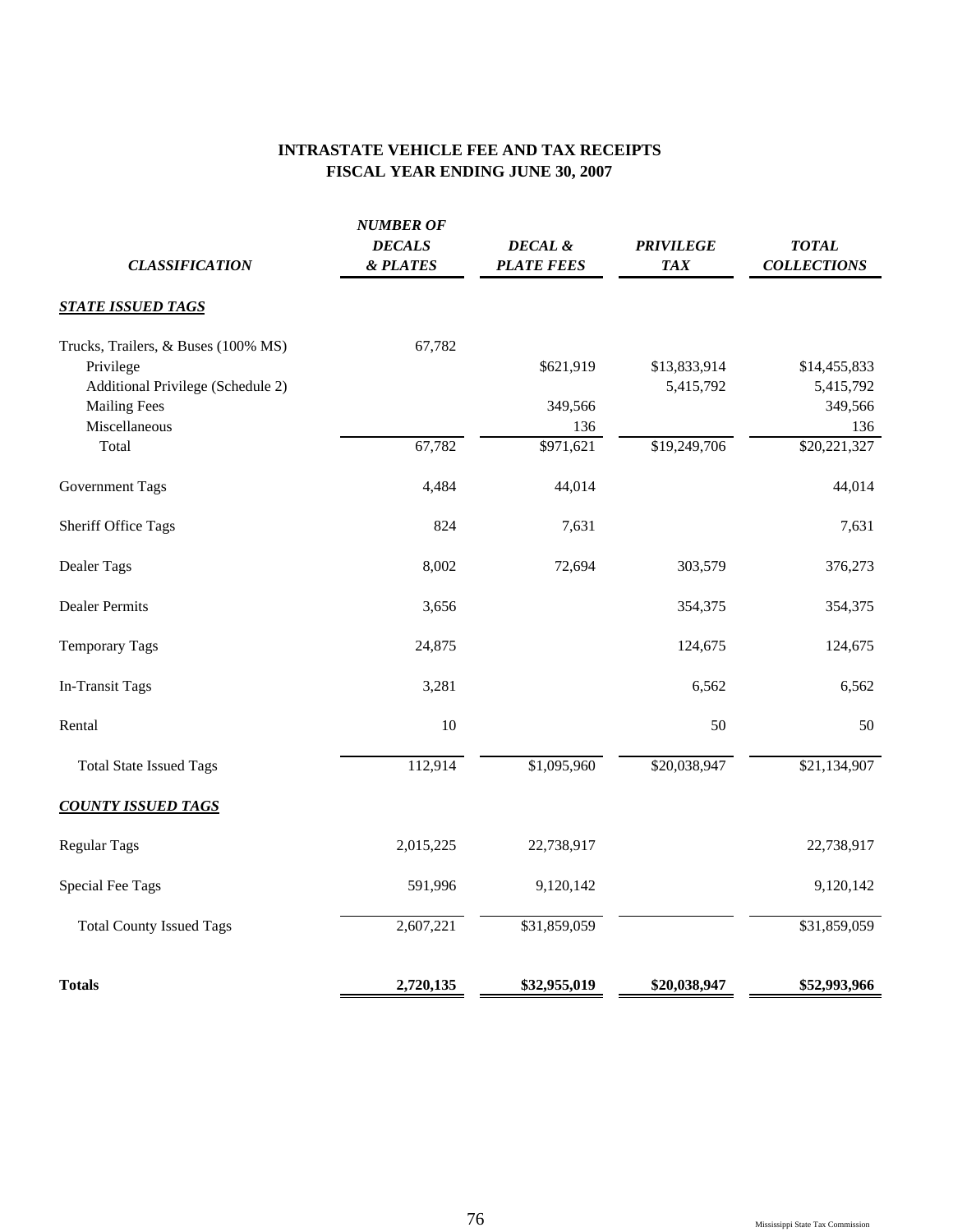# INTRASTATE VEHICLE FEE AND TAX RECEIPTS
## FISCAL YEAR ENDING JUNE 30, 2007

| *CLASSIFICATION* | *NUMBER OF DECALS & PLATES* | *DECAL & PLATE FEES* | *PRIVILEGE TAX* | *TOTAL COLLECTIONS* |
|---|---|---|---|---|
| ***STATE ISSUED TAGS*** | | | | |
| Trucks, Trailers, & Buses (100% MS) | 67,782 | | | |
| Privilege | | $621,919 | $13,833,914 | $14,455,833 |
| Additional Privilege (Schedule 2) | | | 5,415,792 | 5,415,792 |
| Mailing Fees | | 349,566 | | 349,566 |
| Miscellaneous | | 136 | | 136 |
| Total | 67,782 | $971,621 | $19,249,706 | $20,221,327 |
| Government Tags | 4,484 | 44,014 | | 44,014 |
| Sheriff Office Tags | 824 | 7,631 | | 7,631 |
| Dealer Tags | 8,002 | 72,694 | 303,579 | 376,273 |
| Dealer Permits | 3,656 | | 354,375 | 354,375 |
| Temporary Tags | 24,875 | | 124,675 | 124,675 |
| In-Transit Tags | 3,281 | | 6,562 | 6,562 |
| Rental | 10 | | 50 | 50 |
| Total State Issued Tags | 112,914 | $1,095,960 | $20,038,947 | $21,134,907 |
| ***COUNTY ISSUED TAGS*** | | | | |
| Regular Tags | 2,015,225 | 22,738,917 | | 22,738,917 |
| Special Fee Tags | 591,996 | 9,120,142 | | 9,120,142 |
| Total County Issued Tags | 2,607,221 | $31,859,059 | | $31,859,059 |
| **Totals** | **2,720,135** | **$32,955,019** | **$20,038,947** | **$52,993,966** |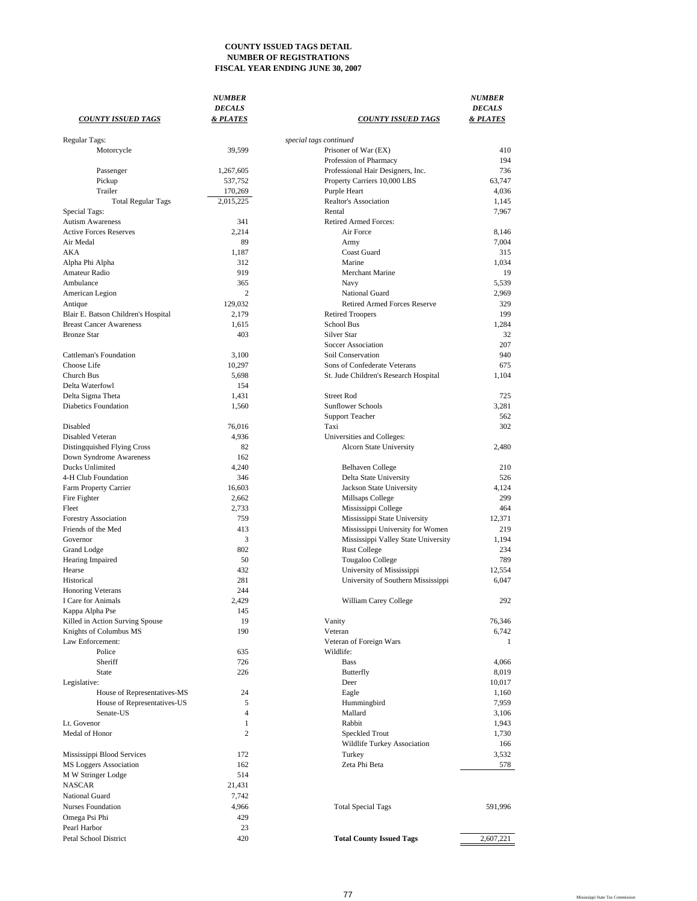# COUNTY ISSUED TAGS DETAIL
## NUMBER OF REGISTRATIONS
## FISCAL YEAR ENDING JUNE 30, 2007

| COUNTY ISSUED TAGS | NUMBER DECALS & PLATES |
|---|---|
| Regular Tags: | |
| Motorcycle | 39,599 |
| Passenger | 1,267,605 |
| Pickup | 537,752 |
| Trailer | 170,269 |
| Total Regular Tags | 2,015,225 |
| Special Tags: | |
| Autism Awareness | 341 |
| Active Forces Reserves | 2,214 |
| Air Medal | 89 |
| AKA | 1,187 |
| Alpha Phi Alpha | 312 |
| Amateur Radio | 919 |
| Ambulance | 365 |
| American Legion | 2 |
| Antique | 129,032 |
| Blair E. Batson Children's Hospital | 2,179 |
| Breast Cancer Awareness | 1,615 |
| Bronze Star | 403 |
| Cattleman's Foundation | 3,100 |
| Choose Life | 10,297 |
| Church Bus | 5,698 |
| Delta Waterfowl | 154 |
| Delta Sigma Theta | 1,431 |
| Diabetics Foundation | 1,560 |
| Disabled | 76,016 |
| Disabled Veteran | 4,936 |
| Distingquished Flying Cross | 82 |
| Down Syndrome Awareness | 162 |
| Ducks Unlimited | 4,240 |
| 4-H Club Foundation | 346 |
| Farm Property Carrier | 16,603 |
| Fire Fighter | 2,662 |
| Fleet | 2,733 |
| Forestry Association | 759 |
| Friends of the Med | 413 |
| Governor | 3 |
| Grand Lodge | 802 |
| Hearing Impaired | 50 |
| Hearse | 432 |
| Historical | 281 |
| Honoring Veterans | 244 |
| I Care for Animals | 2,429 |
| Kappa Alpha Pse | 145 |
| Killed in Action Surving Spouse | 19 |
| Knights of Columbus MS | 190 |
| Law Enforcement: | |
| Police | 635 |
| Sheriff | 726 |
| State | 226 |
| Legislative: | |
| House of Representatives-MS | 24 |
| House of Representatives-US | 5 |
| Senate-US | 4 |
| Lt. Govenor | 1 |
| Medal of Honor | 2 |
| Mississippi Blood Services | 172 |
| MS Loggers Association | 162 |
| M W Stringer Lodge | 514 |
| NASCAR | 21,431 |
| National Guard | 7,742 |
| Nurses Foundation | 4,966 |
| Omega Psi Phi | 429 |
| Pearl Harbor | 23 |
| Petal School District | 420 |
| *special tags continued* | |
| Prisoner of War (EX) | 410 |
| Profession of Pharmacy | 194 |
| Professional Hair Designers, Inc. | 736 |
| Property Carriers 10,000 LBS | 63,747 |
| Purple Heart | 4,036 |
| Realtor's Association | 1,145 |
| Rental | 7,967 |
| Retired Armed Forces: | |
| Air Force | 8,146 |
| Army | 7,004 |
| Coast Guard | 315 |
| Marine | 1,034 |
| Merchant Marine | 19 |
| Navy | 5,539 |
| National Guard | 2,969 |
| Retired Armed Forces Reserve | 329 |
| Retired Troopers | 199 |
| School Bus | 1,284 |
| Silver Star | 32 |
| Soccer Association | 207 |
| Soil Conservation | 940 |
| Sons of Confederate Veterans | 675 |
| St. Jude Children's Research Hospital | 1,104 |
| Street Rod | 725 |
| Sunflower Schools | 3,281 |
| Support Teacher | 562 |
| Taxi | 302 |
| Universities and Colleges: | |
| Alcorn State University | 2,480 |
| Belhaven College | 210 |
| Delta State University | 526 |
| Jackson State University | 4,124 |
| Millsaps College | 299 |
| Mississippi College | 464 |
| Mississippi State University | 12,371 |
| Mississippi University for Women | 219 |
| Mississippi Valley State University | 1,194 |
| Rust College | 234 |
| Tougaloo College | 789 |
| University of Mississippi | 12,554 |
| University of Southern Mississippi | 6,047 |
| William Carey College | 292 |
| Vanity | 76,346 |
| Veteran | 6,742 |
| Veteran of Foreign Wars | 1 |
| Wildlife: | |
| Bass | 4,066 |
| Butterfly | 8,019 |
| Deer | 10,017 |
| Eagle | 1,160 |
| Hummingbird | 7,959 |
| Mallard | 3,106 |
| Rabbit | 1,943 |
| Speckled Trout | 1,730 |
| Wildlife Turkey Association | 166 |
| Turkey | 3,532 |
| Zeta Phi Beta | 578 |
| Total Special Tags | 591,996 |
| **Total County Issued Tags** | 2,607,221 |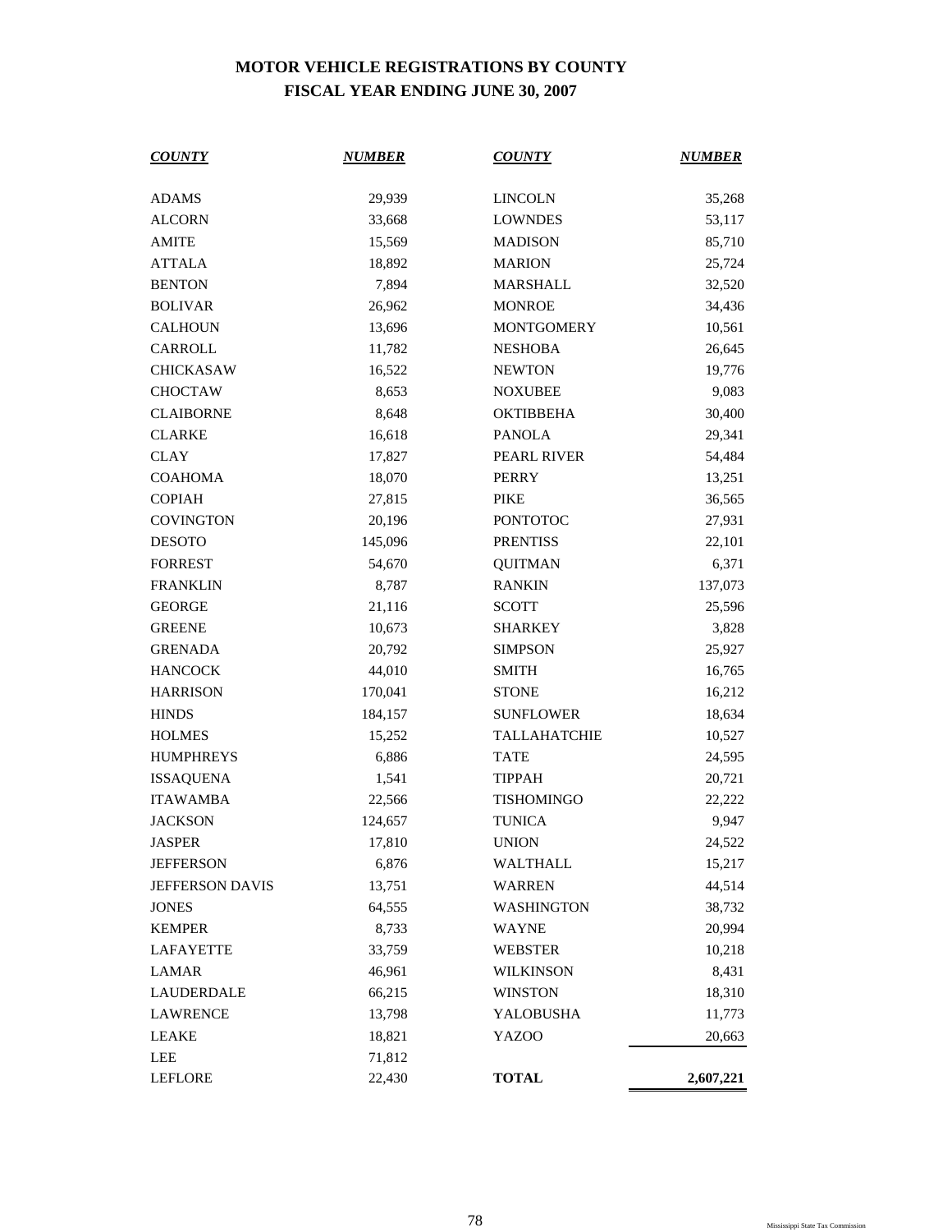# MOTOR VEHICLE REGISTRATIONS BY COUNTY
## FISCAL YEAR ENDING JUNE 30, 2007

| COUNTY | NUMBER | COUNTY | NUMBER |
|---|---|---|---|
| ADAMS | 29,939 | LINCOLN | 35,268 |
| ALCORN | 33,668 | LOWNDES | 53,117 |
| AMITE | 15,569 | MADISON | 85,710 |
| ATTALA | 18,892 | MARION | 25,724 |
| BENTON | 7,894 | MARSHALL | 32,520 |
| BOLIVAR | 26,962 | MONROE | 34,436 |
| CALHOUN | 13,696 | MONTGOMERY | 10,561 |
| CARROLL | 11,782 | NESHOBA | 26,645 |
| CHICKASAW | 16,522 | NEWTON | 19,776 |
| CHOCTAW | 8,653 | NOXUBEE | 9,083 |
| CLAIBORNE | 8,648 | OKTIBBEHA | 30,400 |
| CLARKE | 16,618 | PANOLA | 29,341 |
| CLAY | 17,827 | PEARL RIVER | 54,484 |
| COAHOMA | 18,070 | PERRY | 13,251 |
| COPIAH | 27,815 | PIKE | 36,565 |
| COVINGTON | 20,196 | PONTOTOC | 27,931 |
| DESOTO | 145,096 | PRENTISS | 22,101 |
| FORREST | 54,670 | QUITMAN | 6,371 |
| FRANKLIN | 8,787 | RANKIN | 137,073 |
| GEORGE | 21,116 | SCOTT | 25,596 |
| GREENE | 10,673 | SHARKEY | 3,828 |
| GRENADA | 20,792 | SIMPSON | 25,927 |
| HANCOCK | 44,010 | SMITH | 16,765 |
| HARRISON | 170,041 | STONE | 16,212 |
| HINDS | 184,157 | SUNFLOWER | 18,634 |
| HOLMES | 15,252 | TALLAHATCHIE | 10,527 |
| HUMPHREYS | 6,886 | TATE | 24,595 |
| ISSAQUENA | 1,541 | TIPPAH | 20,721 |
| ITAWAMBA | 22,566 | TISHOMINGO | 22,222 |
| JACKSON | 124,657 | TUNICA | 9,947 |
| JASPER | 17,810 | UNION | 24,522 |
| JEFFERSON | 6,876 | WALTHALL | 15,217 |
| JEFFERSON DAVIS | 13,751 | WARREN | 44,514 |
| JONES | 64,555 | WASHINGTON | 38,732 |
| KEMPER | 8,733 | WAYNE | 20,994 |
| LAFAYETTE | 33,759 | WEBSTER | 10,218 |
| LAMAR | 46,961 | WILKINSON | 8,431 |
| LAUDERDALE | 66,215 | WINSTON | 18,310 |
| LAWRENCE | 13,798 | YALOBUSHA | 11,773 |
| LEAKE | 18,821 | YAZOO | 20,663 |
| LEE | 71,812 | | |
| LEFLORE | 22,430 | **TOTAL** | **2,607,221** |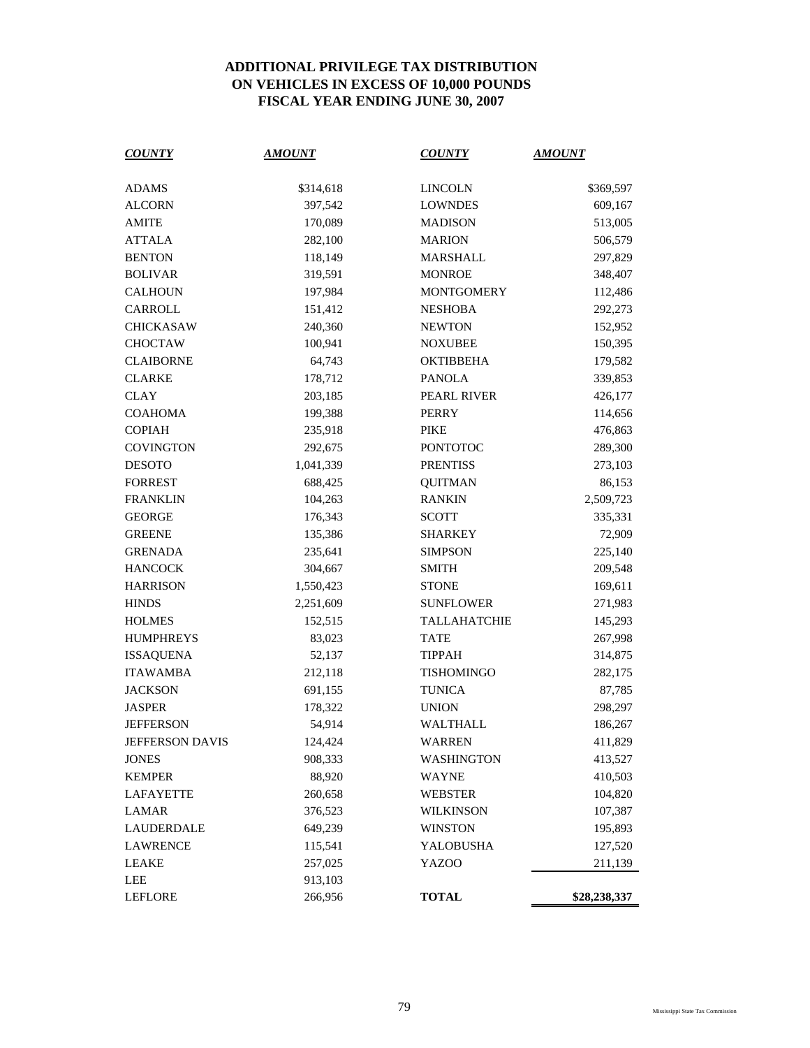# ADDITIONAL PRIVILEGE TAX DISTRIBUTION ON VEHICLES IN EXCESS OF 10,000 POUNDS FISCAL YEAR ENDING JUNE 30, 2007

| ***COUNTY*** | ***AMOUNT*** | ***COUNTY*** | ***AMOUNT*** |
|---|---|---|---|
| ADAMS | $314,618 | LINCOLN | $369,597 |
| ALCORN | 397,542 | LOWNDES | 609,167 |
| AMITE | 170,089 | MADISON | 513,005 |
| ATTALA | 282,100 | MARION | 506,579 |
| BENTON | 118,149 | MARSHALL | 297,829 |
| BOLIVAR | 319,591 | MONROE | 348,407 |
| CALHOUN | 197,984 | MONTGOMERY | 112,486 |
| CARROLL | 151,412 | NESHOBA | 292,273 |
| CHICKASAW | 240,360 | NEWTON | 152,952 |
| CHOCTAW | 100,941 | NOXUBEE | 150,395 |
| CLAIBORNE | 64,743 | OKTIBBEHA | 179,582 |
| CLARKE | 178,712 | PANOLA | 339,853 |
| CLAY | 203,185 | PEARL RIVER | 426,177 |
| COAHOMA | 199,388 | PERRY | 114,656 |
| COPIAH | 235,918 | PIKE | 476,863 |
| COVINGTON | 292,675 | PONTOTOC | 289,300 |
| DESOTO | 1,041,339 | PRENTISS | 273,103 |
| FORREST | 688,425 | QUITMAN | 86,153 |
| FRANKLIN | 104,263 | RANKIN | 2,509,723 |
| GEORGE | 176,343 | SCOTT | 335,331 |
| GREENE | 135,386 | SHARKEY | 72,909 |
| GRENADA | 235,641 | SIMPSON | 225,140 |
| HANCOCK | 304,667 | SMITH | 209,548 |
| HARRISON | 1,550,423 | STONE | 169,611 |
| HINDS | 2,251,609 | SUNFLOWER | 271,983 |
| HOLMES | 152,515 | TALLAHATCHIE | 145,293 |
| HUMPHREYS | 83,023 | TATE | 267,998 |
| ISSAQUENA | 52,137 | TIPPAH | 314,875 |
| ITAWAMBA | 212,118 | TISHOMINGO | 282,175 |
| JACKSON | 691,155 | TUNICA | 87,785 |
| JASPER | 178,322 | UNION | 298,297 |
| JEFFERSON | 54,914 | WALTHALL | 186,267 |
| JEFFERSON DAVIS | 124,424 | WARREN | 411,829 |
| JONES | 908,333 | WASHINGTON | 413,527 |
| KEMPER | 88,920 | WAYNE | 410,503 |
| LAFAYETTE | 260,658 | WEBSTER | 104,820 |
| LAMAR | 376,523 | WILKINSON | 107,387 |
| LAUDERDALE | 649,239 | WINSTON | 195,893 |
| LAWRENCE | 115,541 | YALOBUSHA | 127,520 |
| LEAKE | 257,025 | YAZOO | 211,139 |
| LEE | 913,103 | | |
| LEFLORE | 266,956 | **TOTAL** | **$28,238,337** |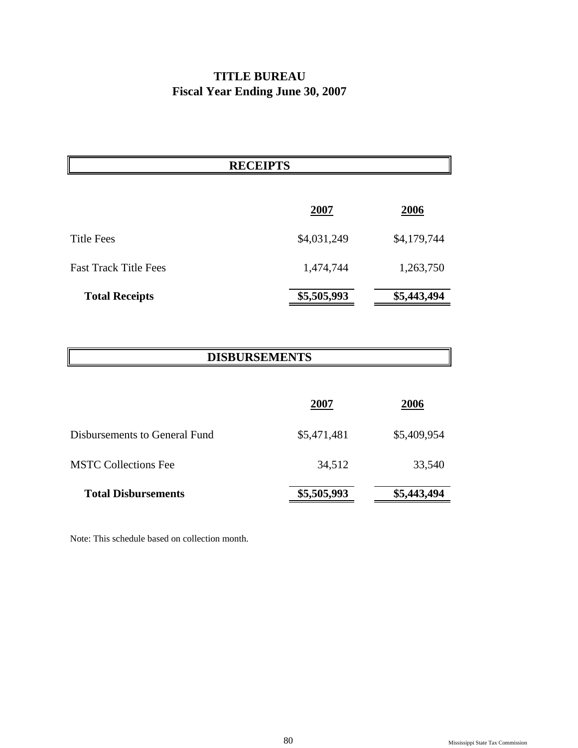# TITLE BUREAU
## Fiscal Year Ending June 30, 2007

### RECEIPTS

| | 2007 | 2006 |
|---|---|---|
| Title Fees | $4,031,249 | $4,179,744 |
| Fast Track Title Fees | 1,474,744 | 1,263,750 |
| **Total Receipts** | **$5,505,993** | **$5,443,494** |

### DISBURSEMENTS

| | 2007 | 2006 |
|---|---|---|
| Disbursements to General Fund | $5,471,481 | $5,409,954 |
| MSTC Collections Fee | 34,512 | 33,540 |
| **Total Disbursements** | **$5,505,993** | **$5,443,494** |

Note: This schedule based on collection month.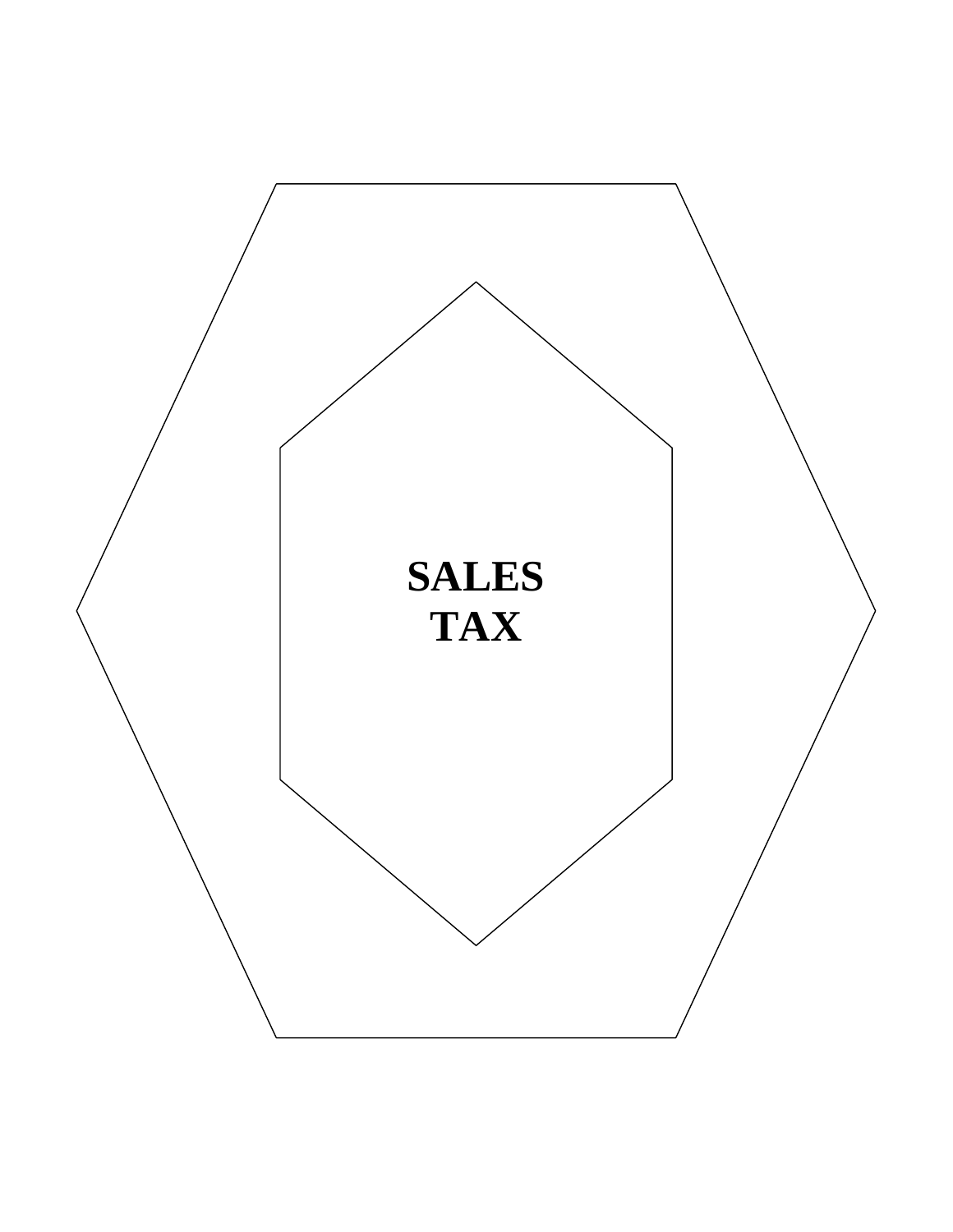# SALES TAX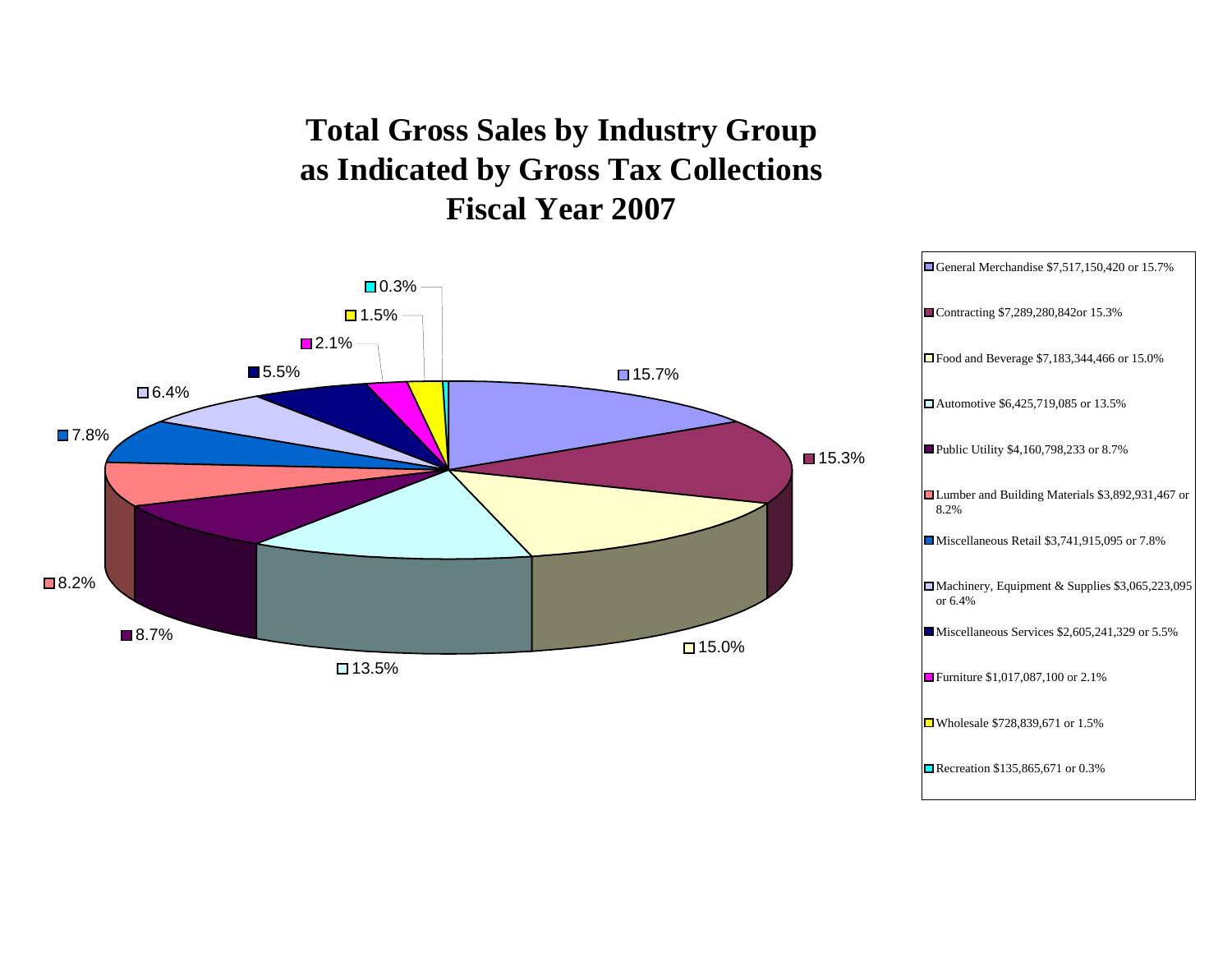# Total Gross Sales by Industry Group as Indicated by Gross Tax Collections Fiscal Year 2007

- General Merchandise $7,517,150,420 or 15.7%
- Contracting $7,289,280,842or 15.3%
- Food and Beverage $7,183,344,466 or 15.0%
- Automotive $6,425,719,085 or 13.5%
- Public Utility $4,160,798,233 or 8.7%
- Lumber and Building Materials $3,892,931,467 or 8.2%
- Miscellaneous Retail $3,741,915,095 or 7.8%
- Machinery, Equipment & Supplies $3,065,223,095 or 6.4%
- Miscellaneous Services $2,605,241,329 or 5.5%
- Furniture $1,017,087,100 or 2.1%
- Wholesale $728,839,671 or 1.5%
- Recreation $135,865,671 or 0.3%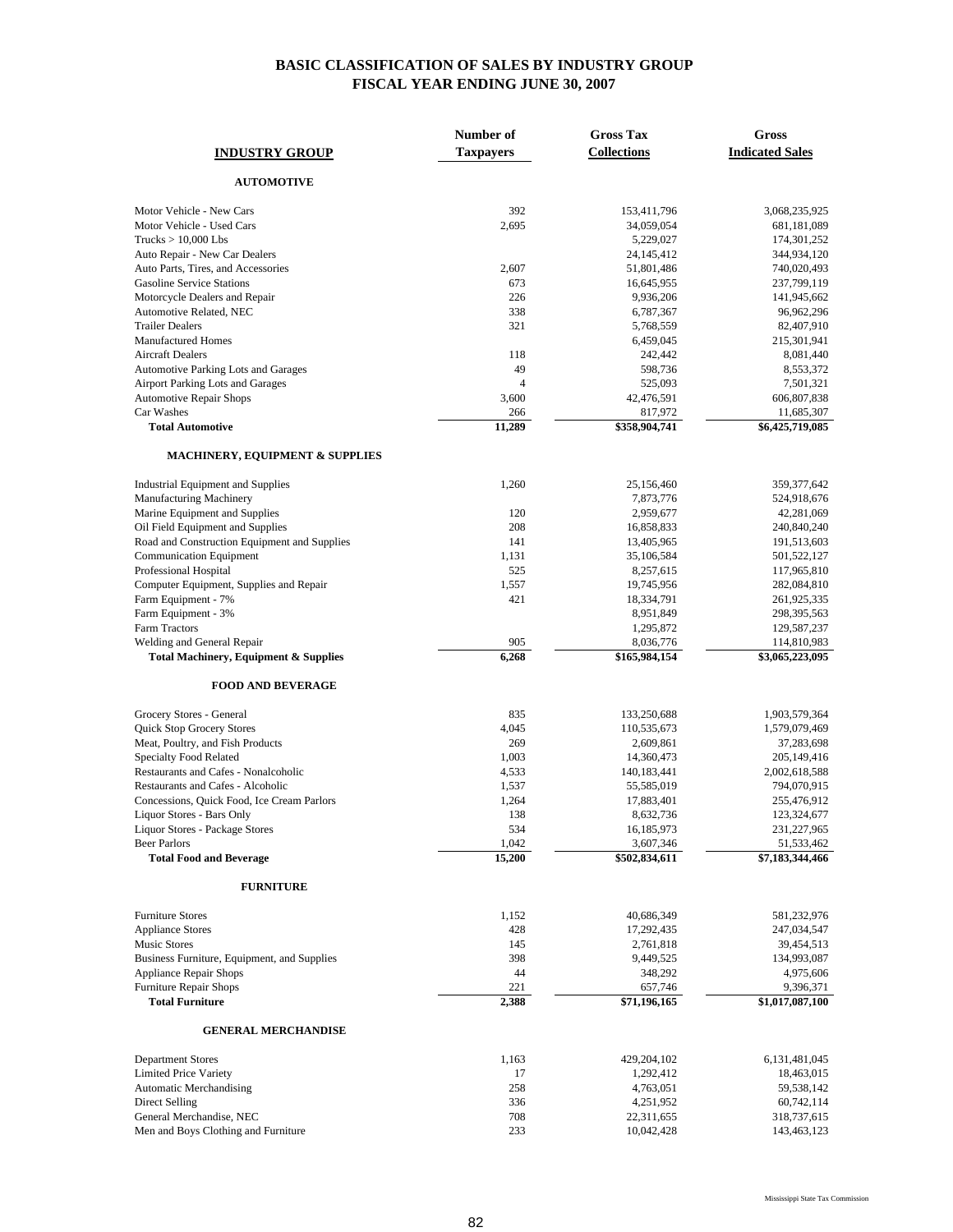# BASIC CLASSIFICATION OF SALES BY INDUSTRY GROUP
## FISCAL YEAR ENDING JUNE 30, 2007

| INDUSTRY GROUP | Number of Taxpayers | Gross Tax Collections | Gross Indicated Sales |
|---|---|---|---|
| **AUTOMOTIVE** | | | |
| Motor Vehicle - New Cars | 392 | 153,411,796 | 3,068,235,925 |
| Motor Vehicle - Used Cars | 2,695 | 34,059,054 | 681,181,089 |
| Trucks > 10,000 Lbs | | 5,229,027 | 174,301,252 |
| Auto Repair - New Car Dealers | | 24,145,412 | 344,934,120 |
| Auto Parts, Tires, and Accessories | 2,607 | 51,801,486 | 740,020,493 |
| Gasoline Service Stations | 673 | 16,645,955 | 237,799,119 |
| Motorcycle Dealers and Repair | 226 | 9,936,206 | 141,945,662 |
| Automotive Related, NEC | 338 | 6,787,367 | 96,962,296 |
| Trailer Dealers | 321 | 5,768,559 | 82,407,910 |
| Manufactured Homes | | 6,459,045 | 215,301,941 |
| Aircraft Dealers | 118 | 242,442 | 8,081,440 |
| Automotive Parking Lots and Garages | 49 | 598,736 | 8,553,372 |
| Airport Parking Lots and Garages | 4 | 525,093 | 7,501,321 |
| Automotive Repair Shops | 3,600 | 42,476,591 | 606,807,838 |
| Car Washes | 266 | 817,972 | 11,685,307 |
| **Total Automotive** | **11,289** | **$358,904,741** | **$6,425,719,085** |
| **MACHINERY, EQUIPMENT & SUPPLIES** | | | |
| Industrial Equipment and Supplies | 1,260 | 25,156,460 | 359,377,642 |
| Manufacturing Machinery | | 7,873,776 | 524,918,676 |
| Marine Equipment and Supplies | 120 | 2,959,677 | 42,281,069 |
| Oil Field Equipment and Supplies | 208 | 16,858,833 | 240,840,240 |
| Road and Construction Equipment and Supplies | 141 | 13,405,965 | 191,513,603 |
| Communication Equipment | 1,131 | 35,106,584 | 501,522,127 |
| Professional Hospital | 525 | 8,257,615 | 117,965,810 |
| Computer Equipment, Supplies and Repair | 1,557 | 19,745,956 | 282,084,810 |
| Farm Equipment - 7% | 421 | 18,334,791 | 261,925,335 |
| Farm Equipment - 3% | | 8,951,849 | 298,395,563 |
| Farm Tractors | | 1,295,872 | 129,587,237 |
| Welding and General Repair | 905 | 8,036,776 | 114,810,983 |
| **Total Machinery, Equipment & Supplies** | **6,268** | **$165,984,154** | **$3,065,223,095** |
| **FOOD AND BEVERAGE** | | | |
| Grocery Stores - General | 835 | 133,250,688 | 1,903,579,364 |
| Quick Stop Grocery Stores | 4,045 | 110,535,673 | 1,579,079,469 |
| Meat, Poultry, and Fish Products | 269 | 2,609,861 | 37,283,698 |
| Specialty Food Related | 1,003 | 14,360,473 | 205,149,416 |
| Restaurants and Cafes - Nonalcoholic | 4,533 | 140,183,441 | 2,002,618,588 |
| Restaurants and Cafes - Alcoholic | 1,537 | 55,585,019 | 794,070,915 |
| Concessions, Quick Food, Ice Cream Parlors | 1,264 | 17,883,401 | 255,476,912 |
| Liquor Stores - Bars Only | 138 | 8,632,736 | 123,324,677 |
| Liquor Stores - Package Stores | 534 | 16,185,973 | 231,227,965 |
| Beer Parlors | 1,042 | 3,607,346 | 51,533,462 |
| **Total Food and Beverage** | **15,200** | **$502,834,611** | **$7,183,344,466** |
| **FURNITURE** | | | |
| Furniture Stores | 1,152 | 40,686,349 | 581,232,976 |
| Appliance Stores | 428 | 17,292,435 | 247,034,547 |
| Music Stores | 145 | 2,761,818 | 39,454,513 |
| Business Furniture, Equipment, and Supplies | 398 | 9,449,525 | 134,993,087 |
| Appliance Repair Shops | 44 | 348,292 | 4,975,606 |
| Furniture Repair Shops | 221 | 657,746 | 9,396,371 |
| **Total Furniture** | **2,388** | **$71,196,165** | **$1,017,087,100** |
| **GENERAL MERCHANDISE** | | | |
| Department Stores | 1,163 | 429,204,102 | 6,131,481,045 |
| Limited Price Variety | 17 | 1,292,412 | 18,463,015 |
| Automatic Merchandising | 258 | 4,763,051 | 59,538,142 |
| Direct Selling | 336 | 4,251,952 | 60,742,114 |
| General Merchandise, NEC | 708 | 22,311,655 | 318,737,615 |
| Men and Boys Clothing and Furniture | 233 | 10,042,428 | 143,463,123 |

Mississippi State Tax Commission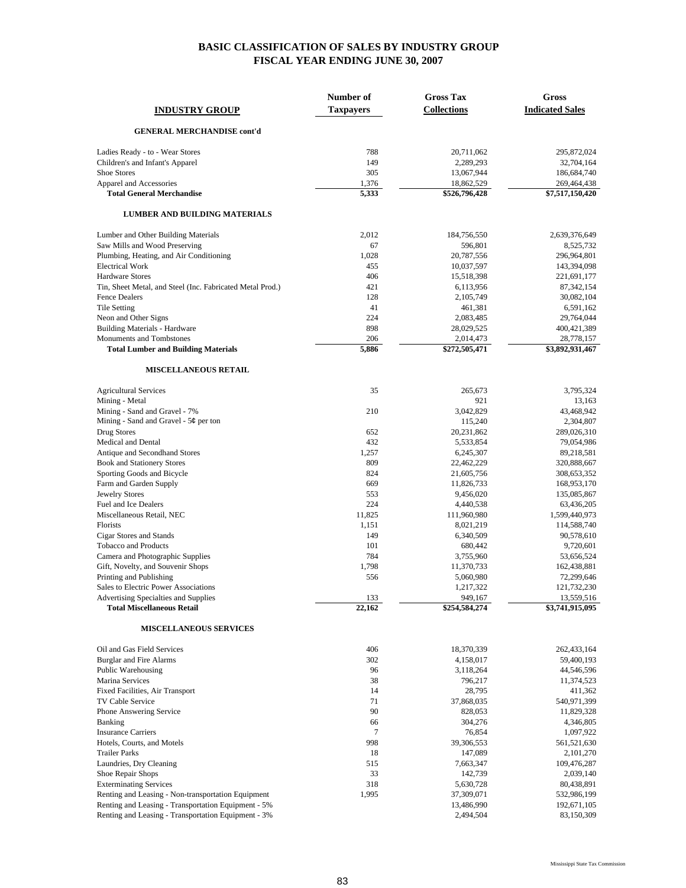# BASIC CLASSIFICATION OF SALES BY INDUSTRY GROUP
## FISCAL YEAR ENDING JUNE 30, 2007

| INDUSTRY GROUP | Number of Taxpayers | Gross Tax Collections | Gross Indicated Sales |
|---|---|---|---|
| **GENERAL MERCHANDISE cont'd** | | | |
| Ladies Ready - to - Wear Stores | 788 | 20,711,062 | 295,872,024 |
| Children's and Infant's Apparel | 149 | 2,289,293 | 32,704,164 |
| Shoe Stores | 305 | 13,067,944 | 186,684,740 |
| Apparel and Accessories | 1,376 | 18,862,529 | 269,464,438 |
| **Total General Merchandise** | **5,333** | **$526,796,428** | **$7,517,150,420** |
| **LUMBER AND BUILDING MATERIALS** | | | |
| Lumber and Other Building Materials | 2,012 | 184,756,550 | 2,639,376,649 |
| Saw Mills and Wood Preserving | 67 | 596,801 | 8,525,732 |
| Plumbing, Heating, and Air Conditioning | 1,028 | 20,787,556 | 296,964,801 |
| Electrical Work | 455 | 10,037,597 | 143,394,098 |
| Hardware Stores | 406 | 15,518,398 | 221,691,177 |
| Tin, Sheet Metal, and Steel (Inc. Fabricated Metal Prod.) | 421 | 6,113,956 | 87,342,154 |
| Fence Dealers | 128 | 2,105,749 | 30,082,104 |
| Tile Setting | 41 | 461,381 | 6,591,162 |
| Neon and Other Signs | 224 | 2,083,485 | 29,764,044 |
| Building Materials - Hardware | 898 | 28,029,525 | 400,421,389 |
| Monuments and Tombstones | 206 | 2,014,473 | 28,778,157 |
| **Total Lumber and Building Materials** | **5,886** | **$272,505,471** | **$3,892,931,467** |
| **MISCELLANEOUS RETAIL** | | | |
| Agricultural Services | 35 | 265,673 | 3,795,324 |
| Mining - Metal | | 921 | 13,163 |
| Mining - Sand and Gravel - 7% | 210 | 3,042,829 | 43,468,942 |
| Mining - Sand and Gravel - 5¢ per ton | | 115,240 | 2,304,807 |
| Drug Stores | 652 | 20,231,862 | 289,026,310 |
| Medical and Dental | 432 | 5,533,854 | 79,054,986 |
| Antique and Secondhand Stores | 1,257 | 6,245,307 | 89,218,581 |
| Book and Stationery Stores | 809 | 22,462,229 | 320,888,667 |
| Sporting Goods and Bicycle | 824 | 21,605,756 | 308,653,352 |
| Farm and Garden Supply | 669 | 11,826,733 | 168,953,170 |
| Jewelry Stores | 553 | 9,456,020 | 135,085,867 |
| Fuel and Ice Dealers | 224 | 4,440,538 | 63,436,205 |
| Miscellaneous Retail, NEC | 11,825 | 111,960,980 | 1,599,440,973 |
| Florists | 1,151 | 8,021,219 | 114,588,740 |
| Cigar Stores and Stands | 149 | 6,340,509 | 90,578,610 |
| Tobacco and Products | 101 | 680,442 | 9,720,601 |
| Camera and Photographic Supplies | 784 | 3,755,960 | 53,656,524 |
| Gift, Novelty, and Souvenir Shops | 1,798 | 11,370,733 | 162,438,881 |
| Printing and Publishing | 556 | 5,060,980 | 72,299,646 |
| Sales to Electric Power Associations | | 1,217,322 | 121,732,230 |
| Advertising Specialties and Supplies | 133 | 949,167 | 13,559,516 |
| **Total Miscellaneous Retail** | **22,162** | **$254,584,274** | **$3,741,915,095** |
| **MISCELLANEOUS SERVICES** | | | |
| Oil and Gas Field Services | 406 | 18,370,339 | 262,433,164 |
| Burglar and Fire Alarms | 302 | 4,158,017 | 59,400,193 |
| Public Warehousing | 96 | 3,118,264 | 44,546,596 |
| Marina Services | 38 | 796,217 | 11,374,523 |
| Fixed Facilities, Air Transport | 14 | 28,795 | 411,362 |
| TV Cable Service | 71 | 37,868,035 | 540,971,399 |
| Phone Answering Service | 90 | 828,053 | 11,829,328 |
| Banking | 66 | 304,276 | 4,346,805 |
| Insurance Carriers | 7 | 76,854 | 1,097,922 |
| Hotels, Courts, and Motels | 998 | 39,306,553 | 561,521,630 |
| Trailer Parks | 18 | 147,089 | 2,101,270 |
| Laundries, Dry Cleaning | 515 | 7,663,347 | 109,476,287 |
| Shoe Repair Shops | 33 | 142,739 | 2,039,140 |
| Exterminating Services | 318 | 5,630,728 | 80,438,891 |
| Renting and Leasing - Non-transportation Equipment | 1,995 | 37,309,071 | 532,986,199 |
| Renting and Leasing - Transportation Equipment - 5% | | 13,486,990 | 192,671,105 |
| Renting and Leasing - Transportation Equipment - 3% | | 2,494,504 | 83,150,309 |

Mississippi State Tax Commission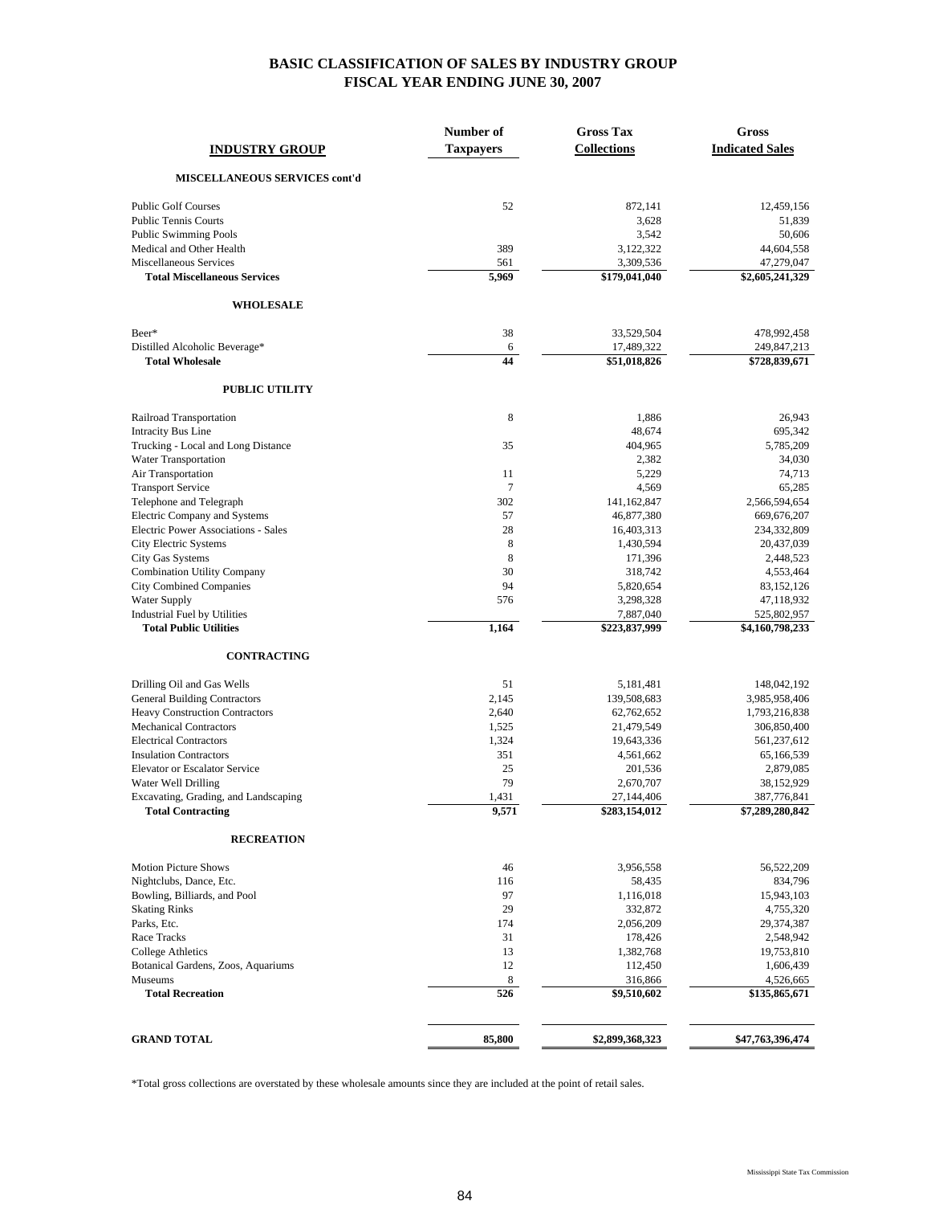# BASIC CLASSIFICATION OF SALES BY INDUSTRY GROUP
## FISCAL YEAR ENDING JUNE 30, 2007

| INDUSTRY GROUP | Number of Taxpayers | Gross Tax Collections | Gross Indicated Sales |
|---|---|---|---|
| **MISCELLANEOUS SERVICES cont'd** | | | |
| Public Golf Courses | 52 | 872,141 | 12,459,156 |
| Public Tennis Courts | | 3,628 | 51,839 |
| Public Swimming Pools | | 3,542 | 50,606 |
| Medical and Other Health | 389 | 3,122,322 | 44,604,558 |
| Miscellaneous Services | 561 | 3,309,536 | 47,279,047 |
| **Total Miscellaneous Services** | **5,969** | **$179,041,040** | **$2,605,241,329** |
| **WHOLESALE** | | | |
| Beer* | 38 | 33,529,504 | 478,992,458 |
| Distilled Alcoholic Beverage* | 6 | 17,489,322 | 249,847,213 |
| **Total Wholesale** | **44** | **$51,018,826** | **$728,839,671** |
| **PUBLIC UTILITY** | | | |
| Railroad Transportation | 8 | 1,886 | 26,943 |
| Intracity Bus Line | | 48,674 | 695,342 |
| Trucking - Local and Long Distance | 35 | 404,965 | 5,785,209 |
| Water Transportation | | 2,382 | 34,030 |
| Air Transportation | 11 | 5,229 | 74,713 |
| Transport Service | 7 | 4,569 | 65,285 |
| Telephone and Telegraph | 302 | 141,162,847 | 2,566,594,654 |
| Electric Company and Systems | 57 | 46,877,380 | 669,676,207 |
| Electric Power Associations - Sales | 28 | 16,403,313 | 234,332,809 |
| City Electric Systems | 8 | 1,430,594 | 20,437,039 |
| City Gas Systems | 8 | 171,396 | 2,448,523 |
| Combination Utility Company | 30 | 318,742 | 4,553,464 |
| City Combined Companies | 94 | 5,820,654 | 83,152,126 |
| Water Supply | 576 | 3,298,328 | 47,118,932 |
| Industrial Fuel by Utilities | | 7,887,040 | 525,802,957 |
| **Total Public Utilities** | **1,164** | **$223,837,999** | **$4,160,798,233** |
| **CONTRACTING** | | | |
| Drilling Oil and Gas Wells | 51 | 5,181,481 | 148,042,192 |
| General Building Contractors | 2,145 | 139,508,683 | 3,985,958,406 |
| Heavy Construction Contractors | 2,640 | 62,762,652 | 1,793,216,838 |
| Mechanical Contractors | 1,525 | 21,479,549 | 306,850,400 |
| Electrical Contractors | 1,324 | 19,643,336 | 561,237,612 |
| Insulation Contractors | 351 | 4,561,662 | 65,166,539 |
| Elevator or Escalator Service | 25 | 201,536 | 2,879,085 |
| Water Well Drilling | 79 | 2,670,707 | 38,152,929 |
| Excavating, Grading, and Landscaping | 1,431 | 27,144,406 | 387,776,841 |
| **Total Contracting** | **9,571** | **$283,154,012** | **$7,289,280,842** |
| **RECREATION** | | | |
| Motion Picture Shows | 46 | 3,956,558 | 56,522,209 |
| Nightclubs, Dance, Etc. | 116 | 58,435 | 834,796 |
| Bowling, Billiards, and Pool | 97 | 1,116,018 | 15,943,103 |
| Skating Rinks | 29 | 332,872 | 4,755,320 |
| Parks, Etc. | 174 | 2,056,209 | 29,374,387 |
| Race Tracks | 31 | 178,426 | 2,548,942 |
| College Athletics | 13 | 1,382,768 | 19,753,810 |
| Botanical Gardens, Zoos, Aquariums | 12 | 112,450 | 1,606,439 |
| Museums | 8 | 316,866 | 4,526,665 |
| **Total Recreation** | **526** | **$9,510,602** | **$135,865,671** |
| **GRAND TOTAL** | **85,800** | **$2,899,368,323** | **$47,763,396,474** |

*Total gross collections are overstated by these wholesale amounts since they are included at the point of retail sales.

Mississippi State Tax Commission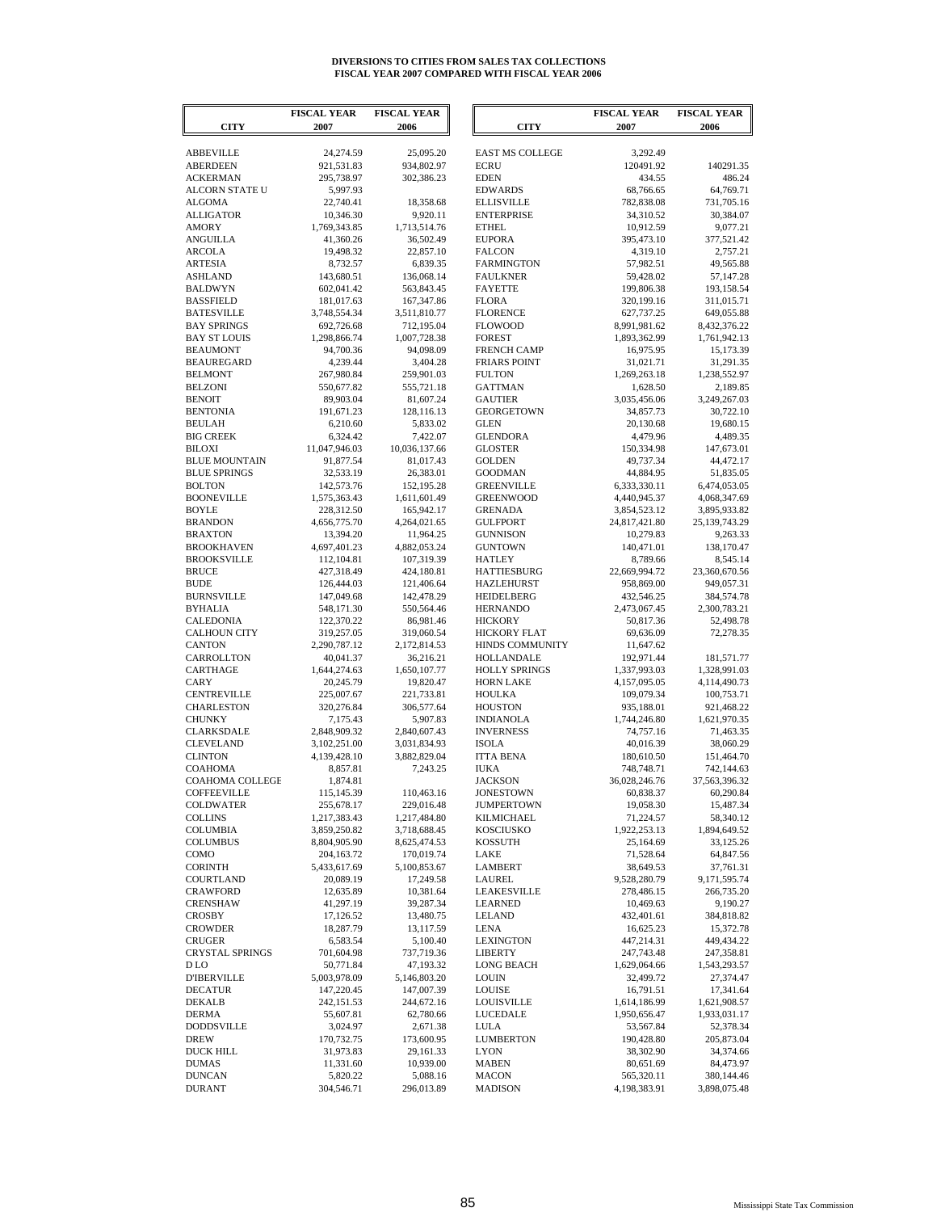**DIVERSIONS TO CITIES FROM SALES TAX COLLECTIONS**
**FISCAL YEAR 2007 COMPARED WITH FISCAL YEAR 2006**

| CITY | FISCAL YEAR 2007 | FISCAL YEAR 2006 |
|---|---|---|
| ABBEVILLE | 24,274.59 | 25,095.20 |
| ABERDEEN | 921,531.83 | 934,802.97 |
| ACKERMAN | 295,738.97 | 302,386.23 |
| ALCORN STATE U | 5,997.93 | |
| ALGOMA | 22,740.41 | 18,358.68 |
| ALLIGATOR | 10,346.30 | 9,920.11 |
| AMORY | 1,769,343.85 | 1,713,514.76 |
| ANGUILLA | 41,360.26 | 36,502.49 |
| ARCOLA | 19,498.32 | 22,857.10 |
| ARTESIA | 8,732.57 | 6,839.35 |
| ASHLAND | 143,680.51 | 136,068.14 |
| BALDWYN | 602,041.42 | 563,843.45 |
| BASSFIELD | 181,017.63 | 167,347.86 |
| BATESVILLE | 3,748,554.34 | 3,511,810.77 |
| BAY SPRINGS | 692,726.68 | 712,195.04 |
| BAY ST LOUIS | 1,298,866.74 | 1,007,728.38 |
| BEAUMONT | 94,700.36 | 94,098.09 |
| BEAUREGARD | 4,239.44 | 3,404.28 |
| BELMONT | 267,980.84 | 259,901.03 |
| BELZONI | 550,677.82 | 555,721.18 |
| BENOIT | 89,903.04 | 81,607.24 |
| BENTONIA | 191,671.23 | 128,116.13 |
| BEULAH | 6,210.60 | 5,833.02 |
| BIG CREEK | 6,324.42 | 7,422.07 |
| BILOXI | 11,047,946.03 | 10,036,137.66 |
| BLUE MOUNTAIN | 91,877.54 | 81,017.43 |
| BLUE SPRINGS | 32,533.19 | 26,383.01 |
| BOLTON | 142,573.76 | 152,195.28 |
| BOONEVILLE | 1,575,363.43 | 1,611,601.49 |
| BOYLE | 228,312.50 | 165,942.17 |
| BRANDON | 4,656,775.70 | 4,264,021.65 |
| BRAXTON | 13,394.20 | 11,964.25 |
| BROOKHAVEN | 4,697,401.23 | 4,882,053.24 |
| BROOKSVILLE | 112,104.81 | 107,319.39 |
| BRUCE | 427,318.49 | 424,180.81 |
| BUDE | 126,444.03 | 121,406.64 |
| BURNSVILLE | 147,049.68 | 142,478.29 |
| BYHALIA | 548,171.30 | 550,564.46 |
| CALEDONIA | 122,370.22 | 86,981.46 |
| CALHOUN CITY | 319,257.05 | 319,060.54 |
| CANTON | 2,290,787.12 | 2,172,814.53 |
| CARROLLTON | 40,041.37 | 36,216.21 |
| CARTHAGE | 1,644,274.63 | 1,650,107.77 |
| CARY | 20,245.79 | 19,820.47 |
| CENTREVILLE | 225,007.67 | 221,733.81 |
| CHARLESTON | 320,276.84 | 306,577.64 |
| CHUNKY | 7,175.43 | 5,907.83 |
| CLARKSDALE | 2,848,909.32 | 2,840,607.43 |
| CLEVELAND | 3,102,251.00 | 3,031,834.93 |
| CLINTON | 4,139,428.10 | 3,882,829.04 |
| COAHOMA | 8,857.81 | 7,243.25 |
| COAHOMA COLLEGE | 1,874.81 | |
| COFFEEVILLE | 115,145.39 | 110,463.16 |
| COLDWATER | 255,678.17 | 229,016.48 |
| COLLINS | 1,217,383.43 | 1,217,484.80 |
| COLUMBIA | 3,859,250.82 | 3,718,688.45 |
| COLUMBUS | 8,804,905.90 | 8,625,474.53 |
| COMO | 204,163.72 | 170,019.74 |
| CORINTH | 5,433,617.69 | 5,100,853.67 |
| COURTLAND | 20,089.19 | 17,249.58 |
| CRAWFORD | 12,635.89 | 10,381.64 |
| CRENSHAW | 41,297.19 | 39,287.34 |
| CROSBY | 17,126.52 | 13,480.75 |
| CROWDER | 18,287.79 | 13,117.59 |
| CRUGER | 6,583.54 | 5,100.40 |
| CRYSTAL SPRINGS | 701,604.98 | 737,719.36 |
| D LO | 50,771.84 | 47,193.32 |
| D'IBERVILLE | 5,003,978.09 | 5,146,803.20 |
| DECATUR | 147,220.45 | 147,007.39 |
| DEKALB | 242,151.53 | 244,672.16 |
| DERMA | 55,607.81 | 62,780.66 |
| DODDSVILLE | 3,024.97 | 2,671.38 |
| DREW | 170,732.75 | 173,600.95 |
| DUCK HILL | 31,973.83 | 29,161.33 |
| DUMAS | 11,331.60 | 10,939.00 |
| DUNCAN | 5,820.22 | 5,088.16 |
| DURANT | 304,546.71 | 296,013.89 |
| EAST MS COLLEGE | 3,292.49 | |
| ECRU | 120491.92 | 140291.35 |
| EDEN | 434.55 | 486.24 |
| EDWARDS | 68,766.65 | 64,769.71 |
| ELLISVILLE | 782,838.08 | 731,705.16 |
| ENTERPRISE | 34,310.52 | 30,384.07 |
| ETHEL | 10,912.59 | 9,077.21 |
| EUPORA | 395,473.10 | 377,521.42 |
| FALCON | 4,319.10 | 2,757.21 |
| FARMINGTON | 57,982.51 | 49,565.88 |
| FAULKNER | 59,428.02 | 57,147.28 |
| FAYETTE | 199,806.38 | 193,158.54 |
| FLORA | 320,199.16 | 311,015.71 |
| FLORENCE | 627,737.25 | 649,055.88 |
| FLOWOOD | 8,991,981.62 | 8,432,376.22 |
| FOREST | 1,893,362.99 | 1,761,942.13 |
| FRENCH CAMP | 16,975.95 | 15,173.39 |
| FRIARS POINT | 31,021.71 | 31,291.35 |
| FULTON | 1,269,263.18 | 1,238,552.97 |
| GATTMAN | 1,628.50 | 2,189.85 |
| GAUTIER | 3,035,456.06 | 3,249,267.03 |
| GEORGETOWN | 34,857.73 | 30,722.10 |
| GLEN | 20,130.68 | 19,680.15 |
| GLENDORA | 4,479.96 | 4,489.35 |
| GLOSTER | 150,334.98 | 147,673.01 |
| GOLDEN | 49,737.34 | 44,472.17 |
| GOODMAN | 44,884.95 | 51,835.05 |
| GREENVILLE | 6,333,330.11 | 6,474,053.05 |
| GREENWOOD | 4,440,945.37 | 4,068,347.69 |
| GRENADA | 3,854,523.12 | 3,895,933.82 |
| GULFPORT | 24,817,421.80 | 25,139,743.29 |
| GUNNISON | 10,279.83 | 9,263.33 |
| GUNTOWN | 140,471.01 | 138,170.47 |
| HATLEY | 8,789.66 | 8,545.14 |
| HATTIESBURG | 22,669,994.72 | 23,360,670.56 |
| HAZLEHURST | 958,869.00 | 949,057.31 |
| HEIDELBERG | 432,546.25 | 384,574.78 |
| HERNANDO | 2,473,067.45 | 2,300,783.21 |
| HICKORY | 50,817.36 | 52,498.78 |
| HICKORY FLAT | 69,636.09 | 72,278.35 |
| HINDS COMMUNITY | 11,647.62 | |
| HOLLANDALE | 192,971.44 | 181,571.77 |
| HOLLY SPRINGS | 1,337,993.03 | 1,328,991.03 |
| HORN LAKE | 4,157,095.05 | 4,114,490.73 |
| HOULKA | 109,079.34 | 100,753.71 |
| HOUSTON | 935,188.01 | 921,468.22 |
| INDIANOLA | 1,744,246.80 | 1,621,970.35 |
| INVERNESS | 74,757.16 | 71,463.35 |
| ISOLA | 40,016.39 | 38,060.29 |
| ITTA BENA | 180,610.50 | 151,464.70 |
| IUKA | 748,748.71 | 742,144.63 |
| JACKSON | 36,028,246.76 | 37,563,396.32 |
| JONESTOWN | 60,838.37 | 60,290.84 |
| JUMPERTOWN | 19,058.30 | 15,487.34 |
| KILMICHAEL | 71,224.57 | 58,340.12 |
| KOSCIUSKO | 1,922,253.13 | 1,894,649.52 |
| KOSSUTH | 25,164.69 | 33,125.26 |
| LAKE | 71,528.64 | 64,847.56 |
| LAMBERT | 38,649.53 | 37,761.31 |
| LAUREL | 9,528,280.79 | 9,171,595.74 |
| LEAKESVILLE | 278,486.15 | 266,735.20 |
| LEARNED | 10,469.63 | 9,190.27 |
| LELAND | 432,401.61 | 384,818.82 |
| LENA | 16,625.23 | 15,372.78 |
| LEXINGTON | 447,214.31 | 449,434.22 |
| LIBERTY | 247,743.48 | 247,358.81 |
| LONG BEACH | 1,629,064.66 | 1,543,293.57 |
| LOUIN | 32,499.72 | 27,374.47 |
| LOUISE | 16,791.51 | 17,341.64 |
| LOUISVILLE | 1,614,186.99 | 1,621,908.57 |
| LUCEDALE | 1,950,656.47 | 1,933,031.17 |
| LULA | 53,567.84 | 52,378.34 |
| LUMBERTON | 190,428.80 | 205,873.04 |
| LYON | 38,302.90 | 34,374.66 |
| MABEN | 80,651.69 | 84,473.97 |
| MACON | 565,320.11 | 380,144.46 |
| MADISON | 4,198,383.91 | 3,898,075.48 |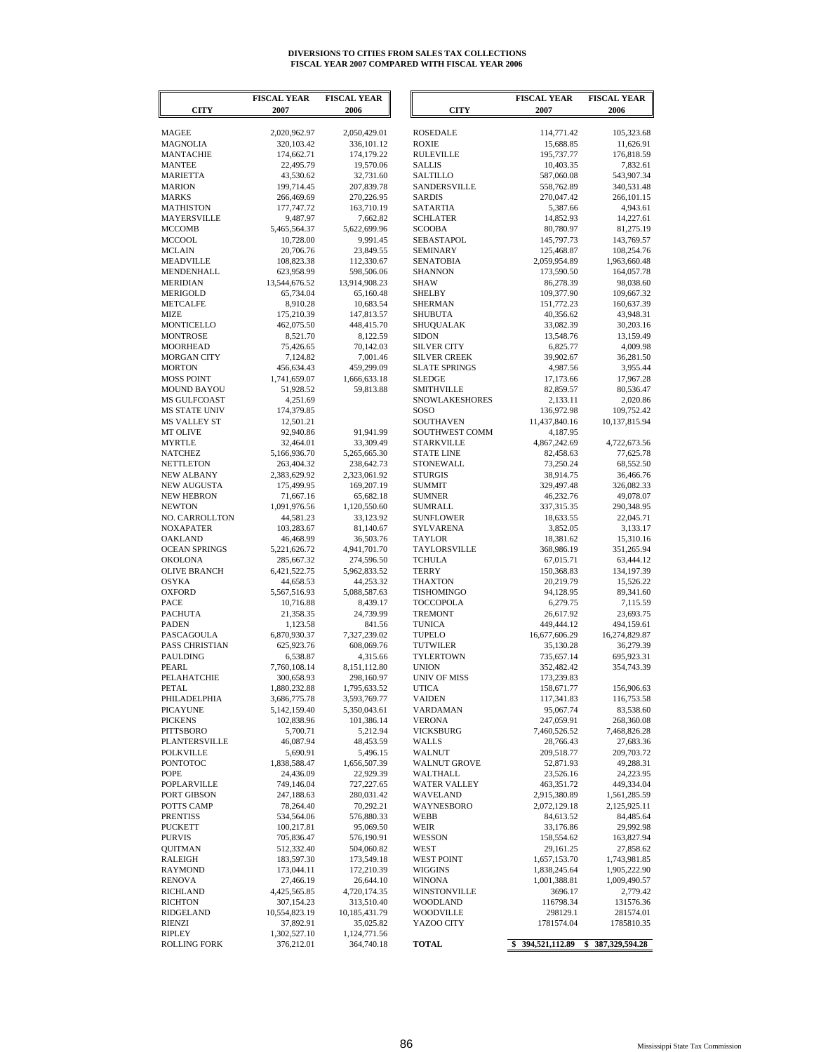**DIVERSIONS TO CITIES FROM SALES TAX COLLECTIONS**
**FISCAL YEAR 2007 COMPARED WITH FISCAL YEAR 2006**

| CITY | FISCAL YEAR 2007 | FISCAL YEAR 2006 |
|---|---|---|
| MAGEE | 2,020,962.97 | 2,050,429.01 |
| MAGNOLIA | 320,103.42 | 336,101.12 |
| MANTACHIE | 174,662.71 | 174,179.22 |
| MANTEE | 22,495.79 | 19,570.06 |
| MARIETTA | 43,530.62 | 32,731.60 |
| MARION | 199,714.45 | 207,839.78 |
| MARKS | 266,469.69 | 270,226.95 |
| MATHISTON | 177,747.72 | 163,710.19 |
| MAYERSVILLE | 9,487.97 | 7,662.82 |
| MCCOMB | 5,465,564.37 | 5,622,699.96 |
| MCCOOL | 10,728.00 | 9,991.45 |
| MCLAIN | 20,706.76 | 23,849.55 |
| MEADVILLE | 108,823.38 | 112,330.67 |
| MENDENHALL | 623,958.99 | 598,506.06 |
| MERIDIAN | 13,544,676.52 | 13,914,908.23 |
| MERIGOLD | 65,734.04 | 65,160.48 |
| METCALFE | 8,910.28 | 10,683.54 |
| MIZE | 175,210.39 | 147,813.57 |
| MONTICELLO | 462,075.50 | 448,415.70 |
| MONTROSE | 8,521.70 | 8,122.59 |
| MOORHEAD | 75,426.65 | 70,142.03 |
| MORGAN CITY | 7,124.82 | 7,001.46 |
| MORTON | 456,634.43 | 459,299.09 |
| MOSS POINT | 1,741,659.07 | 1,666,633.18 |
| MOUND BAYOU | 51,928.52 | 59,813.88 |
| MS GULFCOAST | 4,251.69 | |
| MS STATE UNIV | 174,379.85 | |
| MS VALLEY ST | 12,501.21 | |
| MT OLIVE | 92,940.86 | 91,941.99 |
| MYRTLE | 32,464.01 | 33,309.49 |
| NATCHEZ | 5,166,936.70 | 5,265,665.30 |
| NETTLETON | 263,404.32 | 238,642.73 |
| NEW ALBANY | 2,383,629.92 | 2,323,061.92 |
| NEW AUGUSTA | 175,499.95 | 169,207.19 |
| NEW HEBRON | 71,667.16 | 65,682.18 |
| NEWTON | 1,091,976.56 | 1,120,550.60 |
| NO. CARROLLTON | 44,581.23 | 33,123.92 |
| NOXAPATER | 103,283.67 | 81,140.67 |
| OAKLAND | 46,468.99 | 36,503.76 |
| OCEAN SPRINGS | 5,221,626.72 | 4,941,701.70 |
| OKOLONA | 285,667.32 | 274,596.50 |
| OLIVE BRANCH | 6,421,522.75 | 5,962,833.52 |
| OSYKA | 44,658.53 | 44,253.32 |
| OXFORD | 5,567,516.93 | 5,088,587.63 |
| PACE | 10,716.88 | 8,439.17 |
| PACHUTA | 21,358.35 | 24,739.99 |
| PADEN | 1,123.58 | 841.56 |
| PASCAGOULA | 6,870,930.37 | 7,327,239.02 |
| PASS CHRISTIAN | 625,923.76 | 608,069.76 |
| PAULDING | 6,538.87 | 4,315.66 |
| PEARL | 7,760,108.14 | 8,151,112.80 |
| PELAHATCHIE | 300,658.93 | 298,160.97 |
| PETAL | 1,880,232.88 | 1,795,633.52 |
| PHILADELPHIA | 3,686,775.78 | 3,593,769.77 |
| PICAYUNE | 5,142,159.40 | 5,350,043.61 |
| PICKENS | 102,838.96 | 101,386.14 |
| PITTSBORO | 5,700.71 | 5,212.94 |
| PLANTERSVILLE | 46,087.94 | 48,453.59 |
| POLKVILLE | 5,690.91 | 5,496.15 |
| PONTOTOC | 1,838,588.47 | 1,656,507.39 |
| POPE | 24,436.09 | 22,929.39 |
| POPLARVILLE | 749,146.04 | 727,227.65 |
| PORT GIBSON | 247,188.63 | 280,031.42 |
| POTTS CAMP | 78,264.40 | 70,292.21 |
| PRENTISS | 534,564.06 | 576,880.33 |
| PUCKETT | 100,217.81 | 95,069.50 |
| PURVIS | 705,836.47 | 576,190.91 |
| QUITMAN | 512,332.40 | 504,060.82 |
| RALEIGH | 183,597.30 | 173,549.18 |
| RAYMOND | 173,044.11 | 172,210.39 |
| RENOVA | 27,466.19 | 26,644.10 |
| RICHLAND | 4,425,565.85 | 4,720,174.35 |
| RICHTON | 307,154.23 | 313,510.40 |
| RIDGELAND | 10,554,823.19 | 10,185,431.79 |
| RIENZI | 37,892.91 | 35,025.82 |
| RIPLEY | 1,302,527.10 | 1,124,771.56 |
| ROLLING FORK | 376,212.01 | 364,740.18 |
| ROSEDALE | 114,771.42 | 105,323.68 |
| ROXIE | 15,688.85 | 11,626.91 |
| RULEVILLE | 195,737.77 | 176,818.59 |
| SALLIS | 10,403.35 | 7,832.61 |
| SALTILLO | 587,060.08 | 543,907.34 |
| SANDERSVILLE | 558,762.89 | 340,531.48 |
| SARDIS | 270,047.42 | 266,101.15 |
| SATARTIA | 5,387.66 | 4,943.61 |
| SCHLATER | 14,852.93 | 14,227.61 |
| SCOOBA | 80,780.97 | 81,275.19 |
| SEBASTAPOL | 145,797.73 | 143,769.57 |
| SEMINARY | 125,468.87 | 108,254.76 |
| SENATOBIA | 2,059,954.89 | 1,963,660.48 |
| SHANNON | 173,590.50 | 164,057.78 |
| SHAW | 86,278.39 | 98,038.60 |
| SHELBY | 109,377.90 | 109,667.32 |
| SHERMAN | 151,772.23 | 160,637.39 |
| SHUBUTA | 40,356.62 | 43,948.31 |
| SHUQUALAK | 33,082.39 | 30,203.16 |
| SIDON | 13,548.76 | 13,159.49 |
| SILVER CITY | 6,825.77 | 4,009.98 |
| SILVER CREEK | 39,902.67 | 36,281.50 |
| SLATE SPRINGS | 4,987.56 | 3,955.44 |
| SLEDGE | 17,173.66 | 17,967.28 |
| SMITHVILLE | 82,859.57 | 80,536.47 |
| SNOWLAKESHORES | 2,133.11 | 2,020.86 |
| SOSO | 136,972.98 | 109,752.42 |
| SOUTHAVEN | 11,437,840.16 | 10,137,815.94 |
| SOUTHWEST COMM | 4,187.95 | |
| STARKVILLE | 4,867,242.69 | 4,722,673.56 |
| STATE LINE | 82,458.63 | 77,625.78 |
| STONEWALL | 73,250.24 | 68,552.50 |
| STURGIS | 38,914.75 | 36,466.76 |
| SUMMIT | 329,497.48 | 326,082.33 |
| SUMNER | 46,232.76 | 49,078.07 |
| SUMRALL | 337,315.35 | 290,348.95 |
| SUNFLOWER | 18,633.55 | 22,045.71 |
| SYLVARENA | 3,852.05 | 3,133.17 |
| TAYLOR | 18,381.62 | 15,310.16 |
| TAYLORSVILLE | 368,986.19 | 351,265.94 |
| TCHULA | 67,015.71 | 63,444.12 |
| TERRY | 150,368.83 | 134,197.39 |
| THAXTON | 20,219.79 | 15,526.22 |
| TISHOMINGO | 94,128.95 | 89,341.60 |
| TOCCOPOLA | 6,279.75 | 7,115.59 |
| TREMONT | 26,617.92 | 23,693.75 |
| TUNICA | 449,444.12 | 494,159.61 |
| TUPELO | 16,677,606.29 | 16,274,829.87 |
| TUTWILER | 35,130.28 | 36,279.39 |
| TYLERTOWN | 735,657.14 | 695,923.31 |
| UNION | 352,482.42 | 354,743.39 |
| UNIV OF MISS | 173,239.83 | |
| UTICA | 158,671.77 | 156,906.63 |
| VAIDEN | 117,341.83 | 116,753.58 |
| VARDAMAN | 95,067.74 | 83,538.60 |
| VERONA | 247,059.91 | 268,360.08 |
| VICKSBURG | 7,460,526.52 | 7,468,826.28 |
| WALLS | 28,766.43 | 27,683.36 |
| WALNUT | 209,518.77 | 209,703.72 |
| WALNUT GROVE | 52,871.93 | 49,288.31 |
| WALTHALL | 23,526.16 | 24,223.95 |
| WATER VALLEY | 463,351.72 | 449,334.04 |
| WAVELAND | 2,915,380.89 | 1,561,285.59 |
| WAYNESBORO | 2,072,129.18 | 2,125,925.11 |
| WEBB | 84,613.52 | 84,485.64 |
| WEIR | 33,176.86 | 29,992.98 |
| WESSON | 158,554.62 | 163,827.94 |
| WEST | 29,161.25 | 27,858.62 |
| WEST POINT | 1,657,153.70 | 1,743,981.85 |
| WIGGINS | 1,838,245.64 | 1,905,222.90 |
| WINONA | 1,001,388.81 | 1,009,490.57 |
| WINSTONVILLE | 3696.17 | 2,779.42 |
| WOODLAND | 116798.34 | 131576.36 |
| WOODVILLE | 298129.1 | 281574.01 |
| YAZOO CITY | 1781574.04 | 1785810.35 |
| **TOTAL** | **$ 394,521,112.89** | **$ 387,329,594.28** |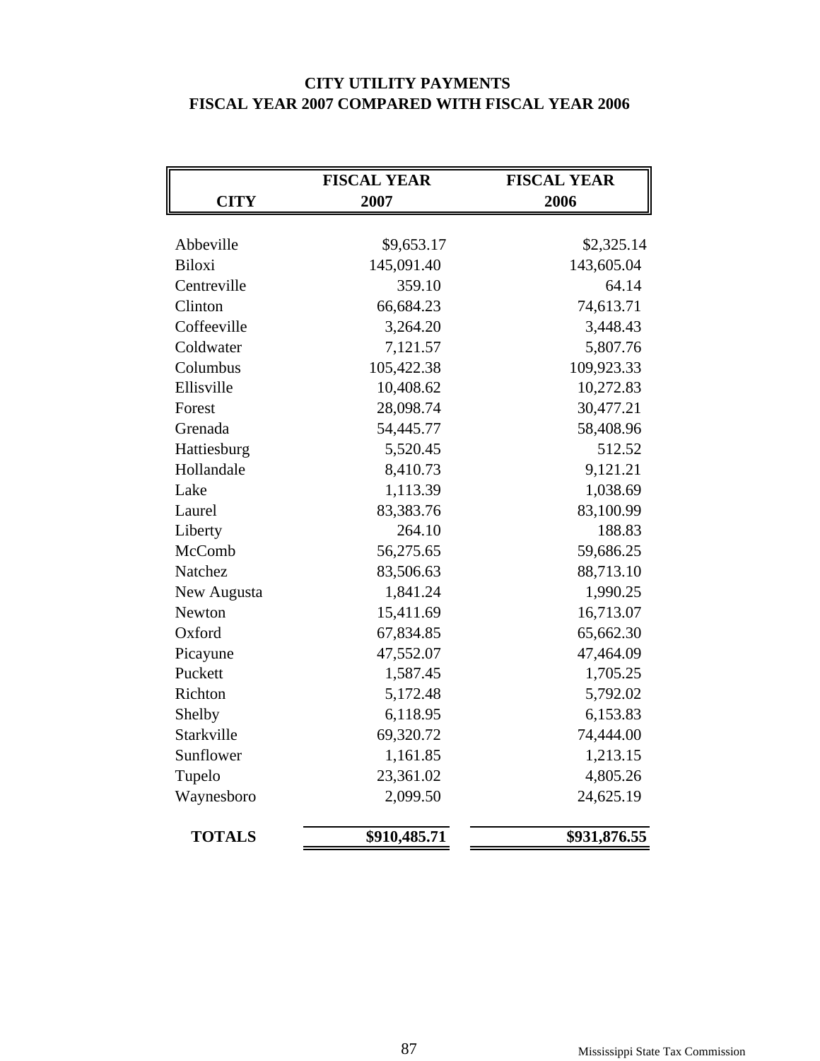# CITY UTILITY PAYMENTS
## FISCAL YEAR 2007 COMPARED WITH FISCAL YEAR 2006

| CITY | FISCAL YEAR 2007 | FISCAL YEAR 2006 |
|---|---|---|
| Abbeville | $9,653.17 | $2,325.14 |
| Biloxi | 145,091.40 | 143,605.04 |
| Centreville | 359.10 | 64.14 |
| Clinton | 66,684.23 | 74,613.71 |
| Coffeeville | 3,264.20 | 3,448.43 |
| Coldwater | 7,121.57 | 5,807.76 |
| Columbus | 105,422.38 | 109,923.33 |
| Ellisville | 10,408.62 | 10,272.83 |
| Forest | 28,098.74 | 30,477.21 |
| Grenada | 54,445.77 | 58,408.96 |
| Hattiesburg | 5,520.45 | 512.52 |
| Hollandale | 8,410.73 | 9,121.21 |
| Lake | 1,113.39 | 1,038.69 |
| Laurel | 83,383.76 | 83,100.99 |
| Liberty | 264.10 | 188.83 |
| McComb | 56,275.65 | 59,686.25 |
| Natchez | 83,506.63 | 88,713.10 |
| New Augusta | 1,841.24 | 1,990.25 |
| Newton | 15,411.69 | 16,713.07 |
| Oxford | 67,834.85 | 65,662.30 |
| Picayune | 47,552.07 | 47,464.09 |
| Puckett | 1,587.45 | 1,705.25 |
| Richton | 5,172.48 | 5,792.02 |
| Shelby | 6,118.95 | 6,153.83 |
| Starkville | 69,320.72 | 74,444.00 |
| Sunflower | 1,161.85 | 1,213.15 |
| Tupelo | 23,361.02 | 4,805.26 |
| Waynesboro | 2,099.50 | 24,625.19 |
| **TOTALS** | **$910,485.71** | **$931,876.55** |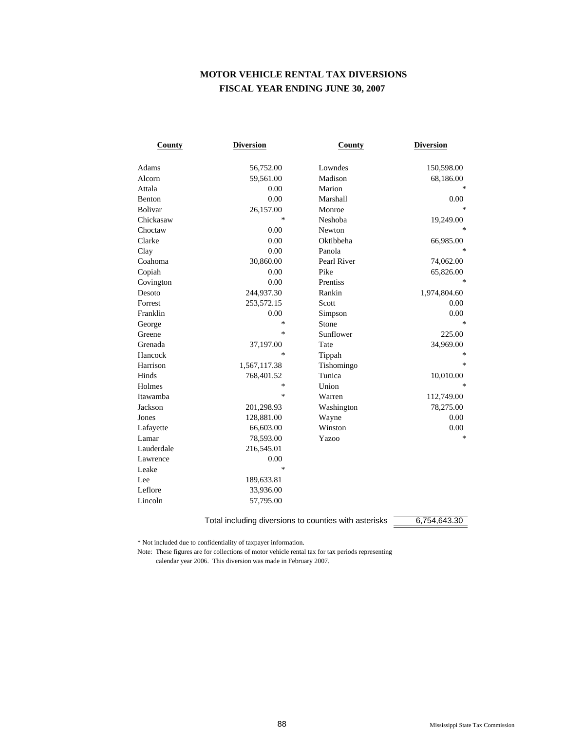# MOTOR VEHICLE RENTAL TAX DIVERSIONS
## FISCAL YEAR ENDING JUNE 30, 2007

| County | Diversion | County | Diversion |
|---|---|---|---|
| Adams | 56,752.00 | Lowndes | 150,598.00 |
| Alcorn | 59,561.00 | Madison | 68,186.00 |
| Attala | 0.00 | Marion | * |
| Benton | 0.00 | Marshall | 0.00 |
| Bolivar | 26,157.00 | Monroe | * |
| Chickasaw | * | Neshoba | 19,249.00 |
| Choctaw | 0.00 | Newton | * |
| Clarke | 0.00 | Oktibbeha | 66,985.00 |
| Clay | 0.00 | Panola | * |
| Coahoma | 30,860.00 | Pearl River | 74,062.00 |
| Copiah | 0.00 | Pike | 65,826.00 |
| Covington | 0.00 | Prentiss | * |
| Desoto | 244,937.30 | Rankin | 1,974,804.60 |
| Forrest | 253,572.15 | Scott | 0.00 |
| Franklin | 0.00 | Simpson | 0.00 |
| George | * | Stone | * |
| Greene | * | Sunflower | 225.00 |
| Grenada | 37,197.00 | Tate | 34,969.00 |
| Hancock | * | Tippah | * |
| Harrison | 1,567,117.38 | Tishomingo | * |
| Hinds | 768,401.52 | Tunica | 10,010.00 |
| Holmes | * | Union | * |
| Itawamba | * | Warren | 112,749.00 |
| Jackson | 201,298.93 | Washington | 78,275.00 |
| Jones | 128,881.00 | Wayne | 0.00 |
| Lafayette | 66,603.00 | Winston | 0.00 |
| Lamar | 78,593.00 | Yazoo | * |
| Lauderdale | 216,545.01 | | |
| Lawrence | 0.00 | | |
| Leake | * | | |
| Lee | 189,633.81 | | |
| Leflore | 33,936.00 | | |
| Lincoln | 57,795.00 | | |

Total including diversions to counties with asterisks 6,754,643.30

* Not included due to confidentiality of taxpayer information.

Note: These figures are for collections of motor vehicle rental tax for tax periods representing calendar year 2006. This diversion was made in February 2007.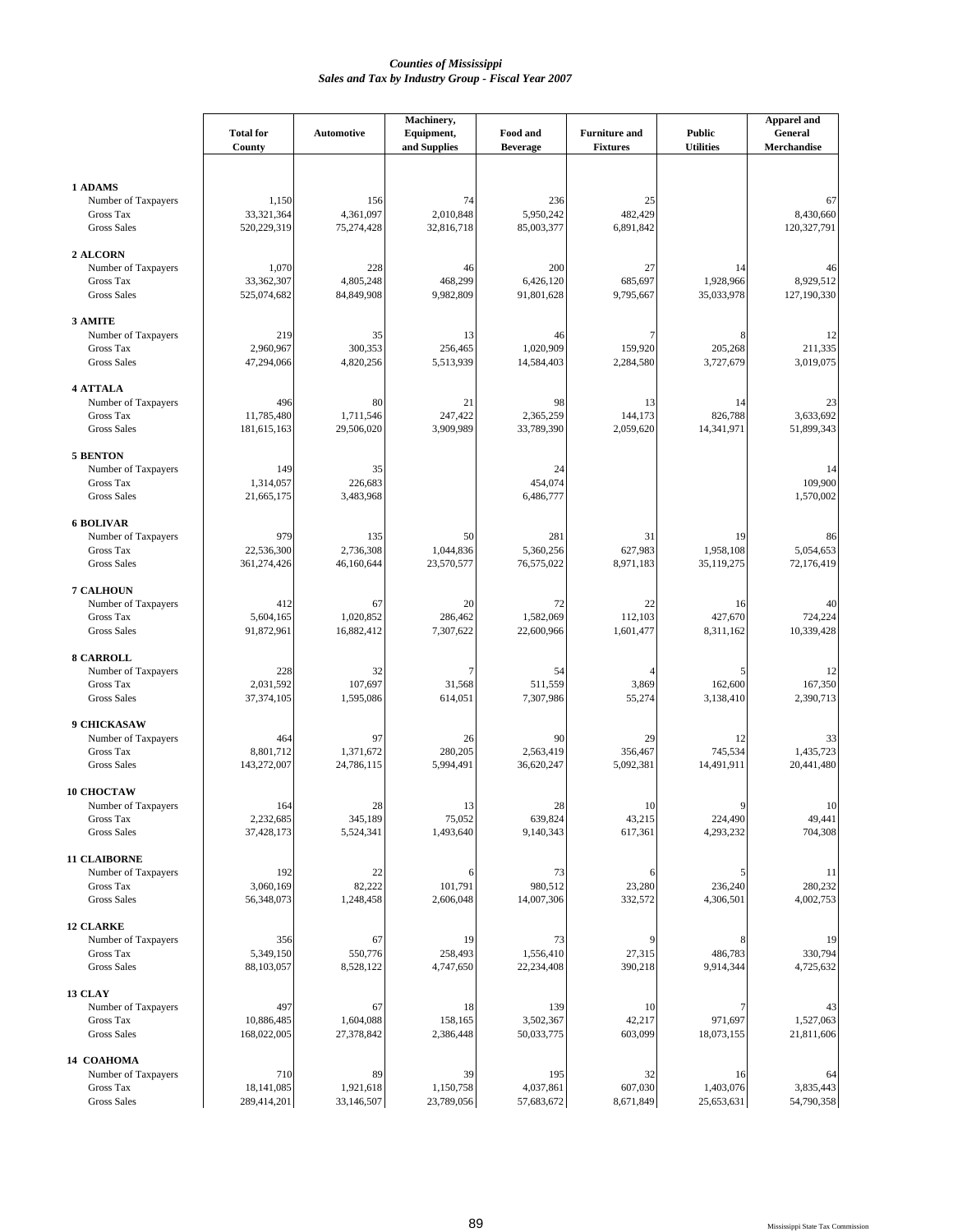*Counties of Mississippi*
*Sales and Tax by Industry Group - Fiscal Year 2007*

| | Total for County | Automotive | Machinery, Equipment, and Supplies | Food and Beverage | Furniture and Fixtures | Public Utilities | Apparel and General Merchandise |
|---|---|---|---|---|---|---|---|
| **1 ADAMS** | | | | | | | |
| Number of Taxpayers | 1,150 | 156 | 74 | 236 | 25 | | 67 |
| Gross Tax | 33,321,364 | 4,361,097 | 2,010,848 | 5,950,242 | 482,429 | | 8,430,660 |
| Gross Sales | 520,229,319 | 75,274,428 | 32,816,718 | 85,003,377 | 6,891,842 | | 120,327,791 |
| **2 ALCORN** | | | | | | | |
| Number of Taxpayers | 1,070 | 228 | 46 | 200 | 27 | 14 | 46 |
| Gross Tax | 33,362,307 | 4,805,248 | 468,299 | 6,426,120 | 685,697 | 1,928,966 | 8,929,512 |
| Gross Sales | 525,074,682 | 84,849,908 | 9,982,809 | 91,801,628 | 9,795,667 | 35,033,978 | 127,190,330 |
| **3 AMITE** | | | | | | | |
| Number of Taxpayers | 219 | 35 | 13 | 46 | 7 | 8 | 12 |
| Gross Tax | 2,960,967 | 300,353 | 256,465 | 1,020,909 | 159,920 | 205,268 | 211,335 |
| Gross Sales | 47,294,066 | 4,820,256 | 5,513,939 | 14,584,403 | 2,284,580 | 3,727,679 | 3,019,075 |
| **4 ATTALA** | | | | | | | |
| Number of Taxpayers | 496 | 80 | 21 | 98 | 13 | 14 | 23 |
| Gross Tax | 11,785,480 | 1,711,546 | 247,422 | 2,365,259 | 144,173 | 826,788 | 3,633,692 |
| Gross Sales | 181,615,163 | 29,506,020 | 3,909,989 | 33,789,390 | 2,059,620 | 14,341,971 | 51,899,343 |
| **5 BENTON** | | | | | | | |
| Number of Taxpayers | 149 | 35 | | 24 | | | 14 |
| Gross Tax | 1,314,057 | 226,683 | | 454,074 | | | 109,900 |
| Gross Sales | 21,665,175 | 3,483,968 | | 6,486,777 | | | 1,570,002 |
| **6 BOLIVAR** | | | | | | | |
| Number of Taxpayers | 979 | 135 | 50 | 281 | 31 | 19 | 86 |
| Gross Tax | 22,536,300 | 2,736,308 | 1,044,836 | 5,360,256 | 627,983 | 1,958,108 | 5,054,653 |
| Gross Sales | 361,274,426 | 46,160,644 | 23,570,577 | 76,575,022 | 8,971,183 | 35,119,275 | 72,176,419 |
| **7 CALHOUN** | | | | | | | |
| Number of Taxpayers | 412 | 67 | 20 | 72 | 22 | 16 | 40 |
| Gross Tax | 5,604,165 | 1,020,852 | 286,462 | 1,582,069 | 112,103 | 427,670 | 724,224 |
| Gross Sales | 91,872,961 | 16,882,412 | 7,307,622 | 22,600,966 | 1,601,477 | 8,311,162 | 10,339,428 |
| **8 CARROLL** | | | | | | | |
| Number of Taxpayers | 228 | 32 | 7 | 54 | 4 | 5 | 12 |
| Gross Tax | 2,031,592 | 107,697 | 31,568 | 511,559 | 3,869 | 162,600 | 167,350 |
| Gross Sales | 37,374,105 | 1,595,086 | 614,051 | 7,307,986 | 55,274 | 3,138,410 | 2,390,713 |
| **9 CHICKASAW** | | | | | | | |
| Number of Taxpayers | 464 | 97 | 26 | 90 | 29 | 12 | 33 |
| Gross Tax | 8,801,712 | 1,371,672 | 280,205 | 2,563,419 | 356,467 | 745,534 | 1,435,723 |
| Gross Sales | 143,272,007 | 24,786,115 | 5,994,491 | 36,620,247 | 5,092,381 | 14,491,911 | 20,441,480 |
| **10 CHOCTAW** | | | | | | | |
| Number of Taxpayers | 164 | 28 | 13 | 28 | 10 | 9 | 10 |
| Gross Tax | 2,232,685 | 345,189 | 75,052 | 639,824 | 43,215 | 224,490 | 49,441 |
| Gross Sales | 37,428,173 | 5,524,341 | 1,493,640 | 9,140,343 | 617,361 | 4,293,232 | 704,308 |
| **11 CLAIBORNE** | | | | | | | |
| Number of Taxpayers | 192 | 22 | 6 | 73 | 6 | 5 | 11 |
| Gross Tax | 3,060,169 | 82,222 | 101,791 | 980,512 | 23,280 | 236,240 | 280,232 |
| Gross Sales | 56,348,073 | 1,248,458 | 2,606,048 | 14,007,306 | 332,572 | 4,306,501 | 4,002,753 |
| **12 CLARKE** | | | | | | | |
| Number of Taxpayers | 356 | 67 | 19 | 73 | 9 | 8 | 19 |
| Gross Tax | 5,349,150 | 550,776 | 258,493 | 1,556,410 | 27,315 | 486,783 | 330,794 |
| Gross Sales | 88,103,057 | 8,528,122 | 4,747,650 | 22,234,408 | 390,218 | 9,914,344 | 4,725,632 |
| **13 CLAY** | | | | | | | |
| Number of Taxpayers | 497 | 67 | 18 | 139 | 10 | 7 | 43 |
| Gross Tax | 10,886,485 | 1,604,088 | 158,165 | 3,502,367 | 42,217 | 971,697 | 1,527,063 |
| Gross Sales | 168,022,005 | 27,378,842 | 2,386,448 | 50,033,775 | 603,099 | 18,073,155 | 21,811,606 |
| **14 COAHOMA** | | | | | | | |
| Number of Taxpayers | 710 | 89 | 39 | 195 | 32 | 16 | 64 |
| Gross Tax | 18,141,085 | 1,921,618 | 1,150,758 | 4,037,861 | 607,030 | 1,403,076 | 3,835,443 |
| Gross Sales | 289,414,201 | 33,146,507 | 23,789,056 | 57,683,672 | 8,671,849 | 25,653,631 | 54,790,358 |

Mississippi State Tax Commission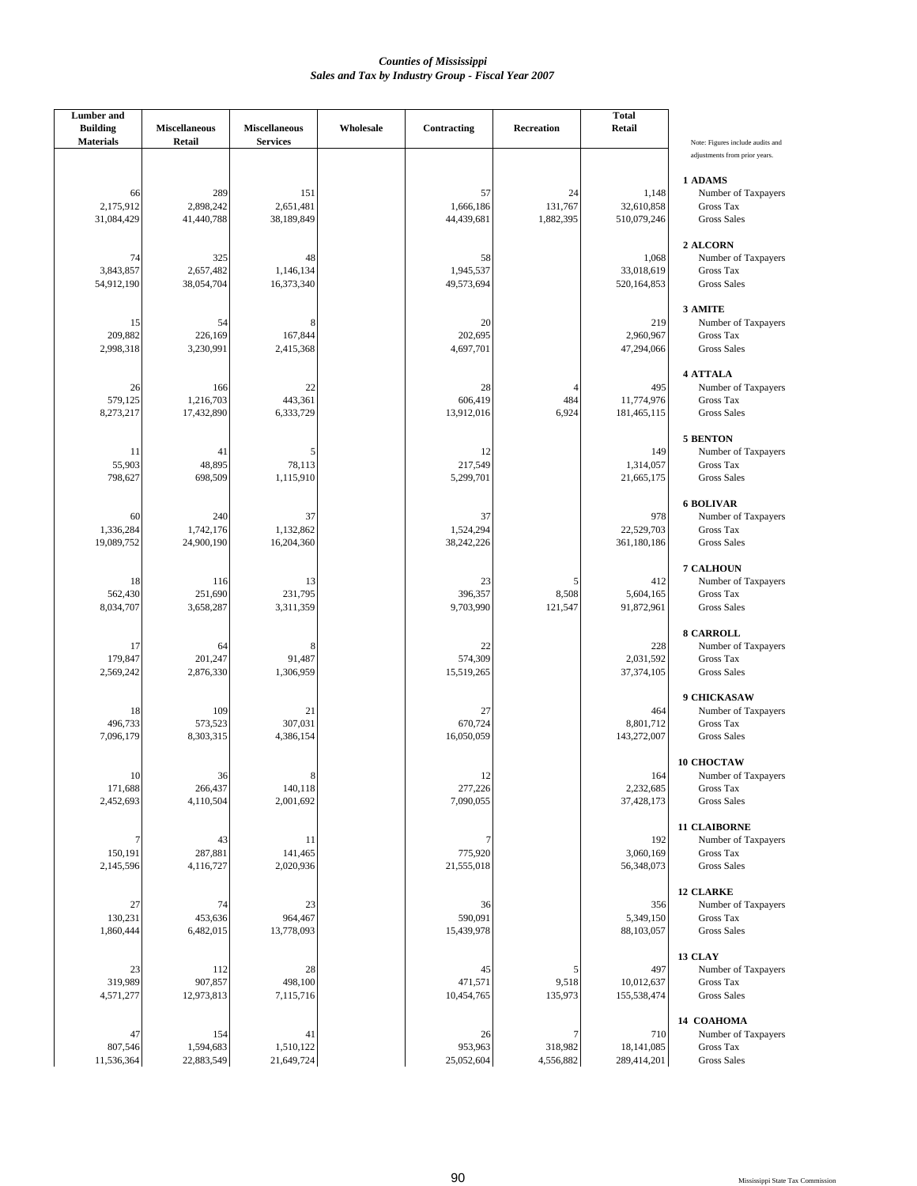*Counties of Mississippi*
*Sales and Tax by Industry Group - Fiscal Year 2007*

| County | Item | Lumber and Building Materials | Miscellaneous Retail | Miscellaneous Services | Wholesale | Contracting | Recreation | Total Retail |
|---|---|---|---|---|---|---|---|---|
| 1 ADAMS | Number of Taxpayers | 66 | 289 | 151 | | 57 | 24 | 1,148 |
| | Gross Tax | 2,175,912 | 2,898,242 | 2,651,481 | | 1,666,186 | 131,767 | 32,610,858 |
| | Gross Sales | 31,084,429 | 41,440,788 | 38,189,849 | | 44,439,681 | 1,882,395 | 510,079,246 |
| 2 ALCORN | Number of Taxpayers | 74 | 325 | 48 | | 58 | | 1,068 |
| | Gross Tax | 3,843,857 | 2,657,482 | 1,146,134 | | 1,945,537 | | 33,018,619 |
| | Gross Sales | 54,912,190 | 38,054,704 | 16,373,340 | | 49,573,694 | | 520,164,853 |
| 3 AMITE | Number of Taxpayers | 15 | 54 | 8 | | 20 | | 219 |
| | Gross Tax | 209,882 | 226,169 | 167,844 | | 202,695 | | 2,960,967 |
| | Gross Sales | 2,998,318 | 3,230,991 | 2,415,368 | | 4,697,701 | | 47,294,066 |
| 4 ATTALA | Number of Taxpayers | 26 | 166 | 22 | | 28 | 4 | 495 |
| | Gross Tax | 579,125 | 1,216,703 | 443,361 | | 606,419 | 484 | 11,774,976 |
| | Gross Sales | 8,273,217 | 17,432,890 | 6,333,729 | | 13,912,016 | 6,924 | 181,465,115 |
| 5 BENTON | Number of Taxpayers | 11 | 41 | 5 | | 12 | | 149 |
| | Gross Tax | 55,903 | 48,895 | 78,113 | | 217,549 | | 1,314,057 |
| | Gross Sales | 798,627 | 698,509 | 1,115,910 | | 5,299,701 | | 21,665,175 |
| 6 BOLIVAR | Number of Taxpayers | 60 | 240 | 37 | | 37 | | 978 |
| | Gross Tax | 1,336,284 | 1,742,176 | 1,132,862 | | 1,524,294 | | 22,529,703 |
| | Gross Sales | 19,089,752 | 24,900,190 | 16,204,360 | | 38,242,226 | | 361,180,186 |
| 7 CALHOUN | Number of Taxpayers | 18 | 116 | 13 | | 23 | 5 | 412 |
| | Gross Tax | 562,430 | 251,690 | 231,795 | | 396,357 | 8,508 | 5,604,165 |
| | Gross Sales | 8,034,707 | 3,658,287 | 3,311,359 | | 9,703,990 | 121,547 | 91,872,961 |
| 8 CARROLL | Number of Taxpayers | 17 | 64 | 8 | | 22 | | 228 |
| | Gross Tax | 179,847 | 201,247 | 91,487 | | 574,309 | | 2,031,592 |
| | Gross Sales | 2,569,242 | 2,876,330 | 1,306,959 | | 15,519,265 | | 37,374,105 |
| 9 CHICKASAW | Number of Taxpayers | 18 | 109 | 21 | | 27 | | 464 |
| | Gross Tax | 496,733 | 573,523 | 307,031 | | 670,724 | | 8,801,712 |
| | Gross Sales | 7,096,179 | 8,303,315 | 4,386,154 | | 16,050,059 | | 143,272,007 |
| 10 CHOCTAW | Number of Taxpayers | 10 | 36 | 8 | | 12 | | 164 |
| | Gross Tax | 171,688 | 266,437 | 140,118 | | 277,226 | | 2,232,685 |
| | Gross Sales | 2,452,693 | 4,110,504 | 2,001,692 | | 7,090,055 | | 37,428,173 |
| 11 CLAIBORNE | Number of Taxpayers | 7 | 43 | 11 | | 7 | | 192 |
| | Gross Tax | 150,191 | 287,881 | 141,465 | | 775,920 | | 3,060,169 |
| | Gross Sales | 2,145,596 | 4,116,727 | 2,020,936 | | 21,555,018 | | 56,348,073 |
| 12 CLARKE | Number of Taxpayers | 27 | 74 | 23 | | 36 | | 356 |
| | Gross Tax | 130,231 | 453,636 | 964,467 | | 590,091 | | 5,349,150 |
| | Gross Sales | 1,860,444 | 6,482,015 | 13,778,093 | | 15,439,978 | | 88,103,057 |
| 13 CLAY | Number of Taxpayers | 23 | 112 | 28 | | 45 | 5 | 497 |
| | Gross Tax | 319,989 | 907,857 | 498,100 | | 471,571 | 9,518 | 10,012,637 |
| | Gross Sales | 4,571,277 | 12,973,813 | 7,115,716 | | 10,454,765 | 135,973 | 155,538,474 |
| 14 COAHOMA | Number of Taxpayers | 47 | 154 | 41 | | 26 | 7 | 710 |
| | Gross Tax | 807,546 | 1,594,683 | 1,510,122 | | 953,963 | 318,982 | 18,141,085 |
| | Gross Sales | 11,536,364 | 22,883,549 | 21,649,724 | | 25,052,604 | 4,556,882 | 289,414,201 |

Note: Figures include audits and adjustments from prior years.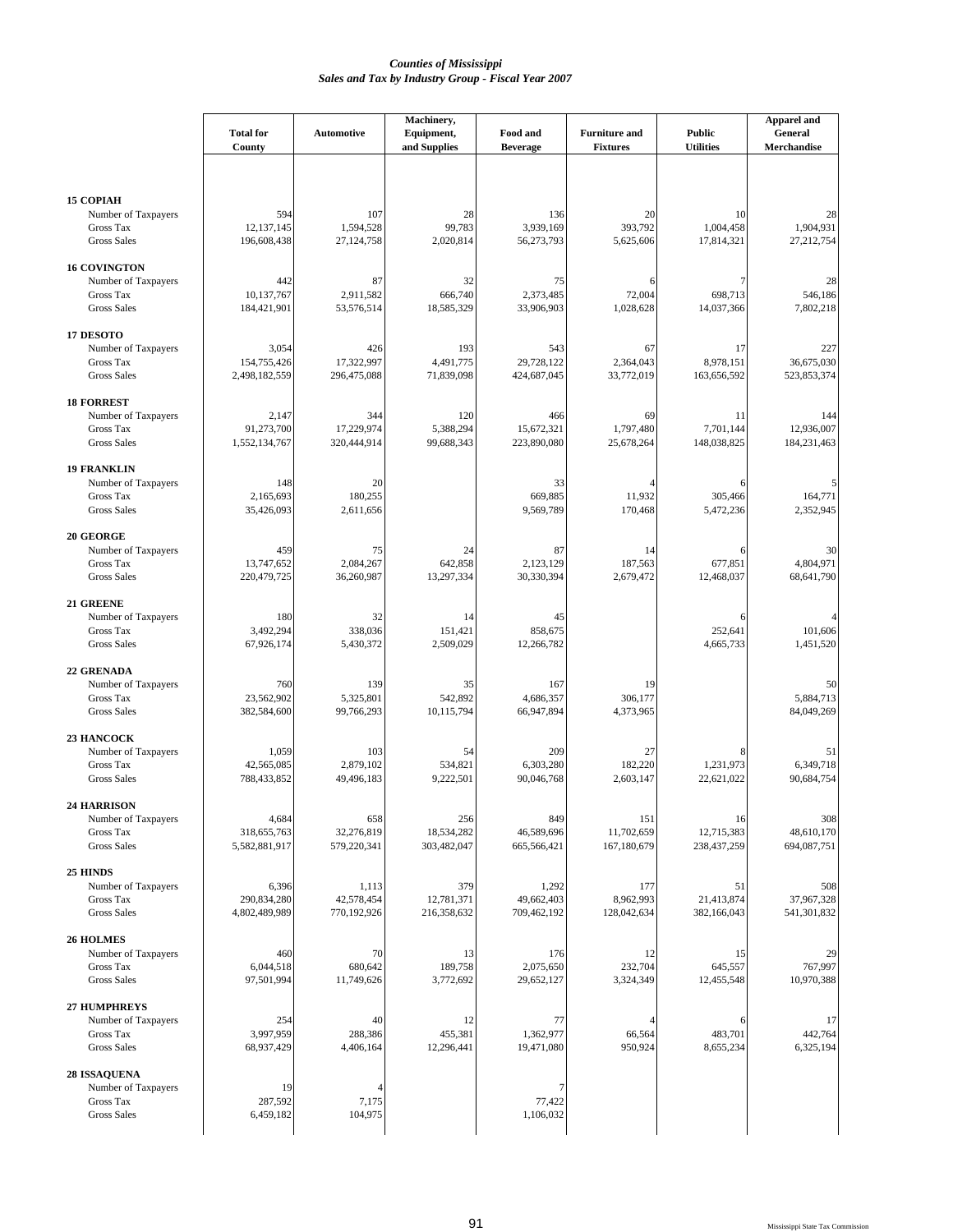*Counties of Mississippi*
*Sales and Tax by Industry Group - Fiscal Year 2007*

| | Total for County | Automotive | Machinery, Equipment, and Supplies | Food and Beverage | Furniture and Fixtures | Public Utilities | Apparel and General Merchandise |
|---|---|---|---|---|---|---|---|
| **15 COPIAH** | | | | | | | |
| Number of Taxpayers | 594 | 107 | 28 | 136 | 20 | 10 | 28 |
| Gross Tax | 12,137,145 | 1,594,528 | 99,783 | 3,939,169 | 393,792 | 1,004,458 | 1,904,931 |
| Gross Sales | 196,608,438 | 27,124,758 | 2,020,814 | 56,273,793 | 5,625,606 | 17,814,321 | 27,212,754 |
| **16 COVINGTON** | | | | | | | |
| Number of Taxpayers | 442 | 87 | 32 | 75 | 6 | 7 | 28 |
| Gross Tax | 10,137,767 | 2,911,582 | 666,740 | 2,373,485 | 72,004 | 698,713 | 546,186 |
| Gross Sales | 184,421,901 | 53,576,514 | 18,585,329 | 33,906,903 | 1,028,628 | 14,037,366 | 7,802,218 |
| **17 DESOTO** | | | | | | | |
| Number of Taxpayers | 3,054 | 426 | 193 | 543 | 67 | 17 | 227 |
| Gross Tax | 154,755,426 | 17,322,997 | 4,491,775 | 29,728,122 | 2,364,043 | 8,978,151 | 36,675,030 |
| Gross Sales | 2,498,182,559 | 296,475,088 | 71,839,098 | 424,687,045 | 33,772,019 | 163,656,592 | 523,853,374 |
| **18 FORREST** | | | | | | | |
| Number of Taxpayers | 2,147 | 344 | 120 | 466 | 69 | 11 | 144 |
| Gross Tax | 91,273,700 | 17,229,974 | 5,388,294 | 15,672,321 | 1,797,480 | 7,701,144 | 12,936,007 |
| Gross Sales | 1,552,134,767 | 320,444,914 | 99,688,343 | 223,890,080 | 25,678,264 | 148,038,825 | 184,231,463 |
| **19 FRANKLIN** | | | | | | | |
| Number of Taxpayers | 148 | 20 | | 33 | 4 | 6 | 5 |
| Gross Tax | 2,165,693 | 180,255 | | 669,885 | 11,932 | 305,466 | 164,771 |
| Gross Sales | 35,426,093 | 2,611,656 | | 9,569,789 | 170,468 | 5,472,236 | 2,352,945 |
| **20 GEORGE** | | | | | | | |
| Number of Taxpayers | 459 | 75 | 24 | 87 | 14 | 6 | 30 |
| Gross Tax | 13,747,652 | 2,084,267 | 642,858 | 2,123,129 | 187,563 | 677,851 | 4,804,971 |
| Gross Sales | 220,479,725 | 36,260,987 | 13,297,334 | 30,330,394 | 2,679,472 | 12,468,037 | 68,641,790 |
| **21 GREENE** | | | | | | | |
| Number of Taxpayers | 180 | 32 | 14 | 45 | | 6 | 4 |
| Gross Tax | 3,492,294 | 338,036 | 151,421 | 858,675 | | 252,641 | 101,606 |
| Gross Sales | 67,926,174 | 5,430,372 | 2,509,029 | 12,266,782 | | 4,665,733 | 1,451,520 |
| **22 GRENADA** | | | | | | | |
| Number of Taxpayers | 760 | 139 | 35 | 167 | 19 | | 50 |
| Gross Tax | 23,562,902 | 5,325,801 | 542,892 | 4,686,357 | 306,177 | | 5,884,713 |
| Gross Sales | 382,584,600 | 99,766,293 | 10,115,794 | 66,947,894 | 4,373,965 | | 84,049,269 |
| **23 HANCOCK** | | | | | | | |
| Number of Taxpayers | 1,059 | 103 | 54 | 209 | 27 | 8 | 51 |
| Gross Tax | 42,565,085 | 2,879,102 | 534,821 | 6,303,280 | 182,220 | 1,231,973 | 6,349,718 |
| Gross Sales | 788,433,852 | 49,496,183 | 9,222,501 | 90,046,768 | 2,603,147 | 22,621,022 | 90,684,754 |
| **24 HARRISON** | | | | | | | |
| Number of Taxpayers | 4,684 | 658 | 256 | 849 | 151 | 16 | 308 |
| Gross Tax | 318,655,763 | 32,276,819 | 18,534,282 | 46,589,696 | 11,702,659 | 12,715,383 | 48,610,170 |
| Gross Sales | 5,582,881,917 | 579,220,341 | 303,482,047 | 665,566,421 | 167,180,679 | 238,437,259 | 694,087,751 |
| **25 HINDS** | | | | | | | |
| Number of Taxpayers | 6,396 | 1,113 | 379 | 1,292 | 177 | 51 | 508 |
| Gross Tax | 290,834,280 | 42,578,454 | 12,781,371 | 49,662,403 | 8,962,993 | 21,413,874 | 37,967,328 |
| Gross Sales | 4,802,489,989 | 770,192,926 | 216,358,632 | 709,462,192 | 128,042,634 | 382,166,043 | 541,301,832 |
| **26 HOLMES** | | | | | | | |
| Number of Taxpayers | 460 | 70 | 13 | 176 | 12 | 15 | 29 |
| Gross Tax | 6,044,518 | 680,642 | 189,758 | 2,075,650 | 232,704 | 645,557 | 767,997 |
| Gross Sales | 97,501,994 | 11,749,626 | 3,772,692 | 29,652,127 | 3,324,349 | 12,455,548 | 10,970,388 |
| **27 HUMPHREYS** | | | | | | | |
| Number of Taxpayers | 254 | 40 | 12 | 77 | 4 | 6 | 17 |
| Gross Tax | 3,997,959 | 288,386 | 455,381 | 1,362,977 | 66,564 | 483,701 | 442,764 |
| Gross Sales | 68,937,429 | 4,406,164 | 12,296,441 | 19,471,080 | 950,924 | 8,655,234 | 6,325,194 |
| **28 ISSAQUENA** | | | | | | | |
| Number of Taxpayers | 19 | 4 | | 7 | | | |
| Gross Tax | 287,592 | 7,175 | | 77,422 | | | |
| Gross Sales | 6,459,182 | 104,975 | | 1,106,032 | | | |

Mississippi State Tax Commission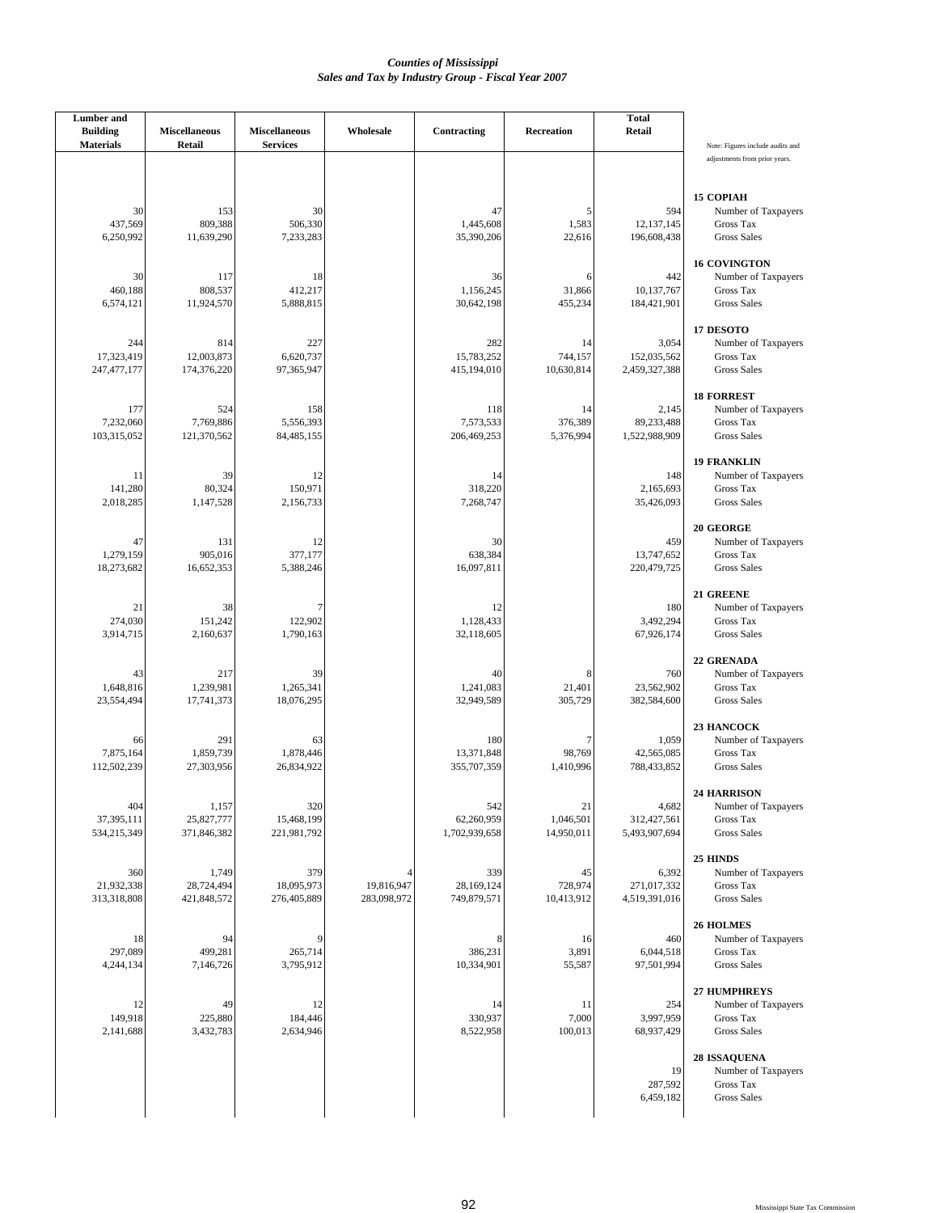*Counties of Mississippi*
*Sales and Tax by Industry Group - Fiscal Year 2007*

| Lumber and Building Materials | Miscellaneous Retail | Miscellaneous Services | Wholesale | Contracting | Recreation | Total Retail | |
|---|---|---|---|---|---|---|---|
| | | | | | | | Note: Figures include audits and adjustments from prior years. |
| | | | | | | | **15 COPIAH** |
| 30 | 153 | 30 | | 47 | 5 | 594 | Number of Taxpayers |
| 437,569 | 809,388 | 506,330 | | 1,445,608 | 1,583 | 12,137,145 | Gross Tax |
| 6,250,992 | 11,639,290 | 7,233,283 | | 35,390,206 | 22,616 | 196,608,438 | Gross Sales |
| | | | | | | | **16 COVINGTON** |
| 30 | 117 | 18 | | 36 | 6 | 442 | Number of Taxpayers |
| 460,188 | 808,537 | 412,217 | | 1,156,245 | 31,866 | 10,137,767 | Gross Tax |
| 6,574,121 | 11,924,570 | 5,888,815 | | 30,642,198 | 455,234 | 184,421,901 | Gross Sales |
| | | | | | | | **17 DESOTO** |
| 244 | 814 | 227 | | 282 | 14 | 3,054 | Number of Taxpayers |
| 17,323,419 | 12,003,873 | 6,620,737 | | 15,783,252 | 744,157 | 152,035,562 | Gross Tax |
| 247,477,177 | 174,376,220 | 97,365,947 | | 415,194,010 | 10,630,814 | 2,459,327,388 | Gross Sales |
| | | | | | | | **18 FORREST** |
| 177 | 524 | 158 | | 118 | 14 | 2,145 | Number of Taxpayers |
| 7,232,060 | 7,769,886 | 5,556,393 | | 7,573,533 | 376,389 | 89,233,488 | Gross Tax |
| 103,315,052 | 121,370,562 | 84,485,155 | | 206,469,253 | 5,376,994 | 1,522,988,909 | Gross Sales |
| | | | | | | | **19 FRANKLIN** |
| 11 | 39 | 12 | | 14 | | 148 | Number of Taxpayers |
| 141,280 | 80,324 | 150,971 | | 318,220 | | 2,165,693 | Gross Tax |
| 2,018,285 | 1,147,528 | 2,156,733 | | 7,268,747 | | 35,426,093 | Gross Sales |
| | | | | | | | **20 GEORGE** |
| 47 | 131 | 12 | | 30 | | 459 | Number of Taxpayers |
| 1,279,159 | 905,016 | 377,177 | | 638,384 | | 13,747,652 | Gross Tax |
| 18,273,682 | 16,652,353 | 5,388,246 | | 16,097,811 | | 220,479,725 | Gross Sales |
| | | | | | | | **21 GREENE** |
| 21 | 38 | 7 | | 12 | | 180 | Number of Taxpayers |
| 274,030 | 151,242 | 122,902 | | 1,128,433 | | 3,492,294 | Gross Tax |
| 3,914,715 | 2,160,637 | 1,790,163 | | 32,118,605 | | 67,926,174 | Gross Sales |
| | | | | | | | **22 GRENADA** |
| 43 | 217 | 39 | | 40 | 8 | 760 | Number of Taxpayers |
| 1,648,816 | 1,239,981 | 1,265,341 | | 1,241,083 | 21,401 | 23,562,902 | Gross Tax |
| 23,554,494 | 17,741,373 | 18,076,295 | | 32,949,589 | 305,729 | 382,584,600 | Gross Sales |
| | | | | | | | **23 HANCOCK** |
| 66 | 291 | 63 | | 180 | 7 | 1,059 | Number of Taxpayers |
| 7,875,164 | 1,859,739 | 1,878,446 | | 13,371,848 | 98,769 | 42,565,085 | Gross Tax |
| 112,502,239 | 27,303,956 | 26,834,922 | | 355,707,359 | 1,410,996 | 788,433,852 | Gross Sales |
| | | | | | | | **24 HARRISON** |
| 404 | 1,157 | 320 | | 542 | 21 | 4,682 | Number of Taxpayers |
| 37,395,111 | 25,827,777 | 15,468,199 | | 62,260,959 | 1,046,501 | 312,427,561 | Gross Tax |
| 534,215,349 | 371,846,382 | 221,981,792 | | 1,702,939,658 | 14,950,011 | 5,493,907,694 | Gross Sales |
| | | | | | | | **25 HINDS** |
| 360 | 1,749 | 379 | 4 | 339 | 45 | 6,392 | Number of Taxpayers |
| 21,932,338 | 28,724,494 | 18,095,973 | 19,816,947 | 28,169,124 | 728,974 | 271,017,332 | Gross Tax |
| 313,318,808 | 421,848,572 | 276,405,889 | 283,098,972 | 749,879,571 | 10,413,912 | 4,519,391,016 | Gross Sales |
| | | | | | | | **26 HOLMES** |
| 18 | 94 | 9 | | 8 | 16 | 460 | Number of Taxpayers |
| 297,089 | 499,281 | 265,714 | | 386,231 | 3,891 | 6,044,518 | Gross Tax |
| 4,244,134 | 7,146,726 | 3,795,912 | | 10,334,901 | 55,587 | 97,501,994 | Gross Sales |
| | | | | | | | **27 HUMPHREYS** |
| 12 | 49 | 12 | | 14 | 11 | 254 | Number of Taxpayers |
| 149,918 | 225,880 | 184,446 | | 330,937 | 7,000 | 3,997,959 | Gross Tax |
| 2,141,688 | 3,432,783 | 2,634,946 | | 8,522,958 | 100,013 | 68,937,429 | Gross Sales |
| | | | | | | | **28 ISSAQUENA** |
| | | | | | | 19 | Number of Taxpayers |
| | | | | | | 287,592 | Gross Tax |
| | | | | | | 6,459,182 | Gross Sales |

Mississippi State Tax Commission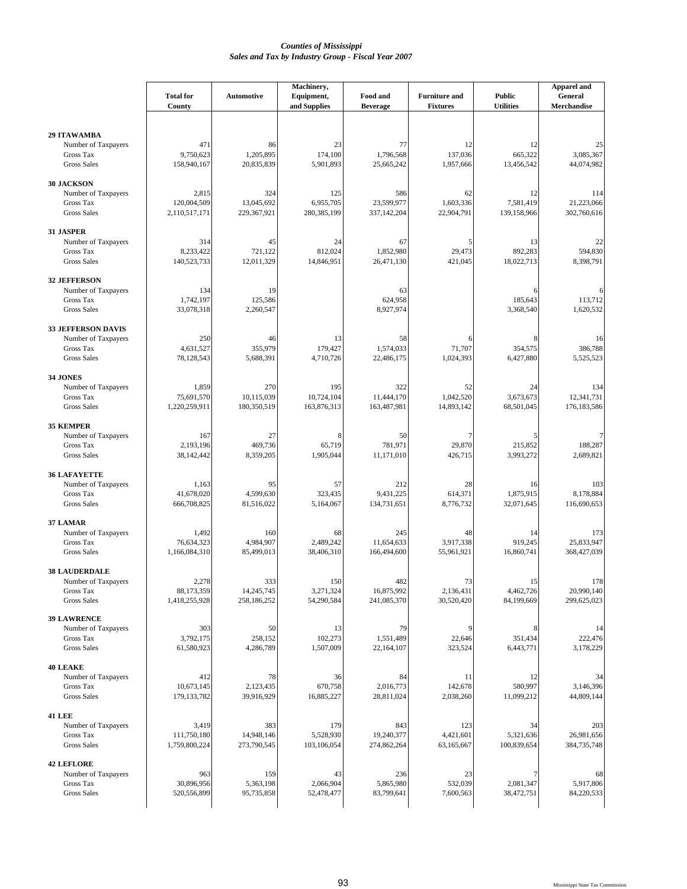*Counties of Mississippi*
*Sales and Tax by Industry Group - Fiscal Year 2007*

| | Total for County | Automotive | Machinery, Equipment, and Supplies | Food and Beverage | Furniture and Fixtures | Public Utilities | Apparel and General Merchandise |
|---|---|---|---|---|---|---|---|
| **29 ITAWAMBA** | | | | | | | |
| Number of Taxpayers | 471 | 86 | 23 | 77 | 12 | 12 | 25 |
| Gross Tax | 9,750,623 | 1,205,895 | 174,100 | 1,796,568 | 137,036 | 665,322 | 3,085,367 |
| Gross Sales | 158,940,167 | 20,835,839 | 5,901,893 | 25,665,242 | 1,957,666 | 13,456,542 | 44,074,982 |
| **30 JACKSON** | | | | | | | |
| Number of Taxpayers | 2,815 | 324 | 125 | 586 | 62 | 12 | 114 |
| Gross Tax | 120,004,509 | 13,045,692 | 6,955,705 | 23,599,977 | 1,603,336 | 7,581,419 | 21,223,066 |
| Gross Sales | 2,110,517,171 | 229,367,921 | 280,385,199 | 337,142,204 | 22,904,791 | 139,158,966 | 302,760,616 |
| **31 JASPER** | | | | | | | |
| Number of Taxpayers | 314 | 45 | 24 | 67 | 5 | 13 | 22 |
| Gross Tax | 8,233,422 | 721,122 | 812,024 | 1,852,980 | 29,473 | 892,283 | 594,830 |
| Gross Sales | 140,523,733 | 12,011,329 | 14,846,951 | 26,471,130 | 421,045 | 18,022,713 | 8,398,791 |
| **32 JEFFERSON** | | | | | | | |
| Number of Taxpayers | 134 | 19 | | 63 | | 6 | 6 |
| Gross Tax | 1,742,197 | 125,586 | | 624,958 | | 185,643 | 113,712 |
| Gross Sales | 33,078,318 | 2,260,547 | | 8,927,974 | | 3,368,540 | 1,620,532 |
| **33 JEFFERSON DAVIS** | | | | | | | |
| Number of Taxpayers | 250 | 46 | 13 | 58 | 6 | 8 | 16 |
| Gross Tax | 4,631,527 | 355,979 | 179,427 | 1,574,033 | 71,707 | 354,575 | 386,788 |
| Gross Sales | 78,128,543 | 5,688,391 | 4,710,726 | 22,486,175 | 1,024,393 | 6,427,880 | 5,525,523 |
| **34 JONES** | | | | | | | |
| Number of Taxpayers | 1,859 | 270 | 195 | 322 | 52 | 24 | 134 |
| Gross Tax | 75,691,570 | 10,115,039 | 10,724,104 | 11,444,170 | 1,042,520 | 3,673,673 | 12,341,731 |
| Gross Sales | 1,220,259,911 | 180,350,519 | 163,876,313 | 163,487,981 | 14,893,142 | 68,501,045 | 176,183,586 |
| **35 KEMPER** | | | | | | | |
| Number of Taxpayers | 167 | 27 | 8 | 50 | 7 | 5 | 7 |
| Gross Tax | 2,193,196 | 469,736 | 65,719 | 781,971 | 29,870 | 215,852 | 188,287 |
| Gross Sales | 38,142,442 | 8,359,205 | 1,905,044 | 11,171,010 | 426,715 | 3,993,272 | 2,689,821 |
| **36 LAFAYETTE** | | | | | | | |
| Number of Taxpayers | 1,163 | 95 | 57 | 212 | 28 | 16 | 103 |
| Gross Tax | 41,678,020 | 4,599,630 | 323,435 | 9,431,225 | 614,371 | 1,875,915 | 8,178,884 |
| Gross Sales | 666,708,825 | 81,516,022 | 5,164,067 | 134,731,651 | 8,776,732 | 32,071,645 | 116,690,653 |
| **37 LAMAR** | | | | | | | |
| Number of Taxpayers | 1,492 | 160 | 68 | 245 | 48 | 14 | 173 |
| Gross Tax | 76,634,323 | 4,984,907 | 2,489,242 | 11,654,633 | 3,917,338 | 919,245 | 25,833,947 |
| Gross Sales | 1,166,084,310 | 85,499,013 | 38,406,310 | 166,494,600 | 55,961,921 | 16,860,741 | 368,427,039 |
| **38 LAUDERDALE** | | | | | | | |
| Number of Taxpayers | 2,278 | 333 | 150 | 482 | 73 | 15 | 178 |
| Gross Tax | 88,173,359 | 14,245,745 | 3,271,324 | 16,875,992 | 2,136,431 | 4,462,726 | 20,990,140 |
| Gross Sales | 1,418,255,928 | 258,186,252 | 54,290,584 | 241,085,370 | 30,520,420 | 84,199,669 | 299,625,023 |
| **39 LAWRENCE** | | | | | | | |
| Number of Taxpayers | 303 | 50 | 13 | 79 | 9 | 8 | 14 |
| Gross Tax | 3,792,175 | 258,152 | 102,273 | 1,551,489 | 22,646 | 351,434 | 222,476 |
| Gross Sales | 61,580,923 | 4,286,789 | 1,507,009 | 22,164,107 | 323,524 | 6,443,771 | 3,178,229 |
| **40 LEAKE** | | | | | | | |
| Number of Taxpayers | 412 | 78 | 36 | 84 | 11 | 12 | 34 |
| Gross Tax | 10,673,145 | 2,123,435 | 670,758 | 2,016,773 | 142,678 | 580,997 | 3,146,396 |
| Gross Sales | 179,133,782 | 39,916,929 | 16,885,227 | 28,811,024 | 2,038,260 | 11,099,212 | 44,809,144 |
| **41 LEE** | | | | | | | |
| Number of Taxpayers | 3,419 | 383 | 179 | 843 | 123 | 34 | 203 |
| Gross Tax | 111,750,180 | 14,948,146 | 5,528,930 | 19,240,377 | 4,421,601 | 5,321,636 | 26,981,656 |
| Gross Sales | 1,759,800,224 | 273,790,545 | 103,106,054 | 274,862,264 | 63,165,667 | 100,839,654 | 384,735,748 |
| **42 LEFLORE** | | | | | | | |
| Number of Taxpayers | 963 | 159 | 43 | 236 | 23 | 7 | 68 |
| Gross Tax | 30,896,956 | 5,363,198 | 2,066,904 | 5,865,980 | 532,039 | 2,081,347 | 5,917,806 |
| Gross Sales | 520,556,899 | 95,735,858 | 52,478,477 | 83,799,641 | 7,600,563 | 38,472,751 | 84,220,533 |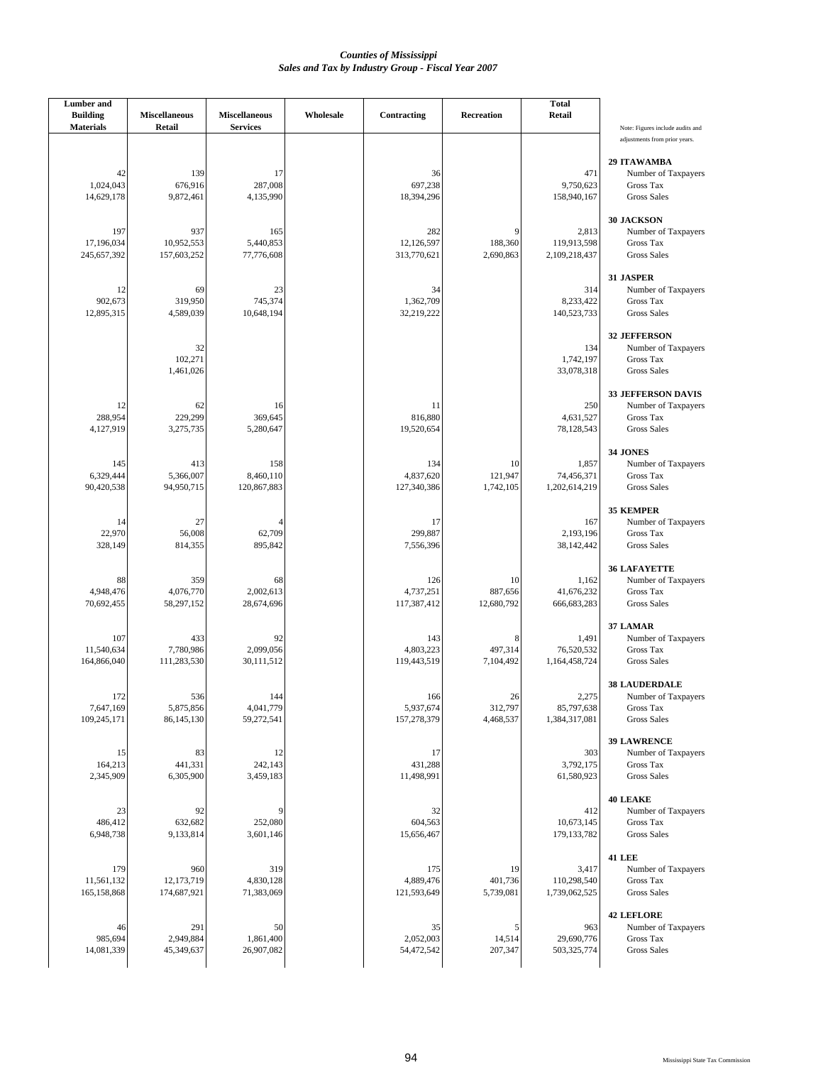# Counties of Mississippi
## Sales and Tax by Industry Group - Fiscal Year 2007

| County | Measure | Lumber and Building Materials | Miscellaneous Retail | Miscellaneous Services | Wholesale | Contracting | Recreation | Total Retail |
|---|---|---|---|---|---|---|---|---|
| **29 ITAWAMBA** | Number of Taxpayers | 42 | 139 | 17 | | 36 | | 471 |
| | Gross Tax | 1,024,043 | 676,916 | 287,008 | | 697,238 | | 9,750,623 |
| | Gross Sales | 14,629,178 | 9,872,461 | 4,135,990 | | 18,394,296 | | 158,940,167 |
| **30 JACKSON** | Number of Taxpayers | 197 | 937 | 165 | | 282 | 9 | 2,813 |
| | Gross Tax | 17,196,034 | 10,952,553 | 5,440,853 | | 12,126,597 | 188,360 | 119,913,598 |
| | Gross Sales | 245,657,392 | 157,603,252 | 77,776,608 | | 313,770,621 | 2,690,863 | 2,109,218,437 |
| **31 JASPER** | Number of Taxpayers | 12 | 69 | 23 | | 34 | | 314 |
| | Gross Tax | 902,673 | 319,950 | 745,374 | | 1,362,709 | | 8,233,422 |
| | Gross Sales | 12,895,315 | 4,589,039 | 10,648,194 | | 32,219,222 | | 140,523,733 |
| **32 JEFFERSON** | Number of Taxpayers | | 32 | | | | | 134 |
| | Gross Tax | | 102,271 | | | | | 1,742,197 |
| | Gross Sales | | 1,461,026 | | | | | 33,078,318 |
| **33 JEFFERSON DAVIS** | Number of Taxpayers | 12 | 62 | 16 | | 11 | | 250 |
| | Gross Tax | 288,954 | 229,299 | 369,645 | | 816,880 | | 4,631,527 |
| | Gross Sales | 4,127,919 | 3,275,735 | 5,280,647 | | 19,520,654 | | 78,128,543 |
| **34 JONES** | Number of Taxpayers | 145 | 413 | 158 | | 134 | 10 | 1,857 |
| | Gross Tax | 6,329,444 | 5,366,007 | 8,460,110 | | 4,837,620 | 121,947 | 74,456,371 |
| | Gross Sales | 90,420,538 | 94,950,715 | 120,867,883 | | 127,340,386 | 1,742,105 | 1,202,614,219 |
| **35 KEMPER** | Number of Taxpayers | 14 | 27 | 4 | | 17 | | 167 |
| | Gross Tax | 22,970 | 56,008 | 62,709 | | 299,887 | | 2,193,196 |
| | Gross Sales | 328,149 | 814,355 | 895,842 | | 7,556,396 | | 38,142,442 |
| **36 LAFAYETTE** | Number of Taxpayers | 88 | 359 | 68 | | 126 | 10 | 1,162 |
| | Gross Tax | 4,948,476 | 4,076,770 | 2,002,613 | | 4,737,251 | 887,656 | 41,676,232 |
| | Gross Sales | 70,692,455 | 58,297,152 | 28,674,696 | | 117,387,412 | 12,680,792 | 666,683,283 |
| **37 LAMAR** | Number of Taxpayers | 107 | 433 | 92 | | 143 | 8 | 1,491 |
| | Gross Tax | 11,540,634 | 7,780,986 | 2,099,056 | | 4,803,223 | 497,314 | 76,520,532 |
| | Gross Sales | 164,866,040 | 111,283,530 | 30,111,512 | | 119,443,519 | 7,104,492 | 1,164,458,724 |
| **38 LAUDERDALE** | Number of Taxpayers | 172 | 536 | 144 | | 166 | 26 | 2,275 |
| | Gross Tax | 7,647,169 | 5,875,856 | 4,041,779 | | 5,937,674 | 312,797 | 85,797,638 |
| | Gross Sales | 109,245,171 | 86,145,130 | 59,272,541 | | 157,278,379 | 4,468,537 | 1,384,317,081 |
| **39 LAWRENCE** | Number of Taxpayers | 15 | 83 | 12 | | 17 | | 303 |
| | Gross Tax | 164,213 | 441,331 | 242,143 | | 431,288 | | 3,792,175 |
| | Gross Sales | 2,345,909 | 6,305,900 | 3,459,183 | | 11,498,991 | | 61,580,923 |
| **40 LEAKE** | Number of Taxpayers | 23 | 92 | 9 | | 32 | | 412 |
| | Gross Tax | 486,412 | 632,682 | 252,080 | | 604,563 | | 10,673,145 |
| | Gross Sales | 6,948,738 | 9,133,814 | 3,601,146 | | 15,656,467 | | 179,133,782 |
| **41 LEE** | Number of Taxpayers | 179 | 960 | 319 | | 175 | 19 | 3,417 |
| | Gross Tax | 11,561,132 | 12,173,719 | 4,830,128 | | 4,889,476 | 401,736 | 110,298,540 |
| | Gross Sales | 165,158,868 | 174,687,921 | 71,383,069 | | 121,593,649 | 5,739,081 | 1,739,062,525 |
| **42 LEFLORE** | Number of Taxpayers | 46 | 291 | 50 | | 35 | 5 | 963 |
| | Gross Tax | 985,694 | 2,949,884 | 1,861,400 | | 2,052,003 | 14,514 | 29,690,776 |
| | Gross Sales | 14,081,339 | 45,349,637 | 26,907,082 | | 54,472,542 | 207,347 | 503,325,774 |

Note: Figures include audits and adjustments from prior years.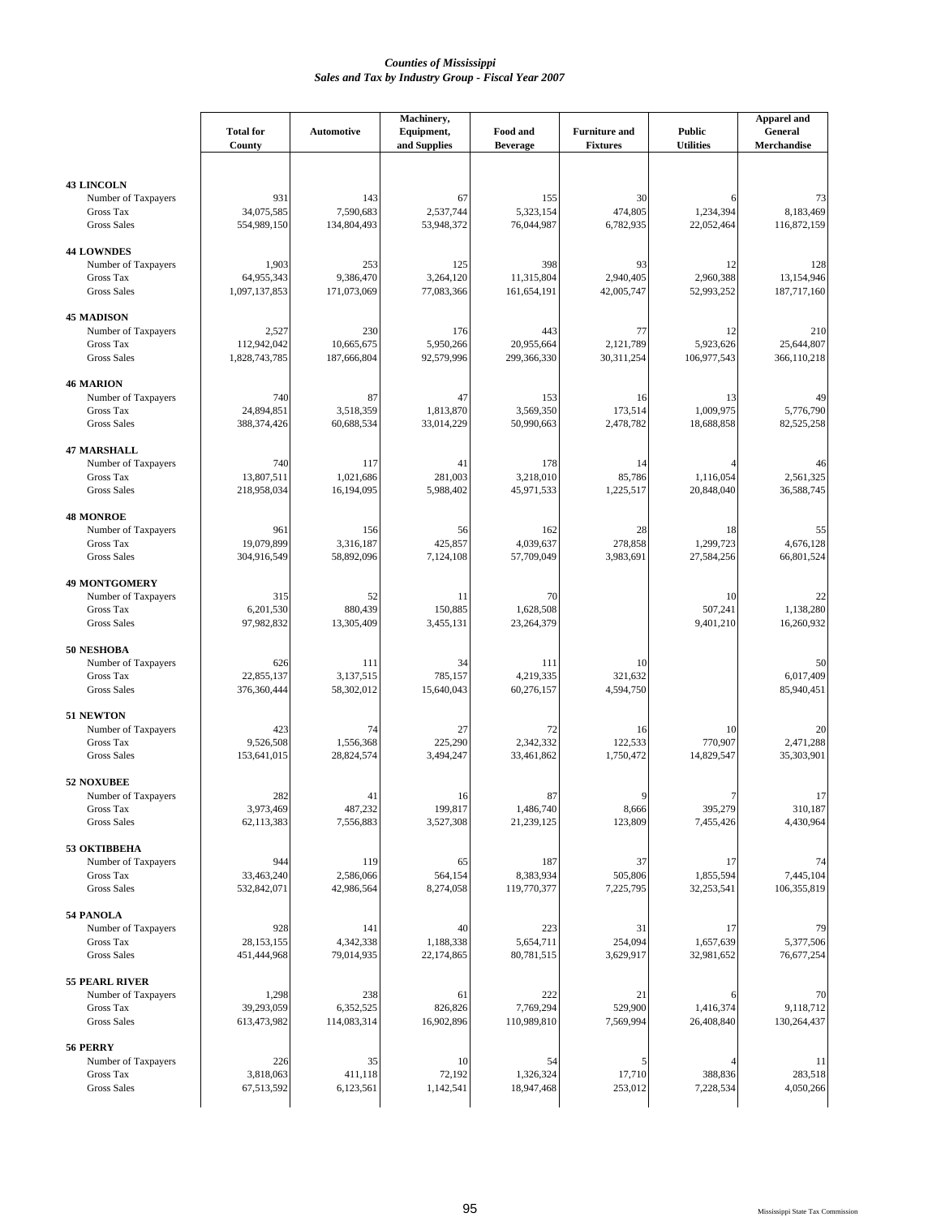*Counties of Mississippi*
*Sales and Tax by Industry Group - Fiscal Year 2007*

| | Total for County | Automotive | Machinery, Equipment, and Supplies | Food and Beverage | Furniture and Fixtures | Public Utilities | Apparel and General Merchandise |
|---|---|---|---|---|---|---|---|
| **43 LINCOLN** | | | | | | | |
| Number of Taxpayers | 931 | 143 | 67 | 155 | 30 | 6 | 73 |
| Gross Tax | 34,075,585 | 7,590,683 | 2,537,744 | 5,323,154 | 474,805 | 1,234,394 | 8,183,469 |
| Gross Sales | 554,989,150 | 134,804,493 | 53,948,372 | 76,044,987 | 6,782,935 | 22,052,464 | 116,872,159 |
| **44 LOWNDES** | | | | | | | |
| Number of Taxpayers | 1,903 | 253 | 125 | 398 | 93 | 12 | 128 |
| Gross Tax | 64,955,343 | 9,386,470 | 3,264,120 | 11,315,804 | 2,940,405 | 2,960,388 | 13,154,946 |
| Gross Sales | 1,097,137,853 | 171,073,069 | 77,083,366 | 161,654,191 | 42,005,747 | 52,993,252 | 187,717,160 |
| **45 MADISON** | | | | | | | |
| Number of Taxpayers | 2,527 | 230 | 176 | 443 | 77 | 12 | 210 |
| Gross Tax | 112,942,042 | 10,665,675 | 5,950,266 | 20,955,664 | 2,121,789 | 5,923,626 | 25,644,807 |
| Gross Sales | 1,828,743,785 | 187,666,804 | 92,579,996 | 299,366,330 | 30,311,254 | 106,977,543 | 366,110,218 |
| **46 MARION** | | | | | | | |
| Number of Taxpayers | 740 | 87 | 47 | 153 | 16 | 13 | 49 |
| Gross Tax | 24,894,851 | 3,518,359 | 1,813,870 | 3,569,350 | 173,514 | 1,009,975 | 5,776,790 |
| Gross Sales | 388,374,426 | 60,688,534 | 33,014,229 | 50,990,663 | 2,478,782 | 18,688,858 | 82,525,258 |
| **47 MARSHALL** | | | | | | | |
| Number of Taxpayers | 740 | 117 | 41 | 178 | 14 | 4 | 46 |
| Gross Tax | 13,807,511 | 1,021,686 | 281,003 | 3,218,010 | 85,786 | 1,116,054 | 2,561,325 |
| Gross Sales | 218,958,034 | 16,194,095 | 5,988,402 | 45,971,533 | 1,225,517 | 20,848,040 | 36,588,745 |
| **48 MONROE** | | | | | | | |
| Number of Taxpayers | 961 | 156 | 56 | 162 | 28 | 18 | 55 |
| Gross Tax | 19,079,899 | 3,316,187 | 425,857 | 4,039,637 | 278,858 | 1,299,723 | 4,676,128 |
| Gross Sales | 304,916,549 | 58,892,096 | 7,124,108 | 57,709,049 | 3,983,691 | 27,584,256 | 66,801,524 |
| **49 MONTGOMERY** | | | | | | | |
| Number of Taxpayers | 315 | 52 | 11 | 70 | | 10 | 22 |
| Gross Tax | 6,201,530 | 880,439 | 150,885 | 1,628,508 | | 507,241 | 1,138,280 |
| Gross Sales | 97,982,832 | 13,305,409 | 3,455,131 | 23,264,379 | | 9,401,210 | 16,260,932 |
| **50 NESHOBA** | | | | | | | |
| Number of Taxpayers | 626 | 111 | 34 | 111 | 10 | | 50 |
| Gross Tax | 22,855,137 | 3,137,515 | 785,157 | 4,219,335 | 321,632 | | 6,017,409 |
| Gross Sales | 376,360,444 | 58,302,012 | 15,640,043 | 60,276,157 | 4,594,750 | | 85,940,451 |
| **51 NEWTON** | | | | | | | |
| Number of Taxpayers | 423 | 74 | 27 | 72 | 16 | 10 | 20 |
| Gross Tax | 9,526,508 | 1,556,368 | 225,290 | 2,342,332 | 122,533 | 770,907 | 2,471,288 |
| Gross Sales | 153,641,015 | 28,824,574 | 3,494,247 | 33,461,862 | 1,750,472 | 14,829,547 | 35,303,901 |
| **52 NOXUBEE** | | | | | | | |
| Number of Taxpayers | 282 | 41 | 16 | 87 | 9 | 7 | 17 |
| Gross Tax | 3,973,469 | 487,232 | 199,817 | 1,486,740 | 8,666 | 395,279 | 310,187 |
| Gross Sales | 62,113,383 | 7,556,883 | 3,527,308 | 21,239,125 | 123,809 | 7,455,426 | 4,430,964 |
| **53 OKTIBBEHA** | | | | | | | |
| Number of Taxpayers | 944 | 119 | 65 | 187 | 37 | 17 | 74 |
| Gross Tax | 33,463,240 | 2,586,066 | 564,154 | 8,383,934 | 505,806 | 1,855,594 | 7,445,104 |
| Gross Sales | 532,842,071 | 42,986,564 | 8,274,058 | 119,770,377 | 7,225,795 | 32,253,541 | 106,355,819 |
| **54 PANOLA** | | | | | | | |
| Number of Taxpayers | 928 | 141 | 40 | 223 | 31 | 17 | 79 |
| Gross Tax | 28,153,155 | 4,342,338 | 1,188,338 | 5,654,711 | 254,094 | 1,657,639 | 5,377,506 |
| Gross Sales | 451,444,968 | 79,014,935 | 22,174,865 | 80,781,515 | 3,629,917 | 32,981,652 | 76,677,254 |
| **55 PEARL RIVER** | | | | | | | |
| Number of Taxpayers | 1,298 | 238 | 61 | 222 | 21 | 6 | 70 |
| Gross Tax | 39,293,059 | 6,352,525 | 826,826 | 7,769,294 | 529,900 | 1,416,374 | 9,118,712 |
| Gross Sales | 613,473,982 | 114,083,314 | 16,902,896 | 110,989,810 | 7,569,994 | 26,408,840 | 130,264,437 |
| **56 PERRY** | | | | | | | |
| Number of Taxpayers | 226 | 35 | 10 | 54 | 5 | 4 | 11 |
| Gross Tax | 3,818,063 | 411,118 | 72,192 | 1,326,324 | 17,710 | 388,836 | 283,518 |
| Gross Sales | 67,513,592 | 6,123,561 | 1,142,541 | 18,947,468 | 253,012 | 7,228,534 | 4,050,266 |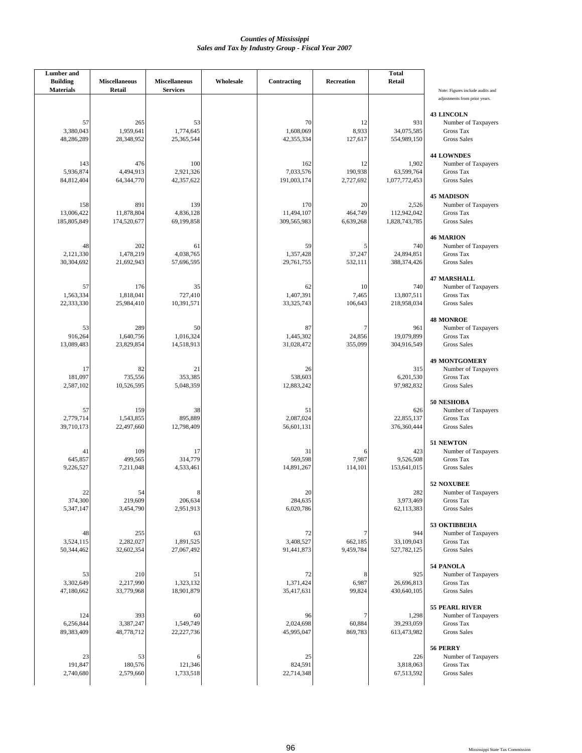# *Counties of Mississippi*
## *Sales and Tax by Industry Group - Fiscal Year 2007*

| Lumber and Building Materials | Miscellaneous Retail | Miscellaneous Services | Wholesale | Contracting | Recreation | Total Retail | Note: Figures include audits and adjustments from prior years. |
|---|---|---|---|---|---|---|---|
| | | | | | | | **43 LINCOLN** |
| 57 | 265 | 53 | | 70 | 12 | 931 | Number of Taxpayers |
| 3,380,043 | 1,959,641 | 1,774,645 | | 1,608,069 | 8,933 | 34,075,585 | Gross Tax |
| 48,286,289 | 28,348,952 | 25,365,544 | | 42,355,334 | 127,617 | 554,989,150 | Gross Sales |
| | | | | | | | **44 LOWNDES** |
| 143 | 476 | 100 | | 162 | 12 | 1,902 | Number of Taxpayers |
| 5,936,874 | 4,494,913 | 2,921,326 | | 7,033,576 | 190,938 | 63,599,764 | Gross Tax |
| 84,812,404 | 64,344,770 | 42,357,622 | | 191,003,174 | 2,727,692 | 1,077,772,453 | Gross Sales |
| | | | | | | | **45 MADISON** |
| 158 | 891 | 139 | | 170 | 20 | 2,526 | Number of Taxpayers |
| 13,006,422 | 11,878,804 | 4,836,128 | | 11,494,107 | 464,749 | 112,942,042 | Gross Tax |
| 185,805,849 | 174,520,677 | 69,199,858 | | 309,565,983 | 6,639,268 | 1,828,743,785 | Gross Sales |
| | | | | | | | **46 MARION** |
| 48 | 202 | 61 | | 59 | 5 | 740 | Number of Taxpayers |
| 2,121,330 | 1,478,219 | 4,038,765 | | 1,357,428 | 37,247 | 24,894,851 | Gross Tax |
| 30,304,692 | 21,692,943 | 57,696,595 | | 29,761,755 | 532,111 | 388,374,426 | Gross Sales |
| | | | | | | | **47 MARSHALL** |
| 57 | 176 | 35 | | 62 | 10 | 740 | Number of Taxpayers |
| 1,563,334 | 1,818,041 | 727,410 | | 1,407,391 | 7,465 | 13,807,511 | Gross Tax |
| 22,333,330 | 25,984,410 | 10,391,571 | | 33,325,743 | 106,643 | 218,958,034 | Gross Sales |
| | | | | | | | **48 MONROE** |
| 53 | 289 | 50 | | 87 | 7 | 961 | Number of Taxpayers |
| 916,264 | 1,640,756 | 1,016,324 | | 1,445,302 | 24,856 | 19,079,899 | Gross Tax |
| 13,089,483 | 23,829,854 | 14,518,913 | | 31,028,472 | 355,099 | 304,916,549 | Gross Sales |
| | | | | | | | **49 MONTGOMERY** |
| 17 | 82 | 21 | | 26 | | 315 | Number of Taxpayers |
| 181,097 | 735,556 | 353,385 | | 538,603 | | 6,201,530 | Gross Tax |
| 2,587,102 | 10,526,595 | 5,048,359 | | 12,883,242 | | 97,982,832 | Gross Sales |
| | | | | | | | **50 NESHOBA** |
| 57 | 159 | 38 | | 51 | | 626 | Number of Taxpayers |
| 2,779,714 | 1,543,855 | 895,889 | | 2,087,024 | | 22,855,137 | Gross Tax |
| 39,710,173 | 22,497,660 | 12,798,409 | | 56,601,131 | | 376,360,444 | Gross Sales |
| | | | | | | | **51 NEWTON** |
| 41 | 109 | 17 | | 31 | 6 | 423 | Number of Taxpayers |
| 645,857 | 499,565 | 314,779 | | 569,598 | 7,987 | 9,526,508 | Gross Tax |
| 9,226,527 | 7,211,048 | 4,533,461 | | 14,891,267 | 114,101 | 153,641,015 | Gross Sales |
| | | | | | | | **52 NOXUBEE** |
| 22 | 54 | 8 | | 20 | | 282 | Number of Taxpayers |
| 374,300 | 219,609 | 206,634 | | 284,635 | | 3,973,469 | Gross Tax |
| 5,347,147 | 3,454,790 | 2,951,913 | | 6,020,786 | | 62,113,383 | Gross Sales |
| | | | | | | | **53 OKTIBBEHA** |
| 48 | 255 | 63 | | 72 | 7 | 944 | Number of Taxpayers |
| 3,524,115 | 2,282,027 | 1,891,525 | | 3,408,527 | 662,185 | 33,109,043 | Gross Tax |
| 50,344,462 | 32,602,354 | 27,067,492 | | 91,441,873 | 9,459,784 | 527,782,125 | Gross Sales |
| | | | | | | | **54 PANOLA** |
| 53 | 210 | 51 | | 72 | 8 | 925 | Number of Taxpayers |
| 3,302,649 | 2,217,990 | 1,323,132 | | 1,371,424 | 6,987 | 26,696,813 | Gross Tax |
| 47,180,662 | 33,779,968 | 18,901,879 | | 35,417,631 | 99,824 | 430,640,105 | Gross Sales |
| | | | | | | | **55 PEARL RIVER** |
| 124 | 393 | 60 | | 96 | 7 | 1,298 | Number of Taxpayers |
| 6,256,844 | 3,387,247 | 1,549,749 | | 2,024,698 | 60,884 | 39,293,059 | Gross Tax |
| 89,383,409 | 48,778,712 | 22,227,736 | | 45,995,047 | 869,783 | 613,473,982 | Gross Sales |
| | | | | | | | **56 PERRY** |
| 23 | 53 | 6 | | 25 | | 226 | Number of Taxpayers |
| 191,847 | 180,576 | 121,346 | | 824,591 | | 3,818,063 | Gross Tax |
| 2,740,680 | 2,579,660 | 1,733,518 | | 22,714,348 | | 67,513,592 | Gross Sales |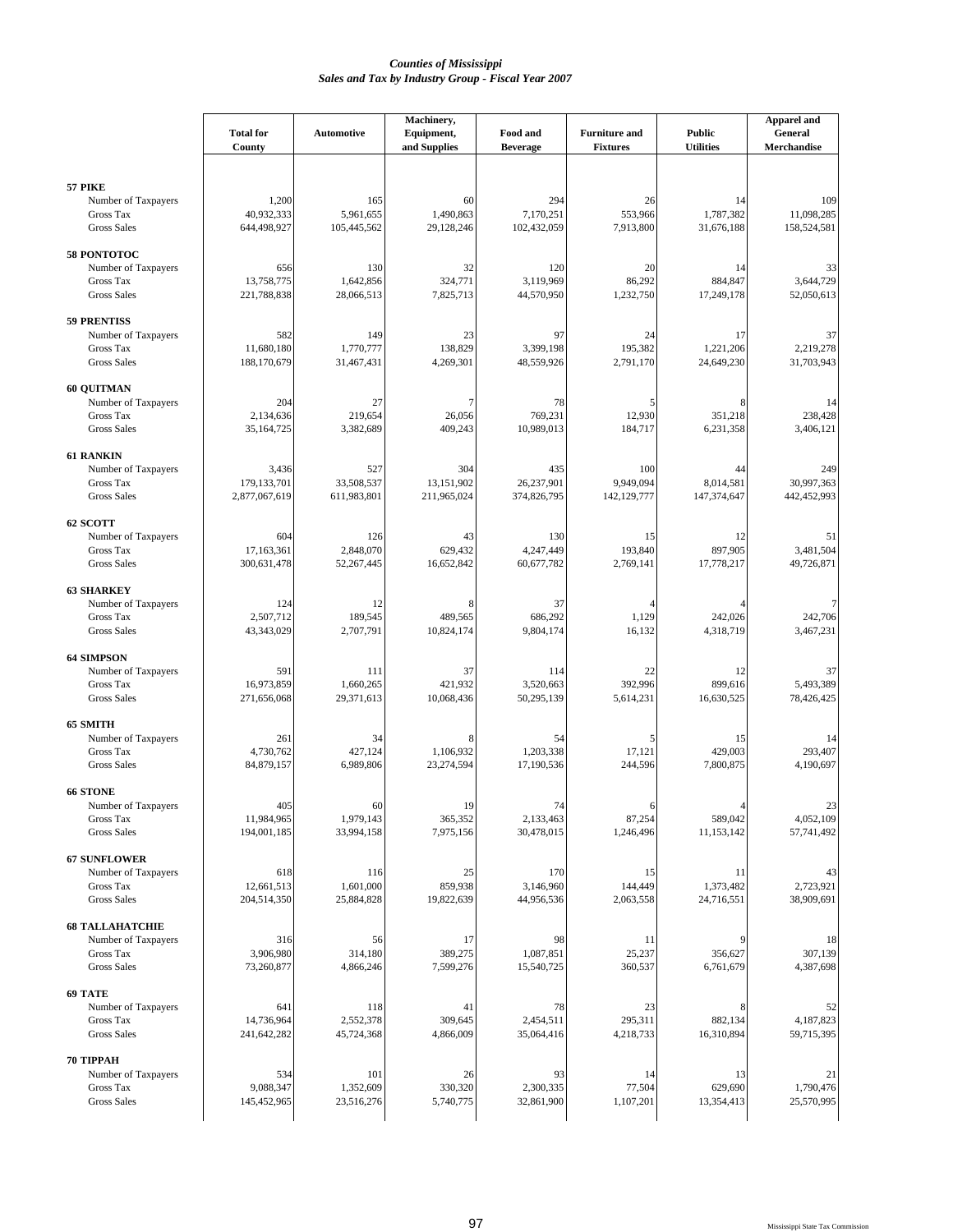*Counties of Mississippi*
*Sales and Tax by Industry Group - Fiscal Year 2007*

| | Total for County | Automotive | Machinery, Equipment, and Supplies | Food and Beverage | Furniture and Fixtures | Public Utilities | Apparel and General Merchandise |
|---|---|---|---|---|---|---|---|
| **57 PIKE** | | | | | | | |
| Number of Taxpayers | 1,200 | 165 | 60 | 294 | 26 | 14 | 109 |
| Gross Tax | 40,932,333 | 5,961,655 | 1,490,863 | 7,170,251 | 553,966 | 1,787,382 | 11,098,285 |
| Gross Sales | 644,498,927 | 105,445,562 | 29,128,246 | 102,432,059 | 7,913,800 | 31,676,188 | 158,524,581 |
| **58 PONTOTOC** | | | | | | | |
| Number of Taxpayers | 656 | 130 | 32 | 120 | 20 | 14 | 33 |
| Gross Tax | 13,758,775 | 1,642,856 | 324,771 | 3,119,969 | 86,292 | 884,847 | 3,644,729 |
| Gross Sales | 221,788,838 | 28,066,513 | 7,825,713 | 44,570,950 | 1,232,750 | 17,249,178 | 52,050,613 |
| **59 PRENTISS** | | | | | | | |
| Number of Taxpayers | 582 | 149 | 23 | 97 | 24 | 17 | 37 |
| Gross Tax | 11,680,180 | 1,770,777 | 138,829 | 3,399,198 | 195,382 | 1,221,206 | 2,219,278 |
| Gross Sales | 188,170,679 | 31,467,431 | 4,269,301 | 48,559,926 | 2,791,170 | 24,649,230 | 31,703,943 |
| **60 QUITMAN** | | | | | | | |
| Number of Taxpayers | 204 | 27 | 7 | 78 | 5 | 8 | 14 |
| Gross Tax | 2,134,636 | 219,654 | 26,056 | 769,231 | 12,930 | 351,218 | 238,428 |
| Gross Sales | 35,164,725 | 3,382,689 | 409,243 | 10,989,013 | 184,717 | 6,231,358 | 3,406,121 |
| **61 RANKIN** | | | | | | | |
| Number of Taxpayers | 3,436 | 527 | 304 | 435 | 100 | 44 | 249 |
| Gross Tax | 179,133,701 | 33,508,537 | 13,151,902 | 26,237,901 | 9,949,094 | 8,014,581 | 30,997,363 |
| Gross Sales | 2,877,067,619 | 611,983,801 | 211,965,024 | 374,826,795 | 142,129,777 | 147,374,647 | 442,452,993 |
| **62 SCOTT** | | | | | | | |
| Number of Taxpayers | 604 | 126 | 43 | 130 | 15 | 12 | 51 |
| Gross Tax | 17,163,361 | 2,848,070 | 629,432 | 4,247,449 | 193,840 | 897,905 | 3,481,504 |
| Gross Sales | 300,631,478 | 52,267,445 | 16,652,842 | 60,677,782 | 2,769,141 | 17,778,217 | 49,726,871 |
| **63 SHARKEY** | | | | | | | |
| Number of Taxpayers | 124 | 12 | 8 | 37 | 4 | 4 | 7 |
| Gross Tax | 2,507,712 | 189,545 | 489,565 | 686,292 | 1,129 | 242,026 | 242,706 |
| Gross Sales | 43,343,029 | 2,707,791 | 10,824,174 | 9,804,174 | 16,132 | 4,318,719 | 3,467,231 |
| **64 SIMPSON** | | | | | | | |
| Number of Taxpayers | 591 | 111 | 37 | 114 | 22 | 12 | 37 |
| Gross Tax | 16,973,859 | 1,660,265 | 421,932 | 3,520,663 | 392,996 | 899,616 | 5,493,389 |
| Gross Sales | 271,656,068 | 29,371,613 | 10,068,436 | 50,295,139 | 5,614,231 | 16,630,525 | 78,426,425 |
| **65 SMITH** | | | | | | | |
| Number of Taxpayers | 261 | 34 | 8 | 54 | 5 | 15 | 14 |
| Gross Tax | 4,730,762 | 427,124 | 1,106,932 | 1,203,338 | 17,121 | 429,003 | 293,407 |
| Gross Sales | 84,879,157 | 6,989,806 | 23,274,594 | 17,190,536 | 244,596 | 7,800,875 | 4,190,697 |
| **66 STONE** | | | | | | | |
| Number of Taxpayers | 405 | 60 | 19 | 74 | 6 | 4 | 23 |
| Gross Tax | 11,984,965 | 1,979,143 | 365,352 | 2,133,463 | 87,254 | 589,042 | 4,052,109 |
| Gross Sales | 194,001,185 | 33,994,158 | 7,975,156 | 30,478,015 | 1,246,496 | 11,153,142 | 57,741,492 |
| **67 SUNFLOWER** | | | | | | | |
| Number of Taxpayers | 618 | 116 | 25 | 170 | 15 | 11 | 43 |
| Gross Tax | 12,661,513 | 1,601,000 | 859,938 | 3,146,960 | 144,449 | 1,373,482 | 2,723,921 |
| Gross Sales | 204,514,350 | 25,884,828 | 19,822,639 | 44,956,536 | 2,063,558 | 24,716,551 | 38,909,691 |
| **68 TALLAHATCHIE** | | | | | | | |
| Number of Taxpayers | 316 | 56 | 17 | 98 | 11 | 9 | 18 |
| Gross Tax | 3,906,980 | 314,180 | 389,275 | 1,087,851 | 25,237 | 356,627 | 307,139 |
| Gross Sales | 73,260,877 | 4,866,246 | 7,599,276 | 15,540,725 | 360,537 | 6,761,679 | 4,387,698 |
| **69 TATE** | | | | | | | |
| Number of Taxpayers | 641 | 118 | 41 | 78 | 23 | 8 | 52 |
| Gross Tax | 14,736,964 | 2,552,378 | 309,645 | 2,454,511 | 295,311 | 882,134 | 4,187,823 |
| Gross Sales | 241,642,282 | 45,724,368 | 4,866,009 | 35,064,416 | 4,218,733 | 16,310,894 | 59,715,395 |
| **70 TIPPAH** | | | | | | | |
| Number of Taxpayers | 534 | 101 | 26 | 93 | 14 | 13 | 21 |
| Gross Tax | 9,088,347 | 1,352,609 | 330,320 | 2,300,335 | 77,504 | 629,690 | 1,790,476 |
| Gross Sales | 145,452,965 | 23,516,276 | 5,740,775 | 32,861,900 | 1,107,201 | 13,354,413 | 25,570,995 |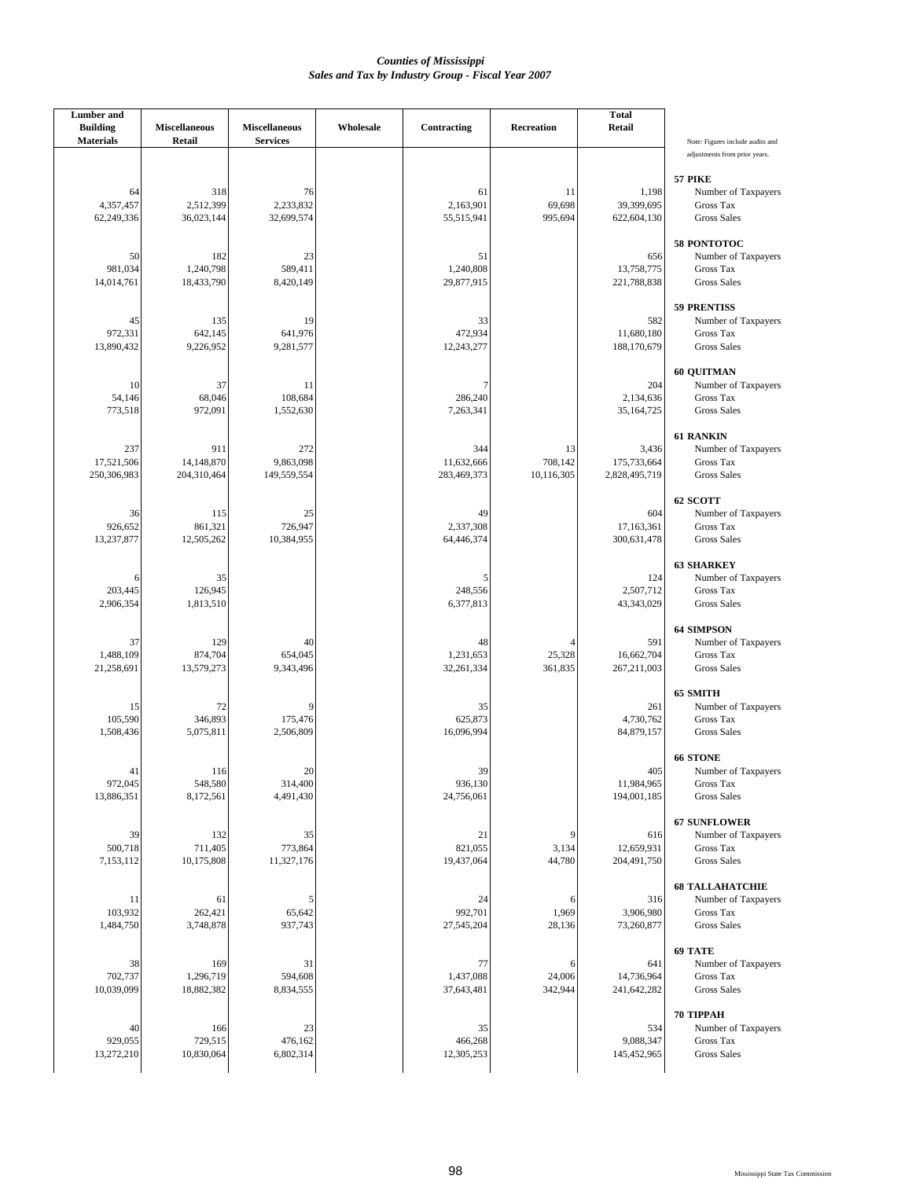*Counties of Mississippi*
*Sales and Tax by Industry Group - Fiscal Year 2007*

| Lumber and Building Materials | Miscellaneous Retail | Miscellaneous Services | Wholesale | Contracting | Recreation | Total Retail | Note: Figures include audits and adjustments from prior years. |
|---|---|---|---|---|---|---|---|
| | | | | | | | **57 PIKE** |
| 64 | 318 | 76 | | 61 | 11 | 1,198 | Number of Taxpayers |
| 4,357,457 | 2,512,399 | 2,233,832 | | 2,163,901 | 69,698 | 39,399,695 | Gross Tax |
| 62,249,336 | 36,023,144 | 32,699,574 | | 55,515,941 | 995,694 | 622,604,130 | Gross Sales |
| | | | | | | | **58 PONTOTOC** |
| 50 | 182 | 23 | | 51 | | 656 | Number of Taxpayers |
| 981,034 | 1,240,798 | 589,411 | | 1,240,808 | | 13,758,775 | Gross Tax |
| 14,014,761 | 18,433,790 | 8,420,149 | | 29,877,915 | | 221,788,838 | Gross Sales |
| | | | | | | | **59 PRENTISS** |
| 45 | 135 | 19 | | 33 | | 582 | Number of Taxpayers |
| 972,331 | 642,145 | 641,976 | | 472,934 | | 11,680,180 | Gross Tax |
| 13,890,432 | 9,226,952 | 9,281,577 | | 12,243,277 | | 188,170,679 | Gross Sales |
| | | | | | | | **60 QUITMAN** |
| 10 | 37 | 11 | | 7 | | 204 | Number of Taxpayers |
| 54,146 | 68,046 | 108,684 | | 286,240 | | 2,134,636 | Gross Tax |
| 773,518 | 972,091 | 1,552,630 | | 7,263,341 | | 35,164,725 | Gross Sales |
| | | | | | | | **61 RANKIN** |
| 237 | 911 | 272 | | 344 | 13 | 3,436 | Number of Taxpayers |
| 17,521,506 | 14,148,870 | 9,863,098 | | 11,632,666 | 708,142 | 175,733,664 | Gross Tax |
| 250,306,983 | 204,310,464 | 149,559,554 | | 283,469,373 | 10,116,305 | 2,828,495,719 | Gross Sales |
| | | | | | | | **62 SCOTT** |
| 36 | 115 | 25 | | 49 | | 604 | Number of Taxpayers |
| 926,652 | 861,321 | 726,947 | | 2,337,308 | | 17,163,361 | Gross Tax |
| 13,237,877 | 12,505,262 | 10,384,955 | | 64,446,374 | | 300,631,478 | Gross Sales |
| | | | | | | | **63 SHARKEY** |
| 6 | 35 | | | 5 | | 124 | Number of Taxpayers |
| 203,445 | 126,945 | | | 248,556 | | 2,507,712 | Gross Tax |
| 2,906,354 | 1,813,510 | | | 6,377,813 | | 43,343,029 | Gross Sales |
| | | | | | | | **64 SIMPSON** |
| 37 | 129 | 40 | | 48 | 4 | 591 | Number of Taxpayers |
| 1,488,109 | 874,704 | 654,045 | | 1,231,653 | 25,328 | 16,662,704 | Gross Tax |
| 21,258,691 | 13,579,273 | 9,343,496 | | 32,261,334 | 361,835 | 267,211,003 | Gross Sales |
| | | | | | | | **65 SMITH** |
| 15 | 72 | 9 | | 35 | | 261 | Number of Taxpayers |
| 105,590 | 346,893 | 175,476 | | 625,873 | | 4,730,762 | Gross Tax |
| 1,508,436 | 5,075,811 | 2,506,809 | | 16,096,994 | | 84,879,157 | Gross Sales |
| | | | | | | | **66 STONE** |
| 41 | 116 | 20 | | 39 | | 405 | Number of Taxpayers |
| 972,045 | 548,580 | 314,400 | | 936,130 | | 11,984,965 | Gross Tax |
| 13,886,351 | 8,172,561 | 4,491,430 | | 24,756,061 | | 194,001,185 | Gross Sales |
| | | | | | | | **67 SUNFLOWER** |
| 39 | 132 | 35 | | 21 | 9 | 616 | Number of Taxpayers |
| 500,718 | 711,405 | 773,864 | | 821,055 | 3,134 | 12,659,931 | Gross Tax |
| 7,153,112 | 10,175,808 | 11,327,176 | | 19,437,064 | 44,780 | 204,491,750 | Gross Sales |
| | | | | | | | **68 TALLAHATCHIE** |
| 11 | 61 | 5 | | 24 | 6 | 316 | Number of Taxpayers |
| 103,932 | 262,421 | 65,642 | | 992,701 | 1,969 | 3,906,980 | Gross Tax |
| 1,484,750 | 3,748,878 | 937,743 | | 27,545,204 | 28,136 | 73,260,877 | Gross Sales |
| | | | | | | | **69 TATE** |
| 38 | 169 | 31 | | 77 | 6 | 641 | Number of Taxpayers |
| 702,737 | 1,296,719 | 594,608 | | 1,437,088 | 24,006 | 14,736,964 | Gross Tax |
| 10,039,099 | 18,882,382 | 8,834,555 | | 37,643,481 | 342,944 | 241,642,282 | Gross Sales |
| | | | | | | | **70 TIPPAH** |
| 40 | 166 | 23 | | 35 | | 534 | Number of Taxpayers |
| 929,055 | 729,515 | 476,162 | | 466,268 | | 9,088,347 | Gross Tax |
| 13,272,210 | 10,830,064 | 6,802,314 | | 12,305,253 | | 145,452,965 | Gross Sales |

Mississippi State Tax Commission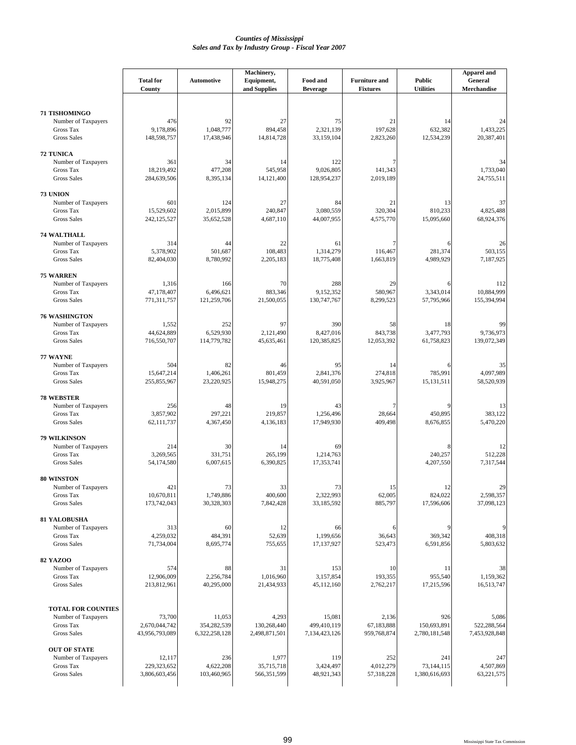## Counties of Mississippi
### Sales and Tax by Industry Group - Fiscal Year 2007

| | Total for County | Automotive | Machinery, Equipment, and Supplies | Food and Beverage | Furniture and Fixtures | Public Utilities | Apparel and General Merchandise |
|---|---|---|---|---|---|---|---|
| **71 TISHOMINGO** | | | | | | | |
| Number of Taxpayers | 476 | 92 | 27 | 75 | 21 | 14 | 24 |
| Gross Tax | 9,178,896 | 1,048,777 | 894,458 | 2,321,139 | 197,628 | 632,382 | 1,433,225 |
| Gross Sales | 148,598,757 | 17,438,946 | 14,814,728 | 33,159,104 | 2,823,260 | 12,534,239 | 20,387,401 |
| **72 TUNICA** | | | | | | | |
| Number of Taxpayers | 361 | 34 | 14 | 122 | 7 | | 34 |
| Gross Tax | 18,219,492 | 477,208 | 545,958 | 9,026,805 | 141,343 | | 1,733,040 |
| Gross Sales | 284,639,506 | 8,395,134 | 14,121,400 | 128,954,237 | 2,019,189 | | 24,755,511 |
| **73 UNION** | | | | | | | |
| Number of Taxpayers | 601 | 124 | 27 | 84 | 21 | 13 | 37 |
| Gross Tax | 15,529,602 | 2,015,899 | 240,847 | 3,080,559 | 320,304 | 810,233 | 4,825,488 |
| Gross Sales | 242,125,527 | 35,652,528 | 4,687,110 | 44,007,955 | 4,575,770 | 15,095,660 | 68,924,376 |
| **74 WALTHALL** | | | | | | | |
| Number of Taxpayers | 314 | 44 | 22 | 61 | 7 | 6 | 26 |
| Gross Tax | 5,378,902 | 501,687 | 108,483 | 1,314,279 | 116,467 | 281,374 | 503,155 |
| Gross Sales | 82,404,030 | 8,780,992 | 2,205,183 | 18,775,408 | 1,663,819 | 4,989,929 | 7,187,925 |
| **75 WARREN** | | | | | | | |
| Number of Taxpayers | 1,316 | 166 | 70 | 288 | 29 | 6 | 112 |
| Gross Tax | 47,178,407 | 6,496,621 | 883,346 | 9,152,352 | 580,967 | 3,343,014 | 10,884,999 |
| Gross Sales | 771,311,757 | 121,259,706 | 21,500,055 | 130,747,767 | 8,299,523 | 57,795,966 | 155,394,994 |
| **76 WASHINGTON** | | | | | | | |
| Number of Taxpayers | 1,552 | 252 | 97 | 390 | 58 | 18 | 99 |
| Gross Tax | 44,624,889 | 6,529,930 | 2,121,490 | 8,427,016 | 843,738 | 3,477,793 | 9,736,973 |
| Gross Sales | 716,550,707 | 114,779,782 | 45,635,461 | 120,385,825 | 12,053,392 | 61,758,823 | 139,072,349 |
| **77 WAYNE** | | | | | | | |
| Number of Taxpayers | 504 | 82 | 46 | 95 | 14 | 6 | 35 |
| Gross Tax | 15,647,214 | 1,406,261 | 801,459 | 2,841,376 | 274,818 | 785,991 | 4,097,989 |
| Gross Sales | 255,855,967 | 23,220,925 | 15,948,275 | 40,591,050 | 3,925,967 | 15,131,511 | 58,520,939 |
| **78 WEBSTER** | | | | | | | |
| Number of Taxpayers | 256 | 48 | 19 | 43 | 7 | 9 | 13 |
| Gross Tax | 3,857,902 | 297,221 | 219,857 | 1,256,496 | 28,664 | 450,895 | 383,122 |
| Gross Sales | 62,111,737 | 4,367,450 | 4,136,183 | 17,949,930 | 409,498 | 8,676,855 | 5,470,220 |
| **79 WILKINSON** | | | | | | | |
| Number of Taxpayers | 214 | 30 | 14 | 69 | | 8 | 12 |
| Gross Tax | 3,269,565 | 331,751 | 265,199 | 1,214,763 | | 240,257 | 512,228 |
| Gross Sales | 54,174,580 | 6,007,615 | 6,390,825 | 17,353,741 | | 4,207,550 | 7,317,544 |
| **80 WINSTON** | | | | | | | |
| Number of Taxpayers | 421 | 73 | 33 | 73 | 15 | 12 | 29 |
| Gross Tax | 10,670,811 | 1,749,886 | 400,600 | 2,322,993 | 62,005 | 824,022 | 2,598,357 |
| Gross Sales | 173,742,043 | 30,328,303 | 7,842,428 | 33,185,592 | 885,797 | 17,596,606 | 37,098,123 |
| **81 YALOBUSHA** | | | | | | | |
| Number of Taxpayers | 313 | 60 | 12 | 66 | 6 | 9 | 9 |
| Gross Tax | 4,259,032 | 484,391 | 52,639 | 1,199,656 | 36,643 | 369,342 | 408,318 |
| Gross Sales | 71,734,004 | 8,695,774 | 755,655 | 17,137,927 | 523,473 | 6,591,856 | 5,803,632 |
| **82 YAZOO** | | | | | | | |
| Number of Taxpayers | 574 | 88 | 31 | 153 | 10 | 11 | 38 |
| Gross Tax | 12,906,009 | 2,256,784 | 1,016,960 | 3,157,854 | 193,355 | 955,540 | 1,159,362 |
| Gross Sales | 213,812,961 | 40,295,000 | 21,434,933 | 45,112,160 | 2,762,217 | 17,215,596 | 16,513,747 |
| **TOTAL FOR COUNTIES** | | | | | | | |
| Number of Taxpayers | 73,700 | 11,053 | 4,293 | 15,081 | 2,136 | 926 | 5,086 |
| Gross Tax | 2,670,044,742 | 354,282,539 | 130,268,440 | 499,410,119 | 67,183,888 | 150,693,891 | 522,288,564 |
| Gross Sales | 43,956,793,089 | 6,322,258,128 | 2,498,871,501 | 7,134,423,126 | 959,768,874 | 2,780,181,548 | 7,453,928,848 |
| **OUT OF STATE** | | | | | | | |
| Number of Taxpayers | 12,117 | 236 | 1,977 | 119 | 252 | 241 | 247 |
| Gross Tax | 229,323,652 | 4,622,208 | 35,715,718 | 3,424,497 | 4,012,279 | 73,144,115 | 4,507,869 |
| Gross Sales | 3,806,603,456 | 103,460,965 | 566,351,599 | 48,921,343 | 57,318,228 | 1,380,616,693 | 63,221,575 |

Mississippi State Tax Commission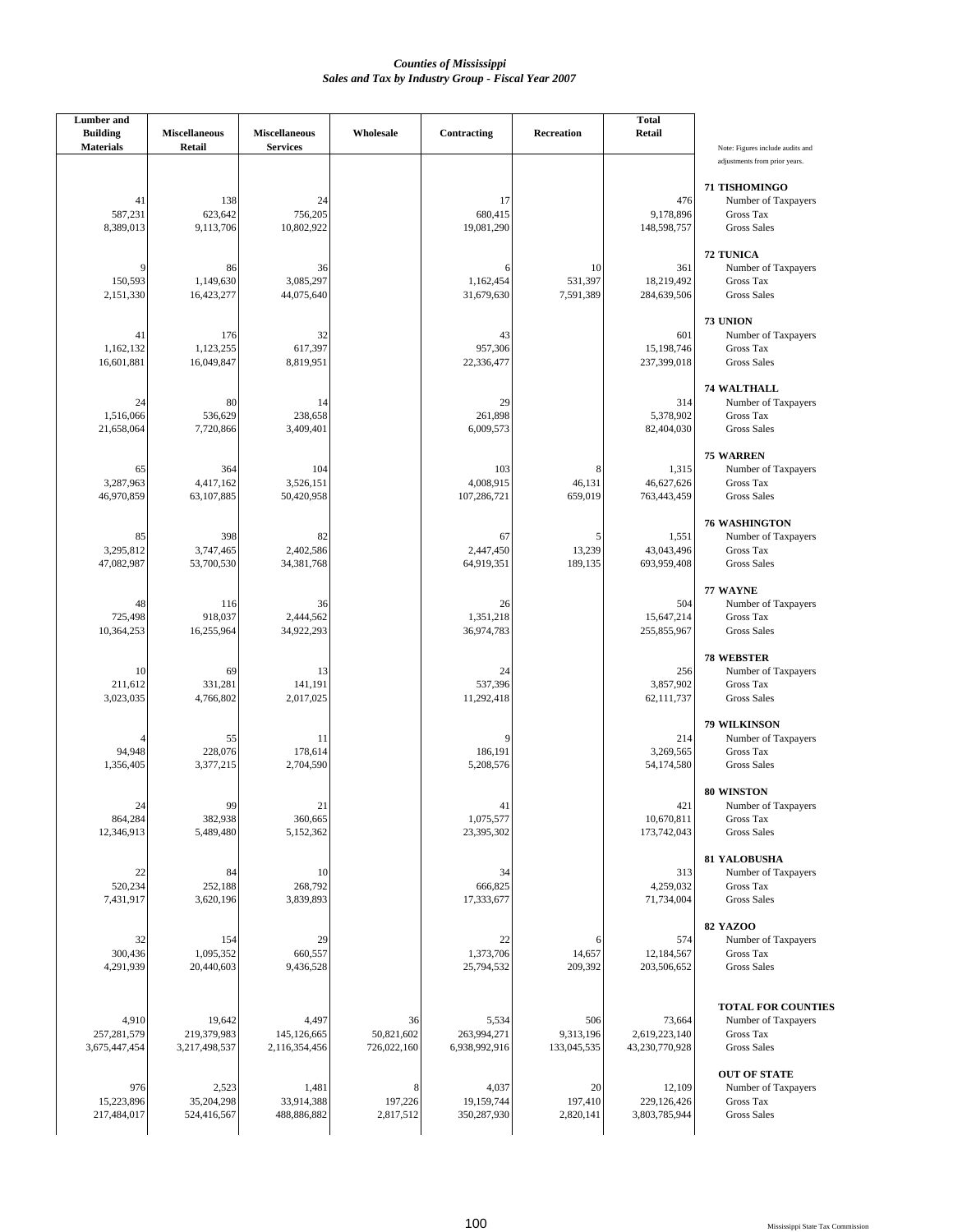*Counties of Mississippi*
*Sales and Tax by Industry Group - Fiscal Year 2007*

| Lumber and Building Materials | Miscellaneous Retail | Miscellaneous Services | Wholesale | Contracting | Recreation | Total Retail | Note: Figures include audits and adjustments from prior years. |
|---|---|---|---|---|---|---|---|
| | | | | | | | **71 TISHOMINGO** |
| 41 | 138 | 24 | | 17 | | 476 | Number of Taxpayers |
| 587,231 | 623,642 | 756,205 | | 680,415 | | 9,178,896 | Gross Tax |
| 8,389,013 | 9,113,706 | 10,802,922 | | 19,081,290 | | 148,598,757 | Gross Sales |
| | | | | | | | **72 TUNICA** |
| 9 | 86 | 36 | | 6 | 10 | 361 | Number of Taxpayers |
| 150,593 | 1,149,630 | 3,085,297 | | 1,162,454 | 531,397 | 18,219,492 | Gross Tax |
| 2,151,330 | 16,423,277 | 44,075,640 | | 31,679,630 | 7,591,389 | 284,639,506 | Gross Sales |
| | | | | | | | **73 UNION** |
| 41 | 176 | 32 | | 43 | | 601 | Number of Taxpayers |
| 1,162,132 | 1,123,255 | 617,397 | | 957,306 | | 15,198,746 | Gross Tax |
| 16,601,881 | 16,049,847 | 8,819,951 | | 22,336,477 | | 237,399,018 | Gross Sales |
| | | | | | | | **74 WALTHALL** |
| 24 | 80 | 14 | | 29 | | 314 | Number of Taxpayers |
| 1,516,066 | 536,629 | 238,658 | | 261,898 | | 5,378,902 | Gross Tax |
| 21,658,064 | 7,720,866 | 3,409,401 | | 6,009,573 | | 82,404,030 | Gross Sales |
| | | | | | | | **75 WARREN** |
| 65 | 364 | 104 | | 103 | 8 | 1,315 | Number of Taxpayers |
| 3,287,963 | 4,417,162 | 3,526,151 | | 4,008,915 | 46,131 | 46,627,626 | Gross Tax |
| 46,970,859 | 63,107,885 | 50,420,958 | | 107,286,721 | 659,019 | 763,443,459 | Gross Sales |
| | | | | | | | **76 WASHINGTON** |
| 85 | 398 | 82 | | 67 | 5 | 1,551 | Number of Taxpayers |
| 3,295,812 | 3,747,465 | 2,402,586 | | 2,447,450 | 13,239 | 43,043,496 | Gross Tax |
| 47,082,987 | 53,700,530 | 34,381,768 | | 64,919,351 | 189,135 | 693,959,408 | Gross Sales |
| | | | | | | | **77 WAYNE** |
| 48 | 116 | 36 | | 26 | | 504 | Number of Taxpayers |
| 725,498 | 918,037 | 2,444,562 | | 1,351,218 | | 15,647,214 | Gross Tax |
| 10,364,253 | 16,255,964 | 34,922,293 | | 36,974,783 | | 255,855,967 | Gross Sales |
| | | | | | | | **78 WEBSTER** |
| 10 | 69 | 13 | | 24 | | 256 | Number of Taxpayers |
| 211,612 | 331,281 | 141,191 | | 537,396 | | 3,857,902 | Gross Tax |
| 3,023,035 | 4,766,802 | 2,017,025 | | 11,292,418 | | 62,111,737 | Gross Sales |
| | | | | | | | **79 WILKINSON** |
| 4 | 55 | 11 | | 9 | | 214 | Number of Taxpayers |
| 94,948 | 228,076 | 178,614 | | 186,191 | | 3,269,565 | Gross Tax |
| 1,356,405 | 3,377,215 | 2,704,590 | | 5,208,576 | | 54,174,580 | Gross Sales |
| | | | | | | | **80 WINSTON** |
| 24 | 99 | 21 | | 41 | | 421 | Number of Taxpayers |
| 864,284 | 382,938 | 360,665 | | 1,075,577 | | 10,670,811 | Gross Tax |
| 12,346,913 | 5,489,480 | 5,152,362 | | 23,395,302 | | 173,742,043 | Gross Sales |
| | | | | | | | **81 YALOBUSHA** |
| 22 | 84 | 10 | | 34 | | 313 | Number of Taxpayers |
| 520,234 | 252,188 | 268,792 | | 666,825 | | 4,259,032 | Gross Tax |
| 7,431,917 | 3,620,196 | 3,839,893 | | 17,333,677 | | 71,734,004 | Gross Sales |
| | | | | | | | **82 YAZOO** |
| 32 | 154 | 29 | | 22 | 6 | 574 | Number of Taxpayers |
| 300,436 | 1,095,352 | 660,557 | | 1,373,706 | 14,657 | 12,184,567 | Gross Tax |
| 4,291,939 | 20,440,603 | 9,436,528 | | 25,794,532 | 209,392 | 203,506,652 | Gross Sales |
| | | | | | | | **TOTAL FOR COUNTIES** |
| 4,910 | 19,642 | 4,497 | 36 | 5,534 | 506 | 73,664 | Number of Taxpayers |
| 257,281,579 | 219,379,983 | 145,126,665 | 50,821,602 | 263,994,271 | 9,313,196 | 2,619,223,140 | Gross Tax |
| 3,675,447,454 | 3,217,498,537 | 2,116,354,456 | 726,022,160 | 6,938,992,916 | 133,045,535 | 43,230,770,928 | Gross Sales |
| | | | | | | | **OUT OF STATE** |
| 976 | 2,523 | 1,481 | 8 | 4,037 | 20 | 12,109 | Number of Taxpayers |
| 15,223,896 | 35,204,298 | 33,914,388 | 197,226 | 19,159,744 | 197,410 | 229,126,426 | Gross Tax |
| 217,484,017 | 524,416,567 | 488,886,882 | 2,817,512 | 350,287,930 | 2,820,141 | 3,803,785,944 | Gross Sales |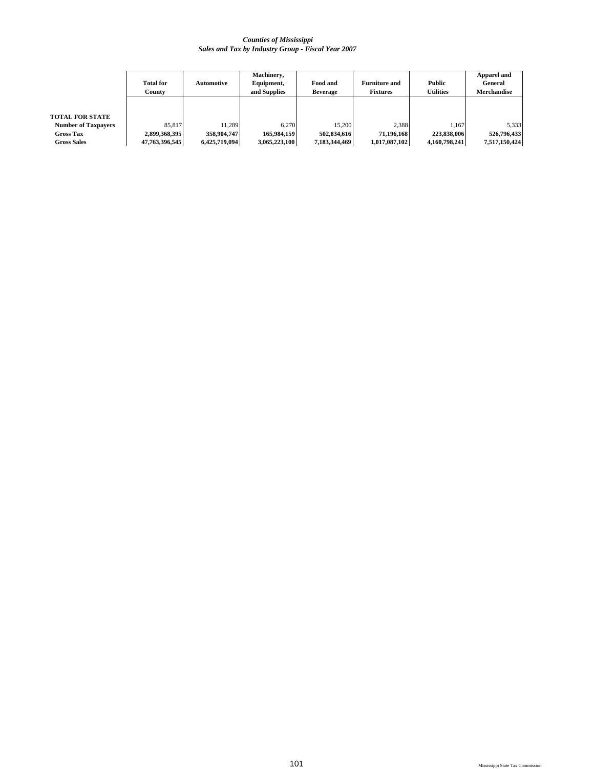*Counties of Mississippi*
*Sales and Tax by Industry Group - Fiscal Year 2007*

| | Total for County | Automotive | Machinery, Equipment, and Supplies | Food and Beverage | Furniture and Fixtures | Public Utilities | Apparel and General Merchandise |
|---|---|---|---|---|---|---|---|
| **TOTAL FOR STATE** | | | | | | | |
| **Number of Taxpayers** | 85,817 | 11,289 | 6,270 | 15,200 | 2,388 | 1,167 | 5,333 |
| **Gross Tax** | **2,899,368,395** | **358,904,747** | **165,984,159** | **502,834,616** | **71,196,168** | **223,838,006** | **526,796,433** |
| **Gross Sales** | **47,763,396,545** | **6,425,719,094** | **3,065,223,100** | **7,183,344,469** | **1,017,087,102** | **4,160,798,241** | **7,517,150,424** |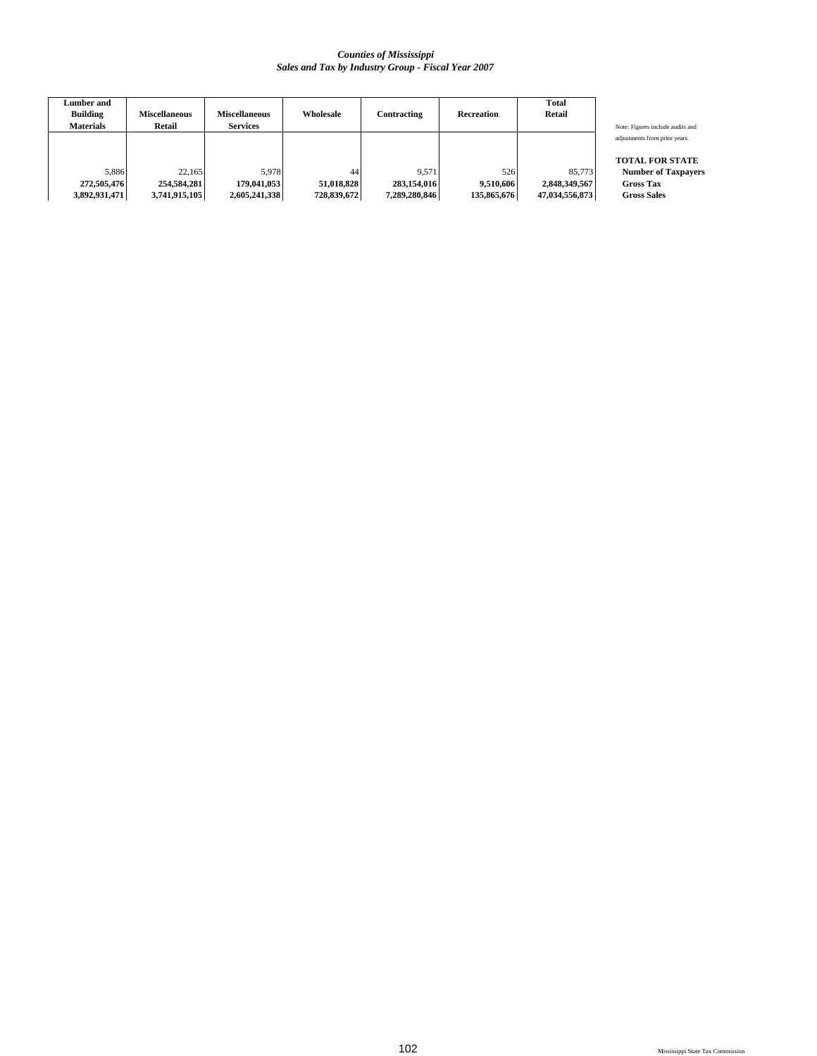*Counties of Mississippi*
*Sales and Tax by Industry Group - Fiscal Year 2007*

| Lumber and Building Materials | Miscellaneous Retail | Miscellaneous Services | Wholesale | Contracting | Recreation | Total Retail | |
|---|---|---|---|---|---|---|---|
| | | | | | | | Note: Figures include audits and adjustments from prior years. |
| | | | | | | | **TOTAL FOR STATE** |
| 5,886 | 22,165 | 5,978 | 44 | 9,571 | 526 | 85,773 | **Number of Taxpayers** |
| **272,505,476** | **254,584,281** | **179,041,053** | **51,018,828** | **283,154,016** | **9,510,606** | **2,848,349,567** | **Gross Tax** |
| **3,892,931,471** | **3,741,915,105** | **2,605,241,338** | **728,839,672** | **7,289,280,846** | **135,865,676** | **47,034,556,873** | **Gross Sales** |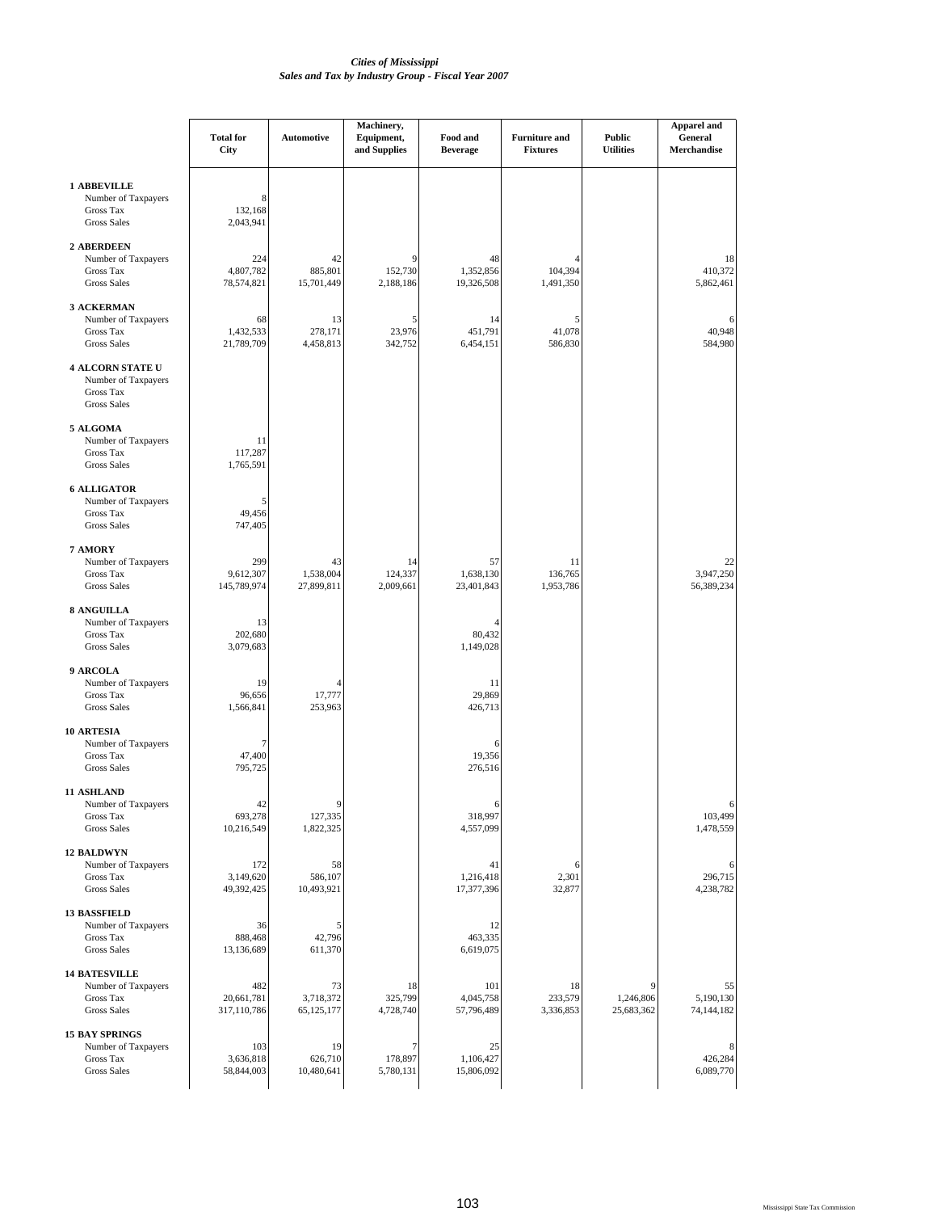*Cities of Mississippi*
*Sales and Tax by Industry Group - Fiscal Year 2007*

| | Total for City | Automotive | Machinery, Equipment, and Supplies | Food and Beverage | Furniture and Fixtures | Public Utilities | Apparel and General Merchandise |
|---|---|---|---|---|---|---|---|
| **1 ABBEVILLE** | | | | | | | |
| Number of Taxpayers | 8 | | | | | | |
| Gross Tax | 132,168 | | | | | | |
| Gross Sales | 2,043,941 | | | | | | |
| **2 ABERDEEN** | | | | | | | |
| Number of Taxpayers | 224 | 42 | 9 | 48 | 4 | | 18 |
| Gross Tax | 4,807,782 | 885,801 | 152,730 | 1,352,856 | 104,394 | | 410,372 |
| Gross Sales | 78,574,821 | 15,701,449 | 2,188,186 | 19,326,508 | 1,491,350 | | 5,862,461 |
| **3 ACKERMAN** | | | | | | | |
| Number of Taxpayers | 68 | 13 | 5 | 14 | 5 | | 6 |
| Gross Tax | 1,432,533 | 278,171 | 23,976 | 451,791 | 41,078 | | 40,948 |
| Gross Sales | 21,789,709 | 4,458,813 | 342,752 | 6,454,151 | 586,830 | | 584,980 |
| **4 ALCORN STATE U** | | | | | | | |
| Number of Taxpayers | | | | | | | |
| Gross Tax | | | | | | | |
| Gross Sales | | | | | | | |
| **5 ALGOMA** | | | | | | | |
| Number of Taxpayers | 11 | | | | | | |
| Gross Tax | 117,287 | | | | | | |
| Gross Sales | 1,765,591 | | | | | | |
| **6 ALLIGATOR** | | | | | | | |
| Number of Taxpayers | 5 | | | | | | |
| Gross Tax | 49,456 | | | | | | |
| Gross Sales | 747,405 | | | | | | |
| **7 AMORY** | | | | | | | |
| Number of Taxpayers | 299 | 43 | 14 | 57 | 11 | | 22 |
| Gross Tax | 9,612,307 | 1,538,004 | 124,337 | 1,638,130 | 136,765 | | 3,947,250 |
| Gross Sales | 145,789,974 | 27,899,811 | 2,009,661 | 23,401,843 | 1,953,786 | | 56,389,234 |
| **8 ANGUILLA** | | | | | | | |
| Number of Taxpayers | 13 | | | 4 | | | |
| Gross Tax | 202,680 | | | 80,432 | | | |
| Gross Sales | 3,079,683 | | | 1,149,028 | | | |
| **9 ARCOLA** | | | | | | | |
| Number of Taxpayers | 19 | 4 | | 11 | | | |
| Gross Tax | 96,656 | 17,777 | | 29,869 | | | |
| Gross Sales | 1,566,841 | 253,963 | | 426,713 | | | |
| **10 ARTESIA** | | | | | | | |
| Number of Taxpayers | 7 | | | 6 | | | |
| Gross Tax | 47,400 | | | 19,356 | | | |
| Gross Sales | 795,725 | | | 276,516 | | | |
| **11 ASHLAND** | | | | | | | |
| Number of Taxpayers | 42 | 9 | | 6 | | | 6 |
| Gross Tax | 693,278 | 127,335 | | 318,997 | | | 103,499 |
| Gross Sales | 10,216,549 | 1,822,325 | | 4,557,099 | | | 1,478,559 |
| **12 BALDWYN** | | | | | | | |
| Number of Taxpayers | 172 | 58 | | 41 | 6 | | 6 |
| Gross Tax | 3,149,620 | 586,107 | | 1,216,418 | 2,301 | | 296,715 |
| Gross Sales | 49,392,425 | 10,493,921 | | 17,377,396 | 32,877 | | 4,238,782 |
| **13 BASSFIELD** | | | | | | | |
| Number of Taxpayers | 36 | 5 | | 12 | | | |
| Gross Tax | 888,468 | 42,796 | | 463,335 | | | |
| Gross Sales | 13,136,689 | 611,370 | | 6,619,075 | | | |
| **14 BATESVILLE** | | | | | | | |
| Number of Taxpayers | 482 | 73 | 18 | 101 | 18 | 9 | 55 |
| Gross Tax | 20,661,781 | 3,718,372 | 325,799 | 4,045,758 | 233,579 | 1,246,806 | 5,190,130 |
| Gross Sales | 317,110,786 | 65,125,177 | 4,728,740 | 57,796,489 | 3,336,853 | 25,683,362 | 74,144,182 |
| **15 BAY SPRINGS** | | | | | | | |
| Number of Taxpayers | 103 | 19 | 7 | 25 | | | 8 |
| Gross Tax | 3,636,818 | 626,710 | 178,897 | 1,106,427 | | | 426,284 |
| Gross Sales | 58,844,003 | 10,480,641 | 5,780,131 | 15,806,092 | | | 6,089,770 |

Mississippi State Tax Commission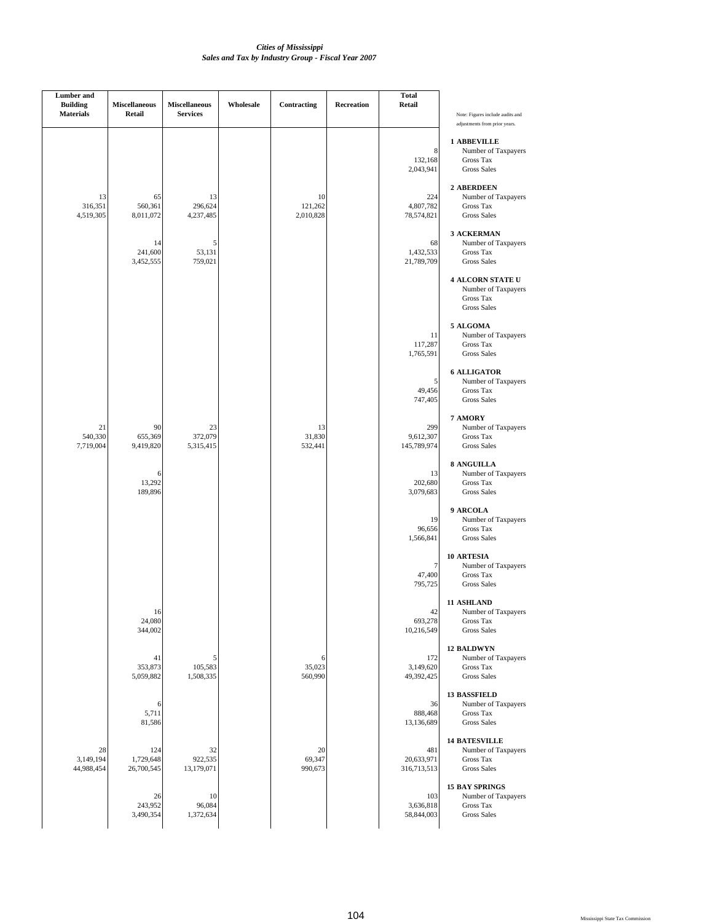*Cities of Mississippi*
*Sales and Tax by Industry Group - Fiscal Year 2007*

| Lumber and Building Materials | Miscellaneous Retail | Miscellaneous Services | Wholesale | Contracting | Recreation | Total Retail | Note: Figures include audits and adjustments from prior years. |
|---|---|---|---|---|---|---|---|
| | | | | | | | **1 ABBEVILLE** |
| | | | | | | 8 | Number of Taxpayers |
| | | | | | | 132,168 | Gross Tax |
| | | | | | | 2,043,941 | Gross Sales |
| | | | | | | | **2 ABERDEEN** |
| 13 | 65 | 13 | | 10 | | 224 | Number of Taxpayers |
| 316,351 | 560,361 | 296,624 | | 121,262 | | 4,807,782 | Gross Tax |
| 4,519,305 | 8,011,072 | 4,237,485 | | 2,010,828 | | 78,574,821 | Gross Sales |
| | | | | | | | **3 ACKERMAN** |
| | 14 | 5 | | | | 68 | Number of Taxpayers |
| | 241,600 | 53,131 | | | | 1,432,533 | Gross Tax |
| | 3,452,555 | 759,021 | | | | 21,789,709 | Gross Sales |
| | | | | | | | **4 ALCORN STATE U** |
| | | | | | | | Number of Taxpayers |
| | | | | | | | Gross Tax |
| | | | | | | | Gross Sales |
| | | | | | | | **5 ALGOMA** |
| | | | | | | 11 | Number of Taxpayers |
| | | | | | | 117,287 | Gross Tax |
| | | | | | | 1,765,591 | Gross Sales |
| | | | | | | | **6 ALLIGATOR** |
| | | | | | | 5 | Number of Taxpayers |
| | | | | | | 49,456 | Gross Tax |
| | | | | | | 747,405 | Gross Sales |
| | | | | | | | **7 AMORY** |
| 21 | 90 | 23 | | 13 | | 299 | Number of Taxpayers |
| 540,330 | 655,369 | 372,079 | | 31,830 | | 9,612,307 | Gross Tax |
| 7,719,004 | 9,419,820 | 5,315,415 | | 532,441 | | 145,789,974 | Gross Sales |
| | | | | | | | **8 ANGUILLA** |
| | 6 | | | | | 13 | Number of Taxpayers |
| | 13,292 | | | | | 202,680 | Gross Tax |
| | 189,896 | | | | | 3,079,683 | Gross Sales |
| | | | | | | | **9 ARCOLA** |
| | | | | | | 19 | Number of Taxpayers |
| | | | | | | 96,656 | Gross Tax |
| | | | | | | 1,566,841 | Gross Sales |
| | | | | | | | **10 ARTESIA** |
| | | | | | | 7 | Number of Taxpayers |
| | | | | | | 47,400 | Gross Tax |
| | | | | | | 795,725 | Gross Sales |
| | | | | | | | **11 ASHLAND** |
| | 16 | | | | | 42 | Number of Taxpayers |
| | 24,080 | | | | | 693,278 | Gross Tax |
| | 344,002 | | | | | 10,216,549 | Gross Sales |
| | | | | | | | **12 BALDWYN** |
| | 41 | 5 | | 6 | | 172 | Number of Taxpayers |
| | 353,873 | 105,583 | | 35,023 | | 3,149,620 | Gross Tax |
| | 5,059,882 | 1,508,335 | | 560,990 | | 49,392,425 | Gross Sales |
| | | | | | | | **13 BASSFIELD** |
| | 6 | | | | | 36 | Number of Taxpayers |
| | 5,711 | | | | | 888,468 | Gross Tax |
| | 81,586 | | | | | 13,136,689 | Gross Sales |
| | | | | | | | **14 BATESVILLE** |
| 28 | 124 | 32 | | 20 | | 481 | Number of Taxpayers |
| 3,149,194 | 1,729,648 | 922,535 | | 69,347 | | 20,633,971 | Gross Tax |
| 44,988,454 | 26,700,545 | 13,179,071 | | 990,673 | | 316,713,513 | Gross Sales |
| | | | | | | | **15 BAY SPRINGS** |
| | 26 | 10 | | | | 103 | Number of Taxpayers |
| | 243,952 | 96,084 | | | | 3,636,818 | Gross Tax |
| | 3,490,354 | 1,372,634 | | | | 58,844,003 | Gross Sales |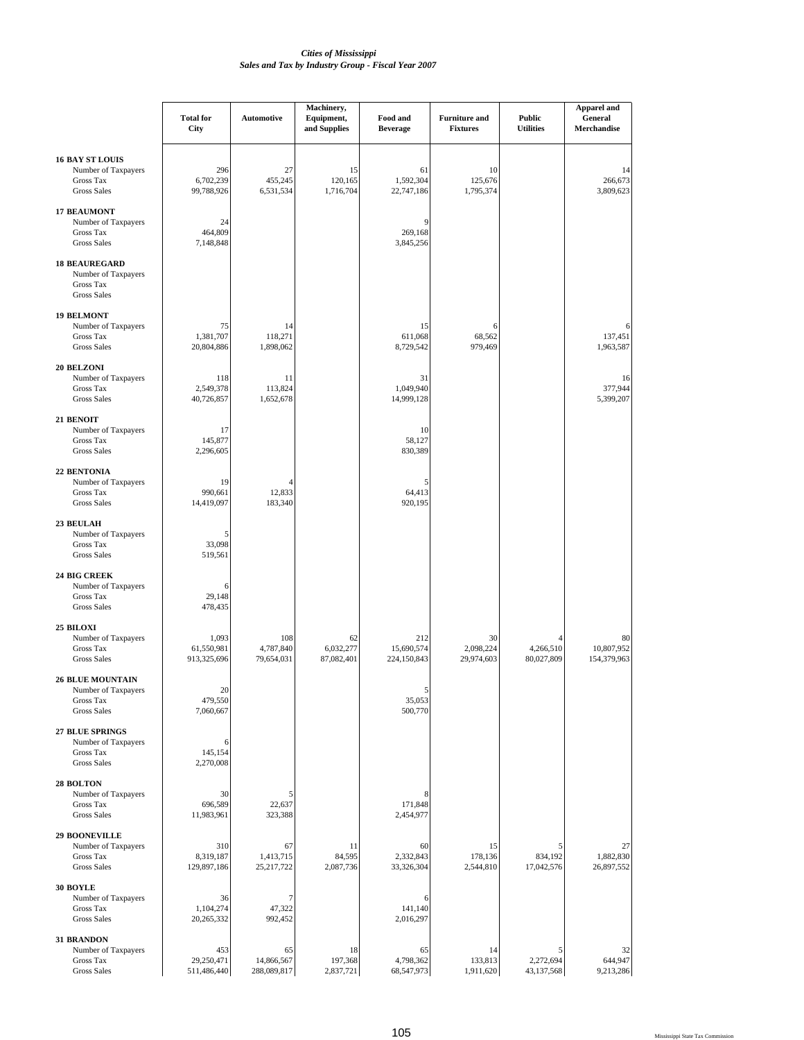*Cities of Mississippi*
*Sales and Tax by Industry Group - Fiscal Year 2007*

| | Total for City | Automotive | Machinery, Equipment, and Supplies | Food and Beverage | Furniture and Fixtures | Public Utilities | Apparel and General Merchandise |
|---|---|---|---|---|---|---|---|
| **16 BAY ST LOUIS** | | | | | | | |
| Number of Taxpayers | 296 | 27 | 15 | 61 | 10 | | 14 |
| Gross Tax | 6,702,239 | 455,245 | 120,165 | 1,592,304 | 125,676 | | 266,673 |
| Gross Sales | 99,788,926 | 6,531,534 | 1,716,704 | 22,747,186 | 1,795,374 | | 3,809,623 |
| **17 BEAUMONT** | | | | | | | |
| Number of Taxpayers | 24 | | | 9 | | | |
| Gross Tax | 464,809 | | | 269,168 | | | |
| Gross Sales | 7,148,848 | | | 3,845,256 | | | |
| **18 BEAUREGARD** | | | | | | | |
| Number of Taxpayers | | | | | | | |
| Gross Tax | | | | | | | |
| Gross Sales | | | | | | | |
| **19 BELMONT** | | | | | | | |
| Number of Taxpayers | 75 | 14 | | 15 | 6 | | 6 |
| Gross Tax | 1,381,707 | 118,271 | | 611,068 | 68,562 | | 137,451 |
| Gross Sales | 20,804,886 | 1,898,062 | | 8,729,542 | 979,469 | | 1,963,587 |
| **20 BELZONI** | | | | | | | |
| Number of Taxpayers | 118 | 11 | | 31 | | | 16 |
| Gross Tax | 2,549,378 | 113,824 | | 1,049,940 | | | 377,944 |
| Gross Sales | 40,726,857 | 1,652,678 | | 14,999,128 | | | 5,399,207 |
| **21 BENOIT** | | | | | | | |
| Number of Taxpayers | 17 | | | 10 | | | |
| Gross Tax | 145,877 | | | 58,127 | | | |
| Gross Sales | 2,296,605 | | | 830,389 | | | |
| **22 BENTONIA** | | | | | | | |
| Number of Taxpayers | 19 | 4 | | 5 | | | |
| Gross Tax | 990,661 | 12,833 | | 64,413 | | | |
| Gross Sales | 14,419,097 | 183,340 | | 920,195 | | | |
| **23 BEULAH** | | | | | | | |
| Number of Taxpayers | 5 | | | | | | |
| Gross Tax | 33,098 | | | | | | |
| Gross Sales | 519,561 | | | | | | |
| **24 BIG CREEK** | | | | | | | |
| Number of Taxpayers | 6 | | | | | | |
| Gross Tax | 29,148 | | | | | | |
| Gross Sales | 478,435 | | | | | | |
| **25 BILOXI** | | | | | | | |
| Number of Taxpayers | 1,093 | 108 | 62 | 212 | 30 | 4 | 80 |
| Gross Tax | 61,550,981 | 4,787,840 | 6,032,277 | 15,690,574 | 2,098,224 | 4,266,510 | 10,807,952 |
| Gross Sales | 913,325,696 | 79,654,031 | 87,082,401 | 224,150,843 | 29,974,603 | 80,027,809 | 154,379,963 |
| **26 BLUE MOUNTAIN** | | | | | | | |
| Number of Taxpayers | 20 | | | 5 | | | |
| Gross Tax | 479,550 | | | 35,053 | | | |
| Gross Sales | 7,060,667 | | | 500,770 | | | |
| **27 BLUE SPRINGS** | | | | | | | |
| Number of Taxpayers | 6 | | | | | | |
| Gross Tax | 145,154 | | | | | | |
| Gross Sales | 2,270,008 | | | | | | |
| **28 BOLTON** | | | | | | | |
| Number of Taxpayers | 30 | 5 | | 8 | | | |
| Gross Tax | 696,589 | 22,637 | | 171,848 | | | |
| Gross Sales | 11,983,961 | 323,388 | | 2,454,977 | | | |
| **29 BOONEVILLE** | | | | | | | |
| Number of Taxpayers | 310 | 67 | 11 | 60 | 15 | 5 | 27 |
| Gross Tax | 8,319,187 | 1,413,715 | 84,595 | 2,332,843 | 178,136 | 834,192 | 1,882,830 |
| Gross Sales | 129,897,186 | 25,217,722 | 2,087,736 | 33,326,304 | 2,544,810 | 17,042,576 | 26,897,552 |
| **30 BOYLE** | | | | | | | |
| Number of Taxpayers | 36 | 7 | | 6 | | | |
| Gross Tax | 1,104,274 | 47,322 | | 141,140 | | | |
| Gross Sales | 20,265,332 | 992,452 | | 2,016,297 | | | |
| **31 BRANDON** | | | | | | | |
| Number of Taxpayers | 453 | 65 | 18 | 65 | 14 | 5 | 32 |
| Gross Tax | 29,250,471 | 14,866,567 | 197,368 | 4,798,362 | 133,813 | 2,272,694 | 644,947 |
| Gross Sales | 511,486,440 | 288,089,817 | 2,837,721 | 68,547,973 | 1,911,620 | 43,137,568 | 9,213,286 |

Mississippi State Tax Commission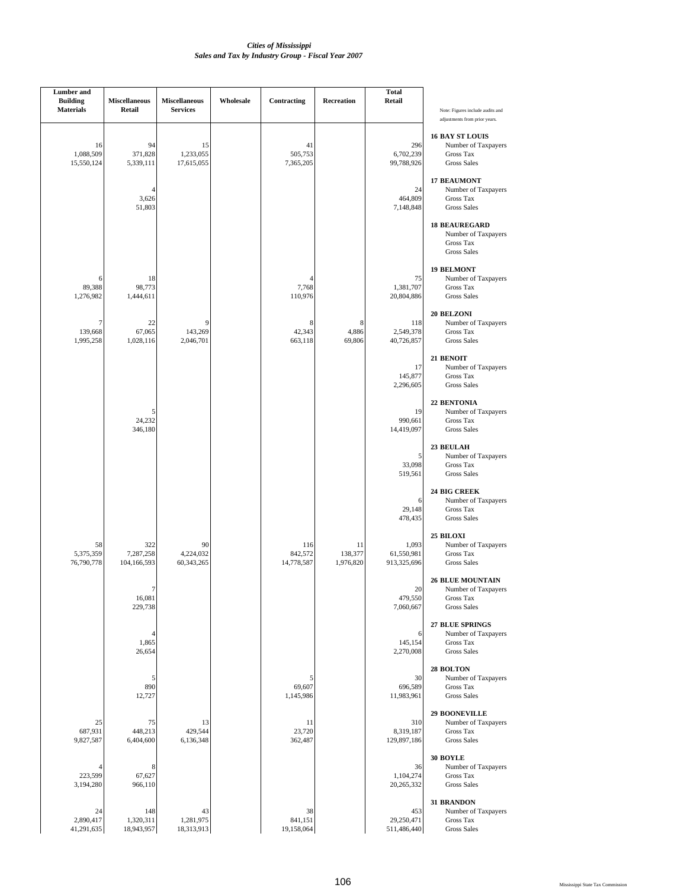*Cities of Mississippi*
*Sales and Tax by Industry Group - Fiscal Year 2007*

| City | | Lumber and Building Materials | Miscellaneous Retail | Miscellaneous Services | Wholesale | Contracting | Recreation | Total Retail |
|---|---|---|---|---|---|---|---|---|
| **16 BAY ST LOUIS** | Number of Taxpayers | 16 | 94 | 15 | | 41 | | 296 |
| | Gross Tax | 1,088,509 | 371,828 | 1,233,055 | | 505,753 | | 6,702,239 |
| | Gross Sales | 15,550,124 | 5,339,111 | 17,615,055 | | 7,365,205 | | 99,788,926 |
| **17 BEAUMONT** | Number of Taxpayers | | 4 | | | | | 24 |
| | Gross Tax | | 3,626 | | | | | 464,809 |
| | Gross Sales | | 51,803 | | | | | 7,148,848 |
| **18 BEAUREGARD** | Number of Taxpayers | | | | | | | |
| | Gross Tax | | | | | | | |
| | Gross Sales | | | | | | | |
| **19 BELMONT** | Number of Taxpayers | 6 | 18 | | | 4 | | 75 |
| | Gross Tax | 89,388 | 98,773 | | | 7,768 | | 1,381,707 |
| | Gross Sales | 1,276,982 | 1,444,611 | | | 110,976 | | 20,804,886 |
| **20 BELZONI** | Number of Taxpayers | 7 | 22 | 9 | | 8 | 8 | 118 |
| | Gross Tax | 139,668 | 67,065 | 143,269 | | 42,343 | 4,886 | 2,549,378 |
| | Gross Sales | 1,995,258 | 1,028,116 | 2,046,701 | | 663,118 | 69,806 | 40,726,857 |
| **21 BENOIT** | Number of Taxpayers | | | | | | | 17 |
| | Gross Tax | | | | | | | 145,877 |
| | Gross Sales | | | | | | | 2,296,605 |
| **22 BENTONIA** | Number of Taxpayers | | 5 | | | | | 19 |
| | Gross Tax | | 24,232 | | | | | 990,661 |
| | Gross Sales | | 346,180 | | | | | 14,419,097 |
| **23 BEULAH** | Number of Taxpayers | | | | | | | 5 |
| | Gross Tax | | | | | | | 33,098 |
| | Gross Sales | | | | | | | 519,561 |
| **24 BIG CREEK** | Number of Taxpayers | | | | | | | 6 |
| | Gross Tax | | | | | | | 29,148 |
| | Gross Sales | | | | | | | 478,435 |
| **25 BILOXI** | Number of Taxpayers | 58 | 322 | 90 | | 116 | 11 | 1,093 |
| | Gross Tax | 5,375,359 | 7,287,258 | 4,224,032 | | 842,572 | 138,377 | 61,550,981 |
| | Gross Sales | 76,790,778 | 104,166,593 | 60,343,265 | | 14,778,587 | 1,976,820 | 913,325,696 |
| **26 BLUE MOUNTAIN** | Number of Taxpayers | | 7 | | | | | 20 |
| | Gross Tax | | 16,081 | | | | | 479,550 |
| | Gross Sales | | 229,738 | | | | | 7,060,667 |
| **27 BLUE SPRINGS** | Number of Taxpayers | | 4 | | | | | 6 |
| | Gross Tax | | 1,865 | | | | | 145,154 |
| | Gross Sales | | 26,654 | | | | | 2,270,008 |
| **28 BOLTON** | Number of Taxpayers | | 5 | | | 5 | | 30 |
| | Gross Tax | | 890 | | | 69,607 | | 696,589 |
| | Gross Sales | | 12,727 | | | 1,145,986 | | 11,983,961 |
| **29 BOONEVILLE** | Number of Taxpayers | 25 | 75 | 13 | | 11 | | 310 |
| | Gross Tax | 687,931 | 448,213 | 429,544 | | 23,720 | | 8,319,187 |
| | Gross Sales | 9,827,587 | 6,404,600 | 6,136,348 | | 362,487 | | 129,897,186 |
| **30 BOYLE** | Number of Taxpayers | 4 | 8 | | | | | 36 |
| | Gross Tax | 223,599 | 67,627 | | | | | 1,104,274 |
| | Gross Sales | 3,194,280 | 966,110 | | | | | 20,265,332 |
| **31 BRANDON** | Number of Taxpayers | 24 | 148 | 43 | | 38 | | 453 |
| | Gross Tax | 2,890,417 | 1,320,311 | 1,281,975 | | 841,151 | | 29,250,471 |
| | Gross Sales | 41,291,635 | 18,943,957 | 18,313,913 | | 19,158,064 | | 511,486,440 |

Note: Figures include audits and adjustments from prior years.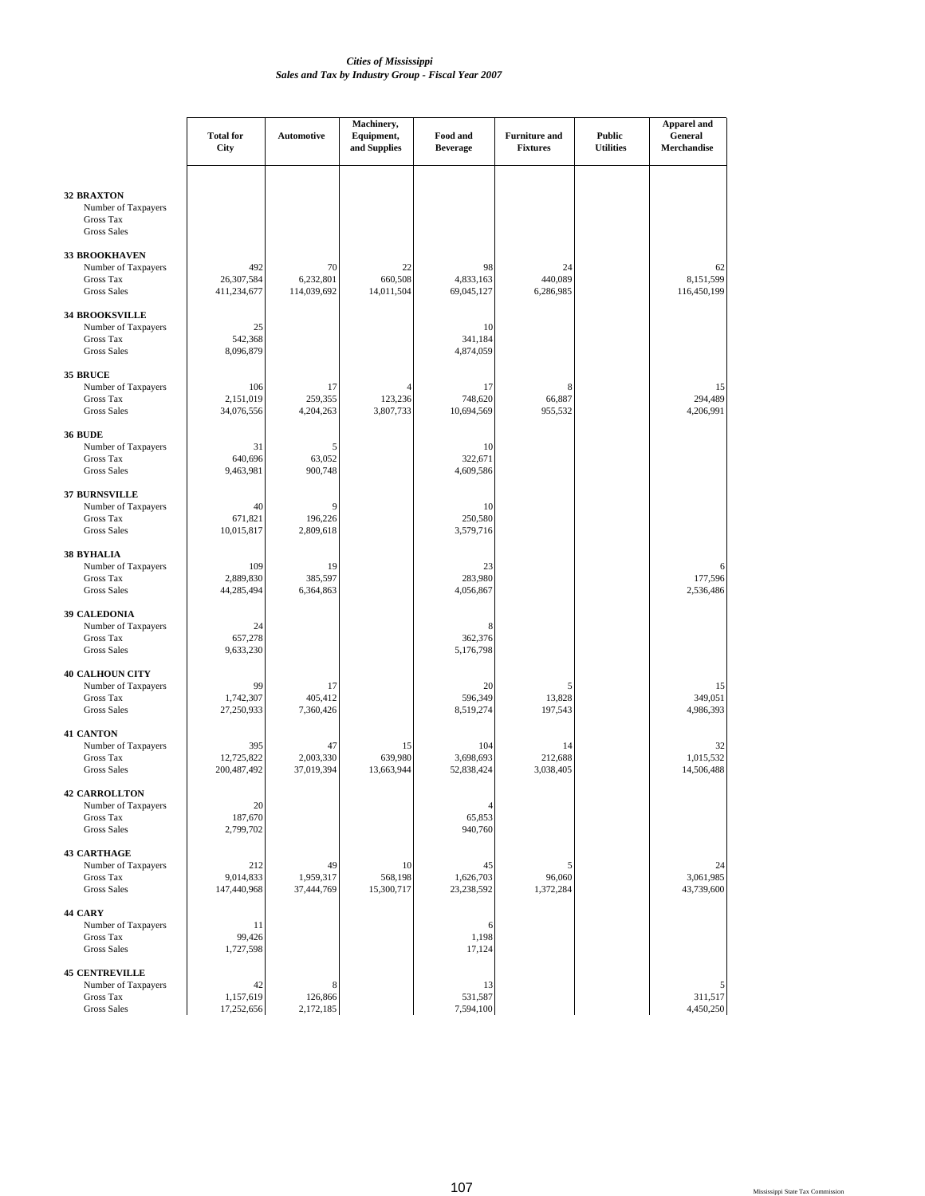*Cities of Mississippi*
*Sales and Tax by Industry Group - Fiscal Year 2007*

| | Total for City | Automotive | Machinery, Equipment, and Supplies | Food and Beverage | Furniture and Fixtures | Public Utilities | Apparel and General Merchandise |
|---|---|---|---|---|---|---|---|
| **32 BRAXTON** | | | | | | | |
| Number of Taxpayers | | | | | | | |
| Gross Tax | | | | | | | |
| Gross Sales | | | | | | | |
| **33 BROOKHAVEN** | | | | | | | |
| Number of Taxpayers | 492 | 70 | 22 | 98 | 24 | | 62 |
| Gross Tax | 26,307,584 | 6,232,801 | 660,508 | 4,833,163 | 440,089 | | 8,151,599 |
| Gross Sales | 411,234,677 | 114,039,692 | 14,011,504 | 69,045,127 | 6,286,985 | | 116,450,199 |
| **34 BROOKSVILLE** | | | | | | | |
| Number of Taxpayers | 25 | | | 10 | | | |
| Gross Tax | 542,368 | | | 341,184 | | | |
| Gross Sales | 8,096,879 | | | 4,874,059 | | | |
| **35 BRUCE** | | | | | | | |
| Number of Taxpayers | 106 | 17 | 4 | 17 | 8 | | 15 |
| Gross Tax | 2,151,019 | 259,355 | 123,236 | 748,620 | 66,887 | | 294,489 |
| Gross Sales | 34,076,556 | 4,204,263 | 3,807,733 | 10,694,569 | 955,532 | | 4,206,991 |
| **36 BUDE** | | | | | | | |
| Number of Taxpayers | 31 | 5 | | 10 | | | |
| Gross Tax | 640,696 | 63,052 | | 322,671 | | | |
| Gross Sales | 9,463,981 | 900,748 | | 4,609,586 | | | |
| **37 BURNSVILLE** | | | | | | | |
| Number of Taxpayers | 40 | 9 | | 10 | | | |
| Gross Tax | 671,821 | 196,226 | | 250,580 | | | |
| Gross Sales | 10,015,817 | 2,809,618 | | 3,579,716 | | | |
| **38 BYHALIA** | | | | | | | |
| Number of Taxpayers | 109 | 19 | | 23 | | | 6 |
| Gross Tax | 2,889,830 | 385,597 | | 283,980 | | | 177,596 |
| Gross Sales | 44,285,494 | 6,364,863 | | 4,056,867 | | | 2,536,486 |
| **39 CALEDONIA** | | | | | | | |
| Number of Taxpayers | 24 | | | 8 | | | |
| Gross Tax | 657,278 | | | 362,376 | | | |
| Gross Sales | 9,633,230 | | | 5,176,798 | | | |
| **40 CALHOUN CITY** | | | | | | | |
| Number of Taxpayers | 99 | 17 | | 20 | 5 | | 15 |
| Gross Tax | 1,742,307 | 405,412 | | 596,349 | 13,828 | | 349,051 |
| Gross Sales | 27,250,933 | 7,360,426 | | 8,519,274 | 197,543 | | 4,986,393 |
| **41 CANTON** | | | | | | | |
| Number of Taxpayers | 395 | 47 | 15 | 104 | 14 | | 32 |
| Gross Tax | 12,725,822 | 2,003,330 | 639,980 | 3,698,693 | 212,688 | | 1,015,532 |
| Gross Sales | 200,487,492 | 37,019,394 | 13,663,944 | 52,838,424 | 3,038,405 | | 14,506,488 |
| **42 CARROLLTON** | | | | | | | |
| Number of Taxpayers | 20 | | | 4 | | | |
| Gross Tax | 187,670 | | | 65,853 | | | |
| Gross Sales | 2,799,702 | | | 940,760 | | | |
| **43 CARTHAGE** | | | | | | | |
| Number of Taxpayers | 212 | 49 | 10 | 45 | 5 | | 24 |
| Gross Tax | 9,014,833 | 1,959,317 | 568,198 | 1,626,703 | 96,060 | | 3,061,985 |
| Gross Sales | 147,440,968 | 37,444,769 | 15,300,717 | 23,238,592 | 1,372,284 | | 43,739,600 |
| **44 CARY** | | | | | | | |
| Number of Taxpayers | 11 | | | 6 | | | |
| Gross Tax | 99,426 | | | 1,198 | | | |
| Gross Sales | 1,727,598 | | | 17,124 | | | |
| **45 CENTREVILLE** | | | | | | | |
| Number of Taxpayers | 42 | 8 | | 13 | | | 5 |
| Gross Tax | 1,157,619 | 126,866 | | 531,587 | | | 311,517 |
| Gross Sales | 17,252,656 | 2,172,185 | | 7,594,100 | | | 4,450,250 |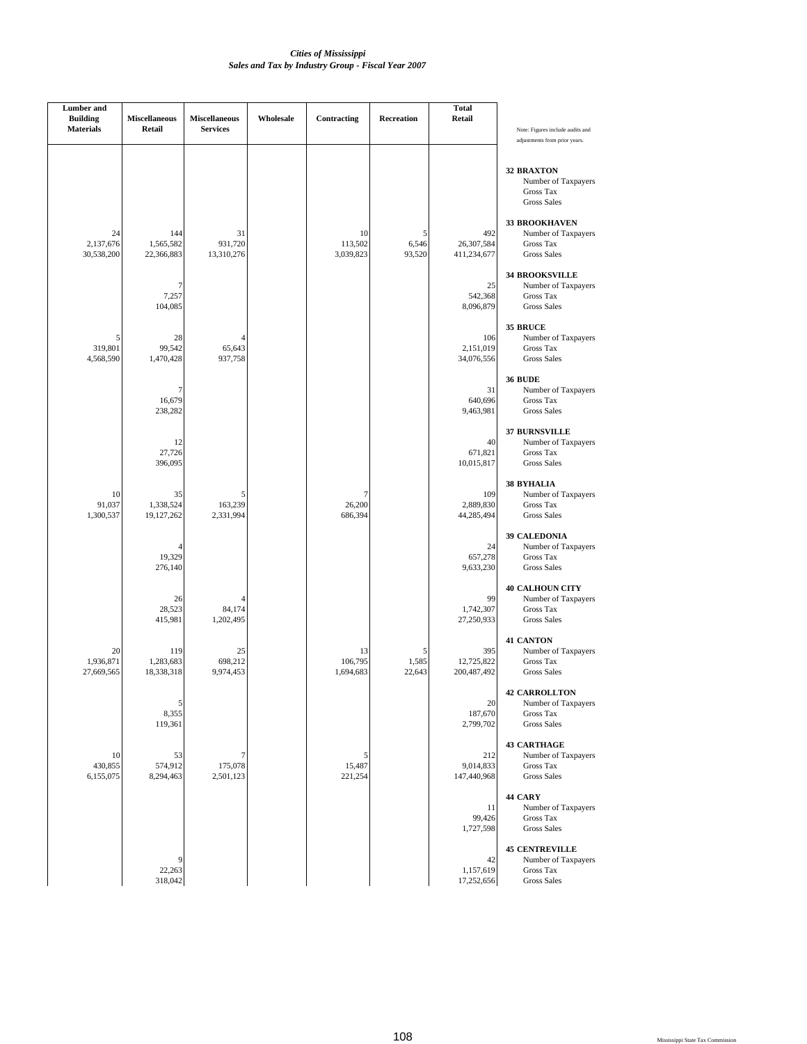*Cities of Mississippi*
*Sales and Tax by Industry Group - Fiscal Year 2007*

| Lumber and Building Materials | Miscellaneous Retail | Miscellaneous Services | Wholesale | Contracting | Recreation | Total Retail | Note: Figures include audits and adjustments from prior years. |
|---|---|---|---|---|---|---|---|
| | | | | | | | **32 BRAXTON** |
| | | | | | | | Number of Taxpayers |
| | | | | | | | Gross Tax |
| | | | | | | | Gross Sales |
| | | | | | | | **33 BROOKHAVEN** |
| 24 | 144 | 31 | | 10 | 5 | 492 | Number of Taxpayers |
| 2,137,676 | 1,565,582 | 931,720 | | 113,502 | 6,546 | 26,307,584 | Gross Tax |
| 30,538,200 | 22,366,883 | 13,310,276 | | 3,039,823 | 93,520 | 411,234,677 | Gross Sales |
| | | | | | | | **34 BROOKSVILLE** |
| | 7 | | | | | 25 | Number of Taxpayers |
| | 7,257 | | | | | 542,368 | Gross Tax |
| | 104,085 | | | | | 8,096,879 | Gross Sales |
| | | | | | | | **35 BRUCE** |
| 5 | 28 | 4 | | | | 106 | Number of Taxpayers |
| 319,801 | 99,542 | 65,643 | | | | 2,151,019 | Gross Tax |
| 4,568,590 | 1,470,428 | 937,758 | | | | 34,076,556 | Gross Sales |
| | | | | | | | **36 BUDE** |
| | 7 | | | | | 31 | Number of Taxpayers |
| | 16,679 | | | | | 640,696 | Gross Tax |
| | 238,282 | | | | | 9,463,981 | Gross Sales |
| | | | | | | | **37 BURNSVILLE** |
| | 12 | | | | | 40 | Number of Taxpayers |
| | 27,726 | | | | | 671,821 | Gross Tax |
| | 396,095 | | | | | 10,015,817 | Gross Sales |
| | | | | | | | **38 BYHALIA** |
| 10 | 35 | 5 | | 7 | | 109 | Number of Taxpayers |
| 91,037 | 1,338,524 | 163,239 | | 26,200 | | 2,889,830 | Gross Tax |
| 1,300,537 | 19,127,262 | 2,331,994 | | 686,394 | | 44,285,494 | Gross Sales |
| | | | | | | | **39 CALEDONIA** |
| | 4 | | | | | 24 | Number of Taxpayers |
| | 19,329 | | | | | 657,278 | Gross Tax |
| | 276,140 | | | | | 9,633,230 | Gross Sales |
| | | | | | | | **40 CALHOUN CITY** |
| | 26 | 4 | | | | 99 | Number of Taxpayers |
| | 28,523 | 84,174 | | | | 1,742,307 | Gross Tax |
| | 415,981 | 1,202,495 | | | | 27,250,933 | Gross Sales |
| | | | | | | | **41 CANTON** |
| 20 | 119 | 25 | | 13 | 5 | 395 | Number of Taxpayers |
| 1,936,871 | 1,283,683 | 698,212 | | 106,795 | 1,585 | 12,725,822 | Gross Tax |
| 27,669,565 | 18,338,318 | 9,974,453 | | 1,694,683 | 22,643 | 200,487,492 | Gross Sales |
| | | | | | | | **42 CARROLLTON** |
| | 5 | | | | | 20 | Number of Taxpayers |
| | 8,355 | | | | | 187,670 | Gross Tax |
| | 119,361 | | | | | 2,799,702 | Gross Sales |
| | | | | | | | **43 CARTHAGE** |
| 10 | 53 | 7 | | 5 | | 212 | Number of Taxpayers |
| 430,855 | 574,912 | 175,078 | | 15,487 | | 9,014,833 | Gross Tax |
| 6,155,075 | 8,294,463 | 2,501,123 | | 221,254 | | 147,440,968 | Gross Sales |
| | | | | | | | **44 CARY** |
| | | | | | | 11 | Number of Taxpayers |
| | | | | | | 99,426 | Gross Tax |
| | | | | | | 1,727,598 | Gross Sales |
| | | | | | | | **45 CENTREVILLE** |
| | 9 | | | | | 42 | Number of Taxpayers |
| | 22,263 | | | | | 1,157,619 | Gross Tax |
| | 318,042 | | | | | 17,252,656 | Gross Sales |

Mississippi State Tax Commission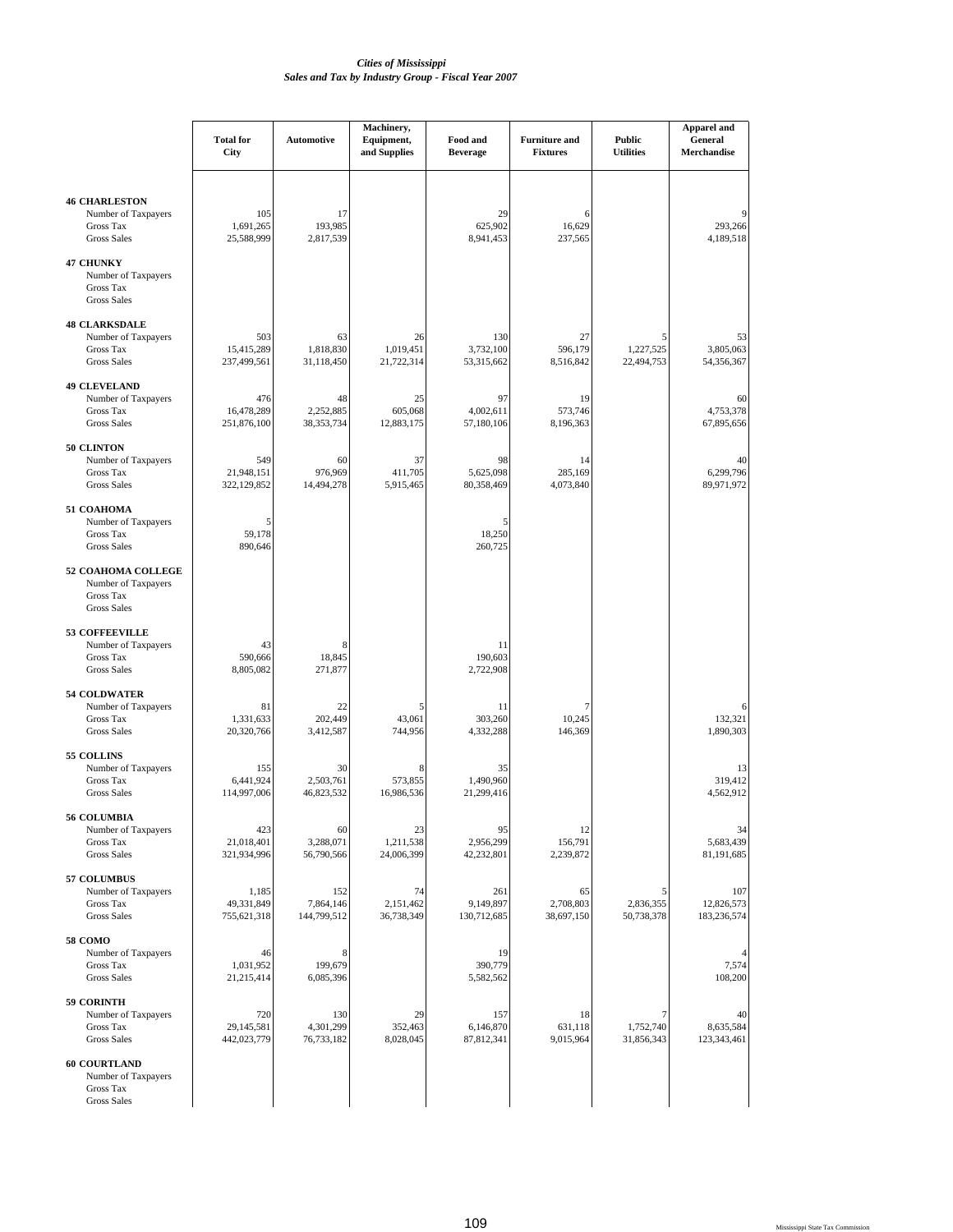*Cities of Mississippi*
*Sales and Tax by Industry Group - Fiscal Year 2007*

| | Total for City | Automotive | Machinery, Equipment, and Supplies | Food and Beverage | Furniture and Fixtures | Public Utilities | Apparel and General Merchandise |
|---|---|---|---|---|---|---|---|
| **46 CHARLESTON** | | | | | | | |
| Number of Taxpayers | 105 | 17 | | 29 | 6 | | 9 |
| Gross Tax | 1,691,265 | 193,985 | | 625,902 | 16,629 | | 293,266 |
| Gross Sales | 25,588,999 | 2,817,539 | | 8,941,453 | 237,565 | | 4,189,518 |
| **47 CHUNKY** | | | | | | | |
| Number of Taxpayers | | | | | | | |
| Gross Tax | | | | | | | |
| Gross Sales | | | | | | | |
| **48 CLARKSDALE** | | | | | | | |
| Number of Taxpayers | 503 | 63 | 26 | 130 | 27 | 5 | 53 |
| Gross Tax | 15,415,289 | 1,818,830 | 1,019,451 | 3,732,100 | 596,179 | 1,227,525 | 3,805,063 |
| Gross Sales | 237,499,561 | 31,118,450 | 21,722,314 | 53,315,662 | 8,516,842 | 22,494,753 | 54,356,367 |
| **49 CLEVELAND** | | | | | | | |
| Number of Taxpayers | 476 | 48 | 25 | 97 | 19 | | 60 |
| Gross Tax | 16,478,289 | 2,252,885 | 605,068 | 4,002,611 | 573,746 | | 4,753,378 |
| Gross Sales | 251,876,100 | 38,353,734 | 12,883,175 | 57,180,106 | 8,196,363 | | 67,895,656 |
| **50 CLINTON** | | | | | | | |
| Number of Taxpayers | 549 | 60 | 37 | 98 | 14 | | 40 |
| Gross Tax | 21,948,151 | 976,969 | 411,705 | 5,625,098 | 285,169 | | 6,299,796 |
| Gross Sales | 322,129,852 | 14,494,278 | 5,915,465 | 80,358,469 | 4,073,840 | | 89,971,972 |
| **51 COAHOMA** | | | | | | | |
| Number of Taxpayers | 5 | | | 5 | | | |
| Gross Tax | 59,178 | | | 18,250 | | | |
| Gross Sales | 890,646 | | | 260,725 | | | |
| **52 COAHOMA COLLEGE** | | | | | | | |
| Number of Taxpayers | | | | | | | |
| Gross Tax | | | | | | | |
| Gross Sales | | | | | | | |
| **53 COFFEEVILLE** | | | | | | | |
| Number of Taxpayers | 43 | 8 | | 11 | | | |
| Gross Tax | 590,666 | 18,845 | | 190,603 | | | |
| Gross Sales | 8,805,082 | 271,877 | | 2,722,908 | | | |
| **54 COLDWATER** | | | | | | | |
| Number of Taxpayers | 81 | 22 | 5 | 11 | 7 | | 6 |
| Gross Tax | 1,331,633 | 202,449 | 43,061 | 303,260 | 10,245 | | 132,321 |
| Gross Sales | 20,320,766 | 3,412,587 | 744,956 | 4,332,288 | 146,369 | | 1,890,303 |
| **55 COLLINS** | | | | | | | |
| Number of Taxpayers | 155 | 30 | 8 | 35 | | | 13 |
| Gross Tax | 6,441,924 | 2,503,761 | 573,855 | 1,490,960 | | | 319,412 |
| Gross Sales | 114,997,006 | 46,823,532 | 16,986,536 | 21,299,416 | | | 4,562,912 |
| **56 COLUMBIA** | | | | | | | |
| Number of Taxpayers | 423 | 60 | 23 | 95 | 12 | | 34 |
| Gross Tax | 21,018,401 | 3,288,071 | 1,211,538 | 2,956,299 | 156,791 | | 5,683,439 |
| Gross Sales | 321,934,996 | 56,790,566 | 24,006,399 | 42,232,801 | 2,239,872 | | 81,191,685 |
| **57 COLUMBUS** | | | | | | | |
| Number of Taxpayers | 1,185 | 152 | 74 | 261 | 65 | 5 | 107 |
| Gross Tax | 49,331,849 | 7,864,146 | 2,151,462 | 9,149,897 | 2,708,803 | 2,836,355 | 12,826,573 |
| Gross Sales | 755,621,318 | 144,799,512 | 36,738,349 | 130,712,685 | 38,697,150 | 50,738,378 | 183,236,574 |
| **58 COMO** | | | | | | | |
| Number of Taxpayers | 46 | 8 | | 19 | | | 4 |
| Gross Tax | 1,031,952 | 199,679 | | 390,779 | | | 7,574 |
| Gross Sales | 21,215,414 | 6,085,396 | | 5,582,562 | | | 108,200 |
| **59 CORINTH** | | | | | | | |
| Number of Taxpayers | 720 | 130 | 29 | 157 | 18 | 7 | 40 |
| Gross Tax | 29,145,581 | 4,301,299 | 352,463 | 6,146,870 | 631,118 | 1,752,740 | 8,635,584 |
| Gross Sales | 442,023,779 | 76,733,182 | 8,028,045 | 87,812,341 | 9,015,964 | 31,856,343 | 123,343,461 |
| **60 COURTLAND** | | | | | | | |
| Number of Taxpayers | | | | | | | |
| Gross Tax | | | | | | | |
| Gross Sales | | | | | | | |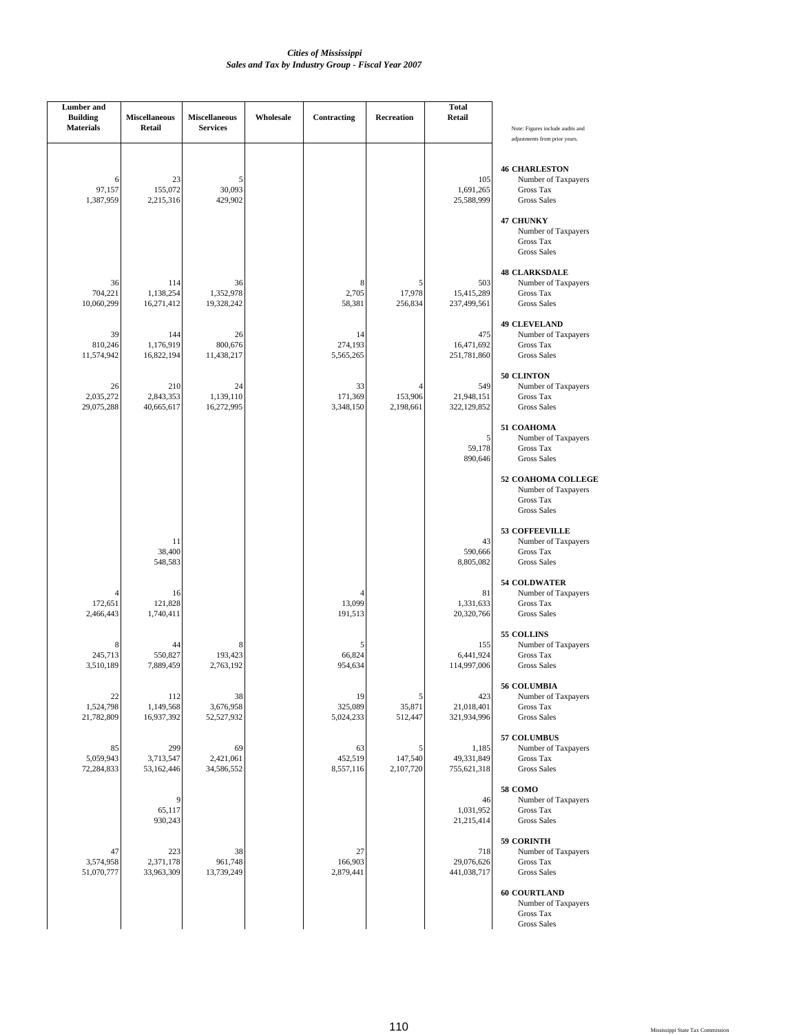*Cities of Mississippi*
*Sales and Tax by Industry Group - Fiscal Year 2007*

Note: Figures include audits and adjustments from prior years.

| City | Measure | Lumber and Building Materials | Miscellaneous Retail | Miscellaneous Services | Wholesale | Contracting | Recreation | Total Retail |
|---|---|---|---|---|---|---|---|---|
| **46 CHARLESTON** | Number of Taxpayers | 6 | 23 | 5 | | | | 105 |
| | Gross Tax | 97,157 | 155,072 | 30,093 | | | | 1,691,265 |
| | Gross Sales | 1,387,959 | 2,215,316 | 429,902 | | | | 25,588,999 |
| **47 CHUNKY** | Number of Taxpayers | | | | | | | |
| | Gross Tax | | | | | | | |
| | Gross Sales | | | | | | | |
| **48 CLARKSDALE** | Number of Taxpayers | 36 | 114 | 36 | | 8 | 5 | 503 |
| | Gross Tax | 704,221 | 1,138,254 | 1,352,978 | | 2,705 | 17,978 | 15,415,289 |
| | Gross Sales | 10,060,299 | 16,271,412 | 19,328,242 | | 58,381 | 256,834 | 237,499,561 |
| **49 CLEVELAND** | Number of Taxpayers | 39 | 144 | 26 | | 14 | | 475 |
| | Gross Tax | 810,246 | 1,176,919 | 800,676 | | 274,193 | | 16,471,692 |
| | Gross Sales | 11,574,942 | 16,822,194 | 11,438,217 | | 5,565,265 | | 251,781,860 |
| **50 CLINTON** | Number of Taxpayers | 26 | 210 | 24 | | 33 | 4 | 549 |
| | Gross Tax | 2,035,272 | 2,843,353 | 1,139,110 | | 171,369 | 153,906 | 21,948,151 |
| | Gross Sales | 29,075,288 | 40,665,617 | 16,272,995 | | 3,348,150 | 2,198,661 | 322,129,852 |
| **51 COAHOMA** | Number of Taxpayers | | | | | | | 5 |
| | Gross Tax | | | | | | | 59,178 |
| | Gross Sales | | | | | | | 890,646 |
| **52 COAHOMA COLLEGE** | Number of Taxpayers | | | | | | | |
| | Gross Tax | | | | | | | |
| | Gross Sales | | | | | | | |
| **53 COFFEEVILLE** | Number of Taxpayers | | 11 | | | | | 43 |
| | Gross Tax | | 38,400 | | | | | 590,666 |
| | Gross Sales | | 548,583 | | | | | 8,805,082 |
| **54 COLDWATER** | Number of Taxpayers | 4 | 16 | | | 4 | | 81 |
| | Gross Tax | 172,651 | 121,828 | | | 13,099 | | 1,331,633 |
| | Gross Sales | 2,466,443 | 1,740,411 | | | 191,513 | | 20,320,766 |
| **55 COLLINS** | Number of Taxpayers | 8 | 44 | 8 | | 5 | | 155 |
| | Gross Tax | 245,713 | 550,827 | 193,423 | | 66,824 | | 6,441,924 |
| | Gross Sales | 3,510,189 | 7,889,459 | 2,763,192 | | 954,634 | | 114,997,006 |
| **56 COLUMBIA** | Number of Taxpayers | 22 | 112 | 38 | | 19 | 5 | 423 |
| | Gross Tax | 1,524,798 | 1,149,568 | 3,676,958 | | 325,089 | 35,871 | 21,018,401 |
| | Gross Sales | 21,782,809 | 16,937,392 | 52,527,932 | | 5,024,233 | 512,447 | 321,934,996 |
| **57 COLUMBUS** | Number of Taxpayers | 85 | 299 | 69 | | 63 | 5 | 1,185 |
| | Gross Tax | 5,059,943 | 3,713,547 | 2,421,061 | | 452,519 | 147,540 | 49,331,849 |
| | Gross Sales | 72,284,833 | 53,162,446 | 34,586,552 | | 8,557,116 | 2,107,720 | 755,621,318 |
| **58 COMO** | Number of Taxpayers | | 9 | | | | | 46 |
| | Gross Tax | | 65,117 | | | | | 1,031,952 |
| | Gross Sales | | 930,243 | | | | | 21,215,414 |
| **59 CORINTH** | Number of Taxpayers | 47 | 223 | 38 | | 27 | | 718 |
| | Gross Tax | 3,574,958 | 2,371,178 | 961,748 | | 166,903 | | 29,076,626 |
| | Gross Sales | 51,070,777 | 33,963,309 | 13,739,249 | | 2,879,441 | | 441,038,717 |
| **60 COURTLAND** | Number of Taxpayers | | | | | | | |
| | Gross Tax | | | | | | | |
| | Gross Sales | | | | | | | |

Mississippi State Tax Commission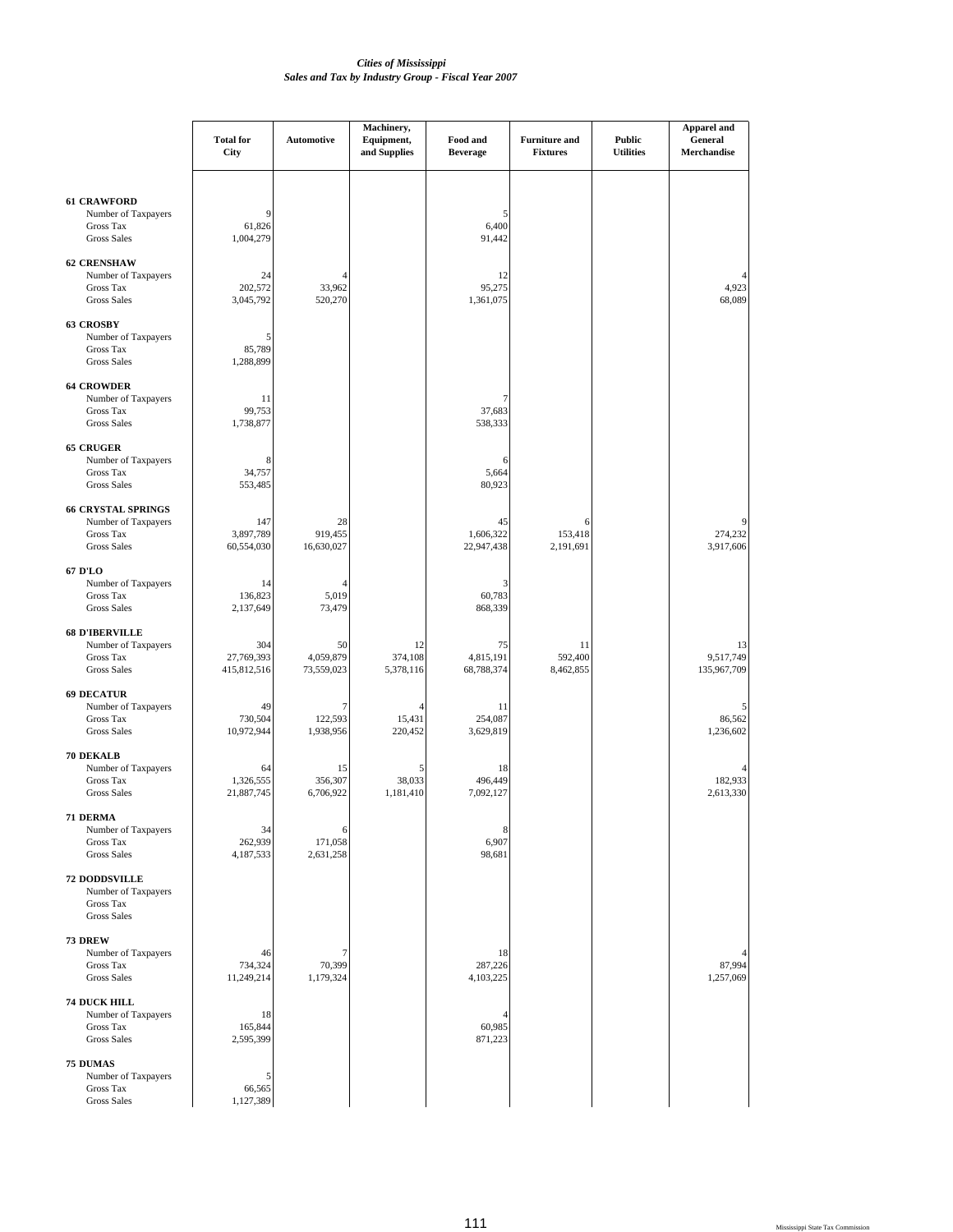*Cities of Mississippi*
*Sales and Tax by Industry Group - Fiscal Year 2007*

| | Total for City | Automotive | Machinery, Equipment, and Supplies | Food and Beverage | Furniture and Fixtures | Public Utilities | Apparel and General Merchandise |
|---|---|---|---|---|---|---|---|
| **61 CRAWFORD** | | | | | | | |
| Number of Taxpayers | 9 | | | 5 | | | |
| Gross Tax | 61,826 | | | 6,400 | | | |
| Gross Sales | 1,004,279 | | | 91,442 | | | |
| **62 CRENSHAW** | | | | | | | |
| Number of Taxpayers | 24 | 4 | | 12 | | | 4 |
| Gross Tax | 202,572 | 33,962 | | 95,275 | | | 4,923 |
| Gross Sales | 3,045,792 | 520,270 | | 1,361,075 | | | 68,089 |
| **63 CROSBY** | | | | | | | |
| Number of Taxpayers | 5 | | | | | | |
| Gross Tax | 85,789 | | | | | | |
| Gross Sales | 1,288,899 | | | | | | |
| **64 CROWDER** | | | | | | | |
| Number of Taxpayers | 11 | | | 7 | | | |
| Gross Tax | 99,753 | | | 37,683 | | | |
| Gross Sales | 1,738,877 | | | 538,333 | | | |
| **65 CRUGER** | | | | | | | |
| Number of Taxpayers | 8 | | | 6 | | | |
| Gross Tax | 34,757 | | | 5,664 | | | |
| Gross Sales | 553,485 | | | 80,923 | | | |
| **66 CRYSTAL SPRINGS** | | | | | | | |
| Number of Taxpayers | 147 | 28 | | 45 | 6 | | 9 |
| Gross Tax | 3,897,789 | 919,455 | | 1,606,322 | 153,418 | | 274,232 |
| Gross Sales | 60,554,030 | 16,630,027 | | 22,947,438 | 2,191,691 | | 3,917,606 |
| **67 D'LO** | | | | | | | |
| Number of Taxpayers | 14 | 4 | | 3 | | | |
| Gross Tax | 136,823 | 5,019 | | 60,783 | | | |
| Gross Sales | 2,137,649 | 73,479 | | 868,339 | | | |
| **68 D'IBERVILLE** | | | | | | | |
| Number of Taxpayers | 304 | 50 | 12 | 75 | 11 | | 13 |
| Gross Tax | 27,769,393 | 4,059,879 | 374,108 | 4,815,191 | 592,400 | | 9,517,749 |
| Gross Sales | 415,812,516 | 73,559,023 | 5,378,116 | 68,788,374 | 8,462,855 | | 135,967,709 |
| **69 DECATUR** | | | | | | | |
| Number of Taxpayers | 49 | 7 | 4 | 11 | | | 5 |
| Gross Tax | 730,504 | 122,593 | 15,431 | 254,087 | | | 86,562 |
| Gross Sales | 10,972,944 | 1,938,956 | 220,452 | 3,629,819 | | | 1,236,602 |
| **70 DEKALB** | | | | | | | |
| Number of Taxpayers | 64 | 15 | 5 | 18 | | | 4 |
| Gross Tax | 1,326,555 | 356,307 | 38,033 | 496,449 | | | 182,933 |
| Gross Sales | 21,887,745 | 6,706,922 | 1,181,410 | 7,092,127 | | | 2,613,330 |
| **71 DERMA** | | | | | | | |
| Number of Taxpayers | 34 | 6 | | 8 | | | |
| Gross Tax | 262,939 | 171,058 | | 6,907 | | | |
| Gross Sales | 4,187,533 | 2,631,258 | | 98,681 | | | |
| **72 DODDSVILLE** | | | | | | | |
| Number of Taxpayers | | | | | | | |
| Gross Tax | | | | | | | |
| Gross Sales | | | | | | | |
| **73 DREW** | | | | | | | |
| Number of Taxpayers | 46 | 7 | | 18 | | | 4 |
| Gross Tax | 734,324 | 70,399 | | 287,226 | | | 87,994 |
| Gross Sales | 11,249,214 | 1,179,324 | | 4,103,225 | | | 1,257,069 |
| **74 DUCK HILL** | | | | | | | |
| Number of Taxpayers | 18 | | | 4 | | | |
| Gross Tax | 165,844 | | | 60,985 | | | |
| Gross Sales | 2,595,399 | | | 871,223 | | | |
| **75 DUMAS** | | | | | | | |
| Number of Taxpayers | 5 | | | | | | |
| Gross Tax | 66,565 | | | | | | |
| Gross Sales | 1,127,389 | | | | | | |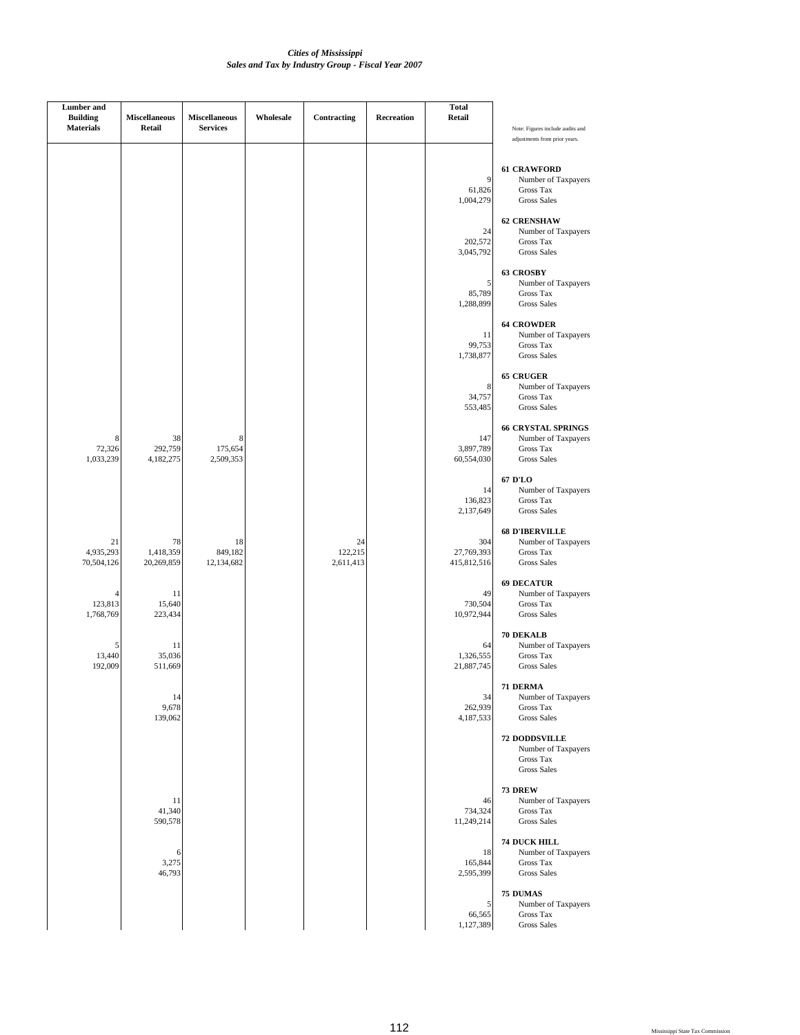*Cities of Mississippi*
*Sales and Tax by Industry Group - Fiscal Year 2007*

| Lumber and Building Materials | Miscellaneous Retail | Miscellaneous Services | Wholesale | Contracting | Recreation | Total Retail | Note: Figures include audits and adjustments from prior years. |
|---|---|---|---|---|---|---|---|
| | | | | | | | **61 CRAWFORD** |
| | | | | | | 9 | Number of Taxpayers |
| | | | | | | 61,826 | Gross Tax |
| | | | | | | 1,004,279 | Gross Sales |
| | | | | | | | **62 CRENSHAW** |
| | | | | | | 24 | Number of Taxpayers |
| | | | | | | 202,572 | Gross Tax |
| | | | | | | 3,045,792 | Gross Sales |
| | | | | | | | **63 CROSBY** |
| | | | | | | 5 | Number of Taxpayers |
| | | | | | | 85,789 | Gross Tax |
| | | | | | | 1,288,899 | Gross Sales |
| | | | | | | | **64 CROWDER** |
| | | | | | | 11 | Number of Taxpayers |
| | | | | | | 99,753 | Gross Tax |
| | | | | | | 1,738,877 | Gross Sales |
| | | | | | | | **65 CRUGER** |
| | | | | | | 8 | Number of Taxpayers |
| | | | | | | 34,757 | Gross Tax |
| | | | | | | 553,485 | Gross Sales |
| | | | | | | | **66 CRYSTAL SPRINGS** |
| 8 | 38 | 8 | | | | 147 | Number of Taxpayers |
| 72,326 | 292,759 | 175,654 | | | | 3,897,789 | Gross Tax |
| 1,033,239 | 4,182,275 | 2,509,353 | | | | 60,554,030 | Gross Sales |
| | | | | | | | **67 D'LO** |
| | | | | | | 14 | Number of Taxpayers |
| | | | | | | 136,823 | Gross Tax |
| | | | | | | 2,137,649 | Gross Sales |
| | | | | | | | **68 D'IBERVILLE** |
| 21 | 78 | 18 | | 24 | | 304 | Number of Taxpayers |
| 4,935,293 | 1,418,359 | 849,182 | | 122,215 | | 27,769,393 | Gross Tax |
| 70,504,126 | 20,269,859 | 12,134,682 | | 2,611,413 | | 415,812,516 | Gross Sales |
| | | | | | | | **69 DECATUR** |
| 4 | 11 | | | | | 49 | Number of Taxpayers |
| 123,813 | 15,640 | | | | | 730,504 | Gross Tax |
| 1,768,769 | 223,434 | | | | | 10,972,944 | Gross Sales |
| | | | | | | | **70 DEKALB** |
| 5 | 11 | | | | | 64 | Number of Taxpayers |
| 13,440 | 35,036 | | | | | 1,326,555 | Gross Tax |
| 192,009 | 511,669 | | | | | 21,887,745 | Gross Sales |
| | | | | | | | **71 DERMA** |
| | 14 | | | | | 34 | Number of Taxpayers |
| | 9,678 | | | | | 262,939 | Gross Tax |
| | 139,062 | | | | | 4,187,533 | Gross Sales |
| | | | | | | | **72 DODDSVILLE** |
| | | | | | | | Number of Taxpayers |
| | | | | | | | Gross Tax |
| | | | | | | | Gross Sales |
| | | | | | | | **73 DREW** |
| | 11 | | | | | 46 | Number of Taxpayers |
| | 41,340 | | | | | 734,324 | Gross Tax |
| | 590,578 | | | | | 11,249,214 | Gross Sales |
| | | | | | | | **74 DUCK HILL** |
| | 6 | | | | | 18 | Number of Taxpayers |
| | 3,275 | | | | | 165,844 | Gross Tax |
| | 46,793 | | | | | 2,595,399 | Gross Sales |
| | | | | | | | **75 DUMAS** |
| | | | | | | 5 | Number of Taxpayers |
| | | | | | | 66,565 | Gross Tax |
| | | | | | | 1,127,389 | Gross Sales |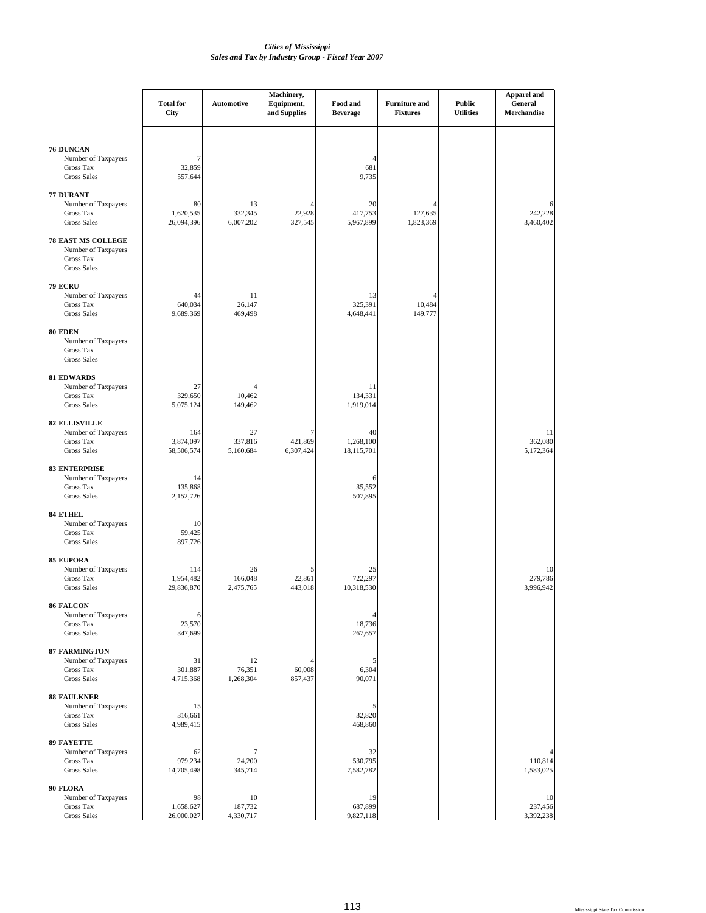*Cities of Mississippi*
*Sales and Tax by Industry Group - Fiscal Year 2007*

| | Total for City | Automotive | Machinery, Equipment, and Supplies | Food and Beverage | Furniture and Fixtures | Public Utilities | Apparel and General Merchandise |
|---|---|---|---|---|---|---|---|
| **76 DUNCAN** | | | | | | | |
| Number of Taxpayers | 7 | | | 4 | | | |
| Gross Tax | 32,859 | | | 681 | | | |
| Gross Sales | 557,644 | | | 9,735 | | | |
| **77 DURANT** | | | | | | | |
| Number of Taxpayers | 80 | 13 | 4 | 20 | 4 | | 6 |
| Gross Tax | 1,620,535 | 332,345 | 22,928 | 417,753 | 127,635 | | 242,228 |
| Gross Sales | 26,094,396 | 6,007,202 | 327,545 | 5,967,899 | 1,823,369 | | 3,460,402 |
| **78 EAST MS COLLEGE** | | | | | | | |
| Number of Taxpayers | | | | | | | |
| Gross Tax | | | | | | | |
| Gross Sales | | | | | | | |
| **79 ECRU** | | | | | | | |
| Number of Taxpayers | 44 | 11 | | 13 | 4 | | |
| Gross Tax | 640,034 | 26,147 | | 325,391 | 10,484 | | |
| Gross Sales | 9,689,369 | 469,498 | | 4,648,441 | 149,777 | | |
| **80 EDEN** | | | | | | | |
| Number of Taxpayers | | | | | | | |
| Gross Tax | | | | | | | |
| Gross Sales | | | | | | | |
| **81 EDWARDS** | | | | | | | |
| Number of Taxpayers | 27 | 4 | | 11 | | | |
| Gross Tax | 329,650 | 10,462 | | 134,331 | | | |
| Gross Sales | 5,075,124 | 149,462 | | 1,919,014 | | | |
| **82 ELLISVILLE** | | | | | | | |
| Number of Taxpayers | 164 | 27 | 7 | 40 | | | 11 |
| Gross Tax | 3,874,097 | 337,816 | 421,869 | 1,268,100 | | | 362,080 |
| Gross Sales | 58,506,574 | 5,160,684 | 6,307,424 | 18,115,701 | | | 5,172,364 |
| **83 ENTERPRISE** | | | | | | | |
| Number of Taxpayers | 14 | | | 6 | | | |
| Gross Tax | 135,868 | | | 35,552 | | | |
| Gross Sales | 2,152,726 | | | 507,895 | | | |
| **84 ETHEL** | | | | | | | |
| Number of Taxpayers | 10 | | | | | | |
| Gross Tax | 59,425 | | | | | | |
| Gross Sales | 897,726 | | | | | | |
| **85 EUPORA** | | | | | | | |
| Number of Taxpayers | 114 | 26 | 5 | 25 | | | 10 |
| Gross Tax | 1,954,482 | 166,048 | 22,861 | 722,297 | | | 279,786 |
| Gross Sales | 29,836,870 | 2,475,765 | 443,018 | 10,318,530 | | | 3,996,942 |
| **86 FALCON** | | | | | | | |
| Number of Taxpayers | 6 | | | 4 | | | |
| Gross Tax | 23,570 | | | 18,736 | | | |
| Gross Sales | 347,699 | | | 267,657 | | | |
| **87 FARMINGTON** | | | | | | | |
| Number of Taxpayers | 31 | 12 | 4 | 5 | | | |
| Gross Tax | 301,887 | 76,351 | 60,008 | 6,304 | | | |
| Gross Sales | 4,715,368 | 1,268,304 | 857,437 | 90,071 | | | |
| **88 FAULKNER** | | | | | | | |
| Number of Taxpayers | 15 | | | 5 | | | |
| Gross Tax | 316,661 | | | 32,820 | | | |
| Gross Sales | 4,989,415 | | | 468,860 | | | |
| **89 FAYETTE** | | | | | | | |
| Number of Taxpayers | 62 | 7 | | 32 | | | 4 |
| Gross Tax | 979,234 | 24,200 | | 530,795 | | | 110,814 |
| Gross Sales | 14,705,498 | 345,714 | | 7,582,782 | | | 1,583,025 |
| **90 FLORA** | | | | | | | |
| Number of Taxpayers | 98 | 10 | | 19 | | | 10 |
| Gross Tax | 1,658,627 | 187,732 | | 687,899 | | | 237,456 |
| Gross Sales | 26,000,027 | 4,330,717 | | 9,827,118 | | | 3,392,238 |

Mississippi State Tax Commission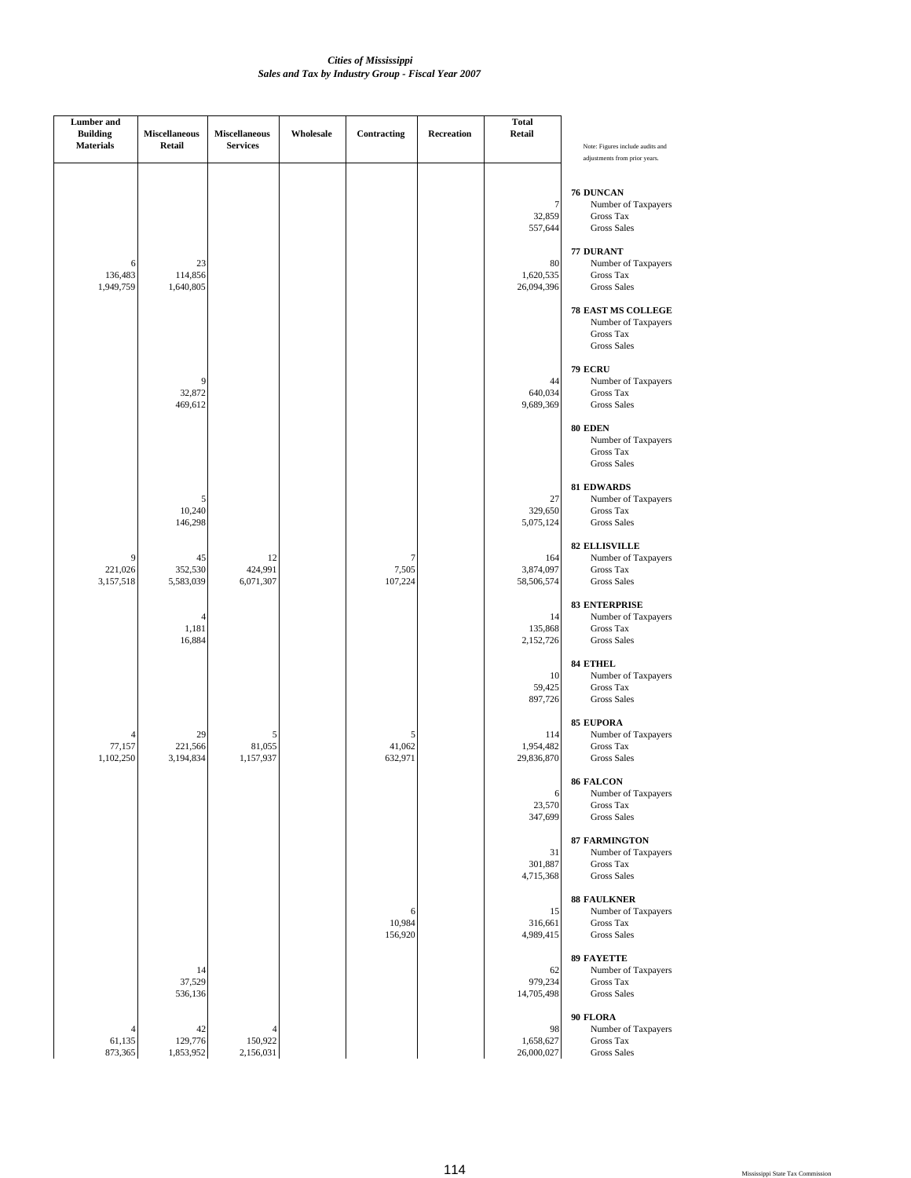*Cities of Mississippi*
*Sales and Tax by Industry Group - Fiscal Year 2007*

| Lumber and Building Materials | Miscellaneous Retail | Miscellaneous Services | Wholesale | Contracting | Recreation | Total Retail | Note: Figures include audits and adjustments from prior years. |
|---|---|---|---|---|---|---|---|
| | | | | | | | **76 DUNCAN** |
| | | | | | | 7 | Number of Taxpayers |
| | | | | | | 32,859 | Gross Tax |
| | | | | | | 557,644 | Gross Sales |
| | | | | | | | **77 DURANT** |
| 6 | 23 | | | | | 80 | Number of Taxpayers |
| 136,483 | 114,856 | | | | | 1,620,535 | Gross Tax |
| 1,949,759 | 1,640,805 | | | | | 26,094,396 | Gross Sales |
| | | | | | | | **78 EAST MS COLLEGE** |
| | | | | | | | Number of Taxpayers |
| | | | | | | | Gross Tax |
| | | | | | | | Gross Sales |
| | | | | | | | **79 ECRU** |
| | 9 | | | | | 44 | Number of Taxpayers |
| | 32,872 | | | | | 640,034 | Gross Tax |
| | 469,612 | | | | | 9,689,369 | Gross Sales |
| | | | | | | | **80 EDEN** |
| | | | | | | | Number of Taxpayers |
| | | | | | | | Gross Tax |
| | | | | | | | Gross Sales |
| | | | | | | | **81 EDWARDS** |
| | 5 | | | | | 27 | Number of Taxpayers |
| | 10,240 | | | | | 329,650 | Gross Tax |
| | 146,298 | | | | | 5,075,124 | Gross Sales |
| | | | | | | | **82 ELLISVILLE** |
| 9 | 45 | 12 | | 7 | | 164 | Number of Taxpayers |
| 221,026 | 352,530 | 424,991 | | 7,505 | | 3,874,097 | Gross Tax |
| 3,157,518 | 5,583,039 | 6,071,307 | | 107,224 | | 58,506,574 | Gross Sales |
| | | | | | | | **83 ENTERPRISE** |
| | 4 | | | | | 14 | Number of Taxpayers |
| | 1,181 | | | | | 135,868 | Gross Tax |
| | 16,884 | | | | | 2,152,726 | Gross Sales |
| | | | | | | | **84 ETHEL** |
| | | | | | | 10 | Number of Taxpayers |
| | | | | | | 59,425 | Gross Tax |
| | | | | | | 897,726 | Gross Sales |
| | | | | | | | **85 EUPORA** |
| 4 | 29 | 5 | | 5 | | 114 | Number of Taxpayers |
| 77,157 | 221,566 | 81,055 | | 41,062 | | 1,954,482 | Gross Tax |
| 1,102,250 | 3,194,834 | 1,157,937 | | 632,971 | | 29,836,870 | Gross Sales |
| | | | | | | | **86 FALCON** |
| | | | | | | 6 | Number of Taxpayers |
| | | | | | | 23,570 | Gross Tax |
| | | | | | | 347,699 | Gross Sales |
| | | | | | | | **87 FARMINGTON** |
| | | | | | | 31 | Number of Taxpayers |
| | | | | | | 301,887 | Gross Tax |
| | | | | | | 4,715,368 | Gross Sales |
| | | | | | | | **88 FAULKNER** |
| | | | | 6 | | 15 | Number of Taxpayers |
| | | | | 10,984 | | 316,661 | Gross Tax |
| | | | | 156,920 | | 4,989,415 | Gross Sales |
| | | | | | | | **89 FAYETTE** |
| | 14 | | | | | 62 | Number of Taxpayers |
| | 37,529 | | | | | 979,234 | Gross Tax |
| | 536,136 | | | | | 14,705,498 | Gross Sales |
| | | | | | | | **90 FLORA** |
| 4 | 42 | 4 | | | | 98 | Number of Taxpayers |
| 61,135 | 129,776 | 150,922 | | | | 1,658,627 | Gross Tax |
| 873,365 | 1,853,952 | 2,156,031 | | | | 26,000,027 | Gross Sales |

Mississippi State Tax Commission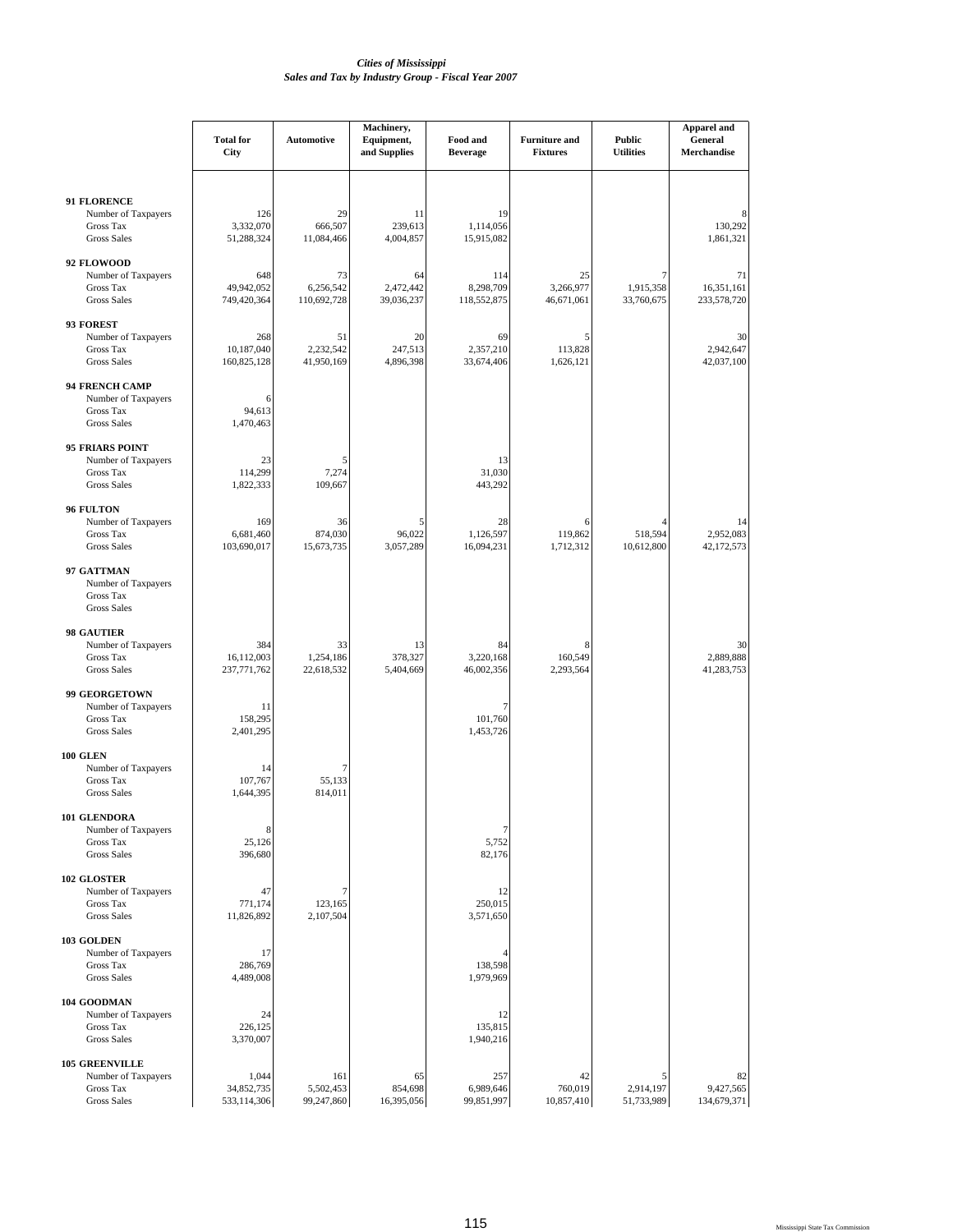*Cities of Mississippi*
*Sales and Tax by Industry Group - Fiscal Year 2007*

| | Total for City | Automotive | Machinery, Equipment, and Supplies | Food and Beverage | Furniture and Fixtures | Public Utilities | Apparel and General Merchandise |
|---|---|---|---|---|---|---|---|
| **91 FLORENCE** | | | | | | | |
| Number of Taxpayers | 126 | 29 | 11 | 19 | | | 8 |
| Gross Tax | 3,332,070 | 666,507 | 239,613 | 1,114,056 | | | 130,292 |
| Gross Sales | 51,288,324 | 11,084,466 | 4,004,857 | 15,915,082 | | | 1,861,321 |
| **92 FLOWOOD** | | | | | | | |
| Number of Taxpayers | 648 | 73 | 64 | 114 | 25 | 7 | 71 |
| Gross Tax | 49,942,052 | 6,256,542 | 2,472,442 | 8,298,709 | 3,266,977 | 1,915,358 | 16,351,161 |
| Gross Sales | 749,420,364 | 110,692,728 | 39,036,237 | 118,552,875 | 46,671,061 | 33,760,675 | 233,578,720 |
| **93 FOREST** | | | | | | | |
| Number of Taxpayers | 268 | 51 | 20 | 69 | 5 | | 30 |
| Gross Tax | 10,187,040 | 2,232,542 | 247,513 | 2,357,210 | 113,828 | | 2,942,647 |
| Gross Sales | 160,825,128 | 41,950,169 | 4,896,398 | 33,674,406 | 1,626,121 | | 42,037,100 |
| **94 FRENCH CAMP** | | | | | | | |
| Number of Taxpayers | 6 | | | | | | |
| Gross Tax | 94,613 | | | | | | |
| Gross Sales | 1,470,463 | | | | | | |
| **95 FRIARS POINT** | | | | | | | |
| Number of Taxpayers | 23 | 5 | | 13 | | | |
| Gross Tax | 114,299 | 7,274 | | 31,030 | | | |
| Gross Sales | 1,822,333 | 109,667 | | 443,292 | | | |
| **96 FULTON** | | | | | | | |
| Number of Taxpayers | 169 | 36 | 5 | 28 | 6 | 4 | 14 |
| Gross Tax | 6,681,460 | 874,030 | 96,022 | 1,126,597 | 119,862 | 518,594 | 2,952,083 |
| Gross Sales | 103,690,017 | 15,673,735 | 3,057,289 | 16,094,231 | 1,712,312 | 10,612,800 | 42,172,573 |
| **97 GATTMAN** | | | | | | | |
| Number of Taxpayers | | | | | | | |
| Gross Tax | | | | | | | |
| Gross Sales | | | | | | | |
| **98 GAUTIER** | | | | | | | |
| Number of Taxpayers | 384 | 33 | 13 | 84 | 8 | | 30 |
| Gross Tax | 16,112,003 | 1,254,186 | 378,327 | 3,220,168 | 160,549 | | 2,889,888 |
| Gross Sales | 237,771,762 | 22,618,532 | 5,404,669 | 46,002,356 | 2,293,564 | | 41,283,753 |
| **99 GEORGETOWN** | | | | | | | |
| Number of Taxpayers | 11 | | | 7 | | | |
| Gross Tax | 158,295 | | | 101,760 | | | |
| Gross Sales | 2,401,295 | | | 1,453,726 | | | |
| **100 GLEN** | | | | | | | |
| Number of Taxpayers | 14 | 7 | | | | | |
| Gross Tax | 107,767 | 55,133 | | | | | |
| Gross Sales | 1,644,395 | 814,011 | | | | | |
| **101 GLENDORA** | | | | | | | |
| Number of Taxpayers | 8 | | | 7 | | | |
| Gross Tax | 25,126 | | | 5,752 | | | |
| Gross Sales | 396,680 | | | 82,176 | | | |
| **102 GLOSTER** | | | | | | | |
| Number of Taxpayers | 47 | 7 | | 12 | | | |
| Gross Tax | 771,174 | 123,165 | | 250,015 | | | |
| Gross Sales | 11,826,892 | 2,107,504 | | 3,571,650 | | | |
| **103 GOLDEN** | | | | | | | |
| Number of Taxpayers | 17 | | | 4 | | | |
| Gross Tax | 286,769 | | | 138,598 | | | |
| Gross Sales | 4,489,008 | | | 1,979,969 | | | |
| **104 GOODMAN** | | | | | | | |
| Number of Taxpayers | 24 | | | 12 | | | |
| Gross Tax | 226,125 | | | 135,815 | | | |
| Gross Sales | 3,370,007 | | | 1,940,216 | | | |
| **105 GREENVILLE** | | | | | | | |
| Number of Taxpayers | 1,044 | 161 | 65 | 257 | 42 | 5 | 82 |
| Gross Tax | 34,852,735 | 5,502,453 | 854,698 | 6,989,646 | 760,019 | 2,914,197 | 9,427,565 |
| Gross Sales | 533,114,306 | 99,247,860 | 16,395,056 | 99,851,997 | 10,857,410 | 51,733,989 | 134,679,371 |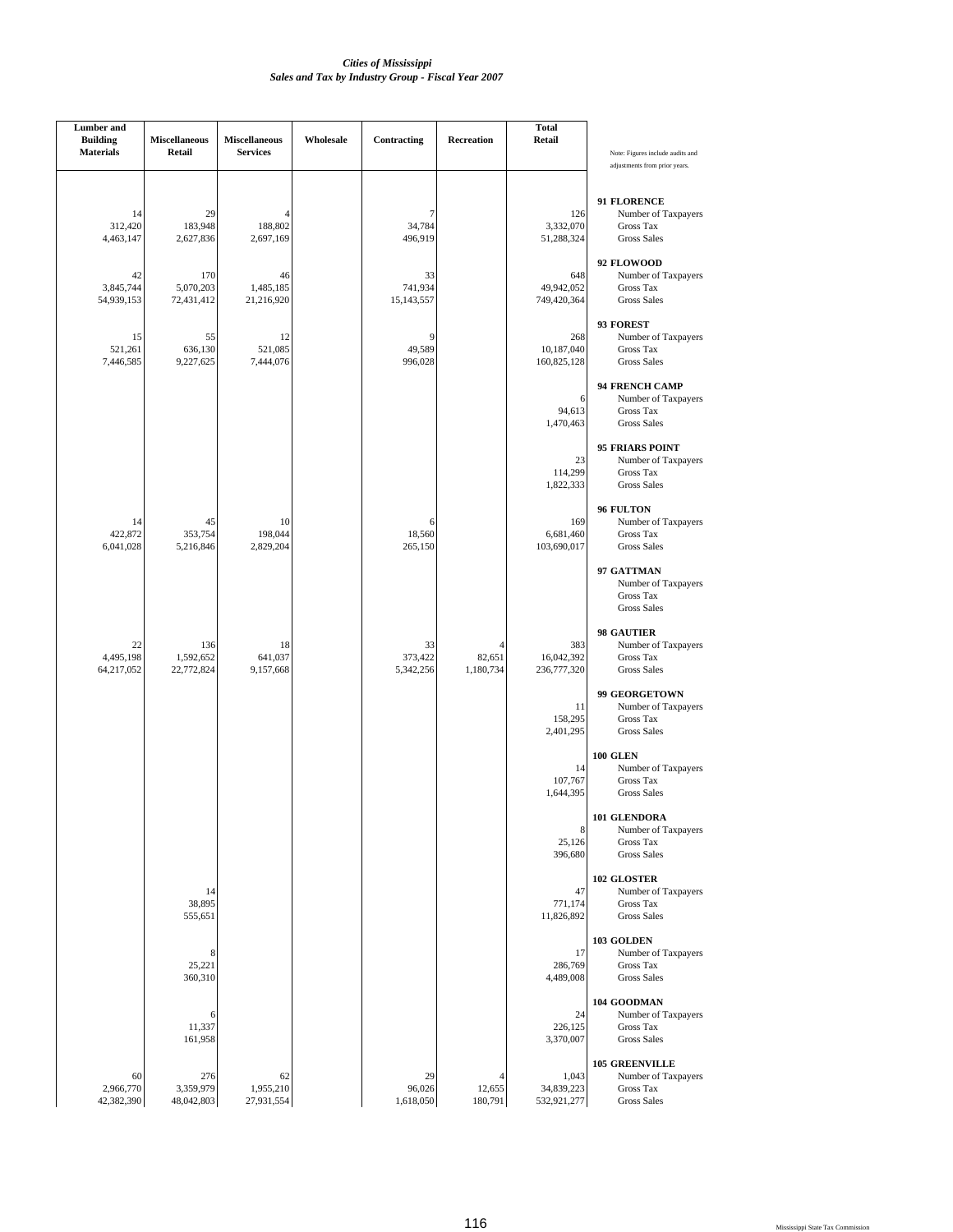*Cities of Mississippi*
*Sales and Tax by Industry Group - Fiscal Year 2007*

| Lumber and Building Materials | Miscellaneous Retail | Miscellaneous Services | Wholesale | Contracting | Recreation | Total Retail | Note: Figures include audits and adjustments from prior years. |
|---|---|---|---|---|---|---|---|
| | | | | | | | **91 FLORENCE** |
| 14 | 29 | 4 | | 7 | | 126 | Number of Taxpayers |
| 312,420 | 183,948 | 188,802 | | 34,784 | | 3,332,070 | Gross Tax |
| 4,463,147 | 2,627,836 | 2,697,169 | | 496,919 | | 51,288,324 | Gross Sales |
| | | | | | | | **92 FLOWOOD** |
| 42 | 170 | 46 | | 33 | | 648 | Number of Taxpayers |
| 3,845,744 | 5,070,203 | 1,485,185 | | 741,934 | | 49,942,052 | Gross Tax |
| 54,939,153 | 72,431,412 | 21,216,920 | | 15,143,557 | | 749,420,364 | Gross Sales |
| | | | | | | | **93 FOREST** |
| 15 | 55 | 12 | | 9 | | 268 | Number of Taxpayers |
| 521,261 | 636,130 | 521,085 | | 49,589 | | 10,187,040 | Gross Tax |
| 7,446,585 | 9,227,625 | 7,444,076 | | 996,028 | | 160,825,128 | Gross Sales |
| | | | | | | | **94 FRENCH CAMP** |
| | | | | | | 6 | Number of Taxpayers |
| | | | | | | 94,613 | Gross Tax |
| | | | | | | 1,470,463 | Gross Sales |
| | | | | | | | **95 FRIARS POINT** |
| | | | | | | 23 | Number of Taxpayers |
| | | | | | | 114,299 | Gross Tax |
| | | | | | | 1,822,333 | Gross Sales |
| | | | | | | | **96 FULTON** |
| 14 | 45 | 10 | | 6 | | 169 | Number of Taxpayers |
| 422,872 | 353,754 | 198,044 | | 18,560 | | 6,681,460 | Gross Tax |
| 6,041,028 | 5,216,846 | 2,829,204 | | 265,150 | | 103,690,017 | Gross Sales |
| | | | | | | | **97 GATTMAN** |
| | | | | | | | Number of Taxpayers |
| | | | | | | | Gross Tax |
| | | | | | | | Gross Sales |
| | | | | | | | **98 GAUTIER** |
| 22 | 136 | 18 | | 33 | 4 | 383 | Number of Taxpayers |
| 4,495,198 | 1,592,652 | 641,037 | | 373,422 | 82,651 | 16,042,392 | Gross Tax |
| 64,217,052 | 22,772,824 | 9,157,668 | | 5,342,256 | 1,180,734 | 236,777,320 | Gross Sales |
| | | | | | | | **99 GEORGETOWN** |
| | | | | | | 11 | Number of Taxpayers |
| | | | | | | 158,295 | Gross Tax |
| | | | | | | 2,401,295 | Gross Sales |
| | | | | | | | **100 GLEN** |
| | | | | | | 14 | Number of Taxpayers |
| | | | | | | 107,767 | Gross Tax |
| | | | | | | 1,644,395 | Gross Sales |
| | | | | | | | **101 GLENDORA** |
| | | | | | | 8 | Number of Taxpayers |
| | | | | | | 25,126 | Gross Tax |
| | | | | | | 396,680 | Gross Sales |
| | | | | | | | **102 GLOSTER** |
| | 14 | | | | | 47 | Number of Taxpayers |
| | 38,895 | | | | | 771,174 | Gross Tax |
| | 555,651 | | | | | 11,826,892 | Gross Sales |
| | | | | | | | **103 GOLDEN** |
| | 8 | | | | | 17 | Number of Taxpayers |
| | 25,221 | | | | | 286,769 | Gross Tax |
| | 360,310 | | | | | 4,489,008 | Gross Sales |
| | | | | | | | **104 GOODMAN** |
| | 6 | | | | | 24 | Number of Taxpayers |
| | 11,337 | | | | | 226,125 | Gross Tax |
| | 161,958 | | | | | 3,370,007 | Gross Sales |
| | | | | | | | **105 GREENVILLE** |
| 60 | 276 | 62 | | 29 | 4 | 1,043 | Number of Taxpayers |
| 2,966,770 | 3,359,979 | 1,955,210 | | 96,026 | 12,655 | 34,839,223 | Gross Tax |
| 42,382,390 | 48,042,803 | 27,931,554 | | 1,618,050 | 180,791 | 532,921,277 | Gross Sales |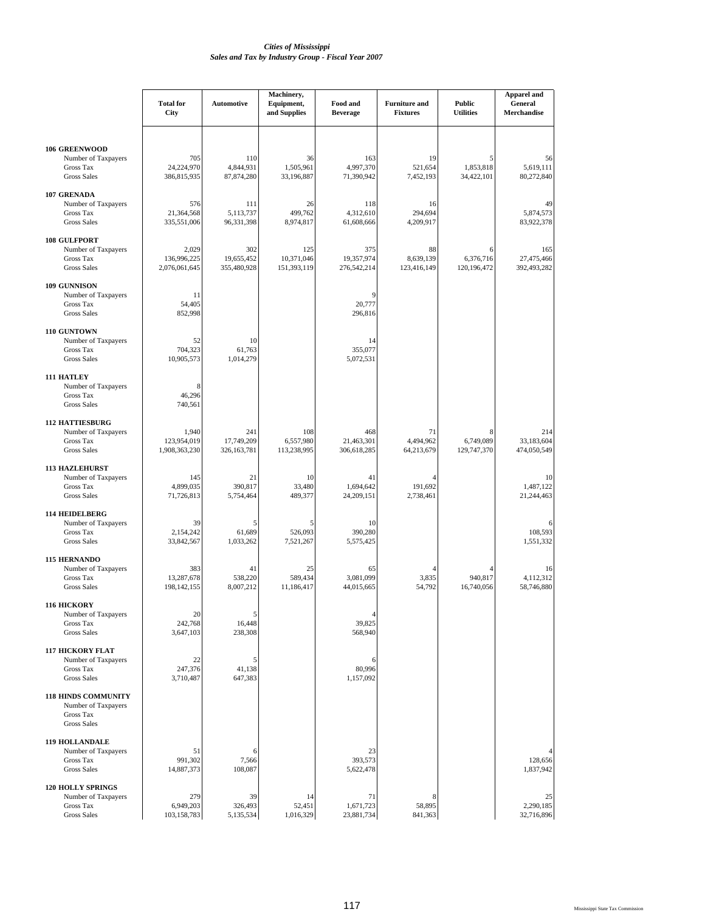*Cities of Mississippi*
*Sales and Tax by Industry Group - Fiscal Year 2007*

| | Total for City | Automotive | Machinery, Equipment, and Supplies | Food and Beverage | Furniture and Fixtures | Public Utilities | Apparel and General Merchandise |
|---|---|---|---|---|---|---|---|
| **106 GREENWOOD** | | | | | | | |
| Number of Taxpayers | 705 | 110 | 36 | 163 | 19 | 5 | 56 |
| Gross Tax | 24,224,970 | 4,844,931 | 1,505,961 | 4,997,370 | 521,654 | 1,853,818 | 5,619,111 |
| Gross Sales | 386,815,935 | 87,874,280 | 33,196,887 | 71,390,942 | 7,452,193 | 34,422,101 | 80,272,840 |
| **107 GRENADA** | | | | | | | |
| Number of Taxpayers | 576 | 111 | 26 | 118 | 16 | | 49 |
| Gross Tax | 21,364,568 | 5,113,737 | 499,762 | 4,312,610 | 294,694 | | 5,874,573 |
| Gross Sales | 335,551,006 | 96,331,398 | 8,974,817 | 61,608,666 | 4,209,917 | | 83,922,378 |
| **108 GULFPORT** | | | | | | | |
| Number of Taxpayers | 2,029 | 302 | 125 | 375 | 88 | 6 | 165 |
| Gross Tax | 136,996,225 | 19,655,452 | 10,371,046 | 19,357,974 | 8,639,139 | 6,376,716 | 27,475,466 |
| Gross Sales | 2,076,061,645 | 355,480,928 | 151,393,119 | 276,542,214 | 123,416,149 | 120,196,472 | 392,493,282 |
| **109 GUNNISON** | | | | | | | |
| Number of Taxpayers | 11 | | | 9 | | | |
| Gross Tax | 54,405 | | | 20,777 | | | |
| Gross Sales | 852,998 | | | 296,816 | | | |
| **110 GUNTOWN** | | | | | | | |
| Number of Taxpayers | 52 | 10 | | 14 | | | |
| Gross Tax | 704,323 | 61,763 | | 355,077 | | | |
| Gross Sales | 10,905,573 | 1,014,279 | | 5,072,531 | | | |
| **111 HATLEY** | | | | | | | |
| Number of Taxpayers | 8 | | | | | | |
| Gross Tax | 46,296 | | | | | | |
| Gross Sales | 740,561 | | | | | | |
| **112 HATTIESBURG** | | | | | | | |
| Number of Taxpayers | 1,940 | 241 | 108 | 468 | 71 | 8 | 214 |
| Gross Tax | 123,954,019 | 17,749,209 | 6,557,980 | 21,463,301 | 4,494,962 | 6,749,089 | 33,183,604 |
| Gross Sales | 1,908,363,230 | 326,163,781 | 113,238,995 | 306,618,285 | 64,213,679 | 129,747,370 | 474,050,549 |
| **113 HAZLEHURST** | | | | | | | |
| Number of Taxpayers | 145 | 21 | 10 | 41 | 4 | | 10 |
| Gross Tax | 4,899,035 | 390,817 | 33,480 | 1,694,642 | 191,692 | | 1,487,122 |
| Gross Sales | 71,726,813 | 5,754,464 | 489,377 | 24,209,151 | 2,738,461 | | 21,244,463 |
| **114 HEIDELBERG** | | | | | | | |
| Number of Taxpayers | 39 | 5 | 5 | 10 | | | 6 |
| Gross Tax | 2,154,242 | 61,689 | 526,093 | 390,280 | | | 108,593 |
| Gross Sales | 33,842,567 | 1,033,262 | 7,521,267 | 5,575,425 | | | 1,551,332 |
| **115 HERNANDO** | | | | | | | |
| Number of Taxpayers | 383 | 41 | 25 | 65 | 4 | 4 | 16 |
| Gross Tax | 13,287,678 | 538,220 | 589,434 | 3,081,099 | 3,835 | 940,817 | 4,112,312 |
| Gross Sales | 198,142,155 | 8,007,212 | 11,186,417 | 44,015,665 | 54,792 | 16,740,056 | 58,746,880 |
| **116 HICKORY** | | | | | | | |
| Number of Taxpayers | 20 | 5 | | 4 | | | |
| Gross Tax | 242,768 | 16,448 | | 39,825 | | | |
| Gross Sales | 3,647,103 | 238,308 | | 568,940 | | | |
| **117 HICKORY FLAT** | | | | | | | |
| Number of Taxpayers | 22 | 5 | | 6 | | | |
| Gross Tax | 247,376 | 41,138 | | 80,996 | | | |
| Gross Sales | 3,710,487 | 647,383 | | 1,157,092 | | | |
| **118 HINDS COMMUNITY** | | | | | | | |
| Number of Taxpayers | | | | | | | |
| Gross Tax | | | | | | | |
| Gross Sales | | | | | | | |
| **119 HOLLANDALE** | | | | | | | |
| Number of Taxpayers | 51 | 6 | | 23 | | | 4 |
| Gross Tax | 991,302 | 7,566 | | 393,573 | | | 128,656 |
| Gross Sales | 14,887,373 | 108,087 | | 5,622,478 | | | 1,837,942 |
| **120 HOLLY SPRINGS** | | | | | | | |
| Number of Taxpayers | 279 | 39 | 14 | 71 | 8 | | 25 |
| Gross Tax | 6,949,203 | 326,493 | 52,451 | 1,671,723 | 58,895 | | 2,290,185 |
| Gross Sales | 103,158,783 | 5,135,534 | 1,016,329 | 23,881,734 | 841,363 | | 32,716,896 |

Mississippi State Tax Commission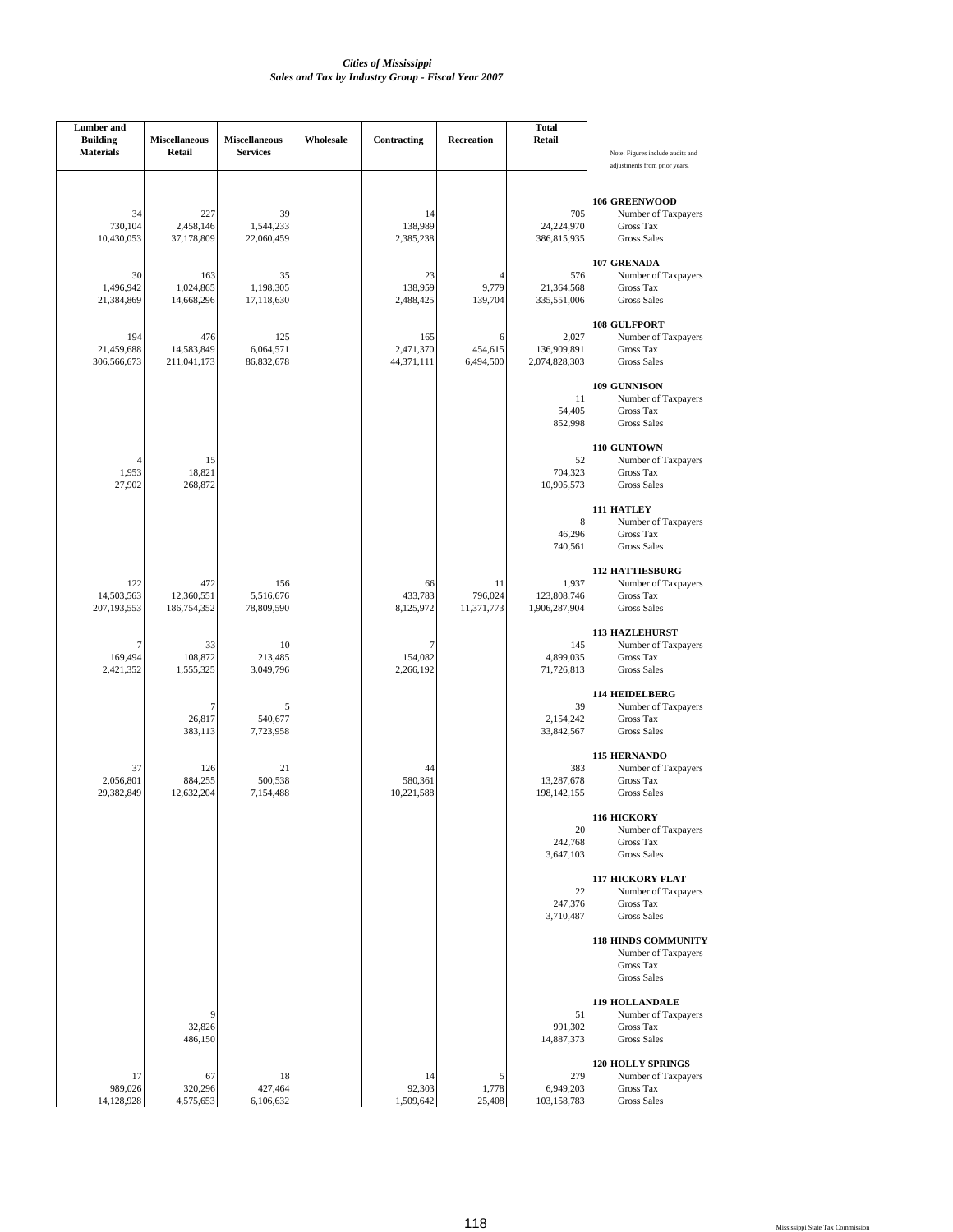*Cities of Mississippi*
*Sales and Tax by Industry Group - Fiscal Year 2007*

| Lumber and Building Materials | Miscellaneous Retail | Miscellaneous Services | Wholesale | Contracting | Recreation | Total Retail | Note: Figures include audits and adjustments from prior years. |
|---|---|---|---|---|---|---|---|
| | | | | | | | **106 GREENWOOD** |
| 34 | 227 | 39 | | 14 | | 705 | Number of Taxpayers |
| 730,104 | 2,458,146 | 1,544,233 | | 138,989 | | 24,224,970 | Gross Tax |
| 10,430,053 | 37,178,809 | 22,060,459 | | 2,385,238 | | 386,815,935 | Gross Sales |
| | | | | | | | **107 GRENADA** |
| 30 | 163 | 35 | | 23 | 4 | 576 | Number of Taxpayers |
| 1,496,942 | 1,024,865 | 1,198,305 | | 138,959 | 9,779 | 21,364,568 | Gross Tax |
| 21,384,869 | 14,668,296 | 17,118,630 | | 2,488,425 | 139,704 | 335,551,006 | Gross Sales |
| | | | | | | | **108 GULFPORT** |
| 194 | 476 | 125 | | 165 | 6 | 2,027 | Number of Taxpayers |
| 21,459,688 | 14,583,849 | 6,064,571 | | 2,471,370 | 454,615 | 136,909,891 | Gross Tax |
| 306,566,673 | 211,041,173 | 86,832,678 | | 44,371,111 | 6,494,500 | 2,074,828,303 | Gross Sales |
| | | | | | | | **109 GUNNISON** |
| | | | | | | 11 | Number of Taxpayers |
| | | | | | | 54,405 | Gross Tax |
| | | | | | | 852,998 | Gross Sales |
| | | | | | | | **110 GUNTOWN** |
| 4 | 15 | | | | | 52 | Number of Taxpayers |
| 1,953 | 18,821 | | | | | 704,323 | Gross Tax |
| 27,902 | 268,872 | | | | | 10,905,573 | Gross Sales |
| | | | | | | | **111 HATLEY** |
| | | | | | | 8 | Number of Taxpayers |
| | | | | | | 46,296 | Gross Tax |
| | | | | | | 740,561 | Gross Sales |
| | | | | | | | **112 HATTIESBURG** |
| 122 | 472 | 156 | | 66 | 11 | 1,937 | Number of Taxpayers |
| 14,503,563 | 12,360,551 | 5,516,676 | | 433,783 | 796,024 | 123,808,746 | Gross Tax |
| 207,193,553 | 186,754,352 | 78,809,590 | | 8,125,972 | 11,371,773 | 1,906,287,904 | Gross Sales |
| | | | | | | | **113 HAZLEHURST** |
| 7 | 33 | 10 | | 7 | | 145 | Number of Taxpayers |
| 169,494 | 108,872 | 213,485 | | 154,082 | | 4,899,035 | Gross Tax |
| 2,421,352 | 1,555,325 | 3,049,796 | | 2,266,192 | | 71,726,813 | Gross Sales |
| | | | | | | | **114 HEIDELBERG** |
| | 7 | 5 | | | | 39 | Number of Taxpayers |
| | 26,817 | 540,677 | | | | 2,154,242 | Gross Tax |
| | 383,113 | 7,723,958 | | | | 33,842,567 | Gross Sales |
| | | | | | | | **115 HERNANDO** |
| 37 | 126 | 21 | | 44 | | 383 | Number of Taxpayers |
| 2,056,801 | 884,255 | 500,538 | | 580,361 | | 13,287,678 | Gross Tax |
| 29,382,849 | 12,632,204 | 7,154,488 | | 10,221,588 | | 198,142,155 | Gross Sales |
| | | | | | | | **116 HICKORY** |
| | | | | | | 20 | Number of Taxpayers |
| | | | | | | 242,768 | Gross Tax |
| | | | | | | 3,647,103 | Gross Sales |
| | | | | | | | **117 HICKORY FLAT** |
| | | | | | | 22 | Number of Taxpayers |
| | | | | | | 247,376 | Gross Tax |
| | | | | | | 3,710,487 | Gross Sales |
| | | | | | | | **118 HINDS COMMUNITY** |
| | | | | | | | Number of Taxpayers |
| | | | | | | | Gross Tax |
| | | | | | | | Gross Sales |
| | | | | | | | **119 HOLLANDALE** |
| | 9 | | | | | 51 | Number of Taxpayers |
| | 32,826 | | | | | 991,302 | Gross Tax |
| | 486,150 | | | | | 14,887,373 | Gross Sales |
| | | | | | | | **120 HOLLY SPRINGS** |
| 17 | 67 | 18 | | 14 | 5 | 279 | Number of Taxpayers |
| 989,026 | 320,296 | 427,464 | | 92,303 | 1,778 | 6,949,203 | Gross Tax |
| 14,128,928 | 4,575,653 | 6,106,632 | | 1,509,642 | 25,408 | 103,158,783 | Gross Sales |

Mississippi State Tax Commission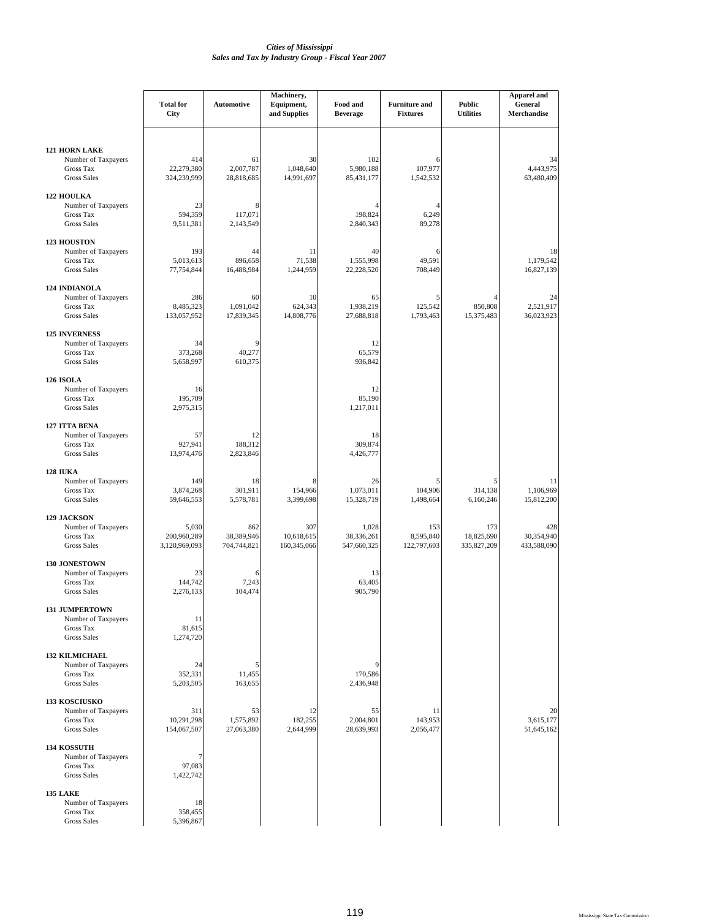*Cities of Mississippi*
*Sales and Tax by Industry Group - Fiscal Year 2007*

| | Total for City | Automotive | Machinery, Equipment, and Supplies | Food and Beverage | Furniture and Fixtures | Public Utilities | Apparel and General Merchandise |
|---|---|---|---|---|---|---|---|
| **121 HORN LAKE** | | | | | | | |
| Number of Taxpayers | 414 | 61 | 30 | 102 | 6 | | 34 |
| Gross Tax | 22,279,380 | 2,007,787 | 1,048,640 | 5,980,188 | 107,977 | | 4,443,975 |
| Gross Sales | 324,239,999 | 28,818,685 | 14,991,697 | 85,431,177 | 1,542,532 | | 63,480,409 |
| **122 HOULKA** | | | | | | | |
| Number of Taxpayers | 23 | 8 | | 4 | 4 | | |
| Gross Tax | 594,359 | 117,071 | | 198,824 | 6,249 | | |
| Gross Sales | 9,511,381 | 2,143,549 | | 2,840,343 | 89,278 | | |
| **123 HOUSTON** | | | | | | | |
| Number of Taxpayers | 193 | 44 | 11 | 40 | 6 | | 18 |
| Gross Tax | 5,013,613 | 896,658 | 71,538 | 1,555,998 | 49,591 | | 1,179,542 |
| Gross Sales | 77,754,844 | 16,488,984 | 1,244,959 | 22,228,520 | 708,449 | | 16,827,139 |
| **124 INDIANOLA** | | | | | | | |
| Number of Taxpayers | 286 | 60 | 10 | 65 | 5 | 4 | 24 |
| Gross Tax | 8,485,323 | 1,091,042 | 624,343 | 1,938,219 | 125,542 | 850,808 | 2,521,917 |
| Gross Sales | 133,057,952 | 17,839,345 | 14,808,776 | 27,688,818 | 1,793,463 | 15,375,483 | 36,023,923 |
| **125 INVERNESS** | | | | | | | |
| Number of Taxpayers | 34 | 9 | | 12 | | | |
| Gross Tax | 373,268 | 40,277 | | 65,579 | | | |
| Gross Sales | 5,658,997 | 610,375 | | 936,842 | | | |
| **126 ISOLA** | | | | | | | |
| Number of Taxpayers | 16 | | | 12 | | | |
| Gross Tax | 195,709 | | | 85,190 | | | |
| Gross Sales | 2,975,315 | | | 1,217,011 | | | |
| **127 ITTA BENA** | | | | | | | |
| Number of Taxpayers | 57 | 12 | | 18 | | | |
| Gross Tax | 927,941 | 188,312 | | 309,874 | | | |
| Gross Sales | 13,974,476 | 2,823,846 | | 4,426,777 | | | |
| **128 IUKA** | | | | | | | |
| Number of Taxpayers | 149 | 18 | 8 | 26 | 5 | 5 | 11 |
| Gross Tax | 3,874,268 | 301,911 | 154,966 | 1,073,011 | 104,906 | 314,138 | 1,106,969 |
| Gross Sales | 59,646,553 | 5,578,781 | 3,399,698 | 15,328,719 | 1,498,664 | 6,160,246 | 15,812,200 |
| **129 JACKSON** | | | | | | | |
| Number of Taxpayers | 5,030 | 862 | 307 | 1,028 | 153 | 173 | 428 |
| Gross Tax | 200,960,289 | 38,389,946 | 10,618,615 | 38,336,261 | 8,595,840 | 18,825,690 | 30,354,940 |
| Gross Sales | 3,120,969,093 | 704,744,821 | 160,345,066 | 547,660,325 | 122,797,603 | 335,827,209 | 433,588,090 |
| **130 JONESTOWN** | | | | | | | |
| Number of Taxpayers | 23 | 6 | | 13 | | | |
| Gross Tax | 144,742 | 7,243 | | 63,405 | | | |
| Gross Sales | 2,276,133 | 104,474 | | 905,790 | | | |
| **131 JUMPERTOWN** | | | | | | | |
| Number of Taxpayers | 11 | | | | | | |
| Gross Tax | 81,615 | | | | | | |
| Gross Sales | 1,274,720 | | | | | | |
| **132 KILMICHAEL** | | | | | | | |
| Number of Taxpayers | 24 | 5 | | 9 | | | |
| Gross Tax | 352,331 | 11,455 | | 170,586 | | | |
| Gross Sales | 5,203,505 | 163,655 | | 2,436,948 | | | |
| **133 KOSCIUSKO** | | | | | | | |
| Number of Taxpayers | 311 | 53 | 12 | 55 | 11 | | 20 |
| Gross Tax | 10,291,298 | 1,575,892 | 182,255 | 2,004,801 | 143,953 | | 3,615,177 |
| Gross Sales | 154,067,507 | 27,063,380 | 2,644,999 | 28,639,993 | 2,056,477 | | 51,645,162 |
| **134 KOSSUTH** | | | | | | | |
| Number of Taxpayers | 7 | | | | | | |
| Gross Tax | 97,083 | | | | | | |
| Gross Sales | 1,422,742 | | | | | | |
| **135 LAKE** | | | | | | | |
| Number of Taxpayers | 18 | | | | | | |
| Gross Tax | 358,455 | | | | | | |
| Gross Sales | 5,396,867 | | | | | | |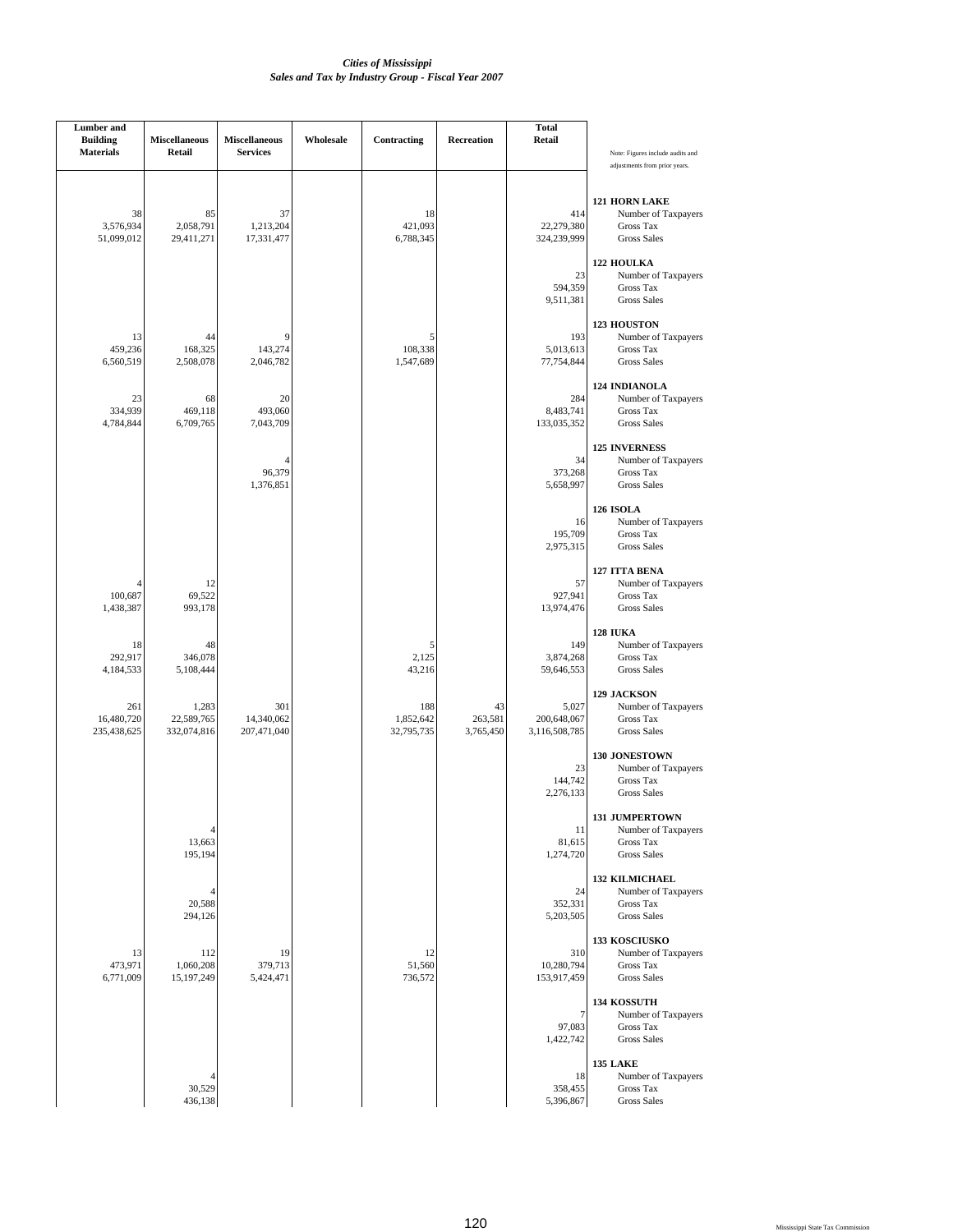*Cities of Mississippi*
*Sales and Tax by Industry Group - Fiscal Year 2007*

| Lumber and Building Materials | Miscellaneous Retail | Miscellaneous Services | Wholesale | Contracting | Recreation | Total Retail | Note: Figures include audits and adjustments from prior years. |
|---|---|---|---|---|---|---|---|
| | | | | | | | **121 HORN LAKE** |
| 38 | 85 | 37 | | 18 | | 414 | Number of Taxpayers |
| 3,576,934 | 2,058,791 | 1,213,204 | | 421,093 | | 22,279,380 | Gross Tax |
| 51,099,012 | 29,411,271 | 17,331,477 | | 6,788,345 | | 324,239,999 | Gross Sales |
| | | | | | | | **122 HOULKA** |
| | | | | | | 23 | Number of Taxpayers |
| | | | | | | 594,359 | Gross Tax |
| | | | | | | 9,511,381 | Gross Sales |
| | | | | | | | **123 HOUSTON** |
| 13 | 44 | 9 | | 5 | | 193 | Number of Taxpayers |
| 459,236 | 168,325 | 143,274 | | 108,338 | | 5,013,613 | Gross Tax |
| 6,560,519 | 2,508,078 | 2,046,782 | | 1,547,689 | | 77,754,844 | Gross Sales |
| | | | | | | | **124 INDIANOLA** |
| 23 | 68 | 20 | | | | 284 | Number of Taxpayers |
| 334,939 | 469,118 | 493,060 | | | | 8,483,741 | Gross Tax |
| 4,784,844 | 6,709,765 | 7,043,709 | | | | 133,035,352 | Gross Sales |
| | | | | | | | **125 INVERNESS** |
| | | 4 | | | | 34 | Number of Taxpayers |
| | | 96,379 | | | | 373,268 | Gross Tax |
| | | 1,376,851 | | | | 5,658,997 | Gross Sales |
| | | | | | | | **126 ISOLA** |
| | | | | | | 16 | Number of Taxpayers |
| | | | | | | 195,709 | Gross Tax |
| | | | | | | 2,975,315 | Gross Sales |
| | | | | | | | **127 ITTA BENA** |
| 4 | 12 | | | | | 57 | Number of Taxpayers |
| 100,687 | 69,522 | | | | | 927,941 | Gross Tax |
| 1,438,387 | 993,178 | | | | | 13,974,476 | Gross Sales |
| | | | | | | | **128 IUKA** |
| 18 | 48 | | | 5 | | 149 | Number of Taxpayers |
| 292,917 | 346,078 | | | 2,125 | | 3,874,268 | Gross Tax |
| 4,184,533 | 5,108,444 | | | 43,216 | | 59,646,553 | Gross Sales |
| | | | | | | | **129 JACKSON** |
| 261 | 1,283 | 301 | | 188 | 43 | 5,027 | Number of Taxpayers |
| 16,480,720 | 22,589,765 | 14,340,062 | | 1,852,642 | 263,581 | 200,648,067 | Gross Tax |
| 235,438,625 | 332,074,816 | 207,471,040 | | 32,795,735 | 3,765,450 | 3,116,508,785 | Gross Sales |
| | | | | | | | **130 JONESTOWN** |
| | | | | | | 23 | Number of Taxpayers |
| | | | | | | 144,742 | Gross Tax |
| | | | | | | 2,276,133 | Gross Sales |
| | | | | | | | **131 JUMPERTOWN** |
| | 4 | | | | | 11 | Number of Taxpayers |
| | 13,663 | | | | | 81,615 | Gross Tax |
| | 195,194 | | | | | 1,274,720 | Gross Sales |
| | | | | | | | **132 KILMICHAEL** |
| | 4 | | | | | 24 | Number of Taxpayers |
| | 20,588 | | | | | 352,331 | Gross Tax |
| | 294,126 | | | | | 5,203,505 | Gross Sales |
| | | | | | | | **133 KOSCIUSKO** |
| 13 | 112 | 19 | | 12 | | 310 | Number of Taxpayers |
| 473,971 | 1,060,208 | 379,713 | | 51,560 | | 10,280,794 | Gross Tax |
| 6,771,009 | 15,197,249 | 5,424,471 | | 736,572 | | 153,917,459 | Gross Sales |
| | | | | | | | **134 KOSSUTH** |
| | | | | | | 7 | Number of Taxpayers |
| | | | | | | 97,083 | Gross Tax |
| | | | | | | 1,422,742 | Gross Sales |
| | | | | | | | **135 LAKE** |
| | 4 | | | | | 18 | Number of Taxpayers |
| | 30,529 | | | | | 358,455 | Gross Tax |
| | 436,138 | | | | | 5,396,867 | Gross Sales |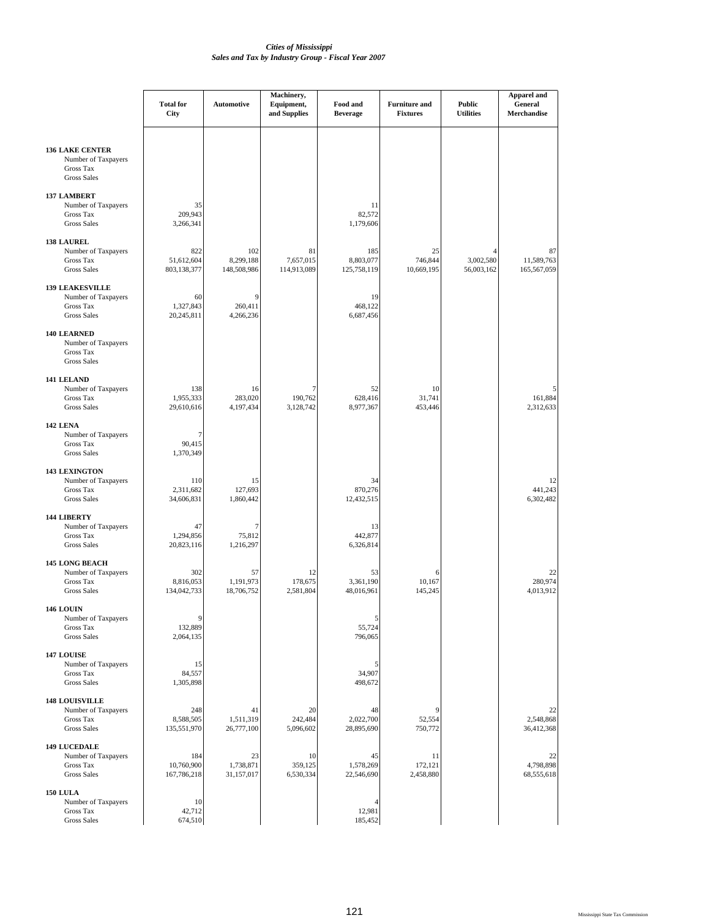# Cities of Mississippi
## Sales and Tax by Industry Group - Fiscal Year 2007

| | Total for City | Automotive | Machinery, Equipment, and Supplies | Food and Beverage | Furniture and Fixtures | Public Utilities | Apparel and General Merchandise |
|---|---|---|---|---|---|---|---|
| **136 LAKE CENTER** | | | | | | | |
| Number of Taxpayers | | | | | | | |
| Gross Tax | | | | | | | |
| Gross Sales | | | | | | | |
| **137 LAMBERT** | | | | | | | |
| Number of Taxpayers | 35 | | | 11 | | | |
| Gross Tax | 209,943 | | | 82,572 | | | |
| Gross Sales | 3,266,341 | | | 1,179,606 | | | |
| **138 LAUREL** | | | | | | | |
| Number of Taxpayers | 822 | 102 | 81 | 185 | 25 | 4 | 87 |
| Gross Tax | 51,612,604 | 8,299,188 | 7,657,015 | 8,803,077 | 746,844 | 3,002,580 | 11,589,763 |
| Gross Sales | 803,138,377 | 148,508,986 | 114,913,089 | 125,758,119 | 10,669,195 | 56,003,162 | 165,567,059 |
| **139 LEAKESVILLE** | | | | | | | |
| Number of Taxpayers | 60 | 9 | | 19 | | | |
| Gross Tax | 1,327,843 | 260,411 | | 468,122 | | | |
| Gross Sales | 20,245,811 | 4,266,236 | | 6,687,456 | | | |
| **140 LEARNED** | | | | | | | |
| Number of Taxpayers | | | | | | | |
| Gross Tax | | | | | | | |
| Gross Sales | | | | | | | |
| **141 LELAND** | | | | | | | |
| Number of Taxpayers | 138 | 16 | 7 | 52 | 10 | | 5 |
| Gross Tax | 1,955,333 | 283,020 | 190,762 | 628,416 | 31,741 | | 161,884 |
| Gross Sales | 29,610,616 | 4,197,434 | 3,128,742 | 8,977,367 | 453,446 | | 2,312,633 |
| **142 LENA** | | | | | | | |
| Number of Taxpayers | 7 | | | | | | |
| Gross Tax | 90,415 | | | | | | |
| Gross Sales | 1,370,349 | | | | | | |
| **143 LEXINGTON** | | | | | | | |
| Number of Taxpayers | 110 | 15 | | 34 | | | 12 |
| Gross Tax | 2,311,682 | 127,693 | | 870,276 | | | 441,243 |
| Gross Sales | 34,606,831 | 1,860,442 | | 12,432,515 | | | 6,302,482 |
| **144 LIBERTY** | | | | | | | |
| Number of Taxpayers | 47 | 7 | | 13 | | | |
| Gross Tax | 1,294,856 | 75,812 | | 442,877 | | | |
| Gross Sales | 20,823,116 | 1,216,297 | | 6,326,814 | | | |
| **145 LONG BEACH** | | | | | | | |
| Number of Taxpayers | 302 | 57 | 12 | 53 | 6 | | 22 |
| Gross Tax | 8,816,053 | 1,191,973 | 178,675 | 3,361,190 | 10,167 | | 280,974 |
| Gross Sales | 134,042,733 | 18,706,752 | 2,581,804 | 48,016,961 | 145,245 | | 4,013,912 |
| **146 LOUIN** | | | | | | | |
| Number of Taxpayers | 9 | | | 5 | | | |
| Gross Tax | 132,889 | | | 55,724 | | | |
| Gross Sales | 2,064,135 | | | 796,065 | | | |
| **147 LOUISE** | | | | | | | |
| Number of Taxpayers | 15 | | | 5 | | | |
| Gross Tax | 84,557 | | | 34,907 | | | |
| Gross Sales | 1,305,898 | | | 498,672 | | | |
| **148 LOUISVILLE** | | | | | | | |
| Number of Taxpayers | 248 | 41 | 20 | 48 | 9 | | 22 |
| Gross Tax | 8,588,505 | 1,511,319 | 242,484 | 2,022,700 | 52,554 | | 2,548,868 |
| Gross Sales | 135,551,970 | 26,777,100 | 5,096,602 | 28,895,690 | 750,772 | | 36,412,368 |
| **149 LUCEDALE** | | | | | | | |
| Number of Taxpayers | 184 | 23 | 10 | 45 | 11 | | 22 |
| Gross Tax | 10,760,900 | 1,738,871 | 359,125 | 1,578,269 | 172,121 | | 4,798,898 |
| Gross Sales | 167,786,218 | 31,157,017 | 6,530,334 | 22,546,690 | 2,458,880 | | 68,555,618 |
| **150 LULA** | | | | | | | |
| Number of Taxpayers | 10 | | | 4 | | | |
| Gross Tax | 42,712 | | | 12,981 | | | |
| Gross Sales | 674,510 | | | 185,452 | | | |

Mississippi State Tax Commission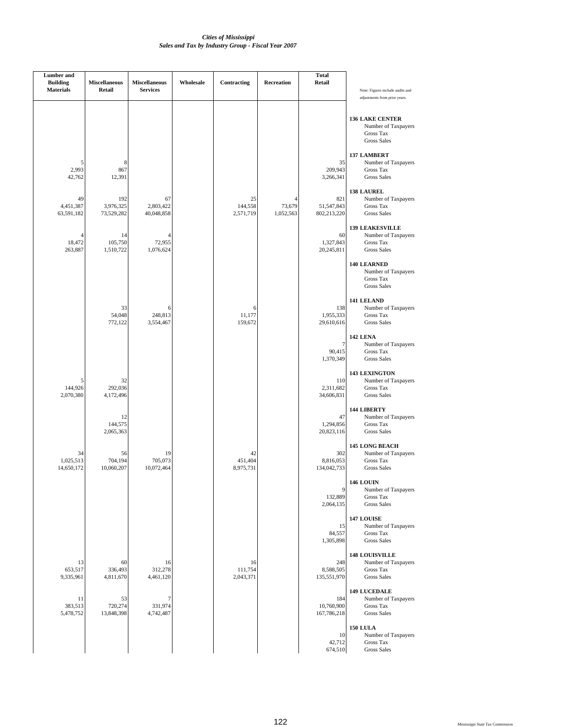*Cities of Mississippi*
*Sales and Tax by Industry Group - Fiscal Year 2007*

| Lumber and Building Materials | Miscellaneous Retail | Miscellaneous Services | Wholesale | Contracting | Recreation | Total Retail | Note: Figures include audits and adjustments from prior years. |
|---|---|---|---|---|---|---|---|
| | | | | | | | **136 LAKE CENTER** |
| | | | | | | | Number of Taxpayers |
| | | | | | | | Gross Tax |
| | | | | | | | Gross Sales |
| | | | | | | | **137 LAMBERT** |
| 5 | 8 | | | | | 35 | Number of Taxpayers |
| 2,993 | 867 | | | | | 209,943 | Gross Tax |
| 42,762 | 12,391 | | | | | 3,266,341 | Gross Sales |
| | | | | | | | **138 LAUREL** |
| 49 | 192 | 67 | | 25 | 4 | 821 | Number of Taxpayers |
| 4,451,387 | 3,976,325 | 2,803,422 | | 144,558 | 73,679 | 51,547,843 | Gross Tax |
| 63,591,182 | 73,529,282 | 40,048,858 | | 2,571,719 | 1,052,563 | 802,213,220 | Gross Sales |
| | | | | | | | **139 LEAKESVILLE** |
| 4 | 14 | 4 | | | | 60 | Number of Taxpayers |
| 18,472 | 105,750 | 72,955 | | | | 1,327,843 | Gross Tax |
| 263,887 | 1,510,722 | 1,076,624 | | | | 20,245,811 | Gross Sales |
| | | | | | | | **140 LEARNED** |
| | | | | | | | Number of Taxpayers |
| | | | | | | | Gross Tax |
| | | | | | | | Gross Sales |
| | | | | | | | **141 LELAND** |
| | 33 | 6 | | 6 | | 138 | Number of Taxpayers |
| | 54,048 | 248,813 | | 11,177 | | 1,955,333 | Gross Tax |
| | 772,122 | 3,554,467 | | 159,672 | | 29,610,616 | Gross Sales |
| | | | | | | | **142 LENA** |
| | | | | | | 7 | Number of Taxpayers |
| | | | | | | 90,415 | Gross Tax |
| | | | | | | 1,370,349 | Gross Sales |
| | | | | | | | **143 LEXINGTON** |
| 5 | 32 | | | | | 110 | Number of Taxpayers |
| 144,926 | 292,036 | | | | | 2,311,682 | Gross Tax |
| 2,070,380 | 4,172,496 | | | | | 34,606,831 | Gross Sales |
| | | | | | | | **144 LIBERTY** |
| | 12 | | | | | 47 | Number of Taxpayers |
| | 144,575 | | | | | 1,294,856 | Gross Tax |
| | 2,065,363 | | | | | 20,823,116 | Gross Sales |
| | | | | | | | **145 LONG BEACH** |
| 34 | 56 | 19 | | 42 | | 302 | Number of Taxpayers |
| 1,025,513 | 704,194 | 705,073 | | 451,404 | | 8,816,053 | Gross Tax |
| 14,650,172 | 10,060,207 | 10,072,464 | | 8,975,731 | | 134,042,733 | Gross Sales |
| | | | | | | | **146 LOUIN** |
| | | | | | | 9 | Number of Taxpayers |
| | | | | | | 132,889 | Gross Tax |
| | | | | | | 2,064,135 | Gross Sales |
| | | | | | | | **147 LOUISE** |
| | | | | | | 15 | Number of Taxpayers |
| | | | | | | 84,557 | Gross Tax |
| | | | | | | 1,305,898 | Gross Sales |
| | | | | | | | **148 LOUISVILLE** |
| 13 | 60 | 16 | | 16 | | 248 | Number of Taxpayers |
| 653,517 | 336,493 | 312,278 | | 111,754 | | 8,588,505 | Gross Tax |
| 9,335,961 | 4,811,670 | 4,461,120 | | 2,043,371 | | 135,551,970 | Gross Sales |
| | | | | | | | **149 LUCEDALE** |
| 11 | 53 | 7 | | | | 184 | Number of Taxpayers |
| 383,513 | 720,274 | 331,974 | | | | 10,760,900 | Gross Tax |
| 5,478,752 | 13,848,398 | 4,742,487 | | | | 167,786,218 | Gross Sales |
| | | | | | | | **150 LULA** |
| | | | | | | 10 | Number of Taxpayers |
| | | | | | | 42,712 | Gross Tax |
| | | | | | | 674,510 | Gross Sales |

Mississippi State Tax Commission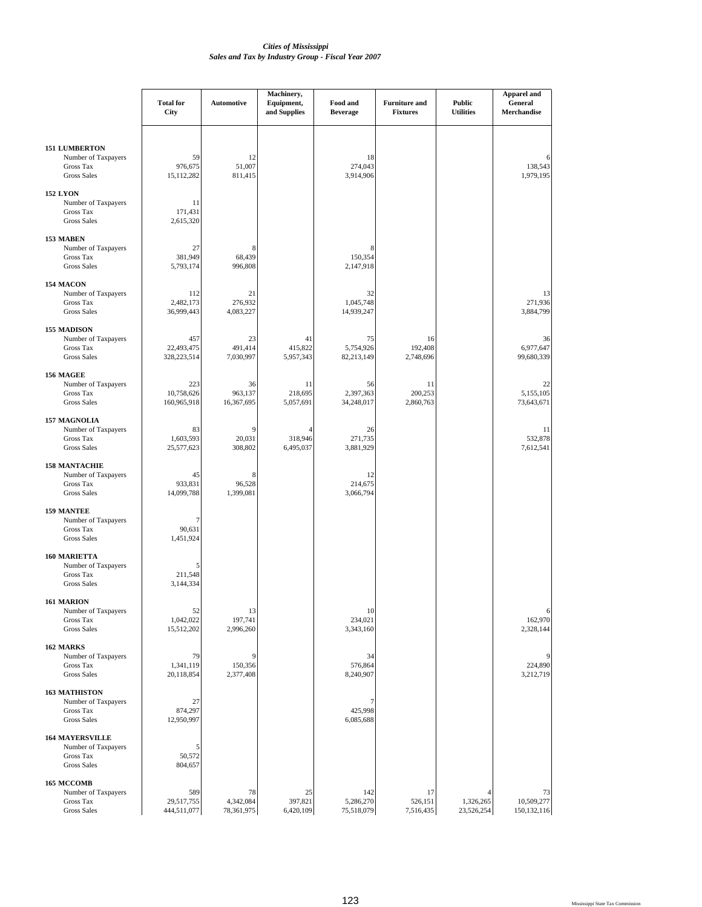*Cities of Mississippi*
*Sales and Tax by Industry Group - Fiscal Year 2007*

| | Total for City | Automotive | Machinery, Equipment, and Supplies | Food and Beverage | Furniture and Fixtures | Public Utilities | Apparel and General Merchandise |
|---|---|---|---|---|---|---|---|
| **151 LUMBERTON** | | | | | | | |
| Number of Taxpayers | 59 | 12 | | 18 | | | 6 |
| Gross Tax | 976,675 | 51,007 | | 274,043 | | | 138,543 |
| Gross Sales | 15,112,282 | 811,415 | | 3,914,906 | | | 1,979,195 |
| **152 LYON** | | | | | | | |
| Number of Taxpayers | 11 | | | | | | |
| Gross Tax | 171,431 | | | | | | |
| Gross Sales | 2,615,320 | | | | | | |
| **153 MABEN** | | | | | | | |
| Number of Taxpayers | 27 | 8 | | 8 | | | |
| Gross Tax | 381,949 | 68,439 | | 150,354 | | | |
| Gross Sales | 5,793,174 | 996,808 | | 2,147,918 | | | |
| **154 MACON** | | | | | | | |
| Number of Taxpayers | 112 | 21 | | 32 | | | 13 |
| Gross Tax | 2,482,173 | 276,932 | | 1,045,748 | | | 271,936 |
| Gross Sales | 36,999,443 | 4,083,227 | | 14,939,247 | | | 3,884,799 |
| **155 MADISON** | | | | | | | |
| Number of Taxpayers | 457 | 23 | 41 | 75 | 16 | | 36 |
| Gross Tax | 22,493,475 | 491,414 | 415,822 | 5,754,926 | 192,408 | | 6,977,647 |
| Gross Sales | 328,223,514 | 7,030,997 | 5,957,343 | 82,213,149 | 2,748,696 | | 99,680,339 |
| **156 MAGEE** | | | | | | | |
| Number of Taxpayers | 223 | 36 | 11 | 56 | 11 | | 22 |
| Gross Tax | 10,758,626 | 963,137 | 218,695 | 2,397,363 | 200,253 | | 5,155,105 |
| Gross Sales | 160,965,918 | 16,367,695 | 5,057,691 | 34,248,017 | 2,860,763 | | 73,643,671 |
| **157 MAGNOLIA** | | | | | | | |
| Number of Taxpayers | 83 | 9 | 4 | 26 | | | 11 |
| Gross Tax | 1,603,593 | 20,031 | 318,946 | 271,735 | | | 532,878 |
| Gross Sales | 25,577,623 | 308,802 | 6,495,037 | 3,881,929 | | | 7,612,541 |
| **158 MANTACHIE** | | | | | | | |
| Number of Taxpayers | 45 | 8 | | 12 | | | |
| Gross Tax | 933,831 | 96,528 | | 214,675 | | | |
| Gross Sales | 14,099,788 | 1,399,081 | | 3,066,794 | | | |
| **159 MANTEE** | | | | | | | |
| Number of Taxpayers | 7 | | | | | | |
| Gross Tax | 90,631 | | | | | | |
| Gross Sales | 1,451,924 | | | | | | |
| **160 MARIETTA** | | | | | | | |
| Number of Taxpayers | 5 | | | | | | |
| Gross Tax | 211,548 | | | | | | |
| Gross Sales | 3,144,334 | | | | | | |
| **161 MARION** | | | | | | | |
| Number of Taxpayers | 52 | 13 | | 10 | | | 6 |
| Gross Tax | 1,042,022 | 197,741 | | 234,021 | | | 162,970 |
| Gross Sales | 15,512,202 | 2,996,260 | | 3,343,160 | | | 2,328,144 |
| **162 MARKS** | | | | | | | |
| Number of Taxpayers | 79 | 9 | | 34 | | | 9 |
| Gross Tax | 1,341,119 | 150,356 | | 576,864 | | | 224,890 |
| Gross Sales | 20,118,854 | 2,377,408 | | 8,240,907 | | | 3,212,719 |
| **163 MATHISTON** | | | | | | | |
| Number of Taxpayers | 27 | | | 7 | | | |
| Gross Tax | 874,297 | | | 425,998 | | | |
| Gross Sales | 12,950,997 | | | 6,085,688 | | | |
| **164 MAYERSVILLE** | | | | | | | |
| Number of Taxpayers | 5 | | | | | | |
| Gross Tax | 50,572 | | | | | | |
| Gross Sales | 804,657 | | | | | | |
| **165 MCCOMB** | | | | | | | |
| Number of Taxpayers | 589 | 78 | 25 | 142 | 17 | 4 | 73 |
| Gross Tax | 29,517,755 | 4,342,084 | 397,821 | 5,286,270 | 526,151 | 1,326,265 | 10,509,277 |
| Gross Sales | 444,511,077 | 78,361,975 | 6,420,109 | 75,518,079 | 7,516,435 | 23,526,254 | 150,132,116 |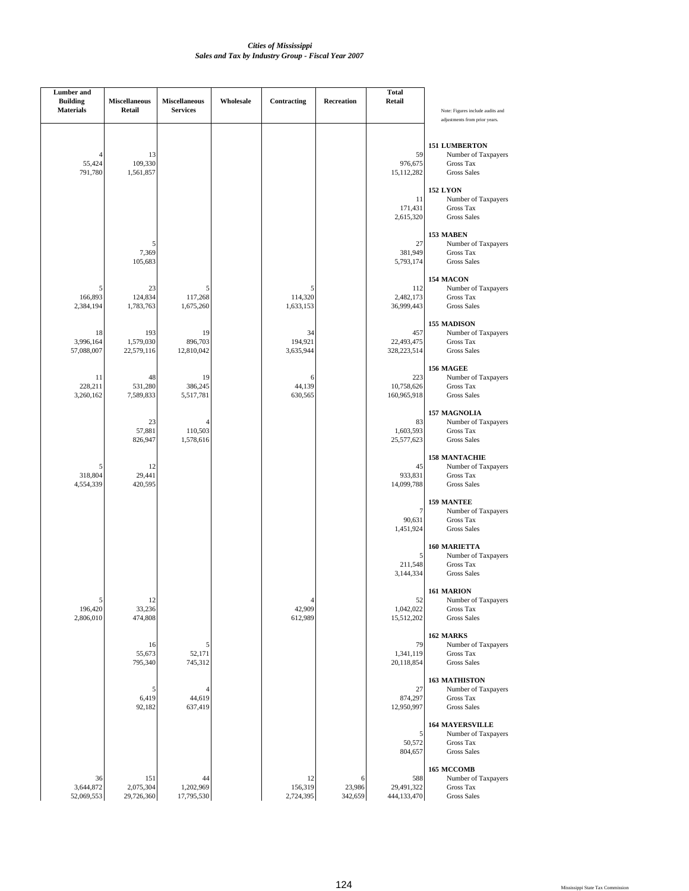*Cities of Mississippi*
*Sales and Tax by Industry Group - Fiscal Year 2007*

| Lumber and Building Materials | Miscellaneous Retail | Miscellaneous Services | Wholesale | Contracting | Recreation | Total Retail | Note: Figures include audits and adjustments from prior years. |
|---|---|---|---|---|---|---|---|
| | | | | | | | **151 LUMBERTON** |
| 4 | 13 | | | | | 59 | Number of Taxpayers |
| 55,424 | 109,330 | | | | | 976,675 | Gross Tax |
| 791,780 | 1,561,857 | | | | | 15,112,282 | Gross Sales |
| | | | | | | | **152 LYON** |
| | | | | | | 11 | Number of Taxpayers |
| | | | | | | 171,431 | Gross Tax |
| | | | | | | 2,615,320 | Gross Sales |
| | | | | | | | **153 MABEN** |
| | 5 | | | | | 27 | Number of Taxpayers |
| | 7,369 | | | | | 381,949 | Gross Tax |
| | 105,683 | | | | | 5,793,174 | Gross Sales |
| | | | | | | | **154 MACON** |
| 5 | 23 | 5 | | 5 | | 112 | Number of Taxpayers |
| 166,893 | 124,834 | 117,268 | | 114,320 | | 2,482,173 | Gross Tax |
| 2,384,194 | 1,783,763 | 1,675,260 | | 1,633,153 | | 36,999,443 | Gross Sales |
| | | | | | | | **155 MADISON** |
| 18 | 193 | 19 | | 34 | | 457 | Number of Taxpayers |
| 3,996,164 | 1,579,030 | 896,703 | | 194,921 | | 22,493,475 | Gross Tax |
| 57,088,007 | 22,579,116 | 12,810,042 | | 3,635,944 | | 328,223,514 | Gross Sales |
| | | | | | | | **156 MAGEE** |
| 11 | 48 | 19 | | 6 | | 223 | Number of Taxpayers |
| 228,211 | 531,280 | 386,245 | | 44,139 | | 10,758,626 | Gross Tax |
| 3,260,162 | 7,589,833 | 5,517,781 | | 630,565 | | 160,965,918 | Gross Sales |
| | | | | | | | **157 MAGNOLIA** |
| | 23 | 4 | | | | 83 | Number of Taxpayers |
| | 57,881 | 110,503 | | | | 1,603,593 | Gross Tax |
| | 826,947 | 1,578,616 | | | | 25,577,623 | Gross Sales |
| | | | | | | | **158 MANTACHIE** |
| 5 | 12 | | | | | 45 | Number of Taxpayers |
| 318,804 | 29,441 | | | | | 933,831 | Gross Tax |
| 4,554,339 | 420,595 | | | | | 14,099,788 | Gross Sales |
| | | | | | | | **159 MANTEE** |
| | | | | | | 7 | Number of Taxpayers |
| | | | | | | 90,631 | Gross Tax |
| | | | | | | 1,451,924 | Gross Sales |
| | | | | | | | **160 MARIETTA** |
| | | | | | | 5 | Number of Taxpayers |
| | | | | | | 211,548 | Gross Tax |
| | | | | | | 3,144,334 | Gross Sales |
| | | | | | | | **161 MARION** |
| 5 | 12 | | | 4 | | 52 | Number of Taxpayers |
| 196,420 | 33,236 | | | 42,909 | | 1,042,022 | Gross Tax |
| 2,806,010 | 474,808 | | | 612,989 | | 15,512,202 | Gross Sales |
| | | | | | | | **162 MARKS** |
| | 16 | 5 | | | | 79 | Number of Taxpayers |
| | 55,673 | 52,171 | | | | 1,341,119 | Gross Tax |
| | 795,340 | 745,312 | | | | 20,118,854 | Gross Sales |
| | | | | | | | **163 MATHISTON** |
| | 5 | 4 | | | | 27 | Number of Taxpayers |
| | 6,419 | 44,619 | | | | 874,297 | Gross Tax |
| | 92,182 | 637,419 | | | | 12,950,997 | Gross Sales |
| | | | | | | | **164 MAYERSVILLE** |
| | | | | | | 5 | Number of Taxpayers |
| | | | | | | 50,572 | Gross Tax |
| | | | | | | 804,657 | Gross Sales |
| | | | | | | | **165 MCCOMB** |
| 36 | 151 | 44 | | 12 | 6 | 588 | Number of Taxpayers |
| 3,644,872 | 2,075,304 | 1,202,969 | | 156,319 | 23,986 | 29,491,322 | Gross Tax |
| 52,069,553 | 29,726,360 | 17,795,530 | | 2,724,395 | 342,659 | 444,133,470 | Gross Sales |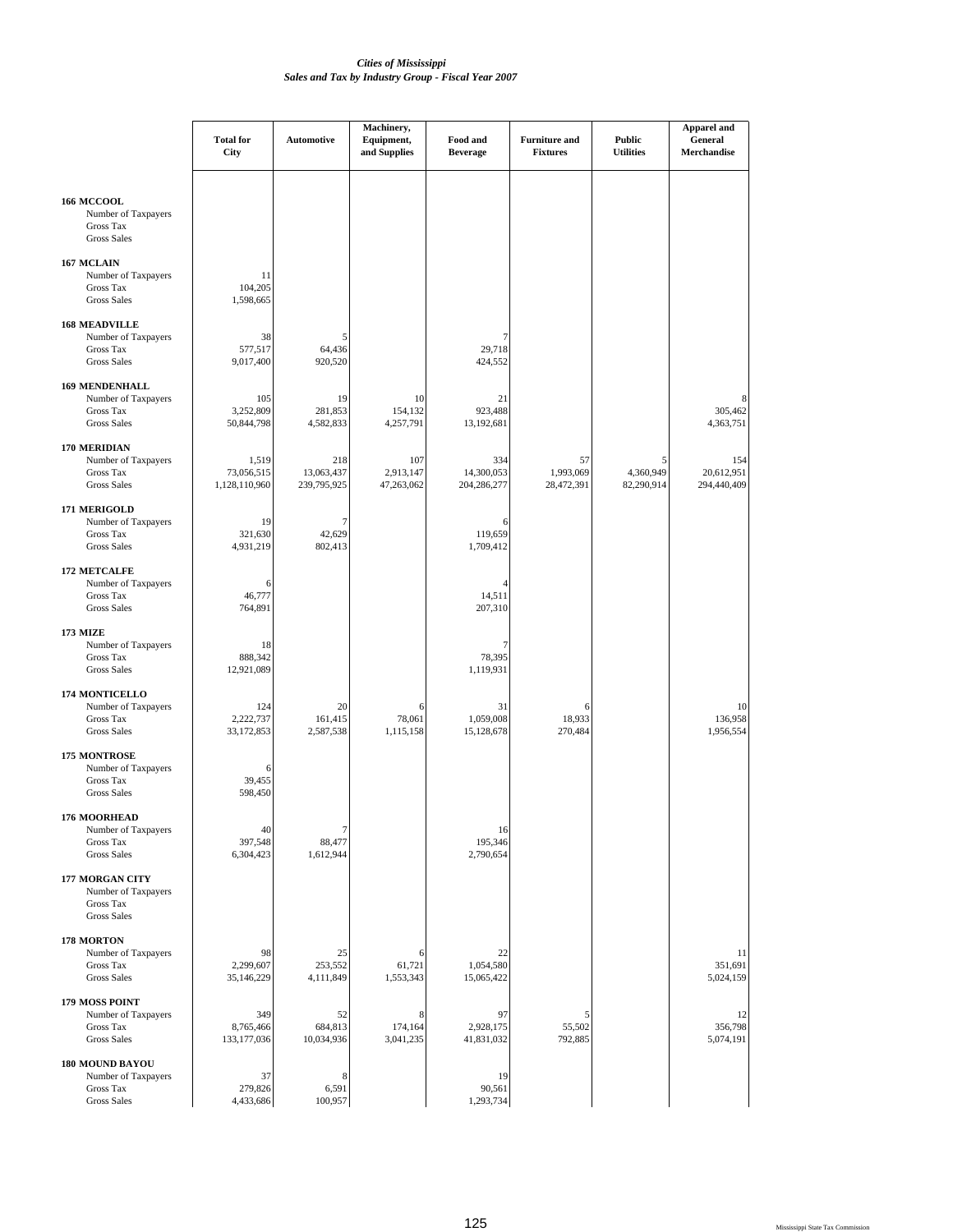*Cities of Mississippi*
*Sales and Tax by Industry Group - Fiscal Year 2007*

| | Total for City | Automotive | Machinery, Equipment, and Supplies | Food and Beverage | Furniture and Fixtures | Public Utilities | Apparel and General Merchandise |
|---|---|---|---|---|---|---|---|
| **166 MCCOOL** | | | | | | | |
| Number of Taxpayers | | | | | | | |
| Gross Tax | | | | | | | |
| Gross Sales | | | | | | | |
| **167 MCLAIN** | | | | | | | |
| Number of Taxpayers | 11 | | | | | | |
| Gross Tax | 104,205 | | | | | | |
| Gross Sales | 1,598,665 | | | | | | |
| **168 MEADVILLE** | | | | | | | |
| Number of Taxpayers | 38 | 5 | | 7 | | | |
| Gross Tax | 577,517 | 64,436 | | 29,718 | | | |
| Gross Sales | 9,017,400 | 920,520 | | 424,552 | | | |
| **169 MENDENHALL** | | | | | | | |
| Number of Taxpayers | 105 | 19 | 10 | 21 | | | 8 |
| Gross Tax | 3,252,809 | 281,853 | 154,132 | 923,488 | | | 305,462 |
| Gross Sales | 50,844,798 | 4,582,833 | 4,257,791 | 13,192,681 | | | 4,363,751 |
| **170 MERIDIAN** | | | | | | | |
| Number of Taxpayers | 1,519 | 218 | 107 | 334 | 57 | 5 | 154 |
| Gross Tax | 73,056,515 | 13,063,437 | 2,913,147 | 14,300,053 | 1,993,069 | 4,360,949 | 20,612,951 |
| Gross Sales | 1,128,110,960 | 239,795,925 | 47,263,062 | 204,286,277 | 28,472,391 | 82,290,914 | 294,440,409 |
| **171 MERIGOLD** | | | | | | | |
| Number of Taxpayers | 19 | 7 | | 6 | | | |
| Gross Tax | 321,630 | 42,629 | | 119,659 | | | |
| Gross Sales | 4,931,219 | 802,413 | | 1,709,412 | | | |
| **172 METCALFE** | | | | | | | |
| Number of Taxpayers | 6 | | | 4 | | | |
| Gross Tax | 46,777 | | | 14,511 | | | |
| Gross Sales | 764,891 | | | 207,310 | | | |
| **173 MIZE** | | | | | | | |
| Number of Taxpayers | 18 | | | 7 | | | |
| Gross Tax | 888,342 | | | 78,395 | | | |
| Gross Sales | 12,921,089 | | | 1,119,931 | | | |
| **174 MONTICELLO** | | | | | | | |
| Number of Taxpayers | 124 | 20 | 6 | 31 | 6 | | 10 |
| Gross Tax | 2,222,737 | 161,415 | 78,061 | 1,059,008 | 18,933 | | 136,958 |
| Gross Sales | 33,172,853 | 2,587,538 | 1,115,158 | 15,128,678 | 270,484 | | 1,956,554 |
| **175 MONTROSE** | | | | | | | |
| Number of Taxpayers | 6 | | | | | | |
| Gross Tax | 39,455 | | | | | | |
| Gross Sales | 598,450 | | | | | | |
| **176 MOORHEAD** | | | | | | | |
| Number of Taxpayers | 40 | 7 | | 16 | | | |
| Gross Tax | 397,548 | 88,477 | | 195,346 | | | |
| Gross Sales | 6,304,423 | 1,612,944 | | 2,790,654 | | | |
| **177 MORGAN CITY** | | | | | | | |
| Number of Taxpayers | | | | | | | |
| Gross Tax | | | | | | | |
| Gross Sales | | | | | | | |
| **178 MORTON** | | | | | | | |
| Number of Taxpayers | 98 | 25 | 6 | 22 | | | 11 |
| Gross Tax | 2,299,607 | 253,552 | 61,721 | 1,054,580 | | | 351,691 |
| Gross Sales | 35,146,229 | 4,111,849 | 1,553,343 | 15,065,422 | | | 5,024,159 |
| **179 MOSS POINT** | | | | | | | |
| Number of Taxpayers | 349 | 52 | 8 | 97 | 5 | | 12 |
| Gross Tax | 8,765,466 | 684,813 | 174,164 | 2,928,175 | 55,502 | | 356,798 |
| Gross Sales | 133,177,036 | 10,034,936 | 3,041,235 | 41,831,032 | 792,885 | | 5,074,191 |
| **180 MOUND BAYOU** | | | | | | | |
| Number of Taxpayers | 37 | 8 | | 19 | | | |
| Gross Tax | 279,826 | 6,591 | | 90,561 | | | |
| Gross Sales | 4,433,686 | 100,957 | | 1,293,734 | | | |

Mississippi State Tax Commission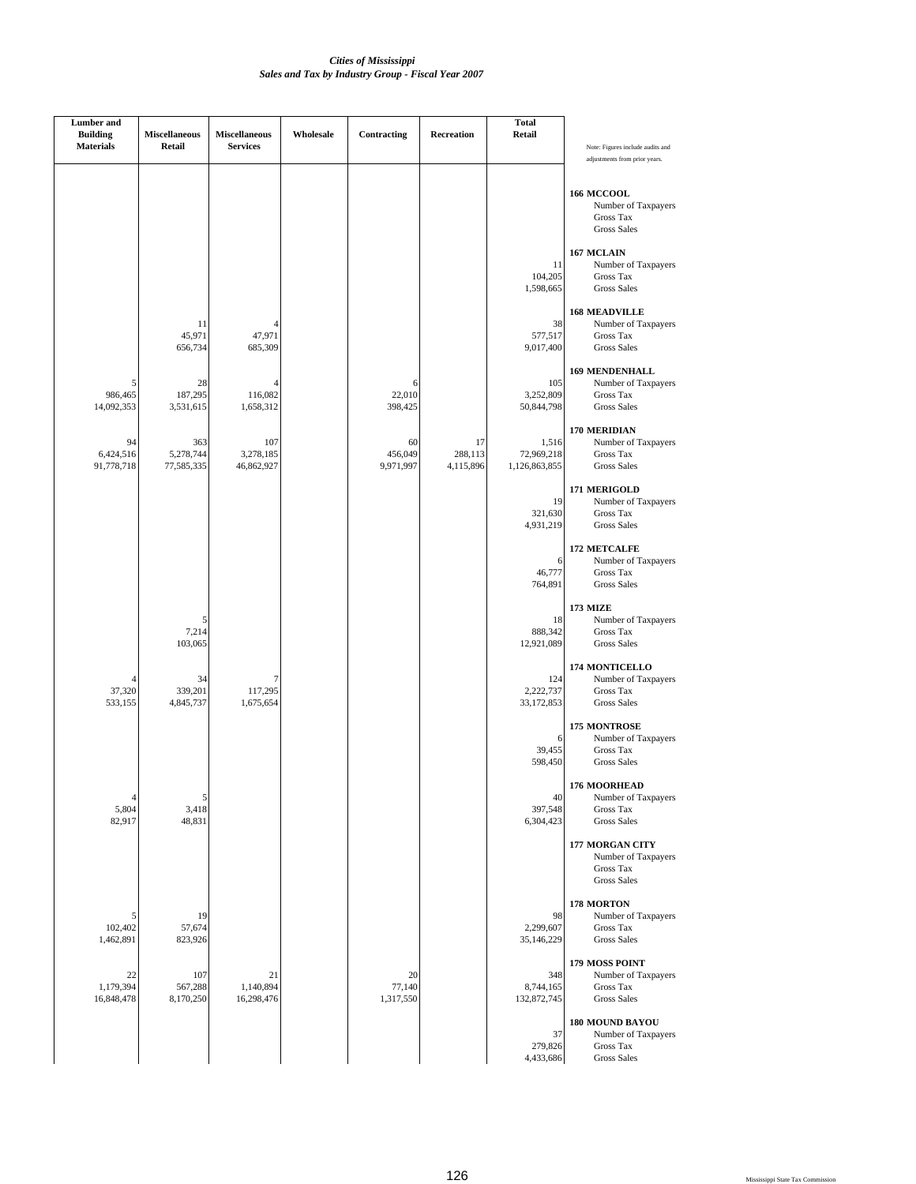*Cities of Mississippi*
*Sales and Tax by Industry Group - Fiscal Year 2007*

| Lumber and Building Materials | Miscellaneous Retail | Miscellaneous Services | Wholesale | Contracting | Recreation | Total Retail | Note: Figures include audits and adjustments from prior years. |
|---|---|---|---|---|---|---|---|
| | | | | | | | **166 MCCOOL** |
| | | | | | | | Number of Taxpayers |
| | | | | | | | Gross Tax |
| | | | | | | | Gross Sales |
| | | | | | | | **167 MCLAIN** |
| | | | | | | 11 | Number of Taxpayers |
| | | | | | | 104,205 | Gross Tax |
| | | | | | | 1,598,665 | Gross Sales |
| | | | | | | | **168 MEADVILLE** |
| | 11 | 4 | | | | 38 | Number of Taxpayers |
| | 45,971 | 47,971 | | | | 577,517 | Gross Tax |
| | 656,734 | 685,309 | | | | 9,017,400 | Gross Sales |
| | | | | | | | **169 MENDENHALL** |
| 5 | 28 | 4 | | 6 | | 105 | Number of Taxpayers |
| 986,465 | 187,295 | 116,082 | | 22,010 | | 3,252,809 | Gross Tax |
| 14,092,353 | 3,531,615 | 1,658,312 | | 398,425 | | 50,844,798 | Gross Sales |
| | | | | | | | **170 MERIDIAN** |
| 94 | 363 | 107 | | 60 | 17 | 1,516 | Number of Taxpayers |
| 6,424,516 | 5,278,744 | 3,278,185 | | 456,049 | 288,113 | 72,969,218 | Gross Tax |
| 91,778,718 | 77,585,335 | 46,862,927 | | 9,971,997 | 4,115,896 | 1,126,863,855 | Gross Sales |
| | | | | | | | **171 MERIGOLD** |
| | | | | | | 19 | Number of Taxpayers |
| | | | | | | 321,630 | Gross Tax |
| | | | | | | 4,931,219 | Gross Sales |
| | | | | | | | **172 METCALFE** |
| | | | | | | 6 | Number of Taxpayers |
| | | | | | | 46,777 | Gross Tax |
| | | | | | | 764,891 | Gross Sales |
| | | | | | | | **173 MIZE** |
| | 5 | | | | | 18 | Number of Taxpayers |
| | 7,214 | | | | | 888,342 | Gross Tax |
| | 103,065 | | | | | 12,921,089 | Gross Sales |
| | | | | | | | **174 MONTICELLO** |
| 4 | 34 | 7 | | | | 124 | Number of Taxpayers |
| 37,320 | 339,201 | 117,295 | | | | 2,222,737 | Gross Tax |
| 533,155 | 4,845,737 | 1,675,654 | | | | 33,172,853 | Gross Sales |
| | | | | | | | **175 MONTROSE** |
| | | | | | | 6 | Number of Taxpayers |
| | | | | | | 39,455 | Gross Tax |
| | | | | | | 598,450 | Gross Sales |
| | | | | | | | **176 MOORHEAD** |
| 4 | 5 | | | | | 40 | Number of Taxpayers |
| 5,804 | 3,418 | | | | | 397,548 | Gross Tax |
| 82,917 | 48,831 | | | | | 6,304,423 | Gross Sales |
| | | | | | | | **177 MORGAN CITY** |
| | | | | | | | Number of Taxpayers |
| | | | | | | | Gross Tax |
| | | | | | | | Gross Sales |
| | | | | | | | **178 MORTON** |
| 5 | 19 | | | | | 98 | Number of Taxpayers |
| 102,402 | 57,674 | | | | | 2,299,607 | Gross Tax |
| 1,462,891 | 823,926 | | | | | 35,146,229 | Gross Sales |
| | | | | | | | **179 MOSS POINT** |
| 22 | 107 | 21 | | 20 | | 348 | Number of Taxpayers |
| 1,179,394 | 567,288 | 1,140,894 | | 77,140 | | 8,744,165 | Gross Tax |
| 16,848,478 | 8,170,250 | 16,298,476 | | 1,317,550 | | 132,872,745 | Gross Sales |
| | | | | | | | **180 MOUND BAYOU** |
| | | | | | | 37 | Number of Taxpayers |
| | | | | | | 279,826 | Gross Tax |
| | | | | | | 4,433,686 | Gross Sales |

Mississippi State Tax Commission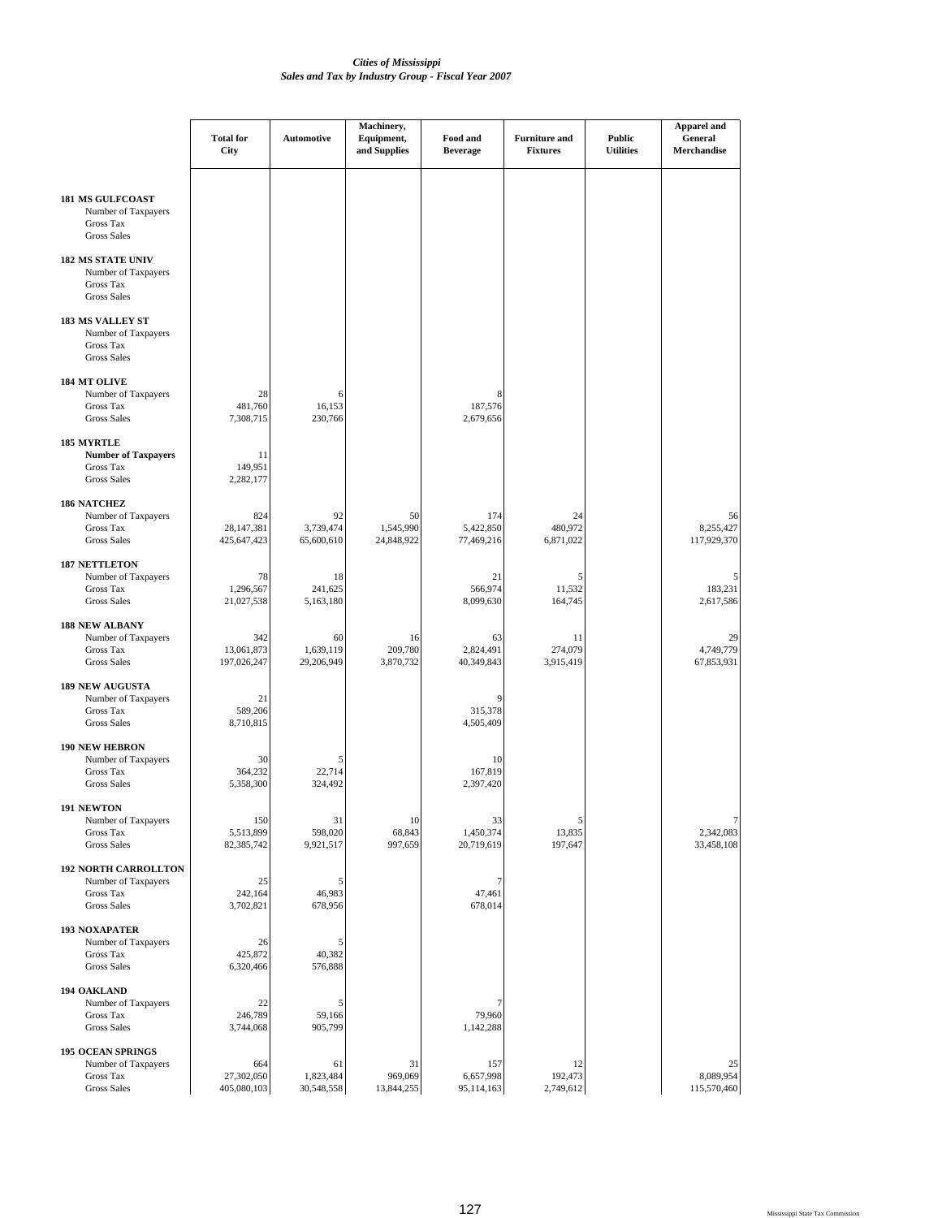*Cities of Mississippi*
*Sales and Tax by Industry Group - Fiscal Year 2007*

| | Total for City | Automotive | Machinery, Equipment, and Supplies | Food and Beverage | Furniture and Fixtures | Public Utilities | Apparel and General Merchandise |
|---|---|---|---|---|---|---|---|
| **181 MS GULFCOAST** | | | | | | | |
| Number of Taxpayers | | | | | | | |
| Gross Tax | | | | | | | |
| Gross Sales | | | | | | | |
| **182 MS STATE UNIV** | | | | | | | |
| Number of Taxpayers | | | | | | | |
| Gross Tax | | | | | | | |
| Gross Sales | | | | | | | |
| **183 MS VALLEY ST** | | | | | | | |
| Number of Taxpayers | | | | | | | |
| Gross Tax | | | | | | | |
| Gross Sales | | | | | | | |
| **184 MT OLIVE** | | | | | | | |
| Number of Taxpayers | 28 | 6 | | 8 | | | |
| Gross Tax | 481,760 | 16,153 | | 187,576 | | | |
| Gross Sales | 7,308,715 | 230,766 | | 2,679,656 | | | |
| **185 MYRTLE** | | | | | | | |
| **Number of Taxpayers** | 11 | | | | | | |
| Gross Tax | 149,951 | | | | | | |
| Gross Sales | 2,282,177 | | | | | | |
| **186 NATCHEZ** | | | | | | | |
| Number of Taxpayers | 824 | 92 | 50 | 174 | 24 | | 56 |
| Gross Tax | 28,147,381 | 3,739,474 | 1,545,990 | 5,422,850 | 480,972 | | 8,255,427 |
| Gross Sales | 425,647,423 | 65,600,610 | 24,848,922 | 77,469,216 | 6,871,022 | | 117,929,370 |
| **187 NETTLETON** | | | | | | | |
| Number of Taxpayers | 78 | 18 | | 21 | 5 | | 5 |
| Gross Tax | 1,296,567 | 241,625 | | 566,974 | 11,532 | | 183,231 |
| Gross Sales | 21,027,538 | 5,163,180 | | 8,099,630 | 164,745 | | 2,617,586 |
| **188 NEW ALBANY** | | | | | | | |
| Number of Taxpayers | 342 | 60 | 16 | 63 | 11 | | 29 |
| Gross Tax | 13,061,873 | 1,639,119 | 209,780 | 2,824,491 | 274,079 | | 4,749,779 |
| Gross Sales | 197,026,247 | 29,206,949 | 3,870,732 | 40,349,843 | 3,915,419 | | 67,853,931 |
| **189 NEW AUGUSTA** | | | | | | | |
| Number of Taxpayers | 21 | | | 9 | | | |
| Gross Tax | 589,206 | | | 315,378 | | | |
| Gross Sales | 8,710,815 | | | 4,505,409 | | | |
| **190 NEW HEBRON** | | | | | | | |
| Number of Taxpayers | 30 | 5 | | 10 | | | |
| Gross Tax | 364,232 | 22,714 | | 167,819 | | | |
| Gross Sales | 5,358,300 | 324,492 | | 2,397,420 | | | |
| **191 NEWTON** | | | | | | | |
| Number of Taxpayers | 150 | 31 | 10 | 33 | 5 | | 7 |
| Gross Tax | 5,513,899 | 598,020 | 68,843 | 1,450,374 | 13,835 | | 2,342,083 |
| Gross Sales | 82,385,742 | 9,921,517 | 997,659 | 20,719,619 | 197,647 | | 33,458,108 |
| **192 NORTH CARROLLTON** | | | | | | | |
| Number of Taxpayers | 25 | 5 | | 7 | | | |
| Gross Tax | 242,164 | 46,983 | | 47,461 | | | |
| Gross Sales | 3,702,821 | 678,956 | | 678,014 | | | |
| **193 NOXAPATER** | | | | | | | |
| Number of Taxpayers | 26 | 5 | | | | | |
| Gross Tax | 425,872 | 40,382 | | | | | |
| Gross Sales | 6,320,466 | 576,888 | | | | | |
| **194 OAKLAND** | | | | | | | |
| Number of Taxpayers | 22 | 5 | | 7 | | | |
| Gross Tax | 246,789 | 59,166 | | 79,960 | | | |
| Gross Sales | 3,744,068 | 905,799 | | 1,142,288 | | | |
| **195 OCEAN SPRINGS** | | | | | | | |
| Number of Taxpayers | 664 | 61 | 31 | 157 | 12 | | 25 |
| Gross Tax | 27,302,050 | 1,823,484 | 969,069 | 6,657,998 | 192,473 | | 8,089,954 |
| Gross Sales | 405,080,103 | 30,548,558 | 13,844,255 | 95,114,163 | 2,749,612 | | 115,570,460 |

Mississippi State Tax Commission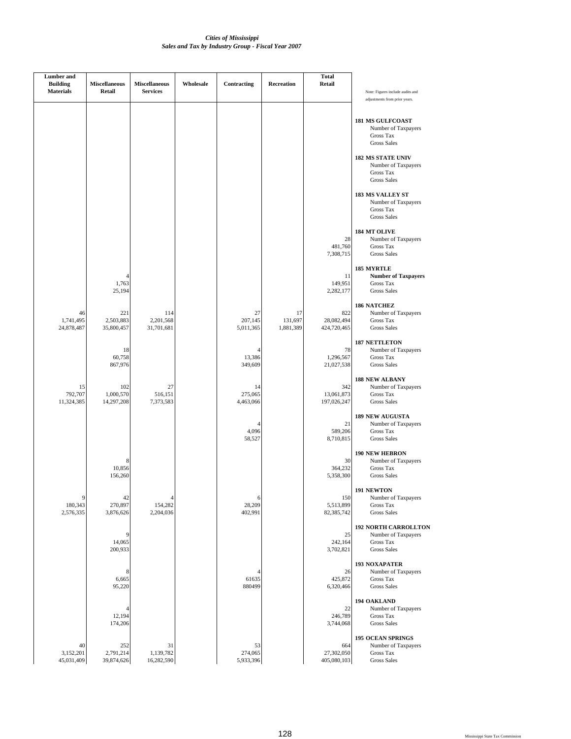*Cities of Mississippi*
*Sales and Tax by Industry Group - Fiscal Year 2007*

| Lumber and Building Materials | Miscellaneous Retail | Miscellaneous Services | Wholesale | Contracting | Recreation | Total Retail | Note: Figures include audits and adjustments from prior years. |
|---|---|---|---|---|---|---|---|
| | | | | | | | **181 MS GULFCOAST** |
| | | | | | | | Number of Taxpayers |
| | | | | | | | Gross Tax |
| | | | | | | | Gross Sales |
| | | | | | | | **182 MS STATE UNIV** |
| | | | | | | | Number of Taxpayers |
| | | | | | | | Gross Tax |
| | | | | | | | Gross Sales |
| | | | | | | | **183 MS VALLEY ST** |
| | | | | | | | Number of Taxpayers |
| | | | | | | | Gross Tax |
| | | | | | | | Gross Sales |
| | | | | | | | **184 MT OLIVE** |
| | | | | | | 28 | Number of Taxpayers |
| | | | | | | 481,760 | Gross Tax |
| | | | | | | 7,308,715 | Gross Sales |
| | | | | | | | **185 MYRTLE** |
| | 4 | | | | | 11 | **Number of Taxpayers** |
| | 1,763 | | | | | 149,951 | Gross Tax |
| | 25,194 | | | | | 2,282,177 | Gross Sales |
| | | | | | | | **186 NATCHEZ** |
| 46 | 221 | 114 | | 27 | 17 | 822 | Number of Taxpayers |
| 1,741,495 | 2,503,883 | 2,201,568 | | 207,145 | 131,697 | 28,082,494 | Gross Tax |
| 24,878,487 | 35,800,457 | 31,701,681 | | 5,011,365 | 1,881,389 | 424,720,465 | Gross Sales |
| | | | | | | | **187 NETTLETON** |
| | 18 | | | 4 | | 78 | Number of Taxpayers |
| | 60,758 | | | 13,386 | | 1,296,567 | Gross Tax |
| | 867,976 | | | 349,609 | | 21,027,538 | Gross Sales |
| | | | | | | | **188 NEW ALBANY** |
| 15 | 102 | 27 | | 14 | | 342 | Number of Taxpayers |
| 792,707 | 1,000,570 | 516,151 | | 275,065 | | 13,061,873 | Gross Tax |
| 11,324,385 | 14,297,208 | 7,373,583 | | 4,463,066 | | 197,026,247 | Gross Sales |
| | | | | | | | **189 NEW AUGUSTA** |
| | | | | 4 | | 21 | Number of Taxpayers |
| | | | | 4,096 | | 589,206 | Gross Tax |
| | | | | 58,527 | | 8,710,815 | Gross Sales |
| | | | | | | | **190 NEW HEBRON** |
| | 8 | | | | | 30 | Number of Taxpayers |
| | 10,856 | | | | | 364,232 | Gross Tax |
| | 156,260 | | | | | 5,358,300 | Gross Sales |
| | | | | | | | **191 NEWTON** |
| 9 | 42 | 4 | | 6 | | 150 | Number of Taxpayers |
| 180,343 | 270,897 | 154,282 | | 28,209 | | 5,513,899 | Gross Tax |
| 2,576,335 | 3,876,626 | 2,204,036 | | 402,991 | | 82,385,742 | Gross Sales |
| | | | | | | | **192 NORTH CARROLLTON** |
| | 9 | | | | | 25 | Number of Taxpayers |
| | 14,065 | | | | | 242,164 | Gross Tax |
| | 200,933 | | | | | 3,702,821 | Gross Sales |
| | | | | | | | **193 NOXAPATER** |
| | 8 | | | 4 | | 26 | Number of Taxpayers |
| | 6,665 | | | 61635 | | 425,872 | Gross Tax |
| | 95,220 | | | 880499 | | 6,320,466 | Gross Sales |
| | | | | | | | **194 OAKLAND** |
| | 4 | | | | | 22 | Number of Taxpayers |
| | 12,194 | | | | | 246,789 | Gross Tax |
| | 174,206 | | | | | 3,744,068 | Gross Sales |
| | | | | | | | **195 OCEAN SPRINGS** |
| 40 | 252 | 31 | | 53 | | 664 | Number of Taxpayers |
| 3,152,201 | 2,791,214 | 1,139,782 | | 274,065 | | 27,302,050 | Gross Tax |
| 45,031,409 | 39,874,626 | 16,282,590 | | 5,933,396 | | 405,080,103 | Gross Sales |

Mississippi State Tax Commission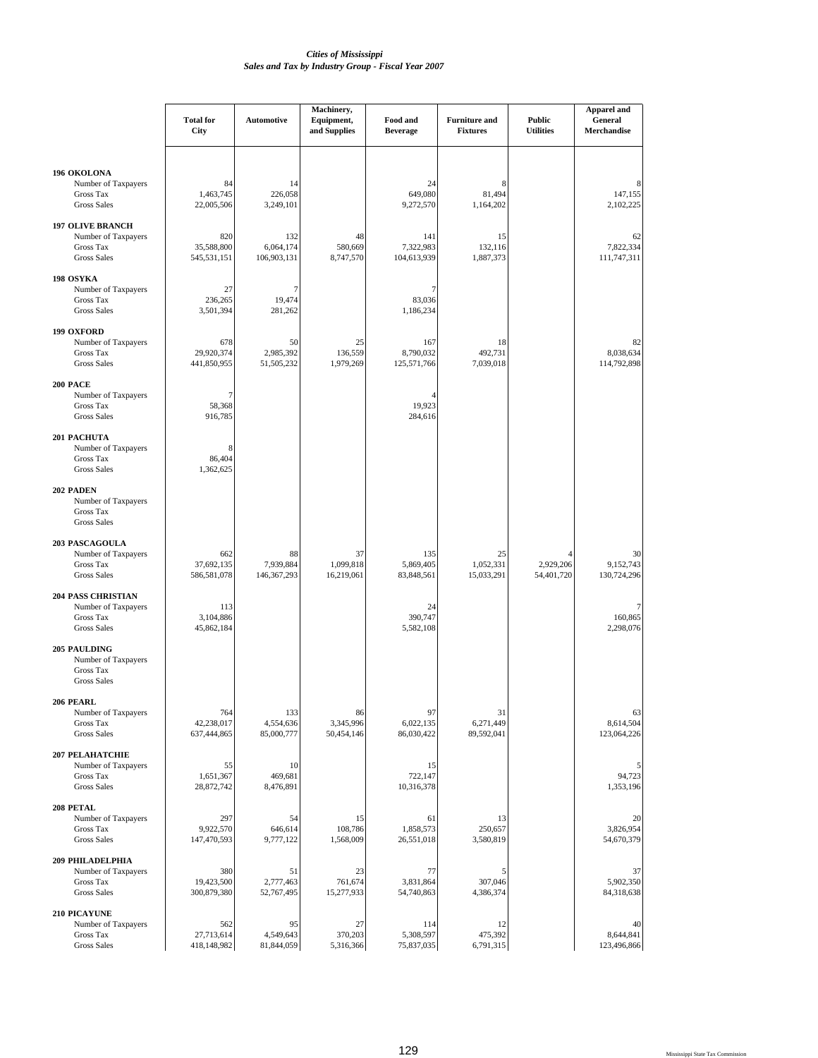*Cities of Mississippi*
*Sales and Tax by Industry Group - Fiscal Year 2007*

| | Total for City | Automotive | Machinery, Equipment, and Supplies | Food and Beverage | Furniture and Fixtures | Public Utilities | Apparel and General Merchandise |
|---|---|---|---|---|---|---|---|
| **196 OKOLONA** | | | | | | | |
| Number of Taxpayers | 84 | 14 | | 24 | 8 | | 8 |
| Gross Tax | 1,463,745 | 226,058 | | 649,080 | 81,494 | | 147,155 |
| Gross Sales | 22,005,506 | 3,249,101 | | 9,272,570 | 1,164,202 | | 2,102,225 |
| **197 OLIVE BRANCH** | | | | | | | |
| Number of Taxpayers | 820 | 132 | 48 | 141 | 15 | | 62 |
| Gross Tax | 35,588,800 | 6,064,174 | 580,669 | 7,322,983 | 132,116 | | 7,822,334 |
| Gross Sales | 545,531,151 | 106,903,131 | 8,747,570 | 104,613,939 | 1,887,373 | | 111,747,311 |
| **198 OSYKA** | | | | | | | |
| Number of Taxpayers | 27 | 7 | | 7 | | | |
| Gross Tax | 236,265 | 19,474 | | 83,036 | | | |
| Gross Sales | 3,501,394 | 281,262 | | 1,186,234 | | | |
| **199 OXFORD** | | | | | | | |
| Number of Taxpayers | 678 | 50 | 25 | 167 | 18 | | 82 |
| Gross Tax | 29,920,374 | 2,985,392 | 136,559 | 8,790,032 | 492,731 | | 8,038,634 |
| Gross Sales | 441,850,955 | 51,505,232 | 1,979,269 | 125,571,766 | 7,039,018 | | 114,792,898 |
| **200 PACE** | | | | | | | |
| Number of Taxpayers | 7 | | | 4 | | | |
| Gross Tax | 58,368 | | | 19,923 | | | |
| Gross Sales | 916,785 | | | 284,616 | | | |
| **201 PACHUTA** | | | | | | | |
| Number of Taxpayers | 8 | | | | | | |
| Gross Tax | 86,404 | | | | | | |
| Gross Sales | 1,362,625 | | | | | | |
| **202 PADEN** | | | | | | | |
| Number of Taxpayers | | | | | | | |
| Gross Tax | | | | | | | |
| Gross Sales | | | | | | | |
| **203 PASCAGOULA** | | | | | | | |
| Number of Taxpayers | 662 | 88 | 37 | 135 | 25 | 4 | 30 |
| Gross Tax | 37,692,135 | 7,939,884 | 1,099,818 | 5,869,405 | 1,052,331 | 2,929,206 | 9,152,743 |
| Gross Sales | 586,581,078 | 146,367,293 | 16,219,061 | 83,848,561 | 15,033,291 | 54,401,720 | 130,724,296 |
| **204 PASS CHRISTIAN** | | | | | | | |
| Number of Taxpayers | 113 | | | 24 | | | 7 |
| Gross Tax | 3,104,886 | | | 390,747 | | | 160,865 |
| Gross Sales | 45,862,184 | | | 5,582,108 | | | 2,298,076 |
| **205 PAULDING** | | | | | | | |
| Number of Taxpayers | | | | | | | |
| Gross Tax | | | | | | | |
| Gross Sales | | | | | | | |
| **206 PEARL** | | | | | | | |
| Number of Taxpayers | 764 | 133 | 86 | 97 | 31 | | 63 |
| Gross Tax | 42,238,017 | 4,554,636 | 3,345,996 | 6,022,135 | 6,271,449 | | 8,614,504 |
| Gross Sales | 637,444,865 | 85,000,777 | 50,454,146 | 86,030,422 | 89,592,041 | | 123,064,226 |
| **207 PELAHATCHIE** | | | | | | | |
| Number of Taxpayers | 55 | 10 | | 15 | | | 5 |
| Gross Tax | 1,651,367 | 469,681 | | 722,147 | | | 94,723 |
| Gross Sales | 28,872,742 | 8,476,891 | | 10,316,378 | | | 1,353,196 |
| **208 PETAL** | | | | | | | |
| Number of Taxpayers | 297 | 54 | 15 | 61 | 13 | | 20 |
| Gross Tax | 9,922,570 | 646,614 | 108,786 | 1,858,573 | 250,657 | | 3,826,954 |
| Gross Sales | 147,470,593 | 9,777,122 | 1,568,009 | 26,551,018 | 3,580,819 | | 54,670,379 |
| **209 PHILADELPHIA** | | | | | | | |
| Number of Taxpayers | 380 | 51 | 23 | 77 | 5 | | 37 |
| Gross Tax | 19,423,500 | 2,777,463 | 761,674 | 3,831,864 | 307,046 | | 5,902,350 |
| Gross Sales | 300,879,380 | 52,767,495 | 15,277,933 | 54,740,863 | 4,386,374 | | 84,318,638 |
| **210 PICAYUNE** | | | | | | | |
| Number of Taxpayers | 562 | 95 | 27 | 114 | 12 | | 40 |
| Gross Tax | 27,713,614 | 4,549,643 | 370,203 | 5,308,597 | 475,392 | | 8,644,841 |
| Gross Sales | 418,148,982 | 81,844,059 | 5,316,366 | 75,837,035 | 6,791,315 | | 123,496,866 |

Mississippi State Tax Commission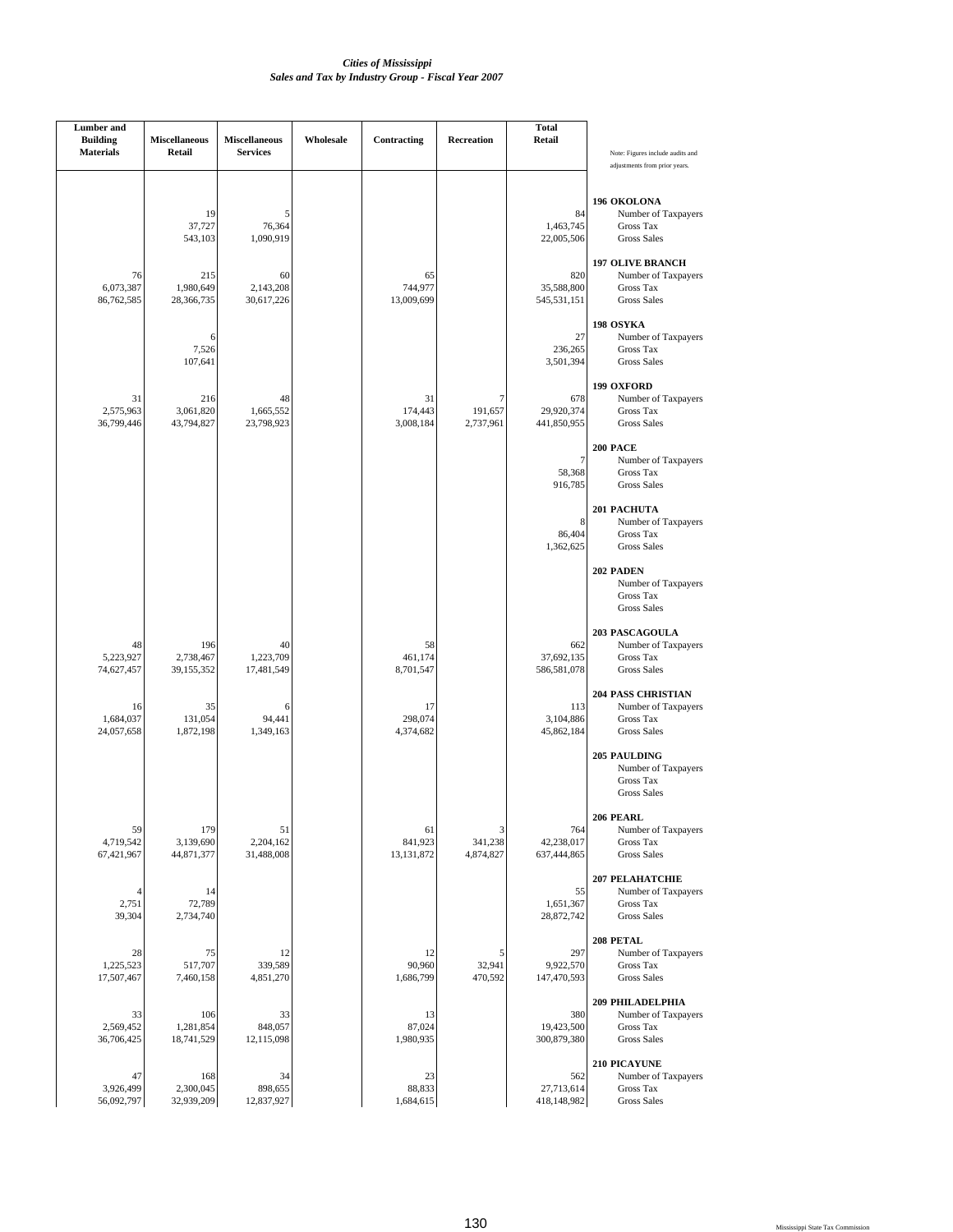*Cities of Mississippi*
*Sales and Tax by Industry Group - Fiscal Year 2007*

Note: Figures include audits and adjustments from prior years.

| City | Measure | Lumber and Building Materials | Miscellaneous Retail | Miscellaneous Services | Wholesale | Contracting | Recreation | Total Retail |
|---|---|---|---|---|---|---|---|---|
| **196 OKOLONA** | Number of Taxpayers | | 19 | 5 | | | | 84 |
| | Gross Tax | | 37,727 | 76,364 | | | | 1,463,745 |
| | Gross Sales | | 543,103 | 1,090,919 | | | | 22,005,506 |
| **197 OLIVE BRANCH** | Number of Taxpayers | 76 | 215 | 60 | | 65 | | 820 |
| | Gross Tax | 6,073,387 | 1,980,649 | 2,143,208 | | 744,977 | | 35,588,800 |
| | Gross Sales | 86,762,585 | 28,366,735 | 30,617,226 | | 13,009,699 | | 545,531,151 |
| **198 OSYKA** | Number of Taxpayers | | 6 | | | | | 27 |
| | Gross Tax | | 7,526 | | | | | 236,265 |
| | Gross Sales | | 107,641 | | | | | 3,501,394 |
| **199 OXFORD** | Number of Taxpayers | 31 | 216 | 48 | | 31 | 7 | 678 |
| | Gross Tax | 2,575,963 | 3,061,820 | 1,665,552 | | 174,443 | 191,657 | 29,920,374 |
| | Gross Sales | 36,799,446 | 43,794,827 | 23,798,923 | | 3,008,184 | 2,737,961 | 441,850,955 |
| **200 PACE** | Number of Taxpayers | | | | | | | 7 |
| | Gross Tax | | | | | | | 58,368 |
| | Gross Sales | | | | | | | 916,785 |
| **201 PACHUTA** | Number of Taxpayers | | | | | | | 8 |
| | Gross Tax | | | | | | | 86,404 |
| | Gross Sales | | | | | | | 1,362,625 |
| **202 PADEN** | Number of Taxpayers | | | | | | | |
| | Gross Tax | | | | | | | |
| | Gross Sales | | | | | | | |
| **203 PASCAGOULA** | Number of Taxpayers | 48 | 196 | 40 | | 58 | | 662 |
| | Gross Tax | 5,223,927 | 2,738,467 | 1,223,709 | | 461,174 | | 37,692,135 |
| | Gross Sales | 74,627,457 | 39,155,352 | 17,481,549 | | 8,701,547 | | 586,581,078 |
| **204 PASS CHRISTIAN** | Number of Taxpayers | 16 | 35 | 6 | | 17 | | 113 |
| | Gross Tax | 1,684,037 | 131,054 | 94,441 | | 298,074 | | 3,104,886 |
| | Gross Sales | 24,057,658 | 1,872,198 | 1,349,163 | | 4,374,682 | | 45,862,184 |
| **205 PAULDING** | Number of Taxpayers | | | | | | | |
| | Gross Tax | | | | | | | |
| | Gross Sales | | | | | | | |
| **206 PEARL** | Number of Taxpayers | 59 | 179 | 51 | | 61 | 3 | 764 |
| | Gross Tax | 4,719,542 | 3,139,690 | 2,204,162 | | 841,923 | 341,238 | 42,238,017 |
| | Gross Sales | 67,421,967 | 44,871,377 | 31,488,008 | | 13,131,872 | 4,874,827 | 637,444,865 |
| **207 PELAHATCHIE** | Number of Taxpayers | 4 | 14 | | | | | 55 |
| | Gross Tax | 2,751 | 72,789 | | | | | 1,651,367 |
| | Gross Sales | 39,304 | 2,734,740 | | | | | 28,872,742 |
| **208 PETAL** | Number of Taxpayers | 28 | 75 | 12 | | 12 | 5 | 297 |
| | Gross Tax | 1,225,523 | 517,707 | 339,589 | | 90,960 | 32,941 | 9,922,570 |
| | Gross Sales | 17,507,467 | 7,460,158 | 4,851,270 | | 1,686,799 | 470,592 | 147,470,593 |
| **209 PHILADELPHIA** | Number of Taxpayers | 33 | 106 | 33 | | 13 | | 380 |
| | Gross Tax | 2,569,452 | 1,281,854 | 848,057 | | 87,024 | | 19,423,500 |
| | Gross Sales | 36,706,425 | 18,741,529 | 12,115,098 | | 1,980,935 | | 300,879,380 |
| **210 PICAYUNE** | Number of Taxpayers | 47 | 168 | 34 | | 23 | | 562 |
| | Gross Tax | 3,926,499 | 2,300,045 | 898,655 | | 88,833 | | 27,713,614 |
| | Gross Sales | 56,092,797 | 32,939,209 | 12,837,927 | | 1,684,615 | | 418,148,982 |

Mississippi State Tax Commission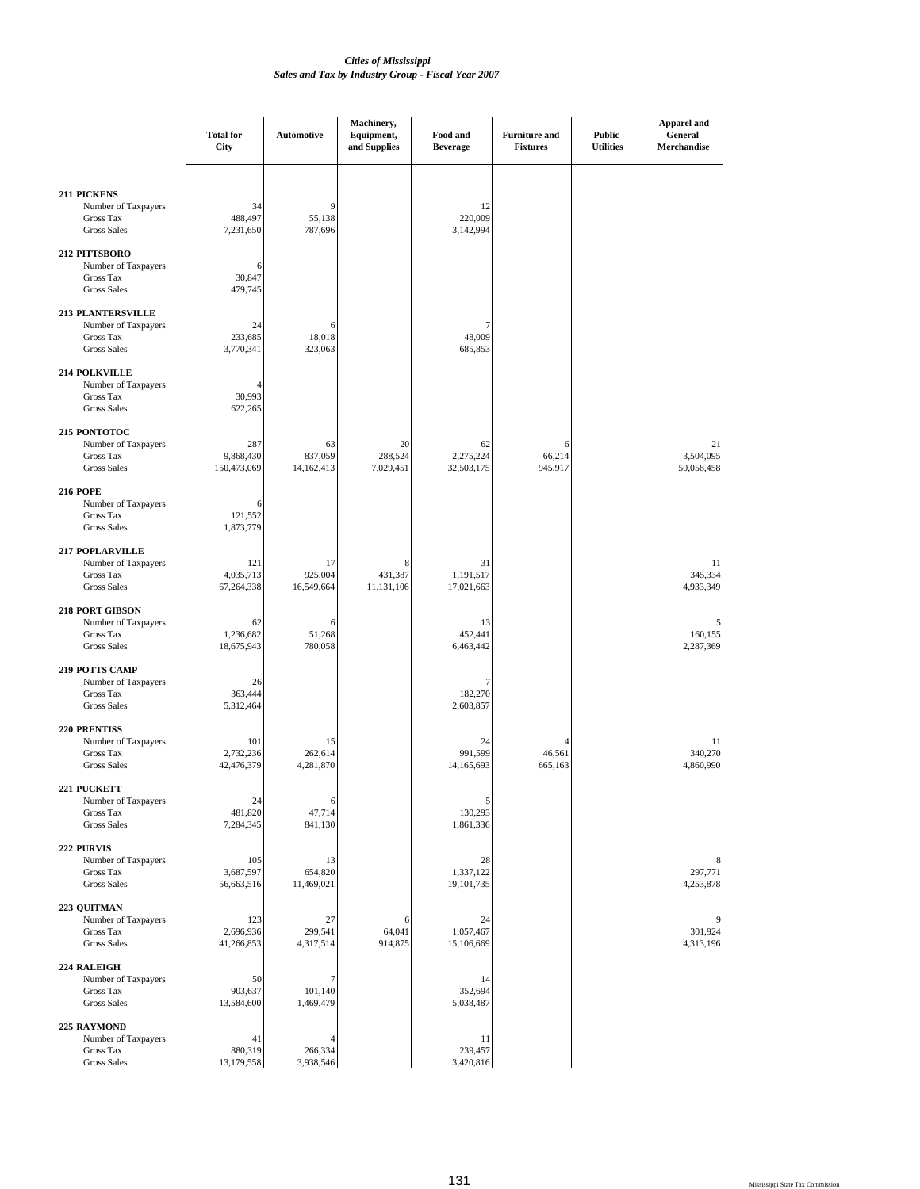*Cities of Mississippi*
*Sales and Tax by Industry Group - Fiscal Year 2007*

| | Total for City | Automotive | Machinery, Equipment, and Supplies | Food and Beverage | Furniture and Fixtures | Public Utilities | Apparel and General Merchandise |
|---|---|---|---|---|---|---|---|
| **211 PICKENS** | | | | | | | |
| Number of Taxpayers | 34 | 9 | | 12 | | | |
| Gross Tax | 488,497 | 55,138 | | 220,009 | | | |
| Gross Sales | 7,231,650 | 787,696 | | 3,142,994 | | | |
| **212 PITTSBORO** | | | | | | | |
| Number of Taxpayers | 6 | | | | | | |
| Gross Tax | 30,847 | | | | | | |
| Gross Sales | 479,745 | | | | | | |
| **213 PLANTERSVILLE** | | | | | | | |
| Number of Taxpayers | 24 | 6 | | 7 | | | |
| Gross Tax | 233,685 | 18,018 | | 48,009 | | | |
| Gross Sales | 3,770,341 | 323,063 | | 685,853 | | | |
| **214 POLKVILLE** | | | | | | | |
| Number of Taxpayers | 4 | | | | | | |
| Gross Tax | 30,993 | | | | | | |
| Gross Sales | 622,265 | | | | | | |
| **215 PONTOTOC** | | | | | | | |
| Number of Taxpayers | 287 | 63 | 20 | 62 | 6 | | 21 |
| Gross Tax | 9,868,430 | 837,059 | 288,524 | 2,275,224 | 66,214 | | 3,504,095 |
| Gross Sales | 150,473,069 | 14,162,413 | 7,029,451 | 32,503,175 | 945,917 | | 50,058,458 |
| **216 POPE** | | | | | | | |
| Number of Taxpayers | 6 | | | | | | |
| Gross Tax | 121,552 | | | | | | |
| Gross Sales | 1,873,779 | | | | | | |
| **217 POPLARVILLE** | | | | | | | |
| Number of Taxpayers | 121 | 17 | 8 | 31 | | | 11 |
| Gross Tax | 4,035,713 | 925,004 | 431,387 | 1,191,517 | | | 345,334 |
| Gross Sales | 67,264,338 | 16,549,664 | 11,131,106 | 17,021,663 | | | 4,933,349 |
| **218 PORT GIBSON** | | | | | | | |
| Number of Taxpayers | 62 | 6 | | 13 | | | 5 |
| Gross Tax | 1,236,682 | 51,268 | | 452,441 | | | 160,155 |
| Gross Sales | 18,675,943 | 780,058 | | 6,463,442 | | | 2,287,369 |
| **219 POTTS CAMP** | | | | | | | |
| Number of Taxpayers | 26 | | | 7 | | | |
| Gross Tax | 363,444 | | | 182,270 | | | |
| Gross Sales | 5,312,464 | | | 2,603,857 | | | |
| **220 PRENTISS** | | | | | | | |
| Number of Taxpayers | 101 | 15 | | 24 | 4 | | 11 |
| Gross Tax | 2,732,236 | 262,614 | | 991,599 | 46,561 | | 340,270 |
| Gross Sales | 42,476,379 | 4,281,870 | | 14,165,693 | 665,163 | | 4,860,990 |
| **221 PUCKETT** | | | | | | | |
| Number of Taxpayers | 24 | 6 | | 5 | | | |
| Gross Tax | 481,820 | 47,714 | | 130,293 | | | |
| Gross Sales | 7,284,345 | 841,130 | | 1,861,336 | | | |
| **222 PURVIS** | | | | | | | |
| Number of Taxpayers | 105 | 13 | | 28 | | | 8 |
| Gross Tax | 3,687,597 | 654,820 | | 1,337,122 | | | 297,771 |
| Gross Sales | 56,663,516 | 11,469,021 | | 19,101,735 | | | 4,253,878 |
| **223 QUITMAN** | | | | | | | |
| Number of Taxpayers | 123 | 27 | 6 | 24 | | | 9 |
| Gross Tax | 2,696,936 | 299,541 | 64,041 | 1,057,467 | | | 301,924 |
| Gross Sales | 41,266,853 | 4,317,514 | 914,875 | 15,106,669 | | | 4,313,196 |
| **224 RALEIGH** | | | | | | | |
| Number of Taxpayers | 50 | 7 | | 14 | | | |
| Gross Tax | 903,637 | 101,140 | | 352,694 | | | |
| Gross Sales | 13,584,600 | 1,469,479 | | 5,038,487 | | | |
| **225 RAYMOND** | | | | | | | |
| Number of Taxpayers | 41 | 4 | | 11 | | | |
| Gross Tax | 880,319 | 266,334 | | 239,457 | | | |
| Gross Sales | 13,179,558 | 3,938,546 | | 3,420,816 | | | |

Mississippi State Tax Commission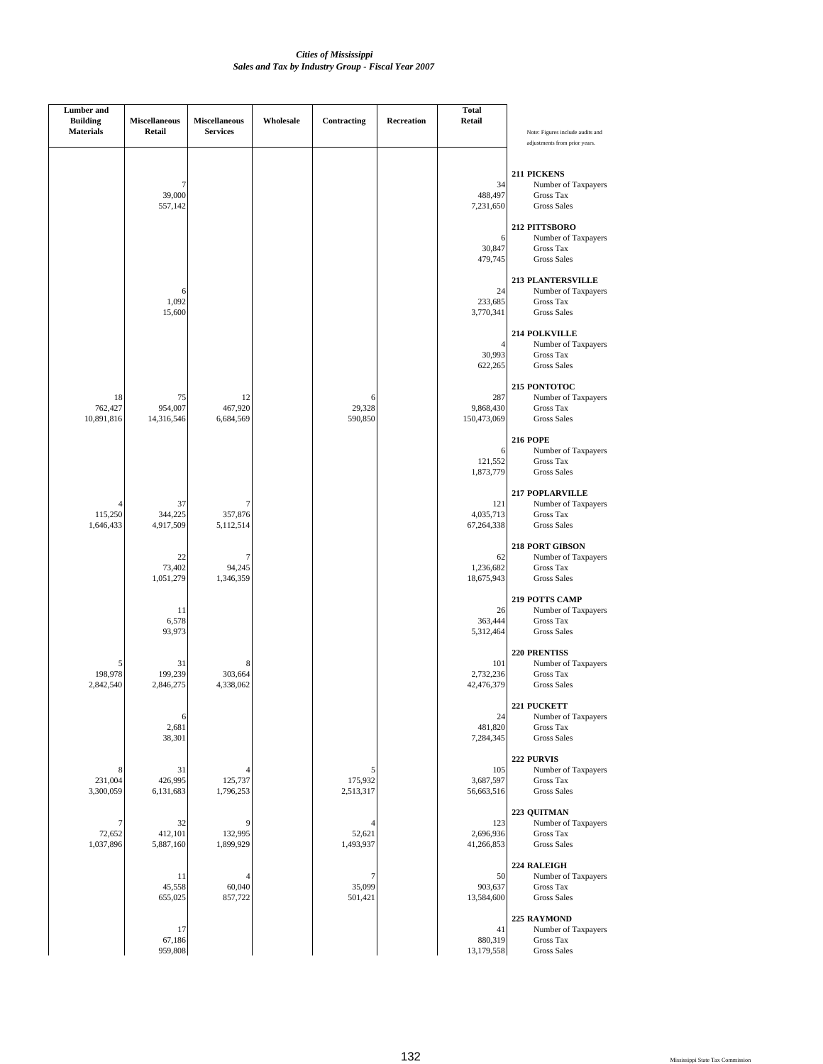*Cities of Mississippi*
*Sales and Tax by Industry Group - Fiscal Year 2007*

| Lumber and Building Materials | Miscellaneous Retail | Miscellaneous Services | Wholesale | Contracting | Recreation | Total Retail | Note: Figures include audits and adjustments from prior years. |
|---|---|---|---|---|---|---|---|
| | | | | | | | **211 PICKENS** |
| | 7 | | | | | 34 | Number of Taxpayers |
| | 39,000 | | | | | 488,497 | Gross Tax |
| | 557,142 | | | | | 7,231,650 | Gross Sales |
| | | | | | | | **212 PITTSBORO** |
| | | | | | | 6 | Number of Taxpayers |
| | | | | | | 30,847 | Gross Tax |
| | | | | | | 479,745 | Gross Sales |
| | | | | | | | **213 PLANTERSVILLE** |
| | 6 | | | | | 24 | Number of Taxpayers |
| | 1,092 | | | | | 233,685 | Gross Tax |
| | 15,600 | | | | | 3,770,341 | Gross Sales |
| | | | | | | | **214 POLKVILLE** |
| | | | | | | 4 | Number of Taxpayers |
| | | | | | | 30,993 | Gross Tax |
| | | | | | | 622,265 | Gross Sales |
| | | | | | | | **215 PONTOTOC** |
| 18 | 75 | 12 | | 6 | | 287 | Number of Taxpayers |
| 762,427 | 954,007 | 467,920 | | 29,328 | | 9,868,430 | Gross Tax |
| 10,891,816 | 14,316,546 | 6,684,569 | | 590,850 | | 150,473,069 | Gross Sales |
| | | | | | | | **216 POPE** |
| | | | | | | 6 | Number of Taxpayers |
| | | | | | | 121,552 | Gross Tax |
| | | | | | | 1,873,779 | Gross Sales |
| | | | | | | | **217 POPLARVILLE** |
| 4 | 37 | 7 | | | | 121 | Number of Taxpayers |
| 115,250 | 344,225 | 357,876 | | | | 4,035,713 | Gross Tax |
| 1,646,433 | 4,917,509 | 5,112,514 | | | | 67,264,338 | Gross Sales |
| | | | | | | | **218 PORT GIBSON** |
| | 22 | 7 | | | | 62 | Number of Taxpayers |
| | 73,402 | 94,245 | | | | 1,236,682 | Gross Tax |
| | 1,051,279 | 1,346,359 | | | | 18,675,943 | Gross Sales |
| | | | | | | | **219 POTTS CAMP** |
| | 11 | | | | | 26 | Number of Taxpayers |
| | 6,578 | | | | | 363,444 | Gross Tax |
| | 93,973 | | | | | 5,312,464 | Gross Sales |
| | | | | | | | **220 PRENTISS** |
| 5 | 31 | 8 | | | | 101 | Number of Taxpayers |
| 198,978 | 199,239 | 303,664 | | | | 2,732,236 | Gross Tax |
| 2,842,540 | 2,846,275 | 4,338,062 | | | | 42,476,379 | Gross Sales |
| | | | | | | | **221 PUCKETT** |
| | 6 | | | | | 24 | Number of Taxpayers |
| | 2,681 | | | | | 481,820 | Gross Tax |
| | 38,301 | | | | | 7,284,345 | Gross Sales |
| | | | | | | | **222 PURVIS** |
| 8 | 31 | 4 | | 5 | | 105 | Number of Taxpayers |
| 231,004 | 426,995 | 125,737 | | 175,932 | | 3,687,597 | Gross Tax |
| 3,300,059 | 6,131,683 | 1,796,253 | | 2,513,317 | | 56,663,516 | Gross Sales |
| | | | | | | | **223 QUITMAN** |
| 7 | 32 | 9 | | 4 | | 123 | Number of Taxpayers |
| 72,652 | 412,101 | 132,995 | | 52,621 | | 2,696,936 | Gross Tax |
| 1,037,896 | 5,887,160 | 1,899,929 | | 1,493,937 | | 41,266,853 | Gross Sales |
| | | | | | | | **224 RALEIGH** |
| | 11 | 4 | | 7 | | 50 | Number of Taxpayers |
| | 45,558 | 60,040 | | 35,099 | | 903,637 | Gross Tax |
| | 655,025 | 857,722 | | 501,421 | | 13,584,600 | Gross Sales |
| | | | | | | | **225 RAYMOND** |
| | 17 | | | | | 41 | Number of Taxpayers |
| | 67,186 | | | | | 880,319 | Gross Tax |
| | 959,808 | | | | | 13,179,558 | Gross Sales |

Mississippi State Tax Commission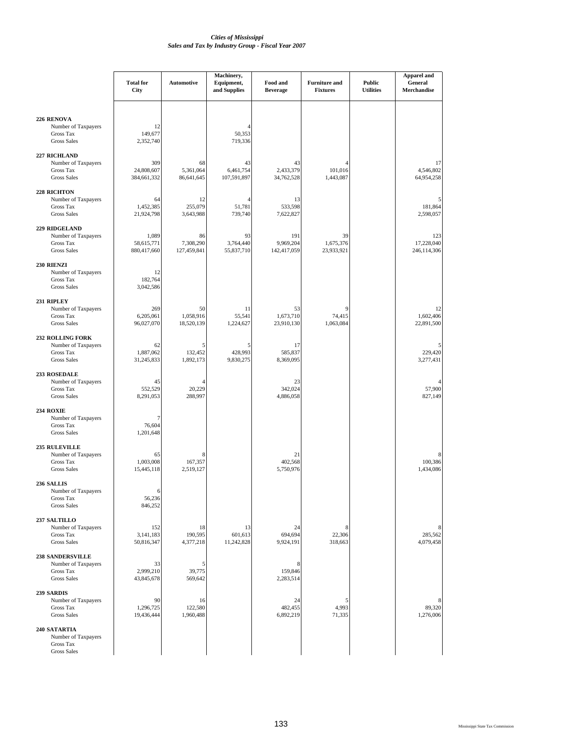*Cities of Mississippi*
*Sales and Tax by Industry Group - Fiscal Year 2007*

| | Total for City | Automotive | Machinery, Equipment, and Supplies | Food and Beverage | Furniture and Fixtures | Public Utilities | Apparel and General Merchandise |
|---|---|---|---|---|---|---|---|
| **226 RENOVA** | | | | | | | |
| Number of Taxpayers | 12 | | 4 | | | | |
| Gross Tax | 149,677 | | 50,353 | | | | |
| Gross Sales | 2,352,740 | | 719,336 | | | | |
| **227 RICHLAND** | | | | | | | |
| Number of Taxpayers | 309 | 68 | 43 | 43 | 4 | | 17 |
| Gross Tax | 24,808,607 | 5,361,064 | 6,461,754 | 2,433,379 | 101,016 | | 4,546,802 |
| Gross Sales | 384,661,332 | 86,641,645 | 107,591,897 | 34,762,528 | 1,443,087 | | 64,954,258 |
| **228 RICHTON** | | | | | | | |
| Number of Taxpayers | 64 | 12 | 4 | 13 | | | 5 |
| Gross Tax | 1,452,385 | 255,079 | 51,781 | 533,598 | | | 181,864 |
| Gross Sales | 21,924,798 | 3,643,988 | 739,740 | 7,622,827 | | | 2,598,057 |
| **229 RIDGELAND** | | | | | | | |
| Number of Taxpayers | 1,089 | 86 | 93 | 191 | 39 | | 123 |
| Gross Tax | 58,615,771 | 7,308,290 | 3,764,440 | 9,969,204 | 1,675,376 | | 17,228,040 |
| Gross Sales | 880,417,660 | 127,459,841 | 55,837,710 | 142,417,059 | 23,933,921 | | 246,114,306 |
| **230 RIENZI** | | | | | | | |
| Number of Taxpayers | 12 | | | | | | |
| Gross Tax | 182,764 | | | | | | |
| Gross Sales | 3,042,586 | | | | | | |
| **231 RIPLEY** | | | | | | | |
| Number of Taxpayers | 269 | 50 | 11 | 53 | 9 | | 12 |
| Gross Tax | 6,205,061 | 1,058,916 | 55,541 | 1,673,710 | 74,415 | | 1,602,406 |
| Gross Sales | 96,027,070 | 18,520,139 | 1,224,627 | 23,910,130 | 1,063,084 | | 22,891,500 |
| **232 ROLLING FORK** | | | | | | | |
| Number of Taxpayers | 62 | 5 | 5 | 17 | | | 5 |
| Gross Tax | 1,887,062 | 132,452 | 428,993 | 585,837 | | | 229,420 |
| Gross Sales | 31,245,833 | 1,892,173 | 9,830,275 | 8,369,095 | | | 3,277,431 |
| **233 ROSEDALE** | | | | | | | |
| Number of Taxpayers | 45 | 4 | | 23 | | | 4 |
| Gross Tax | 552,529 | 20,229 | | 342,024 | | | 57,900 |
| Gross Sales | 8,291,053 | 288,997 | | 4,886,058 | | | 827,149 |
| **234 ROXIE** | | | | | | | |
| Number of Taxpayers | 7 | | | | | | |
| Gross Tax | 76,604 | | | | | | |
| Gross Sales | 1,201,648 | | | | | | |
| **235 RULEVILLE** | | | | | | | |
| Number of Taxpayers | 65 | 8 | | 21 | | | 8 |
| Gross Tax | 1,003,008 | 167,357 | | 402,568 | | | 100,386 |
| Gross Sales | 15,445,118 | 2,519,127 | | 5,750,976 | | | 1,434,086 |
| **236 SALLIS** | | | | | | | |
| Number of Taxpayers | 6 | | | | | | |
| Gross Tax | 56,236 | | | | | | |
| Gross Sales | 846,252 | | | | | | |
| **237 SALTILLO** | | | | | | | |
| Number of Taxpayers | 152 | 18 | 13 | 24 | 8 | | 8 |
| Gross Tax | 3,141,183 | 190,595 | 601,613 | 694,694 | 22,306 | | 285,562 |
| Gross Sales | 50,816,347 | 4,377,218 | 11,242,828 | 9,924,191 | 318,663 | | 4,079,458 |
| **238 SANDERSVILLE** | | | | | | | |
| Number of Taxpayers | 33 | 5 | | 8 | | | |
| Gross Tax | 2,999,210 | 39,775 | | 159,846 | | | |
| Gross Sales | 43,845,678 | 569,642 | | 2,283,514 | | | |
| **239 SARDIS** | | | | | | | |
| Number of Taxpayers | 90 | 16 | | 24 | 5 | | 8 |
| Gross Tax | 1,296,725 | 122,580 | | 482,455 | 4,993 | | 89,320 |
| Gross Sales | 19,436,444 | 1,960,488 | | 6,892,219 | 71,335 | | 1,276,006 |
| **240 SATARTIA** | | | | | | | |
| Number of Taxpayers | | | | | | | |
| Gross Tax | | | | | | | |
| Gross Sales | | | | | | | |

Mississippi State Tax Commission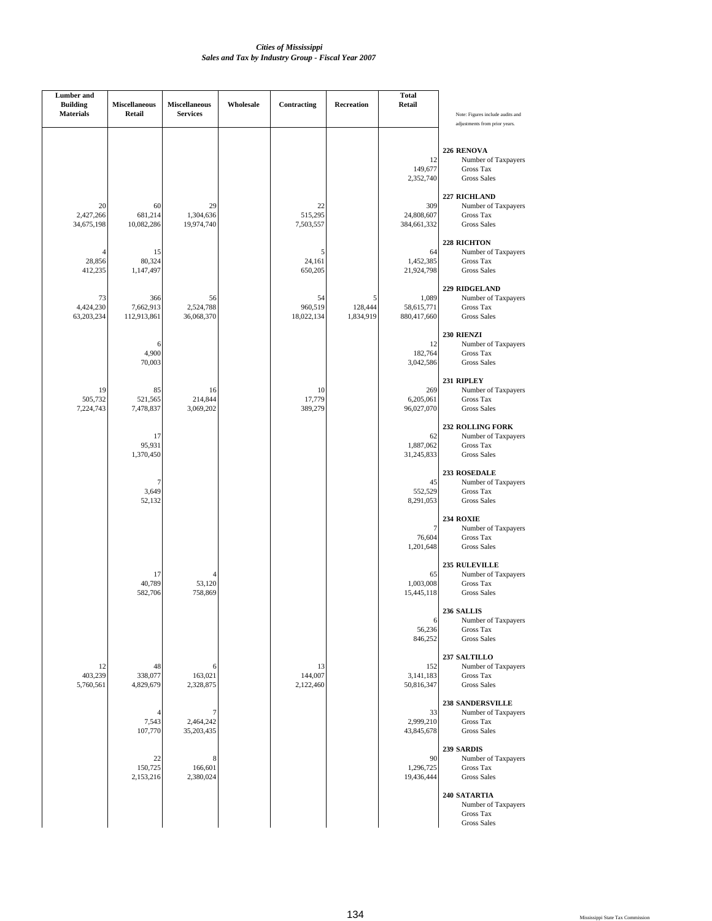*Cities of Mississippi*
*Sales and Tax by Industry Group - Fiscal Year 2007*

| Lumber and Building Materials | Miscellaneous Retail | Miscellaneous Services | Wholesale | Contracting | Recreation | Total Retail | Note: Figures include audits and adjustments from prior years. |
|---|---|---|---|---|---|---|---|
| | | | | | | | **226 RENOVA** |
| | | | | | | 12 | Number of Taxpayers |
| | | | | | | 149,677 | Gross Tax |
| | | | | | | 2,352,740 | Gross Sales |
| | | | | | | | **227 RICHLAND** |
| 20 | 60 | 29 | | 22 | | 309 | Number of Taxpayers |
| 2,427,266 | 681,214 | 1,304,636 | | 515,295 | | 24,808,607 | Gross Tax |
| 34,675,198 | 10,082,286 | 19,974,740 | | 7,503,557 | | 384,661,332 | Gross Sales |
| | | | | | | | **228 RICHTON** |
| 4 | 15 | | | 5 | | 64 | Number of Taxpayers |
| 28,856 | 80,324 | | | 24,161 | | 1,452,385 | Gross Tax |
| 412,235 | 1,147,497 | | | 650,205 | | 21,924,798 | Gross Sales |
| | | | | | | | **229 RIDGELAND** |
| 73 | 366 | 56 | | 54 | 5 | 1,089 | Number of Taxpayers |
| 4,424,230 | 7,662,913 | 2,524,788 | | 960,519 | 128,444 | 58,615,771 | Gross Tax |
| 63,203,234 | 112,913,861 | 36,068,370 | | 18,022,134 | 1,834,919 | 880,417,660 | Gross Sales |
| | | | | | | | **230 RIENZI** |
| | 6 | | | | | 12 | Number of Taxpayers |
| | 4,900 | | | | | 182,764 | Gross Tax |
| | 70,003 | | | | | 3,042,586 | Gross Sales |
| | | | | | | | **231 RIPLEY** |
| 19 | 85 | 16 | | 10 | | 269 | Number of Taxpayers |
| 505,732 | 521,565 | 214,844 | | 17,779 | | 6,205,061 | Gross Tax |
| 7,224,743 | 7,478,837 | 3,069,202 | | 389,279 | | 96,027,070 | Gross Sales |
| | | | | | | | **232 ROLLING FORK** |
| | 17 | | | | | 62 | Number of Taxpayers |
| | 95,931 | | | | | 1,887,062 | Gross Tax |
| | 1,370,450 | | | | | 31,245,833 | Gross Sales |
| | | | | | | | **233 ROSEDALE** |
| | 7 | | | | | 45 | Number of Taxpayers |
| | 3,649 | | | | | 552,529 | Gross Tax |
| | 52,132 | | | | | 8,291,053 | Gross Sales |
| | | | | | | | **234 ROXIE** |
| | | | | | | 7 | Number of Taxpayers |
| | | | | | | 76,604 | Gross Tax |
| | | | | | | 1,201,648 | Gross Sales |
| | | | | | | | **235 RULEVILLE** |
| | 17 | 4 | | | | 65 | Number of Taxpayers |
| | 40,789 | 53,120 | | | | 1,003,008 | Gross Tax |
| | 582,706 | 758,869 | | | | 15,445,118 | Gross Sales |
| | | | | | | | **236 SALLIS** |
| | | | | | | 6 | Number of Taxpayers |
| | | | | | | 56,236 | Gross Tax |
| | | | | | | 846,252 | Gross Sales |
| | | | | | | | **237 SALTILLO** |
| 12 | 48 | 6 | | 13 | | 152 | Number of Taxpayers |
| 403,239 | 338,077 | 163,021 | | 144,007 | | 3,141,183 | Gross Tax |
| 5,760,561 | 4,829,679 | 2,328,875 | | 2,122,460 | | 50,816,347 | Gross Sales |
| | | | | | | | **238 SANDERSVILLE** |
| | 4 | 7 | | | | 33 | Number of Taxpayers |
| | 7,543 | 2,464,242 | | | | 2,999,210 | Gross Tax |
| | 107,770 | 35,203,435 | | | | 43,845,678 | Gross Sales |
| | | | | | | | **239 SARDIS** |
| | 22 | 8 | | | | 90 | Number of Taxpayers |
| | 150,725 | 166,601 | | | | 1,296,725 | Gross Tax |
| | 2,153,216 | 2,380,024 | | | | 19,436,444 | Gross Sales |
| | | | | | | | **240 SATARTIA** |
| | | | | | | | Number of Taxpayers |
| | | | | | | | Gross Tax |
| | | | | | | | Gross Sales |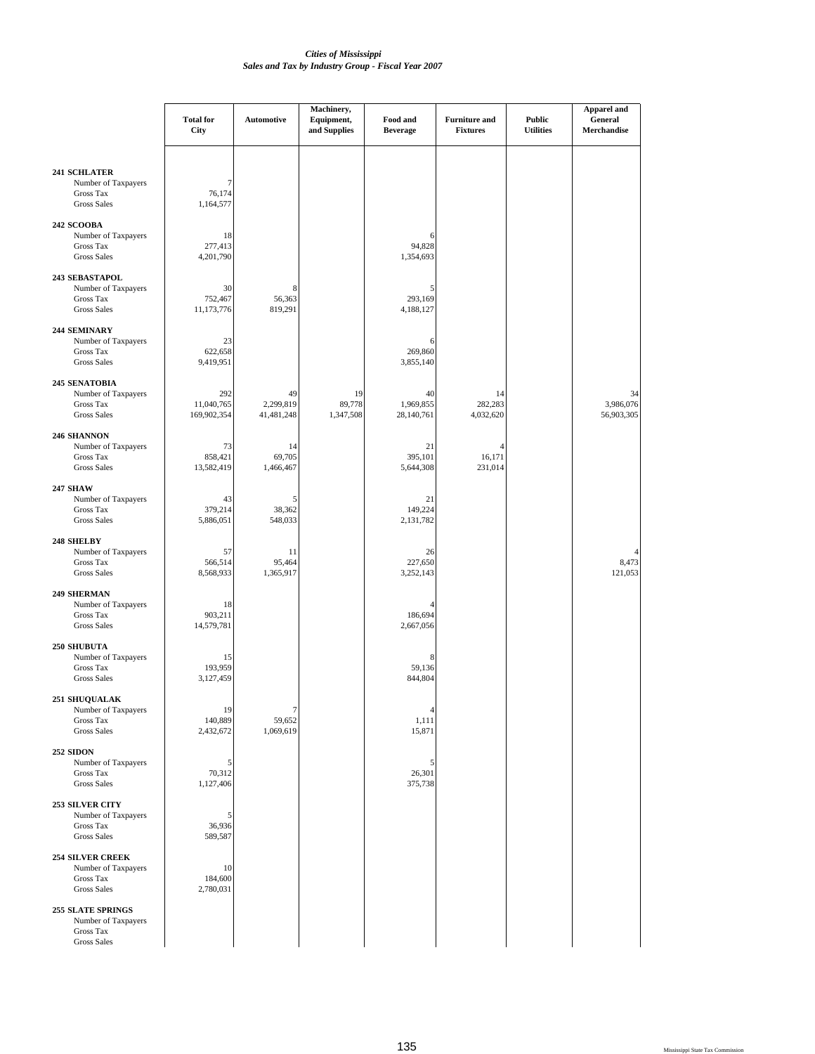*Cities of Mississippi*
*Sales and Tax by Industry Group - Fiscal Year 2007*

| | Total for City | Automotive | Machinery, Equipment, and Supplies | Food and Beverage | Furniture and Fixtures | Public Utilities | Apparel and General Merchandise |
|---|---|---|---|---|---|---|---|
| **241 SCHLATER** | | | | | | | |
| Number of Taxpayers | 7 | | | | | | |
| Gross Tax | 76,174 | | | | | | |
| Gross Sales | 1,164,577 | | | | | | |
| **242 SCOOBA** | | | | | | | |
| Number of Taxpayers | 18 | | | 6 | | | |
| Gross Tax | 277,413 | | | 94,828 | | | |
| Gross Sales | 4,201,790 | | | 1,354,693 | | | |
| **243 SEBASTAPOL** | | | | | | | |
| Number of Taxpayers | 30 | 8 | | 5 | | | |
| Gross Tax | 752,467 | 56,363 | | 293,169 | | | |
| Gross Sales | 11,173,776 | 819,291 | | 4,188,127 | | | |
| **244 SEMINARY** | | | | | | | |
| Number of Taxpayers | 23 | | | 6 | | | |
| Gross Tax | 622,658 | | | 269,860 | | | |
| Gross Sales | 9,419,951 | | | 3,855,140 | | | |
| **245 SENATOBIA** | | | | | | | |
| Number of Taxpayers | 292 | 49 | 19 | 40 | 14 | | 34 |
| Gross Tax | 11,040,765 | 2,299,819 | 89,778 | 1,969,855 | 282,283 | | 3,986,076 |
| Gross Sales | 169,902,354 | 41,481,248 | 1,347,508 | 28,140,761 | 4,032,620 | | 56,903,305 |
| **246 SHANNON** | | | | | | | |
| Number of Taxpayers | 73 | 14 | | 21 | 4 | | |
| Gross Tax | 858,421 | 69,705 | | 395,101 | 16,171 | | |
| Gross Sales | 13,582,419 | 1,466,467 | | 5,644,308 | 231,014 | | |
| **247 SHAW** | | | | | | | |
| Number of Taxpayers | 43 | 5 | | 21 | | | |
| Gross Tax | 379,214 | 38,362 | | 149,224 | | | |
| Gross Sales | 5,886,051 | 548,033 | | 2,131,782 | | | |
| **248 SHELBY** | | | | | | | |
| Number of Taxpayers | 57 | 11 | | 26 | | | 4 |
| Gross Tax | 566,514 | 95,464 | | 227,650 | | | 8,473 |
| Gross Sales | 8,568,933 | 1,365,917 | | 3,252,143 | | | 121,053 |
| **249 SHERMAN** | | | | | | | |
| Number of Taxpayers | 18 | | | 4 | | | |
| Gross Tax | 903,211 | | | 186,694 | | | |
| Gross Sales | 14,579,781 | | | 2,667,056 | | | |
| **250 SHUBUTA** | | | | | | | |
| Number of Taxpayers | 15 | | | 8 | | | |
| Gross Tax | 193,959 | | | 59,136 | | | |
| Gross Sales | 3,127,459 | | | 844,804 | | | |
| **251 SHUQUALAK** | | | | | | | |
| Number of Taxpayers | 19 | 7 | | 4 | | | |
| Gross Tax | 140,889 | 59,652 | | 1,111 | | | |
| Gross Sales | 2,432,672 | 1,069,619 | | 15,871 | | | |
| **252 SIDON** | | | | | | | |
| Number of Taxpayers | 5 | | | 5 | | | |
| Gross Tax | 70,312 | | | 26,301 | | | |
| Gross Sales | 1,127,406 | | | 375,738 | | | |
| **253 SILVER CITY** | | | | | | | |
| Number of Taxpayers | 5 | | | | | | |
| Gross Tax | 36,936 | | | | | | |
| Gross Sales | 589,587 | | | | | | |
| **254 SILVER CREEK** | | | | | | | |
| Number of Taxpayers | 10 | | | | | | |
| Gross Tax | 184,600 | | | | | | |
| Gross Sales | 2,780,031 | | | | | | |
| **255 SLATE SPRINGS** | | | | | | | |
| Number of Taxpayers | | | | | | | |
| Gross Tax | | | | | | | |
| Gross Sales | | | | | | | |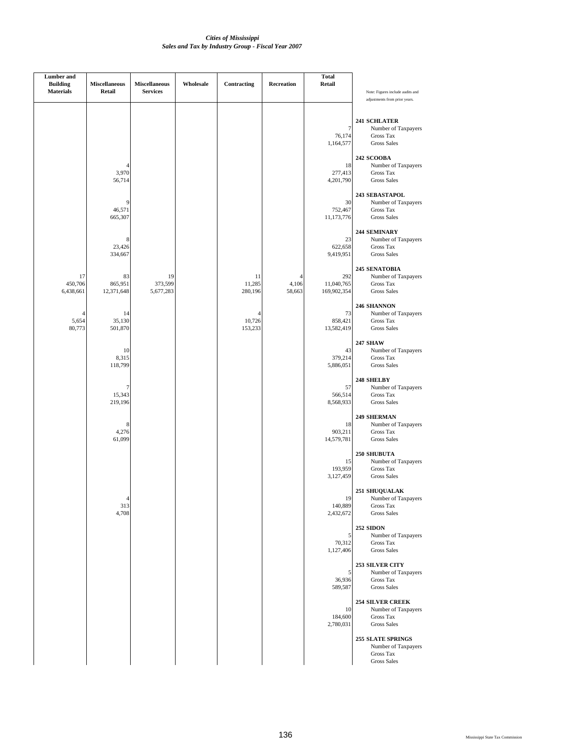*Cities of Mississippi*
*Sales and Tax by Industry Group - Fiscal Year 2007*

| Lumber and Building Materials | Miscellaneous Retail | Miscellaneous Services | Wholesale | Contracting | Recreation | Total Retail | Note: Figures include audits and adjustments from prior years. |
|---|---|---|---|---|---|---|---|
| | | | | | | | **241 SCHLATER** |
| | | | | | | 7 | Number of Taxpayers |
| | | | | | | 76,174 | Gross Tax |
| | | | | | | 1,164,577 | Gross Sales |
| | | | | | | | **242 SCOOBA** |
| | 4 | | | | | 18 | Number of Taxpayers |
| | 3,970 | | | | | 277,413 | Gross Tax |
| | 56,714 | | | | | 4,201,790 | Gross Sales |
| | | | | | | | **243 SEBASTAPOL** |
| | 9 | | | | | 30 | Number of Taxpayers |
| | 46,571 | | | | | 752,467 | Gross Tax |
| | 665,307 | | | | | 11,173,776 | Gross Sales |
| | | | | | | | **244 SEMINARY** |
| | 8 | | | | | 23 | Number of Taxpayers |
| | 23,426 | | | | | 622,658 | Gross Tax |
| | 334,667 | | | | | 9,419,951 | Gross Sales |
| | | | | | | | **245 SENATOBIA** |
| 17 | 83 | 19 | | 11 | 4 | 292 | Number of Taxpayers |
| 450,706 | 865,951 | 373,599 | | 11,285 | 4,106 | 11,040,765 | Gross Tax |
| 6,438,661 | 12,371,648 | 5,677,283 | | 280,196 | 58,663 | 169,902,354 | Gross Sales |
| | | | | | | | **246 SHANNON** |
| 4 | 14 | | | 4 | | 73 | Number of Taxpayers |
| 5,654 | 35,130 | | | 10,726 | | 858,421 | Gross Tax |
| 80,773 | 501,870 | | | 153,233 | | 13,582,419 | Gross Sales |
| | | | | | | | **247 SHAW** |
| | 10 | | | | | 43 | Number of Taxpayers |
| | 8,315 | | | | | 379,214 | Gross Tax |
| | 118,799 | | | | | 5,886,051 | Gross Sales |
| | | | | | | | **248 SHELBY** |
| | 7 | | | | | 57 | Number of Taxpayers |
| | 15,343 | | | | | 566,514 | Gross Tax |
| | 219,196 | | | | | 8,568,933 | Gross Sales |
| | | | | | | | **249 SHERMAN** |
| | 8 | | | | | 18 | Number of Taxpayers |
| | 4,276 | | | | | 903,211 | Gross Tax |
| | 61,099 | | | | | 14,579,781 | Gross Sales |
| | | | | | | | **250 SHUBUTA** |
| | | | | | | 15 | Number of Taxpayers |
| | | | | | | 193,959 | Gross Tax |
| | | | | | | 3,127,459 | Gross Sales |
| | | | | | | | **251 SHUQUALAK** |
| | 4 | | | | | 19 | Number of Taxpayers |
| | 313 | | | | | 140,889 | Gross Tax |
| | 4,708 | | | | | 2,432,672 | Gross Sales |
| | | | | | | | **252 SIDON** |
| | | | | | | 5 | Number of Taxpayers |
| | | | | | | 70,312 | Gross Tax |
| | | | | | | 1,127,406 | Gross Sales |
| | | | | | | | **253 SILVER CITY** |
| | | | | | | 5 | Number of Taxpayers |
| | | | | | | 36,936 | Gross Tax |
| | | | | | | 589,587 | Gross Sales |
| | | | | | | | **254 SILVER CREEK** |
| | | | | | | 10 | Number of Taxpayers |
| | | | | | | 184,600 | Gross Tax |
| | | | | | | 2,780,031 | Gross Sales |
| | | | | | | | **255 SLATE SPRINGS** |
| | | | | | | | Number of Taxpayers |
| | | | | | | | Gross Tax |
| | | | | | | | Gross Sales |

Mississippi State Tax Commission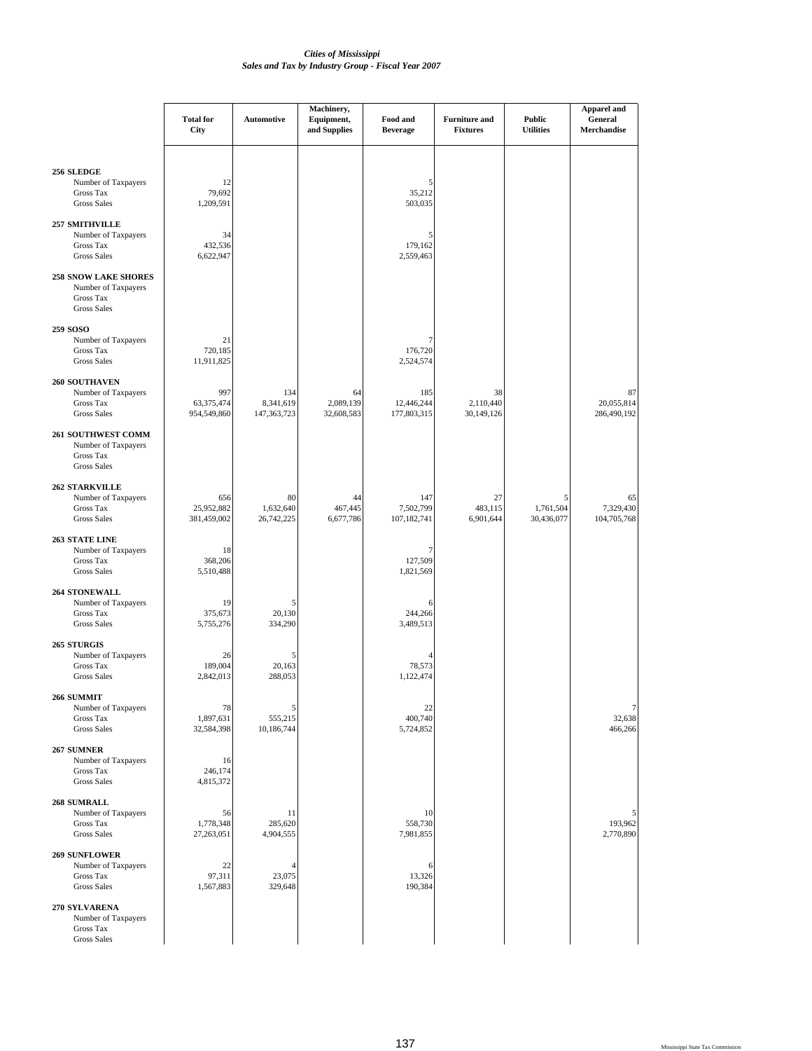*Cities of Mississippi*
*Sales and Tax by Industry Group - Fiscal Year 2007*

| | Total for City | Automotive | Machinery, Equipment, and Supplies | Food and Beverage | Furniture and Fixtures | Public Utilities | Apparel and General Merchandise |
|---|---|---|---|---|---|---|---|
| **256 SLEDGE** | | | | | | | |
| Number of Taxpayers | 12 | | | 5 | | | |
| Gross Tax | 79,692 | | | 35,212 | | | |
| Gross Sales | 1,209,591 | | | 503,035 | | | |
| **257 SMITHVILLE** | | | | | | | |
| Number of Taxpayers | 34 | | | 5 | | | |
| Gross Tax | 432,536 | | | 179,162 | | | |
| Gross Sales | 6,622,947 | | | 2,559,463 | | | |
| **258 SNOW LAKE SHORES** | | | | | | | |
| Number of Taxpayers | | | | | | | |
| Gross Tax | | | | | | | |
| Gross Sales | | | | | | | |
| **259 SOSO** | | | | | | | |
| Number of Taxpayers | 21 | | | 7 | | | |
| Gross Tax | 720,185 | | | 176,720 | | | |
| Gross Sales | 11,911,825 | | | 2,524,574 | | | |
| **260 SOUTHAVEN** | | | | | | | |
| Number of Taxpayers | 997 | 134 | 64 | 185 | 38 | | 87 |
| Gross Tax | 63,375,474 | 8,341,619 | 2,089,139 | 12,446,244 | 2,110,440 | | 20,055,814 |
| Gross Sales | 954,549,860 | 147,363,723 | 32,608,583 | 177,803,315 | 30,149,126 | | 286,490,192 |
| **261 SOUTHWEST COMM** | | | | | | | |
| Number of Taxpayers | | | | | | | |
| Gross Tax | | | | | | | |
| Gross Sales | | | | | | | |
| **262 STARKVILLE** | | | | | | | |
| Number of Taxpayers | 656 | 80 | 44 | 147 | 27 | 5 | 65 |
| Gross Tax | 25,952,882 | 1,632,640 | 467,445 | 7,502,799 | 483,115 | 1,761,504 | 7,329,430 |
| Gross Sales | 381,459,002 | 26,742,225 | 6,677,786 | 107,182,741 | 6,901,644 | 30,436,077 | 104,705,768 |
| **263 STATE LINE** | | | | | | | |
| Number of Taxpayers | 18 | | | 7 | | | |
| Gross Tax | 368,206 | | | 127,509 | | | |
| Gross Sales | 5,510,488 | | | 1,821,569 | | | |
| **264 STONEWALL** | | | | | | | |
| Number of Taxpayers | 19 | 5 | | 6 | | | |
| Gross Tax | 375,673 | 20,130 | | 244,266 | | | |
| Gross Sales | 5,755,276 | 334,290 | | 3,489,513 | | | |
| **265 STURGIS** | | | | | | | |
| Number of Taxpayers | 26 | 5 | | 4 | | | |
| Gross Tax | 189,004 | 20,163 | | 78,573 | | | |
| Gross Sales | 2,842,013 | 288,053 | | 1,122,474 | | | |
| **266 SUMMIT** | | | | | | | |
| Number of Taxpayers | 78 | 5 | | 22 | | | 7 |
| Gross Tax | 1,897,631 | 555,215 | | 400,740 | | | 32,638 |
| Gross Sales | 32,584,398 | 10,186,744 | | 5,724,852 | | | 466,266 |
| **267 SUMNER** | | | | | | | |
| Number of Taxpayers | 16 | | | | | | |
| Gross Tax | 246,174 | | | | | | |
| Gross Sales | 4,815,372 | | | | | | |
| **268 SUMRALL** | | | | | | | |
| Number of Taxpayers | 56 | 11 | | 10 | | | 5 |
| Gross Tax | 1,778,348 | 285,620 | | 558,730 | | | 193,962 |
| Gross Sales | 27,263,051 | 4,904,555 | | 7,981,855 | | | 2,770,890 |
| **269 SUNFLOWER** | | | | | | | |
| Number of Taxpayers | 22 | 4 | | 6 | | | |
| Gross Tax | 97,311 | 23,075 | | 13,326 | | | |
| Gross Sales | 1,567,883 | 329,648 | | 190,384 | | | |
| **270 SYLVARENA** | | | | | | | |
| Number of Taxpayers | | | | | | | |
| Gross Tax | | | | | | | |
| Gross Sales | | | | | | | |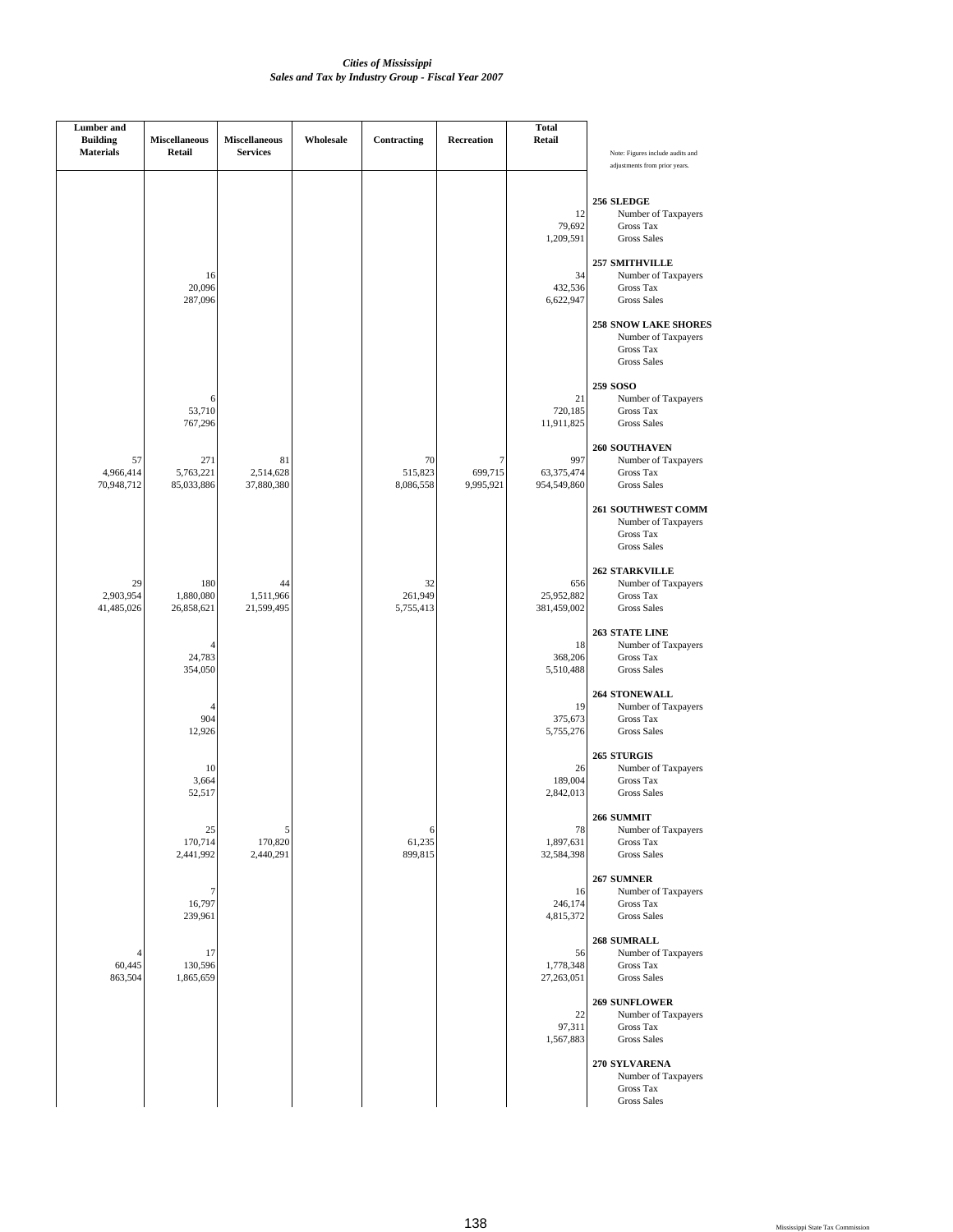*Cities of Mississippi*
*Sales and Tax by Industry Group - Fiscal Year 2007*

| Lumber and Building Materials | Miscellaneous Retail | Miscellaneous Services | Wholesale | Contracting | Recreation | Total Retail | Note: Figures include audits and adjustments from prior years. |
|---|---|---|---|---|---|---|---|
| | | | | | | | **256 SLEDGE** |
| | | | | | | 12 | Number of Taxpayers |
| | | | | | | 79,692 | Gross Tax |
| | | | | | | 1,209,591 | Gross Sales |
| | | | | | | | **257 SMITHVILLE** |
| | 16 | | | | | 34 | Number of Taxpayers |
| | 20,096 | | | | | 432,536 | Gross Tax |
| | 287,096 | | | | | 6,622,947 | Gross Sales |
| | | | | | | | **258 SNOW LAKE SHORES** |
| | | | | | | | Number of Taxpayers |
| | | | | | | | Gross Tax |
| | | | | | | | Gross Sales |
| | | | | | | | **259 SOSO** |
| | 6 | | | | | 21 | Number of Taxpayers |
| | 53,710 | | | | | 720,185 | Gross Tax |
| | 767,296 | | | | | 11,911,825 | Gross Sales |
| | | | | | | | **260 SOUTHAVEN** |
| 57 | 271 | 81 | | 70 | 7 | 997 | Number of Taxpayers |
| 4,966,414 | 5,763,221 | 2,514,628 | | 515,823 | 699,715 | 63,375,474 | Gross Tax |
| 70,948,712 | 85,033,886 | 37,880,380 | | 8,086,558 | 9,995,921 | 954,549,860 | Gross Sales |
| | | | | | | | **261 SOUTHWEST COMM** |
| | | | | | | | Number of Taxpayers |
| | | | | | | | Gross Tax |
| | | | | | | | Gross Sales |
| | | | | | | | **262 STARKVILLE** |
| 29 | 180 | 44 | | 32 | | 656 | Number of Taxpayers |
| 2,903,954 | 1,880,080 | 1,511,966 | | 261,949 | | 25,952,882 | Gross Tax |
| 41,485,026 | 26,858,621 | 21,599,495 | | 5,755,413 | | 381,459,002 | Gross Sales |
| | | | | | | | **263 STATE LINE** |
| | 4 | | | | | 18 | Number of Taxpayers |
| | 24,783 | | | | | 368,206 | Gross Tax |
| | 354,050 | | | | | 5,510,488 | Gross Sales |
| | | | | | | | **264 STONEWALL** |
| | 4 | | | | | 19 | Number of Taxpayers |
| | 904 | | | | | 375,673 | Gross Tax |
| | 12,926 | | | | | 5,755,276 | Gross Sales |
| | | | | | | | **265 STURGIS** |
| | 10 | | | | | 26 | Number of Taxpayers |
| | 3,664 | | | | | 189,004 | Gross Tax |
| | 52,517 | | | | | 2,842,013 | Gross Sales |
| | | | | | | | **266 SUMMIT** |
| | 25 | 5 | | 6 | | 78 | Number of Taxpayers |
| | 170,714 | 170,820 | | 61,235 | | 1,897,631 | Gross Tax |
| | 2,441,992 | 2,440,291 | | 899,815 | | 32,584,398 | Gross Sales |
| | | | | | | | **267 SUMNER** |
| | 7 | | | | | 16 | Number of Taxpayers |
| | 16,797 | | | | | 246,174 | Gross Tax |
| | 239,961 | | | | | 4,815,372 | Gross Sales |
| | | | | | | | **268 SUMRALL** |
| 4 | 17 | | | | | 56 | Number of Taxpayers |
| 60,445 | 130,596 | | | | | 1,778,348 | Gross Tax |
| 863,504 | 1,865,659 | | | | | 27,263,051 | Gross Sales |
| | | | | | | | **269 SUNFLOWER** |
| | | | | | | 22 | Number of Taxpayers |
| | | | | | | 97,311 | Gross Tax |
| | | | | | | 1,567,883 | Gross Sales |
| | | | | | | | **270 SYLVARENA** |
| | | | | | | | Number of Taxpayers |
| | | | | | | | Gross Tax |
| | | | | | | | Gross Sales |

Mississippi State Tax Commission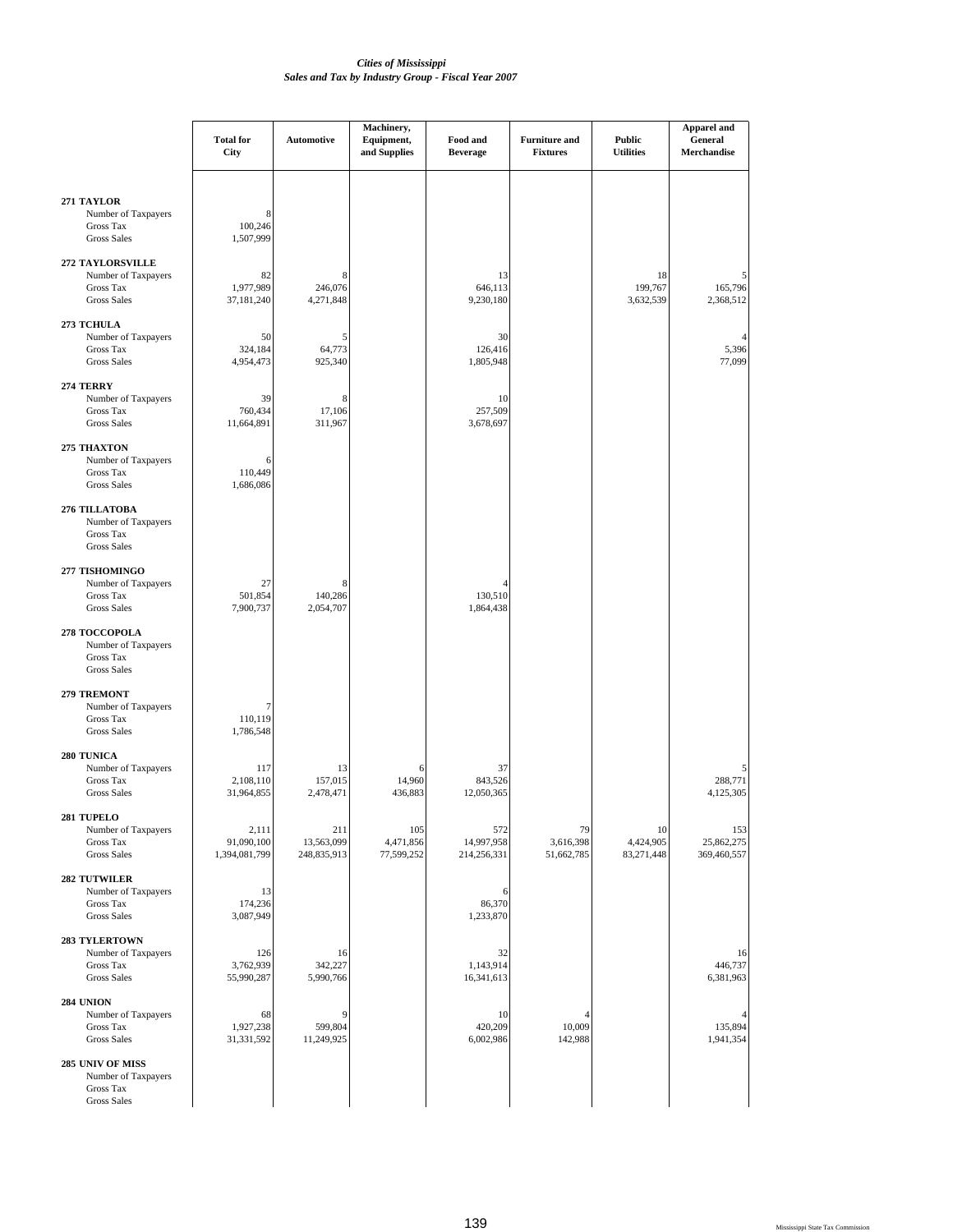*Cities of Mississippi*
*Sales and Tax by Industry Group - Fiscal Year 2007*

| | Total for City | Automotive | Machinery, Equipment, and Supplies | Food and Beverage | Furniture and Fixtures | Public Utilities | Apparel and General Merchandise |
|---|---|---|---|---|---|---|---|
| **271 TAYLOR** | | | | | | | |
| Number of Taxpayers | 8 | | | | | | |
| Gross Tax | 100,246 | | | | | | |
| Gross Sales | 1,507,999 | | | | | | |
| **272 TAYLORSVILLE** | | | | | | | |
| Number of Taxpayers | 82 | 8 | | 13 | | 18 | 5 |
| Gross Tax | 1,977,989 | 246,076 | | 646,113 | | 199,767 | 165,796 |
| Gross Sales | 37,181,240 | 4,271,848 | | 9,230,180 | | 3,632,539 | 2,368,512 |
| **273 TCHULA** | | | | | | | |
| Number of Taxpayers | 50 | 5 | | 30 | | | 4 |
| Gross Tax | 324,184 | 64,773 | | 126,416 | | | 5,396 |
| Gross Sales | 4,954,473 | 925,340 | | 1,805,948 | | | 77,099 |
| **274 TERRY** | | | | | | | |
| Number of Taxpayers | 39 | 8 | | 10 | | | |
| Gross Tax | 760,434 | 17,106 | | 257,509 | | | |
| Gross Sales | 11,664,891 | 311,967 | | 3,678,697 | | | |
| **275 THAXTON** | | | | | | | |
| Number of Taxpayers | 6 | | | | | | |
| Gross Tax | 110,449 | | | | | | |
| Gross Sales | 1,686,086 | | | | | | |
| **276 TILLATOBA** | | | | | | | |
| Number of Taxpayers | | | | | | | |
| Gross Tax | | | | | | | |
| Gross Sales | | | | | | | |
| **277 TISHOMINGO** | | | | | | | |
| Number of Taxpayers | 27 | 8 | | 4 | | | |
| Gross Tax | 501,854 | 140,286 | | 130,510 | | | |
| Gross Sales | 7,900,737 | 2,054,707 | | 1,864,438 | | | |
| **278 TOCCOPOLA** | | | | | | | |
| Number of Taxpayers | | | | | | | |
| Gross Tax | | | | | | | |
| Gross Sales | | | | | | | |
| **279 TREMONT** | | | | | | | |
| Number of Taxpayers | 7 | | | | | | |
| Gross Tax | 110,119 | | | | | | |
| Gross Sales | 1,786,548 | | | | | | |
| **280 TUNICA** | | | | | | | |
| Number of Taxpayers | 117 | 13 | 6 | 37 | | | 5 |
| Gross Tax | 2,108,110 | 157,015 | 14,960 | 843,526 | | | 288,771 |
| Gross Sales | 31,964,855 | 2,478,471 | 436,883 | 12,050,365 | | | 4,125,305 |
| **281 TUPELO** | | | | | | | |
| Number of Taxpayers | 2,111 | 211 | 105 | 572 | 79 | 10 | 153 |
| Gross Tax | 91,090,100 | 13,563,099 | 4,471,856 | 14,997,958 | 3,616,398 | 4,424,905 | 25,862,275 |
| Gross Sales | 1,394,081,799 | 248,835,913 | 77,599,252 | 214,256,331 | 51,662,785 | 83,271,448 | 369,460,557 |
| **282 TUTWILER** | | | | | | | |
| Number of Taxpayers | 13 | | | 6 | | | |
| Gross Tax | 174,236 | | | 86,370 | | | |
| Gross Sales | 3,087,949 | | | 1,233,870 | | | |
| **283 TYLERTOWN** | | | | | | | |
| Number of Taxpayers | 126 | 16 | | 32 | | | 16 |
| Gross Tax | 3,762,939 | 342,227 | | 1,143,914 | | | 446,737 |
| Gross Sales | 55,990,287 | 5,990,766 | | 16,341,613 | | | 6,381,963 |
| **284 UNION** | | | | | | | |
| Number of Taxpayers | 68 | 9 | | 10 | 4 | | 4 |
| Gross Tax | 1,927,238 | 599,804 | | 420,209 | 10,009 | | 135,894 |
| Gross Sales | 31,331,592 | 11,249,925 | | 6,002,986 | 142,988 | | 1,941,354 |
| **285 UNIV OF MISS** | | | | | | | |
| Number of Taxpayers | | | | | | | |
| Gross Tax | | | | | | | |
| Gross Sales | | | | | | | |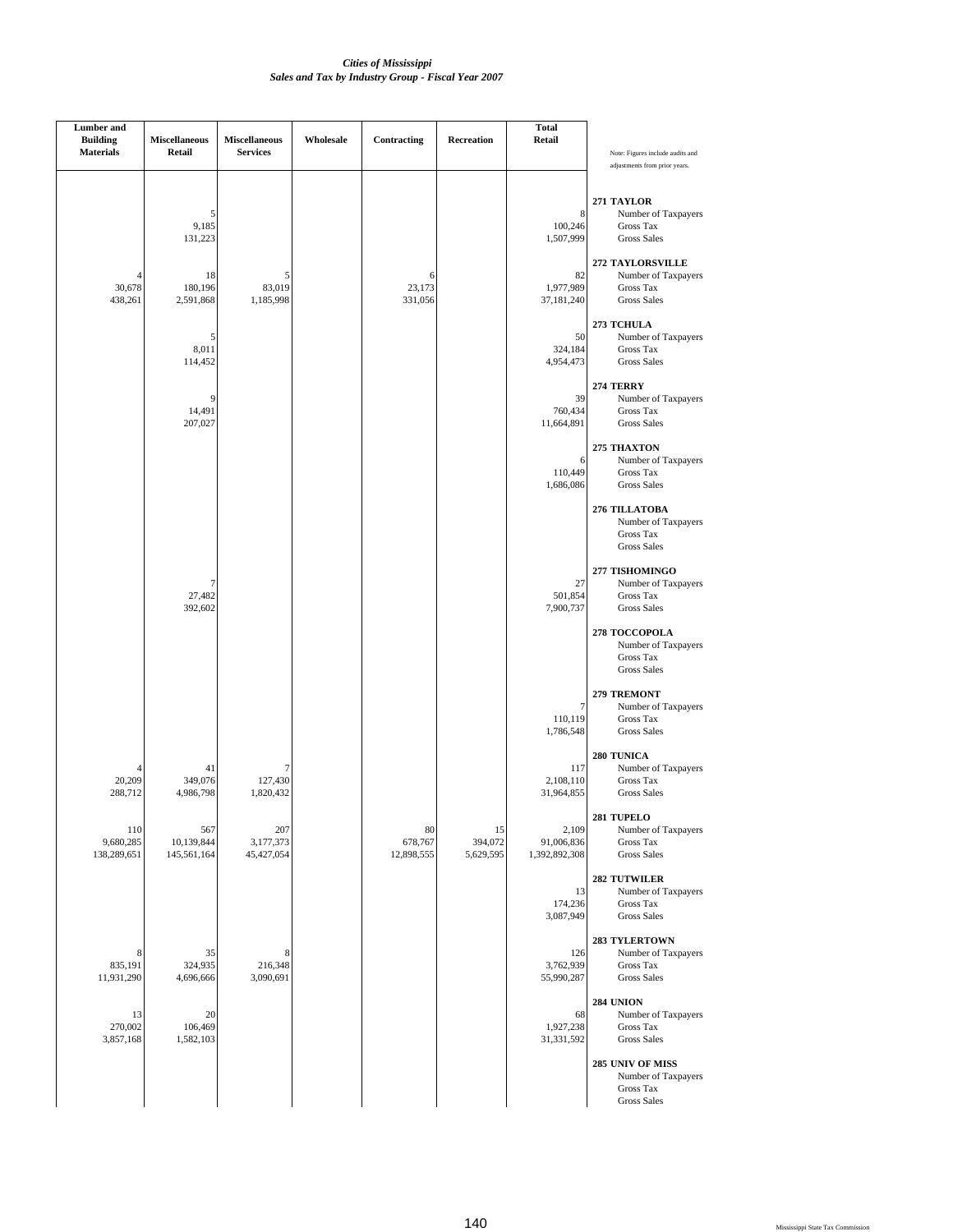*Cities of Mississippi*
*Sales and Tax by Industry Group - Fiscal Year 2007*

| Lumber and Building Materials | Miscellaneous Retail | Miscellaneous Services | Wholesale | Contracting | Recreation | Total Retail | Note: Figures include audits and adjustments from prior years. |
|---|---|---|---|---|---|---|---|
| | | | | | | | **271 TAYLOR** |
| | 5 | | | | | 8 | Number of Taxpayers |
| | 9,185 | | | | | 100,246 | Gross Tax |
| | 131,223 | | | | | 1,507,999 | Gross Sales |
| | | | | | | | **272 TAYLORSVILLE** |
| 4 | 18 | 5 | | 6 | | 82 | Number of Taxpayers |
| 30,678 | 180,196 | 83,019 | | 23,173 | | 1,977,989 | Gross Tax |
| 438,261 | 2,591,868 | 1,185,998 | | 331,056 | | 37,181,240 | Gross Sales |
| | | | | | | | **273 TCHULA** |
| | 5 | | | | | 50 | Number of Taxpayers |
| | 8,011 | | | | | 324,184 | Gross Tax |
| | 114,452 | | | | | 4,954,473 | Gross Sales |
| | | | | | | | **274 TERRY** |
| | 9 | | | | | 39 | Number of Taxpayers |
| | 14,491 | | | | | 760,434 | Gross Tax |
| | 207,027 | | | | | 11,664,891 | Gross Sales |
| | | | | | | | **275 THAXTON** |
| | | | | | | 6 | Number of Taxpayers |
| | | | | | | 110,449 | Gross Tax |
| | | | | | | 1,686,086 | Gross Sales |
| | | | | | | | **276 TILLATOBA** |
| | | | | | | | Number of Taxpayers |
| | | | | | | | Gross Tax |
| | | | | | | | Gross Sales |
| | | | | | | | **277 TISHOMINGO** |
| | 7 | | | | | 27 | Number of Taxpayers |
| | 27,482 | | | | | 501,854 | Gross Tax |
| | 392,602 | | | | | 7,900,737 | Gross Sales |
| | | | | | | | **278 TOCCOPOLA** |
| | | | | | | | Number of Taxpayers |
| | | | | | | | Gross Tax |
| | | | | | | | Gross Sales |
| | | | | | | | **279 TREMONT** |
| | | | | | | 7 | Number of Taxpayers |
| | | | | | | 110,119 | Gross Tax |
| | | | | | | 1,786,548 | Gross Sales |
| | | | | | | | **280 TUNICA** |
| 4 | 41 | 7 | | | | 117 | Number of Taxpayers |
| 20,209 | 349,076 | 127,430 | | | | 2,108,110 | Gross Tax |
| 288,712 | 4,986,798 | 1,820,432 | | | | 31,964,855 | Gross Sales |
| | | | | | | | **281 TUPELO** |
| 110 | 567 | 207 | | 80 | 15 | 2,109 | Number of Taxpayers |
| 9,680,285 | 10,139,844 | 3,177,373 | | 678,767 | 394,072 | 91,006,836 | Gross Tax |
| 138,289,651 | 145,561,164 | 45,427,054 | | 12,898,555 | 5,629,595 | 1,392,892,308 | Gross Sales |
| | | | | | | | **282 TUTWILER** |
| | | | | | | 13 | Number of Taxpayers |
| | | | | | | 174,236 | Gross Tax |
| | | | | | | 3,087,949 | Gross Sales |
| | | | | | | | **283 TYLERTOWN** |
| 8 | 35 | 8 | | | | 126 | Number of Taxpayers |
| 835,191 | 324,935 | 216,348 | | | | 3,762,939 | Gross Tax |
| 11,931,290 | 4,696,666 | 3,090,691 | | | | 55,990,287 | Gross Sales |
| | | | | | | | **284 UNION** |
| 13 | 20 | | | | | 68 | Number of Taxpayers |
| 270,002 | 106,469 | | | | | 1,927,238 | Gross Tax |
| 3,857,168 | 1,582,103 | | | | | 31,331,592 | Gross Sales |
| | | | | | | | **285 UNIV OF MISS** |
| | | | | | | | Number of Taxpayers |
| | | | | | | | Gross Tax |
| | | | | | | | Gross Sales |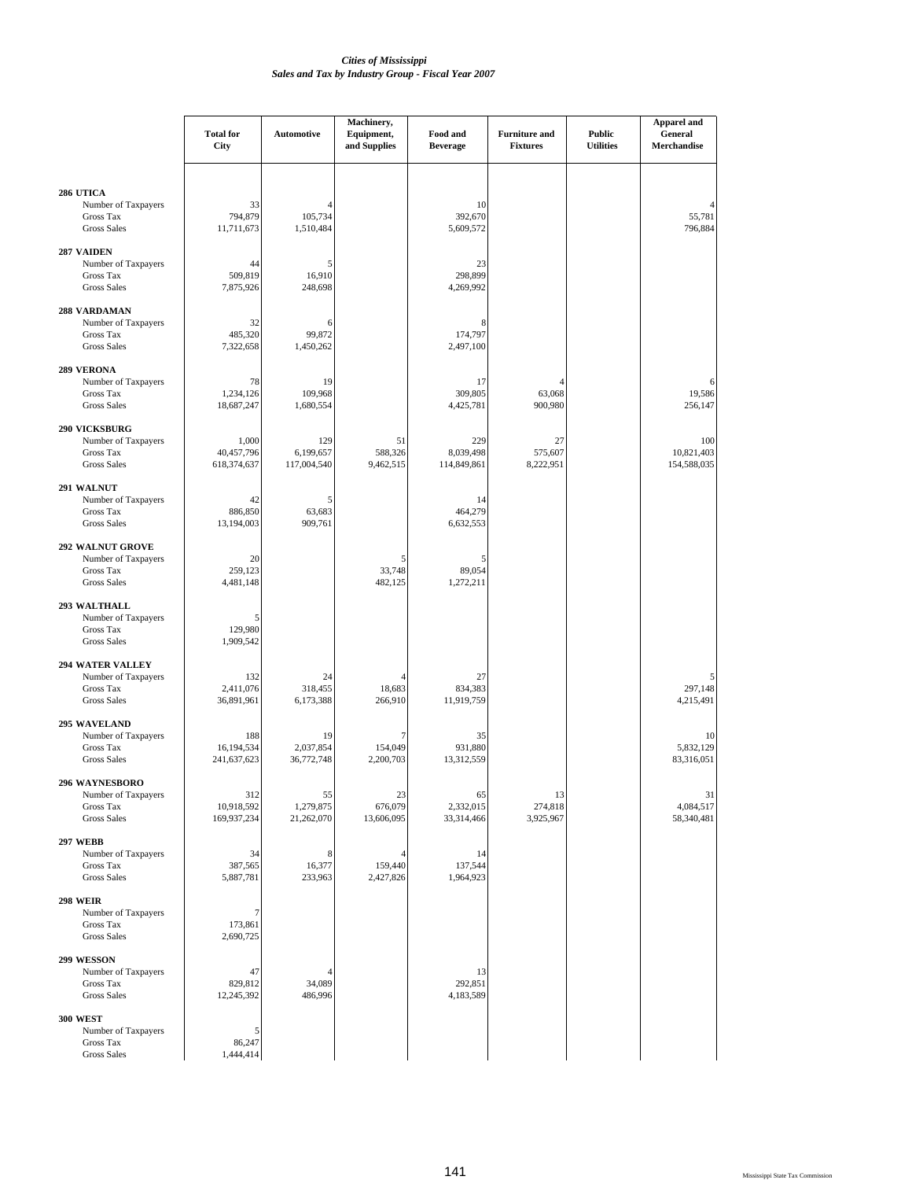*Cities of Mississippi*
*Sales and Tax by Industry Group - Fiscal Year 2007*

| | Total for City | Automotive | Machinery, Equipment, and Supplies | Food and Beverage | Furniture and Fixtures | Public Utilities | Apparel and General Merchandise |
|---|---|---|---|---|---|---|---|
| **286 UTICA** | | | | | | | |
| Number of Taxpayers | 33 | 4 | | 10 | | | 4 |
| Gross Tax | 794,879 | 105,734 | | 392,670 | | | 55,781 |
| Gross Sales | 11,711,673 | 1,510,484 | | 5,609,572 | | | 796,884 |
| **287 VAIDEN** | | | | | | | |
| Number of Taxpayers | 44 | 5 | | 23 | | | |
| Gross Tax | 509,819 | 16,910 | | 298,899 | | | |
| Gross Sales | 7,875,926 | 248,698 | | 4,269,992 | | | |
| **288 VARDAMAN** | | | | | | | |
| Number of Taxpayers | 32 | 6 | | 8 | | | |
| Gross Tax | 485,320 | 99,872 | | 174,797 | | | |
| Gross Sales | 7,322,658 | 1,450,262 | | 2,497,100 | | | |
| **289 VERONA** | | | | | | | |
| Number of Taxpayers | 78 | 19 | | 17 | 4 | | 6 |
| Gross Tax | 1,234,126 | 109,968 | | 309,805 | 63,068 | | 19,586 |
| Gross Sales | 18,687,247 | 1,680,554 | | 4,425,781 | 900,980 | | 256,147 |
| **290 VICKSBURG** | | | | | | | |
| Number of Taxpayers | 1,000 | 129 | 51 | 229 | 27 | | 100 |
| Gross Tax | 40,457,796 | 6,199,657 | 588,326 | 8,039,498 | 575,607 | | 10,821,403 |
| Gross Sales | 618,374,637 | 117,004,540 | 9,462,515 | 114,849,861 | 8,222,951 | | 154,588,035 |
| **291 WALNUT** | | | | | | | |
| Number of Taxpayers | 42 | 5 | | 14 | | | |
| Gross Tax | 886,850 | 63,683 | | 464,279 | | | |
| Gross Sales | 13,194,003 | 909,761 | | 6,632,553 | | | |
| **292 WALNUT GROVE** | | | | | | | |
| Number of Taxpayers | 20 | | 5 | 5 | | | |
| Gross Tax | 259,123 | | 33,748 | 89,054 | | | |
| Gross Sales | 4,481,148 | | 482,125 | 1,272,211 | | | |
| **293 WALTHALL** | | | | | | | |
| Number of Taxpayers | 5 | | | | | | |
| Gross Tax | 129,980 | | | | | | |
| Gross Sales | 1,909,542 | | | | | | |
| **294 WATER VALLEY** | | | | | | | |
| Number of Taxpayers | 132 | 24 | 4 | 27 | | | 5 |
| Gross Tax | 2,411,076 | 318,455 | 18,683 | 834,383 | | | 297,148 |
| Gross Sales | 36,891,961 | 6,173,388 | 266,910 | 11,919,759 | | | 4,215,491 |
| **295 WAVELAND** | | | | | | | |
| Number of Taxpayers | 188 | 19 | 7 | 35 | | | 10 |
| Gross Tax | 16,194,534 | 2,037,854 | 154,049 | 931,880 | | | 5,832,129 |
| Gross Sales | 241,637,623 | 36,772,748 | 2,200,703 | 13,312,559 | | | 83,316,051 |
| **296 WAYNESBORO** | | | | | | | |
| Number of Taxpayers | 312 | 55 | 23 | 65 | 13 | | 31 |
| Gross Tax | 10,918,592 | 1,279,875 | 676,079 | 2,332,015 | 274,818 | | 4,084,517 |
| Gross Sales | 169,937,234 | 21,262,070 | 13,606,095 | 33,314,466 | 3,925,967 | | 58,340,481 |
| **297 WEBB** | | | | | | | |
| Number of Taxpayers | 34 | 8 | 4 | 14 | | | |
| Gross Tax | 387,565 | 16,377 | 159,440 | 137,544 | | | |
| Gross Sales | 5,887,781 | 233,963 | 2,427,826 | 1,964,923 | | | |
| **298 WEIR** | | | | | | | |
| Number of Taxpayers | 7 | | | | | | |
| Gross Tax | 173,861 | | | | | | |
| Gross Sales | 2,690,725 | | | | | | |
| **299 WESSON** | | | | | | | |
| Number of Taxpayers | 47 | 4 | | 13 | | | |
| Gross Tax | 829,812 | 34,089 | | 292,851 | | | |
| Gross Sales | 12,245,392 | 486,996 | | 4,183,589 | | | |
| **300 WEST** | | | | | | | |
| Number of Taxpayers | 5 | | | | | | |
| Gross Tax | 86,247 | | | | | | |
| Gross Sales | 1,444,414 | | | | | | |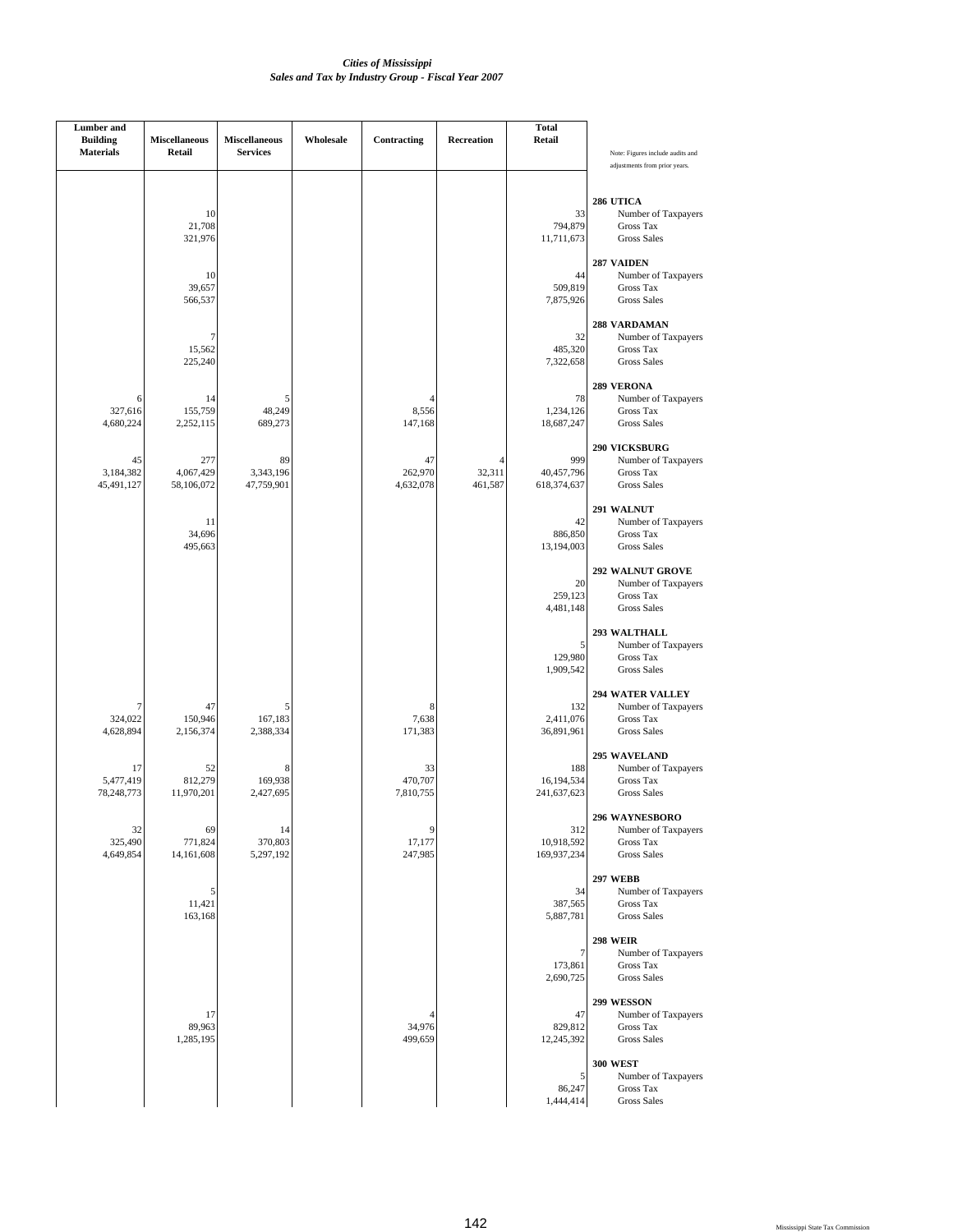*Cities of Mississippi*
*Sales and Tax by Industry Group - Fiscal Year 2007*

| Lumber and Building Materials | Miscellaneous Retail | Miscellaneous Services | Wholesale | Contracting | Recreation | Total Retail | Note: Figures include audits and adjustments from prior years. |
|---|---|---|---|---|---|---|---|
| | | | | | | | **286 UTICA** |
| | 10 | | | | | 33 | Number of Taxpayers |
| | 21,708 | | | | | 794,879 | Gross Tax |
| | 321,976 | | | | | 11,711,673 | Gross Sales |
| | | | | | | | **287 VAIDEN** |
| | 10 | | | | | 44 | Number of Taxpayers |
| | 39,657 | | | | | 509,819 | Gross Tax |
| | 566,537 | | | | | 7,875,926 | Gross Sales |
| | | | | | | | **288 VARDAMAN** |
| | 7 | | | | | 32 | Number of Taxpayers |
| | 15,562 | | | | | 485,320 | Gross Tax |
| | 225,240 | | | | | 7,322,658 | Gross Sales |
| | | | | | | | **289 VERONA** |
| 6 | 14 | 5 | | 4 | | 78 | Number of Taxpayers |
| 327,616 | 155,759 | 48,249 | | 8,556 | | 1,234,126 | Gross Tax |
| 4,680,224 | 2,252,115 | 689,273 | | 147,168 | | 18,687,247 | Gross Sales |
| | | | | | | | **290 VICKSBURG** |
| 45 | 277 | 89 | | 47 | 4 | 999 | Number of Taxpayers |
| 3,184,382 | 4,067,429 | 3,343,196 | | 262,970 | 32,311 | 40,457,796 | Gross Tax |
| 45,491,127 | 58,106,072 | 47,759,901 | | 4,632,078 | 461,587 | 618,374,637 | Gross Sales |
| | | | | | | | **291 WALNUT** |
| | 11 | | | | | 42 | Number of Taxpayers |
| | 34,696 | | | | | 886,850 | Gross Tax |
| | 495,663 | | | | | 13,194,003 | Gross Sales |
| | | | | | | | **292 WALNUT GROVE** |
| | | | | | | 20 | Number of Taxpayers |
| | | | | | | 259,123 | Gross Tax |
| | | | | | | 4,481,148 | Gross Sales |
| | | | | | | | **293 WALTHALL** |
| | | | | | | 5 | Number of Taxpayers |
| | | | | | | 129,980 | Gross Tax |
| | | | | | | 1,909,542 | Gross Sales |
| | | | | | | | **294 WATER VALLEY** |
| 7 | 47 | 5 | | 8 | | 132 | Number of Taxpayers |
| 324,022 | 150,946 | 167,183 | | 7,638 | | 2,411,076 | Gross Tax |
| 4,628,894 | 2,156,374 | 2,388,334 | | 171,383 | | 36,891,961 | Gross Sales |
| | | | | | | | **295 WAVELAND** |
| 17 | 52 | 8 | | 33 | | 188 | Number of Taxpayers |
| 5,477,419 | 812,279 | 169,938 | | 470,707 | | 16,194,534 | Gross Tax |
| 78,248,773 | 11,970,201 | 2,427,695 | | 7,810,755 | | 241,637,623 | Gross Sales |
| | | | | | | | **296 WAYNESBORO** |
| 32 | 69 | 14 | | 9 | | 312 | Number of Taxpayers |
| 325,490 | 771,824 | 370,803 | | 17,177 | | 10,918,592 | Gross Tax |
| 4,649,854 | 14,161,608 | 5,297,192 | | 247,985 | | 169,937,234 | Gross Sales |
| | | | | | | | **297 WEBB** |
| | 5 | | | | | 34 | Number of Taxpayers |
| | 11,421 | | | | | 387,565 | Gross Tax |
| | 163,168 | | | | | 5,887,781 | Gross Sales |
| | | | | | | | **298 WEIR** |
| | | | | | | 7 | Number of Taxpayers |
| | | | | | | 173,861 | Gross Tax |
| | | | | | | 2,690,725 | Gross Sales |
| | | | | | | | **299 WESSON** |
| | 17 | | | 4 | | 47 | Number of Taxpayers |
| | 89,963 | | | 34,976 | | 829,812 | Gross Tax |
| | 1,285,195 | | | 499,659 | | 12,245,392 | Gross Sales |
| | | | | | | | **300 WEST** |
| | | | | | | 5 | Number of Taxpayers |
| | | | | | | 86,247 | Gross Tax |
| | | | | | | 1,444,414 | Gross Sales |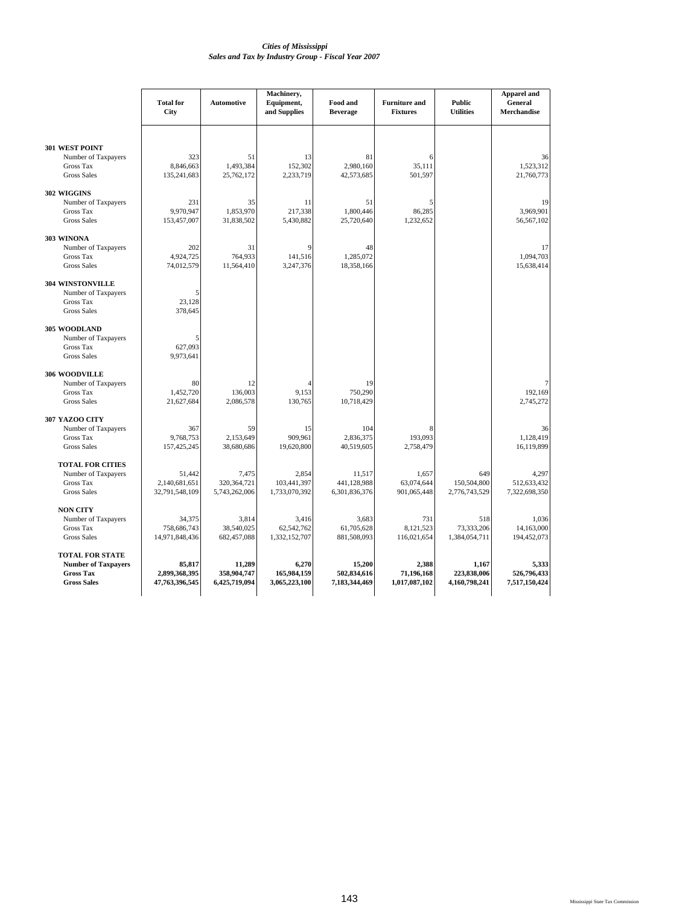*Cities of Mississippi*
*Sales and Tax by Industry Group - Fiscal Year 2007*

| | Total for City | Automotive | Machinery, Equipment, and Supplies | Food and Beverage | Furniture and Fixtures | Public Utilities | Apparel and General Merchandise |
|---|---|---|---|---|---|---|---|
| **301 WEST POINT** | | | | | | | |
| Number of Taxpayers | 323 | 51 | 13 | 81 | 6 | | 36 |
| Gross Tax | 8,846,663 | 1,493,384 | 152,302 | 2,980,160 | 35,111 | | 1,523,312 |
| Gross Sales | 135,241,683 | 25,762,172 | 2,233,719 | 42,573,685 | 501,597 | | 21,760,773 |
| **302 WIGGINS** | | | | | | | |
| Number of Taxpayers | 231 | 35 | 11 | 51 | 5 | | 19 |
| Gross Tax | 9,970,947 | 1,853,970 | 217,338 | 1,800,446 | 86,285 | | 3,969,901 |
| Gross Sales | 153,457,007 | 31,838,502 | 5,430,882 | 25,720,640 | 1,232,652 | | 56,567,102 |
| **303 WINONA** | | | | | | | |
| Number of Taxpayers | 202 | 31 | 9 | 48 | | | 17 |
| Gross Tax | 4,924,725 | 764,933 | 141,516 | 1,285,072 | | | 1,094,703 |
| Gross Sales | 74,012,579 | 11,564,410 | 3,247,376 | 18,358,166 | | | 15,638,414 |
| **304 WINSTONVILLE** | | | | | | | |
| Number of Taxpayers | 5 | | | | | | |
| Gross Tax | 23,128 | | | | | | |
| Gross Sales | 378,645 | | | | | | |
| **305 WOODLAND** | | | | | | | |
| Number of Taxpayers | 5 | | | | | | |
| Gross Tax | 627,093 | | | | | | |
| Gross Sales | 9,973,641 | | | | | | |
| **306 WOODVILLE** | | | | | | | |
| Number of Taxpayers | 80 | 12 | 4 | 19 | | | 7 |
| Gross Tax | 1,452,720 | 136,003 | 9,153 | 750,290 | | | 192,169 |
| Gross Sales | 21,627,684 | 2,086,578 | 130,765 | 10,718,429 | | | 2,745,272 |
| **307 YAZOO CITY** | | | | | | | |
| Number of Taxpayers | 367 | 59 | 15 | 104 | 8 | | 36 |
| Gross Tax | 9,768,753 | 2,153,649 | 909,961 | 2,836,375 | 193,093 | | 1,128,419 |
| Gross Sales | 157,425,245 | 38,680,686 | 19,620,800 | 40,519,605 | 2,758,479 | | 16,119,899 |
| **TOTAL FOR CITIES** | | | | | | | |
| Number of Taxpayers | 51,442 | 7,475 | 2,854 | 11,517 | 1,657 | 649 | 4,297 |
| Gross Tax | 2,140,681,651 | 320,364,721 | 103,441,397 | 441,128,988 | 63,074,644 | 150,504,800 | 512,633,432 |
| Gross Sales | 32,791,548,109 | 5,743,262,006 | 1,733,070,392 | 6,301,836,376 | 901,065,448 | 2,776,743,529 | 7,322,698,350 |
| **NON CITY** | | | | | | | |
| Number of Taxpayers | 34,375 | 3,814 | 3,416 | 3,683 | 731 | 518 | 1,036 |
| Gross Tax | 758,686,743 | 38,540,025 | 62,542,762 | 61,705,628 | 8,121,523 | 73,333,206 | 14,163,000 |
| Gross Sales | 14,971,848,436 | 682,457,088 | 1,332,152,707 | 881,508,093 | 116,021,654 | 1,384,054,711 | 194,452,073 |
| **TOTAL FOR STATE** | | | | | | | |
| **Number of Taxpayers** | **85,817** | **11,289** | **6,270** | **15,200** | **2,388** | **1,167** | **5,333** |
| **Gross Tax** | **2,899,368,395** | **358,904,747** | **165,984,159** | **502,834,616** | **71,196,168** | **223,838,006** | **526,796,433** |
| **Gross Sales** | **47,763,396,545** | **6,425,719,094** | **3,065,223,100** | **7,183,344,469** | **1,017,087,102** | **4,160,798,241** | **7,517,150,424** |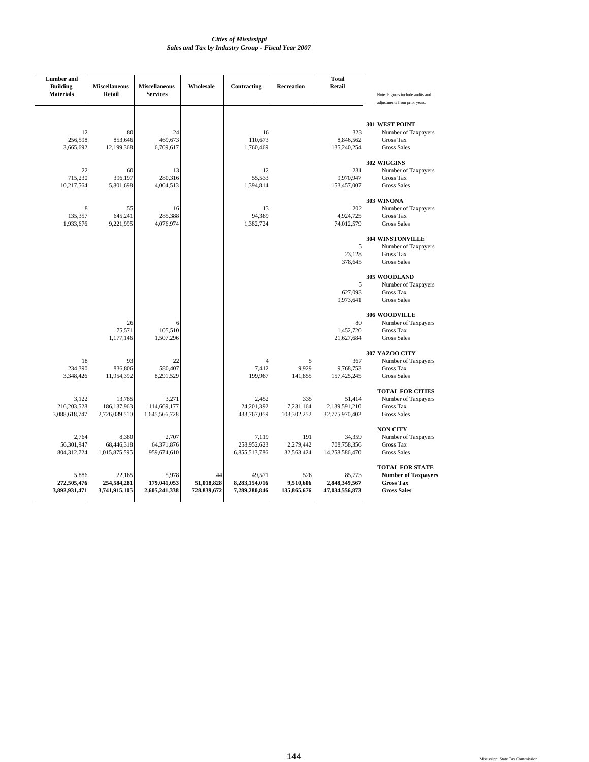*Cities of Mississippi*
*Sales and Tax by Industry Group - Fiscal Year 2007*

| Lumber and Building Materials | Miscellaneous Retail | Miscellaneous Services | Wholesale | Contracting | Recreation | Total Retail | Note: Figures include audits and adjustments from prior years. |
|---|---|---|---|---|---|---|---|
| | | | | | | | **301 WEST POINT** |
| 12 | 80 | 24 | | 16 | | 323 | Number of Taxpayers |
| 256,598 | 853,646 | 469,673 | | 110,673 | | 8,846,562 | Gross Tax |
| 3,665,692 | 12,199,368 | 6,709,617 | | 1,760,469 | | 135,240,254 | Gross Sales |
| | | | | | | | **302 WIGGINS** |
| 22 | 60 | 13 | | 12 | | 231 | Number of Taxpayers |
| 715,230 | 396,197 | 280,316 | | 55,533 | | 9,970,947 | Gross Tax |
| 10,217,564 | 5,801,698 | 4,004,513 | | 1,394,814 | | 153,457,007 | Gross Sales |
| | | | | | | | **303 WINONA** |
| 8 | 55 | 16 | | 13 | | 202 | Number of Taxpayers |
| 135,357 | 645,241 | 285,388 | | 94,389 | | 4,924,725 | Gross Tax |
| 1,933,676 | 9,221,995 | 4,076,974 | | 1,382,724 | | 74,012,579 | Gross Sales |
| | | | | | | | **304 WINSTONVILLE** |
| | | | | | | 5 | Number of Taxpayers |
| | | | | | | 23,128 | Gross Tax |
| | | | | | | 378,645 | Gross Sales |
| | | | | | | | **305 WOODLAND** |
| | | | | | | 5 | Number of Taxpayers |
| | | | | | | 627,093 | Gross Tax |
| | | | | | | 9,973,641 | Gross Sales |
| | | | | | | | **306 WOODVILLE** |
| | 26 | 6 | | | | 80 | Number of Taxpayers |
| | 75,571 | 105,510 | | | | 1,452,720 | Gross Tax |
| | 1,177,146 | 1,507,296 | | | | 21,627,684 | Gross Sales |
| | | | | | | | **307 YAZOO CITY** |
| 18 | 93 | 22 | | 4 | 5 | 367 | Number of Taxpayers |
| 234,390 | 836,806 | 580,407 | | 7,412 | 9,929 | 9,768,753 | Gross Tax |
| 3,348,426 | 11,954,392 | 8,291,529 | | 199,987 | 141,855 | 157,425,245 | Gross Sales |
| | | | | | | | **TOTAL FOR CITIES** |
| 3,122 | 13,785 | 3,271 | | 2,452 | 335 | 51,414 | Number of Taxpayers |
| 216,203,528 | 186,137,963 | 114,669,177 | | 24,201,392 | 7,231,164 | 2,139,591,210 | Gross Tax |
| 3,088,618,747 | 2,726,039,510 | 1,645,566,728 | | 433,767,059 | 103,302,252 | 32,775,970,402 | Gross Sales |
| | | | | | | | **NON CITY** |
| 2,764 | 8,380 | 2,707 | | 7,119 | 191 | 34,359 | Number of Taxpayers |
| 56,301,947 | 68,446,318 | 64,371,876 | | 258,952,623 | 2,279,442 | 708,758,356 | Gross Tax |
| 804,312,724 | 1,015,875,595 | 959,674,610 | | 6,855,513,786 | 32,563,424 | 14,258,586,470 | Gross Sales |
| | | | | | | | **TOTAL FOR STATE** |
| 5,886 | 22,165 | 5,978 | 44 | 49,571 | 526 | 85,773 | **Number of Taxpayers** |
| **272,505,476** | **254,584,281** | **179,041,053** | **51,018,828** | **8,283,154,016** | **9,510,606** | **2,848,349,567** | **Gross Tax** |
| **3,892,931,471** | **3,741,915,105** | **2,605,241,338** | **728,839,672** | **7,289,280,846** | **135,865,676** | **47,034,556,873** | **Gross Sales** |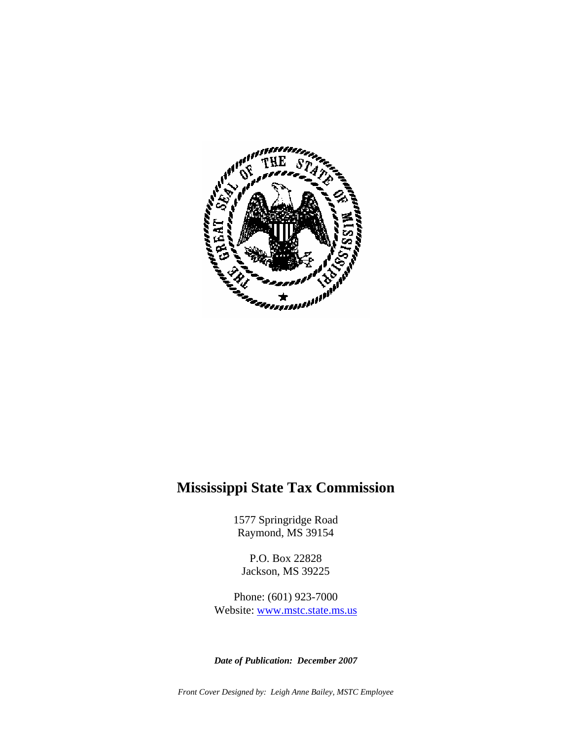# Mississippi State Tax Commission

1577 Springridge Road
Raymond, MS 39154

P.O. Box 22828
Jackson, MS 39225

Phone: (601) 923-7000
Website: www.mstc.state.ms.us

***Date of Publication: December 2007***

*Front Cover Designed by: Leigh Anne Bailey, MSTC Employee*